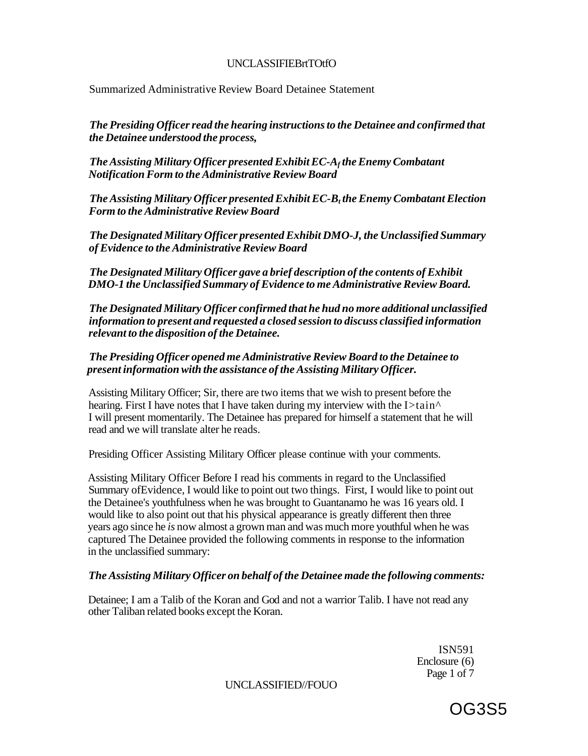Summarized Administrative Review Board Detainee Statement

*The Presiding Officer read the hearing instructions to the Detainee and confirmed that the Detainee understood the process,*

*The Assisting Military Officer presented Exhibit EC-A, the Enemy Combatant Notification Form to the Administrative Review Board*

*The Assisting Military Officer presented Exhibit EC-B, the Enemy Combatant Election Form to the Administrative Review Board*

*The Designated Military Officer presented Exhibit DMO-J, the Unclassified Summary of Evidence to the Administrative Review Board*

*The Designated Military Officer gave a brief description of the contents of Exhibit DMO-1 the Unclassified Summary of Evidence to me Administrative Review Board.*

*The Designated Military Officer confirmed that he hud no more additional unclassified information to present and requested a closed session to discuss classified information relevant to the disposition of the Detainee.*

*The Presiding Officer opened me Administrative Review Board to the Detainee to present information with the assistance of the Assisting Military Officer.*

Assisting Military Officer; Sir, there are two items that we wish to present before the hearing. First I have notes that I have taken during my interview with the I>tain^ I will present momentarily. The Detainee has prepared for himself a statement that he will read and we will translate alter he reads.

Presiding Officer Assisting Military Officer please continue with your comments.

Assisting Military Officer Before I read his comments in regard to the Unclassified Summary ofEvidence, I would like to point out two things. First, I would like to point out the Detainee's youthfulness when he was brought to Guantanamo he was 16 years old. I would like to also point out that his physical appearance is greatly different then three years ago since he *is* now almost a grown man and was much more youthful when he was captured The Detainee provided the following comments in response to the information in the unclassified summary:

***The Assisting Military Officer on behalf of the Detainee made the following comments:***

Detainee; I am a Talib of the Koran and God and not a warrior Talib. I have not read any other Taliban related books except the Koran.

ISN591
Enclosure (6)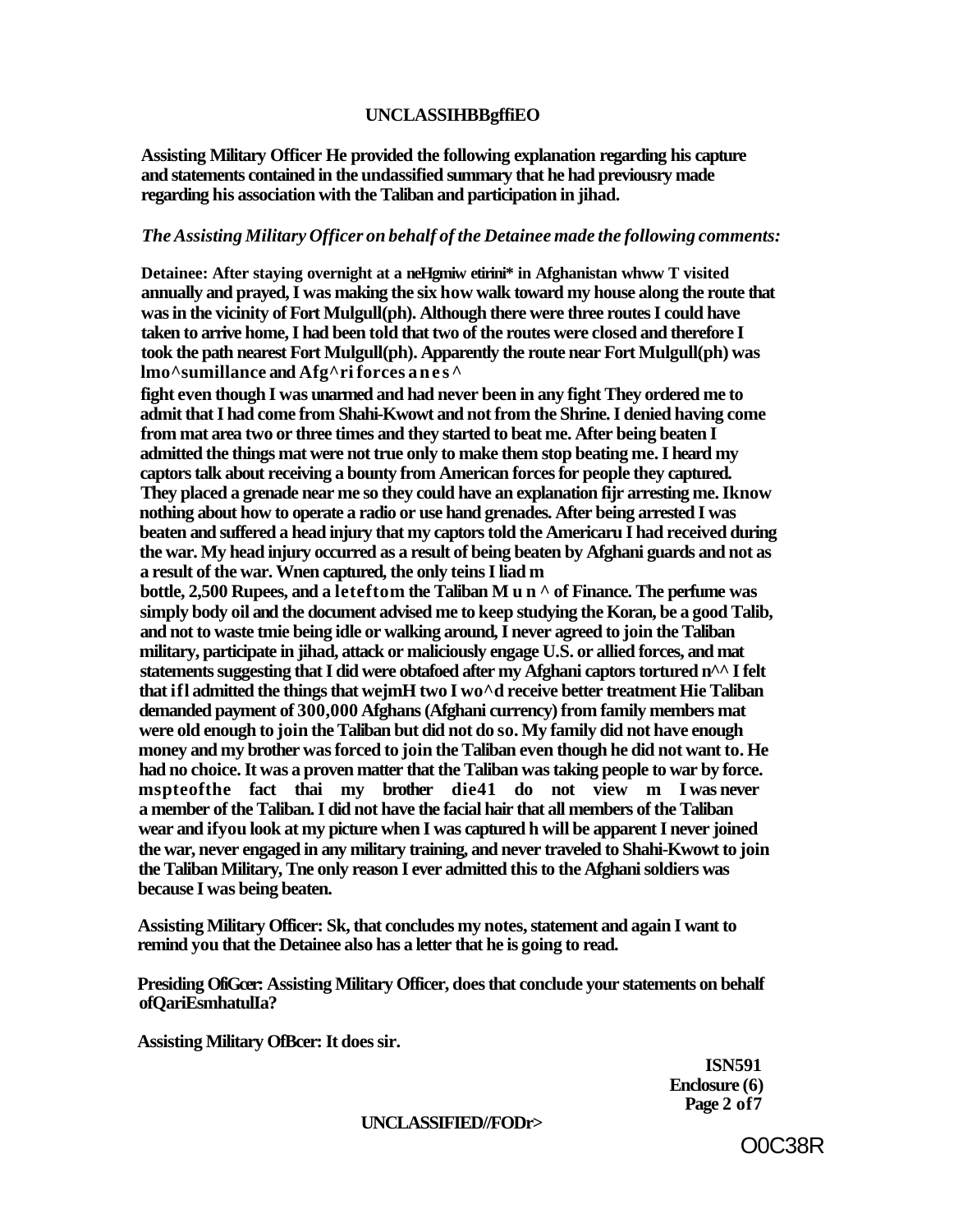Assisting Military Officer He provided the following explanation regarding his capture and statements contained in the undassified summary that he had previousry made regarding his association with the Taliban and participation in jihad.

*The Assisting Military Officer on behalf of the Detainee made the following comments:*

Detainee: After staying overnight at a neHgmiw etirini* in Afghanistan whww T visited annually and prayed, I was making the six how walk toward my house along the route that was in the vicinity of Fort Mulgull(ph). Although there were three routes I could have taken to arrive home, I had been told that two of the routes were closed and therefore I took the path nearest Fort Mulgull(ph). Apparently the route near Fort Mulgull(ph) was lmo^sumillance and Afg^ri forces a n e s ^
fight even though I was unarmed and had never been in any fight They ordered me to admit that I had come from Shahi-Kwowt and not from the Shrine. I denied having come from mat area two or three times and they started to beat me. After being beaten I admitted the things mat were not true only to make them stop beating me. I heard my captors talk about receiving a bounty from American forces for people they captured. They placed a grenade near me so they could have an explanation fijr arresting me. Iknow nothing about how to operate a radio or use hand grenades. After being arrested I was beaten and suffered a head injury that my captors told the Americaru I had received during the war. My head injury occurred as a result of being beaten by Afghani guards and not as a result of the war. Wnen captured, the only teins I liad m
bottle, 2,500 Rupees, and a leteftom the Taliban M u n ^ of Finance. The perfume was simply body oil and the document advised me to keep studying the Koran, be a good Talib, and not to waste tmie being idle or walking around, I never agreed to join the Taliban military, participate in jihad, attack or maliciously engage U.S. or allied forces, and mat statements suggesting that I did were obtafoed after my Afghani captors tortured n^^ I felt that ifl admitted the things that wejmH two I wo^d receive better treatment Hie Taliban demanded payment of 300,000 Afghans (Afghani currency) from family members mat were old enough to join the Taliban but did not do so. My family did not have enough money and my brother was forced to join the Taliban even though he did not want to. He had no choice. It was a proven matter that the Taliban was taking people to war by force. mspteofthe fact thai my brother die41 do not view m I was never a member of the Taliban. I did not have the facial hair that all members of the Taliban wear and ifyou look at my picture when I was captured h will be apparent I never joined the war, never engaged in any military training, and never traveled to Shahi-Kwowt to join the Taliban Military, Tne only reason I ever admitted this to the Afghani soldiers was because I was being beaten.

Assisting Military Officer: Sk, that concludes my notes, statement and again I want to remind you that the Detainee also has a letter that he is going to read.

Presiding OfiGcer: Assisting Military Officer, does that conclude your statements on behalf ofQariEsmhatulIa?

Assisting Military OfBcer: It does sir.

ISN591
Enclosure (6)

O0C38R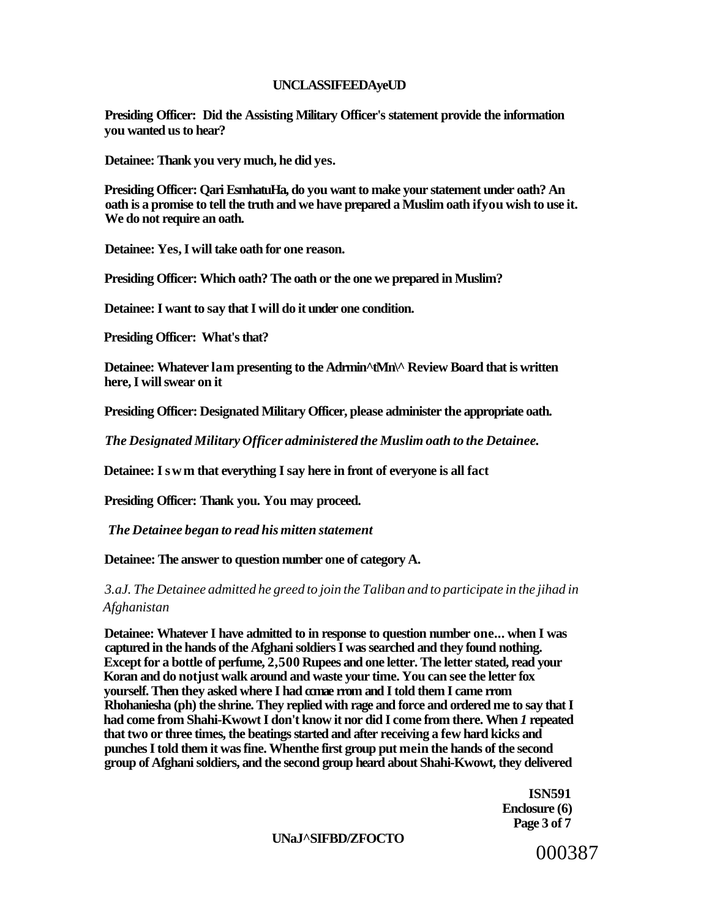**Presiding Officer: Did the Assisting Military Officer's statement provide the information you wanted us to hear?**

**Detainee: Thank you very much, he did yes.**

**Presiding Officer: Qari EsmhatuHa, do you want to make your statement under oath? An oath is a promise to tell the truth and we have prepared a Muslim oath ifyou wish to use it. We do not require an oath.**

**Detainee: Yes, I will take oath for one reason.**

**Presiding Officer: Which oath? The oath or the one we prepared in Muslim?**

**Detainee: I want to say that I will do it under one condition.**

**Presiding Officer: What's that?**

**Detainee: Whatever lam presenting to the Adrmin^tMn\^ Review Board that is written here, I will swear on it**

**Presiding Officer: Designated Military Officer, please administer the appropriate oath.**

***The Designated Military Officer administered the Muslim oath to the Detainee.***

**Detainee: I s w m that everything I say here in front of everyone is all fact**

**Presiding Officer: Thank you. You may proceed.**

***The Detainee began to read his mitten statement***

**Detainee: The answer to question number one of category A.**

*3.aJ. The Detainee admitted he greed to join the Taliban and to participate in the jihad in Afghanistan*

**Detainee: Whatever I have admitted to in response to question number one... when I was captured in the hands of the Afghani soldiers I was searched and they found nothing. Except for a bottle of perfume, 2,500 Rupees and one letter. The letter stated, read your Koran and do notjust walk around and waste your time. You can see the letter fox yourself. Then they asked where I had ccmae rrom and I told them I came rrom Rhohaniesha (ph) the shrine. They replied with rage and force and ordered me to say that I had come from Shahi-Kwowt I don't know it nor did I come from there. When *1* repeated that two or three times, the beatings started and after receiving a few hard kicks and punches I told them it was fine. Whenthe first group put mein the hands of the second group of Afghani soldiers, and the second group heard about Shahi-Kwowt, they delivered**

**ISN591**
**Enclosure (6)**
**Page 3 of 7**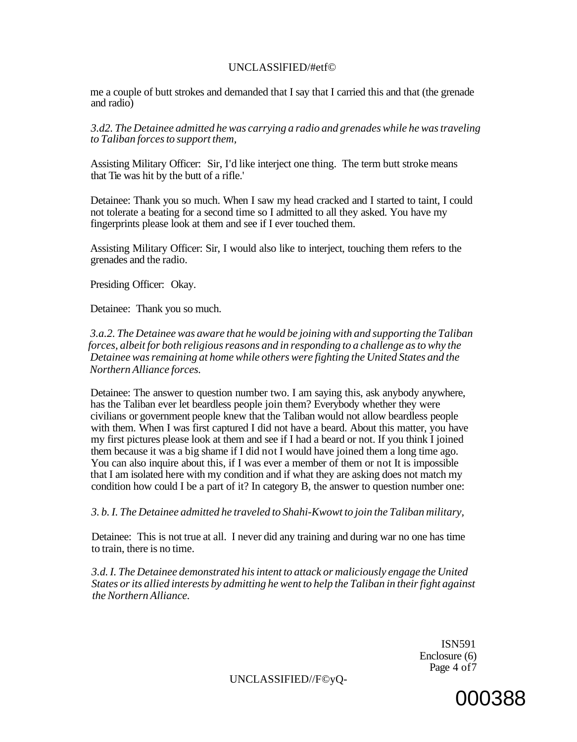me a couple of butt strokes and demanded that I say that I carried this and that (the grenade and radio)

*3.d2. The Detainee admitted he was carrying a radio and grenades while he was traveling to Taliban forces to support them,*

Assisting Military Officer: Sir, I'd like interject one thing. The term butt stroke means that Tie was hit by the butt of a rifle.'

Detainee: Thank you so much. When I saw my head cracked and I started to taint, I could not tolerate a beating for a second time so I admitted to all they asked. You have my fingerprints please look at them and see if I ever touched them.

Assisting Military Officer: Sir, I would also like to interject, touching them refers to the grenades and the radio.

Presiding Officer: Okay.

Detainee: Thank you so much.

*3.a.2. The Detainee was aware that he would be joining with and supporting the Taliban forces, albeit for both religious reasons and in responding to a challenge as to why the Detainee was remaining at home while others were fighting the United States and the Northern Alliance forces.*

Detainee: The answer to question number two. I am saying this, ask anybody anywhere, has the Taliban ever let beardless people join them? Everybody whether they were civilians or government people knew that the Taliban would not allow beardless people with them. When I was first captured I did not have a beard. About this matter, you have my first pictures please look at them and see if I had a beard or not. If you think I joined them because it was a big shame if I did not I would have joined them a long time ago. You can also inquire about this, if I was ever a member of them or not It is impossible that I am isolated here with my condition and if what they are asking does not match my condition how could I be a part of it? In category B, the answer to question number one:

*3. b. I. The Detainee admitted he traveled to Shahi-Kwowt to join the Taliban military,*

Detainee: This is not true at all. I never did any training and during war no one has time to train, there is no time.

*3.d. I. The Detainee demonstrated his intent to attack or maliciously engage the United States or its allied interests by admitting he went to help the Taliban in their fight against the Northern Alliance.*

ISN591
Enclosure (6)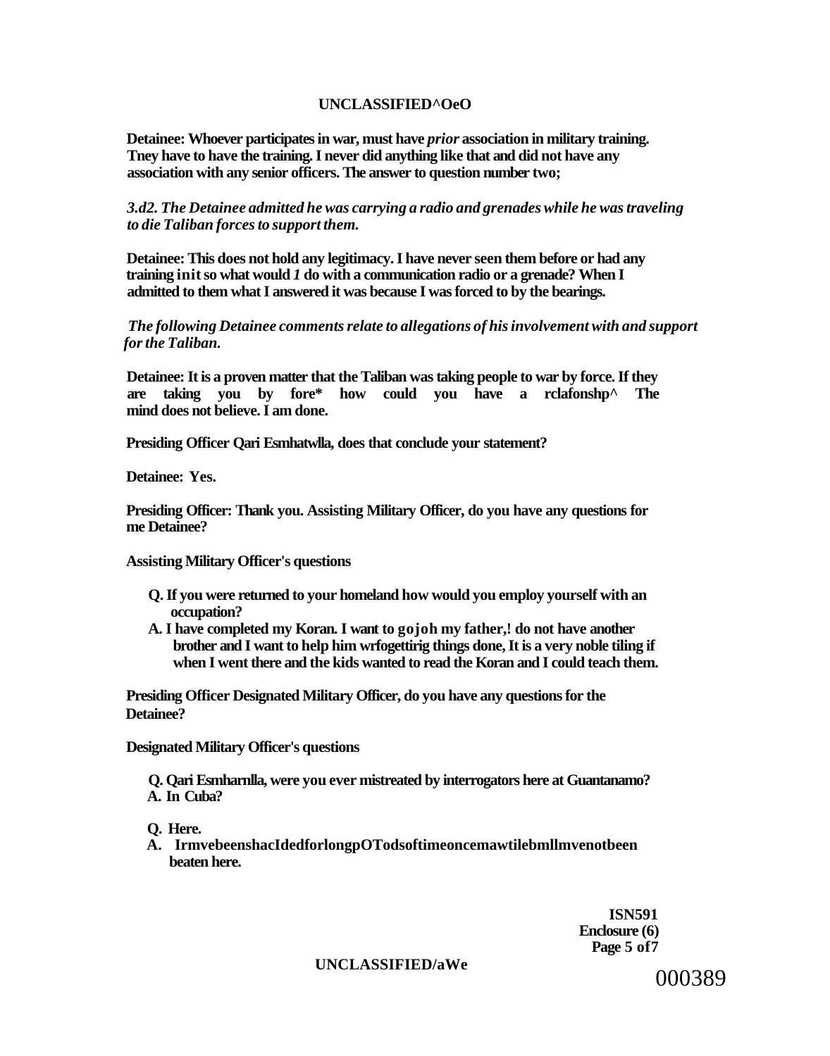**Detainee: Whoever participates in war, must have *prior* association in military training. Tney have to have the training. I never did anything like that and did not have any association with any senior officers. The answer to question number two;**

***3.d2. The Detainee admitted he was carrying a radio and grenades while he was traveling to die Taliban forces to support them.***

**Detainee: This does not hold any legitimacy. I have never seen them before or had any training init so what would *1* do with a communication radio or a grenade? When I admitted to them what I answered it was because I was forced to by the bearings.**

***The following Detainee comments relate to allegations of his involvement with and support for the Taliban.***

**Detainee: It is a proven matter that the Taliban was taking people to war by force. If they are taking you by fore* how could you have a rclafonshp^ The mind does not believe. I am done.**

**Presiding Officer Qari Esmhatwlla, does that conclude your statement?**

**Detainee: Yes.**

**Presiding Officer: Thank you. Assisting Military Officer, do you have any questions for me Detainee?**

**Assisting Military Officer's questions**

**Q. If you were returned to your homeland how would you employ yourself with an occupation?**
**A. I have completed my Koran. I want to gojoh my father,! do not have another brother and I want to help him wrfogettirig things done, It is a very noble tiling if when I went there and the kids wanted to read the Koran and I could teach them.**

**Presiding Officer Designated Military Officer, do you have any questions for the Detainee?**

**Designated Military Officer's questions**

**Q. Qari Esmharnlla, were you ever mistreated by interrogators here at Guantanamo?**
**A. In Cuba?**

**Q. Here.**
**A. IrmvebeenshacIdedforlongpOTodsoftimeoncemawtilebmllmvenotbeen beaten here.**

**ISN591**
**Enclosure (6)**
**Page 5 of7**

000389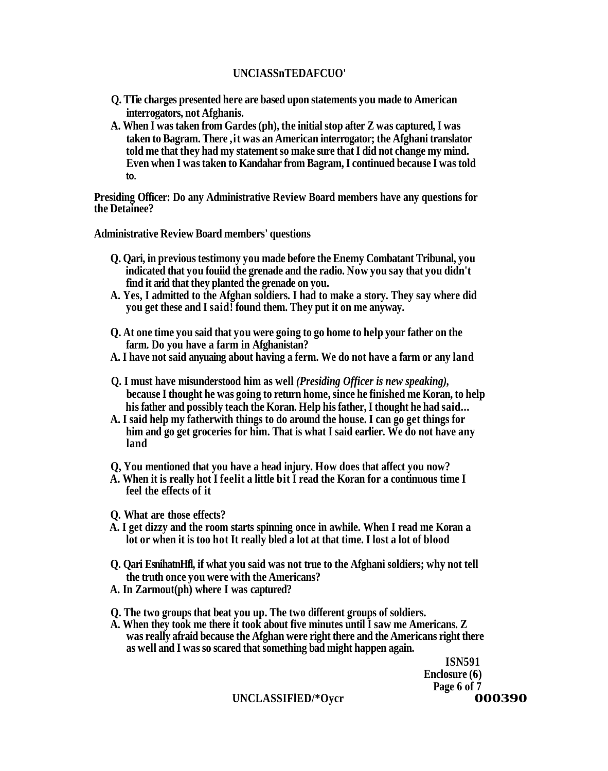**Q. TTie charges presented here are based upon statements you made to American interrogators, not Afghanis.**

**A. When I was taken from Gardes (ph), the initial stop after Z was captured, I was taken to Bagram. There ,it was an American interrogator; the Afghani translator told me that they had my statement so make sure that I did not change my mind. Even when I was taken to Kandahar from Bagram, I continued because I was told to.**

**Presiding Officer: Do any Administrative Review Board members have any questions for the Detainee?**

**Administrative Review Board members' questions**

**Q. Qari, in previous testimony you made before the Enemy Combatant Tribunal, you indicated that you fouiid the grenade and the radio. Now you say that you didn't find it arid that they planted the grenade on you.**

**A. Yes, I admitted to the Afghan soldiers. I had to make a story. They say where did you get these and I said! found them. They put it on me anyway.**

**Q. At one time you said that you were going to go home to help your father on the farm. Do you have a farm in Afghanistan?**

**A. I have not said anyuaing about having a ferm. We do not have a farm or any land**

**Q. I must have misunderstood him as well *(Presiding Officer is new speaking)*, because I thought he was going to return home, since he finished me Koran, to help his father and possibly teach the Koran. Help his father, I thought he had said...**

**A. I said help my fatherwith things to do around the house. I can go get things for him and go get groceries for him. That is what I said earlier. We do not have any land**

**Q, You mentioned that you have a head injury. How does that affect you now?**

**A. When it is really hot I feelit a little bit I read the Koran for a continuous time I feel the effects of it**

**Q. What are those effects?**

**A. I get dizzy and the room starts spinning once in awhile. When I read me Koran a lot or when it is too hot It really bled a lot at that time. I lost a lot of blood**

**Q. Qari EsnihatnHfl, if what you said was not true to the Afghani soldiers; why not tell the truth once you were with the Americans?**

**A. In Zarmout(ph) where I was captured?**

**Q. The two groups that beat you up. The two different groups of soldiers.**

**A. When they took me there it took about five minutes until I saw me Americans. Z was really afraid because the Afghan were right there and the Americans right there as well and I was so scared that something bad might happen again.**

**ISN591**
**Enclosure (6)**
**Page 6 of 7**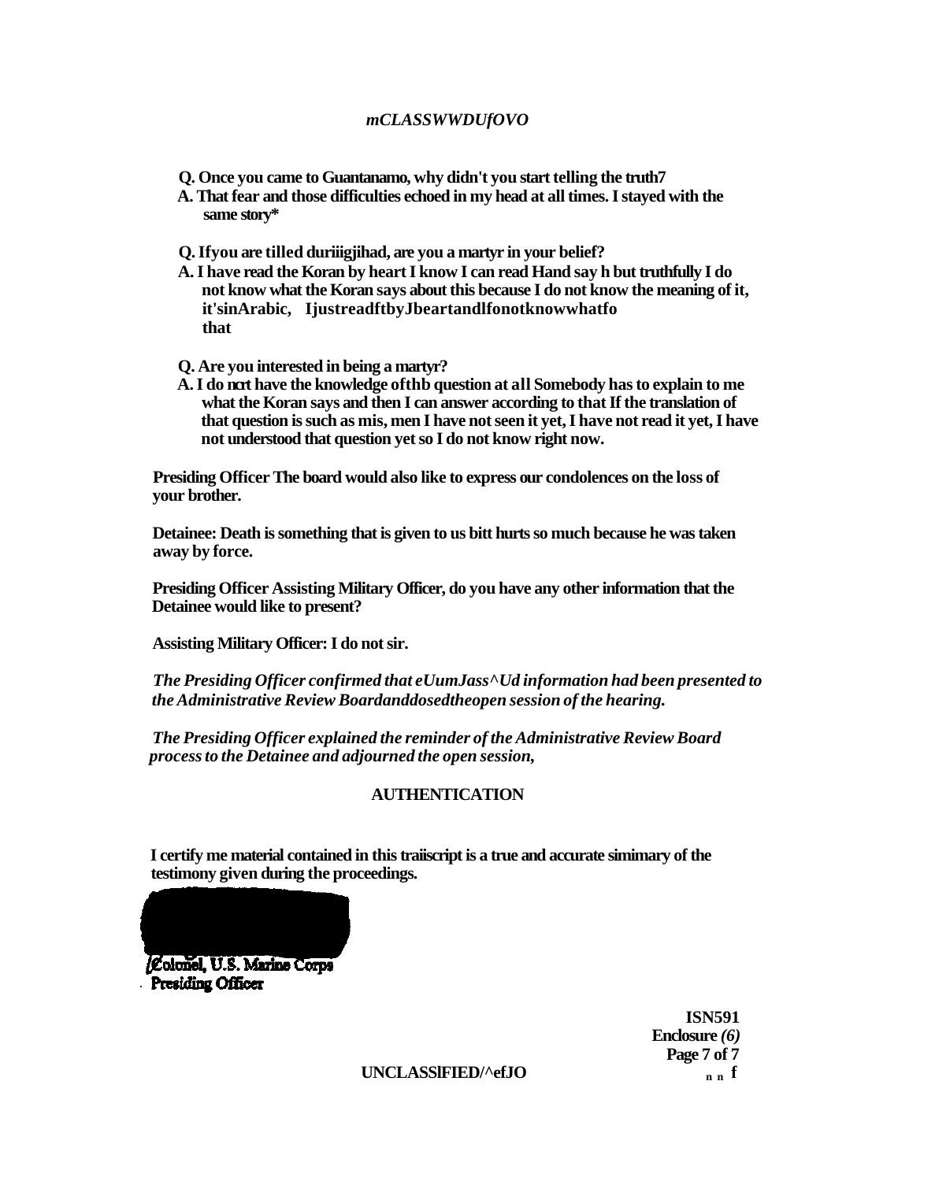**Q. Once you came to Guantanamo, why didn't you start telling the truth7**
**A. That fear and those difficulties echoed in my head at all times. I stayed with the same story***

**Q. Ifyou are tilled duriiigjihad, are you a martyr in your belief?**
**A. I have read the Koran by heart I know I can read Hand say h but truthfully I do not know what the Koran says about this because I do not know the meaning of it, it'sinArabic, IjustreadftbyJbeartandlfonotknowwhatfo that**

**Q. Are you interested in being a martyr?**
**A. I do ncrt have the knowledge ofthb question at all Somebody has to explain to me what the Koran says and then I can answer according to that If the translation of that question is such as mis, men I have not seen it yet, I have not read it yet, I have not understood that question yet so I do not know right now.**

**Presiding Officer The board would also like to express our condolences on the loss of your brother.**

**Detainee: Death is something that is given to us bitt hurts so much because he was taken away by force.**

**Presiding Officer Assisting Military Officer, do you have any other information that the Detainee would like to present?**

**Assisting Military Officer: I do not sir.**

***The Presiding Officer confirmed that eUumJass^Ud information had been presented to the Administrative Review Boardanddosedtheopen session of the hearing.***

***The Presiding Officer explained the reminder of the Administrative Review Board process to the Detainee and adjourned the open session,***

## AUTHENTICATION

**I certify me material contained in this traiiscript is a true and accurate simimary of the testimony given during the proceedings.**

**Colonel, U.S. Marine Corps**
**Presiding Officer**

**ISN591**
**Enclosure *(6)***
**Page 7 of 7**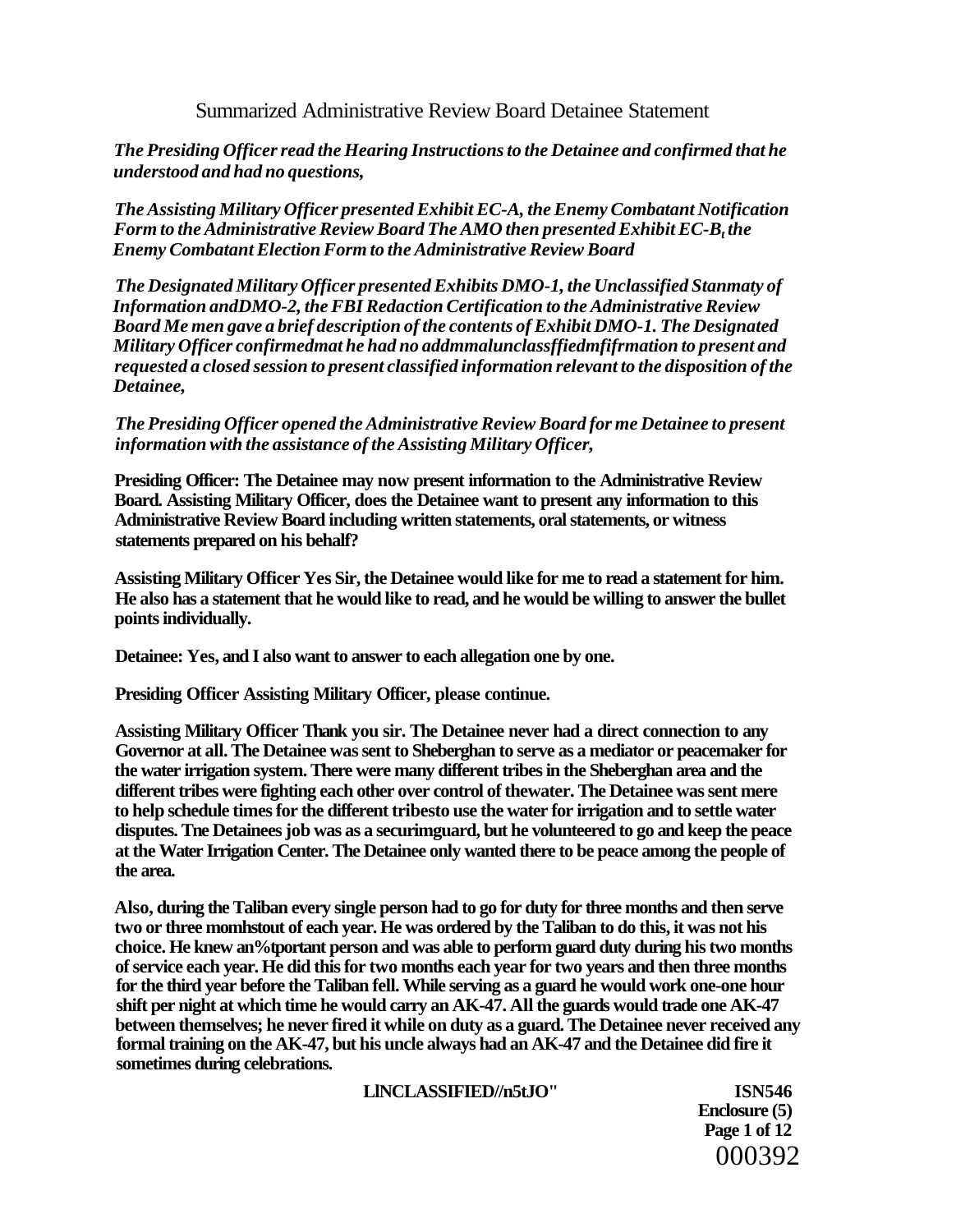# Summarized Administrative Review Board Detainee Statement

*The Presiding Officer read the Hearing Instructions to the Detainee and confirmed that he understood and had no questions,*

*The Assisting Military Officer presented Exhibit EC-A, the Enemy Combatant Notification Form to the Administrative Review Board The AMO then presented Exhibit EC-B, the Enemy Combatant Election Form to the Administrative Review Board*

*The Designated Military Officer presented Exhibits DMO-1, the Unclassified Stanmaty of Information andDMO-2, the FBI Redaction Certification to the Administrative Review Board Me men gave a brief description of the contents of Exhibit DMO-1. The Designated Military Officer confirmedmat he had no addmmalunclassffiedmfifrmation to present and requested a closed session to present classified information relevant to the disposition of the Detainee,*

*The Presiding Officer opened the Administrative Review Board for me Detainee to present information with the assistance of the Assisting Military Officer,*

**Presiding Officer: The Detainee may now present information to the Administrative Review Board. Assisting Military Officer, does the Detainee want to present any information to this Administrative Review Board including written statements, oral statements, or witness statements prepared on his behalf?**

**Assisting Military Officer Yes Sir, the Detainee would like for me to read a statement for him. He also has a statement that he would like to read, and he would be willing to answer the bullet points individually.**

**Detainee: Yes, and I also want to answer to each allegation one by one.**

**Presiding Officer Assisting Military Officer, please continue.**

**Assisting Military Officer Thank you sir. The Detainee never had a direct connection to any Governor at all. The Detainee was sent to Sheberghan to serve as a mediator or peacemaker for the water irrigation system. There were many different tribes in the Sheberghan area and the different tribes were fighting each other over control of thewater. The Detainee was sent mere to help schedule times for the different tribesto use the water for irrigation and to settle water disputes. Tne Detainees job was as a securimguard, but he volunteered to go and keep the peace at the Water Irrigation Center. The Detainee only wanted there to be peace among the people of the area.**

**Also, during the Taliban every single person had to go for duty for three months and then serve two or three momhstout of each year. He was ordered by the Taliban to do this, it was not his choice. He knew an%tportant person and was able to perform guard duty during his two months of service each year. He did this for two months each year for two years and then three months for the third year before the Taliban fell. While serving as a guard he would work one-one hour shift per night at which time he would carry an AK-47. All the guards would trade one AK-47 between themselves; he never fired it while on duty as a guard. The Detainee never received any formal training on the AK-47, but his uncle always had an AK-47 and the Detainee did fire it sometimes during celebrations.**

**LINCLASSIFIED//n5tJO"**

**ISN546**
**Enclosure (5)**

000392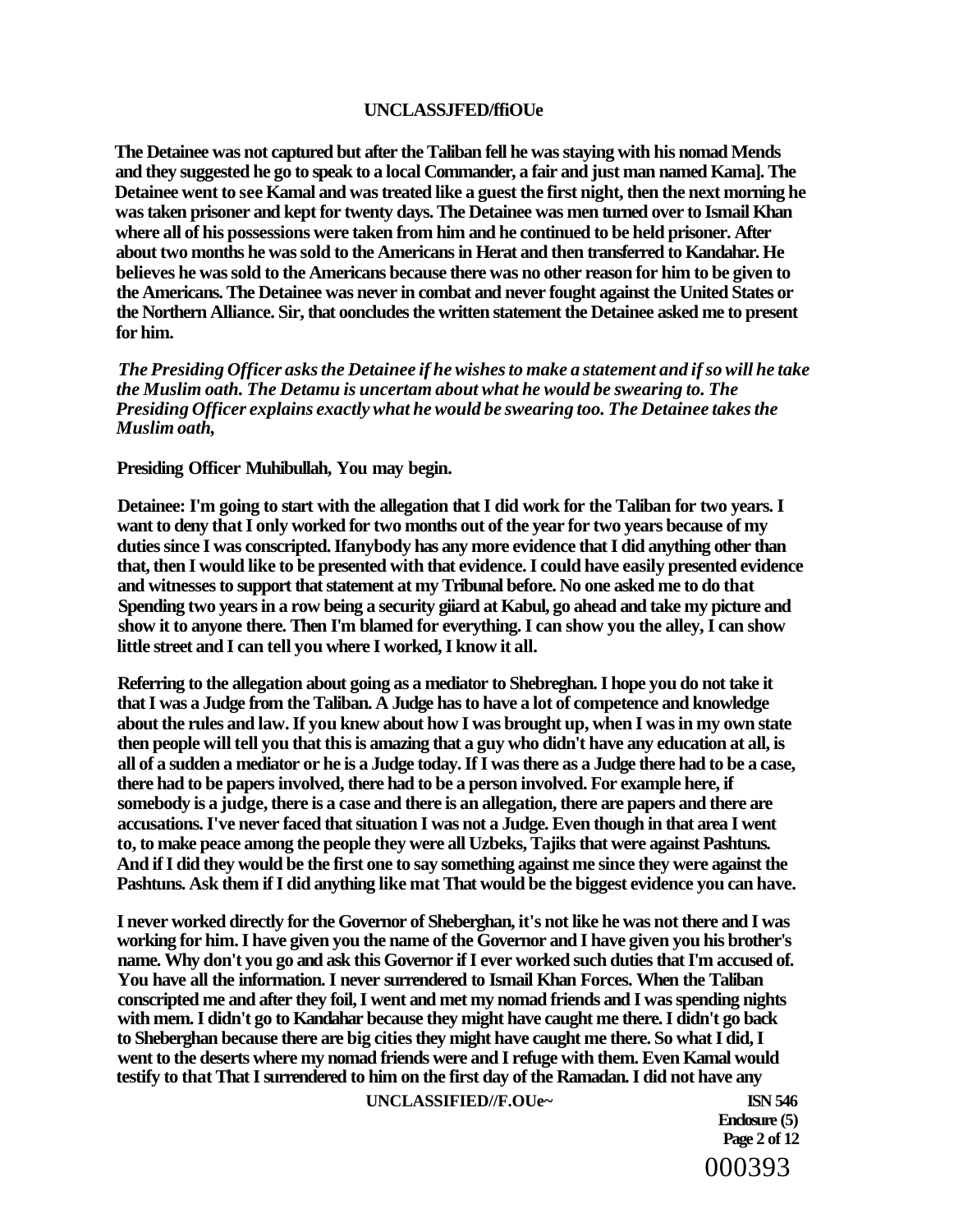**The Detainee was not captured but after the Taliban fell he was staying with his nomad Mends and they suggested he go to speak to a local Commander, a fair and just man named Kama]. The Detainee went to see Kamal and was treated like a guest the first night, then the next morning he was taken prisoner and kept for twenty days. The Detainee was men turned over to Ismail Khan where all of his possessions were taken from him and he continued to be held prisoner. After about two months he was sold to the Americans in Herat and then transferred to Kandahar. He believes he was sold to the Americans because there was no other reason for him to be given to the Americans. The Detainee was never in combat and never fought against the United States or the Northern Alliance. Sir, that oonchides the written statement the Detainee asked me to present for him.**

*The Presiding Officer asks the Detainee if he wishes to make a statement and if so will he take the Muslim oath. The Detamu is uncertam about what he would be swearing to. The Presiding Officer explains exactly what he would be swearing too. The Detainee takes the Muslim oath,*

**Presiding Officer Muhibullah, You may begin.**

**Detainee: I'm going to start with the allegation that I did work for the Taliban for two years. I want to deny that I only worked for two months out of the year for two years because of my duties since I was conscripted. Ifanybody has any more evidence that I did anything other than that, then I would like to be presented with that evidence. I could have easily presented evidence and witnesses to support that statement at my Tribunal before. No one asked me to do that Spending two years in a row being a security giiard at Kabul, go ahead and take my picture and show it to anyone there. Then I'm blamed for everything. I can show you the alley, I can show little street and I can tell you where I worked, I know it all.**

**Referring to the allegation about going as a mediator to Shebreghan. I hope you do not take it that I was a Judge from the Taliban. A Judge has to have a lot of competence and knowledge about the rules and law. If you knew about how I was brought up, when I was in my own state then people will tell you that this is amazing that a guy who didn't have any education at all, is all of a sudden a mediator or he is a Judge today. If I was there as a Judge there had to be a case, there had to be papers involved, there had to be a person involved. For example here, if somebody is a judge, there is a case and there is an allegation, there are papers and there are accusations. I've never faced that situation I was not a Judge. Even though in that area I went to, to make peace among the people they were all Uzbeks, Tajiks that were against Pashtuns. And if I did they would be the first one to say something against me since they were against the Pashtuns. Ask them if I did anything like mat That would be the biggest evidence you can have.**

**I never worked directly for the Governor of Sheberghan, it's not like he was not there and I was working for him. I have given you the name of the Governor and I have given you his brother's name. Why don't you go and ask this Governor if I ever worked such duties that I'm accused of. You have all the information. I never surrendered to Ismail Khan Forces. When the Taliban conscripted me and after they foil, I went and met my nomad friends and I was spending nights with mem. I didn't go to Kandahar because they might have caught me there. I didn't go back to Sheberghan because there are big cities they might have caught me there. So what I did, I went to the deserts where my nomad friends were and I refuge with them. Even Kamal would testify to that That I surrendered to him on the first day of the Ramadan. I did not have any**

**ISN 546**
**Enclosure (5)**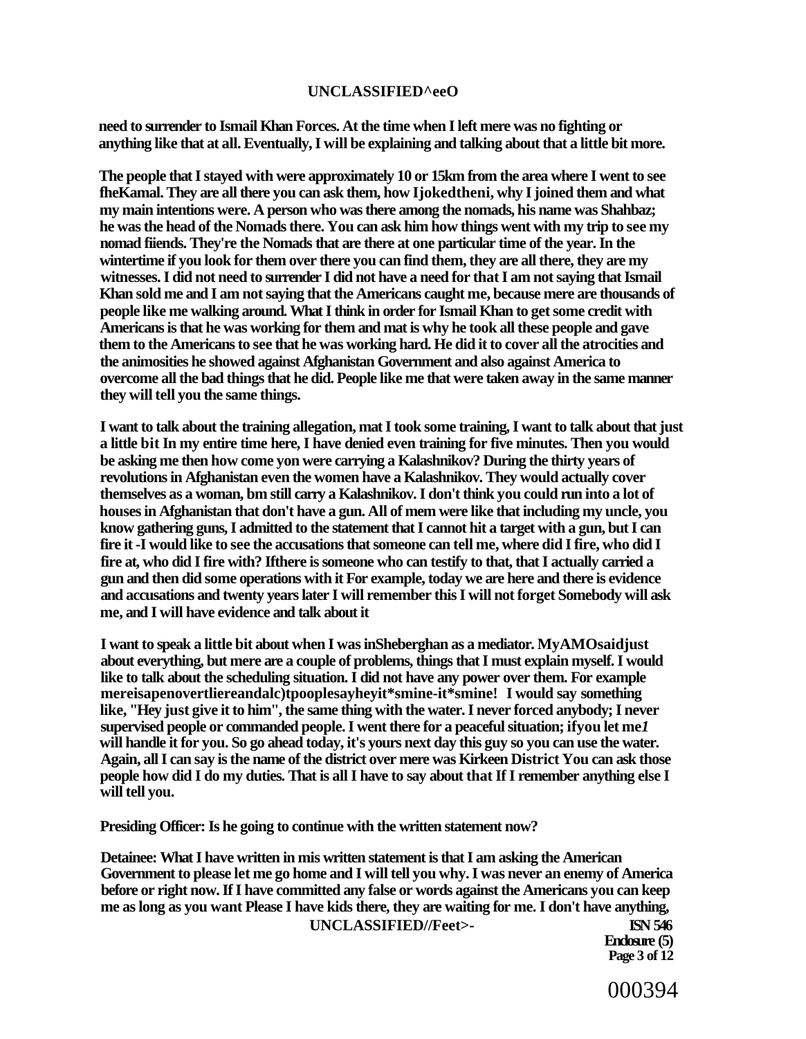need to surrender to Ismail Khan Forces. At the time when I left mere was no fighting or anything like that at all. Eventually, I will be explaining and talking about that a little bit more.

The people that I stayed with were approximately 10 or 15km from the area where I went to see fheKamal. They are all there you can ask them, how Ijokedtheni, why I joined them and what my main intentions were. A person who was there among the nomads, his name was Shahbaz; he was the head of the Nomads there. You can ask him how things went with my trip to see my nomad fiiends. They're the Nomads that are there at one particular time of the year. In the wintertime if you look for them over there you can find them, they are all there, they are my witnesses. I did not need to surrender I did not have a need for that I am not saying that Ismail Khan sold me and I am not saying that the Americans caught me, because mere are thousands of people like me walking around. What I think in order for Ismail Khan to get some credit with Americans is that he was working for them and mat is why he took all these people and gave them to the Americans to see that he was working hard. He did it to cover all the atrocities and the animosities he showed against Afghanistan Government and also against America to overcome all the bad things that he did. People like me that were taken away in the same manner they will tell you the same things.

I want to talk about the training allegation, mat I took some training, I want to talk about that just a little bit In my entire time here, I have denied even training for five minutes. Then you would be asking me then how come yon were carrying a Kalashnikov? During the thirty years of revolutions in Afghanistan even the women have a Kalashnikov. They would actually cover themselves as a woman, bm still carry a Kalashnikov. I don't think you could run into a lot of houses in Afghanistan that don't have a gun. All of mem were like that including my uncle, you know gathering guns, I admitted to the statement that I cannot hit a target with a gun, but I can fire it -I would like to see the accusations that someone can tell me, where did I fire, who did I fire at, who did I fire with? Ifthere is someone who can testify to that, that I actually carried a gun and then did some operations with it For example, today we are here and there is evidence and accusations and twenty years later I will remember this I will not forget Somebody will ask me, and I will have evidence and talk about it

I want to speak a little bit about when I was inSheberghan as a mediator. MyAMOsaidjust about everything, but mere are a couple of problems, things that I must explain myself. I would like to talk about the scheduling situation. I did not have any power over them. For example mereisapenovertliereandalc)tpooplesayheyit*smine-it*smine! I would say something like, "Hey just give it to him", the same thing with the water. I never forced anybody; I never supervised people or commanded people. I went there for a peaceful situation; ifyou let me*1* will handle it for you. So go ahead today, it's yours next day this guy so you can use the water. Again, all I can say is the name of the district over mere was Kirkeen District You can ask those people how did I do my duties. That is all I have to say about that If I remember anything else I will tell you.

Presiding Officer: Is he going to continue with the written statement now?

Detainee: What I have written in mis written statement is that I am asking the American Government to please let me go home and I will tell you why. I was never an enemy of America before or right now. If I have committed any false or words against the Americans you can keep me as long as you want Please I have kids there, they are waiting for me. I don't have anything,

ISN 546
Enclosure (5)
Page 3 of 12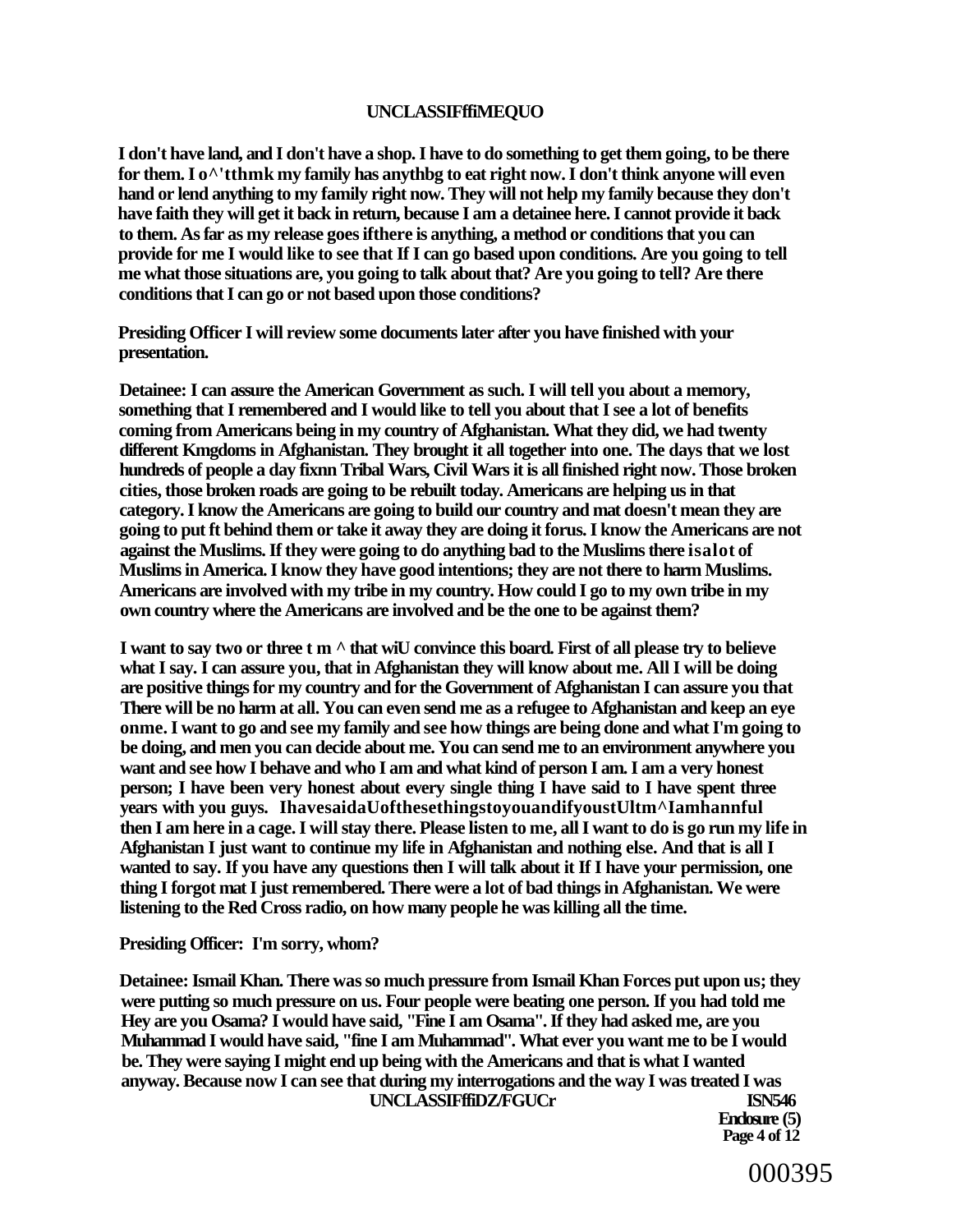I don't have land, and I don't have a shop. I have to do something to get them going, to be there for them. I o^'tthmk my family has anythbg to eat right now. I don't think anyone will even hand or lend anything to my family right now. They will not help my family because they don't have faith they will get it back in return, because I am a detainee here. I cannot provide it back to them. As far as my release goes ifthere is anything, a method or conditions that you can provide for me I would like to see that If I can go based upon conditions. Are you going to tell me what those situations are, you going to talk about that? Are you going to tell? Are there conditions that I can go or not based upon those conditions?

Presiding Officer I will review some documents later after you have finished with your presentation.

Detainee: I can assure the American Government as such. I will tell you about a memory, something that I remembered and I would like to tell you about that I see a lot of benefits coming from Americans being in my country of Afghanistan. What they did, we had twenty different Kmgdoms in Afghanistan. They brought it all together into one. The days that we lost hundreds of people a day fixnn Tribal Wars, Civil Wars it is all finished right now. Those broken cities, those broken roads are going to be rebuilt today. Americans are helping us in that category. I know the Americans are going to build our country and mat doesn't mean they are going to put ft behind them or take it away they are doing it forus. I know the Americans are not against the Muslims. If they were going to do anything bad to the Muslims there isalot of Muslims in America. I know they have good intentions; they are not there to harm Muslims. Americans are involved with my tribe in my country. How could I go to my own tribe in my own country where the Americans are involved and be the one to be against them?

I want to say two or three t m ^ that wiU convince this board. First of all please try to believe what I say. I can assure you, that in Afghanistan they will know about me. All I will be doing are positive things for my country and for the Government of Afghanistan I can assure you that There will be no harm at all. You can even send me as a refugee to Afghanistan and keep an eye onme. I want to go and see my family and see how things are being done and what I'm going to be doing, and men you can decide about me. You can send me to an environment anywhere you want and see how I behave and who I am and what kind of person I am. I am a very honest person; I have been very honest about every single thing I have said to I have spent three years with you guys. IhavesaidaUofthesethingstoyouandifyoustUltm^Iamhannful then I am here in a cage. I will stay there. Please listen to me, all I want to do is go run my life in Afghanistan I just want to continue my life in Afghanistan and nothing else. And that is all I wanted to say. If you have any questions then I will talk about it If I have your permission, one thing I forgot mat I just remembered. There were a lot of bad things in Afghanistan. We were listening to the Red Cross radio, on how many people he was killing all the time.

Presiding Officer: I'm sorry, whom?

Detainee: Ismail Khan. There was so much pressure from Ismail Khan Forces put upon us; they were putting so much pressure on us. Four people were beating one person. If you had told me Hey are you Osama? I would have said, "Fine I am Osama". If they had asked me, are you Muhammad I would have said, "fine I am Muhammad". What ever you want me to be I would be. They were saying I might end up being with the Americans and that is what I wanted anyway. Because now I can see that during my interrogations and the way I was treated I was

ISN546
Enclosure (5)
Page 4 of 12

000395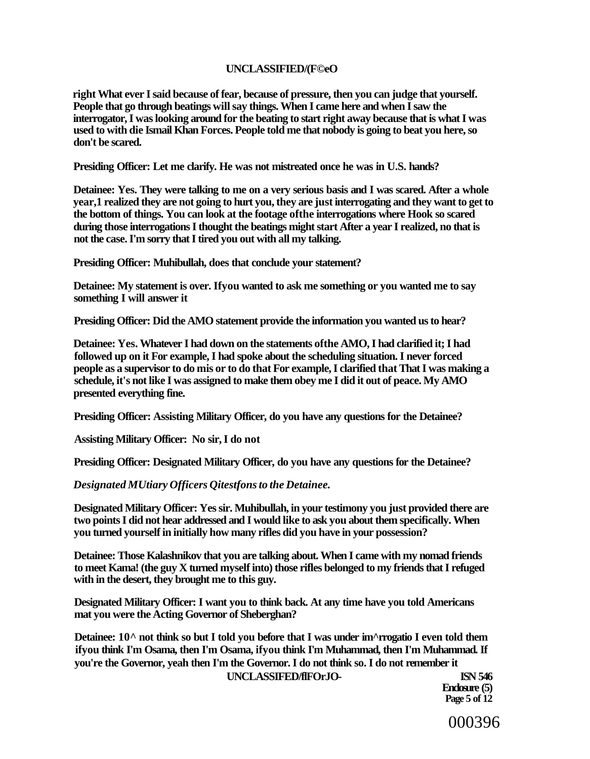right What ever I said because of fear, because of pressure, then you can judge that yourself. People that go through beatings will say things. When I came here and when I saw the interrogator, I was looking around for the beating to start right away because that is what I was used to with die Ismail Khan Forces. People told me that nobody is going to beat you here, so don't be scared.

Presiding Officer: Let me clarify. He was not mistreated once he was in U.S. hands?

Detainee: Yes. They were talking to me on a very serious basis and I was scared. After a whole year,1 realized they are not going to hurt you, they are just interrogating and they want to get to the bottom of things. You can look at the footage ofthe interrogations where Hook so scared during those interrogations I thought the beatings might start After a year I realized, no that is not the case. I'm sorry that I tired you out with all my talking.

Presiding Officer: Muhibullah, does that conclude your statement?

Detainee: My statement is over. Ifyou wanted to ask me something or you wanted me to say something I will answer it

Presiding Officer: Did the AMO statement provide the information you wanted us to hear?

Detainee: Yes. Whatever I had down on the statements ofthe AMO, I had clarified it; I had followed up on it For example, I had spoke about the scheduling situation. I never forced people as a supervisor to do mis or to do that For example, I clarified that That I was making a schedule, it's not like I was assigned to make them obey me I did it out of peace. My AMO presented everything fine.

Presiding Officer: Assisting Military Officer, do you have any questions for the Detainee?

Assisting Military Officer: No sir, I do not

Presiding Officer: Designated Military Officer, do you have any questions for the Detainee?

*Designated MUtiary Officers Qitestfons to the Detainee.*

Designated Military Officer: Yes sir. Muhibullah, in your testimony you just provided there are two points I did not hear addressed and I would like to ask you about them specifically. When you turned yourself in initially how many rifles did you have in your possession?

Detainee: Those Kalashnikov that you are talking about. When I came with my nomad friends to meet Kama! (the guy X turned myself into) those rifles belonged to my friends that I refuged with in the desert, they brought me to this guy.

Designated Military Officer: I want you to think back. At any time have you told Americans mat you were the Acting Governor of Sheberghan?

Detainee: 10^ not think so but I told you before that I was under im^rrogatio I even told them ifyou think I'm Osama, then I'm Osama, ifyou think I'm Muhammad, then I'm Muhammad. If you're the Governor, yeah then I'm the Governor. I do not think so. I do not remember it

ISN 546
Enclosure (5)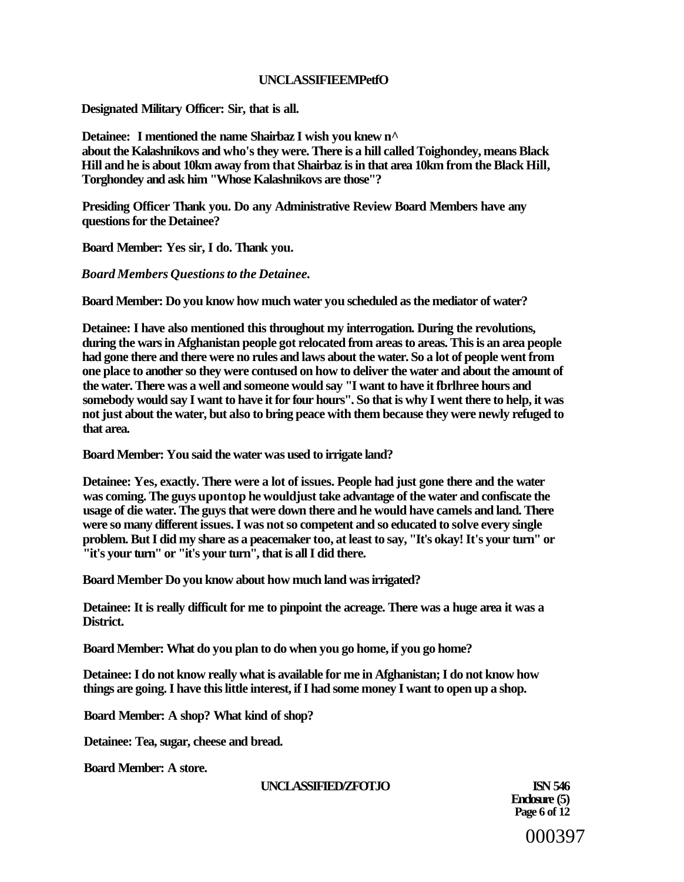**Designated Military Officer: Sir, that is all.**

**Detainee: I mentioned the name Shairbaz I wish you knew n^ about the Kalashnikovs and who's they were. There is a hill called Toighondey, means Black Hill and he is about 10km away from that Shairbaz is in that area 10km from the Black Hill, Torghondey and ask him "Whose Kalashnikovs are those"?**

**Presiding Officer Thank you. Do any Administrative Review Board Members have any questions for the Detainee?**

**Board Member: Yes sir, I do. Thank you.**

***Board Members Questions to the Detainee.***

**Board Member: Do you know how much water you scheduled as the mediator of water?**

**Detainee: I have also mentioned this throughout my interrogation. During the revolutions, during the wars in Afghanistan people got relocated from areas to areas. This is an area people had gone there and there were no rules and laws about the water. So a lot of people went from one place to another so they were contused on how to deliver the water and about the amount of the water. There was a well and someone would say "I want to have it fbrlhree hours and somebody would say I want to have it for four hours". So that is why I went there to help, it was not just about the water, but also to bring peace with them because they were newly refuged to that area.**

**Board Member: You said the water was used to irrigate land?**

**Detainee: Yes, exactly. There were a lot of issues. People had just gone there and the water was coming. The guys upontop he wouldjust take advantage of the water and confiscate the usage of die water. The guys that were down there and he would have camels and land. There were so many different issues. I was not so competent and so educated to solve every single problem. But I did my share as a peacemaker too, at least to say, "It's okay! It's your turn" or "it's your turn" or "it's your turn", that is all I did there.**

**Board Member Do you know about how much land was irrigated?**

**Detainee: It is really difficult for me to pinpoint the acreage. There was a huge area it was a District.**

**Board Member: What do you plan to do when you go home, if you go home?**

**Detainee: I do not know really what is available for me in Afghanistan; I do not know how things are going. I have this little interest, if I had some money I want to open up a shop.**

**Board Member: A shop? What kind of shop?**

**Detainee: Tea, sugar, cheese and bread.**

**Board Member: A store.**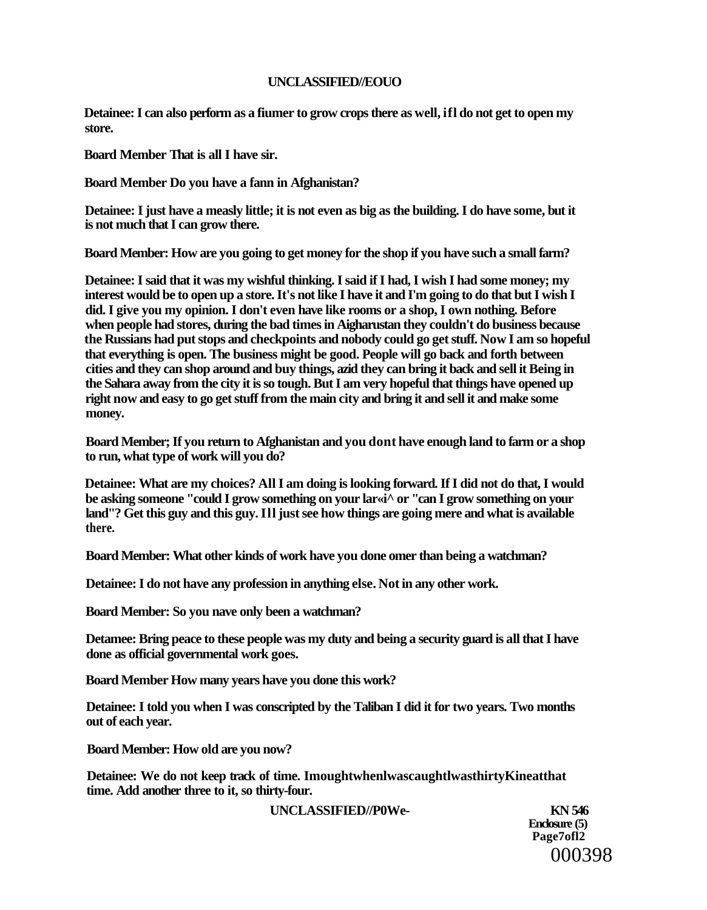**Detainee: I can also perform as a fiumer to grow crops there as well, ifl do not get to open my store.**

**Board Member That is all I have sir.**

**Board Member Do you have a fann in Afghanistan?**

**Detainee: I just have a measly little; it is not even as big as the building. I do have some, but it is not much that I can grow there.**

**Board Member: How are you going to get money for the shop if you have such a small farm?**

**Detainee: I said that it was my wishful thinking. I said if I had, I wish I had some money; my interest would be to open up a store. It's not like I have it and I'm going to do that but I wish I did. I give you my opinion. I don't even have like rooms or a shop, I own nothing. Before when people had stores, during the bad times in Aigharustan they couldn't do business because the Russians had put stops and checkpoints and nobody could go get stuff. Now I am so hopeful that everything is open. The business might be good. People will go back and forth between cities and they can shop around and buy things, azid they can bring it back and sell it Being in the Sahara away from the city it is so tough. But I am very hopeful that things have opened up right now and easy to go get stuff from the main city and bring it and sell it and make some money.**

**Board Member; If you return to Afghanistan and you dont have enough land to farm or a shop to run, what type of work will you do?**

**Detainee: What are my choices? All I am doing is looking forward. If I did not do that, I would be asking someone "could I grow something on your lar«i^ or "can I grow something on your land"? Get this guy and this guy. Ill just see how things are going mere and what is available there.**

**Board Member: What other kinds of work have you done omer than being a watchman?**

**Detainee: I do not have any profession in anything else. Not in any other work.**

**Board Member: So you nave only been a watchman?**

**Detamee: Bring peace to these people was my duty and being a security guard is all that I have done as official governmental work goes.**

**Board Member How many years have you done this work?**

**Detainee: I told you when I was conscripted by the Taliban I did it for two years. Two months out of each year.**

**Board Member: How old are you now?**

**Detainee: We do not keep track of time. ImoughtwhenlwascaughtlwasthirtyKineatthat time. Add another three to it, so thirty-four.**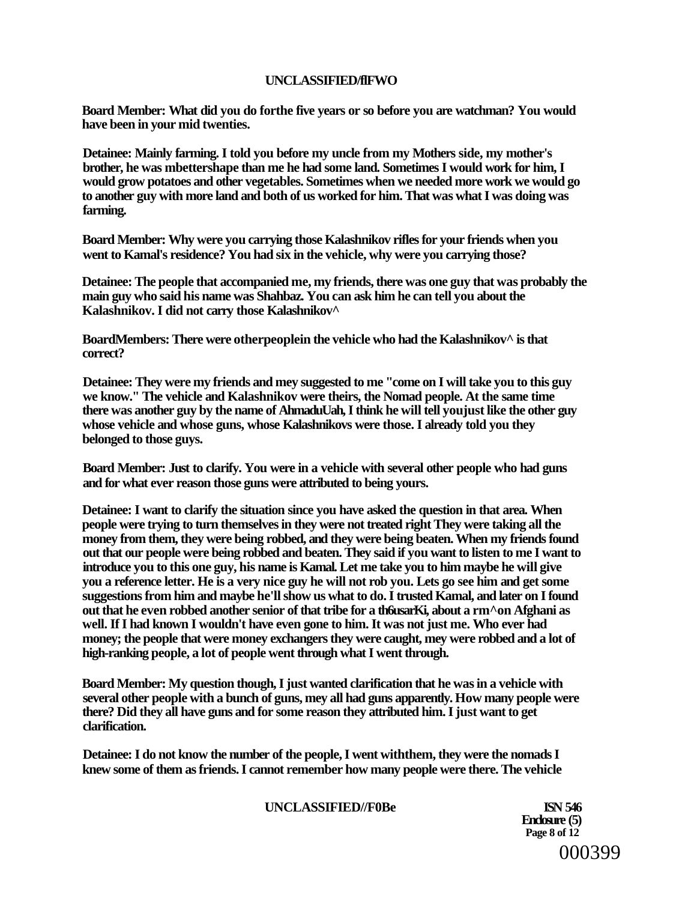**Board Member: What did you do forthe five years or so before you are watchman? You would have been in your mid twenties.**

**Detainee: Mainly farming. I told you before my uncle from my Mothers side, my mother's brother, he was mbettershape than me he had some land. Sometimes I would work for him, I would grow potatoes and other vegetables. Sometimes when we needed more work we would go to another guy with more land and both of us worked for him. That was what I was doing was farming.**

**Board Member: Why were you carrying those Kalashnikov rifles for your friends when you went to Kamal's residence? You had six in the vehicle, why were you carrying those?**

**Detainee: The people that accompanied me, my friends, there was one guy that was probably the main guy who said his name was Shahbaz. You can ask him he can tell you about the Kalashnikov. I did not carry those Kalashnikov^**

**BoardMembers: There were otherpeoplein the vehicle who had the Kalashnikov^ is that correct?**

**Detainee: They were my friends and mey suggested to me "come on I will take you to this guy we know." The vehicle and Kalashnikov were theirs, the Nomad people. At the same time there was another guy by the name of AhmaduUah, I think he will tell youjust like the other guy whose vehicle and whose guns, whose Kalashnikovs were those. I already told you they belonged to those guys.**

**Board Member: Just to clarify. You were in a vehicle with several other people who had guns and for what ever reason those guns were attributed to being yours.**

**Detainee: I want to clarify the situation since you have asked the question in that area. When people were trying to turn themselves in they were not treated right They were taking all the money from them, they were being robbed, and they were being beaten. When my friends found out that our people were being robbed and beaten. They said if you want to listen to me I want to introduce you to this one guy, his name is Kamal. Let me take you to him maybe he will give you a reference letter. He is a very nice guy he will not rob you. Lets go see him and get some suggestions from him and maybe he'll show us what to do. I trusted Kamal, and later on I found out that he even robbed another senior of that tribe for a th6usarKi, about a rm^on Afghani as well. If I had known I wouldn't have even gone to him. It was not just me. Who ever had money; the people that were money exchangers they were caught, mey were robbed and a lot of high-ranking people, a lot of people went through what I went through.**

**Board Member: My question though, I just wanted clarification that he was in a vehicle with several other people with a bunch of guns, mey all had guns apparently. How many people were there? Did they all have guns and for some reason they attributed him. I just want to get clarification.**

**Detainee: I do not know the number of the people, I went withthem, they were the nomads I knew some of them as friends. I cannot remember how many people were there. The vehicle**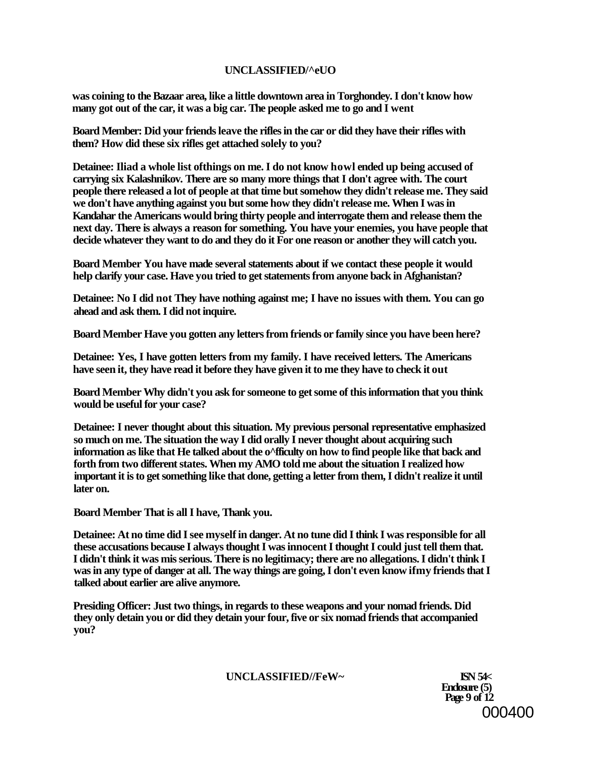was coining to the Bazaar area, like a little downtown area in Torghondey. I don't know how many got out of the car, it was a big car. The people asked me to go and I went

Board Member: Did your friends leave the rifles in the car or did they have their rifles with them? How did these six rifles get attached solely to you?

Detainee: Iliad a whole list ofthings on me. I do not know howl ended up being accused of carrying six Kalashnikov. There are so many more things that I don't agree with. The court people there released a lot of people at that time but somehow they didn't release me. They said we don't have anything against you but some how they didn't release me. When I was in Kandahar the Americans would bring thirty people and interrogate them and release them the next day. There is always a reason for something. You have your enemies, you have people that decide whatever they want to do and they do it For one reason or another they will catch you.

Board Member You have made several statements about if we contact these people it would help clarify your case. Have you tried to get statements from anyone back in Afghanistan?

Detainee: No I did not They have nothing against me; I have no issues with them. You can go ahead and ask them. I did not inquire.

Board Member Have you gotten any letters from friends or family since you have been here?

Detainee: Yes, I have gotten letters from my family. I have received letters. The Americans have seen it, they have read it before they have given it to me they have to check it out

Board Member Why didn't you ask for someone to get some of this information that you think would be useful for your case?

Detainee: I never thought about this situation. My previous personal representative emphasized so much on me. The situation the way I did orally I never thought about acquiring such information as like that He talked about the o^fficulty on how to find people like that back and forth from two different states. When my AMO told me about the situation I realized how important it is to get something like that done, getting a letter from them, I didn't realize it until later on.

Board Member That is all I have, Thank you.

Detainee: At no time did I see myself in danger. At no tune did I think I was responsible for all these accusations because I always thought I was innocent I thought I could just tell them that. I didn't think it was mis serious. There is no legitimacy; there are no allegations. I didn't think I was in any type of danger at all. The way things are going, I don't even know ifmy friends that I talked about earlier are alive anymore.

Presiding Officer: Just two things, in regards to these weapons and your nomad friends. Did they only detain you or did they detain your four, five or six nomad friends that accompanied you?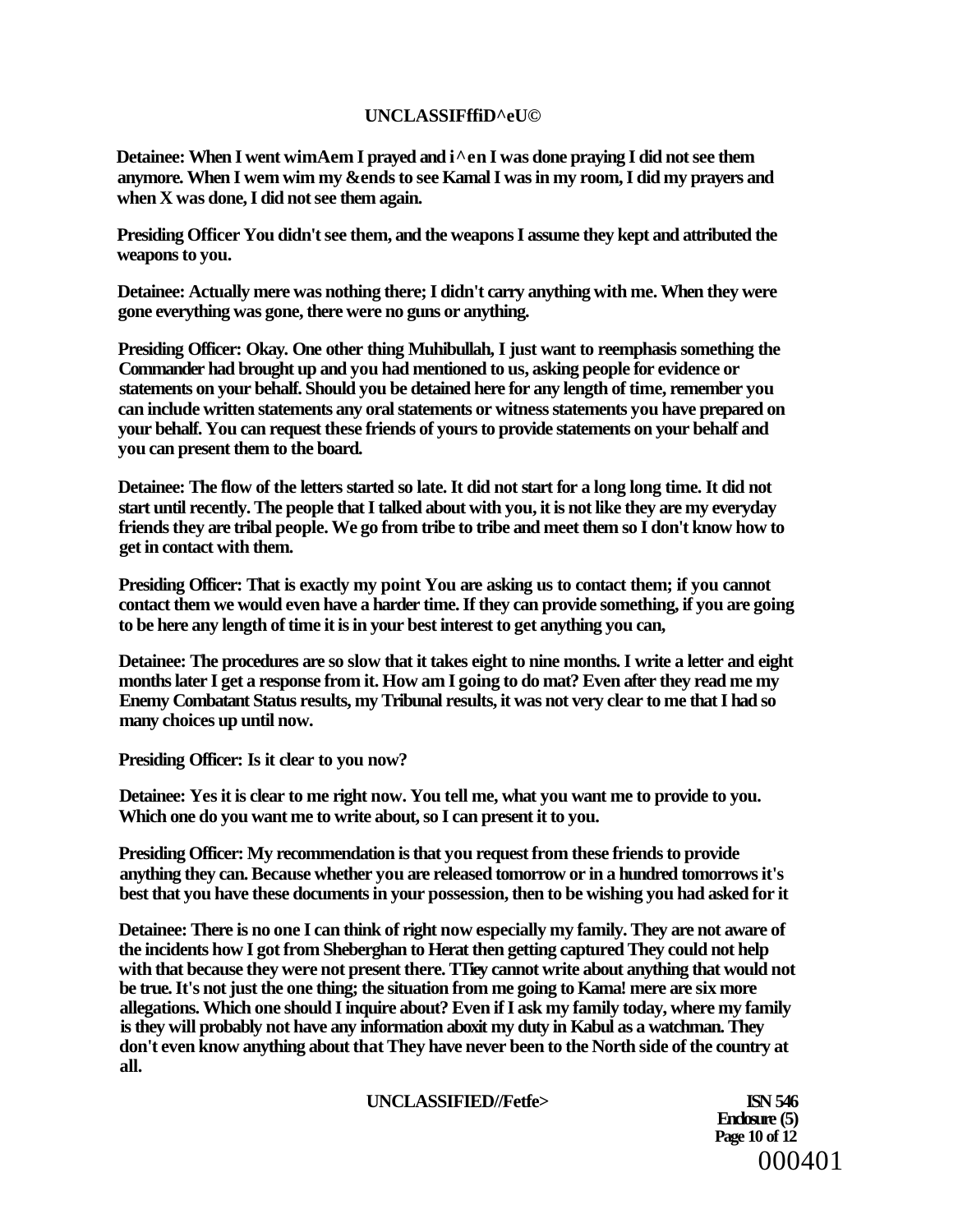**Detainee: When I went wimAem I prayed and i^en I was done praying I did not see them anymore. When I wem wim my &ends to see Kamal I was in my room, I did my prayers and when X was done, I did not see them again.**

**Presiding Officer You didn't see them, and the weapons I assume they kept and attributed the weapons to you.**

**Detainee: Actually mere was nothing there; I didn't carry anything with me. When they were gone everything was gone, there were no guns or anything.**

**Presiding Officer: Okay. One other thing Muhibullah, I just want to reemphasis something the Commander had brought up and you had mentioned to us, asking people for evidence or statements on your behalf. Should you be detained here for any length of time, remember you can include written statements any oral statements or witness statements you have prepared on your behalf. You can request these friends of yours to provide statements on your behalf and you can present them to the board.**

**Detainee: The flow of the letters started so late. It did not start for a long long time. It did not start until recently. The people that I talked about with you, it is not like they are my everyday friends they are tribal people. We go from tribe to tribe and meet them so I don't know how to get in contact with them.**

**Presiding Officer: That is exactly my point You are asking us to contact them; if you cannot contact them we would even have a harder time. If they can provide something, if you are going to be here any length of time it is in your best interest to get anything you can,**

**Detainee: The procedures are so slow that it takes eight to nine months. I write a letter and eight months later I get a response from it. How am I going to do mat? Even after they read me my Enemy Combatant Status results, my Tribunal results, it was not very clear to me that I had so many choices up until now.**

**Presiding Officer: Is it clear to you now?**

**Detainee: Yes it is clear to me right now. You tell me, what you want me to provide to you. Which one do you want me to write about, so I can present it to you.**

**Presiding Officer: My recommendation is that you request from these friends to provide anything they can. Because whether you are released tomorrow or in a hundred tomorrows it's best that you have these documents in your possession, then to be wishing you had asked for it**

**Detainee: There is no one I can think of right now especially my family. They are not aware of the incidents how I got from Sheberghan to Herat then getting captured They could not help with that because they were not present there. TTiey cannot write about anything that would not be true. It's not just the one thing; the situation from me going to Kama! mere are six more allegations. Which one should I inquire about? Even if I ask my family today, where my family is they will probably not have any information aboxit my duty in Kabul as a watchman. They don't even know anything about that They have never been to the North side of the country at all.**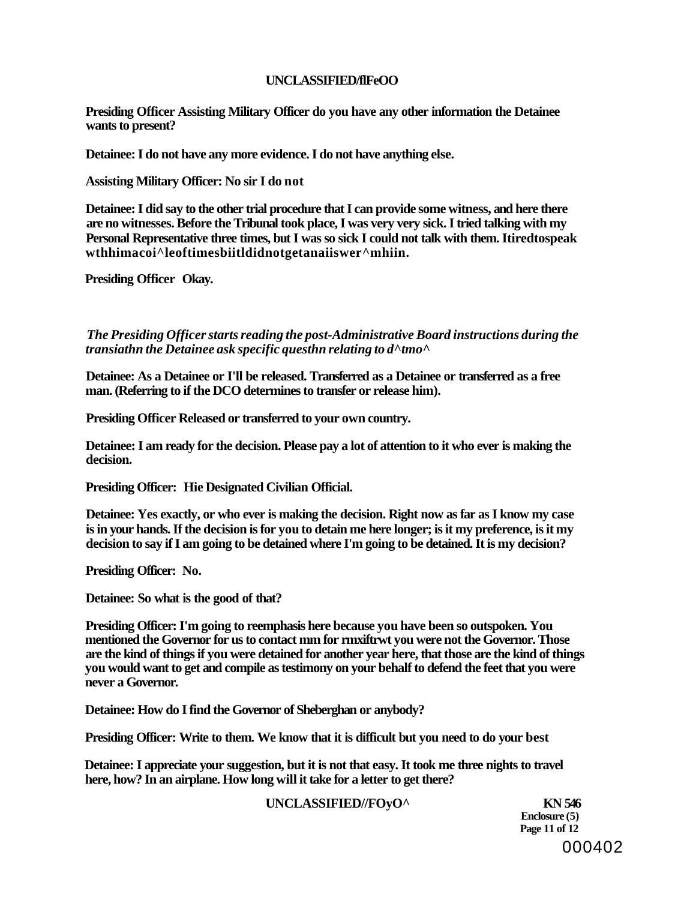**Presiding Officer Assisting Military Officer do you have any other information the Detainee wants to present?**

**Detainee: I do not have any more evidence. I do not have anything else.**

**Assisting Military Officer: No sir I do not**

**Detainee: I did say to the other trial procedure that I can provide some witness, and here there are no witnesses. Before the Tribunal took place, I was very very sick. I tried talking with my Personal Representative three times, but I was so sick I could not talk with them. Itiredtospeak wthhimacoi^leoftimesbiitldidnotgetanaiiswer^mhiin.**

**Presiding Officer Okay.**

***The Presiding Officer starts reading the post-Administrative Board instructions during the transiathn the Detainee ask specific questhn relating to d^tmo^***

**Detainee: As a Detainee or I'll be released. Transferred as a Detainee or transferred as a free man. (Referring to if the DCO determines to transfer or release him).**

**Presiding Officer Released or transferred to your own country.**

**Detainee: I am ready for the decision. Please pay a lot of attention to it who ever is making the decision.**

**Presiding Officer: Hie Designated Civilian Official.**

**Detainee: Yes exactly, or who ever is making the decision. Right now as far as I know my case is in your hands. If the decision is for you to detain me here longer; is it my preference, is it my decision to say if I am going to be detained where I'm going to be detained. It is my decision?**

**Presiding Officer: No.**

**Detainee: So what is the good of that?**

**Presiding Officer: I'm going to reemphasis here because you have been so outspoken. You mentioned the Governor for us to contact mm for rmxiftrwt you were not the Governor. Those are the kind of things if you were detained for another year here, that those are the kind of things you would want to get and compile as testimony on your behalf to defend the feet that you were never a Governor.**

**Detainee: How do I find the Governor of Sheberghan or anybody?**

**Presiding Officer: Write to them. We know that it is difficult but you need to do your best**

**Detainee: I appreciate your suggestion, but it is not that easy. It took me three nights to travel here, how? In an airplane. How long will it take for a letter to get there?**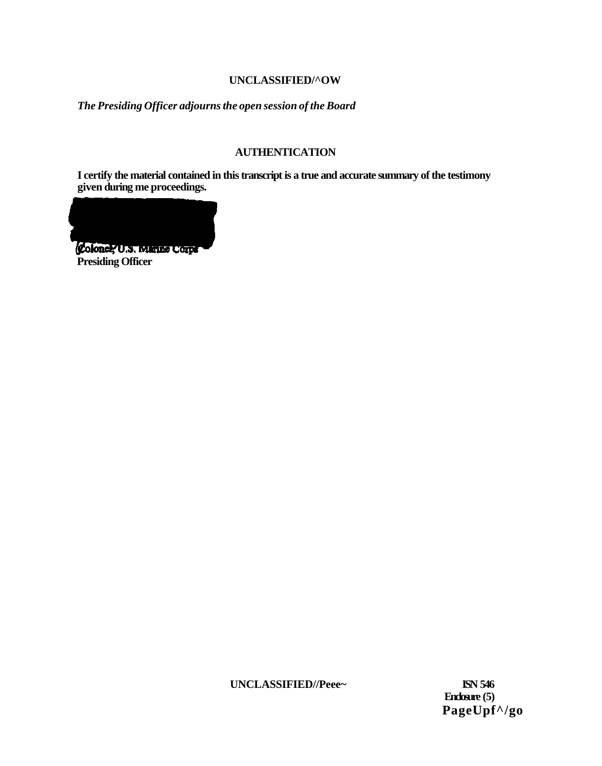*The Presiding Officer adjourns the open session of the Board*

## AUTHENTICATION

**I certify the material contained in this transcript is a true and accurate summary of the testimony given during me proceedings.**

**Colonel, U.S. Marine Corps**
**Presiding Officer**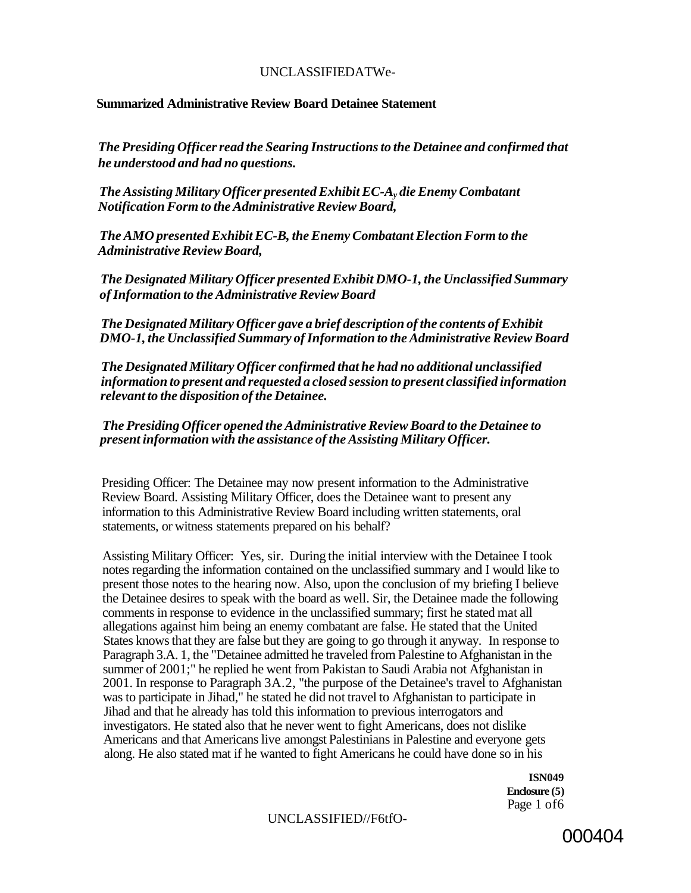**Summarized Administrative Review Board Detainee Statement**

*The Presiding Officer read the Searing Instructions to the Detainee and confirmed that he understood and had no questions.*

*The Assisting Military Officer presented Exhibit EC-A, die Enemy Combatant Notification Form to the Administrative Review Board,*

*The AMO presented Exhibit EC-B, the Enemy Combatant Election Form to the Administrative Review Board,*

*The Designated Military Officer presented Exhibit DMO-1, the Unclassified Summary of Information to the Administrative Review Board*

*The Designated Military Officer gave a brief description of the contents of Exhibit DMO-1, the Unclassified Summary of Information to the Administrative Review Board*

*The Designated Military Officer confirmed that he had no additional unclassified information to present and requested a closed session to present classified information relevant to the disposition of the Detainee.*

*The Presiding Officer opened the Administrative Review Board to the Detainee to present information with the assistance of the Assisting Military Officer.*

Presiding Officer: The Detainee may now present information to the Administrative Review Board. Assisting Military Officer, does the Detainee want to present any information to this Administrative Review Board including written statements, oral statements, or witness statements prepared on his behalf?

Assisting Military Officer: Yes, sir. During the initial interview with the Detainee I took notes regarding the information contained on the unclassified summary and I would like to present those notes to the hearing now. Also, upon the conclusion of my briefing I believe the Detainee desires to speak with the board as well. Sir, the Detainee made the following comments in response to evidence in the unclassified summary; first he stated mat all allegations against him being an enemy combatant are false. He stated that the United States knows that they are false but they are going to go through it anyway. In response to Paragraph 3.A. 1, the "Detainee admitted he traveled from Palestine to Afghanistan in the summer of 2001;" he replied he went from Pakistan to Saudi Arabia not Afghanistan in 2001. In response to Paragraph 3A.2, "the purpose of the Detainee's travel to Afghanistan was to participate in Jihad," he stated he did not travel to Afghanistan to participate in Jihad and that he already has told this information to previous interrogators and investigators. He stated also that he never went to fight Americans, does not dislike Americans and that Americans live amongst Palestinians in Palestine and everyone gets along. He also stated mat if he wanted to fight Americans he could have done so in his

ISN049
Enclosure (5)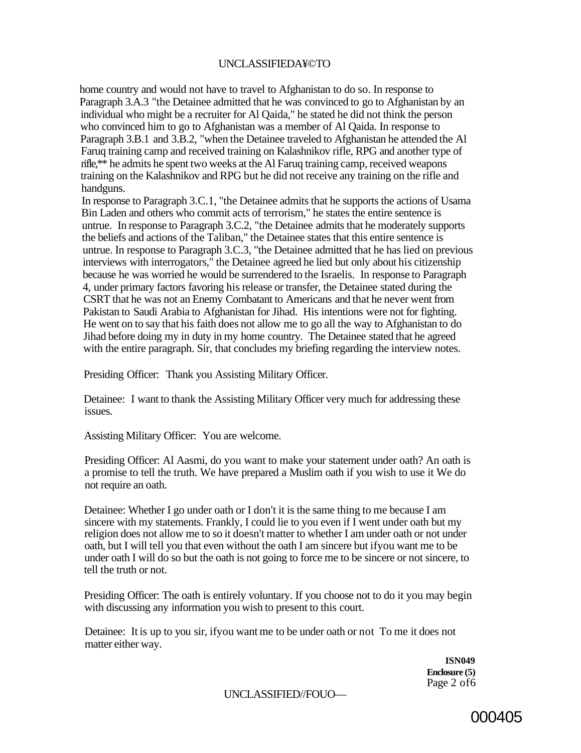home country and would not have to travel to Afghanistan to do so. In response to Paragraph 3.A.3 "the Detainee admitted that he was convinced to go to Afghanistan by an individual who might be a recruiter for Al Qaida," he stated he did not think the person who convinced him to go to Afghanistan was a member of Al Qaida. In response to Paragraph 3.B.1 and 3.B.2, "when the Detainee traveled to Afghanistan he attended the Al Faruq training camp and received training on Kalashnikov rifle, RPG and another type of rifle,"* he admits he spent two weeks at the Al Faruq training camp, received weapons training on the Kalashnikov and RPG but he did not receive any training on the rifle and handguns.

In response to Paragraph 3.C.1, "the Detainee admits that he supports the actions of Usama Bin Laden and others who commit acts of terrorism," he states the entire sentence is untrue. In response to Paragraph 3.C.2, "the Detainee admits that he moderately supports the beliefs and actions of the Taliban," the Detainee states that this entire sentence is untrue. In response to Paragraph 3.C.3, "the Detainee admitted that he has lied on previous interviews with interrogators," the Detainee agreed he lied but only about his citizenship because he was worried he would be surrendered to the Israelis. In response to Paragraph 4, under primary factors favoring his release or transfer, the Detainee stated during the CSRT that he was not an Enemy Combatant to Americans and that he never went from Pakistan to Saudi Arabia to Afghanistan for Jihad. His intentions were not for fighting. He went on to say that his faith does not allow me to go all the way to Afghanistan to do Jihad before doing my in duty in my home country. The Detainee stated that he agreed with the entire paragraph. Sir, that concludes my briefing regarding the interview notes.

Presiding Officer: Thank you Assisting Military Officer.

Detainee: I want to thank the Assisting Military Officer very much for addressing these issues.

Assisting Military Officer: You are welcome.

Presiding Officer: Al Aasmi, do you want to make your statement under oath? An oath is a promise to tell the truth. We have prepared a Muslim oath if you wish to use it We do not require an oath.

Detainee: Whether I go under oath or I don't it is the same thing to me because I am sincere with my statements. Frankly, I could lie to you even if I went under oath but my religion does not allow me to so it doesn't matter to whether I am under oath or not under oath, but I will tell you that even without the oath I am sincere but ifyou want me to be under oath I will do so but the oath is not going to force me to be sincere or not sincere, to tell the truth or not.

Presiding Officer: The oath is entirely voluntary. If you choose not to do it you may begin with discussing any information you wish to present to this court.

Detainee: It is up to you sir, ifyou want me to be under oath or not To me it does not matter either way.

**ISN049**
**Enclosure (5)**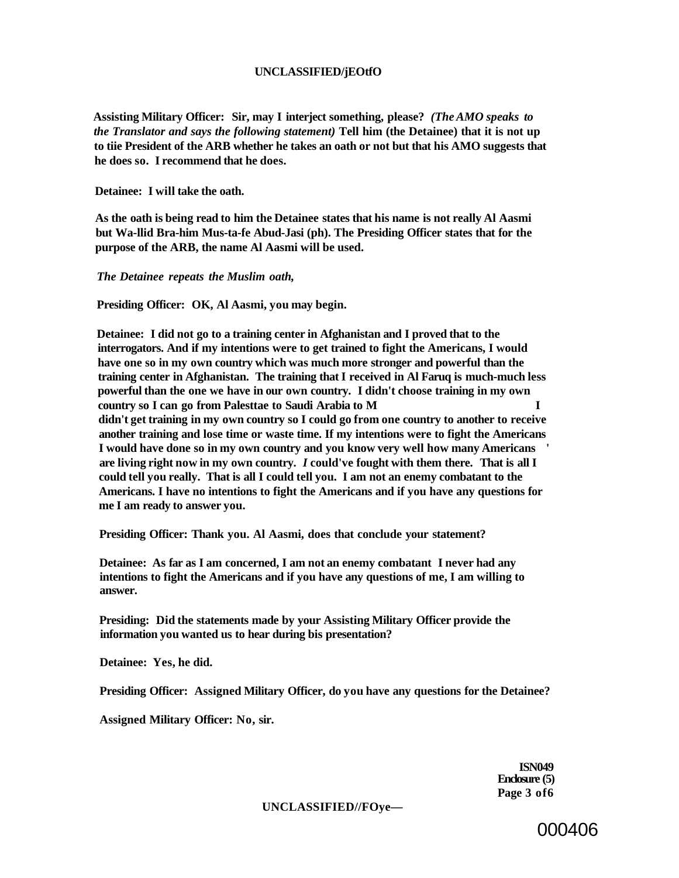**Assisting Military Officer: Sir, may I interject something, please?** ***(The AMO speaks to the Translator and says the following statement)*** **Tell him (the Detainee) that it is not up to tiie President of the ARB whether he takes an oath or not but that his AMO suggests that he does so. I recommend that he does.**

**Detainee: I will take the oath.**

**As the oath is being read to him the Detainee states that his name is not really Al Aasmi but Wa-llid Bra-him Mus-ta-fe Abud-Jasi (ph). The Presiding Officer states that for the purpose of the ARB, the name Al Aasmi will be used.**

***The Detainee repeats the Muslim oath,***

**Presiding Officer: OK, Al Aasmi, you may begin.**

**Detainee: I did not go to a training center in Afghanistan and I proved that to the interrogators. And if my intentions were to get trained to fight the Americans, I would have one so in my own country which was much more stronger and powerful than the training center in Afghanistan. The training that I received in Al Faruq is much-much less powerful than the one we have in our own country. I didn't choose training in my own country so I can go from Palesttae to Saudi Arabia to M I didn't get training in my own country so I could go from one country to another to receive another training and lose time or waste time. If my intentions were to fight the Americans I would have done so in my own country and you know very well how many Americans ' are living right now in my own country.** ***I*** **could've fought with them there. That is all I could tell you really. That is all I could tell you. I am not an enemy combatant to the Americans. I have no intentions to fight the Americans and if you have any questions for me I am ready to answer you.**

**Presiding Officer: Thank you. Al Aasmi, does that conclude your statement?**

**Detainee: As far as I am concerned, I am not an enemy combatant I never had any intentions to fight the Americans and if you have any questions of me, I am willing to answer.**

**Presiding: Did the statements made by your Assisting Military Officer provide the information you wanted us to hear during bis presentation?**

**Detainee: Yes, he did.**

**Presiding Officer: Assigned Military Officer, do you have any questions for the Detainee?**

**Assigned Military Officer: No, sir.**

**ISN049**
**Enclosure (5)**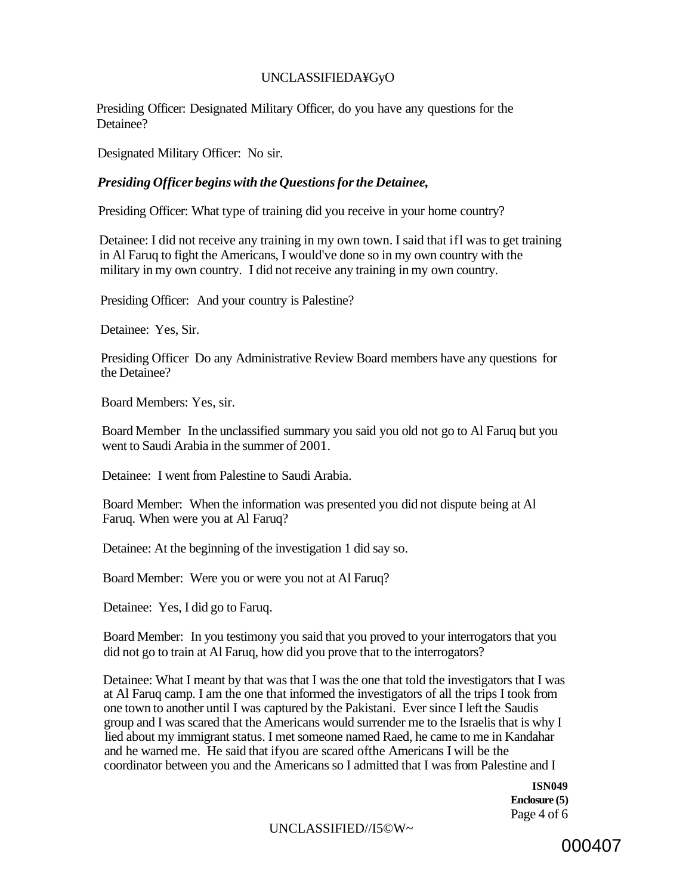Presiding Officer: Designated Military Officer, do you have any questions for the Detainee?

Designated Military Officer: No sir.

***Presiding Officer begins with the Questions for the Detainee,***

Presiding Officer: What type of training did you receive in your home country?

Detainee: I did not receive any training in my own town. I said that ifl was to get training in Al Faruq to fight the Americans, I would've done so in my own country with the military in my own country. I did not receive any training in my own country.

Presiding Officer: And your country is Palestine?

Detainee: Yes, Sir.

Presiding Officer Do any Administrative Review Board members have any questions for the Detainee?

Board Members: Yes, sir.

Board Member In the unclassified summary you said you old not go to Al Faruq but you went to Saudi Arabia in the summer of 2001.

Detainee: I went from Palestine to Saudi Arabia.

Board Member: When the information was presented you did not dispute being at Al Faruq. When were you at Al Faruq?

Detainee: At the beginning of the investigation 1 did say so.

Board Member: Were you or were you not at Al Faruq?

Detainee: Yes, I did go to Faruq.

Board Member: In you testimony you said that you proved to your interrogators that you did not go to train at Al Faruq, how did you prove that to the interrogators?

Detainee: What I meant by that was that I was the one that told the investigators that I was at Al Faruq camp. I am the one that informed the investigators of all the trips I took from one town to another until I was captured by the Pakistani. Ever since I left the Saudis group and I was scared that the Americans would surrender me to the Israelis that is why I lied about my immigrant status. I met someone named Raed, he came to me in Kandahar and he warned me. He said that ifyou are scared ofthe Americans I will be the coordinator between you and the Americans so I admitted that I was from Palestine and I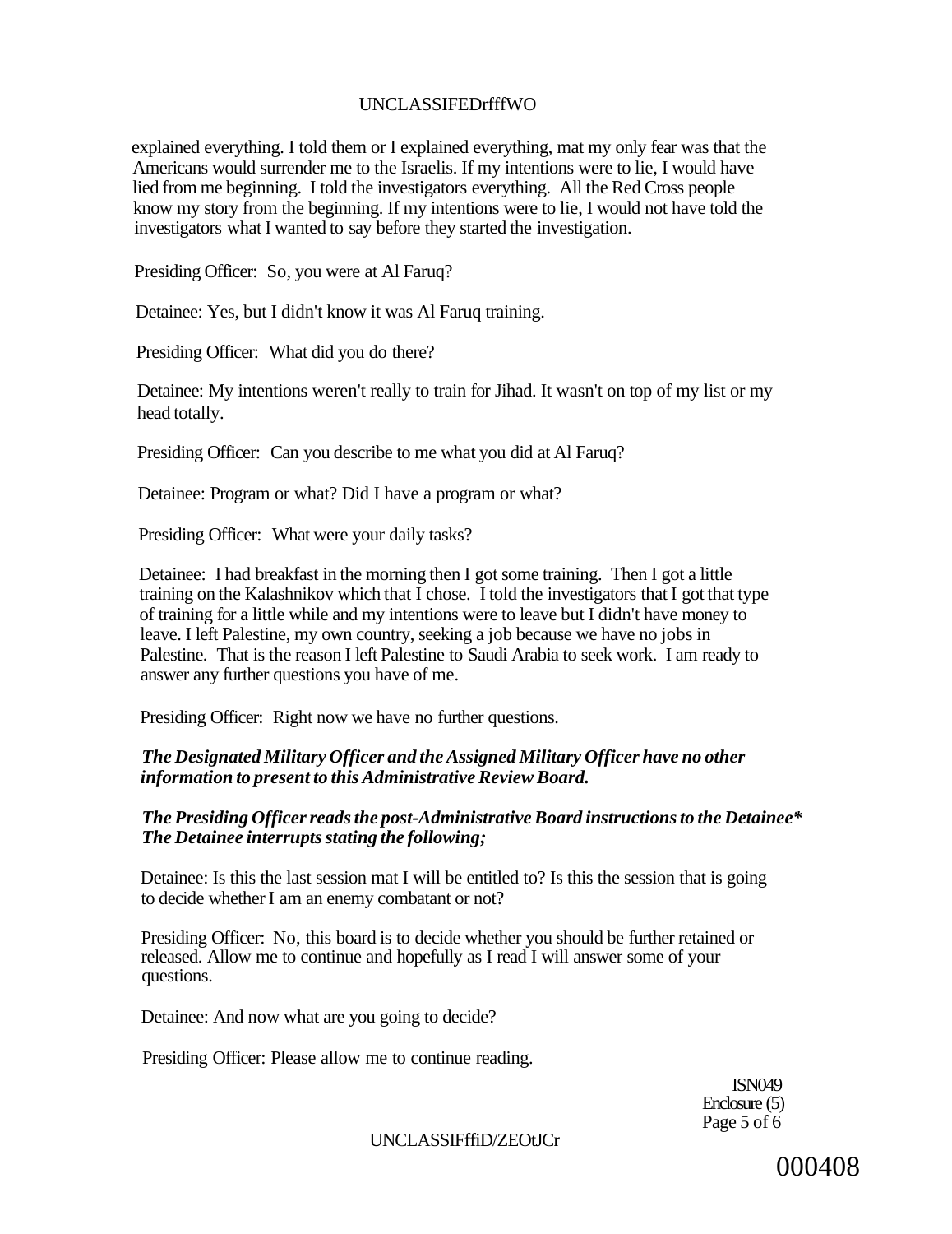explained everything. I told them or I explained everything, mat my only fear was that the Americans would surrender me to the Israelis. If my intentions were to lie, I would have lied from me beginning. I told the investigators everything. All the Red Cross people know my story from the beginning. If my intentions were to lie, I would not have told the investigators what I wanted to say before they started the investigation.

Presiding Officer: So, you were at Al Faruq?

Detainee: Yes, but I didn't know it was Al Faruq training.

Presiding Officer: What did you do there?

Detainee: My intentions weren't really to train for Jihad. It wasn't on top of my list or my head totally.

Presiding Officer: Can you describe to me what you did at Al Faruq?

Detainee: Program or what? Did I have a program or what?

Presiding Officer: What were your daily tasks?

Detainee: I had breakfast in the morning then I got some training. Then I got a little training on the Kalashnikov which that I chose. I told the investigators that I got that type of training for a little while and my intentions were to leave but I didn't have money to leave. I left Palestine, my own country, seeking a job because we have no jobs in Palestine. That is the reason I left Palestine to Saudi Arabia to seek work. I am ready to answer any further questions you have of me.

Presiding Officer: Right now we have no further questions.

***The Designated Military Officer and the Assigned Military Officer have no other information to present to this Administrative Review Board.***

***The Presiding Officer reads the post-Administrative Board instructions to the Detainee\* The Detainee interrupts stating the following;***

Detainee: Is this the last session mat I will be entitled to? Is this the session that is going to decide whether I am an enemy combatant or not?

Presiding Officer: No, this board is to decide whether you should be further retained or released. Allow me to continue and hopefully as I read I will answer some of your questions.

Detainee: And now what are you going to decide?

Presiding Officer: Please allow me to continue reading.

ISN049
Enclosure (5)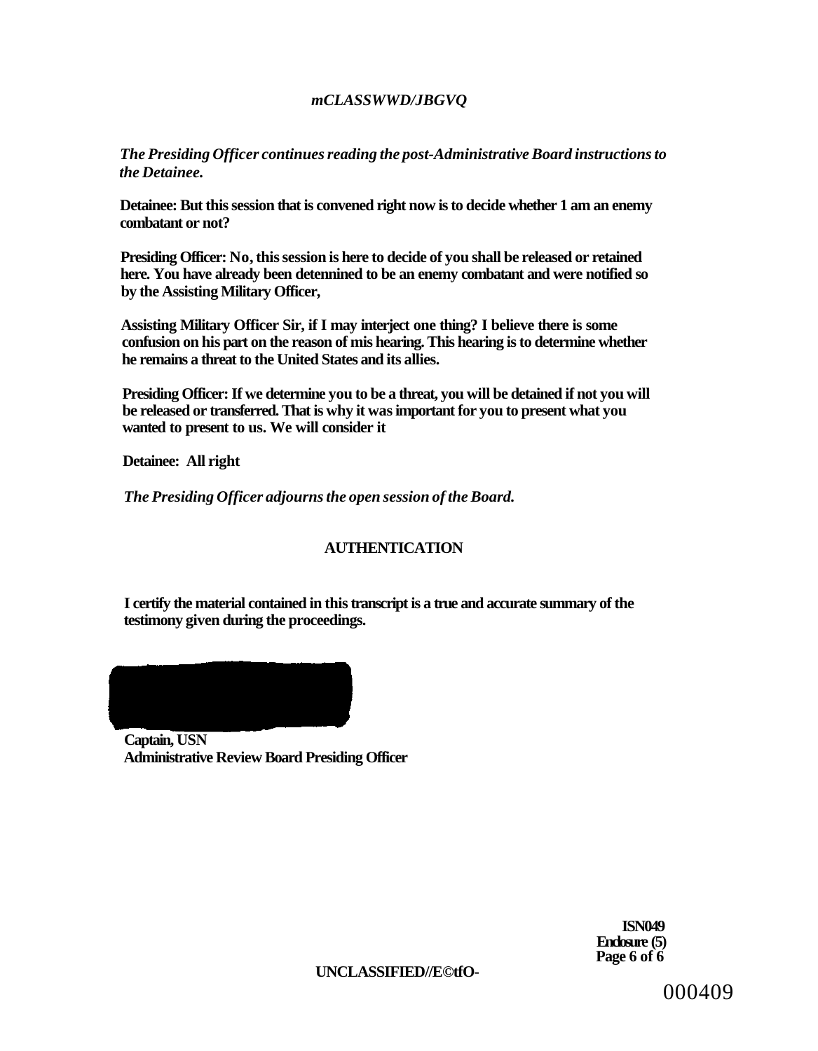*The Presiding Officer continues reading the post-Administrative Board instructions to the Detainee.*

**Detainee: But this session that is convened right now is to decide whether 1 am an enemy combatant or not?**

**Presiding Officer: No, this session is here to decide of you shall be released or retained here. You have already been detennined to be an enemy combatant and were notified so by the Assisting Military Officer,**

**Assisting Military Officer Sir, if I may interject one thing? I believe there is some confusion on his part on the reason of mis hearing. This hearing is to determine whether he remains a threat to the United States and its allies.**

**Presiding Officer: If we determine you to be a threat, you will be detained if not you will be released or transferred. That is why it was important for you to present what you wanted to present to us. We will consider it**

**Detainee: All right**

*The Presiding Officer adjourns the open session of the Board.*

## AUTHENTICATION

**I certify the material contained in this transcript is a true and accurate summary of the testimony given during the proceedings.**

**Captain, USN**
**Administrative Review Board Presiding Officer**

**ISN049**
**Enclosure (5)**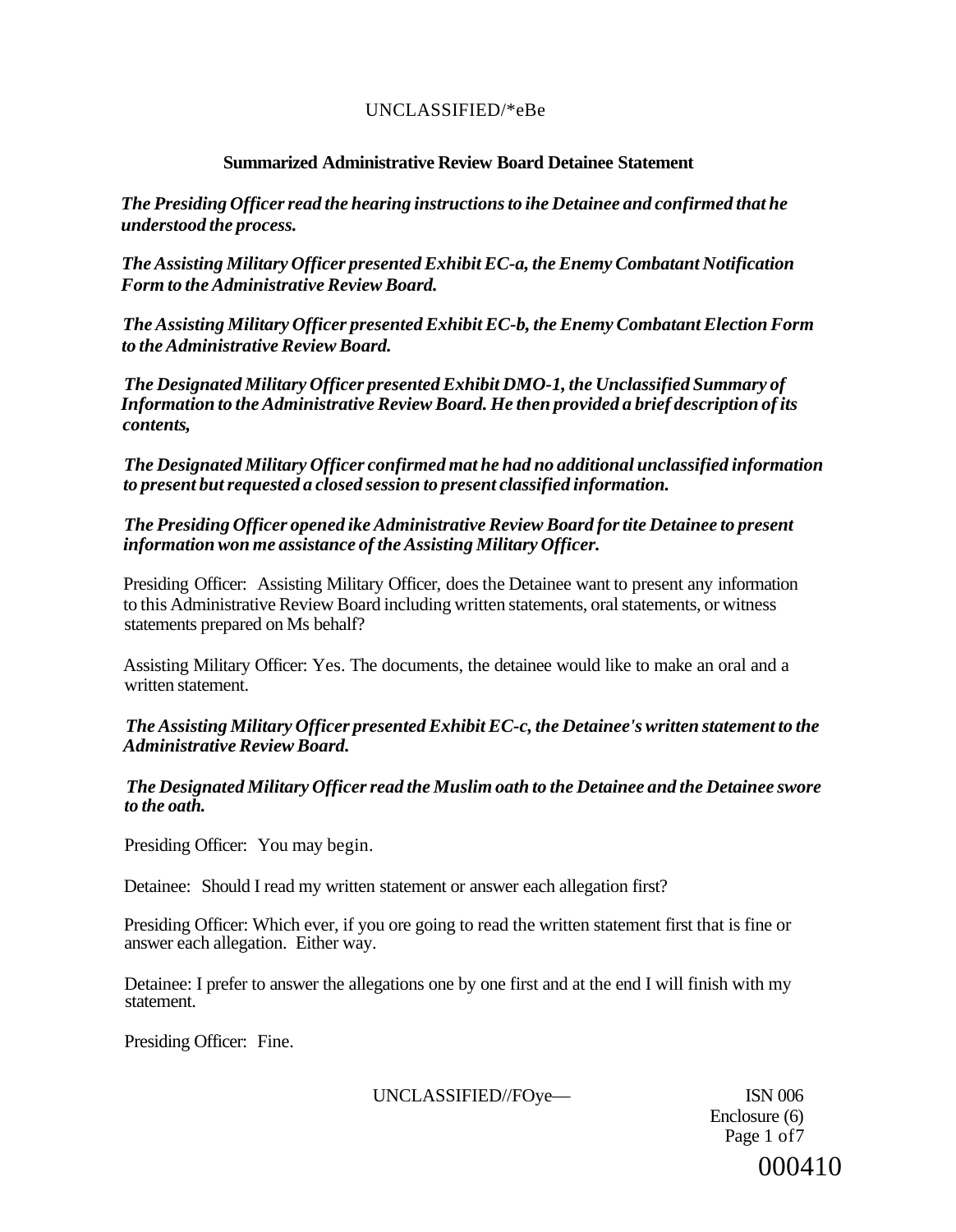## Summarized Administrative Review Board Detainee Statement

***The Presiding Officer read the hearing instructions to ihe Detainee and confirmed that he understood the process.***

***The Assisting Military Officer presented Exhibit EC-a, the Enemy Combatant Notification Form to the Administrative Review Board.***

***The Assisting Military Officer presented Exhibit EC-b, the Enemy Combatant Election Form to the Administrative Review Board.***

***The Designated Military Officer presented Exhibit DMO-1, the Unclassified Summary of Information to the Administrative Review Board. He then provided a brief description of its contents,***

***The Designated Military Officer confirmed mat he had no additional unclassified information to present but requested a closed session to present classified information.***

***The Presiding Officer opened ike Administrative Review Board for tite Detainee to present information won me assistance of the Assisting Military Officer.***

Presiding Officer: Assisting Military Officer, does the Detainee want to present any information to this Administrative Review Board including written statements, oral statements, or witness statements prepared on Ms behalf?

Assisting Military Officer: Yes. The documents, the detainee would like to make an oral and a written statement.

***The Assisting Military Officer presented Exhibit EC-c, the Detainee's written statement to the Administrative Review Board.***

***The Designated Military Officer read the Muslim oath to the Detainee and the Detainee swore to the oath.***

Presiding Officer: You may begin.

Detainee: Should I read my written statement or answer each allegation first?

Presiding Officer: Which ever, if you ore going to read the written statement first that is fine or answer each allegation. Either way.

Detainee: I prefer to answer the allegations one by one first and at the end I will finish with my statement.

Presiding Officer: Fine.

ISN 006
Enclosure (6)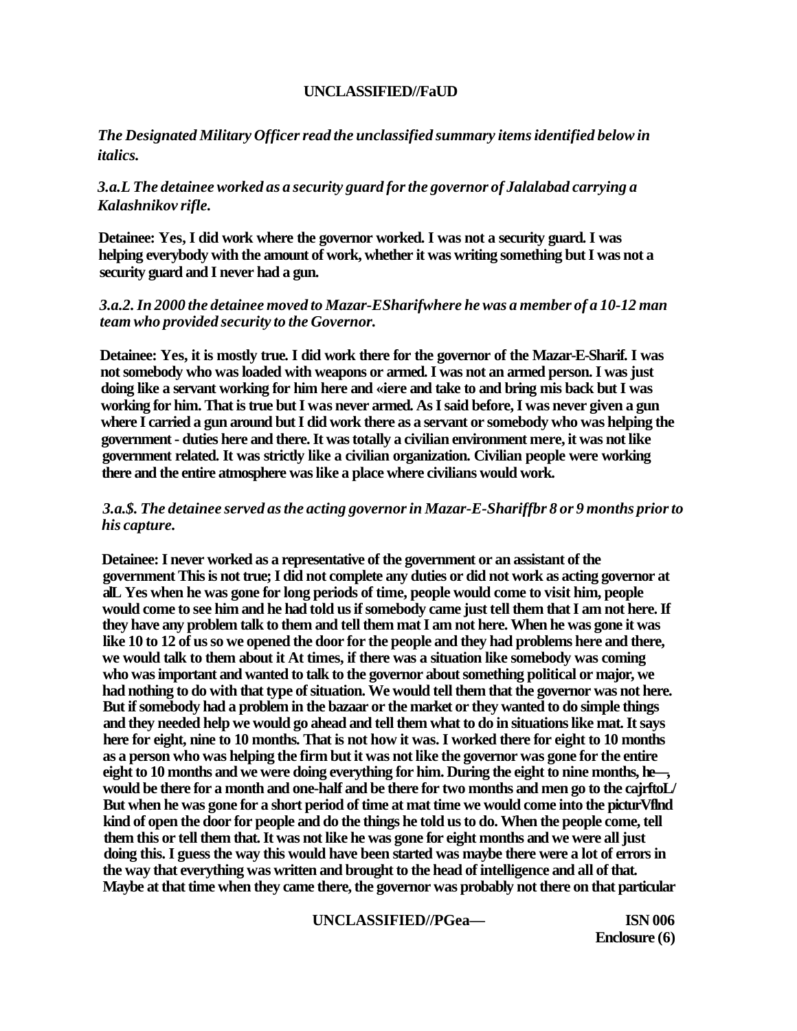*The Designated Military Officer read the unclassified summary items identified below in italics.*

*3.a.L The detainee worked as a security guard for the governor of Jalalabad carrying a Kalashnikov rifle.*

**Detainee: Yes, I did work where the governor worked. I was not a security guard. I was helping everybody with the amount of work, whether it was writing something but I was not a security guard and I never had a gun.**

*3.a.2. In 2000 the detainee moved to Mazar-ESharifwhere he was a member of a 10-12 man team who provided security to the Governor.*

**Detainee: Yes, it is mostly true. I did work there for the governor of the Mazar-E-Sharif. I was not somebody who was loaded with weapons or armed. I was not an armed person. I was just doing like a servant working for him here and «iere and take to and bring mis back but I was working for him. That is true but I was never armed. As I said before, I was never given a gun where I carried a gun around but I did work there as a servant or somebody who was helping the government - duties here and there. It was totally a civilian environment mere, it was not like government related. It was strictly like a civilian organization. Civilian people were working there and the entire atmosphere was like a place where civilians would work.**

*3.a.$. The detainee served as the acting governor in Mazar-E-Shariffbr 8 or 9 months prior to his capture.*

**Detainee: I never worked as a representative of the government or an assistant of the government This is not true; I did not complete any duties or did not work as acting governor at alL Yes when he was gone for long periods of time, people would come to visit him, people would come to see him and he had told us if somebody came just tell them that I am not here. If they have any problem talk to them and tell them mat I am not here. When he was gone it was like 10 to 12 of us so we opened the door for the people and they had problems here and there, we would talk to them about it At times, if there was a situation like somebody was coming who was important and wanted to talk to the governor about something political or major, we had nothing to do with that type of situation. We would tell them that the governor was not here. But if somebody had a problem in the bazaar or the market or they wanted to do simple things and they needed help we would go ahead and tell them what to do in situations like mat. It says here for eight, nine to 10 months. That is not how it was. I worked there for eight to 10 months as a person who was helping the firm but it was not like the governor was gone for the entire eight to 10 months and we were doing everything for him. During the eight to nine months, he—, would be there for a month and one-half and be there for two months and men go to the cajrftoL/ But when he was gone for a short period of time at mat time we would come into the picturVflnd kind of open the door for people and do the things he told us to do. When the people come, tell them this or tell them that. It was not like he was gone for eight months and we were all just doing this. I guess the way this would have been started was maybe there were a lot of errors in the way that everything was written and brought to the head of intelligence and all of that. Maybe at that time when they came there, the governor was probably not there on that particular**

ISN 006
Enclosure (6)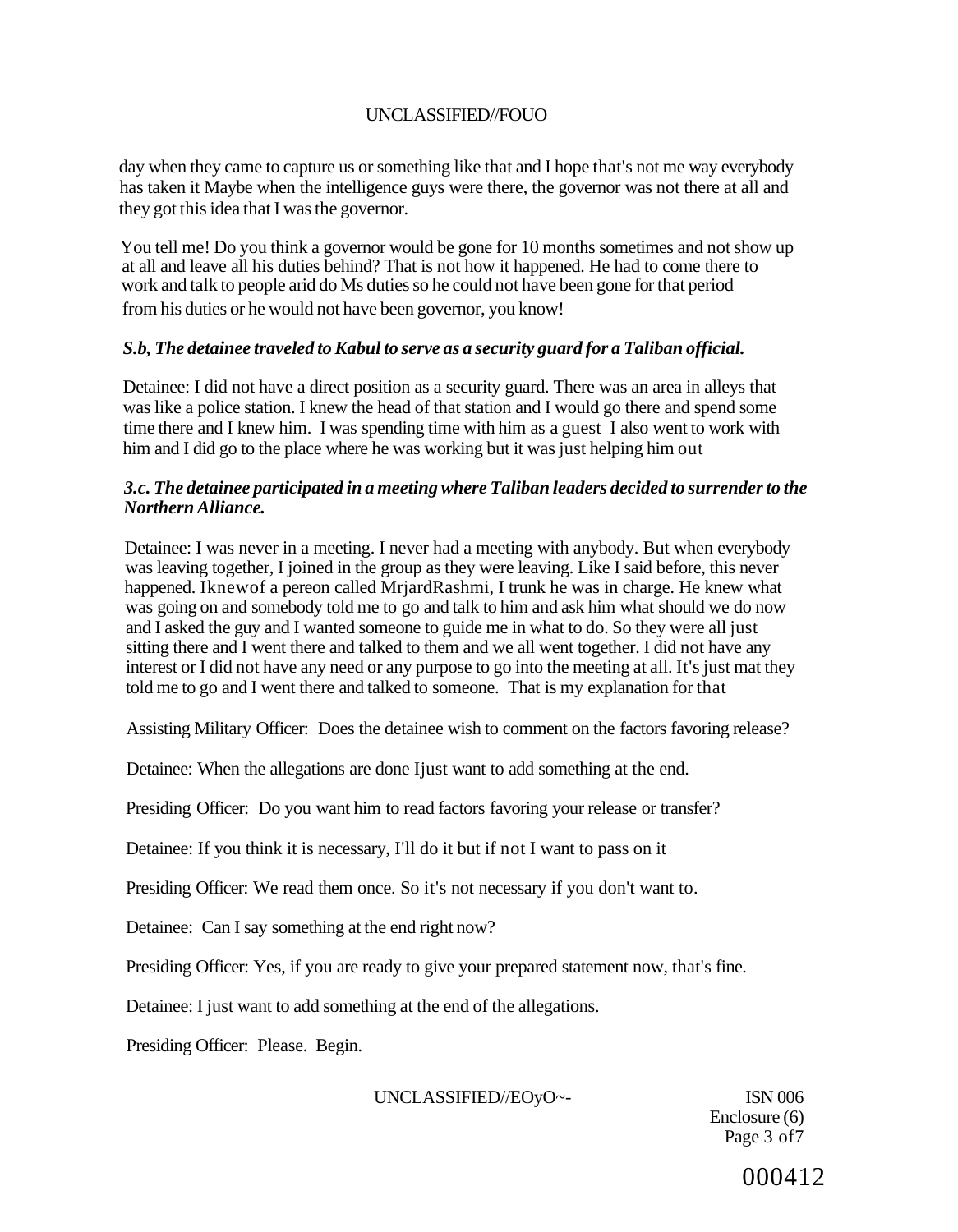day when they came to capture us or something like that and I hope that's not me way everybody has taken it Maybe when the intelligence guys were there, the governor was not there at all and they got this idea that I was the governor.

You tell me! Do you think a governor would be gone for 10 months sometimes and not show up at all and leave all his duties behind? That is not how it happened. He had to come there to work and talk to people arid do Ms duties so he could not have been gone for that period from his duties or he would not have been governor, you know!

***S.b, The detainee traveled to Kabul to serve as a security guard for a Taliban official.***

Detainee: I did not have a direct position as a security guard. There was an area in alleys that was like a police station. I knew the head of that station and I would go there and spend some time there and I knew him. I was spending time with him as a guest I also went to work with him and I did go to the place where he was working but it was just helping him out

***3.c. The detainee participated in a meeting where Taliban leaders decided to surrender to the Northern Alliance.***

Detainee: I was never in a meeting. I never had a meeting with anybody. But when everybody was leaving together, I joined in the group as they were leaving. Like I said before, this never happened. Iknewof a pereon called MrjardRashmi, I trunk he was in charge. He knew what was going on and somebody told me to go and talk to him and ask him what should we do now and I asked the guy and I wanted someone to guide me in what to do. So they were all just sitting there and I went there and talked to them and we all went together. I did not have any interest or I did not have any need or any purpose to go into the meeting at all. It's just mat they told me to go and I went there and talked to someone. That is my explanation for that

Assisting Military Officer: Does the detainee wish to comment on the factors favoring release?

Detainee: When the allegations are done Ijust want to add something at the end.

Presiding Officer: Do you want him to read factors favoring your release or transfer?

Detainee: If you think it is necessary, I'll do it but if not I want to pass on it

Presiding Officer: We read them once. So it's not necessary if you don't want to.

Detainee: Can I say something at the end right now?

Presiding Officer: Yes, if you are ready to give your prepared statement now, that's fine.

Detainee: I just want to add something at the end of the allegations.

Presiding Officer: Please. Begin.

ISN 006
Enclosure (6)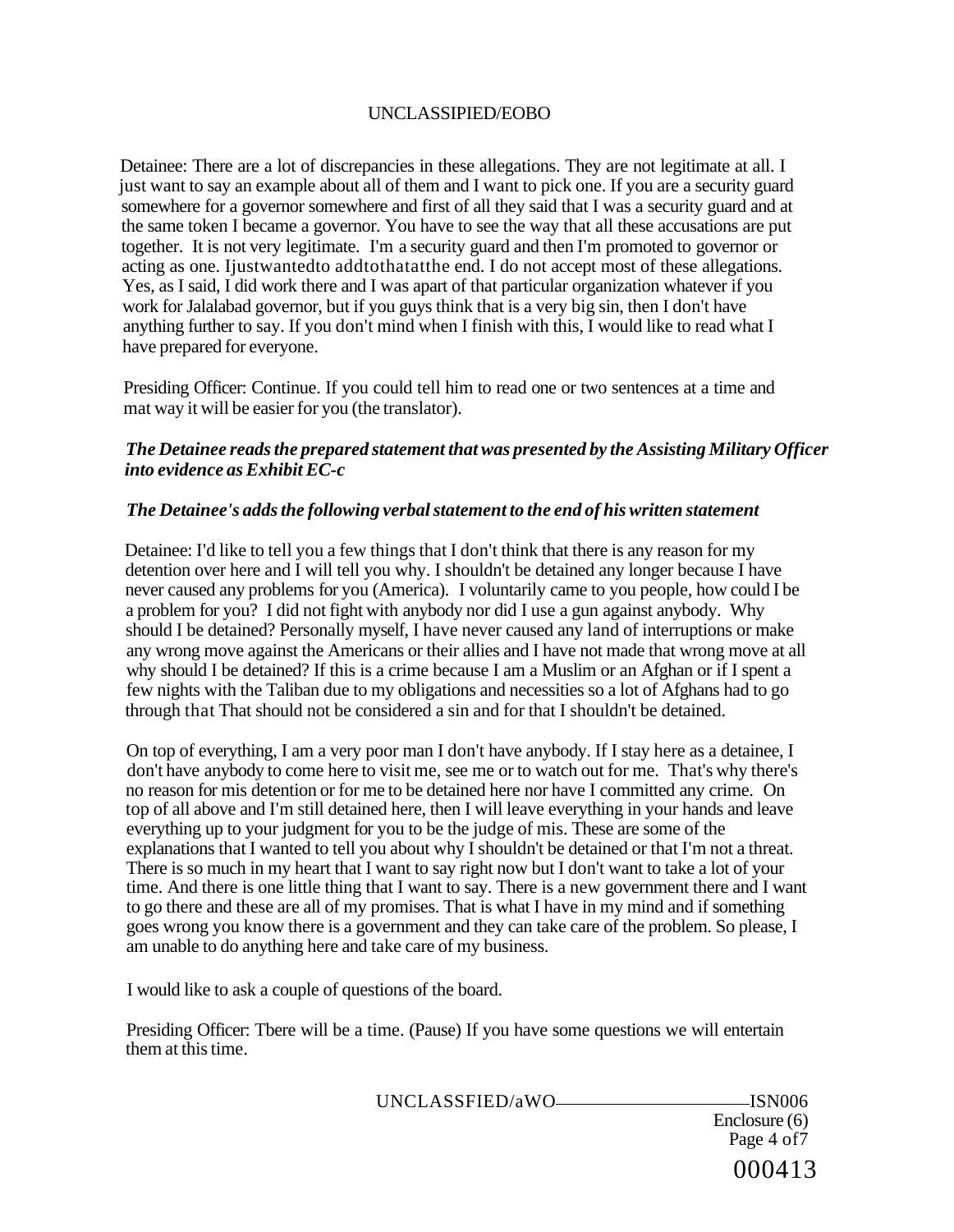Detainee: There are a lot of discrepancies in these allegations. They are not legitimate at all. I just want to say an example about all of them and I want to pick one. If you are a security guard somewhere for a governor somewhere and first of all they said that I was a security guard and at the same token I became a governor. You have to see the way that all these accusations are put together. It is not very legitimate. I'm a security guard and then I'm promoted to governor or acting as one. Ijustwantedto addtothatatthe end. I do not accept most of these allegations. Yes, as I said, I did work there and I was apart of that particular organization whatever if you work for Jalalabad governor, but if you guys think that is a very big sin, then I don't have anything further to say. If you don't mind when I finish with this, I would like to read what I have prepared for everyone.

Presiding Officer: Continue. If you could tell him to read one or two sentences at a time and mat way it will be easier for you (the translator).

***The Detainee reads the prepared statement that was presented by the Assisting Military Officer into evidence as Exhibit EC-c***

***The Detainee's adds the following verbal statement to the end of his written statement***

Detainee: I'd like to tell you a few things that I don't think that there is any reason for my detention over here and I will tell you why. I shouldn't be detained any longer because I have never caused any problems for you (America). I voluntarily came to you people, how could I be a problem for you? I did not fight with anybody nor did I use a gun against anybody. Why should I be detained? Personally myself, I have never caused any land of interruptions or make any wrong move against the Americans or their allies and I have not made that wrong move at all why should I be detained? If this is a crime because I am a Muslim or an Afghan or if I spent a few nights with the Taliban due to my obligations and necessities so a lot of Afghans had to go through that That should not be considered a sin and for that I shouldn't be detained.

On top of everything, I am a very poor man I don't have anybody. If I stay here as a detainee, I don't have anybody to come here to visit me, see me or to watch out for me. That's why there's no reason for mis detention or for me to be detained here nor have I committed any crime. On top of all above and I'm still detained here, then I will leave everything in your hands and leave everything up to your judgment for you to be the judge of mis. These are some of the explanations that I wanted to tell you about why I shouldn't be detained or that I'm not a threat. There is so much in my heart that I want to say right now but I don't want to take a lot of your time. And there is one little thing that I want to say. There is a new government there and I want to go there and these are all of my promises. That is what I have in my mind and if something goes wrong you know there is a government and they can take care of the problem. So please, I am unable to do anything here and take care of my business.

I would like to ask a couple of questions of the board.

Presiding Officer: Tbere will be a time. (Pause) If you have some questions we will entertain them at this time.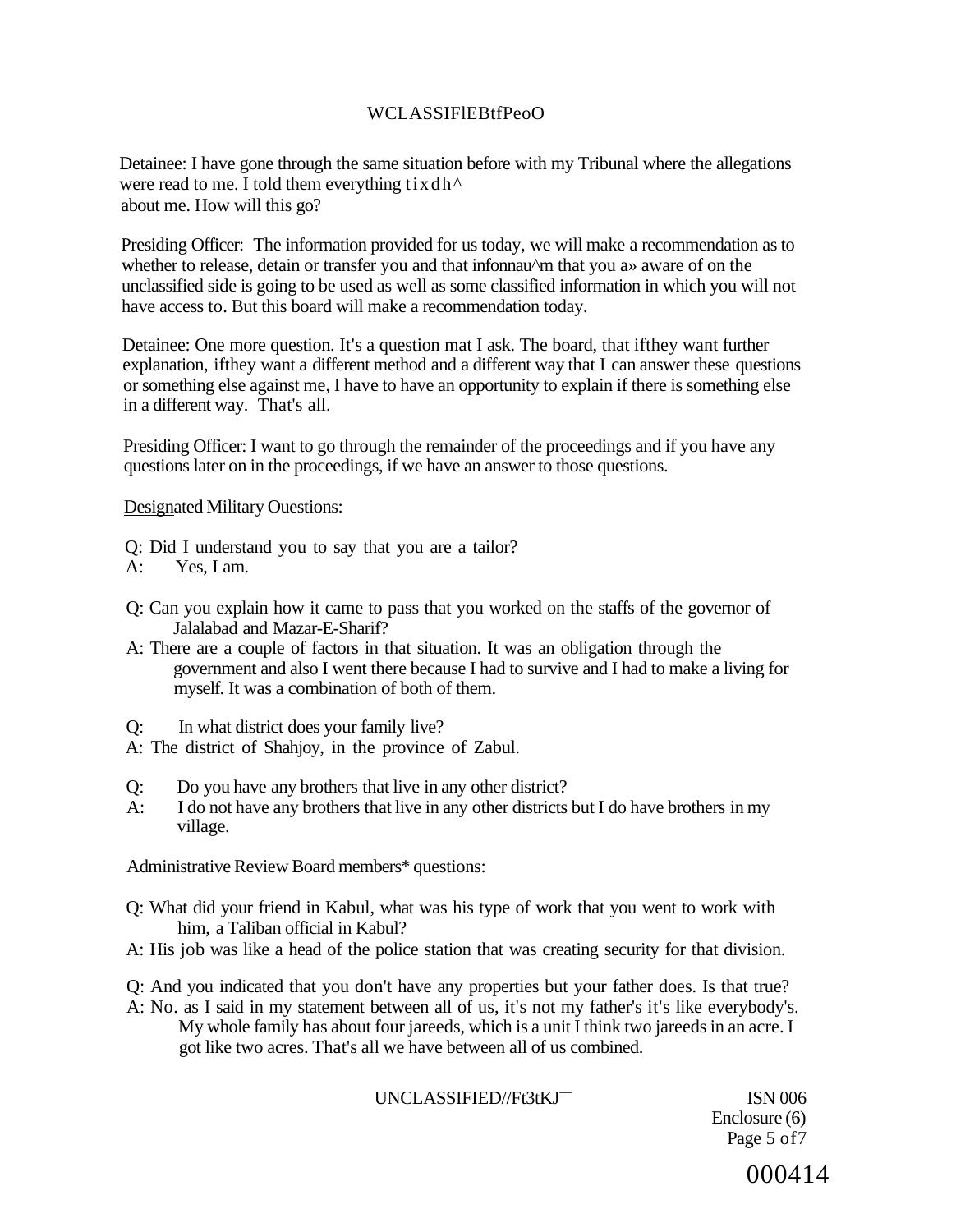Detainee: I have gone through the same situation before with my Tribunal where the allegations were read to me. I told them everything tixdh^ about me. How will this go?

Presiding Officer: The information provided for us today, we will make a recommendation as to whether to release, detain or transfer you and that infonnau^m that you a» aware of on the unclassified side is going to be used as well as some classified information in which you will not have access to. But this board will make a recommendation today.

Detainee: One more question. It's a question mat I ask. The board, that ifthey want further explanation, ifthey want a different method and a different way that I can answer these questions or something else against me, I have to have an opportunity to explain if there is something else in a different way. That's all.

Presiding Officer: I want to go through the remainder of the proceedings and if you have any questions later on in the proceedings, if we have an answer to those questions.

Designated Military Ouestions:

Q: Did I understand you to say that you are a tailor?
A: Yes, I am.

Q: Can you explain how it came to pass that you worked on the staffs of the governor of Jalalabad and Mazar-E-Sharif?
A: There are a couple of factors in that situation. It was an obligation through the government and also I went there because I had to survive and I had to make a living for myself. It was a combination of both of them.

Q: In what district does your family live?
A: The district of Shahjoy, in the province of Zabul.

Q: Do you have any brothers that live in any other district?
A: I do not have any brothers that live in any other districts but I do have brothers in my village.

Administrative Review Board members* questions:

Q: What did your friend in Kabul, what was his type of work that you went to work with him, a Taliban official in Kabul?
A: His job was like a head of the police station that was creating security for that division.

Q: And you indicated that you don't have any properties but your father does. Is that true?
A: No. as I said in my statement between all of us, it's not my father's it's like everybody's. My whole family has about four jareeds, which is a unit I think two jareeds in an acre. I got like two acres. That's all we have between all of us combined.

ISN 006
Enclosure (6)
Page 5 of 7

000414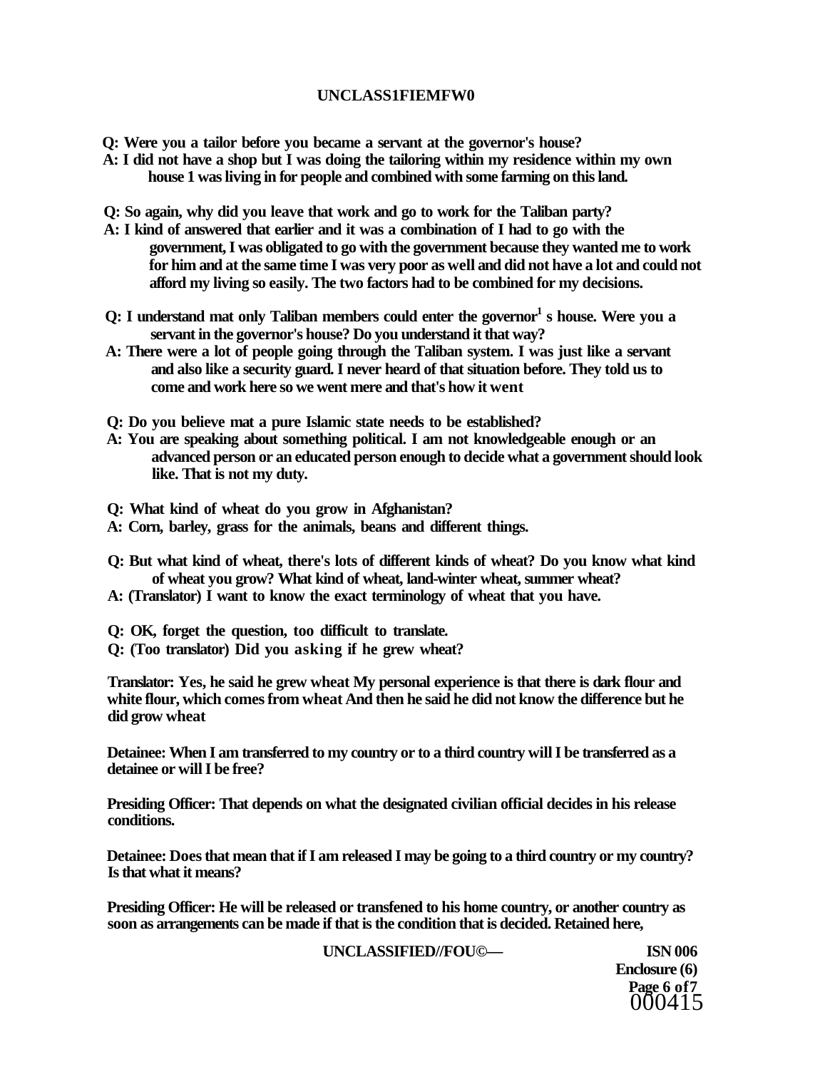**Q: Were you a tailor before you became a servant at the governor's house?**
**A: I did not have a shop but I was doing the tailoring within my residence within my own house 1 was living in for people and combined with some farming on this land.**

**Q: So again, why did you leave that work and go to work for the Taliban party?**
**A: I kind of answered that earlier and it was a combination of I had to go with the government, I was obligated to go with the government because they wanted me to work for him and at the same time I was very poor as well and did not have a lot and could not afford my living so easily. The two factors had to be combined for my decisions.**

**Q: I understand mat only Taliban members could enter the governor[1] s house. Were you a servant in the governor's house? Do you understand it that way?**
**A: There were a lot of people going through the Taliban system. I was just like a servant and also like a security guard. I never heard of that situation before. They told us to come and work here so we went mere and that's how it went**

**Q: Do you believe mat a pure Islamic state needs to be established?**
**A: You are speaking about something political. I am not knowledgeable enough or an advanced person or an educated person enough to decide what a government should look like. That is not my duty.**

**Q: What kind of wheat do you grow in Afghanistan?**
**A: Corn, barley, grass for the animals, beans and different things.**

**Q: But what kind of wheat, there's lots of different kinds of wheat? Do you know what kind of wheat you grow? What kind of wheat, land-winter wheat, summer wheat?**
**A: (Translator) I want to know the exact terminology of wheat that you have.**

**Q: OK, forget the question, too difficult to translate.**
**Q: (Too translator) Did you asking if he grew wheat?**

**Translator: Yes, he said he grew wheat My personal experience is that there is dark flour and white flour, which comes from wheat And then he said he did not know the difference but he did grow wheat**

**Detainee: When I am transferred to my country or to a third country will I be transferred as a detainee or will I be free?**

**Presiding Officer: That depends on what the designated civilian official decides in his release conditions.**

**Detainee: Does that mean that if I am released I may be going to a third country or my country? Is that what it means?**

**Presiding Officer: He will be released or transfened to his home country, or another country as soon as arrangements can be made if that is the condition that is decided. Retained here,**

**ISN 006**
**Enclosure (6)**
**Page 6 of 7**
000415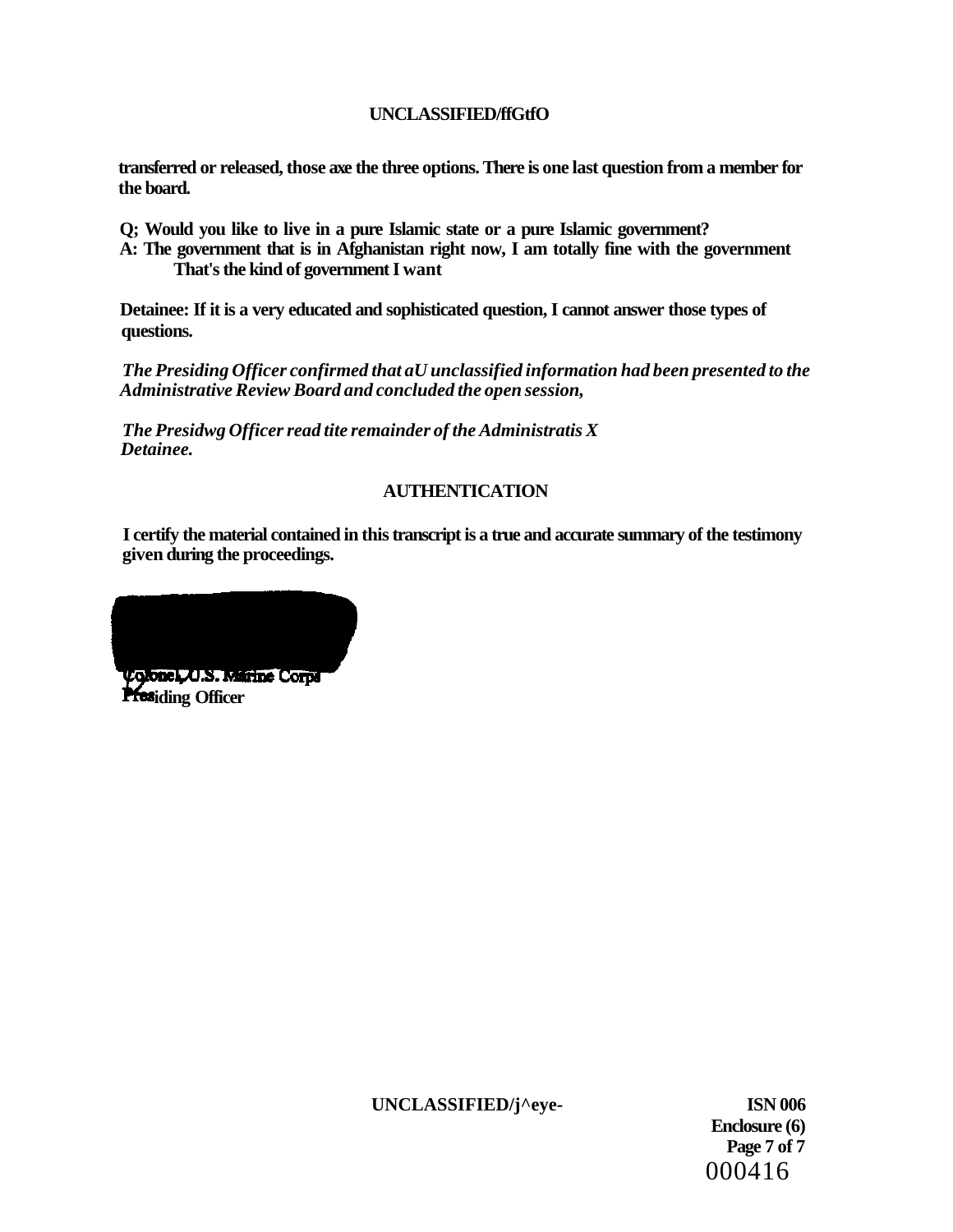transferred or released, those axe the three options. There is one last question from a member for the board.

Q; Would you like to live in a pure Islamic state or a pure Islamic government?
A: The government that is in Afghanistan right now, I am totally fine with the government That's the kind of government I want

Detainee: If it is a very educated and sophisticated question, I cannot answer those types of questions.

*The Presiding Officer confirmed that aU unclassified information had been presented to the Administrative Review Board and concluded the open session,*

*The Presidwg Officer read tite remainder of the Administratis X Detainee.*

## AUTHENTICATION

I certify the material contained in this transcript is a true and accurate summary of the testimony given during the proceedings.

Colonel, U.S. Marine Corps
Presiding Officer

ISN 006
Enclosure (6)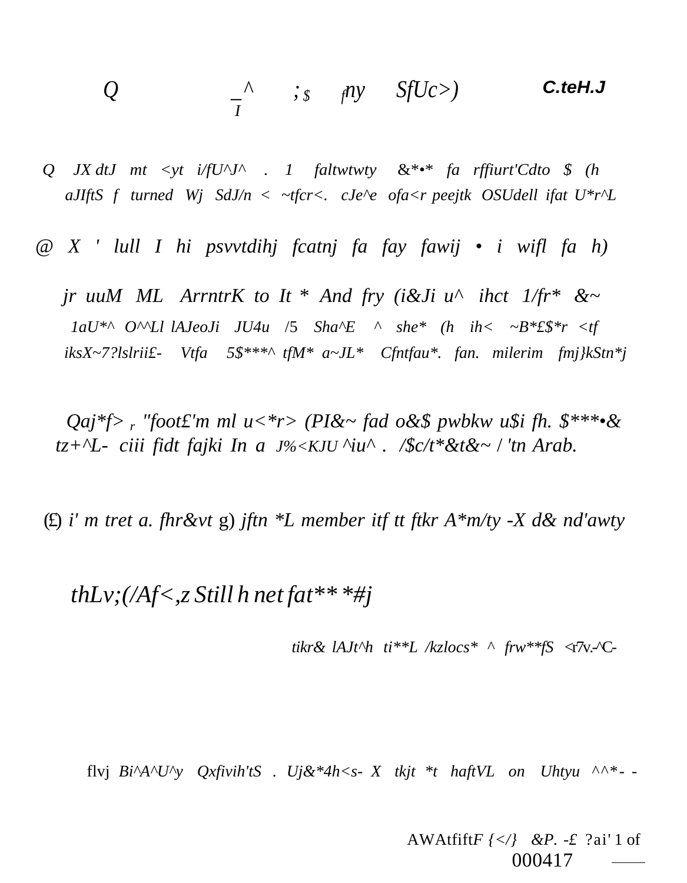Q _^ ;$ fny SfUc>) **C.teH.J**

I

Q JX dtJ mt <yt i/fU^J^ . 1 faltwtwty &*•* fa rffiurt'Cdto $ (h aJIftS f turned Wj SdJ/n < ~tfcr<. cJe^e ofa<r peejtk OSUdell ifat U*r^L

@ X ' lull I hi psvvtdihj fcatnj fa fay fawij • i wifl fa h)

jr uuM ML ArrntrK to It * And fry (i&Ji u^ ihct 1/fr* &~ 1aU*^ O^^Ll lAJeoJi JU4u /5 Sha^E ^ she* (h ih< ~B*£$*r <tf iksX~7?lslrii£- Vtfa 5$***^ tfM* a~JL* Cfntfau*. fan. milerim fmj}kStn*j

Qaj*f> r "foot£'m ml u<*r> (PI&~ fad o&$ pwbkw u$i fh. $***•& tz+^L- ciii fidt fajki In a J%<KJU ^iu^ . /$c/t*&t&~ / 'tn Arab.

(£) i' m tret a. fhr&vt g) jftn *L member itf tt ftkr A*m/ty -X d& nd'awty

thLv;(/Af<,z Still h net fat** *#j

tikr& lAJt^h ti**L /kzlocs* ^ frw**fS <r7v.-^C-

flvj Bi^A^U^y Qxfivih'tS . Uj&*4h<s- X tkjt *t haftVL on Uhtyu ^^*- -

AWAtfiftF {</} &P. -£ ?ai' 1 of

000417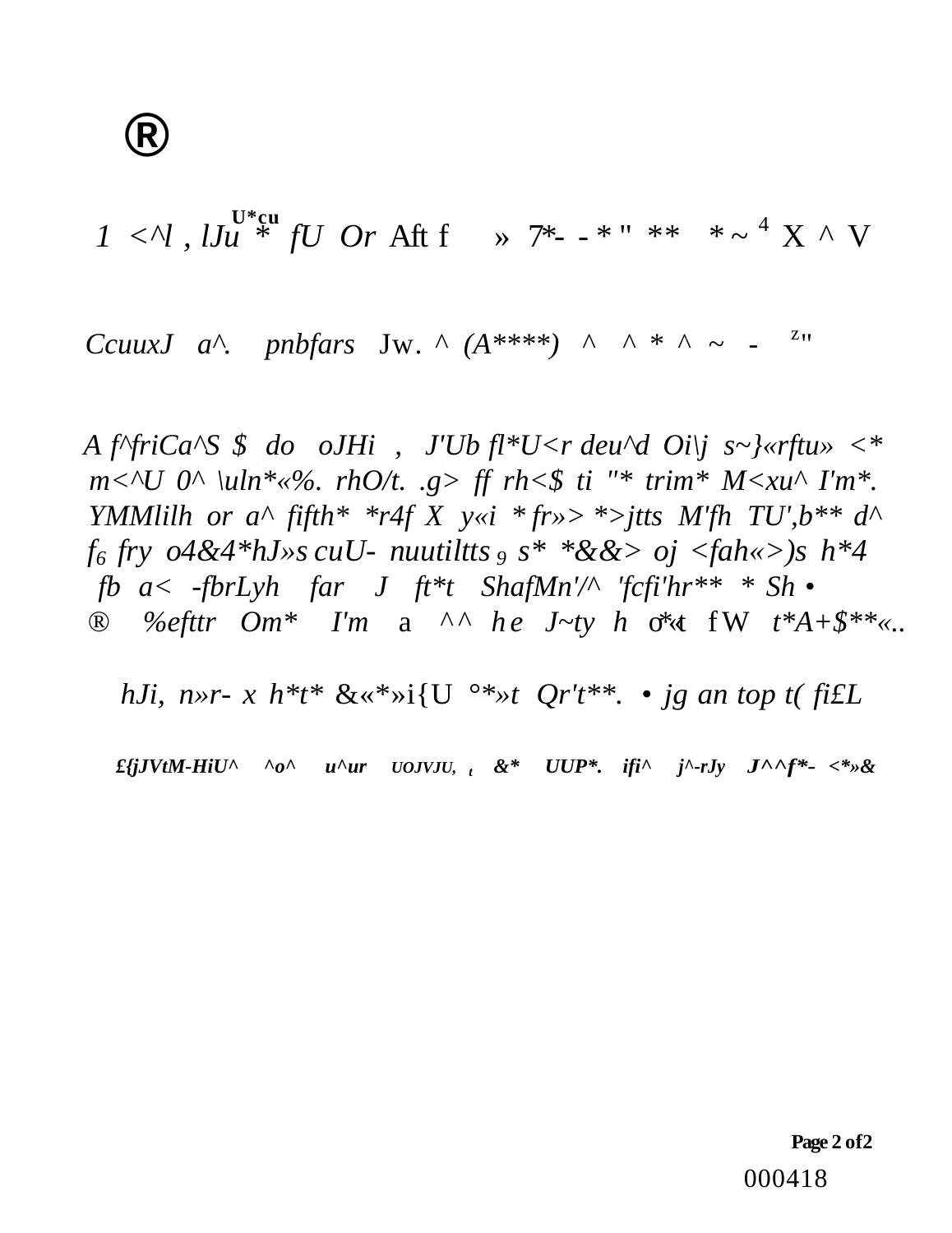®

*1 <^l , lJu* [U*cu] *fU Or* Aft f » 7*- - * " ** * ~ [4] X ^ V

*CcuuxJ a^. pnbfars* Jw. ^ *(A****)* ^ ^ * ^ ~ - [z]"

*A f^friCa^S $ do oJHi , J'Ub fl*U<r deu^d Oi\j s~}«rftu» <* m<^U 0^ \uln*«%. rhO/t. .g> ff rh<$ ti "* trim* M<xu^ I'm*. YMMlilh or a^ fifth* *r4f X y«i * fr»> *>jtts M'fh TU',b** d^ f6 fry o4&4*hJ»s cuU- nuutiltts 9 s* *&&> oj <fah«>)s h*4 fb a< -fbrLyh far J ft*t ShafMn'/^ 'fcfi'hr** * Sh •*
® *%efttr Om* I'm* a ^^ *he J~ty h* o*«t fW *t*A+$**«..*

*hJi, n»r- x h*t* &«*»i{U °*»t Qr't**. • jg an top t( fi£L*

***£{jJVtM-HiU^ ^o^ u^ur*** UOJVJU, t ***&* UUP*. ifi^ j^-rJy J^^f*- <*»&***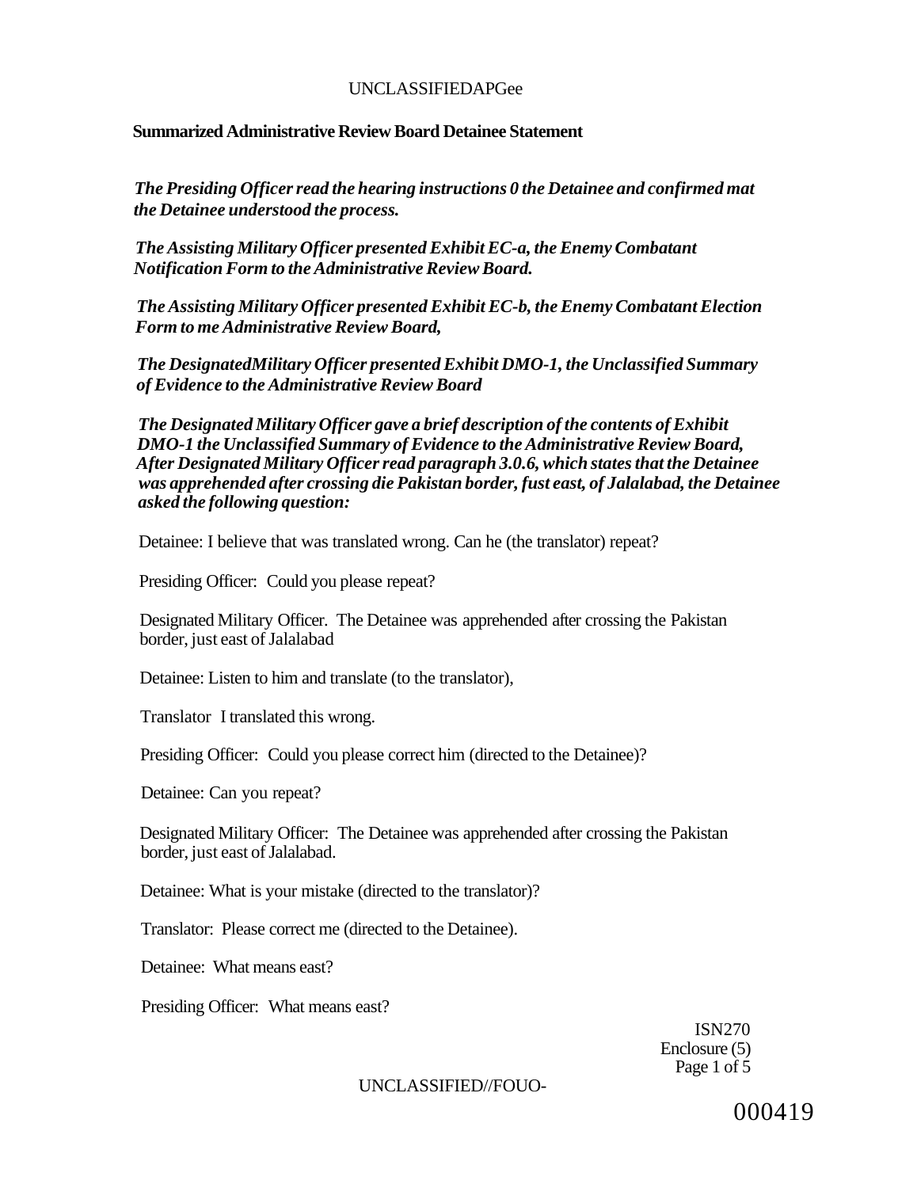## Summarized Administrative Review Board Detainee Statement

*The Presiding Officer read the hearing instructions 0 the Detainee and confirmed mat the Detainee understood the process.*

*The Assisting Military Officer presented Exhibit EC-a, the Enemy Combatant Notification Form to the Administrative Review Board.*

*The Assisting Military Officer presented Exhibit EC-b, the Enemy Combatant Election Form to me Administrative Review Board,*

*The DesignatedMilitary Officer presented Exhibit DMO-1, the Unclassified Summary of Evidence to the Administrative Review Board*

*The Designated Military Officer gave a brief description of the contents of Exhibit DMO-1 the Unclassified Summary of Evidence to the Administrative Review Board, After Designated Military Officer read paragraph 3.0.6, which states that the Detainee was apprehended after crossing die Pakistan border, fust east, of Jalalabad, the Detainee asked the following question:*

Detainee: I believe that was translated wrong. Can he (the translator) repeat?

Presiding Officer: Could you please repeat?

Designated Military Officer. The Detainee was apprehended after crossing the Pakistan border, just east of Jalalabad

Detainee: Listen to him and translate (to the translator),

Translator I translated this wrong.

Presiding Officer: Could you please correct him (directed to the Detainee)?

Detainee: Can you repeat?

Designated Military Officer: The Detainee was apprehended after crossing the Pakistan border, just east of Jalalabad.

Detainee: What is your mistake (directed to the translator)?

Translator: Please correct me (directed to the Detainee).

Detainee: What means east?

Presiding Officer: What means east?

ISN270
Enclosure (5)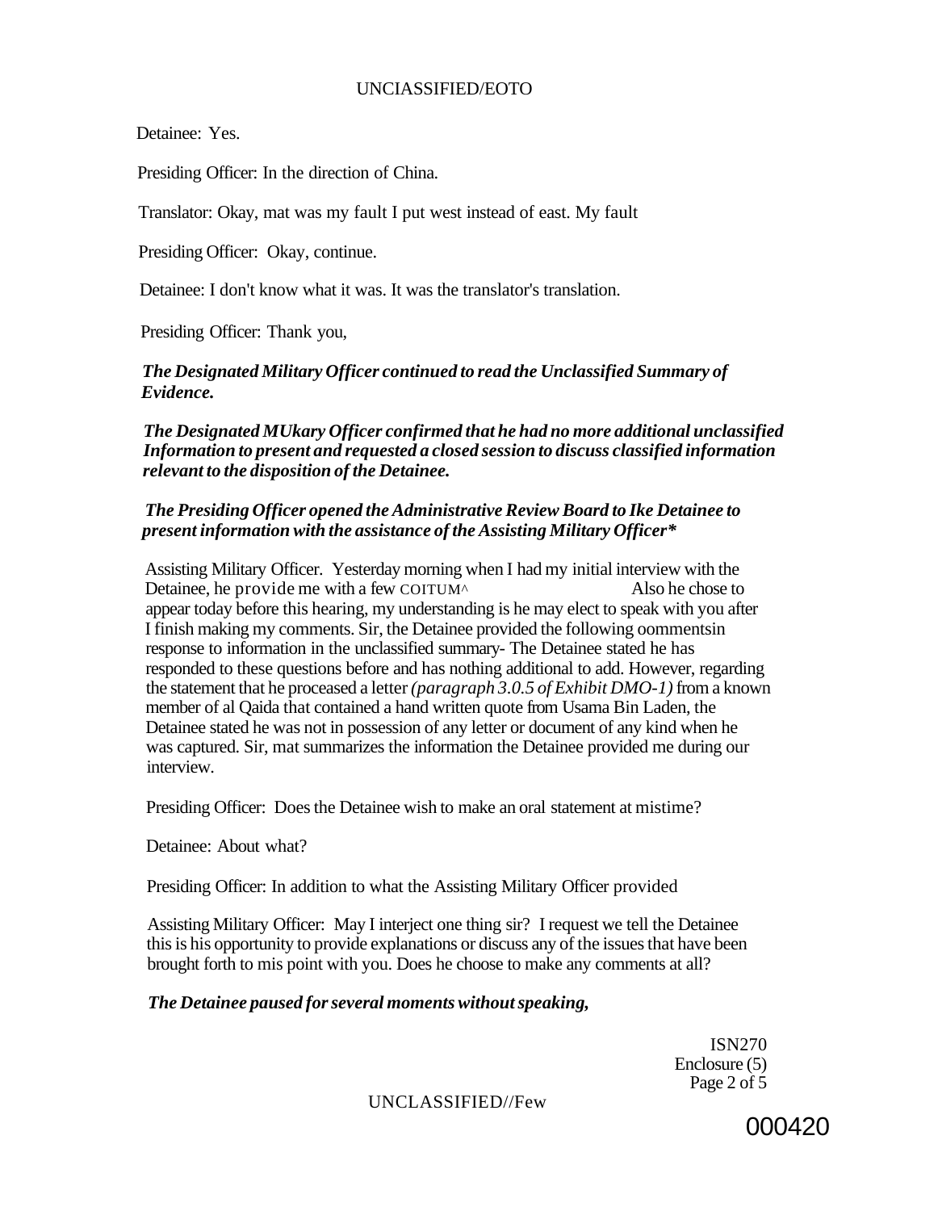Detainee: Yes.

Presiding Officer: In the direction of China.

Translator: Okay, mat was my fault I put west instead of east. My fault

Presiding Officer: Okay, continue.

Detainee: I don't know what it was. It was the translator's translation.

Presiding Officer: Thank you,

***The Designated Military Officer continued to read the Unclassified Summary of Evidence.***

***The Designated MUkary Officer confirmed that he had no more additional unclassified Information to present and requested a closed session to discuss classified information relevant to the disposition of the Detainee.***

***The Presiding Officer opened the Administrative Review Board to Ike Detainee to present information with the assistance of the Assisting Military Officer****

Assisting Military Officer. Yesterday morning when I had my initial interview with the Detainee, he provide me with a few COITUM^ Also he chose to appear today before this hearing, my understanding is he may elect to speak with you after I finish making my comments. Sir, the Detainee provided the following oommentsin response to information in the unclassified summary- The Detainee stated he has responded to these questions before and has nothing additional to add. However, regarding the statement that he proceased a letter *(paragraph 3.0.5 of Exhibit DMO-1)* from a known member of al Qaida that contained a hand written quote from Usama Bin Laden, the Detainee stated he was not in possession of any letter or document of any kind when he was captured. Sir, mat summarizes the information the Detainee provided me during our interview.

Presiding Officer: Does the Detainee wish to make an oral statement at mistime?

Detainee: About what?

Presiding Officer: In addition to what the Assisting Military Officer provided

Assisting Military Officer: May I interject one thing sir? I request we tell the Detainee this is his opportunity to provide explanations or discuss any of the issues that have been brought forth to mis point with you. Does he choose to make any comments at all?

***The Detainee paused for several moments without speaking,***

ISN270
Enclosure (5)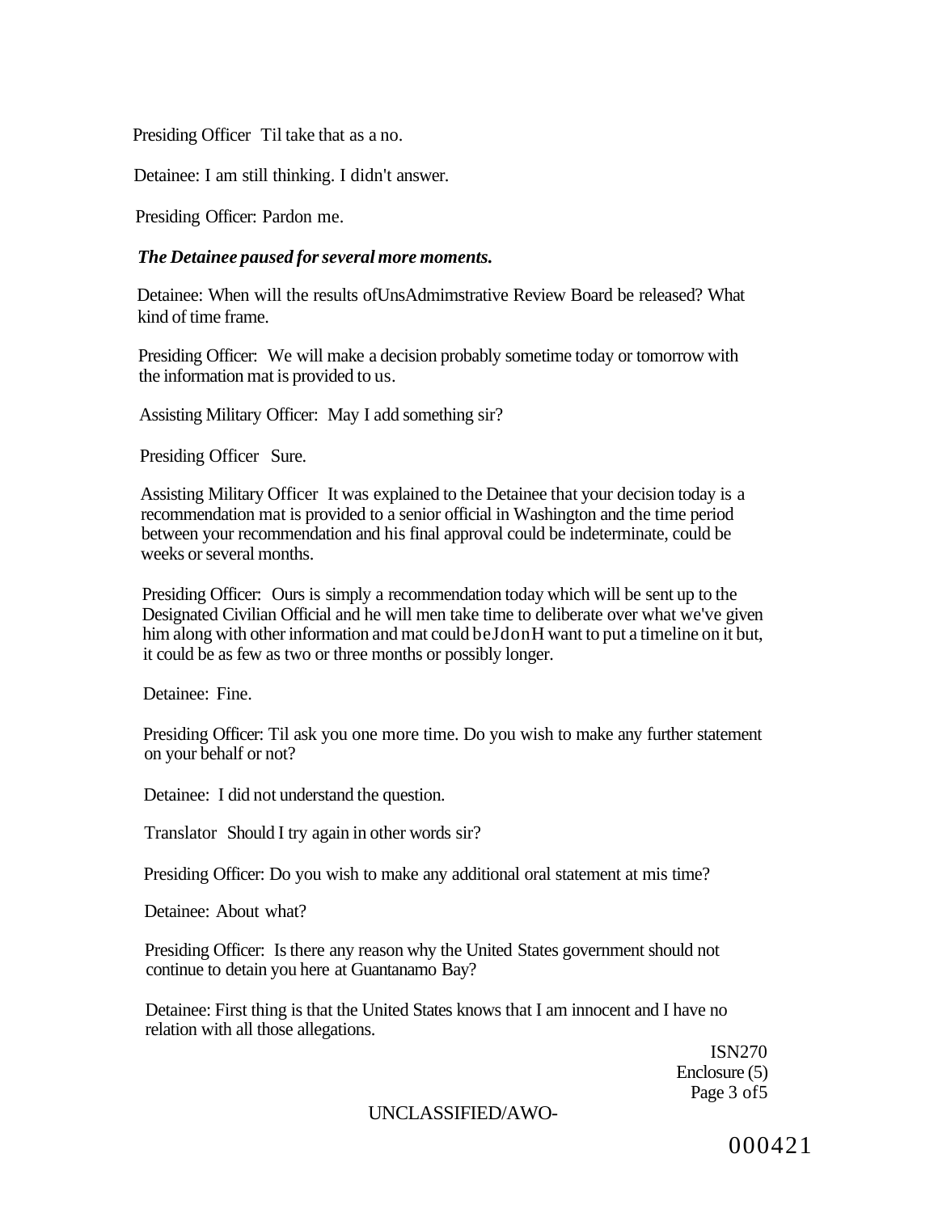Presiding Officer Til take that as a no.

Detainee: I am still thinking. I didn't answer.

Presiding Officer: Pardon me.

***The Detainee paused for several more moments.***

Detainee: When will the results ofUnsAdmimstrative Review Board be released? What kind of time frame.

Presiding Officer: We will make a decision probably sometime today or tomorrow with the information mat is provided to us.

Assisting Military Officer: May I add something sir?

Presiding Officer Sure.

Assisting Military Officer It was explained to the Detainee that your decision today is a recommendation mat is provided to a senior official in Washington and the time period between your recommendation and his final approval could be indeterminate, could be weeks or several months.

Presiding Officer: Ours is simply a recommendation today which will be sent up to the Designated Civilian Official and he will men take time to deliberate over what we've given him along with other information and mat could beJdonH want to put a timeline on it but, it could be as few as two or three months or possibly longer.

Detainee: Fine.

Presiding Officer: Til ask you one more time. Do you wish to make any further statement on your behalf or not?

Detainee: I did not understand the question.

Translator Should I try again in other words sir?

Presiding Officer: Do you wish to make any additional oral statement at mis time?

Detainee: About what?

Presiding Officer: Is there any reason why the United States government should not continue to detain you here at Guantanamo Bay?

Detainee: First thing is that the United States knows that I am innocent and I have no relation with all those allegations.

ISN270
Enclosure (5)
Page 3 of5

UNCLASSIFIED/AWO-

000421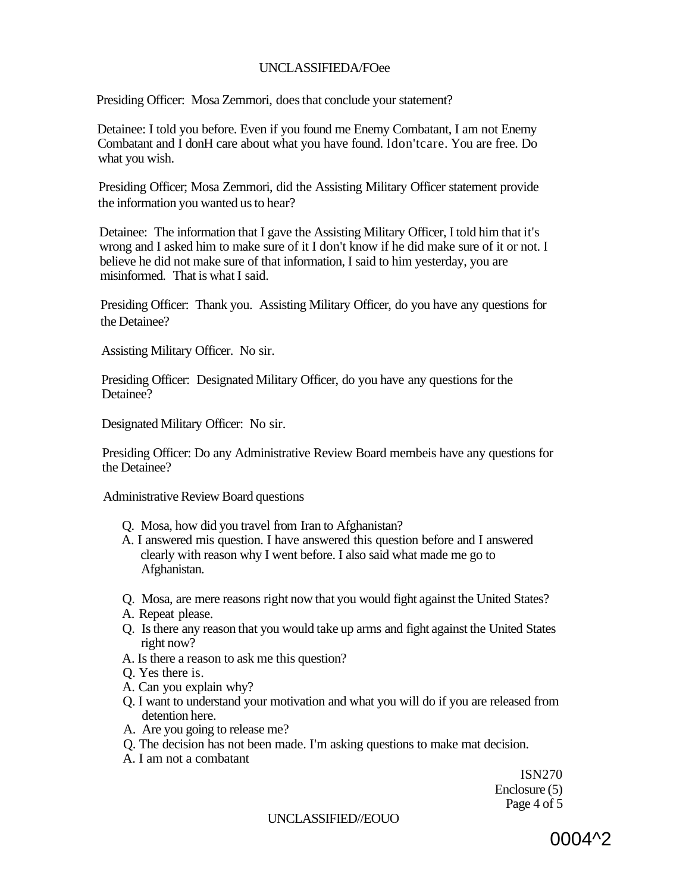Presiding Officer: Mosa Zemmori, does that conclude your statement?

Detainee: I told you before. Even if you found me Enemy Combatant, I am not Enemy Combatant and I donH care about what you have found. Idon'tcare. You are free. Do what you wish.

Presiding Officer; Mosa Zemmori, did the Assisting Military Officer statement provide the information you wanted us to hear?

Detainee: The information that I gave the Assisting Military Officer, I told him that it's wrong and I asked him to make sure of it I don't know if he did make sure of it or not. I believe he did not make sure of that information, I said to him yesterday, you are misinformed. That is what I said.

Presiding Officer: Thank you. Assisting Military Officer, do you have any questions for the Detainee?

Assisting Military Officer. No sir.

Presiding Officer: Designated Military Officer, do you have any questions for the Detainee?

Designated Military Officer: No sir.

Presiding Officer: Do any Administrative Review Board membeis have any questions for the Detainee?

Administrative Review Board questions

Q. Mosa, how did you travel from Iran to Afghanistan?
A. I answered mis question. I have answered this question before and I answered clearly with reason why I went before. I also said what made me go to Afghanistan.

Q. Mosa, are mere reasons right now that you would fight against the United States?
A. Repeat please.
Q. Is there any reason that you would take up arms and fight against the United States right now?
A. Is there a reason to ask me this question?
Q. Yes there is.
A. Can you explain why?
Q. I want to understand your motivation and what you will do if you are released from detention here.
A. Are you going to release me?
Q. The decision has not been made. I'm asking questions to make mat decision.
A. I am not a combatant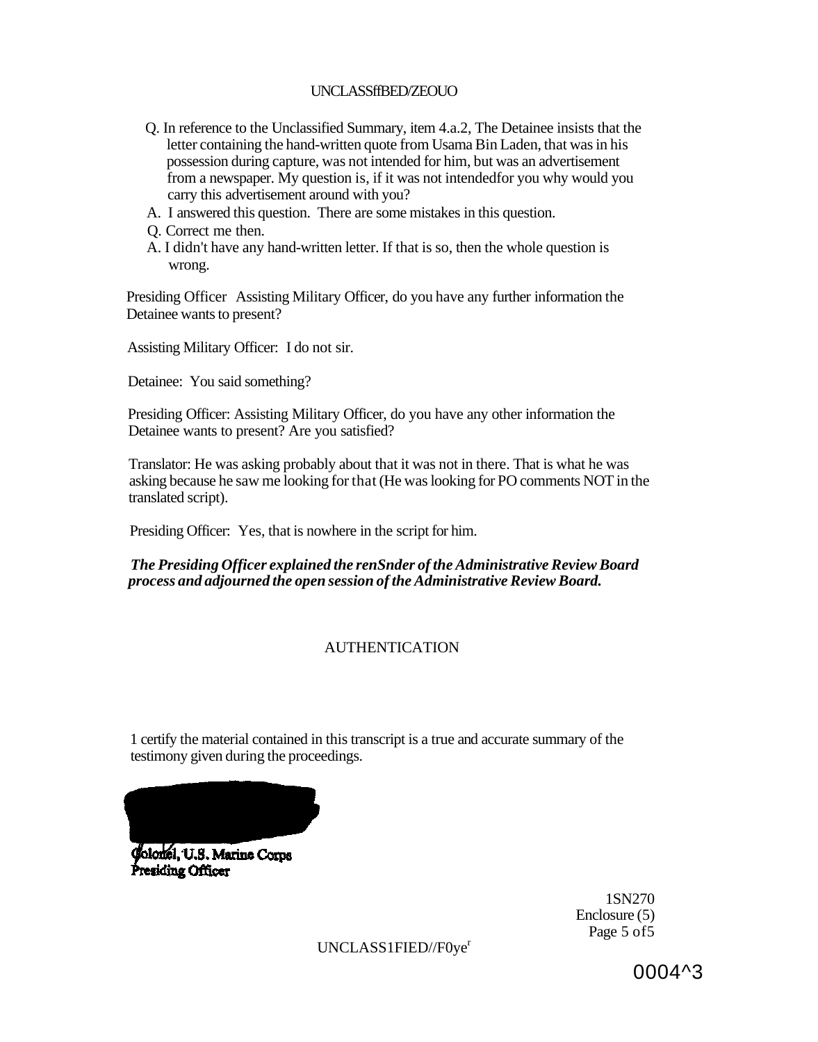Q. In reference to the Unclassified Summary, item 4.a.2, The Detainee insists that the letter containing the hand-written quote from Usama Bin Laden, that was in his possession during capture, was not intended for him, but was an advertisement from a newspaper. My question is, if it was not intendedfor you why would you carry this advertisement around with you?

A. I answered this question. There are some mistakes in this question.

Q. Correct me then.

A. I didn't have any hand-written letter. If that is so, then the whole question is wrong.

Presiding Officer Assisting Military Officer, do you have any further information the Detainee wants to present?

Assisting Military Officer: I do not sir.

Detainee: You said something?

Presiding Officer: Assisting Military Officer, do you have any other information the Detainee wants to present? Are you satisfied?

Translator: He was asking probably about that it was not in there. That is what he was asking because he saw me looking for that (He was looking for PO comments NOT in the translated script).

Presiding Officer: Yes, that is nowhere in the script for him.

***The Presiding Officer explained the renSnder of the Administrative Review Board process and adjourned the open session of the Administrative Review Board.***

## AUTHENTICATION

1 certify the material contained in this transcript is a true and accurate summary of the testimony given during the proceedings.

**Colonel, U.S. Marine Corps**
**Presiding Officer**

1SN270
Enclosure (5)
Page 5 of5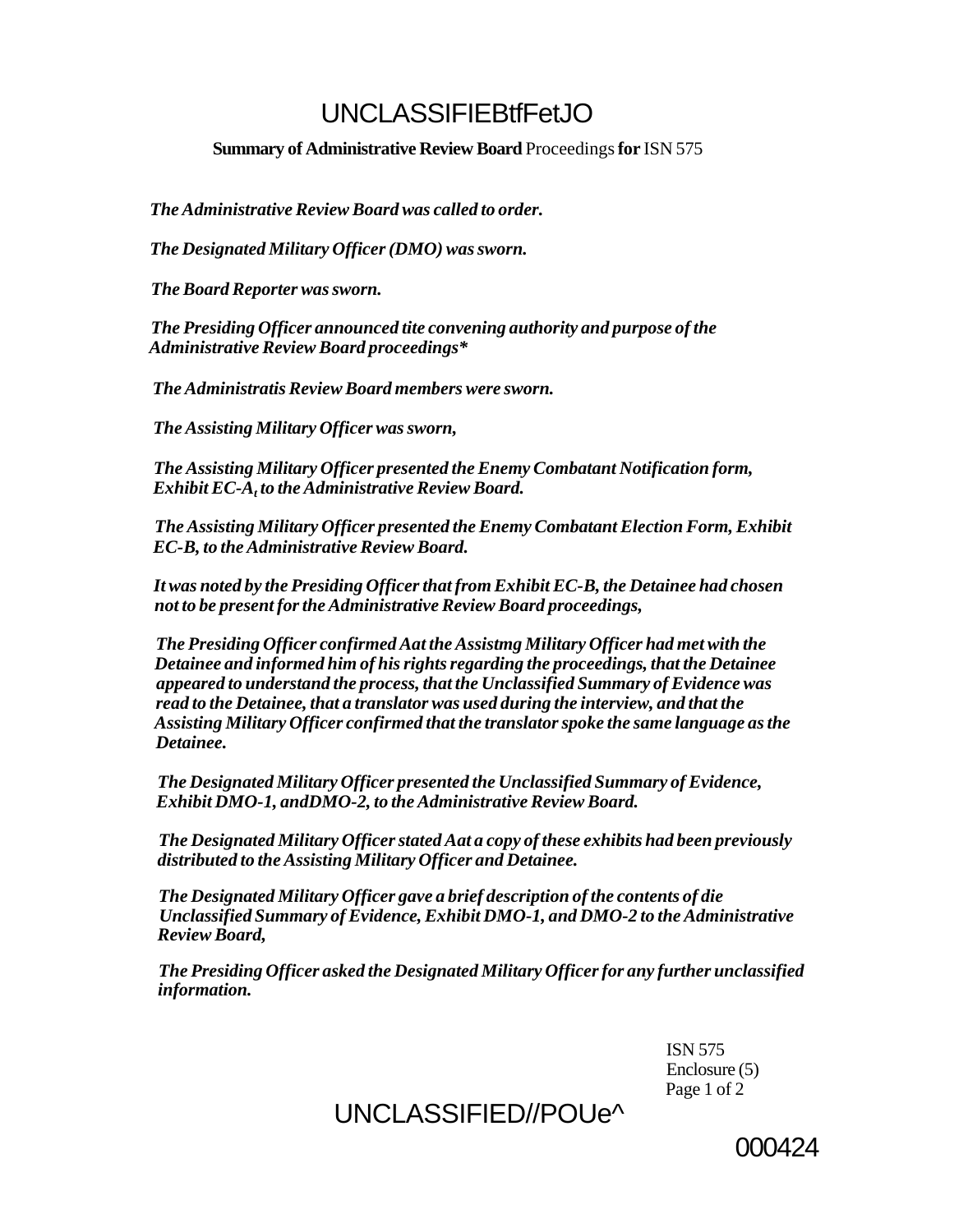# UNCLASSIFIEBtfFetJO

**Summary of Administrative Review Board** Proceedings **for** ISN 575

*The Administrative Review Board was called to order.*

*The Designated Military Officer (DMO) was sworn.*

*The Board Reporter was sworn.*

*The Presiding Officer announced tite convening authority and purpose of the Administrative Review Board proceedings**

*The Administratis Review Board members were sworn.*

*The Assisting Military Officer was sworn,*

*The Assisting Military Officer presented the Enemy Combatant Notification form, Exhibit EC-$A_t$ to the Administrative Review Board.*

*The Assisting Military Officer presented the Enemy Combatant Election Form, Exhibit EC-B, to the Administrative Review Board.*

*It was noted by the Presiding Officer that from Exhibit EC-B, the Detainee had chosen not to be present for the Administrative Review Board proceedings,*

*The Presiding Officer confirmed Aat the Assistmg Military Officer had met with the Detainee and informed him of his rights regarding the proceedings, that the Detainee appeared to understand the process, that the Unclassified Summary of Evidence was read to the Detainee, that a translator was used during the interview, and that the Assisting Military Officer confirmed that the translator spoke the same language as the Detainee.*

*The Designated Military Officer presented the Unclassified Summary of Evidence, Exhibit DMO-1, andDMO-2, to the Administrative Review Board.*

*The Designated Military Officer stated Aat a copy of these exhibits had been previously distributed to the Assisting Military Officer and Detainee.*

*The Designated Military Officer gave a brief description of the contents of die Unclassified Summary of Evidence, Exhibit DMO-1, and DMO-2 to the Administrative Review Board,*

*The Presiding Officer asked the Designated Military Officer for any further unclassified information.*

ISN 575
Enclosure (5)
Page 1 of 2

UNCLASSIFIED//POUe^

000424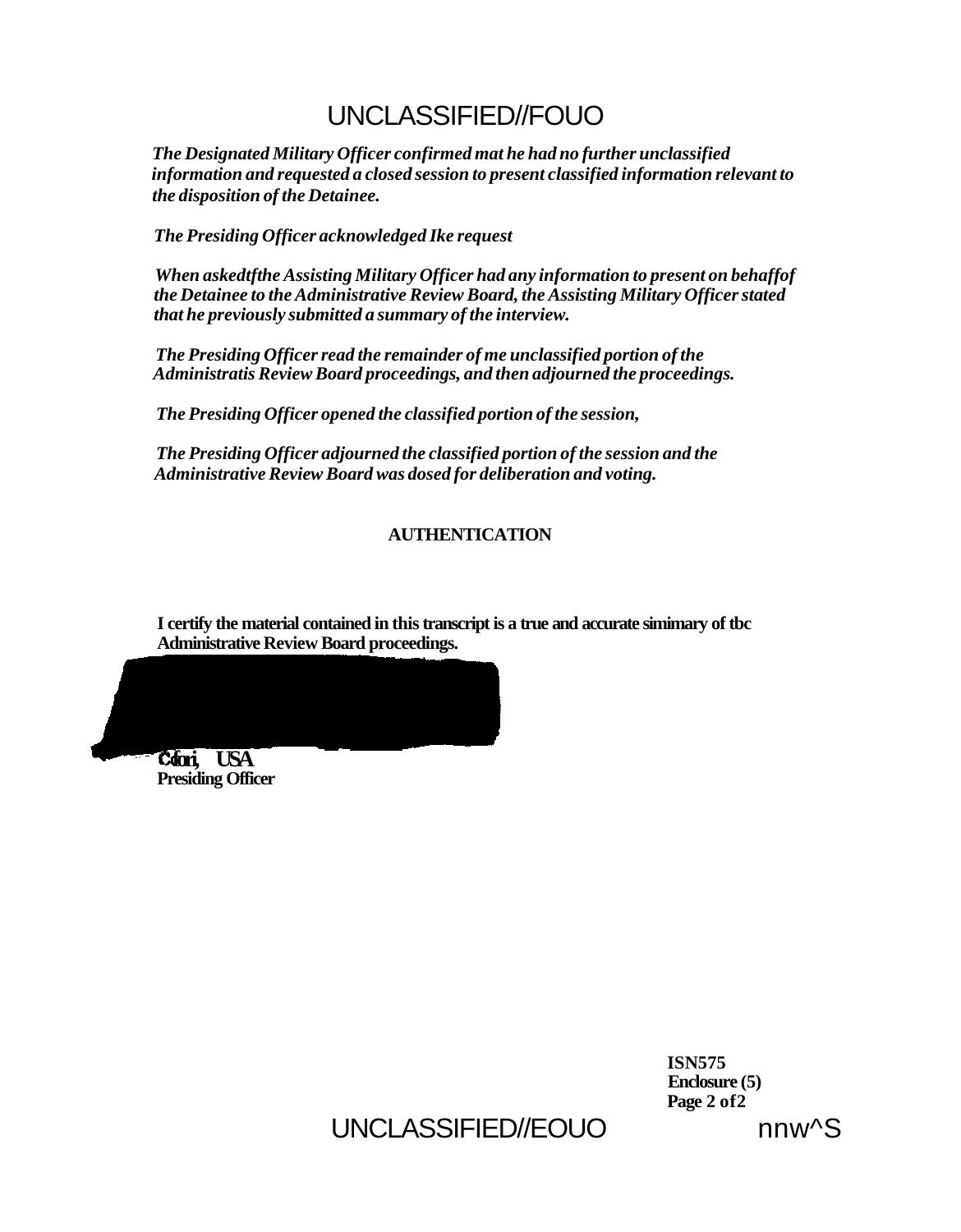*The Designated Military Officer confirmed mat he had no further unclassified information and requested a closed session to present classified information relevant to the disposition of the Detainee.*

*The Presiding Officer acknowledged Ike request*

*When askedtfthe Assisting Military Officer had any information to present on behaffof the Detainee to the Administrative Review Board, the Assisting Military Officer stated that he previously submitted a summary of the interview.*

*The Presiding Officer read the remainder of me unclassified portion of the Administratis Review Board proceedings, and then adjourned the proceedings.*

*The Presiding Officer opened the classified portion of the session,*

*The Presiding Officer adjourned the classified portion of the session and the Administrative Review Board was dosed for deliberation and voting.*

**AUTHENTICATION**

**I certify the material contained in this transcript is a true and accurate simimary of tbc Administrative Review Board proceedings.**

**Cdori, USA**
**Presiding Officer**

**ISN575**
**Enclosure (5)**
**Page 2 of2**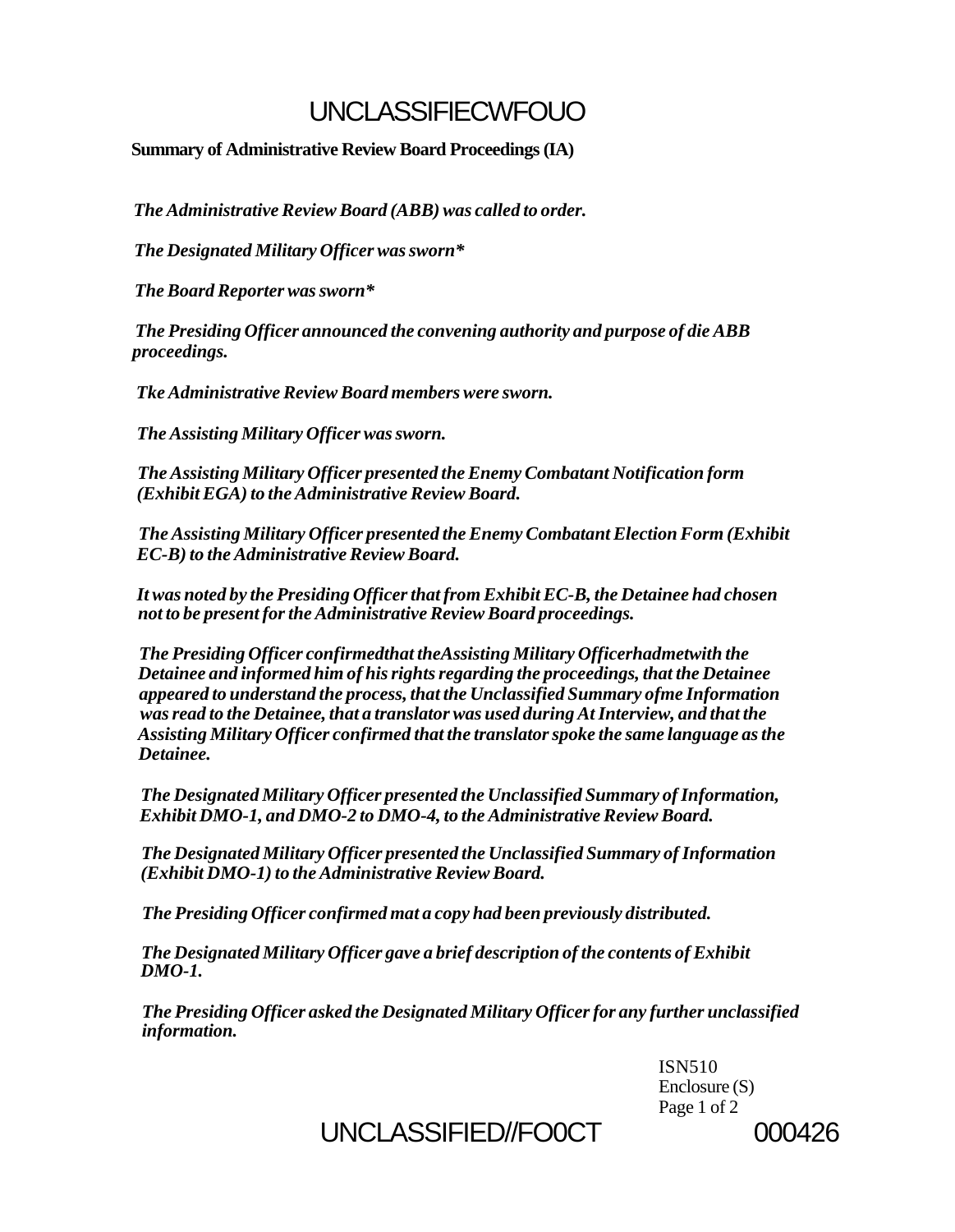**Summary of Administrative Review Board Proceedings (IA)**

*The Administrative Review Board (ABB) was called to order.*

*The Designated Military Officer was sworn**

*The Board Reporter was sworn**

*The Presiding Officer announced the convening authority and purpose of die ABB proceedings.*

*Tke Administrative Review Board members were sworn.*

*The Assisting Military Officer was sworn.*

*The Assisting Military Officer presented the Enemy Combatant Notification form (Exhibit EGA) to the Administrative Review Board.*

*The Assisting Military Officer presented the Enemy Combatant Election Form (Exhibit EC-B) to the Administrative Review Board.*

*It was noted by the Presiding Officer that from Exhibit EC-B, the Detainee had chosen not to be present for the Administrative Review Board proceedings.*

*The Presiding Officer confirmedthat theAssisting Military Officerhadmetwith the Detainee and informed him of his rights regarding the proceedings, that the Detainee appeared to understand the process, that the Unclassified Summary ofme Information was read to the Detainee, that a translator was used during At Interview, and that the Assisting Military Officer confirmed that the translator spoke the same language as the Detainee.*

*The Designated Military Officer presented the Unclassified Summary of Information, Exhibit DMO-1, and DMO-2 to DMO-4, to the Administrative Review Board.*

*The Designated Military Officer presented the Unclassified Summary of Information (Exhibit DMO-1) to the Administrative Review Board.*

*The Presiding Officer confirmed mat a copy had been previously distributed.*

*The Designated Military Officer gave a brief description of the contents of Exhibit DMO-1.*

*The Presiding Officer asked the Designated Military Officer for any further unclassified information.*

ISN510
Enclosure (S)

000426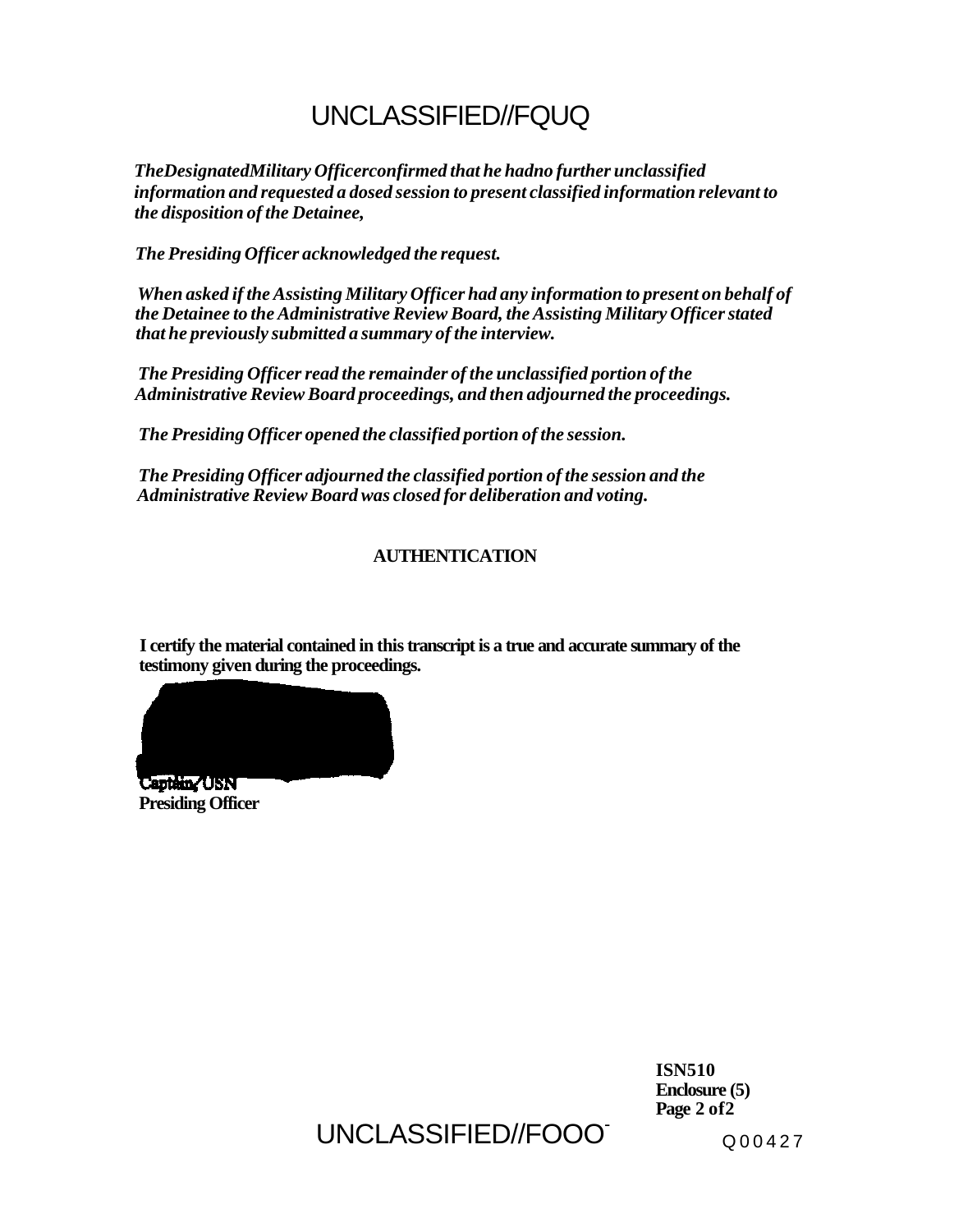*TheDesignatedMilitary Officerconfirmed that he hadno further unclassified information and requested a dosed session to present classified information relevant to the disposition of the Detainee,*

*The Presiding Officer acknowledged the request.*

*When asked if the Assisting Military Officer had any information to present on behalf of the Detainee to the Administrative Review Board, the Assisting Military Officer stated that he previously submitted a summary of the interview.*

*The Presiding Officer read the remainder of the unclassified portion of the Administrative Review Board proceedings, and then adjourned the proceedings.*

*The Presiding Officer opened the classified portion of the session.*

*The Presiding Officer adjourned the classified portion of the session and the Administrative Review Board was closed for deliberation and voting.*

**AUTHENTICATION**

**I certify the material contained in this transcript is a true and accurate summary of the testimony given during the proceedings.**

**Captain, USN**
**Presiding Officer**

**ISN510**
**Enclosure (5)**
**Page 2 of2**

Q00427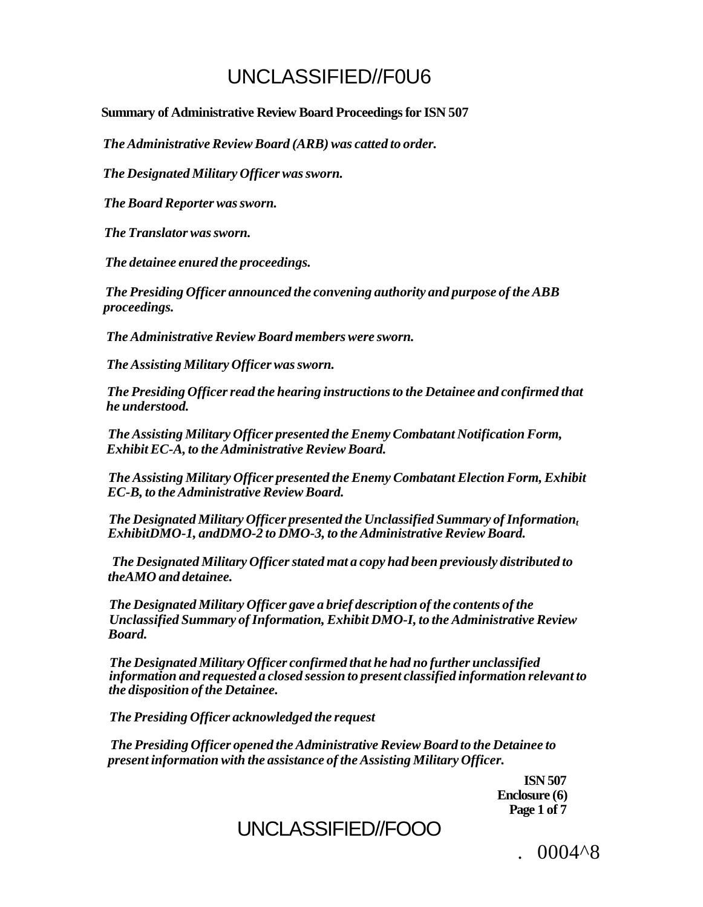**Summary of Administrative Review Board Proceedings for ISN 507**

*The Administrative Review Board (ARB) was catted to order.*

*The Designated Military Officer was sworn.*

*The Board Reporter was sworn.*

*The Translator was sworn.*

*The detainee enured the proceedings.*

*The Presiding Officer announced the convening authority and purpose of the ABB proceedings.*

*The Administrative Review Board members were sworn.*

*The Assisting Military Officer was sworn.*

*The Presiding Officer read the hearing instructions to the Detainee and confirmed that he understood.*

*The Assisting Military Officer presented the Enemy Combatant Notification Form, Exhibit EC-A, to the Administrative Review Board.*

*The Assisting Military Officer presented the Enemy Combatant Election Form, Exhibit EC-B, to the Administrative Review Board.*

*The Designated Military Officer presented the Unclassified Summary of Information, ExhibitDMO-1, andDMO-2 to DMO-3, to the Administrative Review Board.*

*The Designated Military Officer stated mat a copy had been previously distributed to theAMO and detainee.*

*The Designated Military Officer gave a brief description of the contents of the Unclassified Summary of Information, Exhibit DMO-I, to the Administrative Review Board.*

*The Designated Military Officer confirmed that he had no further unclassified information and requested a closed session to present classified information relevant to the disposition of the Detainee.*

*The Presiding Officer acknowledged the request*

*The Presiding Officer opened the Administrative Review Board to the Detainee to present information with the assistance of the Assisting Military Officer.*

**ISN 507**
**Enclosure (6)**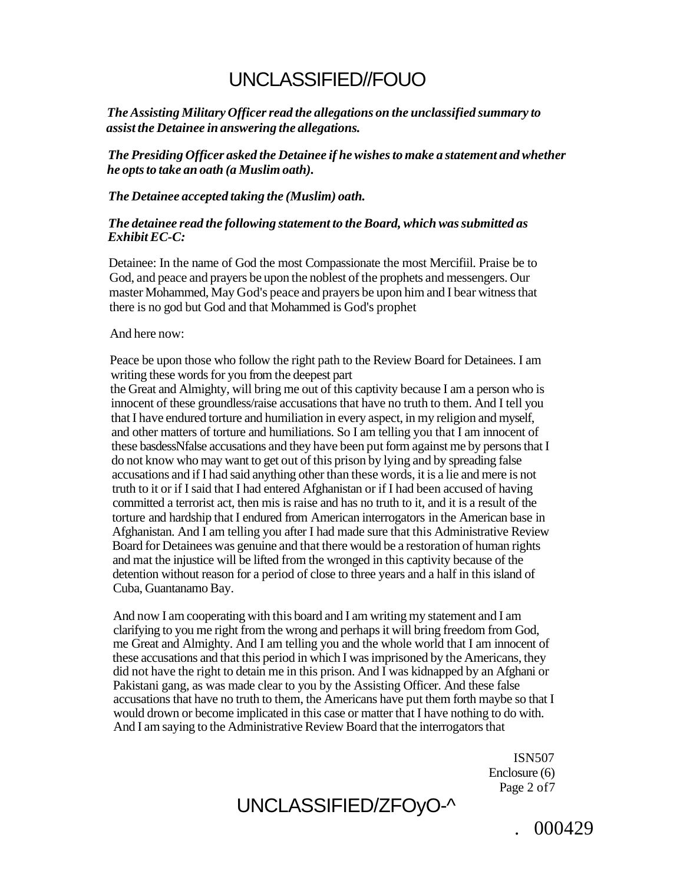*The Assisting Military Officer read the allegations on the unclassified summary to assist the Detainee in answering the allegations.*

*The Presiding Officer asked the Detainee if he wishes to make a statement and whether he opts to take an oath (a Muslim oath).*

*The Detainee accepted taking the (Muslim) oath.*

*The detainee read the following statement to the Board, which was submitted as Exhibit EC-C:*

Detainee: In the name of God the most Compassionate the most Mercifiil. Praise be to God, and peace and prayers be upon the noblest of the prophets and messengers. Our master Mohammed, May God's peace and prayers be upon him and I bear witness that there is no god but God and that Mohammed is God's prophet

And here now:

Peace be upon those who follow the right path to the Review Board for Detainees. I am writing these words for you from the deepest part
the Great and Almighty, will bring me out of this captivity because I am a person who is innocent of these groundless/raise accusations that have no truth to them. And I tell you that I have endured torture and humiliation in every aspect, in my religion and myself, and other matters of torture and humiliations. So I am telling you that I am innocent of these basdessNfalse accusations and they have been put form against me by persons that I do not know who may want to get out of this prison by lying and by spreading false accusations and if I had said anything other than these words, it is a lie and mere is not truth to it or if I said that I had entered Afghanistan or if I had been accused of having committed a terrorist act, then mis is raise and has no truth to it, and it is a result of the torture and hardship that I endured from American interrogators in the American base in Afghanistan. And I am telling you after I had made sure that this Administrative Review Board for Detainees was genuine and that there would be a restoration of human rights and mat the injustice will be lifted from the wronged in this captivity because of the detention without reason for a period of close to three years and a half in this island of Cuba, Guantanamo Bay.

And now I am cooperating with this board and I am writing my statement and I am clarifying to you me right from the wrong and perhaps it will bring freedom from God, me Great and Almighty. And I am telling you and the whole world that I am innocent of these accusations and that this period in which I was imprisoned by the Americans, they did not have the right to detain me in this prison. And I was kidnapped by an Afghani or Pakistani gang, as was made clear to you by the Assisting Officer. And these false accusations that have no truth to them, the Americans have put them forth maybe so that I would drown or become implicated in this case or matter that I have nothing to do with. And I am saying to the Administrative Review Board that the interrogators that

ISN507
Enclosure (6)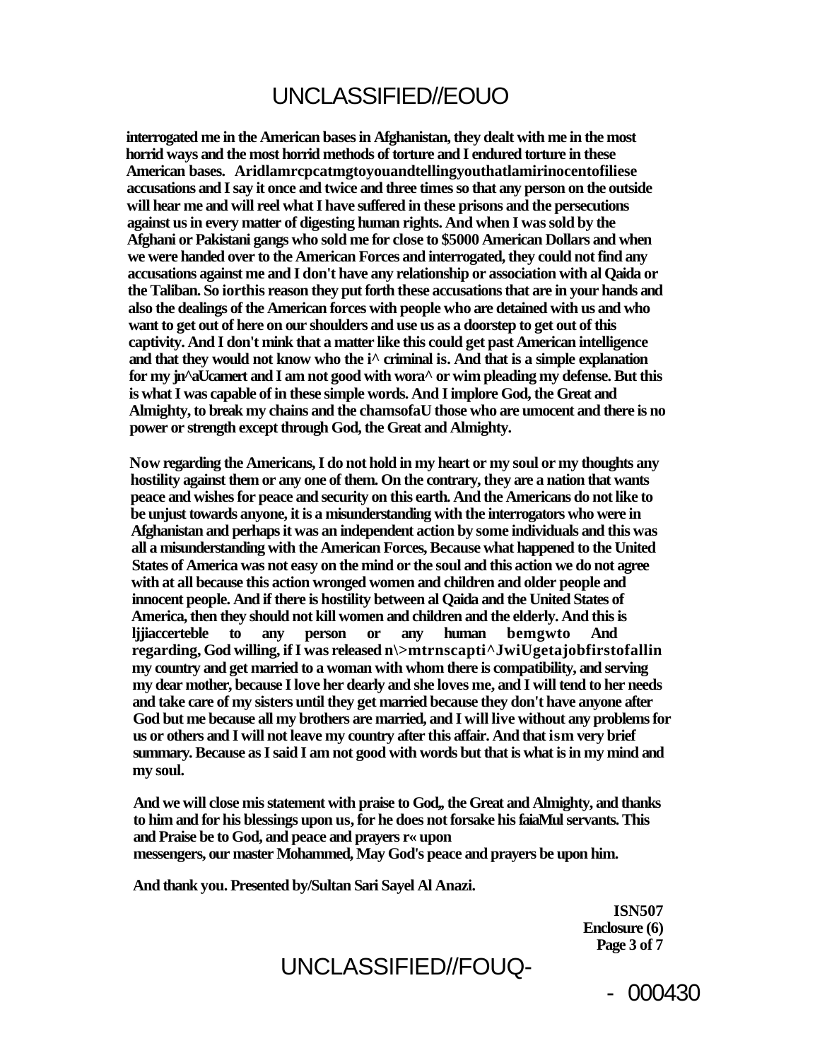interrogated me in the American bases in Afghanistan, they dealt with me in the most horrid ways and the most horrid methods of torture and I endured torture in these American bases. Aridlamrcpcatmgtoyouandtellingyouthatlamirinocentofiliese accusations and I say it once and twice and three times so that any person on the outside will hear me and will reel what I have suffered in these prisons and the persecutions against us in every matter of digesting human rights. And when I was sold by the Afghani or Pakistani gangs who sold me for close to $5000 American Dollars and when we were handed over to the American Forces and interrogated, they could not find any accusations against me and I don't have any relationship or association with al Qaida or the Taliban. So iorthis reason they put forth these accusations that are in your hands and also the dealings of the American forces with people who are detained with us and who want to get out of here on our shoulders and use us as a doorstep to get out of this captivity. And I don't mink that a matter like this could get past American intelligence and that they would not know who the i^ criminal is. And that is a simple explanation for my jn^aUcamert and I am not good with wora^ or wim pleading my defense. But this is what I was capable of in these simple words. And I implore God, the Great and Almighty, to break my chains and the chamsofaU those who are umocent and there is no power or strength except through God, the Great and Almighty.

Now regarding the Americans, I do not hold in my heart or my soul or my thoughts any hostility against them or any one of them. On the contrary, they are a nation that wants peace and wishes for peace and security on this earth. And the Americans do not like to be unjust towards anyone, it is a misunderstanding with the interrogators who were in Afghanistan and perhaps it was an independent action by some individuals and this was all a misunderstanding with the American Forces, Because what happened to the United States of America was not easy on the mind or the soul and this action we do not agree with at all because this action wronged women and children and older people and innocent people. And if there is hostility between al Qaida and the United States of America, then they should not kill women and children and the elderly. And this is ljjiaccerteble to any person or any human bemgwto And regarding, God willing, if I was released n\>mtrnscapti^JwiUgetajobfirstofallin my country and get married to a woman with whom there is compatibility, and serving my dear mother, because I love her dearly and she loves me, and I will tend to her needs and take care of my sisters until they get married because they don't have anyone after God but me because all my brothers are married, and I will live without any problems for us or others and I will not leave my country after this affair. And that ism very brief summary. Because as I said I am not good with words but that is what is in my mind and my soul.

And we will close mis statement with praise to God,, the Great and Almighty, and thanks to him and for his blessings upon us, for he does not forsake his faiaMul servants. This and Praise be to God, and peace and prayers r« upon
messengers, our master Mohammed, May God's peace and prayers be upon him.

And thank you. Presented by/Sultan Sari Sayel Al Anazi.

ISN507
Enclosure (6)
Page 3 of 7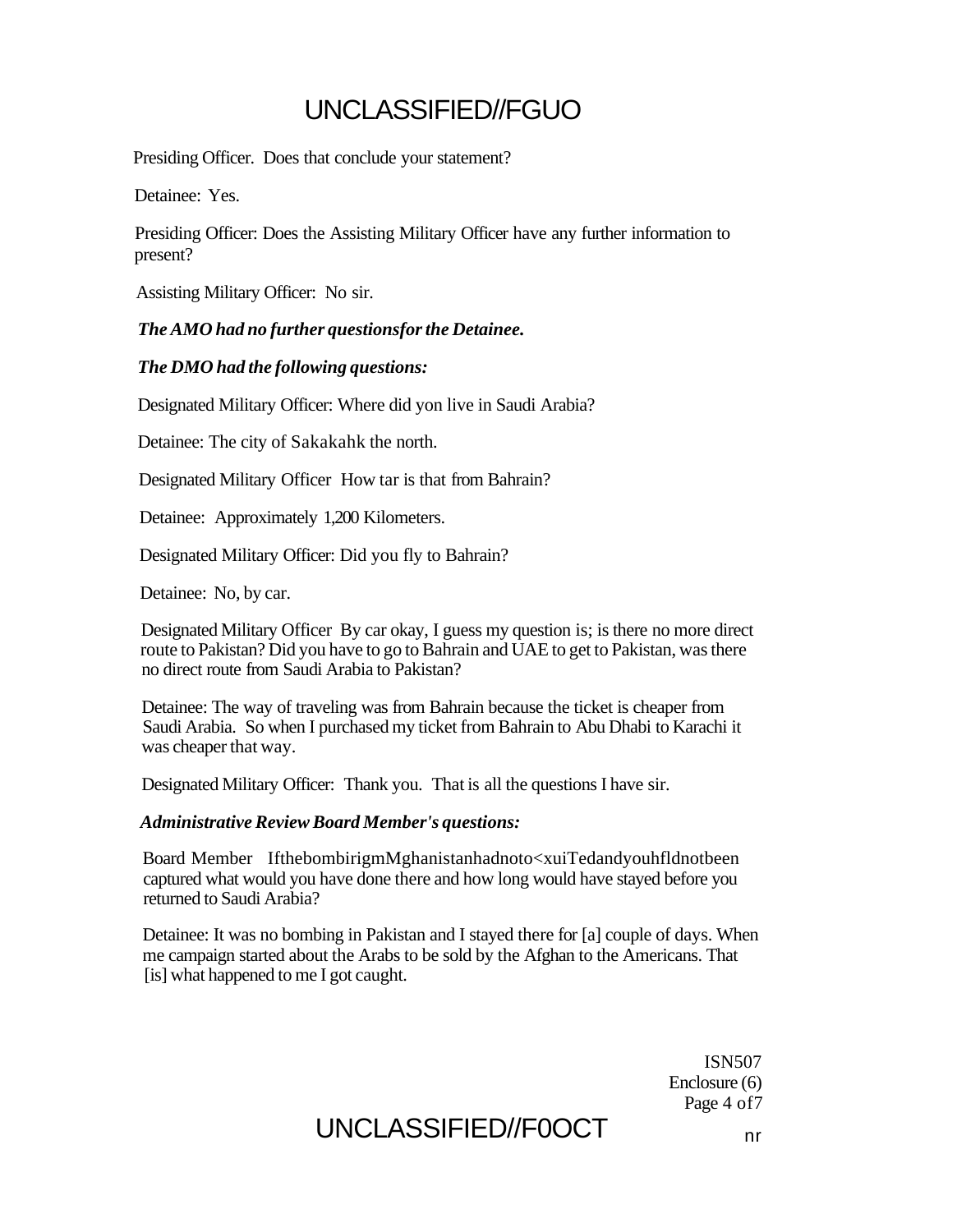Presiding Officer. Does that conclude your statement?

Detainee: Yes.

Presiding Officer: Does the Assisting Military Officer have any further information to present?

Assisting Military Officer: No sir.

***The AMO had no further questionsfor the Detainee.***

***The DMO had the following questions:***

Designated Military Officer: Where did yon live in Saudi Arabia?

Detainee: The city of Sakakahk the north.

Designated Military Officer How tar is that from Bahrain?

Detainee: Approximately 1,200 Kilometers.

Designated Military Officer: Did you fly to Bahrain?

Detainee: No, by car.

Designated Military Officer By car okay, I guess my question is; is there no more direct route to Pakistan? Did you have to go to Bahrain and UAE to get to Pakistan, was there no direct route from Saudi Arabia to Pakistan?

Detainee: The way of traveling was from Bahrain because the ticket is cheaper from Saudi Arabia. So when I purchased my ticket from Bahrain to Abu Dhabi to Karachi it was cheaper that way.

Designated Military Officer: Thank you. That is all the questions I have sir.

***Administrative Review Board Member's questions:***

Board Member IfthebombirigmMghanistanhadnoto<xuiTedandyouhfldnotbeen captured what would you have done there and how long would have stayed before you returned to Saudi Arabia?

Detainee: It was no bombing in Pakistan and I stayed there for [a] couple of days. When me campaign started about the Arabs to be sold by the Afghan to the Americans. That [is] what happened to me I got caught.

ISN507
Enclosure (6)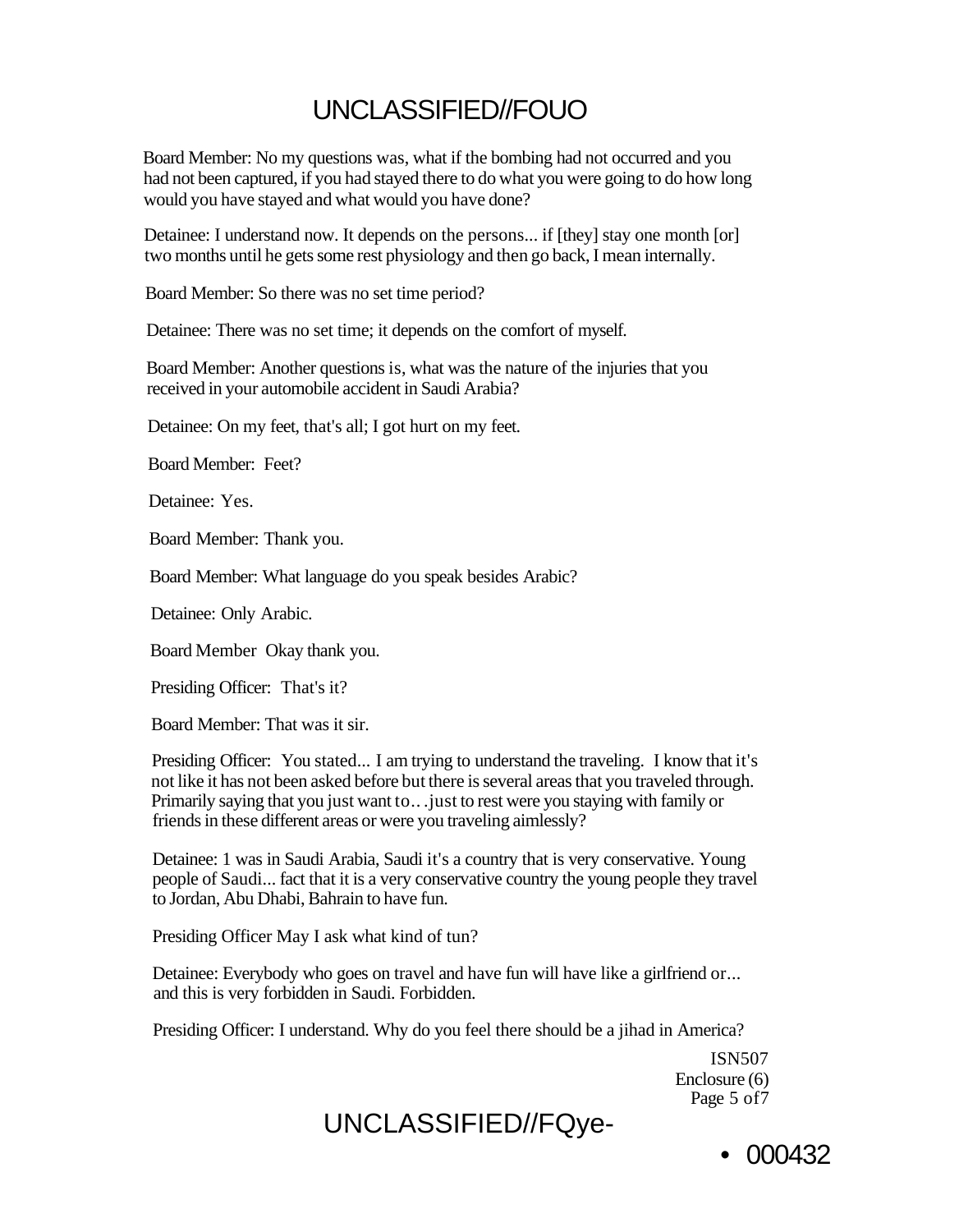Board Member: No my questions was, what if the bombing had not occurred and you had not been captured, if you had stayed there to do what you were going to do how long would you have stayed and what would you have done?

Detainee: I understand now. It depends on the persons... if [they] stay one month [or] two months until he gets some rest physiology and then go back, I mean internally.

Board Member: So there was no set time period?

Detainee: There was no set time; it depends on the comfort of myself.

Board Member: Another questions is, what was the nature of the injuries that you received in your automobile accident in Saudi Arabia?

Detainee: On my feet, that's all; I got hurt on my feet.

Board Member: Feet?

Detainee: Yes.

Board Member: Thank you.

Board Member: What language do you speak besides Arabic?

Detainee: Only Arabic.

Board Member Okay thank you.

Presiding Officer: That's it?

Board Member: That was it sir.

Presiding Officer: You stated... I am trying to understand the traveling. I know that it's not like it has not been asked before but there is several areas that you traveled through. Primarily saying that you just want to.. .just to rest were you staying with family or friends in these different areas or were you traveling aimlessly?

Detainee: 1 was in Saudi Arabia, Saudi it's a country that is very conservative. Young people of Saudi... fact that it is a very conservative country the young people they travel to Jordan, Abu Dhabi, Bahrain to have fun.

Presiding Officer May I ask what kind of tun?

Detainee: Everybody who goes on travel and have fun will have like a girlfriend or... and this is very forbidden in Saudi. Forbidden.

Presiding Officer: I understand. Why do you feel there should be a jihad in America?

ISN507
Enclosure (6)
Page 5 of7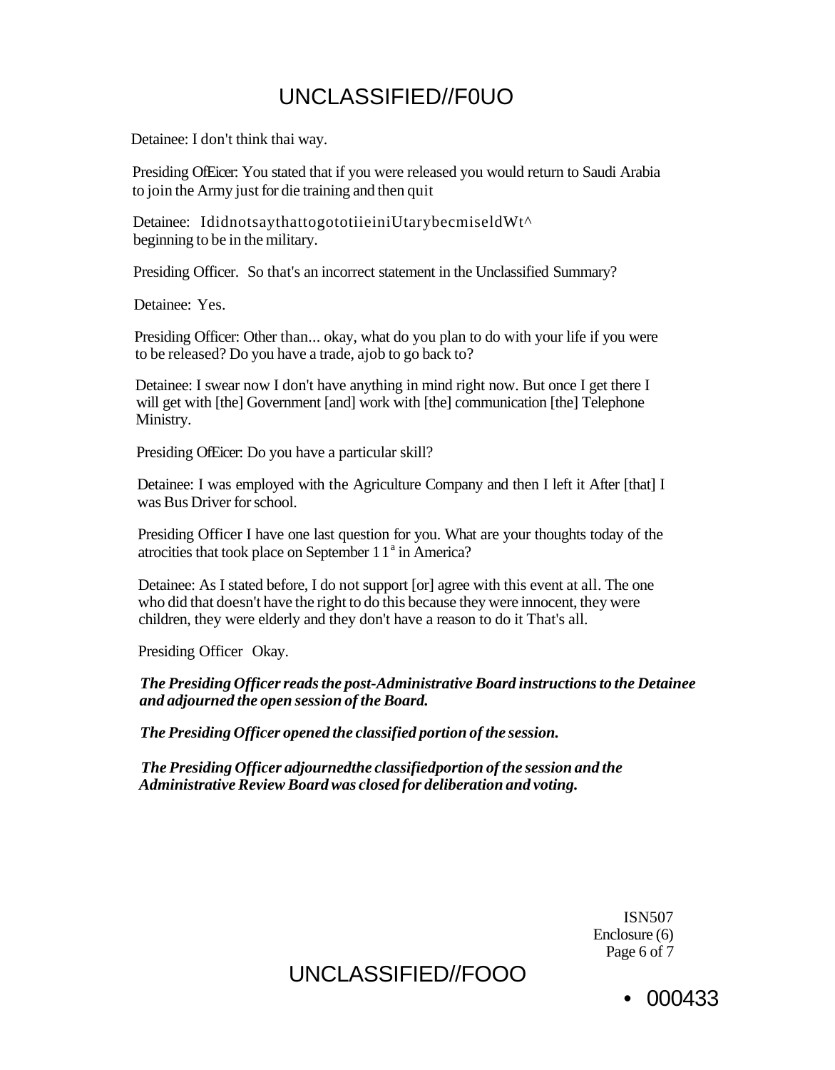Detainee: I don't think thai way.

Presiding OfEicer: You stated that if you were released you would return to Saudi Arabia to join the Army just for die training and then quit

Detainee: IdidnotsaythattogototiieiniUtarybecmiseldWt^ beginning to be in the military.

Presiding Officer. So that's an incorrect statement in the Unclassified Summary?

Detainee: Yes.

Presiding Officer: Other than... okay, what do you plan to do with your life if you were to be released? Do you have a trade, ajob to go back to?

Detainee: I swear now I don't have anything in mind right now. But once I get there I will get with [the] Government [and] work with [the] communication [the] Telephone Ministry.

Presiding OfEicer: Do you have a particular skill?

Detainee: I was employed with the Agriculture Company and then I left it After [that] I was Bus Driver for school.

Presiding Officer I have one last question for you. What are your thoughts today of the atrocities that took place on September 11[a] in America?

Detainee: As I stated before, I do not support [or] agree with this event at all. The one who did that doesn't have the right to do this because they were innocent, they were children, they were elderly and they don't have a reason to do it That's all.

Presiding Officer Okay.

***The Presiding Officer reads the post-Administrative Board instructions to the Detainee and adjourned the open session of the Board.***

***The Presiding Officer opened the classified portion of the session.***

***The Presiding Officer adjournedthe classifiedportion of the session and the Administrative Review Board was closed for deliberation and voting.***

ISN507
Enclosure (6)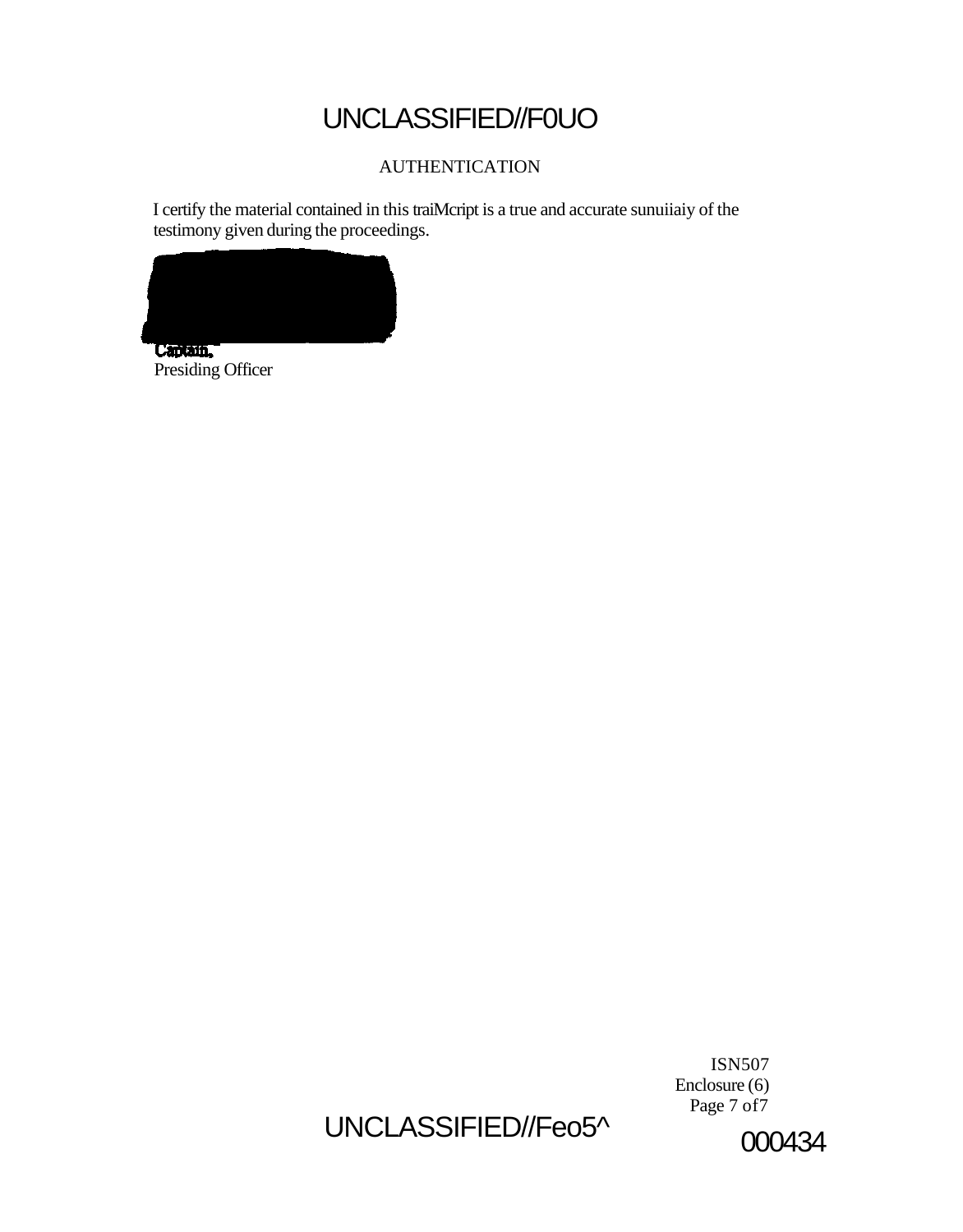# AUTHENTICATION

I certify the material contained in this traiMcript is a true and accurate sunuiiaiy of the testimony given during the proceedings.

Captain,
Presiding Officer

ISN507
Enclosure (6)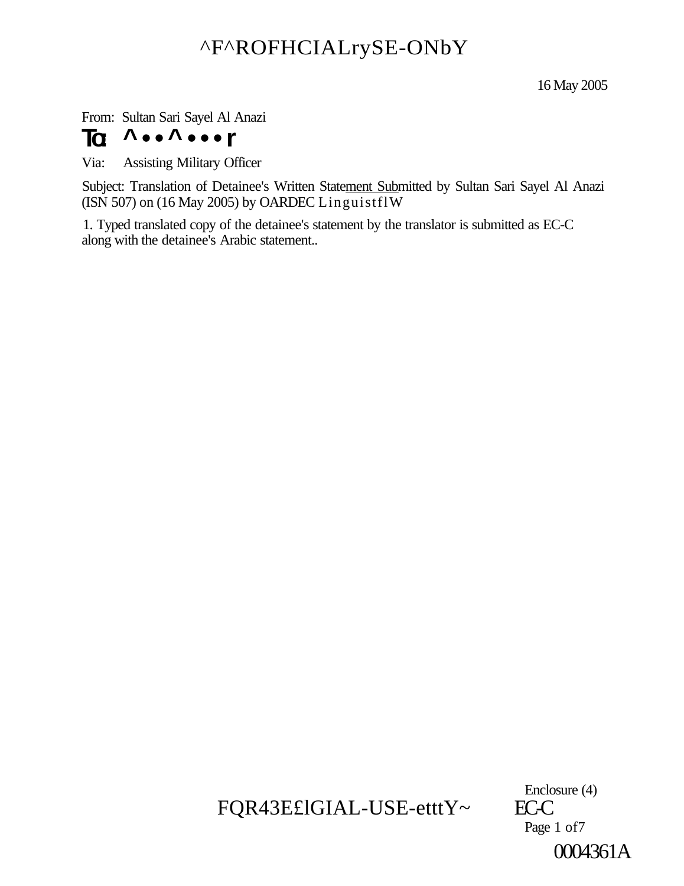^F^ROFHCIALrySE-ONbY

16 May 2005

From: Sultan Sari Sayel Al Anazi

To: ^ • • ^ • • • r

Via: Assisting Military Officer

Subject: Translation of Detainee's Written Statement Submitted by Sultan Sari Sayel Al Anazi (ISN 507) on (16 May 2005) by OARDEC LinguistflW

1. Typed translated copy of the detainee's statement by the translator is submitted as EC-C along with the detainee's Arabic statement..

Enclosure (4)

FQR43E£lGIAL-USE-etttY~ EC-C

0004361A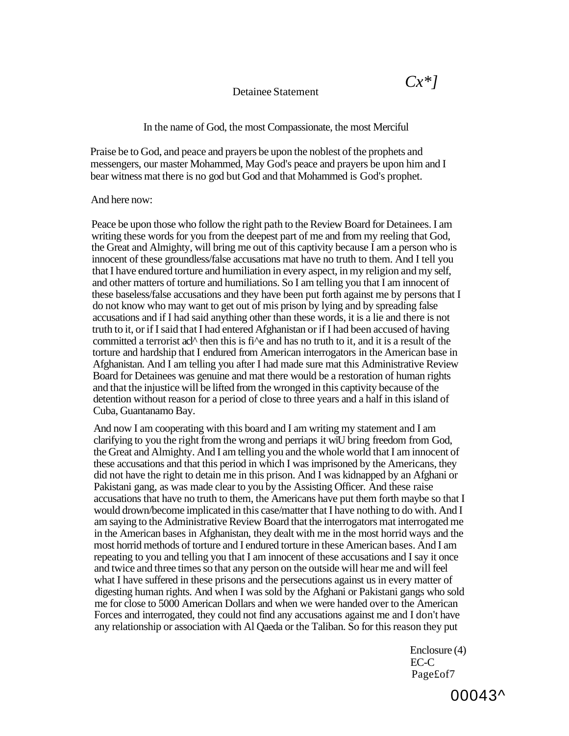# Detainee Statement

In the name of God, the most Compassionate, the most Merciful

Praise be to God, and peace and prayers be upon the noblest of the prophets and messengers, our master Mohammed, May God's peace and prayers be upon him and I bear witness mat there is no god but God and that Mohammed is God's prophet.

And here now:

Peace be upon those who follow the right path to the Review Board for Detainees. I am writing these words for you from the deepest part of me and from my reeling that God, the Great and Almighty, will bring me out of this captivity because I am a person who is innocent of these groundless/false accusations mat have no truth to them. And I tell you that I have endured torture and humiliation in every aspect, in my religion and my self, and other matters of torture and humiliations. So I am telling you that I am innocent of these baseless/false accusations and they have been put forth against me by persons that I do not know who may want to get out of mis prison by lying and by spreading false accusations and if I had said anything other than these words, it is a lie and there is not truth to it, or if I said that I had entered Afghanistan or if I had been accused of having committed a terrorist acl^ then this is fi^e and has no truth to it, and it is a result of the torture and hardship that I endured from American interrogators in the American base in Afghanistan. And I am telling you after I had made sure mat this Administrative Review Board for Detainees was genuine and mat there would be a restoration of human rights and that the injustice will be lifted from the wronged in this captivity because of the detention without reason for a period of close to three years and a half in this island of Cuba, Guantanamo Bay.

And now I am cooperating with this board and I am writing my statement and I am clarifying to you the right from the wrong and perriaps it wiU bring freedom from God, the Great and Almighty. And I am telling you and the whole world that I am innocent of these accusations and that this period in which I was imprisoned by the Americans, they did not have the right to detain me in this prison. And I was kidnapped by an Afghani or Pakistani gang, as was made clear to you by the Assisting Officer. And these raise accusations that have no truth to them, the Americans have put them forth maybe so that I would drown/become implicated in this case/matter that I have nothing to do with. And I am saying to the Administrative Review Board that the interrogators mat interrogated me in the American bases in Afghanistan, they dealt with me in the most horrid ways and the most horrid methods of torture and I endured torture in these American bases. And I am repeating to you and telling you that I am innocent of these accusations and I say it once and twice and three times so that any person on the outside will hear me and will feel what I have suffered in these prisons and the persecutions against us in every matter of digesting human rights. And when I was sold by the Afghani or Pakistani gangs who sold me for close to 5000 American Dollars and when we were handed over to the American Forces and interrogated, they could not find any accusations against me and I don't have any relationship or association with Al Qaeda or the Taliban. So for this reason they put

Enclosure (4)
EC-C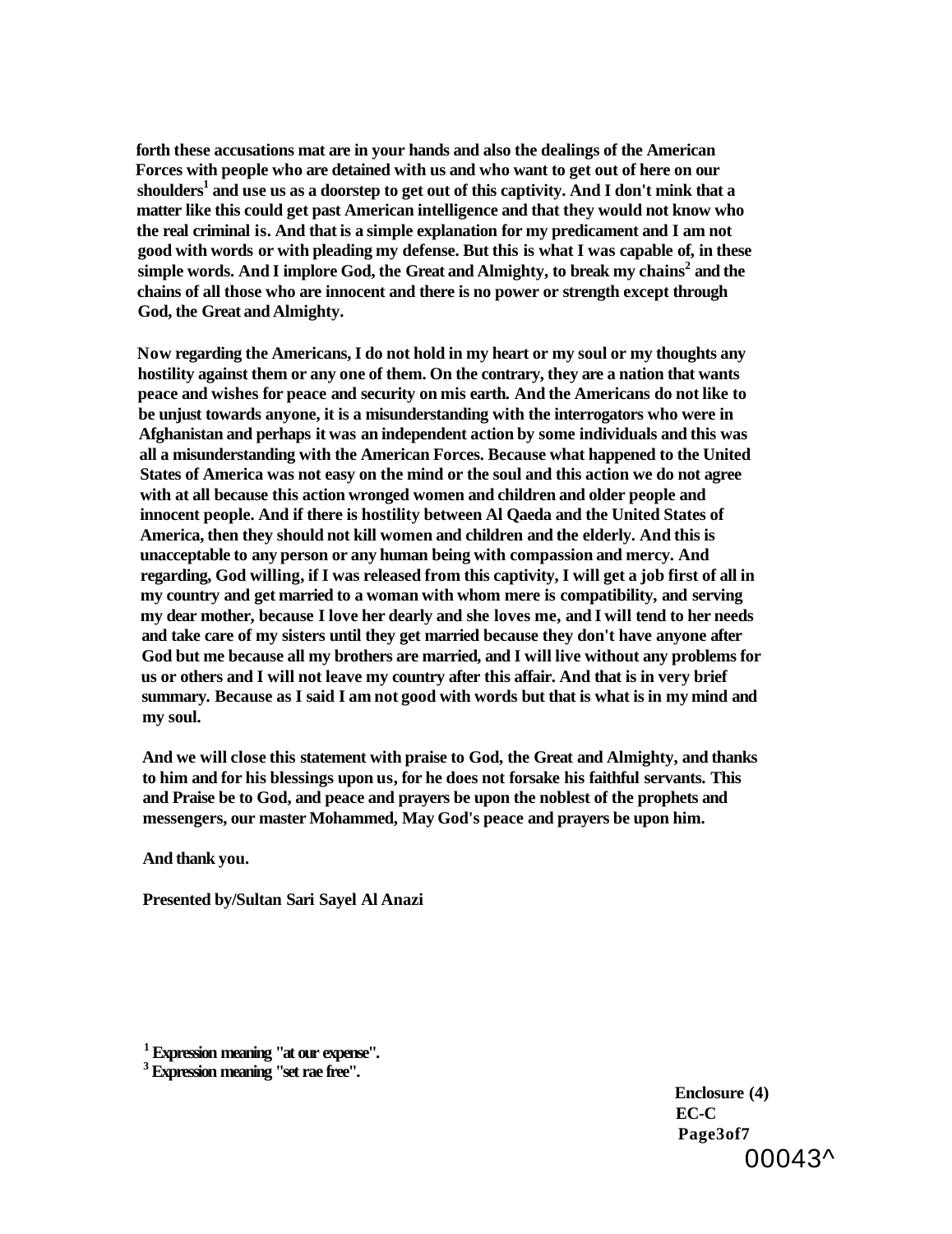**forth these accusations mat are in your hands and also the dealings of the American Forces with people who are detained with us and who want to get out of here on our shoulders[1] and use us as a doorstep to get out of this captivity. And I don't mink that a matter like this could get past American intelligence and that they would not know who the real criminal is. And that is a simple explanation for my predicament and I am not good with words or with pleading my defense. But this is what I was capable of, in these simple words. And I implore God, the Great and Almighty, to break my chains[2] and the chains of all those who are innocent and there is no power or strength except through God, the Great and Almighty.**

**Now regarding the Americans, I do not hold in my heart or my soul or my thoughts any hostility against them or any one of them. On the contrary, they are a nation that wants peace and wishes for peace and security on mis earth. And the Americans do not like to be unjust towards anyone, it is a misunderstanding with the interrogators who were in Afghanistan and perhaps it was an independent action by some individuals and this was all a misunderstanding with the American Forces. Because what happened to the United States of America was not easy on the mind or the soul and this action we do not agree with at all because this action wronged women and children and older people and innocent people. And if there is hostility between Al Qaeda and the United States of America, then they should not kill women and children and the elderly. And this is unacceptable to any person or any human being with compassion and mercy. And regarding, God willing, if I was released from this captivity, I will get a job first of all in my country and get married to a woman with whom mere is compatibility, and serving my dear mother, because I love her dearly and she loves me, and I will tend to her needs and take care of my sisters until they get married because they don't have anyone after God but me because all my brothers are married, and I will live without any problems for us or others and I will not leave my country after this affair. And that is in very brief summary. Because as I said I am not good with words but that is what is in my mind and my soul.**

**And we will close this statement with praise to God, the Great and Almighty, and thanks to him and for his blessings upon us, for he does not forsake his faithful servants. This and Praise be to God, and peace and prayers be upon the noblest of the prophets and messengers, our master Mohammed, May God's peace and prayers be upon him.**

**And thank you.**

**Presented by/Sultan Sari Sayel Al Anazi**

**[1] Expression meaning "at our expense".**
**[3] Expression meaning "set rae free".**

**Enclosure (4)**
**EC-C**
**Page3of7**
00043^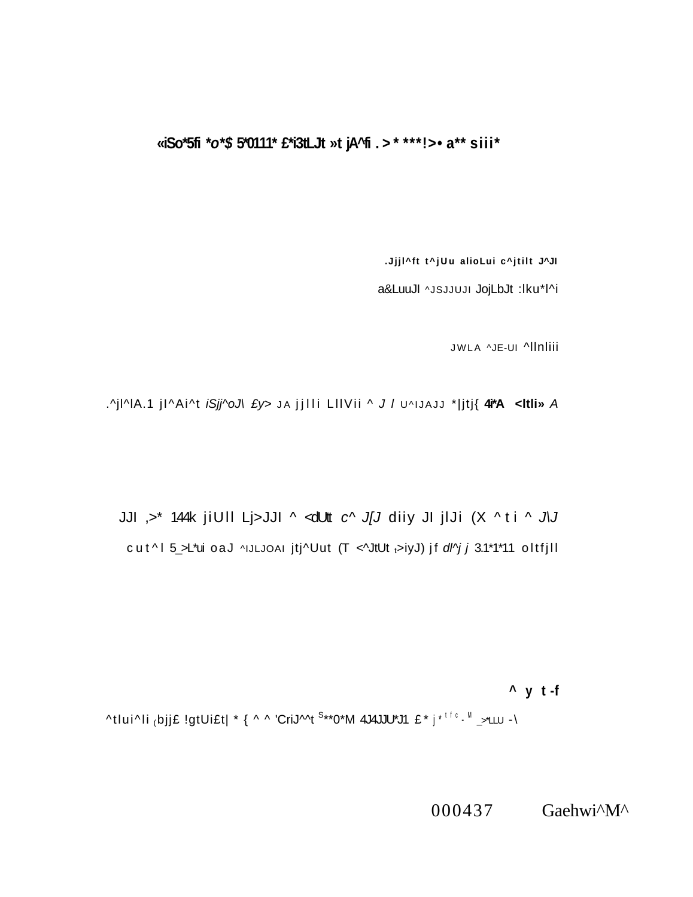«iSo*5fi *o*$ 5*0111* £*i3tLJt »t jA^fi . > * ***!>• a** siii*

.Jjjl^ft t^jUu alioLui c^jtilt J^JI

a&LuuJI ^JSJJUJI JojLbJt :lku*l^i

JWLA ^JE-UI ^llnliii

.^jl^lA.1 jl^Ai^t *iSjj^oJ\ £y>* JA jjlli LllVii ^ *J l* U^IJAJJ *|jtj{ **4i*A <ltli»** *A*

JJI ,>* 144k jiUll Lj>JJI ^ <dUtt *c^ J[J* diiy JI jlJi (X ^ti ^ *J\J*

cut^l 5_>L*ui oaJ ^IJLJOAI jtj^Uut (T <^JtUt >iyJ) jf *dl^j j* 3.1*1*11 oltfjll

**^ y t -f**

^tlui^li bjj£ !gtUi£t| * { ^ ^ 'CriJ^^t S**0*M 4J4JJU*J1 £* j * t f c - M _>*LLU -\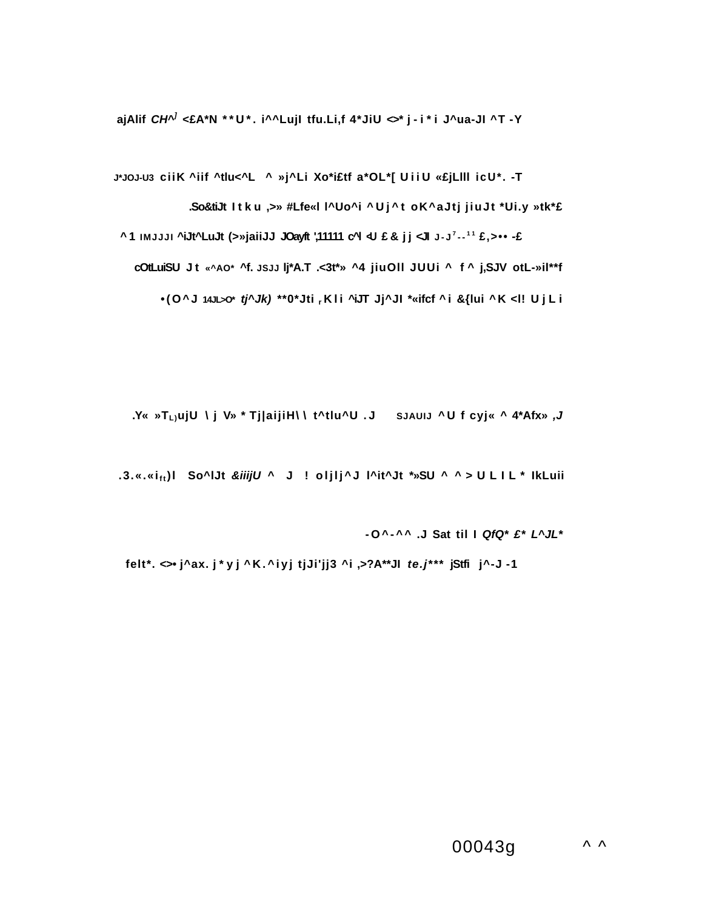ajAlif *CH^J* <£A*N **U*. i^^LujI tfu.Li,f 4*JiU <>* j-i*i J^ua-JI ^T -Y

J*JOJ-U3 ciiK ^iif ^tlu<^L ^ »j^Li Xo*i£tf a*OL*[ UiiU «£jLlll icU*. -T

.So&tiJt ltku ,>» #Lfe«l l^Uo^i ^Uj^t oK^aJtj jiuJt *Ui.y »tk*£

^1 IMJJJI ^iJt^LuJt (>»jaiiJJ JOayft ',11111 c^l <U £& jj <JI J-J[7]--[11] £,>•• -£

cOtLuiSU Jt «^AO* ^f. JSJJ lj*A.T .<3t*» ^4 jiuOll JUUi ^ f^ j,SJV otL-»il**f

•(O^J 14JL>O* *tj^Jk)* **0*Jti $_r$Kli ^iJT Jj^JI *«ifcf ^i &{lui ^K <l! UjLi

.Y« »$T_{L)}$ujU \ j V» * Tj|aijiH\\ t^tlu^U .J SJAUIJ ^U f cyj« ^ 4*Afx» *,J*

.3.«.«$i_{ft}$)l So^lJt *&iiijU* ^ J ! oljlj^J l^it^Jt *»SU ^ ^ > ULIL * IkLuii

-O^-^^ .J Sat til I *QfQ* *£** *L^JL**

felt*. <>• j^ax. j*yj ^K.^iyj tjJi'jj3 ^i ,>?A**JI *te.j**** jStfi j^-J -1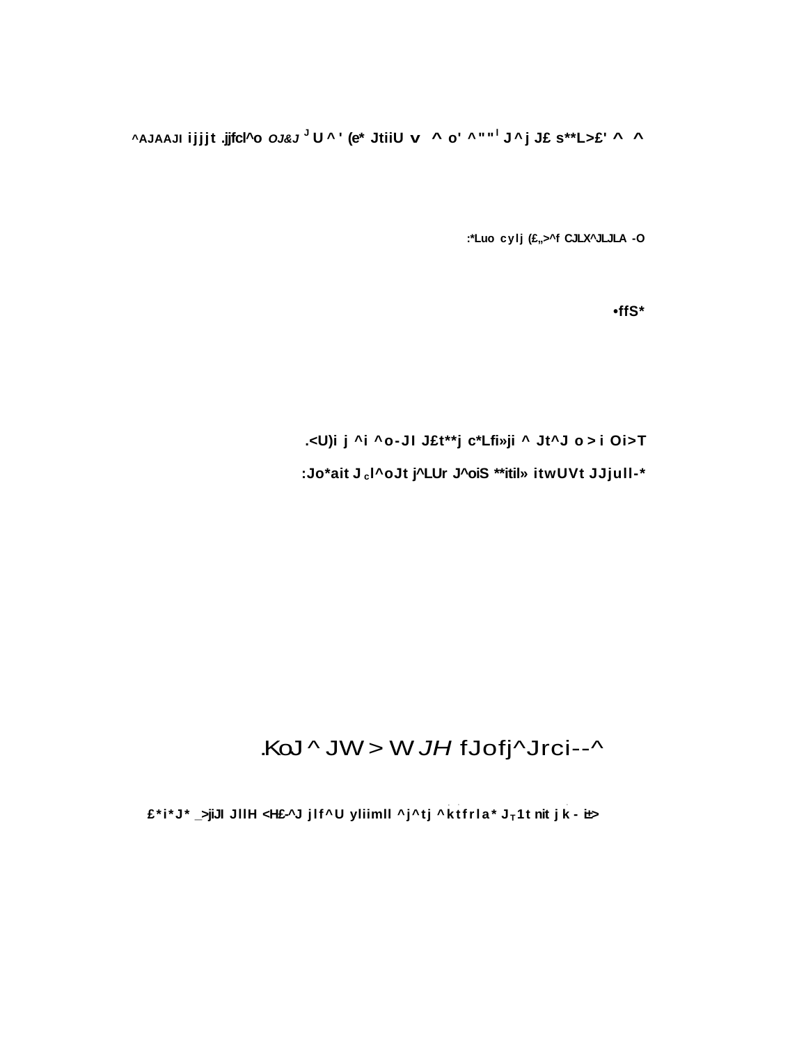^AJAAJI ijjjt .jjfcl^o OJ&J J U ^ ' (e* JtiiU v ^ o' ^ " " I J ^ j J£ s**L>£' ^ ^

:*Luo cylj (£„>^f CJLX^JLJLA -O

•ffS*

.<U)i j ^i ^o-JI J£t**j c*Lfi»ji ^ Jt^J o > i Oi>T

:Jo*ait J c l^oJt j^LUr J^oiS **itil» itwUVt JJjull-*

.KoJ ^ JW > W JH fJofj^Jrci--^

£*i*J* _>jiJI JllH <H£-^J jlf^U yliimll ^j^tj ^ktfrla* J T 1t nit j k - it>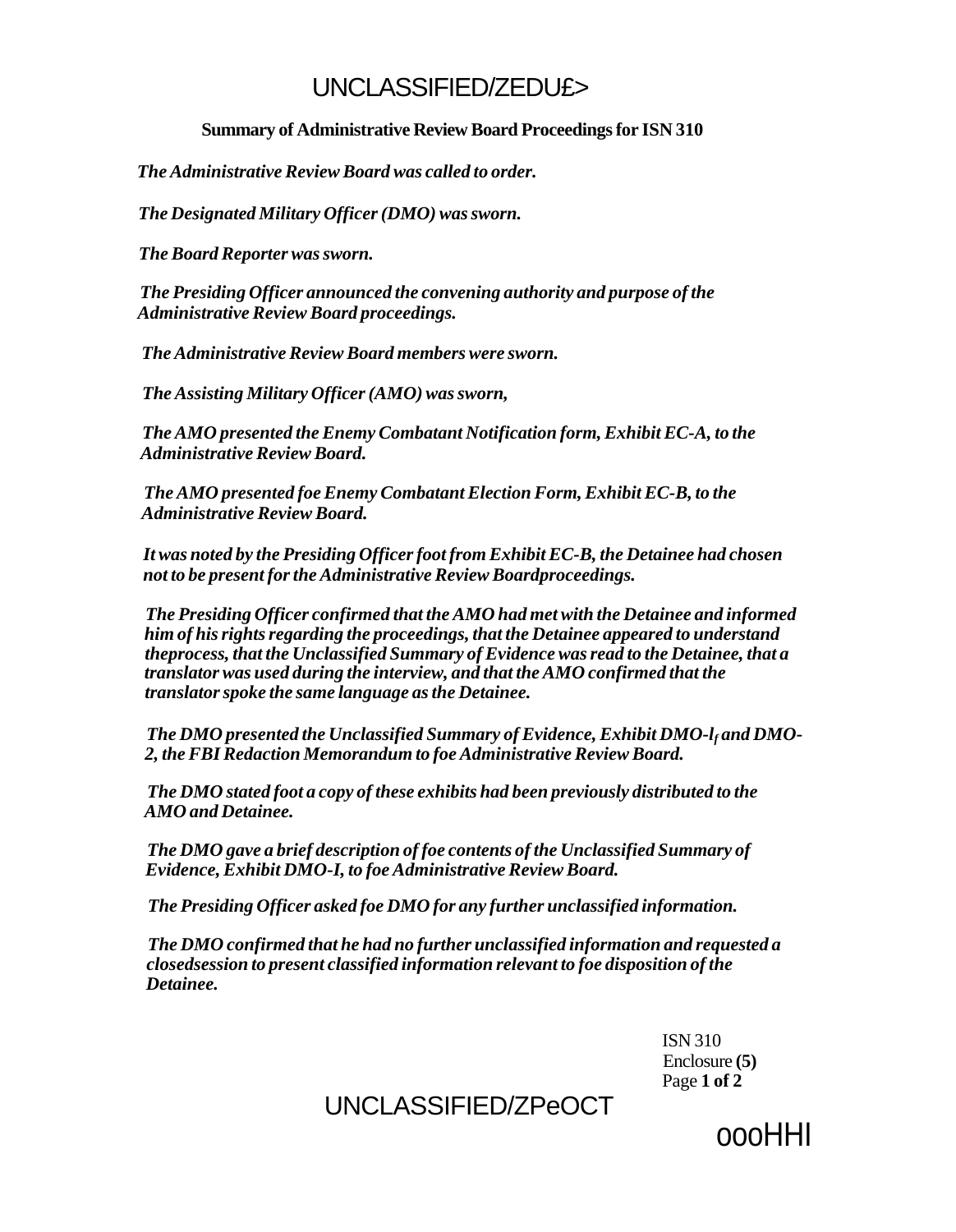**Summary of Administrative Review Board Proceedings for ISN 310**

*The Administrative Review Board was called to order.*

*The Designated Military Officer (DMO) was sworn.*

*The Board Reporter was sworn.*

*The Presiding Officer announced the convening authority and purpose of the Administrative Review Board proceedings.*

*The Administrative Review Board members were sworn.*

*The Assisting Military Officer (AMO) was sworn,*

*The AMO presented the Enemy Combatant Notification form, Exhibit EC-A, to the Administrative Review Board.*

*The AMO presented foe Enemy Combatant Election Form, Exhibit EC-B, to the Administrative Review Board.*

*It was noted by the Presiding Officer foot from Exhibit EC-B, the Detainee had chosen not to be present for the Administrative Review Boardproceedings.*

*The Presiding Officer confirmed that the AMO had met with the Detainee and informed him of his rights regarding the proceedings, that the Detainee appeared to understand theprocess, that the Unclassified Summary of Evidence was read to the Detainee, that a translator was used during the interview, and that the AMO confirmed that the translator spoke the same language as the Detainee.*

*The DMO presented the Unclassified Summary of Evidence, Exhibit DMO-l$_f$ and DMO-2, the FBI Redaction Memorandum to foe Administrative Review Board.*

*The DMO stated foot a copy of these exhibits had been previously distributed to the AMO and Detainee.*

*The DMO gave a brief description of foe contents of the Unclassified Summary of Evidence, Exhibit DMO-I, to foe Administrative Review Board.*

*The Presiding Officer asked foe DMO for any further unclassified information.*

*The DMO confirmed that he had no further unclassified information and requested a closedsession to present classified information relevant to foe disposition of the Detainee.*

ISN 310
Enclosure **(5)**
Page **1 of 2**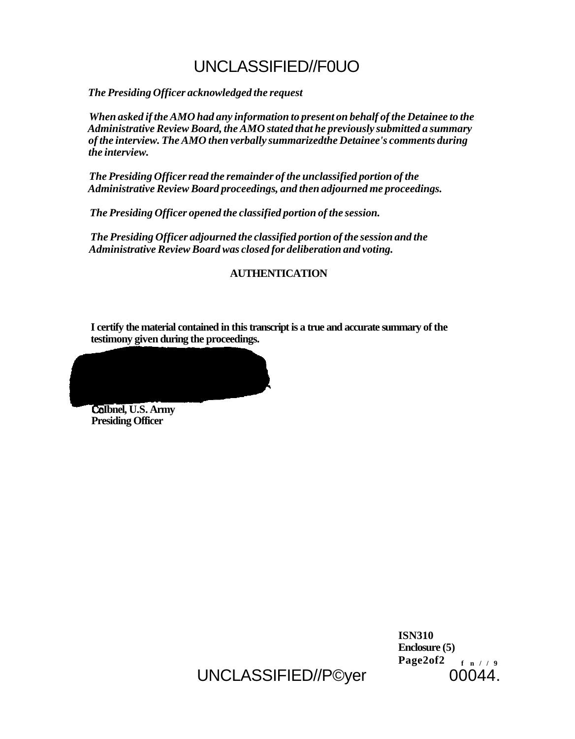The Presiding Officer acknowledged the request

*When asked if the AMO had any information to present on behalf of the Detainee to the Administrative Review Board, the AMO stated that he previously submitted a summary of the interview. The AMO then verbally summarizedthe Detainee's comments during the interview.*

*The Presiding Officer read the remainder of the unclassified portion of the Administrative Review Board proceedings, and then adjourned me proceedings.*

*The Presiding Officer opened the classified portion of the session.*

*The Presiding Officer adjourned the classified portion of the session and the Administrative Review Board was closed for deliberation and voting.*

**AUTHENTICATION**

**I certify the material contained in this transcript is a true and accurate summary of the testimony given during the proceedings.**

**Colbnel, U.S. Army**
**Presiding Officer**

**ISN310**
**Enclosure (5)**
**Page2of2**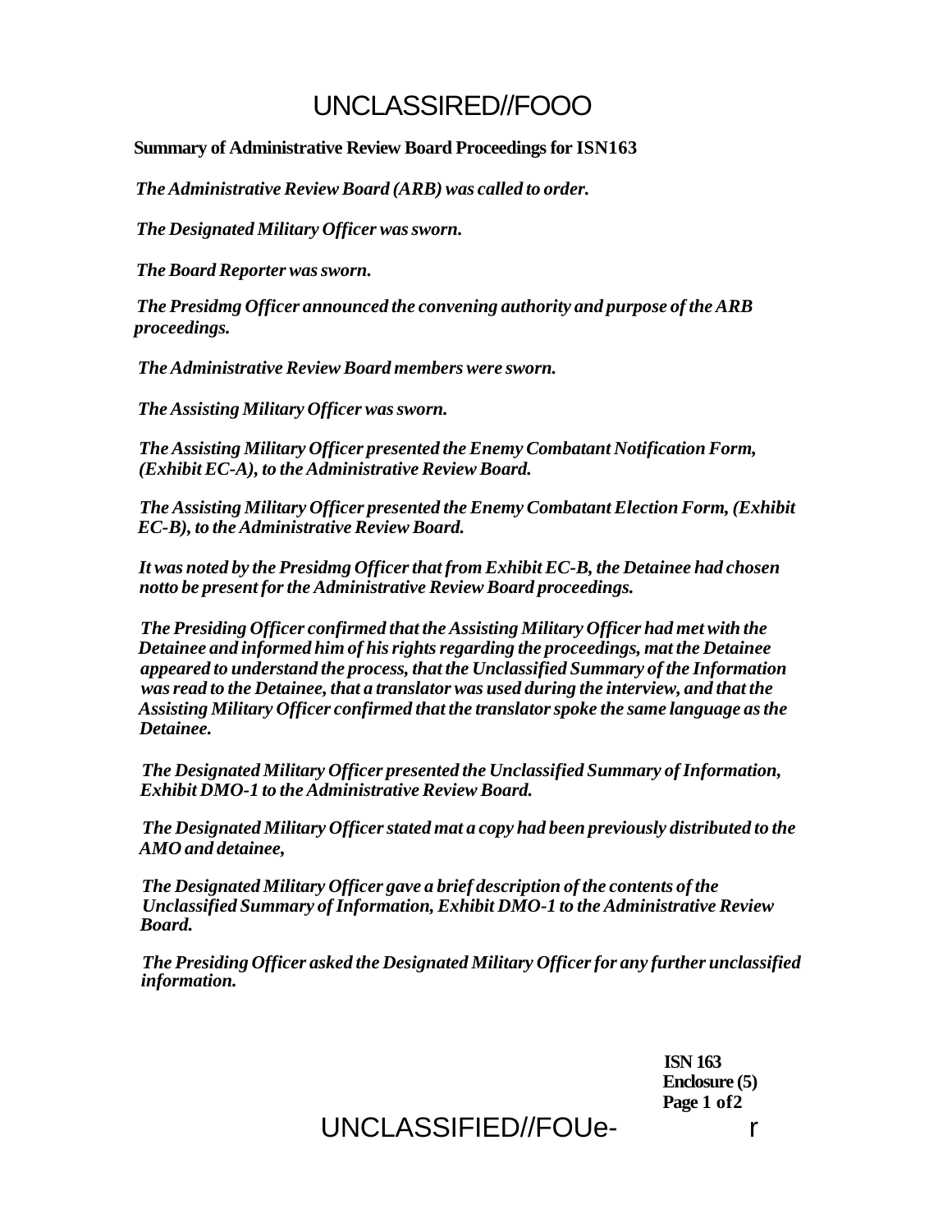**Summary of Administrative Review Board Proceedings for ISN163**

*The Administrative Review Board (ARB) was called to order.*

*The Designated Military Officer was sworn.*

*The Board Reporter was sworn.*

*The Presidmg Officer announced the convening authority and purpose of the ARB proceedings.*

*The Administrative Review Board members were sworn.*

*The Assisting Military Officer was sworn.*

*The Assisting Military Officer presented the Enemy Combatant Notification Form, (Exhibit EC-A), to the Administrative Review Board.*

*The Assisting Military Officer presented the Enemy Combatant Election Form, (Exhibit EC-B), to the Administrative Review Board.*

*It was noted by the Presidmg Officer that from Exhibit EC-B, the Detainee had chosen notto be present for the Administrative Review Board proceedings.*

*The Presiding Officer confirmed that the Assisting Military Officer had met with the Detainee and informed him of his rights regarding the proceedings, mat the Detainee appeared to understand the process, that the Unclassified Summary of the Information was read to the Detainee, that a translator was used during the interview, and that the Assisting Military Officer confirmed that the translator spoke the same language as the Detainee.*

*The Designated Military Officer presented the Unclassified Summary of Information, Exhibit DMO-1 to the Administrative Review Board.*

*The Designated Military Officer stated mat a copy had been previously distributed to the AMO and detainee,*

*The Designated Military Officer gave a brief description of the contents of the Unclassified Summary of Information, Exhibit DMO-1 to the Administrative Review Board.*

*The Presiding Officer asked the Designated Military Officer for any further unclassified information.*

**ISN 163**
**Enclosure (5)**
**Page 1 of2**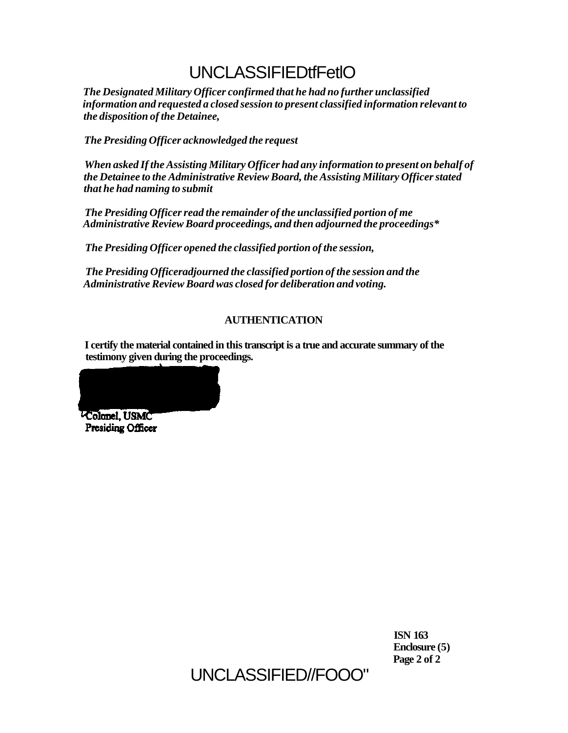UNCLASSIFIEDtfFetlO

*The Designated Military Officer confirmed that he had no further unclassified information and requested a closed session to present classified information relevant to the disposition of the Detainee,*

*The Presiding Officer acknowledged the request*

*When asked If the Assisting Military Officer had any information to present on behalf of the Detainee to the Administrative Review Board, the Assisting Military Officer stated that he had naming to submit*

*The Presiding Officer read the remainder of the unclassified portion of me Administrative Review Board proceedings, and then adjourned the proceedings**

*The Presiding Officer opened the classified portion of the session,*

*The Presiding Officeradjourned the classified portion of the session and the Administrative Review Board was closed for deliberation and voting.*

**AUTHENTICATION**

**I certify the material contained in this transcript is a true and accurate summary of the testimony given during the proceedings.**

Colonel, USMC
Presiding Officer

**ISN 163**
**Enclosure (5)**
**Page 2 of 2**

UNCLASSIFIED//FOOO"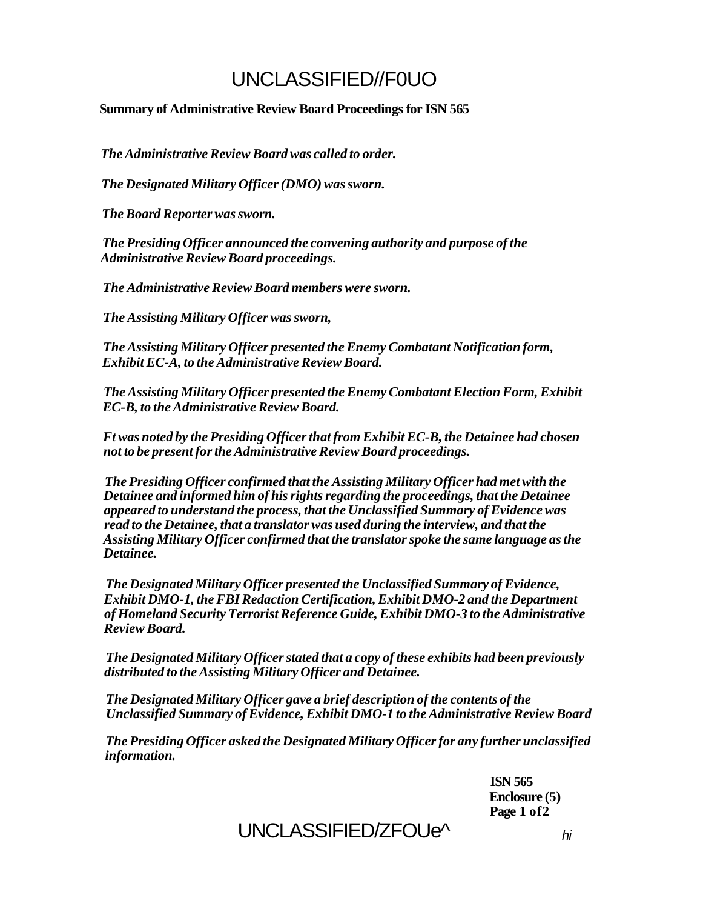# UNCLASSIFIED//F0UO

**Summary of Administrative Review Board Proceedings for ISN 565**

***The Administrative Review Board was called to order.***

***The Designated Military Officer (DMO) was sworn.***

***The Board Reporter was sworn.***

***The Presiding Officer announced the convening authority and purpose of the Administrative Review Board proceedings.***

***The Administrative Review Board members were sworn.***

***The Assisting Military Officer was sworn,***

***The Assisting Military Officer presented the Enemy Combatant Notification form, Exhibit EC-A, to the Administrative Review Board.***

***The Assisting Military Officer presented the Enemy Combatant Election Form, Exhibit EC-B, to the Administrative Review Board.***

***Ft was noted by the Presiding Officer that from Exhibit EC-B, the Detainee had chosen not to be present for the Administrative Review Board proceedings.***

***The Presiding Officer confirmed that the Assisting Military Officer had met with the Detainee and informed him of his rights regarding the proceedings, that the Detainee appeared to understand the process, that the Unclassified Summary of Evidence was read to the Detainee, that a translator was used during the interview, and that the Assisting Military Officer confirmed that the translator spoke the same language as the Detainee.***

***The Designated Military Officer presented the Unclassified Summary of Evidence, Exhibit DMO-1, the FBI Redaction Certification, Exhibit DMO-2 and the Department of Homeland Security Terrorist Reference Guide, Exhibit DMO-3 to the Administrative Review Board.***

***The Designated Military Officer stated that a copy of these exhibits had been previously distributed to the Assisting Military Officer and Detainee.***

***The Designated Military Officer gave a brief description of the contents of the Unclassified Summary of Evidence, Exhibit DMO-1 to the Administrative Review Board***

***The Presiding Officer asked the Designated Military Officer for any further unclassified information.***

**ISN 565**
**Enclosure (5)**
**Page 1 of 2**

UNCLASSIFIED/ZFOUe^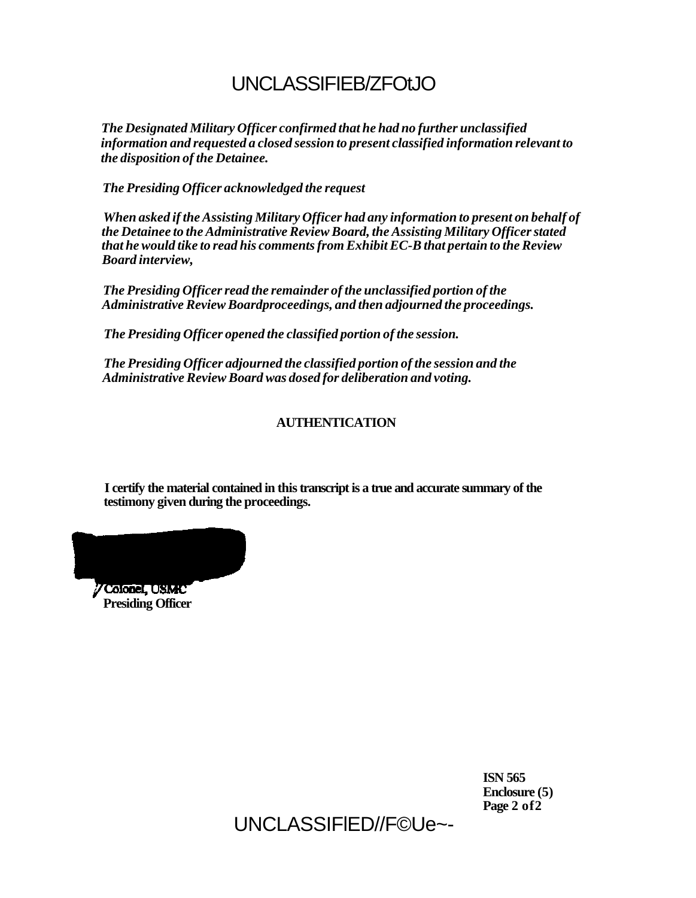*The Designated Military Officer confirmed that he had no further unclassified information and requested a closed session to present classified information relevant to the disposition of the Detainee.*

*The Presiding Officer acknowledged the request*

*When asked if the Assisting Military Officer had any information to present on behalf of the Detainee to the Administrative Review Board, the Assisting Military Officer stated that he would tike to read his comments from Exhibit EC-B that pertain to the Review Board interview,*

*The Presiding Officer read the remainder of the unclassified portion of the Administrative Review Boardproceedings, and then adjourned the proceedings.*

*The Presiding Officer opened the classified portion of the session.*

*The Presiding Officer adjourned the classified portion of the session and the Administrative Review Board was dosed for deliberation and voting.*

**AUTHENTICATION**

**I certify the material contained in this transcript is a true and accurate summary of the testimony given during the proceedings.**

Colonel, USMC
**Presiding Officer**

**ISN 565**
**Enclosure (5)**
**Page 2 of 2**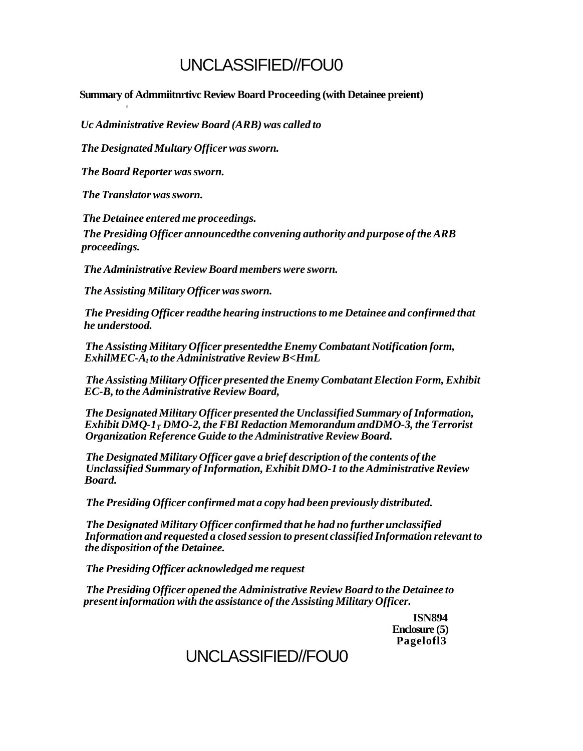UNCLASSIFIED//FOU0

**Summary of Admmiitnrtivc Review Board Proceeding (with Detainee preient)**

s

*Uc Administrative Review Board (ARB) was called to*

*The Designated Multary Officer was sworn.*

*The Board Reporter was sworn.*

*The Translator was sworn.*

*The Detainee entered me proceedings.*

*The Presiding Officer announcedthe convening authority and purpose of the ARB proceedings.*

*The Administrative Review Board members were sworn.*

*The Assisting Military Officer was sworn.*

*The Presiding Officer readthe hearing instructions to me Detainee and confirmed that he understood.*

*The Assisting Military Officer presentedthe Enemy Combatant Notification form, ExhilMEC-A, to the Administrative Review B<HmL*

*The Assisting Military Officer presented the Enemy Combatant Election Form, Exhibit EC-B, to the Administrative Review Board,*

*The Designated Military Officer presented the Unclassified Summary of Information, Exhibit DMQ-1, DMO-2, the FBI Redaction Memorandum andDMO-3, the Terrorist Organization Reference Guide to the Administrative Review Board.*

*The Designated Military Officer gave a brief description of the contents of the Unclassified Summary of Information, Exhibit DMO-1 to the Administrative Review Board.*

*The Presiding Officer confirmed mat a copy had been previously distributed.*

*The Designated Military Officer confirmed that he had no further unclassified Information and requested a closed session to present classified Information relevant to the disposition of the Detainee.*

*The Presiding Officer acknowledged me request*

*The Presiding Officer opened the Administrative Review Board to the Detainee to present information with the assistance of the Assisting Military Officer.*

**ISN894**
**Enclosure (5)**
**Pagelofl3**

UNCLASSIFIED//FOU0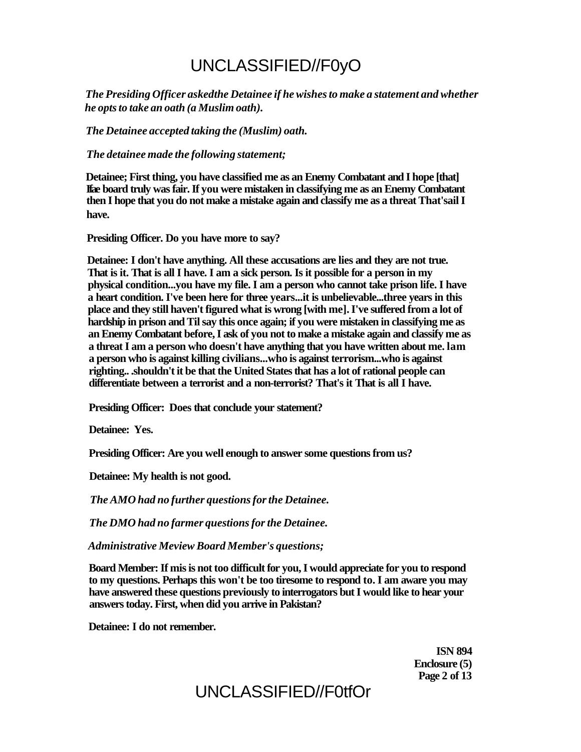*The Presiding Officer askedthe Detainee if he wishes to make a statement and whether he opts to take an oath (a Muslim oath).*

*The Detainee accepted taking the (Muslim) oath.*

*The detainee made the following statement;*

**Detainee; First thing, you have classified me as an Enemy Combatant and I hope [that] Ifae board truly was fair. If you were mistaken in classifying me as an Enemy Combatant then I hope that you do not make a mistake again and classify me as a threat That'sail I have.**

**Presiding Officer. Do you have more to say?**

**Detainee: I don't have anything. All these accusations are lies and they are not true. That is it. That is all I have. I am a sick person. Is it possible for a person in my physical condition...you have my file. I am a person who cannot take prison life. I have a heart condition. I've been here for three years...it is unbelievable...three years in this place and they still haven't figured what is wrong [with me]. I've suffered from a lot of hardship in prison and Til say this once again; if you were mistaken in classifying me as an Enemy Combatant before, I ask of you not to make a mistake again and classify me as a threat I am a person who doesn't have anything that you have written about me. lam a person who is against killing civilians...who is against terrorism...who is against righting.. .shouldn't it be that the United States that has a lot of rational people can differentiate between a terrorist and a non-terrorist? That's it That is all I have.**

**Presiding Officer: Does that conclude your statement?**

**Detainee: Yes.**

**Presiding Officer: Are you well enough to answer some questions from us?**

**Detainee: My health is not good.**

*The AMO had no further questions for the Detainee.*

*The DMO had no farmer questions for the Detainee.*

*Administrative Meview Board Member's questions;*

**Board Member: If mis is not too difficult for you, I would appreciate for you to respond to my questions. Perhaps this won't be too tiresome to respond to. I am aware you may have answered these questions previously to interrogators but I would like to hear your answers today. First, when did you arrive in Pakistan?**

**Detainee: I do not remember.**

**ISN 894**
**Enclosure (5)**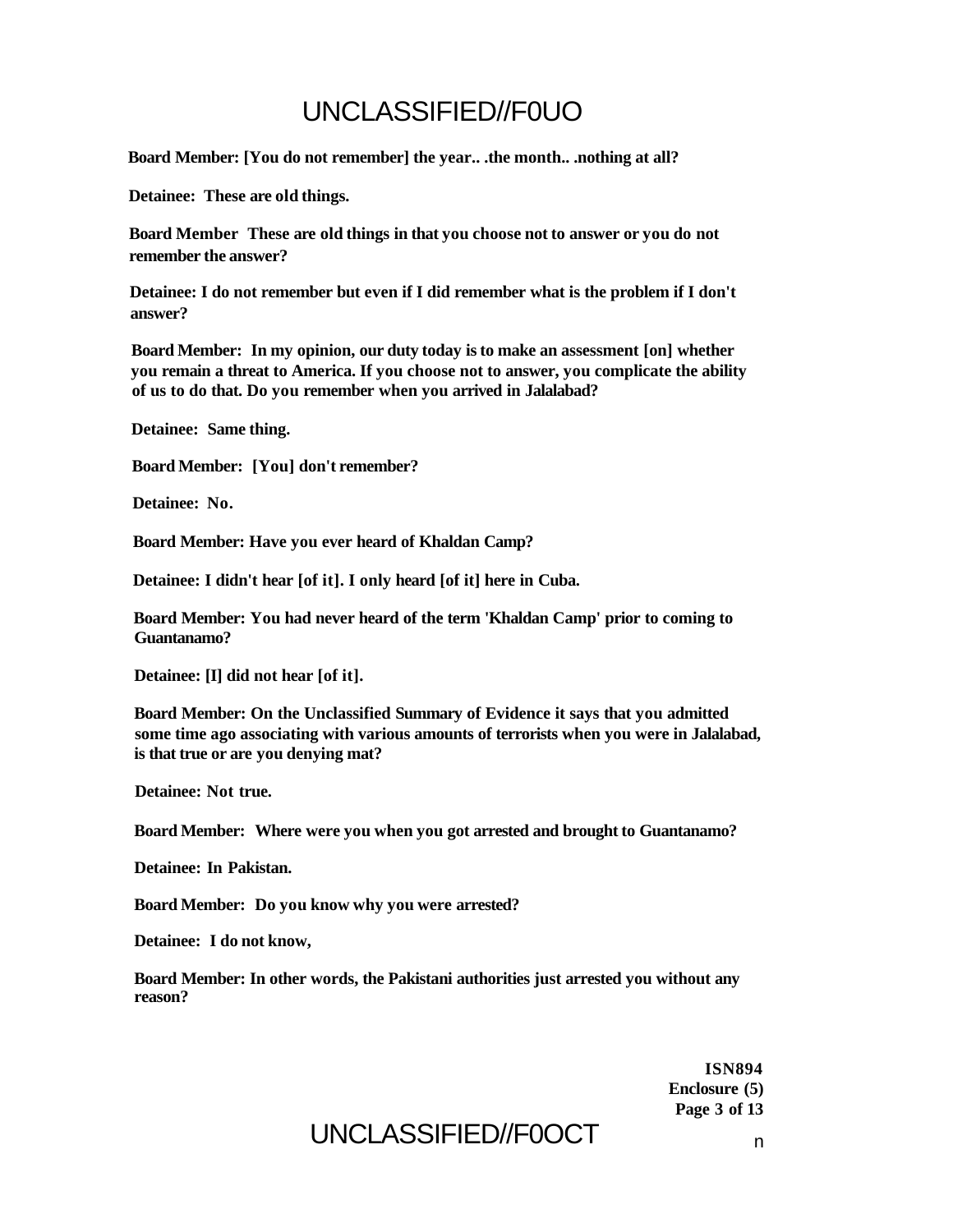**Board Member: [You do not remember] the year.. .the month.. .nothing at all?**

**Detainee: These are old things.**

**Board Member These are old things in that you choose not to answer or you do not remember the answer?**

**Detainee: I do not remember but even if I did remember what is the problem if I don't answer?**

**Board Member: In my opinion, our duty today is to make an assessment [on] whether you remain a threat to America. If you choose not to answer, you complicate the ability of us to do that. Do you remember when you arrived in Jalalabad?**

**Detainee: Same thing.**

**Board Member: [You] don't remember?**

**Detainee: No.**

**Board Member: Have you ever heard of Khaldan Camp?**

**Detainee: I didn't hear [of it]. I only heard [of it] here in Cuba.**

**Board Member: You had never heard of the term 'Khaldan Camp' prior to coming to Guantanamo?**

**Detainee: [I] did not hear [of it].**

**Board Member: On the Unclassified Summary of Evidence it says that you admitted some time ago associating with various amounts of terrorists when you were in Jalalabad, is that true or are you denying mat?**

**Detainee: Not true.**

**Board Member: Where were you when you got arrested and brought to Guantanamo?**

**Detainee: In Pakistan.**

**Board Member: Do you know why you were arrested?**

**Detainee: I do not know,**

**Board Member: In other words, the Pakistani authorities just arrested you without any reason?**

**ISN894**
**Enclosure (5)**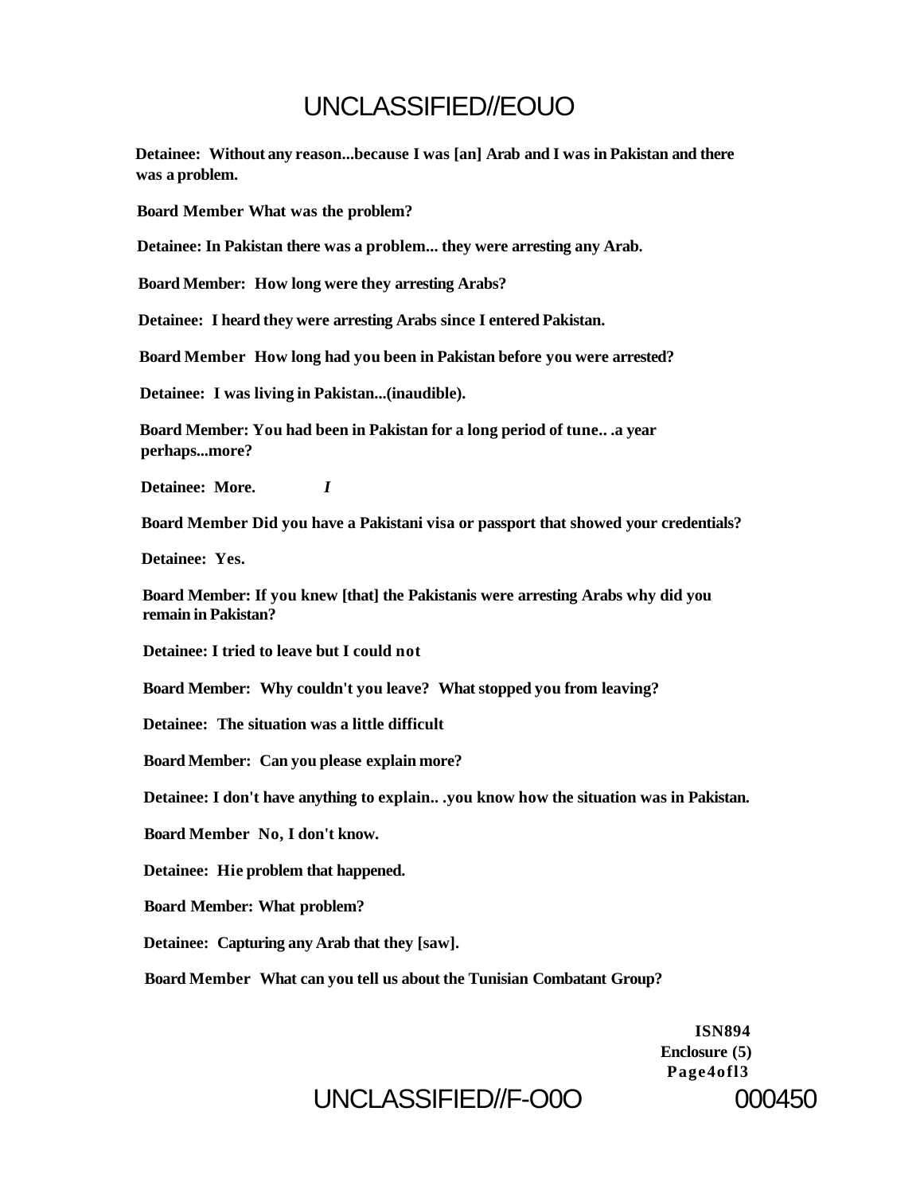**Detainee: Without any reason...because I was [an] Arab and I was in Pakistan and there was a problem.**

**Board Member What was the problem?**

**Detainee: In Pakistan there was a problem... they were arresting any Arab.**

**Board Member: How long were they arresting Arabs?**

**Detainee: I heard they were arresting Arabs since I entered Pakistan.**

**Board Member How long had you been in Pakistan before you were arrested?**

**Detainee: I was living in Pakistan...(inaudible).**

**Board Member: You had been in Pakistan for a long period of tune.. .a year perhaps...more?**

**Detainee: More.** ***I***

**Board Member Did you have a Pakistani visa or passport that showed your credentials?**

**Detainee: Yes.**

**Board Member: If you knew [that] the Pakistanis were arresting Arabs why did you remain in Pakistan?**

**Detainee: I tried to leave but I could not**

**Board Member: Why couldn't you leave? What stopped you from leaving?**

**Detainee: The situation was a little difficult**

**Board Member: Can you please explain more?**

**Detainee: I don't have anything to explain.. .you know how the situation was in Pakistan.**

**Board Member No, I don't know.**

**Detainee: Hie problem that happened.**

**Board Member: What problem?**

**Detainee: Capturing any Arab that they [saw].**

**Board Member What can you tell us about the Tunisian Combatant Group?**

**ISN894**
**Enclosure (5)**
**Page4ofl3**

000450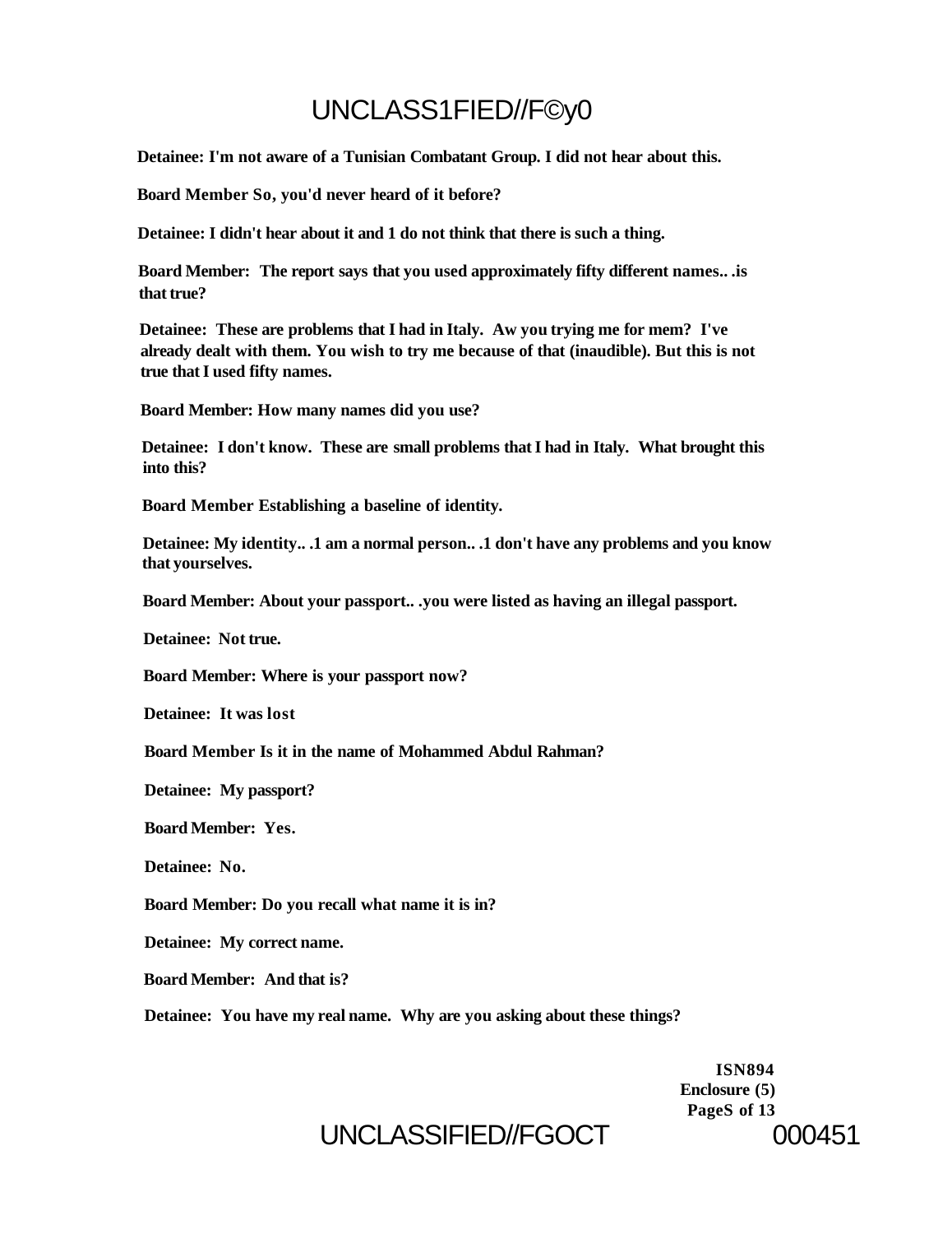**Detainee: I'm not aware of a Tunisian Combatant Group. I did not hear about this.**

**Board Member So, you'd never heard of it before?**

**Detainee: I didn't hear about it and 1 do not think that there is such a thing.**

**Board Member: The report says that you used approximately fifty different names.. .is that true?**

**Detainee: These are problems that I had in Italy. Aw you trying me for mem? I've already dealt with them. You wish to try me because of that (inaudible). But this is not true that I used fifty names.**

**Board Member: How many names did you use?**

**Detainee: I don't know. These are small problems that I had in Italy. What brought this into this?**

**Board Member Establishing a baseline of identity.**

**Detainee: My identity.. .1 am a normal person.. .1 don't have any problems and you know that yourselves.**

**Board Member: About your passport.. .you were listed as having an illegal passport.**

**Detainee: Not true.**

**Board Member: Where is your passport now?**

**Detainee: It was lost**

**Board Member Is it in the name of Mohammed Abdul Rahman?**

**Detainee: My passport?**

**Board Member: Yes.**

**Detainee: No.**

**Board Member: Do you recall what name it is in?**

**Detainee: My correct name.**

**Board Member: And that is?**

**Detainee: You have my real name. Why are you asking about these things?**

**ISN894**
**Enclosure (5)**
**PageS of 13**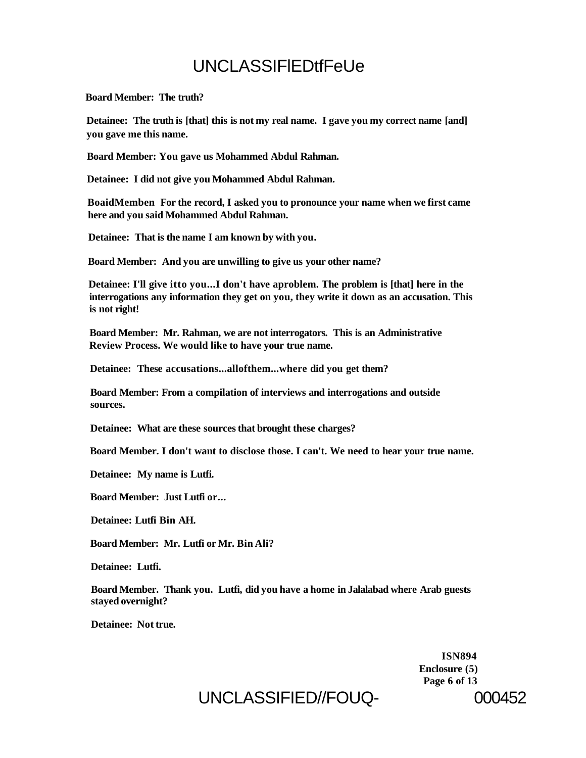**Board Member: The truth?**

**Detainee: The truth is [that] this is not my real name. I gave you my correct name [and] you gave me this name.**

**Board Member: You gave us Mohammed Abdul Rahman.**

**Detainee: I did not give you Mohammed Abdul Rahman.**

**BoaidMemben For the record, I asked you to pronounce your name when we first came here and you said Mohammed Abdul Rahman.**

**Detainee: That is the name I am known by with you.**

**Board Member: And you are unwilling to give us your other name?**

**Detainee: I'll give itto you...I don't have aproblem. The problem is [that] here in the interrogations any information they get on you, they write it down as an accusation. This is not right!**

**Board Member: Mr. Rahman, we are not interrogators. This is an Administrative Review Process. We would like to have your true name.**

**Detainee: These accusations...allofthem...where did you get them?**

**Board Member: From a compilation of interviews and interrogations and outside sources.**

**Detainee: What are these sources that brought these charges?**

**Board Member. I don't want to disclose those. I can't. We need to hear your true name.**

**Detainee: My name is Lutfi.**

**Board Member: Just Lutfi or...**

**Detainee: Lutfi Bin AH.**

**Board Member: Mr. Lutfi or Mr. Bin Ali?**

**Detainee: Lutfi.**

**Board Member. Thank you. Lutfi, did you have a home in Jalalabad where Arab guests stayed overnight?**

**Detainee: Not true.**

**ISN894**
**Enclosure (5)**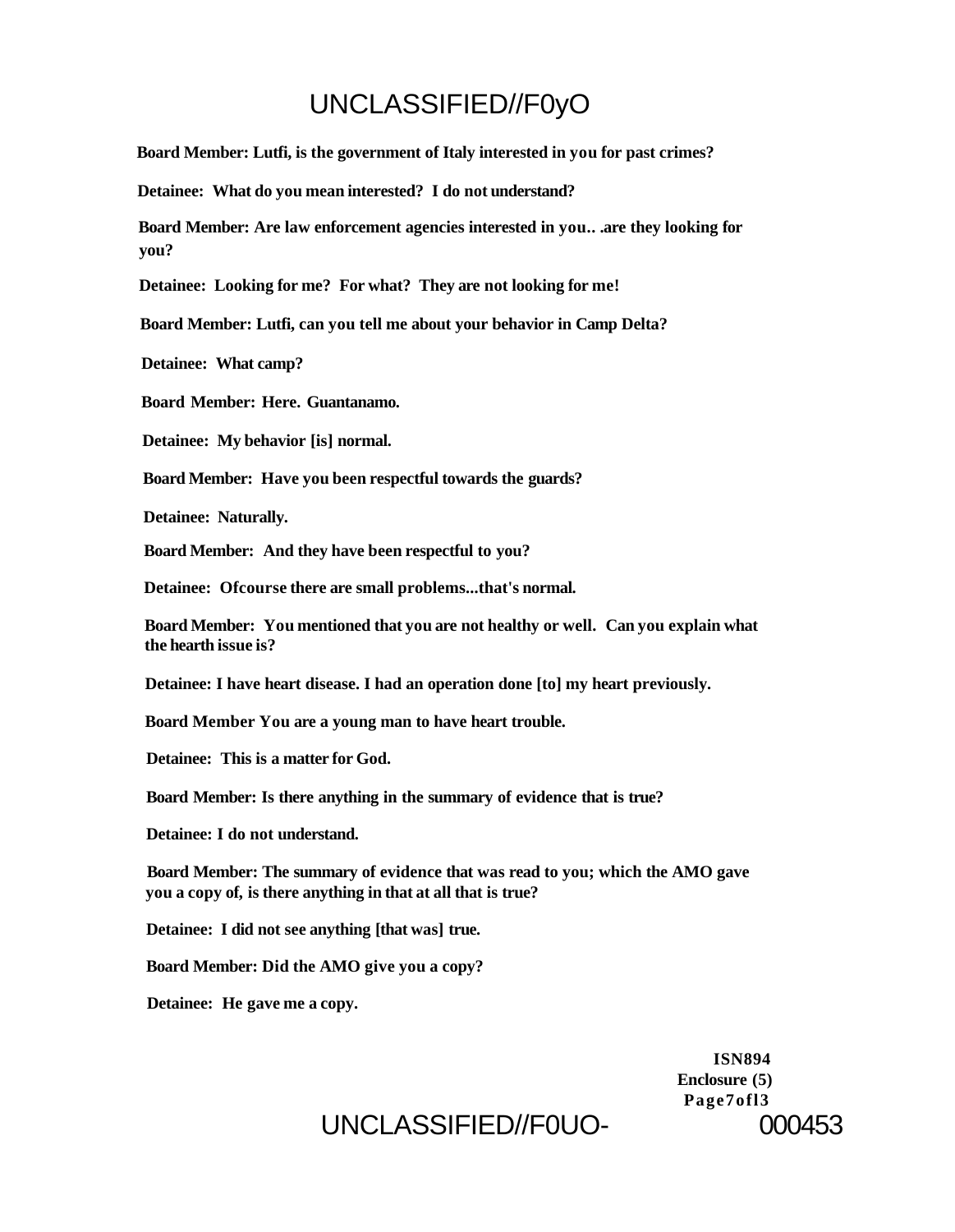**Board Member: Lutfi, is the government of Italy interested in you for past crimes?**

**Detainee: What do you mean interested? I do not understand?**

**Board Member: Are law enforcement agencies interested in you.. .are they looking for you?**

**Detainee: Looking for me? For what? They are not looking for me!**

**Board Member: Lutfi, can you tell me about your behavior in Camp Delta?**

**Detainee: What camp?**

**Board Member: Here. Guantanamo.**

**Detainee: My behavior [is] normal.**

**Board Member: Have you been respectful towards the guards?**

**Detainee: Naturally.**

**Board Member: And they have been respectful to you?**

**Detainee: Ofcourse there are small problems...that's normal.**

**Board Member: You mentioned that you are not healthy or well. Can you explain what the hearth issue is?**

**Detainee: I have heart disease. I had an operation done [to] my heart previously.**

**Board Member You are a young man to have heart trouble.**

**Detainee: This is a matter for God.**

**Board Member: Is there anything in the summary of evidence that is true?**

**Detainee: I do not understand.**

**Board Member: The summary of evidence that was read to you; which the AMO gave you a copy of, is there anything in that at all that is true?**

**Detainee: I did not see anything [that was] true.**

**Board Member: Did the AMO give you a copy?**

**Detainee: He gave me a copy.**

**ISN894**
**Enclosure (5)**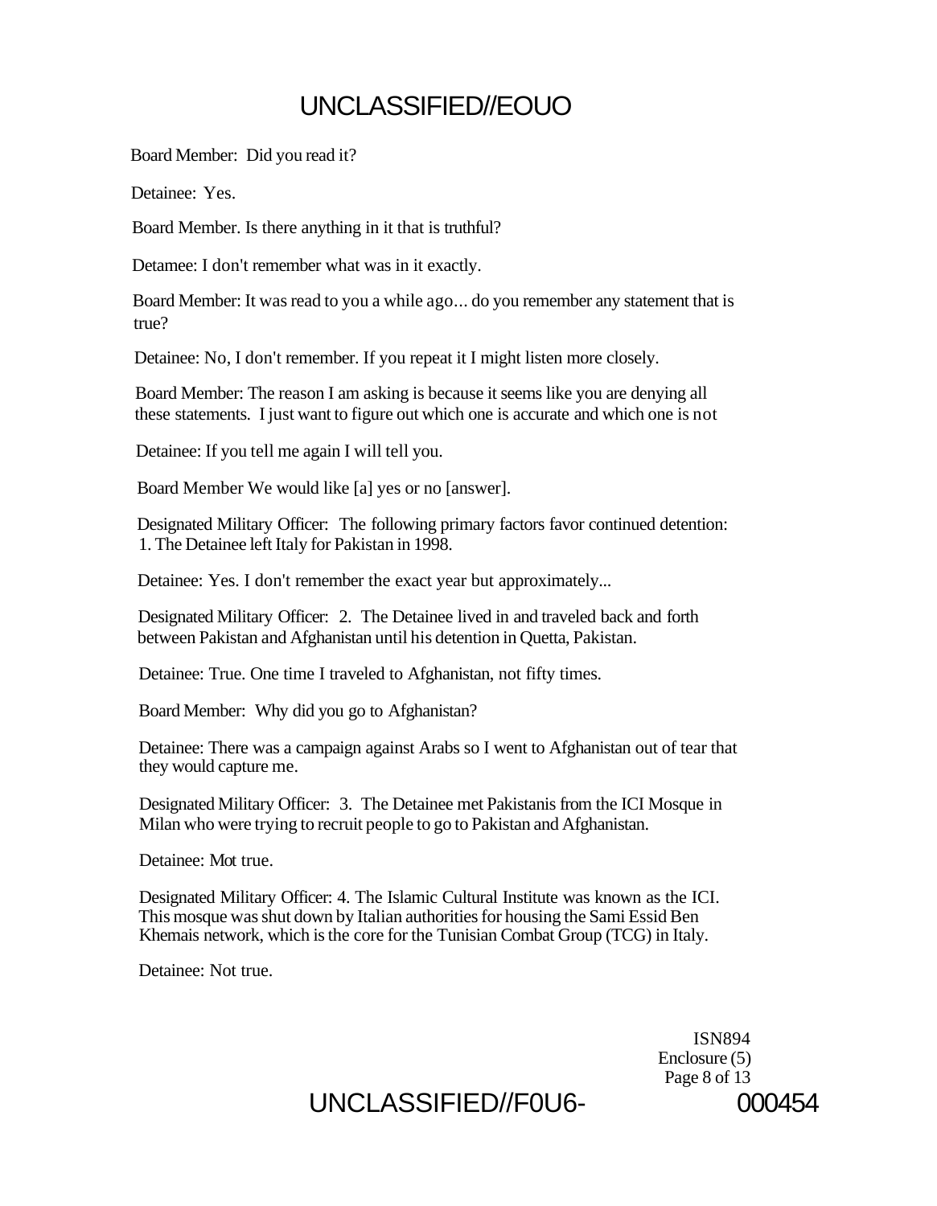Board Member: Did you read it?

Detainee: Yes.

Board Member. Is there anything in it that is truthful?

Detamee: I don't remember what was in it exactly.

Board Member: It was read to you a while ago... do you remember any statement that is true?

Detainee: No, I don't remember. If you repeat it I might listen more closely.

Board Member: The reason I am asking is because it seems like you are denying all these statements. I just want to figure out which one is accurate and which one is not

Detainee: If you tell me again I will tell you.

Board Member We would like [a] yes or no [answer].

Designated Military Officer: The following primary factors favor continued detention:
1. The Detainee left Italy for Pakistan in 1998.

Detainee: Yes. I don't remember the exact year but approximately...

Designated Military Officer: 2. The Detainee lived in and traveled back and forth between Pakistan and Afghanistan until his detention in Quetta, Pakistan.

Detainee: True. One time I traveled to Afghanistan, not fifty times.

Board Member: Why did you go to Afghanistan?

Detainee: There was a campaign against Arabs so I went to Afghanistan out of tear that they would capture me.

Designated Military Officer: 3. The Detainee met Pakistanis from the ICI Mosque in Milan who were trying to recruit people to go to Pakistan and Afghanistan.

Detainee: Mot true.

Designated Military Officer: 4. The Islamic Cultural Institute was known as the ICI. This mosque was shut down by Italian authorities for housing the Sami Essid Ben Khemais network, which is the core for the Tunisian Combat Group (TCG) in Italy.

Detainee: Not true.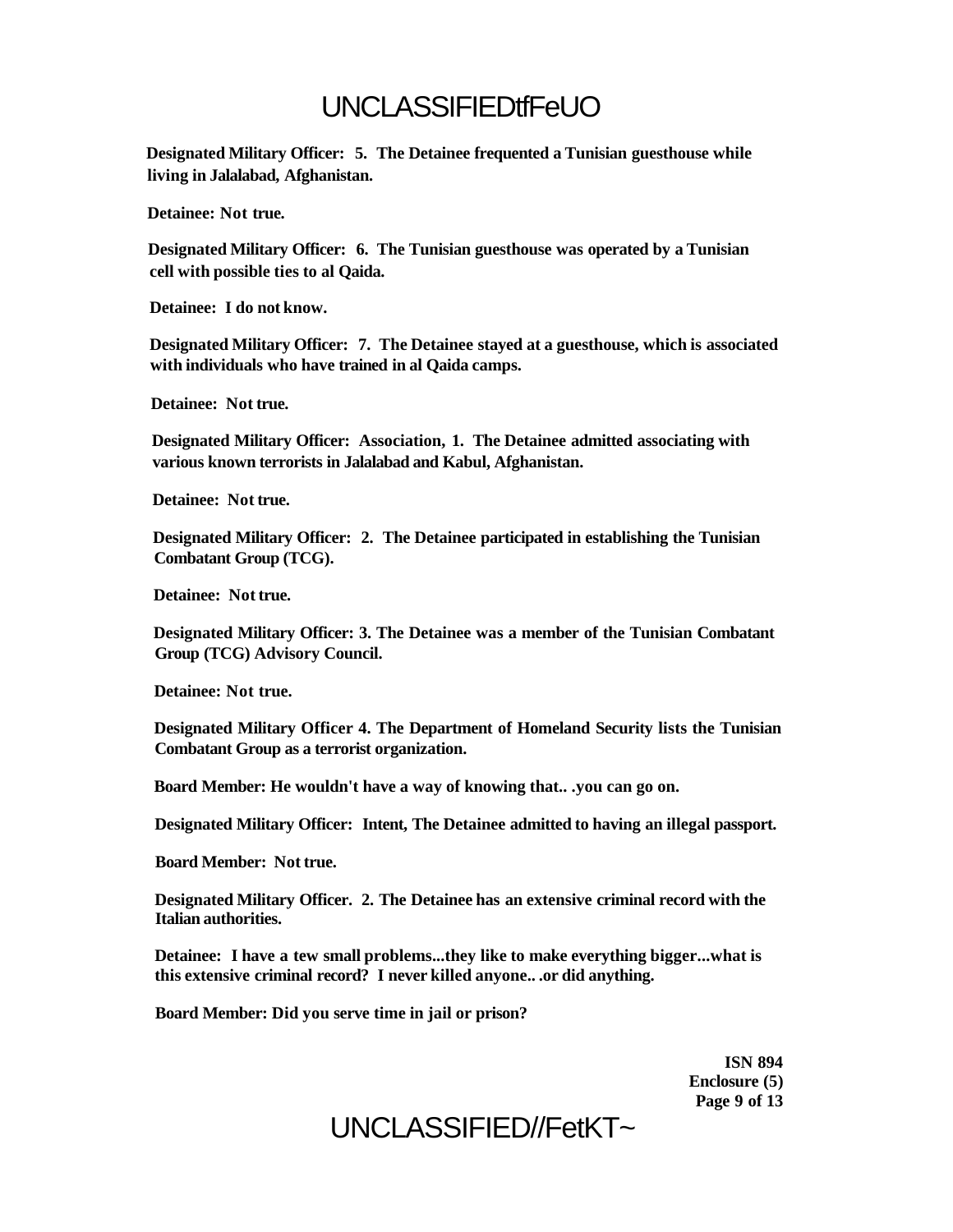**Designated Military Officer: 5. The Detainee frequented a Tunisian guesthouse while living in Jalalabad, Afghanistan.**

**Detainee: Not true.**

**Designated Military Officer: 6. The Tunisian guesthouse was operated by a Tunisian cell with possible ties to al Qaida.**

**Detainee: I do not know.**

**Designated Military Officer: 7. The Detainee stayed at a guesthouse, which is associated with individuals who have trained in al Qaida camps.**

**Detainee: Not true.**

**Designated Military Officer: Association, 1. The Detainee admitted associating with various known terrorists in Jalalabad and Kabul, Afghanistan.**

**Detainee: Not true.**

**Designated Military Officer: 2. The Detainee participated in establishing the Tunisian Combatant Group (TCG).**

**Detainee: Not true.**

**Designated Military Officer: 3. The Detainee was a member of the Tunisian Combatant Group (TCG) Advisory Council.**

**Detainee: Not true.**

**Designated Military Officer 4. The Department of Homeland Security lists the Tunisian Combatant Group as a terrorist organization.**

**Board Member: He wouldn't have a way of knowing that.. .you can go on.**

**Designated Military Officer: Intent, The Detainee admitted to having an illegal passport.**

**Board Member: Not true.**

**Designated Military Officer. 2. The Detainee has an extensive criminal record with the Italian authorities.**

**Detainee: I have a tew small problems...they like to make everything bigger...what is this extensive criminal record? I never killed anyone.. .or did anything.**

**Board Member: Did you serve time in jail or prison?**

**ISN 894**
**Enclosure (5)**
**Page 9 of 13**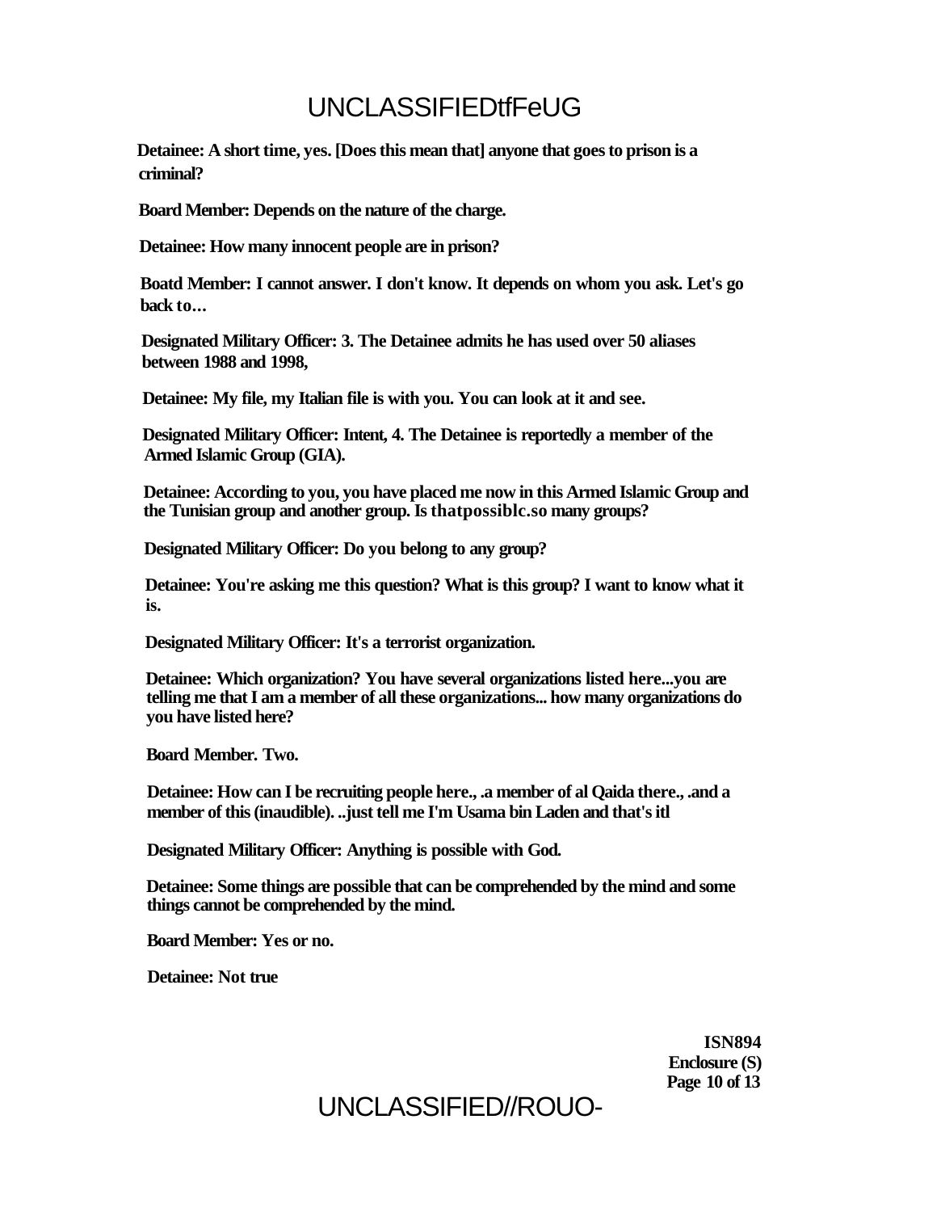**Detainee: A short time, yes. [Does this mean that] anyone that goes to prison is a criminal?**

**Board Member: Depends on the nature of the charge.**

**Detainee: How many innocent people are in prison?**

**Boatd Member: I cannot answer. I don't know. It depends on whom you ask. Let's go back to...**

**Designated Military Officer: 3. The Detainee admits he has used over 50 aliases between 1988 and 1998,**

**Detainee: My file, my Italian file is with you. You can look at it and see.**

**Designated Military Officer: Intent, 4. The Detainee is reportedly a member of the Armed Islamic Group (GIA).**

**Detainee: According to you, you have placed me now in this Armed Islamic Group and the Tunisian group and another group. Is thatpossiblc.so many groups?**

**Designated Military Officer: Do you belong to any group?**

**Detainee: You're asking me this question? What is this group? I want to know what it is.**

**Designated Military Officer: It's a terrorist organization.**

**Detainee: Which organization? You have several organizations listed here...you are telling me that I am a member of all these organizations... how many organizations do you have listed here?**

**Board Member. Two.**

**Detainee: How can I be recruiting people here., .a member of al Qaida there., .and a member of this (inaudible). ..just tell me I'm Usama bin Laden and that's itl**

**Designated Military Officer: Anything is possible with God.**

**Detainee: Some things are possible that can be comprehended by the mind and some things cannot be comprehended by the mind.**

**Board Member: Yes or no.**

**Detainee: Not true**

**ISN894**
**Enclosure (S)**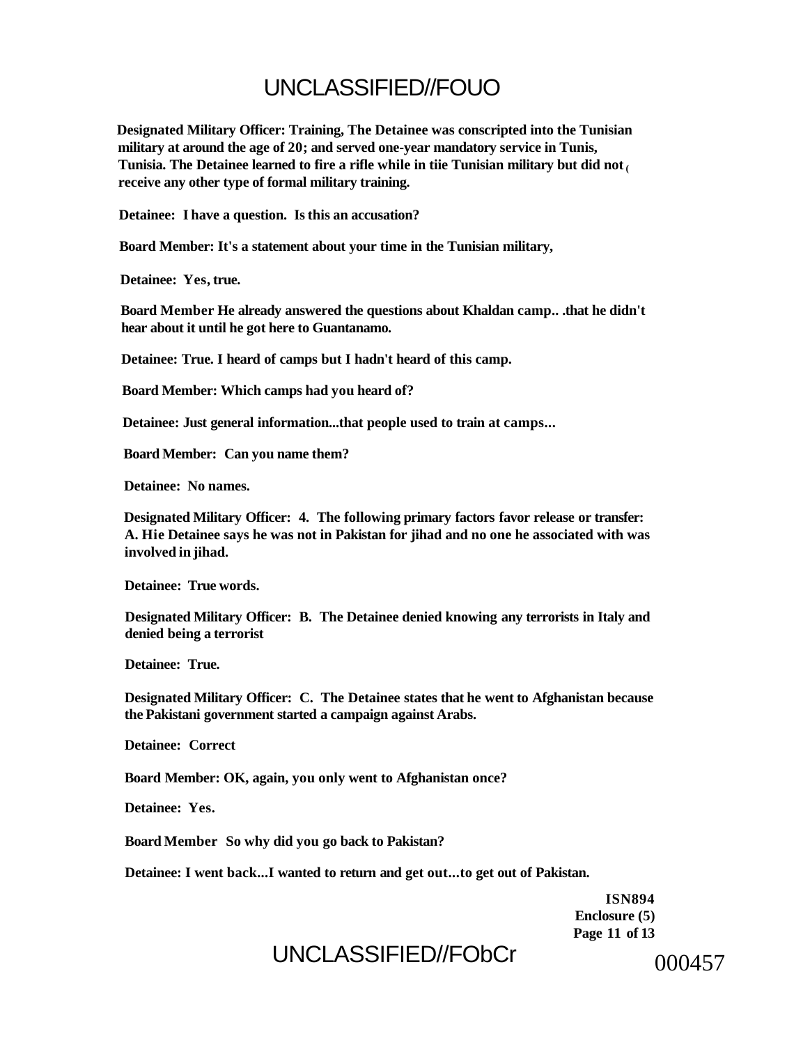**Designated Military Officer: Training, The Detainee was conscripted into the Tunisian military at around the age of 20; and served one-year mandatory service in Tunis, Tunisia. The Detainee learned to fire a rifle while in tiie Tunisian military but did not ( receive any other type of formal military training.**

**Detainee: I have a question. Is this an accusation?**

**Board Member: It's a statement about your time in the Tunisian military,**

**Detainee: Yes, true.**

**Board Member He already answered the questions about Khaldan camp.. .that he didn't hear about it until he got here to Guantanamo.**

**Detainee: True. I heard of camps but I hadn't heard of this camp.**

**Board Member: Which camps had you heard of?**

**Detainee: Just general information...that people used to train at camps...**

**Board Member: Can you name them?**

**Detainee: No names.**

**Designated Military Officer: 4. The following primary factors favor release or transfer: A. Hie Detainee says he was not in Pakistan for jihad and no one he associated with was involved in jihad.**

**Detainee: True words.**

**Designated Military Officer: B. The Detainee denied knowing any terrorists in Italy and denied being a terrorist**

**Detainee: True.**

**Designated Military Officer: C. The Detainee states that he went to Afghanistan because the Pakistani government started a campaign against Arabs.**

**Detainee: Correct**

**Board Member: OK, again, you only went to Afghanistan once?**

**Detainee: Yes.**

**Board Member So why did you go back to Pakistan?**

**Detainee: I went back...I wanted to return and get out...to get out of Pakistan.**

**ISN894**
**Enclosure (5)**
**Page 11 of 13**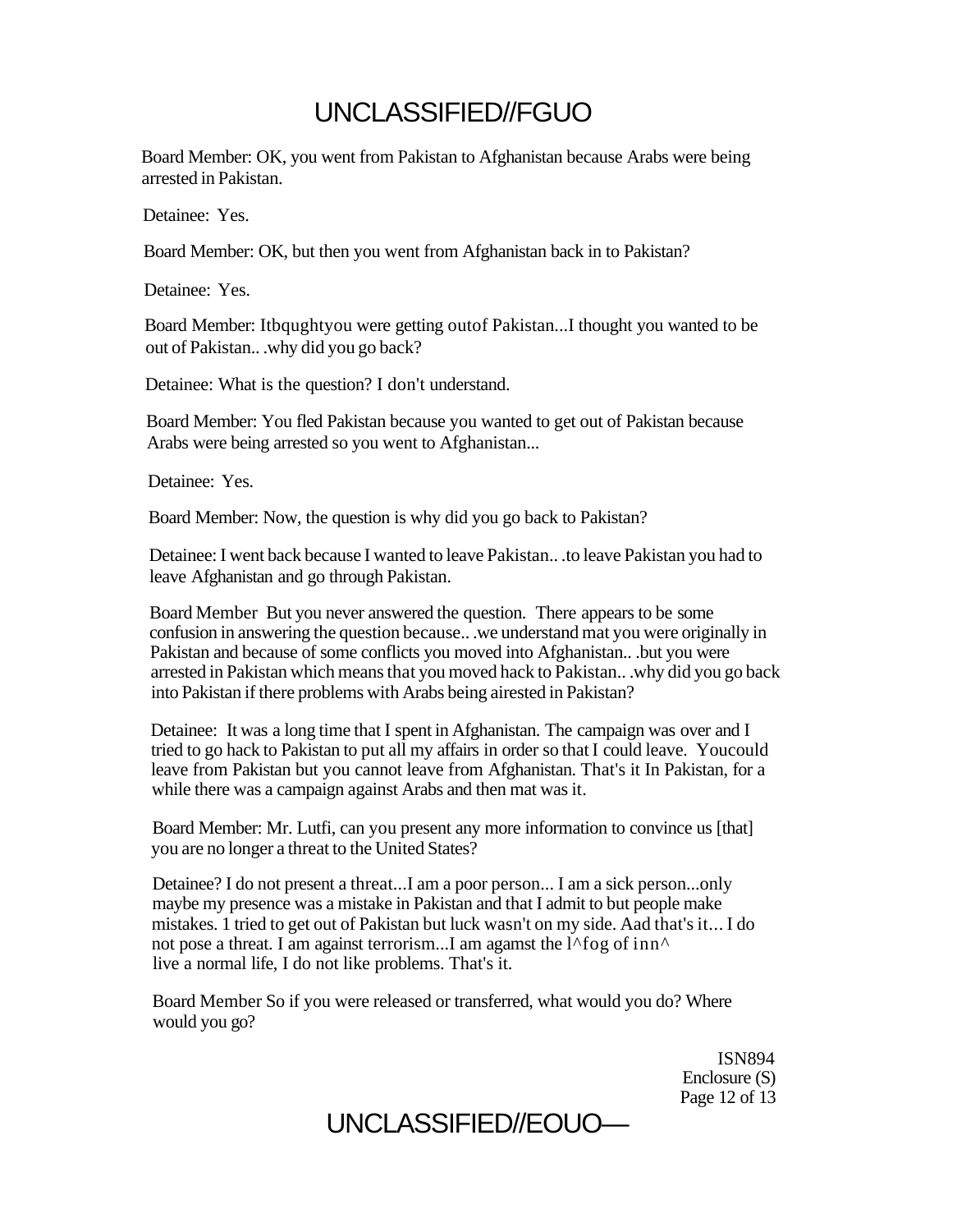Board Member: OK, you went from Pakistan to Afghanistan because Arabs were being arrested in Pakistan.

Detainee: Yes.

Board Member: OK, but then you went from Afghanistan back in to Pakistan?

Detainee: Yes.

Board Member: Itbqughtyou were getting outof Pakistan...I thought you wanted to be out of Pakistan.. .why did you go back?

Detainee: What is the question? I don't understand.

Board Member: You fled Pakistan because you wanted to get out of Pakistan because Arabs were being arrested so you went to Afghanistan...

Detainee: Yes.

Board Member: Now, the question is why did you go back to Pakistan?

Detainee: I went back because I wanted to leave Pakistan.. .to leave Pakistan you had to leave Afghanistan and go through Pakistan.

Board Member But you never answered the question. There appears to be some confusion in answering the question because.. .we understand mat you were originally in Pakistan and because of some conflicts you moved into Afghanistan.. .but you were arrested in Pakistan which means that you moved hack to Pakistan.. .why did you go back into Pakistan if there problems with Arabs being airested in Pakistan?

Detainee: It was a long time that I spent in Afghanistan. The campaign was over and I tried to go hack to Pakistan to put all my affairs in order so that I could leave. Youcould leave from Pakistan but you cannot leave from Afghanistan. That's it In Pakistan, for a while there was a campaign against Arabs and then mat was it.

Board Member: Mr. Lutfi, can you present any more information to convince us [that] you are no longer a threat to the United States?

Detainee? I do not present a threat...I am a poor person... I am a sick person...only maybe my presence was a mistake in Pakistan and that I admit to but people make mistakes. 1 tried to get out of Pakistan but luck wasn't on my side. Aad that's it... I do not pose a threat. I am against terrorism...I am agamst the l^fog of inn^ live a normal life, I do not like problems. That's it.

Board Member So if you were released or transferred, what would you do? Where would you go?

ISN894
Enclosure (S)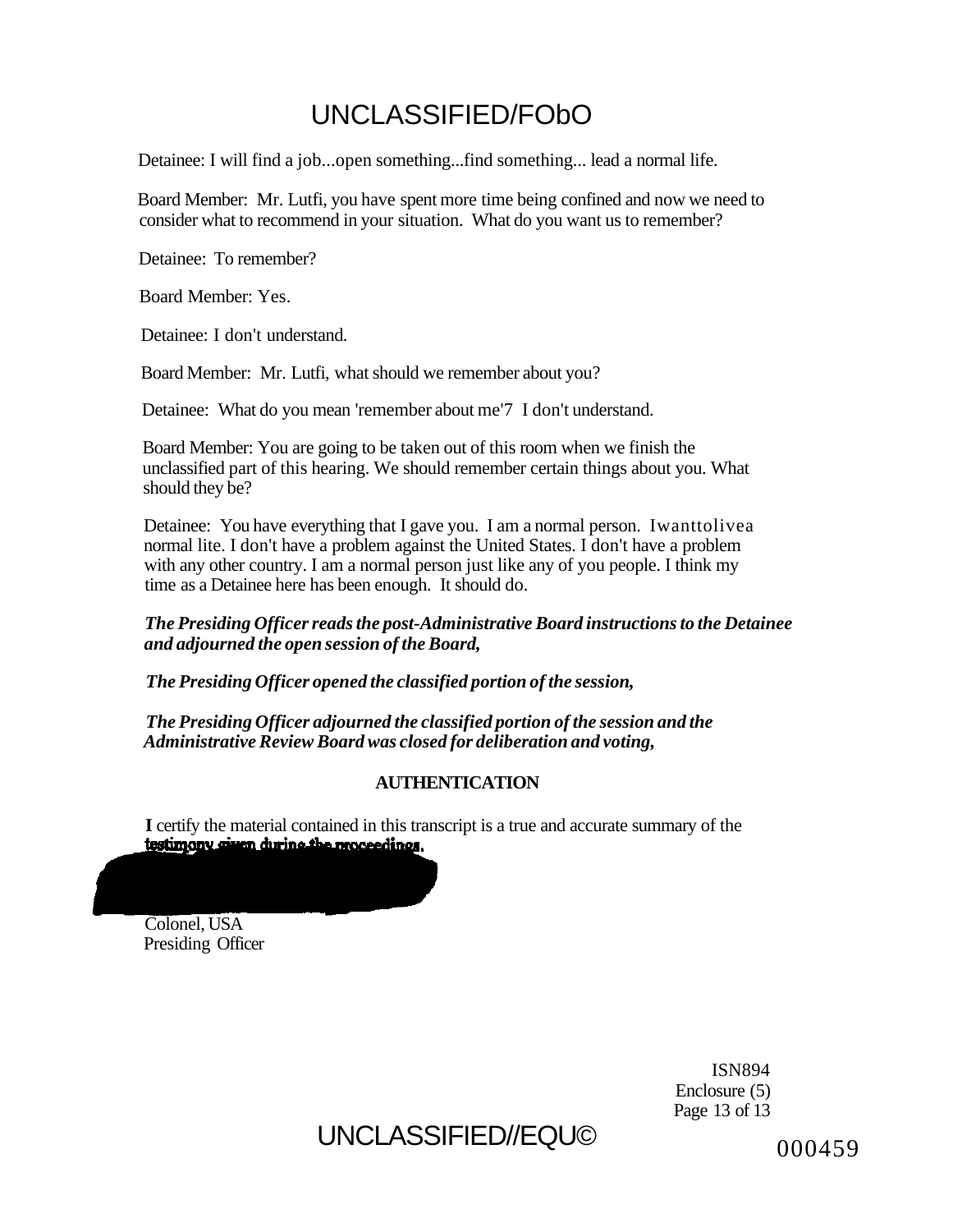Detainee: I will find a job...open something...find something... lead a normal life.

Board Member: Mr. Lutfi, you have spent more time being confined and now we need to consider what to recommend in your situation. What do you want us to remember?

Detainee: To remember?

Board Member: Yes.

Detainee: I don't understand.

Board Member: Mr. Lutfi, what should we remember about you?

Detainee: What do you mean 'remember about me'7 I don't understand.

Board Member: You are going to be taken out of this room when we finish the unclassified part of this hearing. We should remember certain things about you. What should they be?

Detainee: You have everything that I gave you. I am a normal person. Iwanttolivea normal lite. I don't have a problem against the United States. I don't have a problem with any other country. I am a normal person just like any of you people. I think my time as a Detainee here has been enough. It should do.

***The Presiding Officer reads the post-Administrative Board instructions to the Detainee and adjourned the open session of the Board,***

***The Presiding Officer opened the classified portion of the session,***

***The Presiding Officer adjourned the classified portion of the session and the Administrative Review Board was closed for deliberation and voting,***

**AUTHENTICATION**

**I** certify the material contained in this transcript is a true and accurate summary of the testimony given during the proceedings.

Colonel, USA
Presiding Officer

ISN894
Enclosure (5)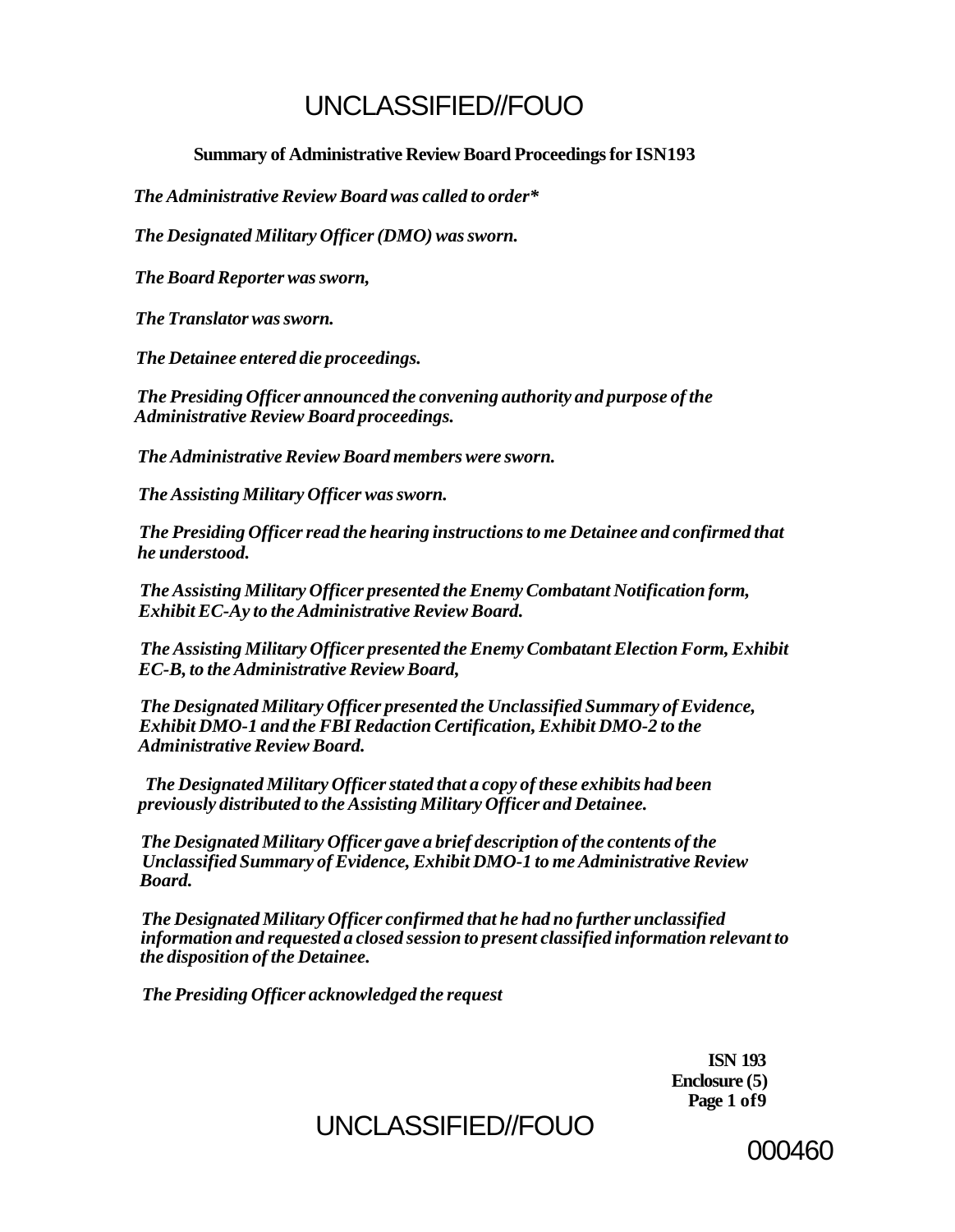**Summary of Administrative Review Board Proceedings for ISN193**

*The Administrative Review Board was called to order**

*The Designated Military Officer (DMO) was sworn.*

*The Board Reporter was sworn,*

*The Translator was sworn.*

*The Detainee entered die proceedings.*

*The Presiding Officer announced the convening authority and purpose of the Administrative Review Board proceedings.*

*The Administrative Review Board members were sworn.*

*The Assisting Military Officer was sworn.*

*The Presiding Officer read the hearing instructions to me Detainee and confirmed that he understood.*

*The Assisting Military Officer presented the Enemy Combatant Notification form, Exhibit EC-Ay to the Administrative Review Board.*

*The Assisting Military Officer presented the Enemy Combatant Election Form, Exhibit EC-B, to the Administrative Review Board,*

*The Designated Military Officer presented the Unclassified Summary of Evidence, Exhibit DMO-1 and the FBI Redaction Certification, Exhibit DMO-2 to the Administrative Review Board.*

*The Designated Military Officer stated that a copy of these exhibits had been previously distributed to the Assisting Military Officer and Detainee.*

*The Designated Military Officer gave a brief description of the contents of the Unclassified Summary of Evidence, Exhibit DMO-1 to me Administrative Review Board.*

*The Designated Military Officer confirmed that he had no further unclassified information and requested a closed session to present classified information relevant to the disposition of the Detainee.*

*The Presiding Officer acknowledged the request*

**ISN 193**
**Enclosure (5)**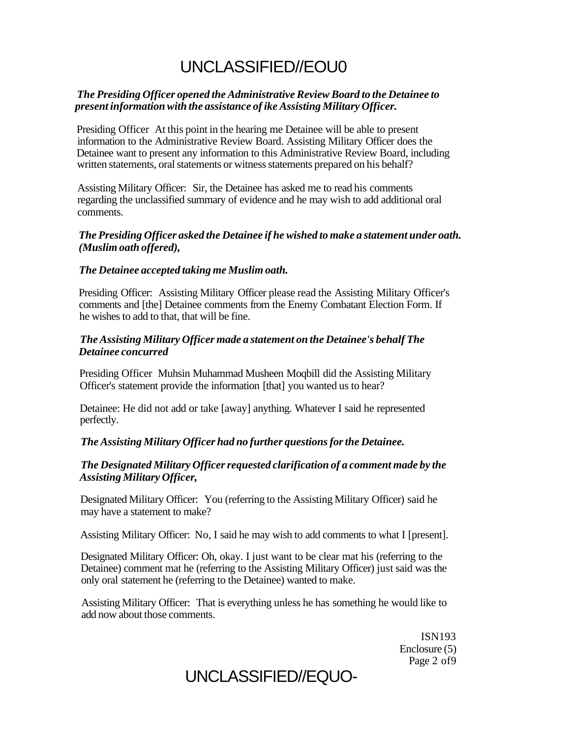*The Presiding Officer opened the Administrative Review Board to the Detainee to present information with the assistance of ike Assisting Military Officer.*

Presiding Officer At this point in the hearing me Detainee will be able to present information to the Administrative Review Board. Assisting Military Officer does the Detainee want to present any information to this Administrative Review Board, including written statements, oral statements or witness statements prepared on his behalf?

Assisting Military Officer: Sir, the Detainee has asked me to read his comments regarding the unclassified summary of evidence and he may wish to add additional oral comments.

*The Presiding Officer asked the Detainee if he wished to make a statement under oath. (Muslim oath offered),*

*The Detainee accepted taking me Muslim oath.*

Presiding Officer: Assisting Military Officer please read the Assisting Military Officer's comments and [the] Detainee comments from the Enemy Combatant Election Form. If he wishes to add to that, that will be fine.

*The Assisting Military Officer made a statement on the Detainee's behalf The Detainee concurred*

Presiding Officer Muhsin Muhammad Musheen Moqbill did the Assisting Military Officer's statement provide the information [that] you wanted us to hear?

Detainee: He did not add or take [away] anything. Whatever I said he represented perfectly.

*The Assisting Military Officer had no further questions for the Detainee.*

*The Designated Military Officer requested clarification of a comment made by the Assisting Military Officer,*

Designated Military Officer: You (referring to the Assisting Military Officer) said he may have a statement to make?

Assisting Military Officer: No, I said he may wish to add comments to what I [present].

Designated Military Officer: Oh, okay. I just want to be clear mat his (referring to the Detainee) comment mat he (referring to the Assisting Military Officer) just said was the only oral statement he (referring to the Detainee) wanted to make.

Assisting Military Officer: That is everything unless he has something he would like to add now about those comments.

ISN193
Enclosure (5)
Page 2 of9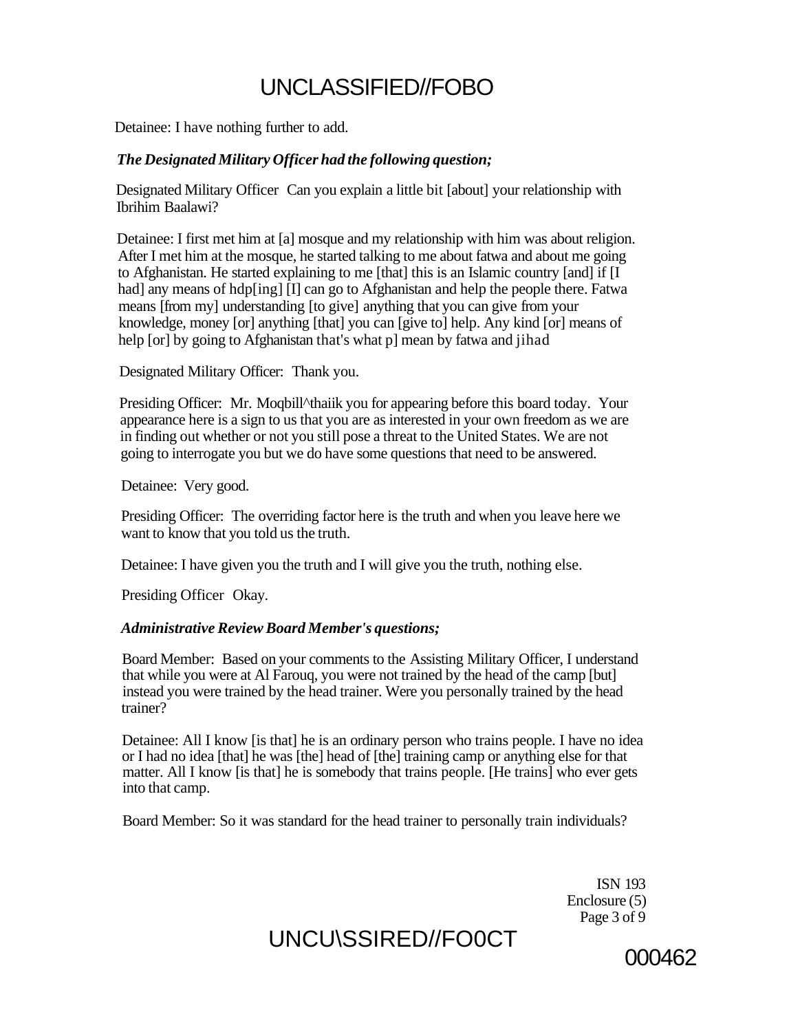Detainee: I have nothing further to add.

***The Designated Military Officer had the following question;***

Designated Military Officer Can you explain a little bit [about] your relationship with Ibrihim Baalawi?

Detainee: I first met him at [a] mosque and my relationship with him was about religion. After I met him at the mosque, he started talking to me about fatwa and about me going to Afghanistan. He started explaining to me [that] this is an Islamic country [and] if [I had] any means of hdp[ing] [I] can go to Afghanistan and help the people there. Fatwa means [from my] understanding [to give] anything that you can give from your knowledge, money [or] anything [that] you can [give to] help. Any kind [or] means of help [or] by going to Afghanistan that's what p] mean by fatwa and jihad

Designated Military Officer: Thank you.

Presiding Officer: Mr. Moqbill^thaiik you for appearing before this board today. Your appearance here is a sign to us that you are as interested in your own freedom as we are in finding out whether or not you still pose a threat to the United States. We are not going to interrogate you but we do have some questions that need to be answered.

Detainee: Very good.

Presiding Officer: The overriding factor here is the truth and when you leave here we want to know that you told us the truth.

Detainee: I have given you the truth and I will give you the truth, nothing else.

Presiding Officer Okay.

***Administrative Review Board Member's questions;***

Board Member: Based on your comments to the Assisting Military Officer, I understand that while you were at Al Farouq, you were not trained by the head of the camp [but] instead you were trained by the head trainer. Were you personally trained by the head trainer?

Detainee: All I know [is that] he is an ordinary person who trains people. I have no idea or I had no idea [that] he was [the] head of [the] training camp or anything else for that matter. All I know [is that] he is somebody that trains people. [He trains] who ever gets into that camp.

Board Member: So it was standard for the head trainer to personally train individuals?

ISN 193
Enclosure (5)
Page 3 of 9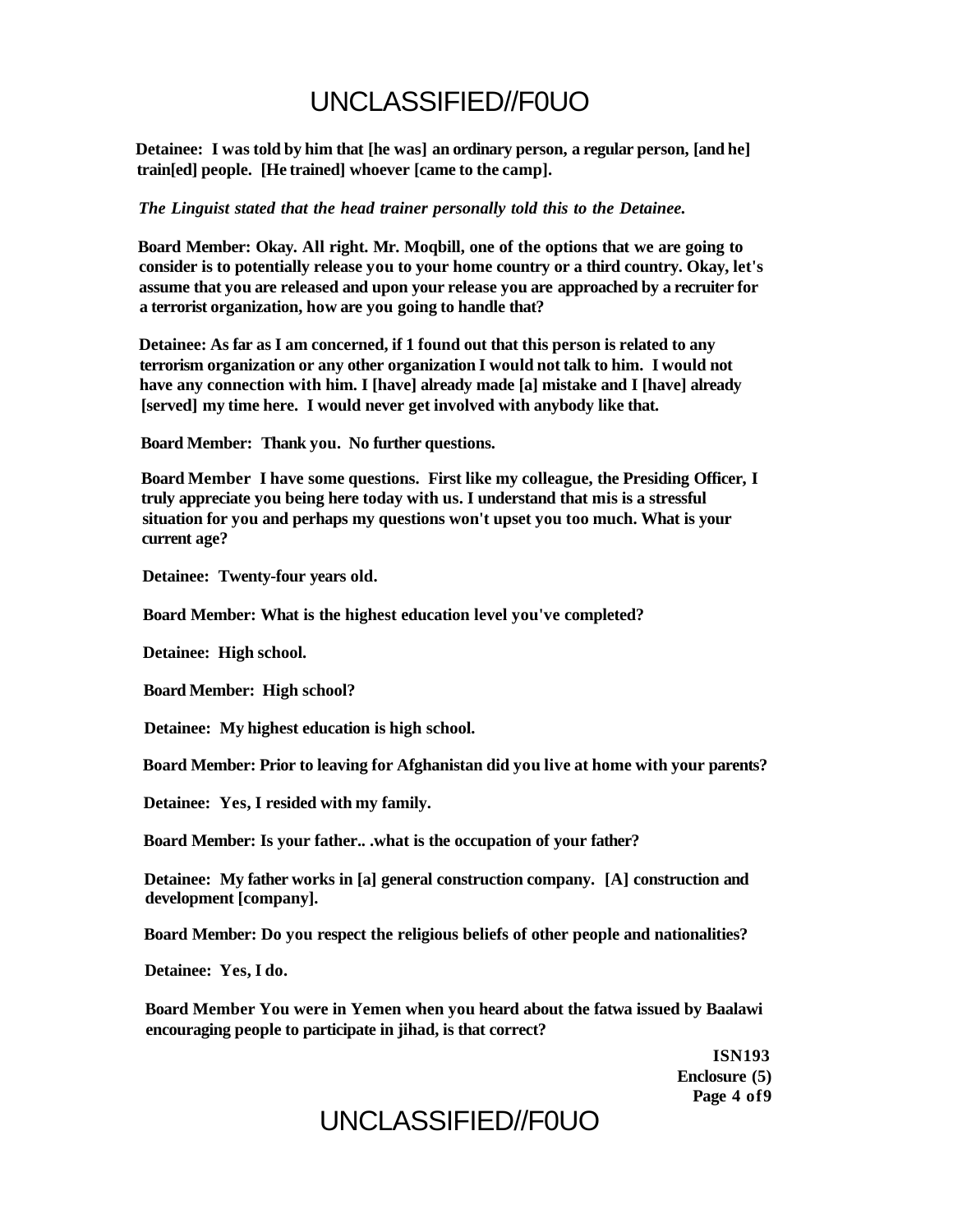**Detainee: I was told by him that [he was] an ordinary person, a regular person, [and he] train[ed] people. [He trained] whoever [came to the camp].**

***The Linguist stated that the head trainer personally told this to the Detainee.***

**Board Member: Okay. All right. Mr. Moqbill, one of the options that we are going to consider is to potentially release you to your home country or a third country. Okay, let's assume that you are released and upon your release you are approached by a recruiter for a terrorist organization, how are you going to handle that?**

**Detainee: As far as I am concerned, if 1 found out that this person is related to any terrorism organization or any other organization I would not talk to him. I would not have any connection with him. I [have] already made [a] mistake and I [have] already [served] my time here. I would never get involved with anybody like that.**

**Board Member: Thank you. No further questions.**

**Board Member I have some questions. First like my colleague, the Presiding Officer, I truly appreciate you being here today with us. I understand that mis is a stressful situation for you and perhaps my questions won't upset you too much. What is your current age?**

**Detainee: Twenty-four years old.**

**Board Member: What is the highest education level you've completed?**

**Detainee: High school.**

**Board Member: High school?**

**Detainee: My highest education is high school.**

**Board Member: Prior to leaving for Afghanistan did you live at home with your parents?**

**Detainee: Yes, I resided with my family.**

**Board Member: Is your father.. .what is the occupation of your father?**

**Detainee: My father works in [a] general construction company. [A] construction and development [company].**

**Board Member: Do you respect the religious beliefs of other people and nationalities?**

**Detainee: Yes, I do.**

**Board Member You were in Yemen when you heard about the fatwa issued by Baalawi encouraging people to participate in jihad, is that correct?**

**ISN193**
**Enclosure (5)**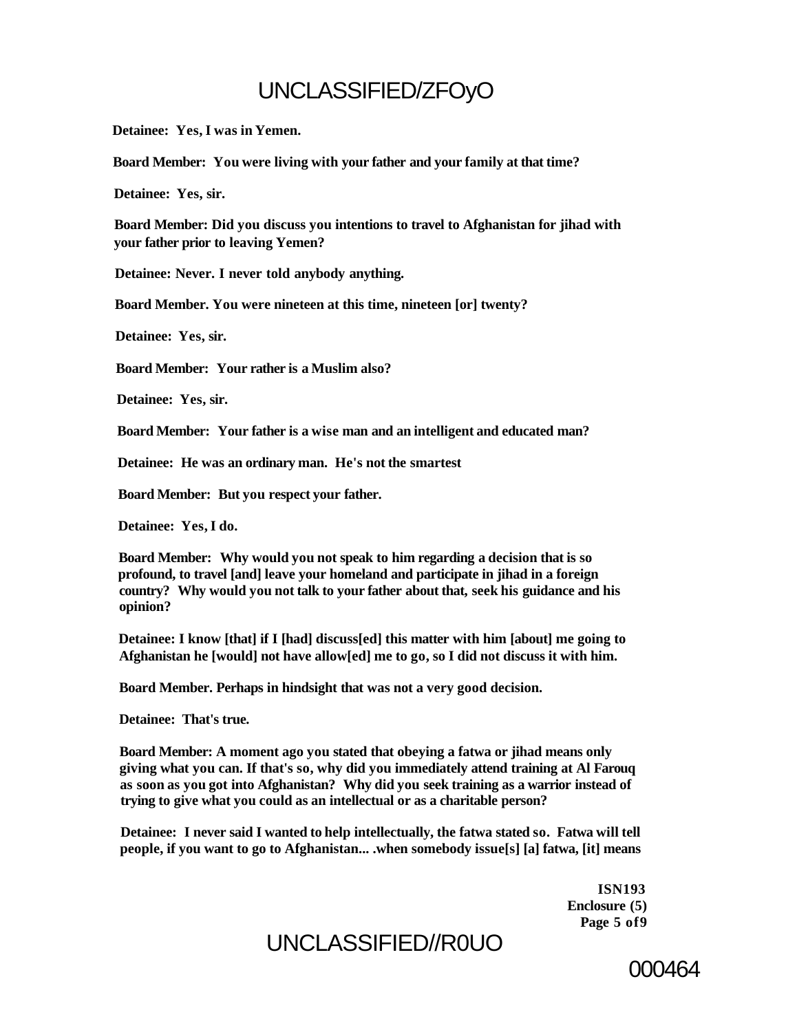**Detainee: Yes, I was in Yemen.**

**Board Member: You were living with your father and your family at that time?**

**Detainee: Yes, sir.**

**Board Member: Did you discuss you intentions to travel to Afghanistan for jihad with your father prior to leaving Yemen?**

**Detainee: Never. I never told anybody anything.**

**Board Member. You were nineteen at this time, nineteen [or] twenty?**

**Detainee: Yes, sir.**

**Board Member: Your rather is a Muslim also?**

**Detainee: Yes, sir.**

**Board Member: Your father is a wise man and an intelligent and educated man?**

**Detainee: He was an ordinary man. He's not the smartest**

**Board Member: But you respect your father.**

**Detainee: Yes, I do.**

**Board Member: Why would you not speak to him regarding a decision that is so profound, to travel [and] leave your homeland and participate in jihad in a foreign country? Why would you not talk to your father about that, seek his guidance and his opinion?**

**Detainee: I know [that] if I [had] discuss[ed] this matter with him [about] me going to Afghanistan he [would] not have allow[ed] me to go, so I did not discuss it with him.**

**Board Member. Perhaps in hindsight that was not a very good decision.**

**Detainee: That's true.**

**Board Member: A moment ago you stated that obeying a fatwa or jihad means only giving what you can. If that's so, why did you immediately attend training at Al Farouq as soon as you got into Afghanistan? Why did you seek training as a warrior instead of trying to give what you could as an intellectual or as a charitable person?**

**Detainee: I never said I wanted to help intellectually, the fatwa stated so. Fatwa will tell people, if you want to go to Afghanistan... .when somebody issue[s] [a] fatwa, [it] means**

**ISN193**
**Enclosure (5)**
**Page 5 of 9**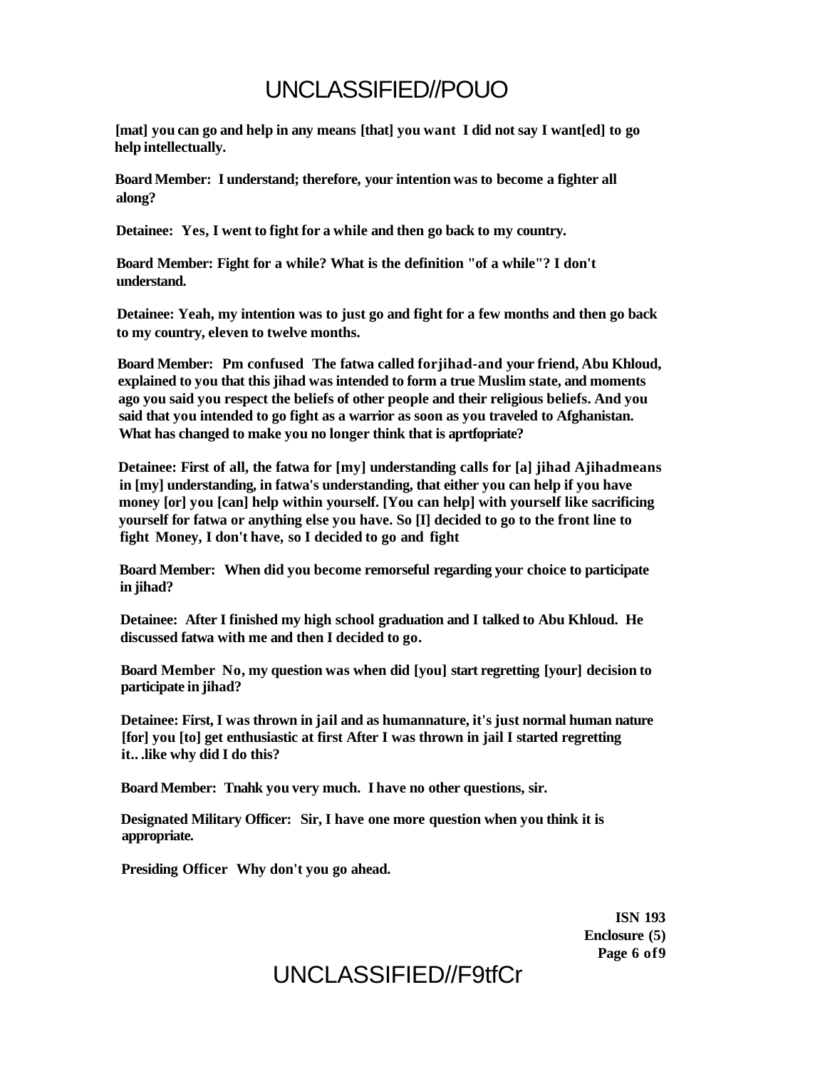**[mat] you can go and help in any means [that] you want I did not say I want[ed] to go help intellectually.**

**Board Member: I understand; therefore, your intention was to become a fighter all along?**

**Detainee: Yes, I went to fight for a while and then go back to my country.**

**Board Member: Fight for a while? What is the definition "of a while"? I don't understand.**

**Detainee: Yeah, my intention was to just go and fight for a few months and then go back to my country, eleven to twelve months.**

**Board Member: Pm confused The fatwa called forjihad-and your friend, Abu Khloud, explained to you that this jihad was intended to form a true Muslim state, and moments ago you said you respect the beliefs of other people and their religious beliefs. And you said that you intended to go fight as a warrior as soon as you traveled to Afghanistan. What has changed to make you no longer think that is aprtfopriate?**

**Detainee: First of all, the fatwa for [my] understanding calls for [a] jihad Ajihadmeans in [my] understanding, in fatwa's understanding, that either you can help if you have money [or] you [can] help within yourself. [You can help] with yourself like sacrificing yourself for fatwa or anything else you have. So [I] decided to go to the front line to fight Money, I don't have, so I decided to go and fight**

**Board Member: When did you become remorseful regarding your choice to participate in jihad?**

**Detainee: After I finished my high school graduation and I talked to Abu Khloud. He discussed fatwa with me and then I decided to go.**

**Board Member No, my question was when did [you] start regretting [your] decision to participate in jihad?**

**Detainee: First, I was thrown in jail and as humannature, it's just normal human nature [for] you [to] get enthusiastic at first After I was thrown in jail I started regretting it.. .like why did I do this?**

**Board Member: Tnahk you very much. I have no other questions, sir.**

**Designated Military Officer: Sir, I have one more question when you think it is appropriate.**

**Presiding Officer Why don't you go ahead.**

**ISN 193**
**Enclosure (5)**
**Page 6 of 9**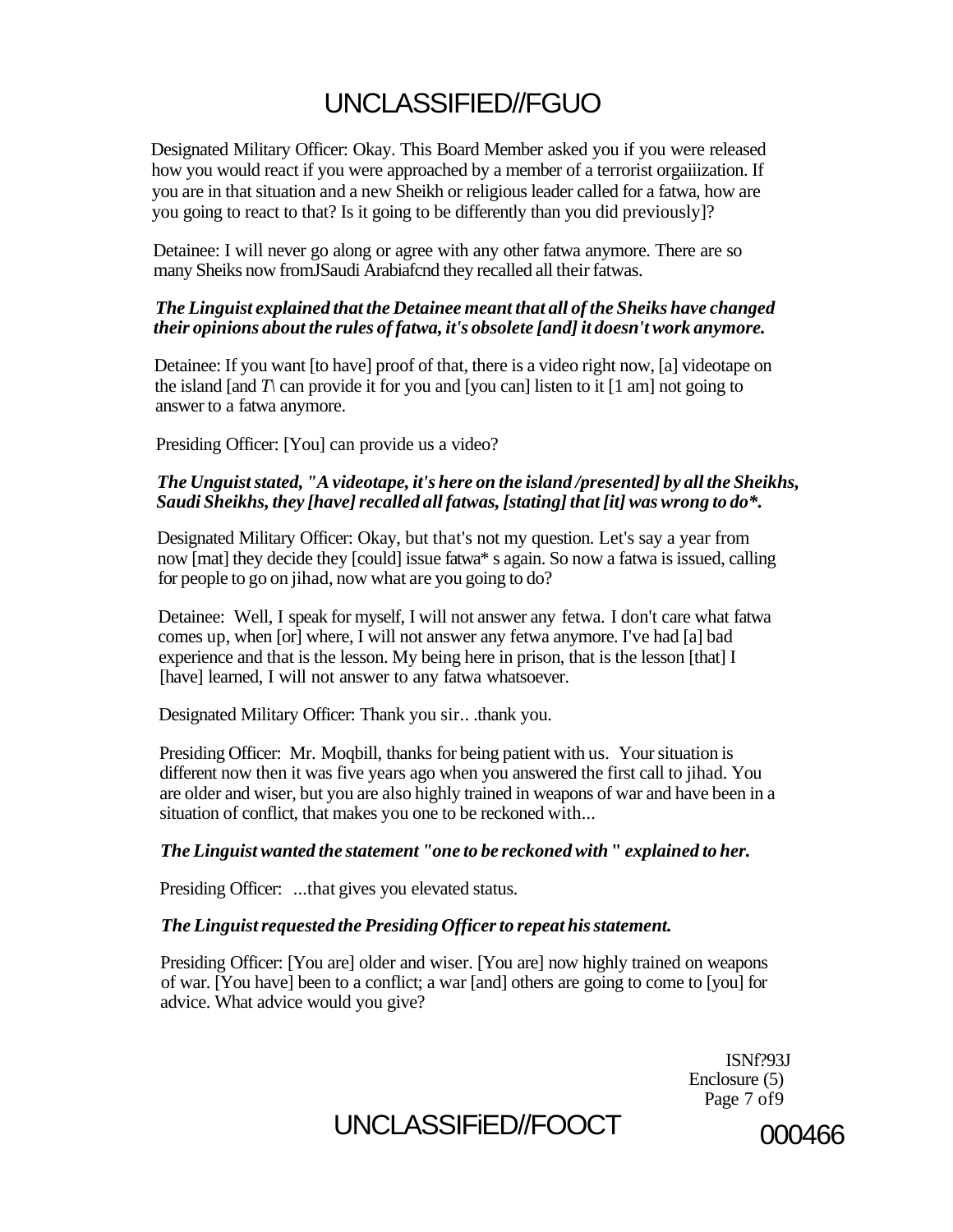Designated Military Officer: Okay. This Board Member asked you if you were released how you would react if you were approached by a member of a terrorist orgaiiization. If you are in that situation and a new Sheikh or religious leader called for a fatwa, how are you going to react to that? Is it going to be differently than you did previously]?

Detainee: I will never go along or agree with any other fatwa anymore. There are so many Sheiks now fromJSaudi Arabiafcnd they recalled all their fatwas.

***The Linguist explained that the Detainee meant that all of the Sheiks have changed their opinions about the rules of fatwa, it's obsolete [and] it doesn't work anymore.***

Detainee: If you want [to have] proof of that, there is a video right now, [a] videotape on the island [and *T*\ can provide it for you and [you can] listen to it [1 am] not going to answer to a fatwa anymore.

Presiding Officer: [You] can provide us a video?

***The Unguist stated, "A videotape, it's here on the island /presented] by all the Sheikhs, Saudi Sheikhs, they [have] recalled all fatwas, [stating] that [it] was wrong to do*.***

Designated Military Officer: Okay, but that's not my question. Let's say a year from now [mat] they decide they [could] issue fatwa* s again. So now a fatwa is issued, calling for people to go on jihad, now what are you going to do?

Detainee: Well, I speak for myself, I will not answer any fetwa. I don't care what fatwa comes up, when [or] where, I will not answer any fetwa anymore. I've had [a] bad experience and that is the lesson. My being here in prison, that is the lesson [that] I [have] learned, I will not answer to any fatwa whatsoever.

Designated Military Officer: Thank you sir.. .thank you.

Presiding Officer: Mr. Moqbill, thanks for being patient with us. Your situation is different now then it was five years ago when you answered the first call to jihad. You are older and wiser, but you are also highly trained in weapons of war and have been in a situation of conflict, that makes you one to be reckoned with...

***The Linguist wanted the statement "one to be reckoned with " explained to her.***

Presiding Officer: ...that gives you elevated status.

***The Linguist requested the Presiding Officer to repeat his statement.***

Presiding Officer: [You are] older and wiser. [You are] now highly trained on weapons of war. [You have] been to a conflict; a war [and] others are going to come to [you] for advice. What advice would you give?

ISNf?93J
Enclosure (5)
Page 7 of9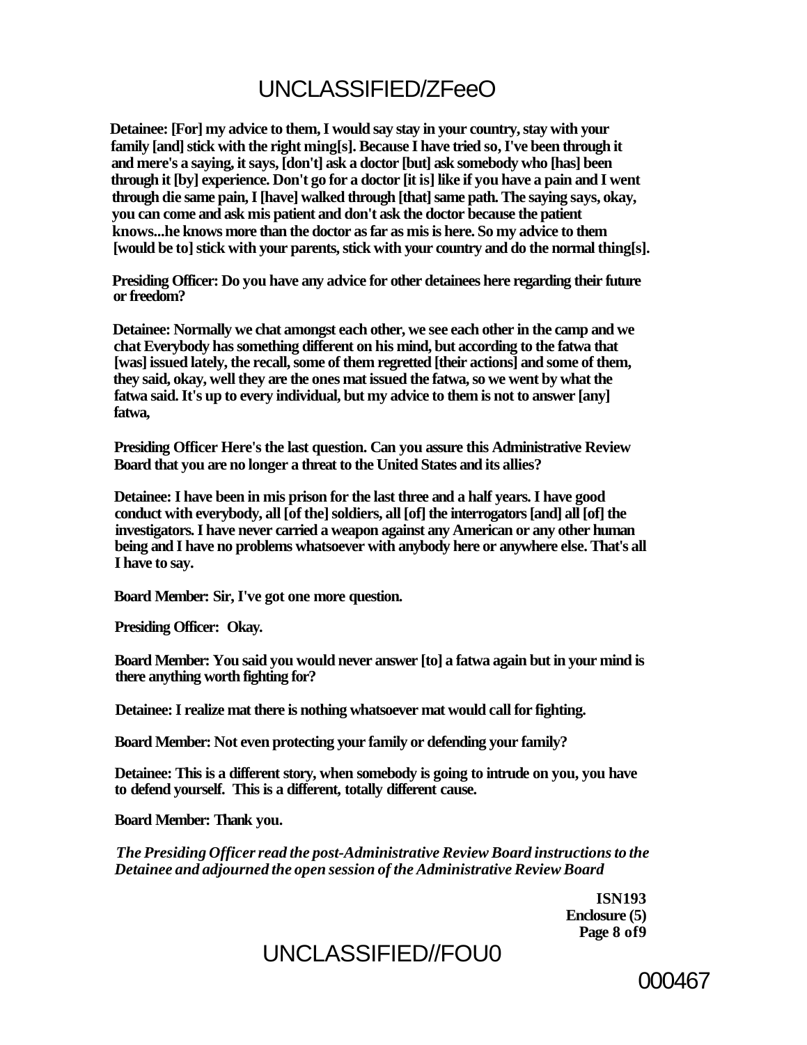**Detainee: [For] my advice to them, I would say stay in your country, stay with your family [and] stick with the right ming[s]. Because I have tried so, I've been through it and mere's a saying, it says, [don't] ask a doctor [but] ask somebody who [has] been through it [by] experience. Don't go for a doctor [it is] like if you have a pain and I went through die same pain, I [have] walked through [that] same path. The saying says, okay, you can come and ask mis patient and don't ask the doctor because the patient knows...he knows more than the doctor as far as mis is here. So my advice to them [would be to] stick with your parents, stick with your country and do the normal thing[s].**

**Presiding Officer: Do you have any advice for other detainees here regarding their future or freedom?**

**Detainee: Normally we chat amongst each other, we see each other in the camp and we chat Everybody has something different on his mind, but according to the fatwa that [was] issued lately, the recall, some of them regretted [their actions] and some of them, they said, okay, well they are the ones mat issued the fatwa, so we went by what the fatwa said. It's up to every individual, but my advice to them is not to answer [any] fatwa,**

**Presiding Officer Here's the last question. Can you assure this Administrative Review Board that you are no longer a threat to the United States and its allies?**

**Detainee: I have been in mis prison for the last three and a half years. I have good conduct with everybody, all [of the] soldiers, all [of] the interrogators [and] all [of] the investigators. I have never carried a weapon against any American or any other human being and I have no problems whatsoever with anybody here or anywhere else. That's all I have to say.**

**Board Member: Sir, I've got one more question.**

**Presiding Officer: Okay.**

**Board Member: You said you would never answer [to] a fatwa again but in your mind is there anything worth fighting for?**

**Detainee: I realize mat there is nothing whatsoever mat would call for fighting.**

**Board Member: Not even protecting your family or defending your family?**

**Detainee: This is a different story, when somebody is going to intrude on you, you have to defend yourself. This is a different, totally different cause.**

**Board Member: Thank you.**

***The Presiding Officer read the post-Administrative Review Board instructions to the Detainee and adjourned the open session of the Administrative Review Board***

**ISN193**
**Enclosure (5)**
**Page 8 of9**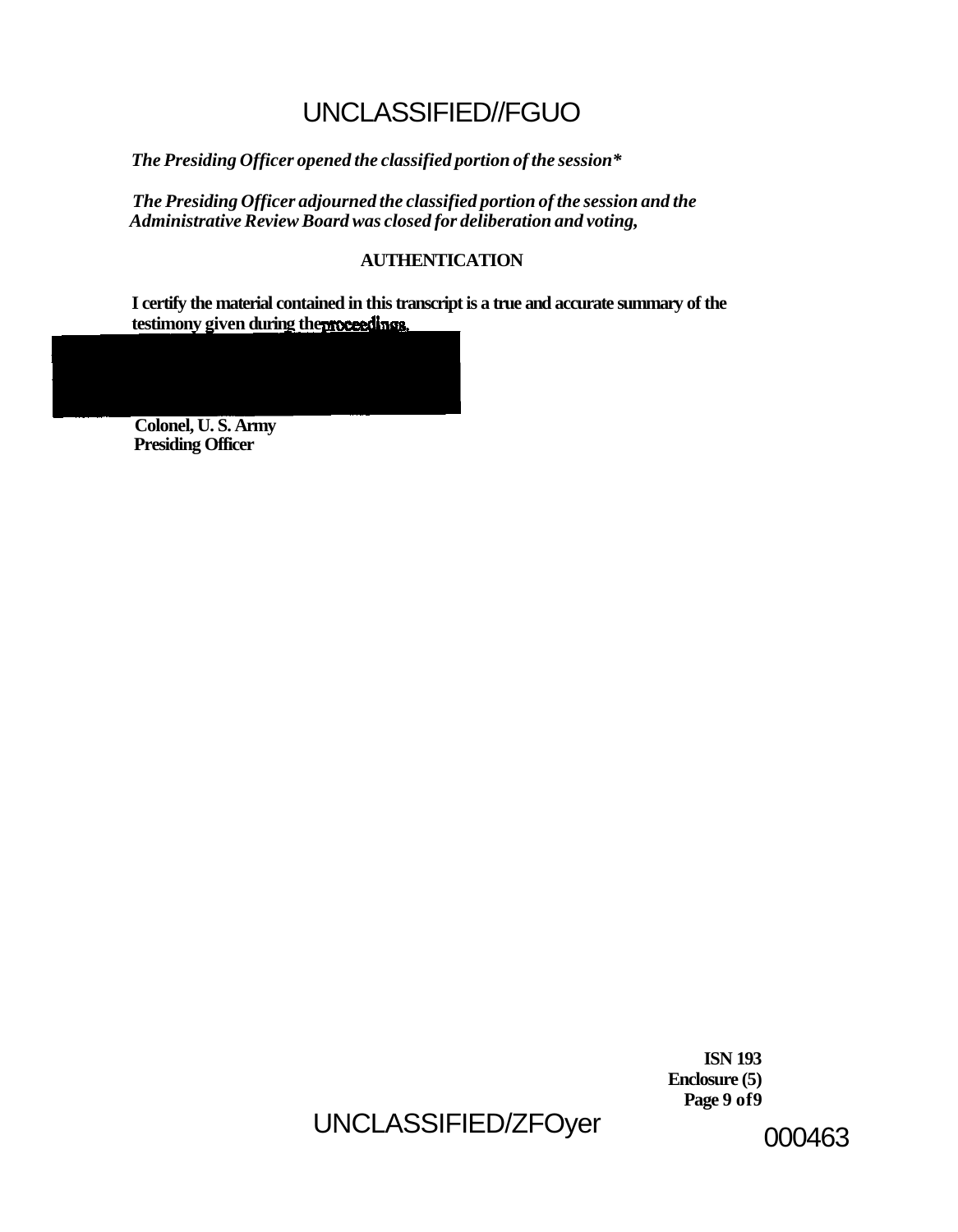UNCLASSIFIED//FGUO

*The Presiding Officer opened the classified portion of the session\**

*The Presiding Officer adjourned the classified portion of the session and the Administrative Review Board was closed for deliberation and voting,*

**AUTHENTICATION**

**I certify the material contained in this transcript is a true and accurate summary of the testimony given during the proceedings.**

**Colonel, U. S. Army**
**Presiding Officer**

**ISN 193**
**Enclosure (5)**

UNCLASSIFIED/ZFOyer

000463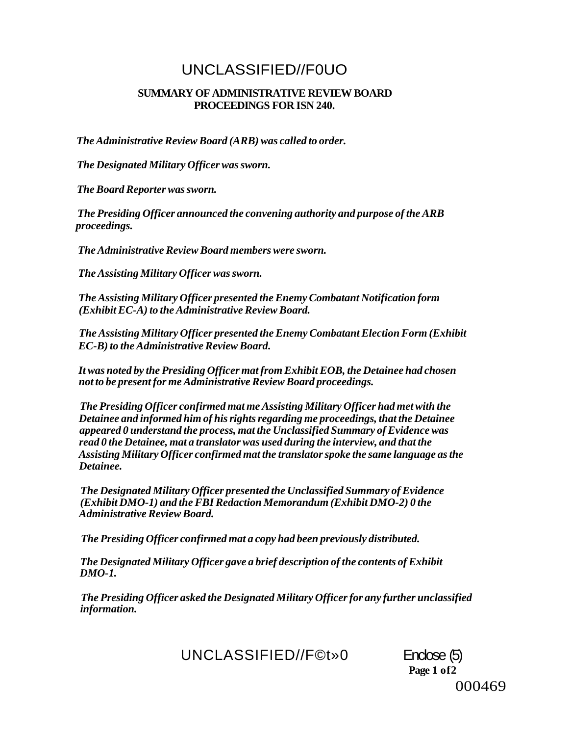# UNCLASSIFIED//F0UO

## SUMMARY OF ADMINISTRATIVE REVIEW BOARD PROCEEDINGS FOR ISN 240.

*The Administrative Review Board (ARB) was called to order.*

*The Designated Military Officer was sworn.*

*The Board Reporter was sworn.*

*The Presiding Officer announced the convening authority and purpose of the ARB proceedings.*

*The Administrative Review Board members were sworn.*

*The Assisting Military Officer was sworn.*

*The Assisting Military Officer presented the Enemy Combatant Notification form (Exhibit EC-A) to the Administrative Review Board.*

*The Assisting Military Officer presented the Enemy Combatant Election Form (Exhibit EC-B) to the Administrative Review Board.*

*It was noted by the Presiding Officer mat from Exhibit EOB, the Detainee had chosen not to be present for me Administrative Review Board proceedings.*

*The Presiding Officer confirmed mat me Assisting Military Officer had met with the Detainee and informed him of his rights regarding me proceedings, that the Detainee appeared 0 understand the process, mat the Unclassified Summary of Evidence was read 0 the Detainee, mat a translator was used during the interview, and that the Assisting Military Officer confirmed mat the translator spoke the same language as the Detainee.*

*The Designated Military Officer presented the Unclassified Summary of Evidence (Exhibit DMO-1) and the FBI Redaction Memorandum (Exhibit DMO-2) 0 the Administrative Review Board.*

*The Presiding Officer confirmed mat a copy had been previously distributed.*

*The Designated Military Officer gave a brief description of the contents of Exhibit DMO-1.*

*The Presiding Officer asked the Designated Military Officer for any further unclassified information.*

UNCLASSIFIED//F©t»0 Enclose (5)

000469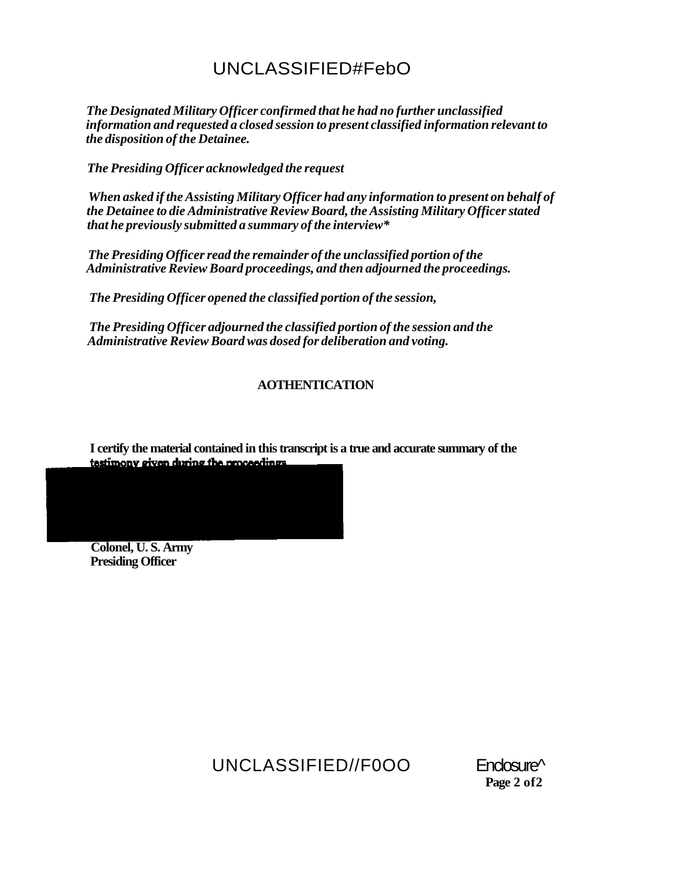*The Designated Military Officer confirmed that he had no further unclassified information and requested a closed session to present classified information relevant to the disposition of the Detainee.*

*The Presiding Officer acknowledged the request*

*When asked if the Assisting Military Officer had any information to present on behalf of the Detainee to die Administrative Review Board, the Assisting Military Officer stated that he previously submitted a summary of the interview**

*The Presiding Officer read the remainder of the unclassified portion of the Administrative Review Board proceedings, and then adjourned the proceedings.*

*The Presiding Officer opened the classified portion of the session,*

*The Presiding Officer adjourned the classified portion of the session and the Administrative Review Board was dosed for deliberation and voting.*

**AOTHENTICATION**

**I certify the material contained in this transcript is a true and accurate summary of the testimony given during the proceedings.**

**Colonel, U. S. Army**
**Presiding Officer**

Enclosure^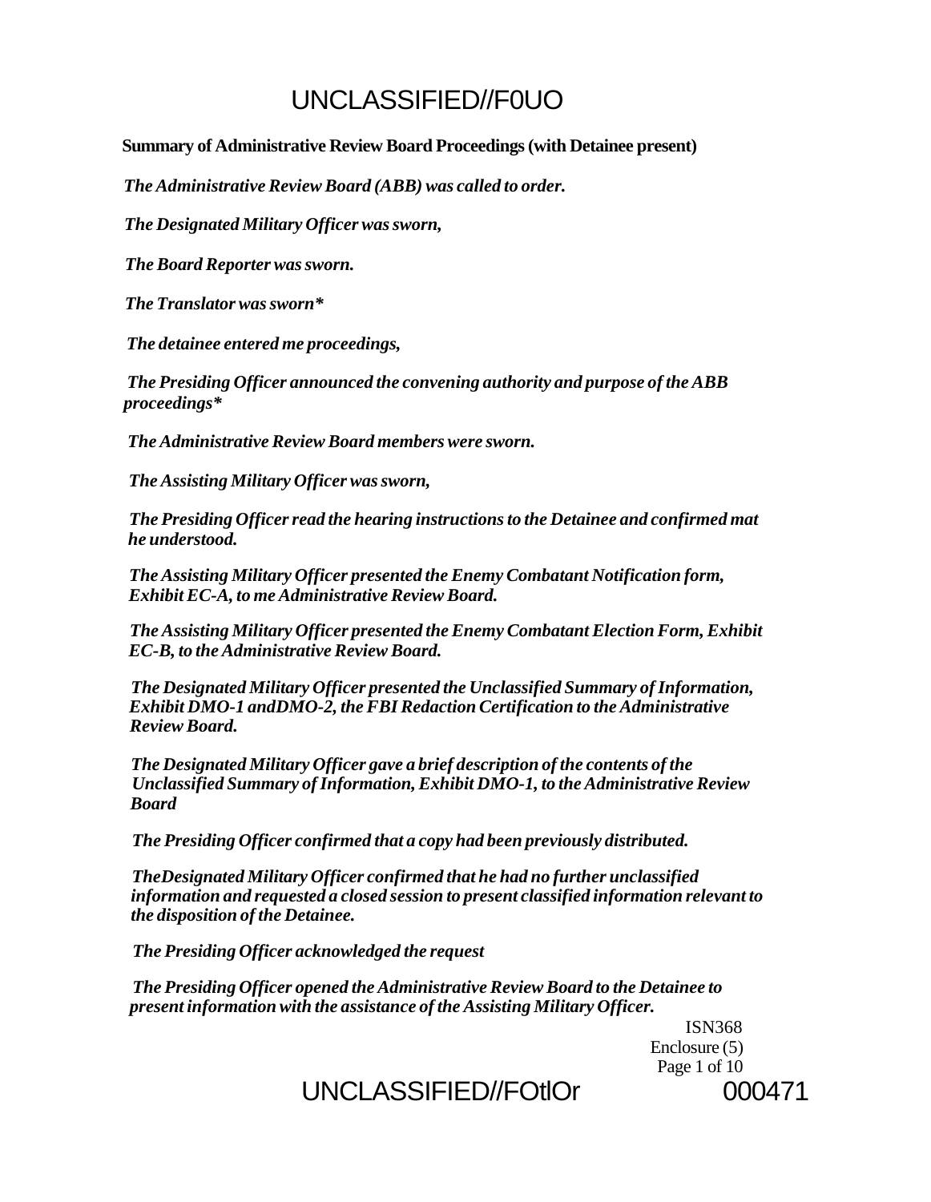**Summary of Administrative Review Board Proceedings (with Detainee present)**

*The Administrative Review Board (ABB) was called to order.*

*The Designated Military Officer was sworn,*

*The Board Reporter was sworn.*

*The Translator was sworn**

*The detainee entered me proceedings,*

*The Presiding Officer announced the convening authority and purpose of the ABB proceedings**

*The Administrative Review Board members were sworn.*

*The Assisting Military Officer was sworn,*

*The Presiding Officer read the hearing instructions to the Detainee and confirmed mat he understood.*

*The Assisting Military Officer presented the Enemy Combatant Notification form, Exhibit EC-A, to me Administrative Review Board.*

*The Assisting Military Officer presented the Enemy Combatant Election Form, Exhibit EC-B, to the Administrative Review Board.*

*The Designated Military Officer presented the Unclassified Summary of Information, Exhibit DMO-1 andDMO-2, the FBI Redaction Certification to the Administrative Review Board.*

*The Designated Military Officer gave a brief description of the contents of the Unclassified Summary of Information, Exhibit DMO-1, to the Administrative Review Board*

*The Presiding Officer confirmed that a copy had been previously distributed.*

*TheDesignated Military Officer confirmed that he had no further unclassified information and requested a closed session to present classified information relevant to the disposition of the Detainee.*

*The Presiding Officer acknowledged the request*

*The Presiding Officer opened the Administrative Review Board to the Detainee to present information with the assistance of the Assisting Military Officer.*

ISN368
Enclosure (5)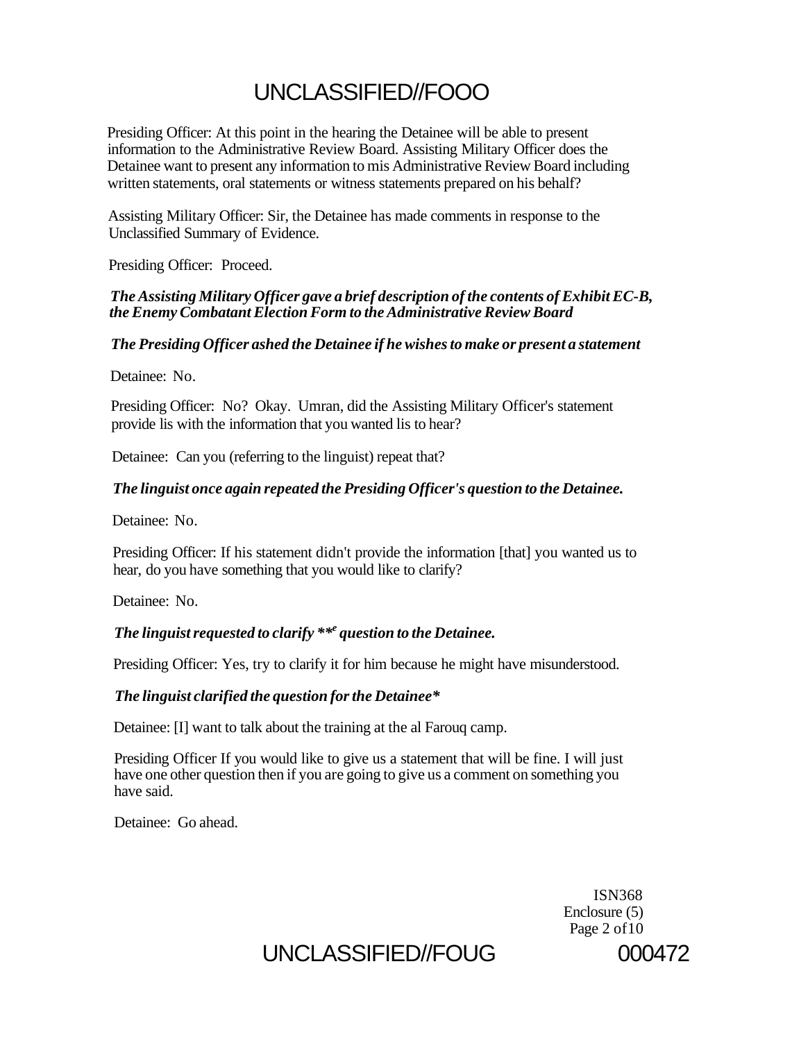Presiding Officer: At this point in the hearing the Detainee will be able to present information to the Administrative Review Board. Assisting Military Officer does the Detainee want to present any information to mis Administrative Review Board including written statements, oral statements or witness statements prepared on his behalf?

Assisting Military Officer: Sir, the Detainee has made comments in response to the Unclassified Summary of Evidence.

Presiding Officer: Proceed.

***The Assisting Military Officer gave a brief description of the contents of Exhibit EC-B, the Enemy Combatant Election Form to the Administrative Review Board***

***The Presiding Officer ashed the Detainee if he wishes to make or present a statement***

Detainee: No.

Presiding Officer: No? Okay. Umran, did the Assisting Military Officer's statement provide lis with the information that you wanted lis to hear?

Detainee: Can you (referring to the linguist) repeat that?

***The linguist once again repeated the Presiding Officer's question to the Detainee.***

Detainee: No.

Presiding Officer: If his statement didn't provide the information [that] you wanted us to hear, do you have something that you would like to clarify?

Detainee: No.

***The linguist requested to clarify \*\*e question to the Detainee.***

Presiding Officer: Yes, try to clarify it for him because he might have misunderstood.

***The linguist clarified the question for the Detainee\****

Detainee: [I] want to talk about the training at the al Farouq camp.

Presiding Officer If you would like to give us a statement that will be fine. I will just have one other question then if you are going to give us a comment on something you have said.

Detainee: Go ahead.

ISN368
Enclosure (5)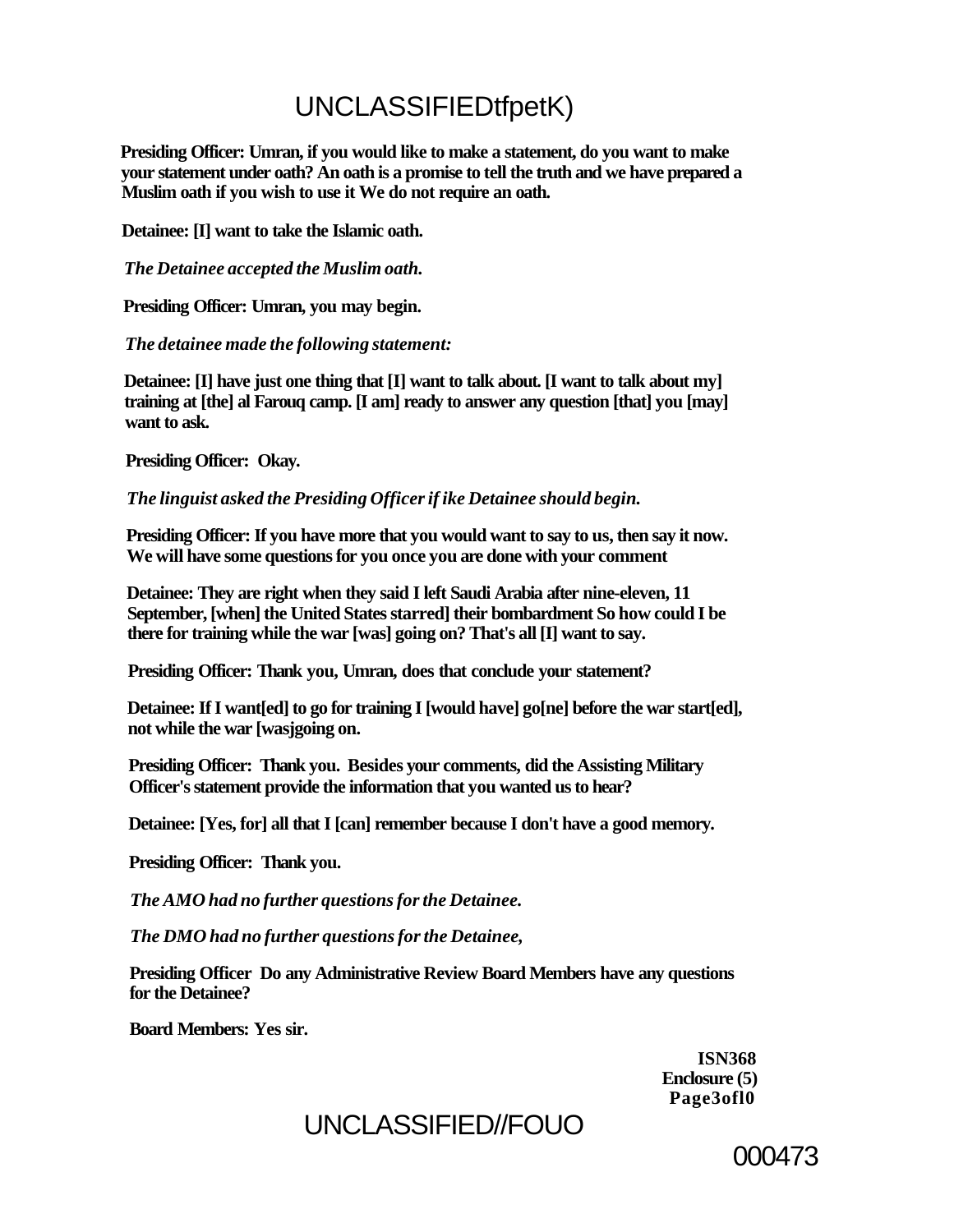**Presiding Officer: Umran, if you would like to make a statement, do you want to make your statement under oath? An oath is a promise to tell the truth and we have prepared a Muslim oath if you wish to use it We do not require an oath.**

**Detainee: [I] want to take the Islamic oath.**

*The Detainee accepted the Muslim oath.*

**Presiding Officer: Umran, you may begin.**

*The detainee made the following statement:*

**Detainee: [I] have just one thing that [I] want to talk about. [I want to talk about my] training at [the] al Farouq camp. [I am] ready to answer any question [that] you [may] want to ask.**

**Presiding Officer: Okay.**

*The linguist asked the Presiding Officer if ike Detainee should begin.*

**Presiding Officer: If you have more that you would want to say to us, then say it now. We will have some questions for you once you are done with your comment**

**Detainee: They are right when they said I left Saudi Arabia after nine-eleven, 11 September, [when] the United States starred] their bombardment So how could I be there for training while the war [was] going on? That's all [I] want to say.**

**Presiding Officer: Thank you, Umran, does that conclude your statement?**

**Detainee: If I want[ed] to go for training I [would have] go[ne] before the war start[ed], not while the war [wasjgoing on.**

**Presiding Officer: Thank you. Besides your comments, did the Assisting Military Officer's statement provide the information that you wanted us to hear?**

**Detainee: [Yes, for] all that I [can] remember because I don't have a good memory.**

**Presiding Officer: Thank you.**

*The AMO had no further questions for the Detainee.*

*The DMO had no further questions for the Detainee,*

**Presiding Officer Do any Administrative Review Board Members have any questions for the Detainee?**

**Board Members: Yes sir.**

**ISN368**
**Enclosure (5)**
**Page3ofl0**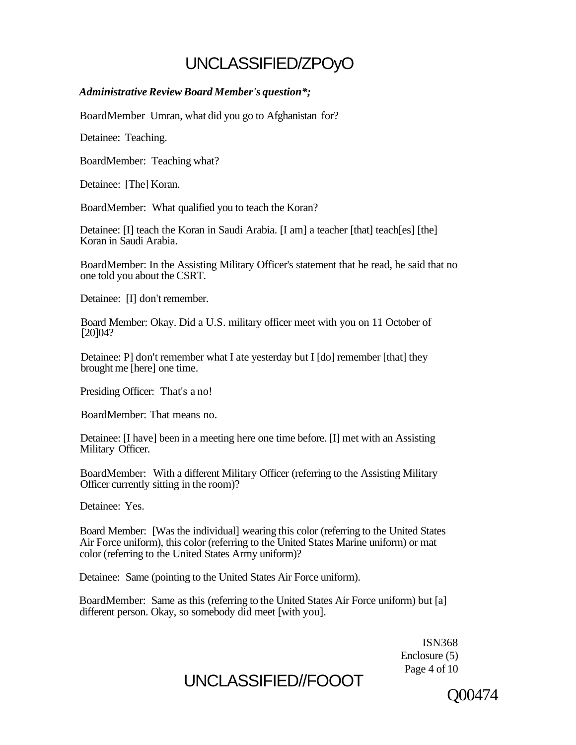***Administrative Review Board Member's question*;***

BoardMember  Umran, what did you go to Afghanistan for?

Detainee:  Teaching.

BoardMember:  Teaching what?

Detainee:  [The] Koran.

BoardMember:  What qualified you to teach the Koran?

Detainee: [I] teach the Koran in Saudi Arabia. [I am] a teacher [that] teach[es] [the] Koran in Saudi Arabia.

BoardMember: In the Assisting Military Officer's statement that he read, he said that no one told you about the CSRT.

Detainee:  [I] don't remember.

Board Member: Okay. Did a U.S. military officer meet with you on 11 October of [20]04?

Detainee: P] don't remember what I ate yesterday but I [do] remember [that] they brought me [here] one time.

Presiding Officer:  That's a no!

BoardMember: That means no.

Detainee: [I have] been in a meeting here one time before. [I] met with an Assisting Military Officer.

BoardMember:  With a different Military Officer (referring to the Assisting Military Officer currently sitting in the room)?

Detainee:  Yes.

Board Member:  [Was the individual] wearing this color (referring to the United States Air Force uniform), this color (referring to the United States Marine uniform) or mat color (referring to the United States Army uniform)?

Detainee:  Same (pointing to the United States Air Force uniform).

BoardMember:  Same as this (referring to the United States Air Force uniform) but [a] different person. Okay, so somebody did meet [with you].

ISN368
Enclosure (5)

Q00474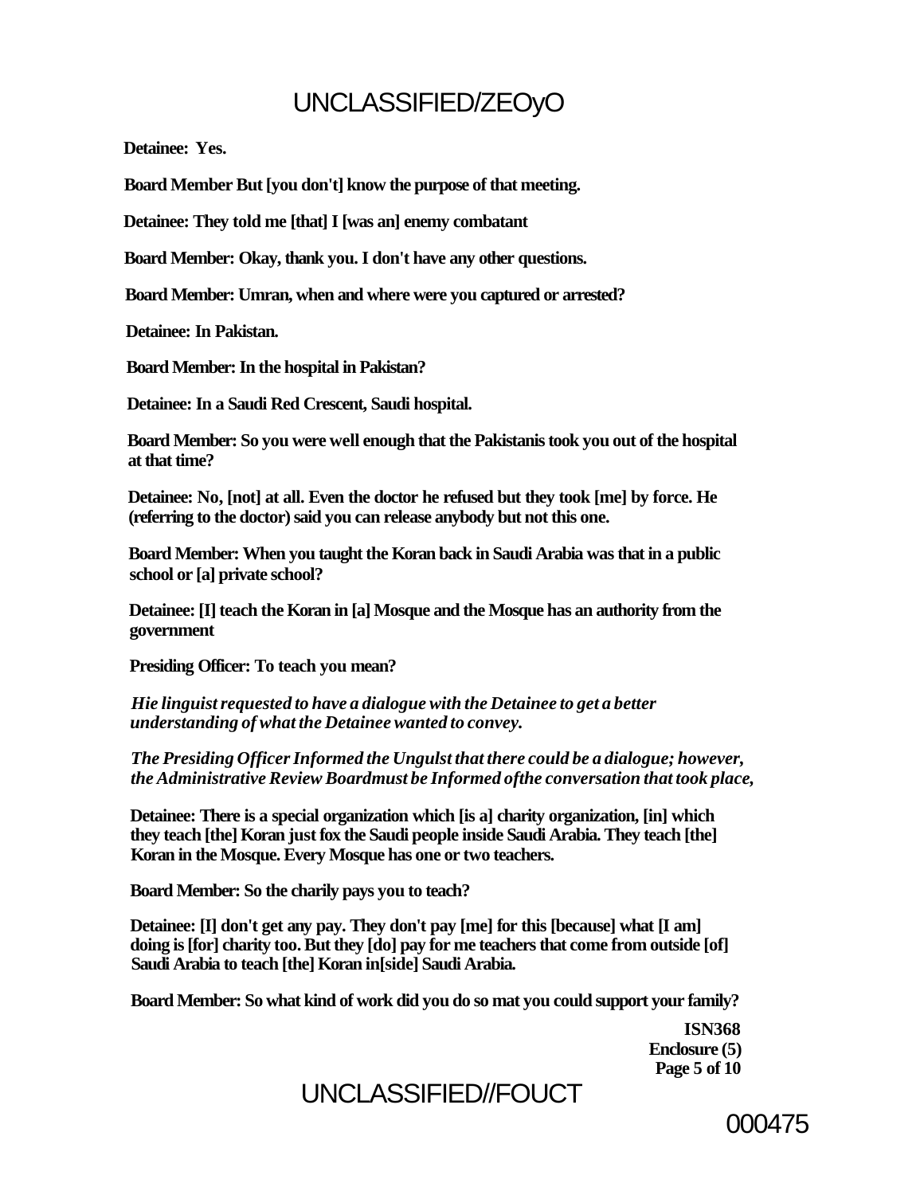**Detainee: Yes.**

**Board Member But [you don't] know the purpose of that meeting.**

**Detainee: They told me [that] I [was an] enemy combatant**

**Board Member: Okay, thank you. I don't have any other questions.**

**Board Member: Umran, when and where were you captured or arrested?**

**Detainee: In Pakistan.**

**Board Member: In the hospital in Pakistan?**

**Detainee: In a Saudi Red Crescent, Saudi hospital.**

**Board Member: So you were well enough that the Pakistanis took you out of the hospital at that time?**

**Detainee: No, [not] at all. Even the doctor he refused but they took [me] by force. He (referring to the doctor) said you can release anybody but not this one.**

**Board Member: When you taught the Koran back in Saudi Arabia was that in a public school or [a] private school?**

**Detainee: [I] teach the Koran in [a] Mosque and the Mosque has an authority from the government**

**Presiding Officer: To teach you mean?**

***Hie linguist requested to have a dialogue with the Detainee to get a better understanding of what the Detainee wanted to convey.***

***The Presiding Officer Informed the Ungulst that there could be a dialogue; however, the Administrative Review Boardmust be Informed ofthe conversation that took place,***

**Detainee: There is a special organization which [is a] charity organization, [in] which they teach [the] Koran just fox the Saudi people inside Saudi Arabia. They teach [the] Koran in the Mosque. Every Mosque has one or two teachers.**

**Board Member: So the charily pays you to teach?**

**Detainee: [I] don't get any pay. They don't pay [me] for this [because] what [I am] doing is [for] charity too. But they [do] pay for me teachers that come from outside [of] Saudi Arabia to teach [the] Koran in[side] Saudi Arabia.**

**Board Member: So what kind of work did you do so mat you could support your family?**

**ISN368**
**Enclosure (5)**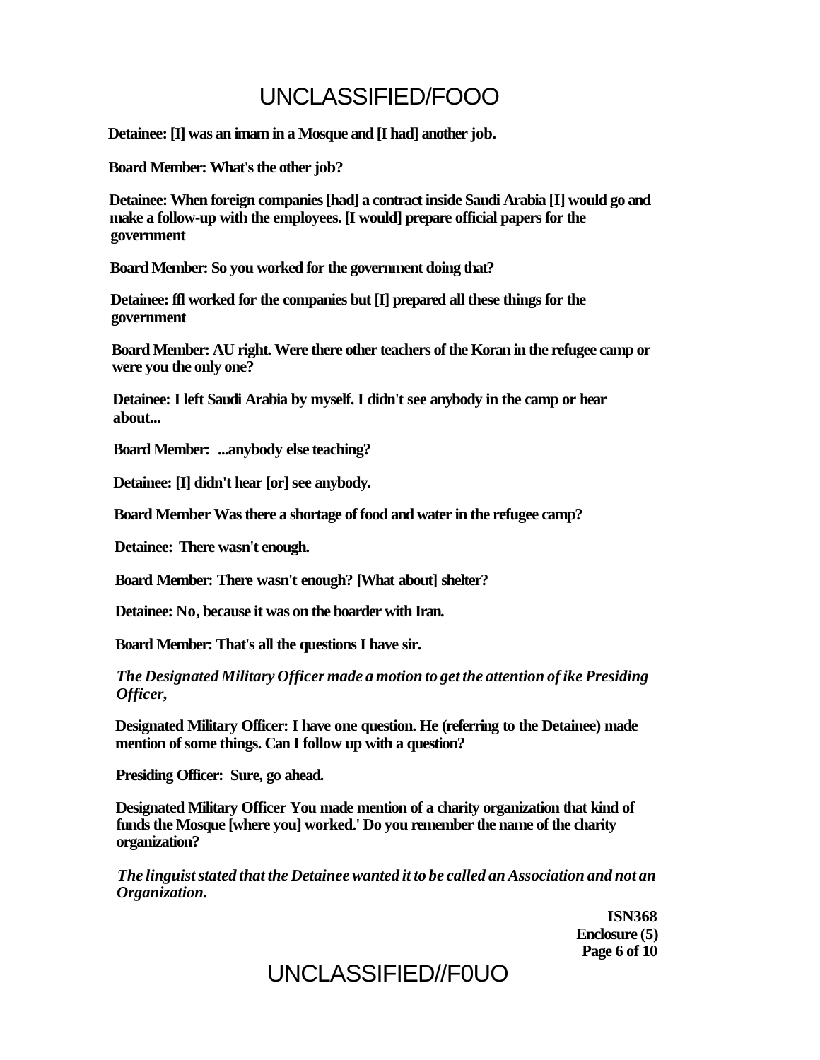**Detainee: [I] was an imam in a Mosque and [I had] another job.**

**Board Member: What's the other job?**

**Detainee: When foreign companies [had] a contract inside Saudi Arabia [I] would go and make a follow-up with the employees. [I would] prepare official papers for the government**

**Board Member: So you worked for the government doing that?**

**Detainee: ffl worked for the companies but [I] prepared all these things for the government**

**Board Member: AU right. Were there other teachers of the Koran in the refugee camp or were you the only one?**

**Detainee: I left Saudi Arabia by myself. I didn't see anybody in the camp or hear about...**

**Board Member: ...anybody else teaching?**

**Detainee: [I] didn't hear [or] see anybody.**

**Board Member Was there a shortage of food and water in the refugee camp?**

**Detainee: There wasn't enough.**

**Board Member: There wasn't enough? [What about] shelter?**

**Detainee: No, because it was on the boarder with Iran.**

**Board Member: That's all the questions I have sir.**

***The Designated Military Officer made a motion to get the attention of ike Presiding Officer,***

**Designated Military Officer: I have one question. He (referring to the Detainee) made mention of some things. Can I follow up with a question?**

**Presiding Officer: Sure, go ahead.**

**Designated Military Officer You made mention of a charity organization that kind of funds the Mosque [where you] worked.' Do you remember the name of the charity organization?**

***The linguist stated that the Detainee wanted it to be called an Association and not an Organization.***

**ISN368**
**Enclosure (5)**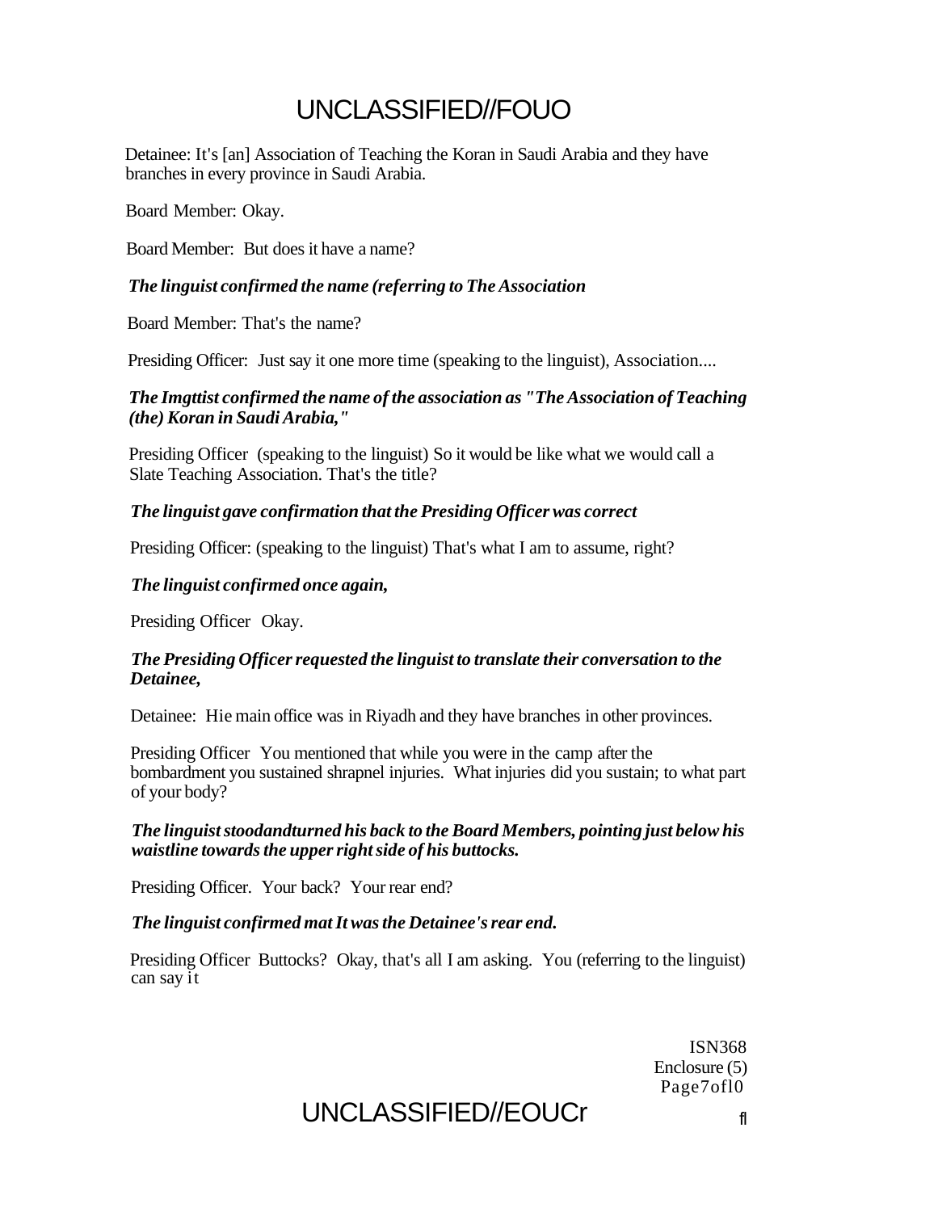Detainee: It's [an] Association of Teaching the Koran in Saudi Arabia and they have branches in every province in Saudi Arabia.

Board Member: Okay.

Board Member: But does it have a name?

***The linguist confirmed the name (referring to The Association***

Board Member: That's the name?

Presiding Officer: Just say it one more time (speaking to the linguist), Association....

***The Imgttist confirmed the name of the association as "The Association of Teaching (the) Koran in Saudi Arabia,"***

Presiding Officer (speaking to the linguist) So it would be like what we would call a Slate Teaching Association. That's the title?

***The linguist gave confirmation that the Presiding Officer was correct***

Presiding Officer: (speaking to the linguist) That's what I am to assume, right?

***The linguist confirmed once again,***

Presiding Officer Okay.

***The Presiding Officer requested the linguist to translate their conversation to the Detainee,***

Detainee: Hie main office was in Riyadh and they have branches in other provinces.

Presiding Officer You mentioned that while you were in the camp after the bombardment you sustained shrapnel injuries. What injuries did you sustain; to what part of your body?

***The linguist stoodandturned his back to the Board Members, pointing just below his waistline towards the upper right side of his buttocks.***

Presiding Officer. Your back? Your rear end?

***The linguist confirmed mat It was the Detainee's rear end.***

Presiding Officer Buttocks? Okay, that's all I am asking. You (referring to the linguist) can say it

ISN368
Enclosure (5)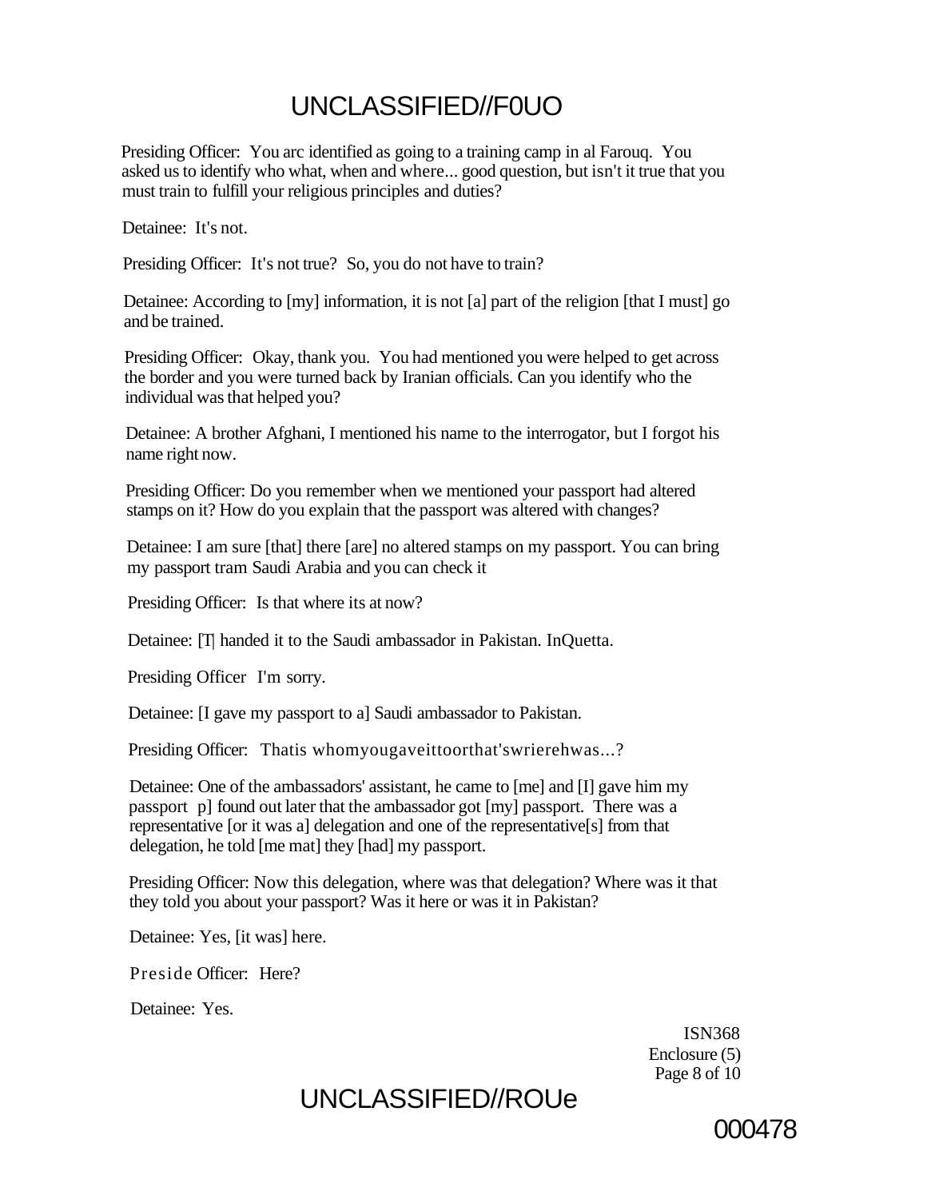Presiding Officer: You arc identified as going to a training camp in al Farouq. You asked us to identify who what, when and where... good question, but isn't it true that you must train to fulfill your religious principles and duties?

Detainee: It's not.

Presiding Officer: It's not true? So, you do not have to train?

Detainee: According to [my] information, it is not [a] part of the religion [that I must] go and be trained.

Presiding Officer: Okay, thank you. You had mentioned you were helped to get across the border and you were turned back by Iranian officials. Can you identify who the individual was that helped you?

Detainee: A brother Afghani, I mentioned his name to the interrogator, but I forgot his name right now.

Presiding Officer: Do you remember when we mentioned your passport had altered stamps on it? How do you explain that the passport was altered with changes?

Detainee: I am sure [that] there [are] no altered stamps on my passport. You can bring my passport tram Saudi Arabia and you can check it

Presiding Officer: Is that where its at now?

Detainee: [T| handed it to the Saudi ambassador in Pakistan. InQuetta.

Presiding Officer I'm sorry.

Detainee: [I gave my passport to a] Saudi ambassador to Pakistan.

Presiding Officer: Thatis whomyougaveittoorthat'swrierehwas...?

Detainee: One of the ambassadors' assistant, he came to [me] and [I] gave him my passport p] found out later that the ambassador got [my] passport. There was a representative [or it was a] delegation and one of the representative[s] from that delegation, he told [me mat] they [had] my passport.

Presiding Officer: Now this delegation, where was that delegation? Where was it that they told you about your passport? Was it here or was it in Pakistan?

Detainee: Yes, [it was] here.

Preside Officer: Here?

Detainee: Yes.

ISN368
Enclosure (5)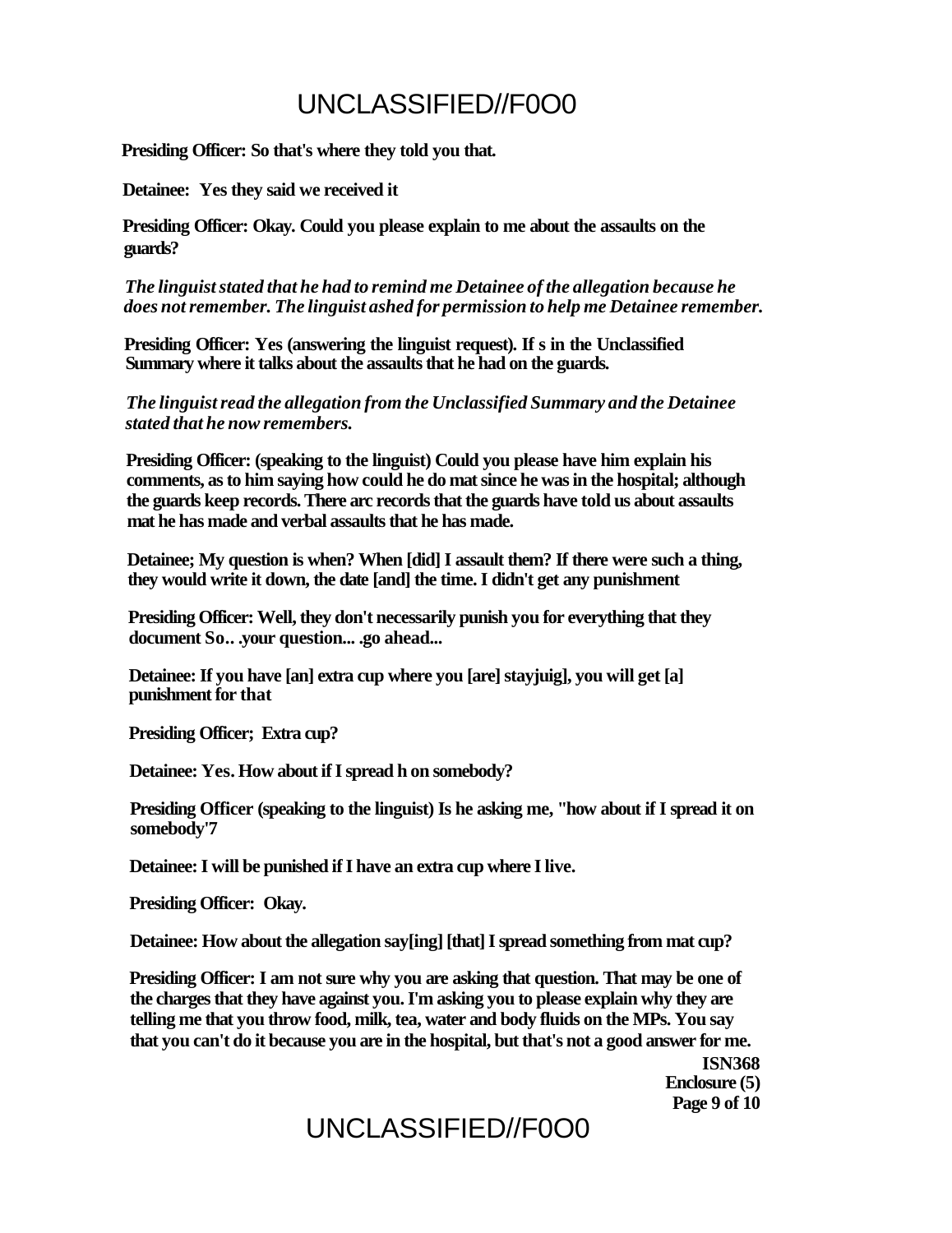**Presiding Officer: So that's where they told you that.**

**Detainee: Yes they said we received it**

**Presiding Officer: Okay. Could you please explain to me about the assaults on the guards?**

***The linguist stated that he had to remind me Detainee of the allegation because he does not remember. The linguist ashed for permission to help me Detainee remember.***

**Presiding Officer: Yes (answering the linguist request). If s in the Unclassified Summary where it talks about the assaults that he had on the guards.**

***The linguist read the allegation from the Unclassified Summary and the Detainee stated that he now remembers.***

**Presiding Officer: (speaking to the linguist) Could you please have him explain his comments, as to him saying how could he do mat since he was in the hospital; although the guards keep records. There arc records that the guards have told us about assaults mat he has made and verbal assaults that he has made.**

**Detainee; My question is when? When [did] I assault them? If there were such a thing, they would write it down, the date [and] the time. I didn't get any punishment**

**Presiding Officer: Well, they don't necessarily punish you for everything that they document So.. .your question... .go ahead...**

**Detainee: If you have [an] extra cup where you [are] stayjuig], you will get [a] punishment for that**

**Presiding Officer; Extra cup?**

**Detainee: Yes. How about if I spread h on somebody?**

**Presiding Officer (speaking to the linguist) Is he asking me, "how about if I spread it on somebody'7**

**Detainee: I will be punished if I have an extra cup where I live.**

**Presiding Officer: Okay.**

**Detainee: How about the allegation say[ing] [that] I spread something from mat cup?**

**Presiding Officer: I am not sure why you are asking that question. That may be one of the charges that they have against you. I'm asking you to please explain why they are telling me that you throw food, milk, tea, water and body fluids on the MPs. You say that you can't do it because you are in the hospital, but that's not a good answer for me.**

**ISN368**
**Enclosure (5)**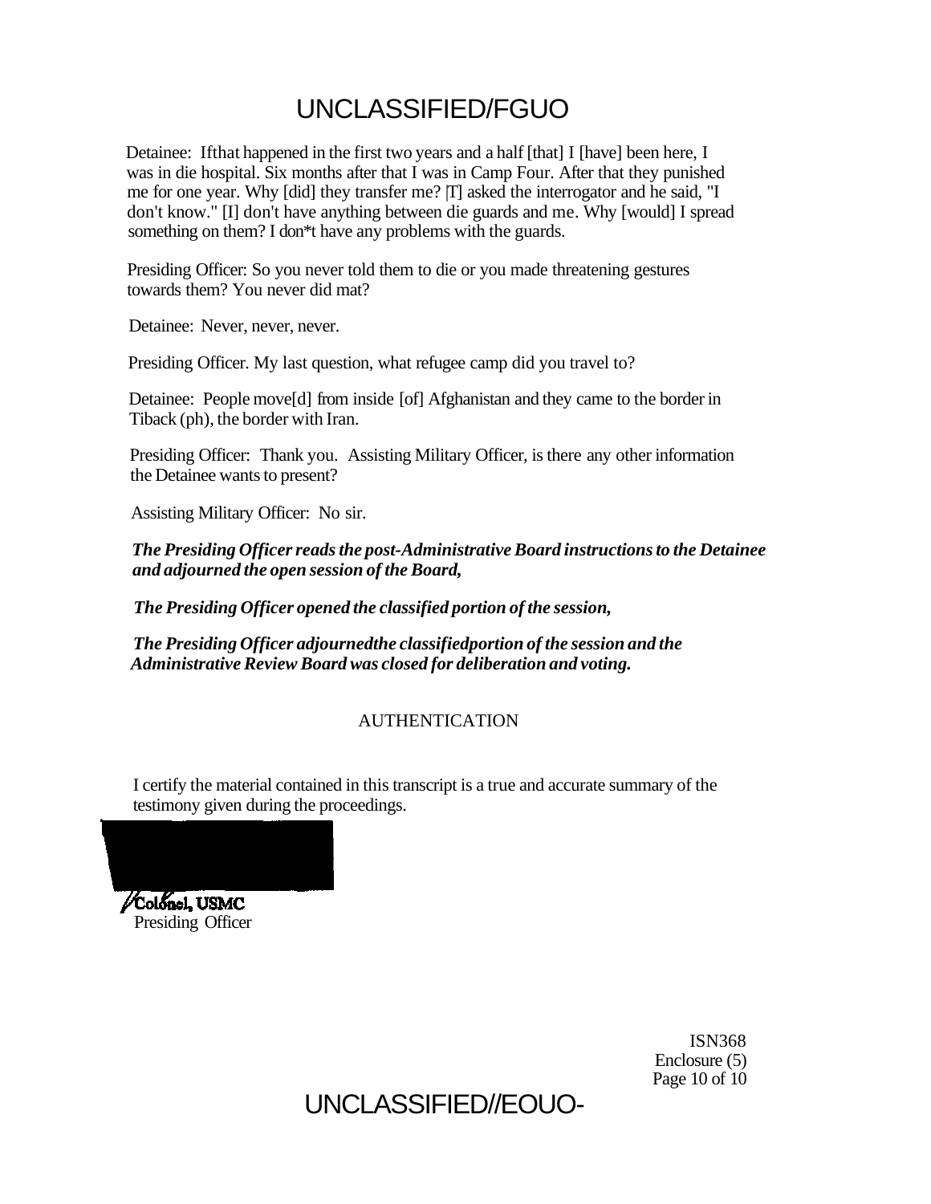Detainee: Ifthat happened in the first two years and a half [that] I [have] been here, I was in die hospital. Six months after that I was in Camp Four. After that they punished me for one year. Why [did] they transfer me? |T] asked the interrogator and he said, "I don't know." [I] don't have anything between die guards and me. Why [would] I spread something on them? I don*t have any problems with the guards.

Presiding Officer: So you never told them to die or you made threatening gestures towards them? You never did mat?

Detainee: Never, never, never.

Presiding Officer. My last question, what refugee camp did you travel to?

Detainee: People move[d] from inside [of] Afghanistan and they came to the border in Tiback (ph), the border with Iran.

Presiding Officer: Thank you. Assisting Military Officer, is there any other information the Detainee wants to present?

Assisting Military Officer: No sir.

***The Presiding Officer reads the post-Administrative Board instructions to the Detainee and adjourned the open session of the Board,***

***The Presiding Officer opened the classified portion of the session,***

***The Presiding Officer adjournedthe classifiedportion of the session and the Administrative Review Board was closed for deliberation and voting.***

AUTHENTICATION

I certify the material contained in this transcript is a true and accurate summary of the testimony given during the proceedings.

Colonel, USMC
Presiding Officer

ISN368
Enclosure (5)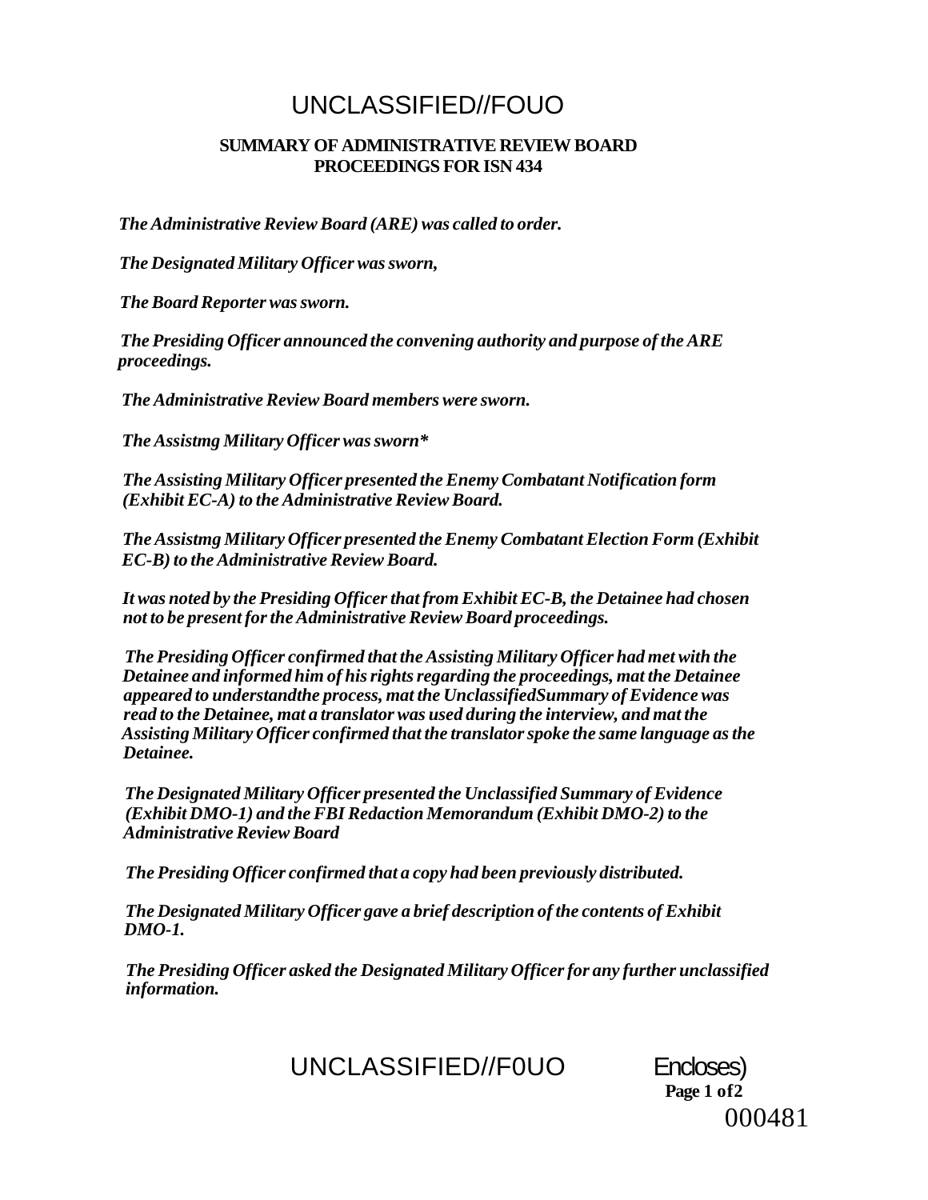# UNCLASSIFIED//FOUO

**SUMMARY OF ADMINISTRATIVE REVIEW BOARD PROCEEDINGS FOR ISN 434**

***The Administrative Review Board (ARE) was called to order.***

***The Designated Military Officer was sworn,***

***The Board Reporter was sworn.***

***The Presiding Officer announced the convening authority and purpose of the ARE proceedings.***

***The Administrative Review Board members were sworn.***

***The Assistmg Military Officer was sworn****

***The Assisting Military Officer presented the Enemy Combatant Notification form (Exhibit EC-A) to the Administrative Review Board.***

***The Assistmg Military Officer presented the Enemy Combatant Election Form (Exhibit EC-B) to the Administrative Review Board.***

***It was noted by the Presiding Officer that from Exhibit EC-B, the Detainee had chosen not to be present for the Administrative Review Board proceedings.***

***The Presiding Officer confirmed that the Assisting Military Officer had met with the Detainee and informed him of his rights regarding the proceedings, mat the Detainee appeared to understandthe process, mat the UnclassifiedSummary of Evidence was read to the Detainee, mat a translator was used during the interview, and mat the Assisting Military Officer confirmed that the translator spoke the same language as the Detainee.***

***The Designated Military Officer presented the Unclassified Summary of Evidence (Exhibit DMO-1) and the FBI Redaction Memorandum (Exhibit DMO-2) to the Administrative Review Board***

***The Presiding Officer confirmed that a copy had been previously distributed.***

***The Designated Military Officer gave a brief description of the contents of Exhibit DMO-1.***

***The Presiding Officer asked the Designated Military Officer for any further unclassified information.***

UNCLASSIFIED//F0UO Encloses)

000481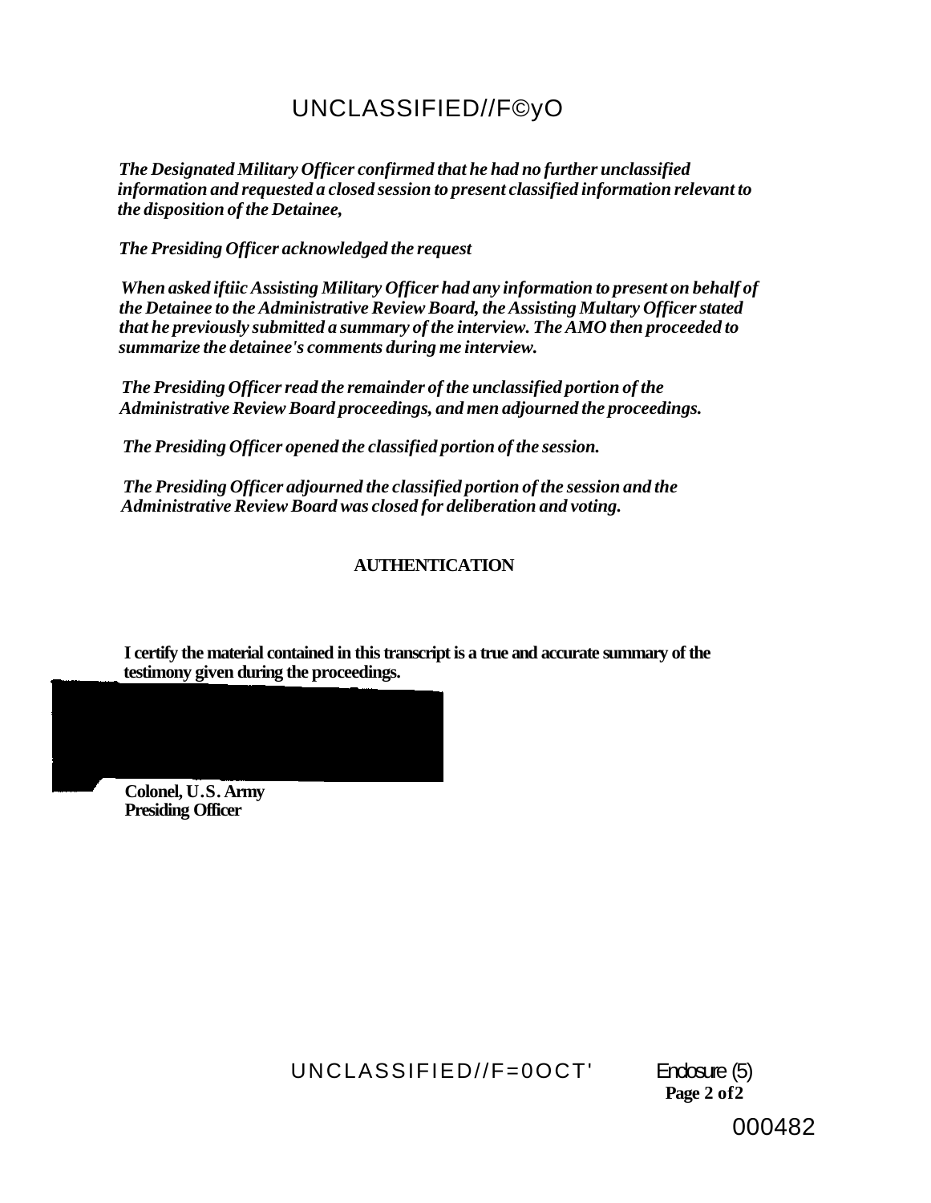UNCLASSIFIED//F©yO

*The Designated Military Officer confirmed that he had no further unclassified information and requested a closed session to present classified information relevant to the disposition of the Detainee,*

*The Presiding Officer acknowledged the request*

*When asked iftiic Assisting Military Officer had any information to present on behalf of the Detainee to the Administrative Review Board, the Assisting Multary Officer stated that he previously submitted a summary of the interview. The AMO then proceeded to summarize the detainee's comments during me interview.*

*The Presiding Officer read the remainder of the unclassified portion of the Administrative Review Board proceedings, and men adjourned the proceedings.*

*The Presiding Officer opened the classified portion of the session.*

*The Presiding Officer adjourned the classified portion of the session and the Administrative Review Board was closed for deliberation and voting.*

**AUTHENTICATION**

**I certify the material contained in this transcript is a true and accurate summary of the testimony given during the proceedings.**

**Colonel, U.S. Army**
**Presiding Officer**

UNCLASSIFIED//F=0OCT'

Enclosure (5)
**Page 2 of 2**

000482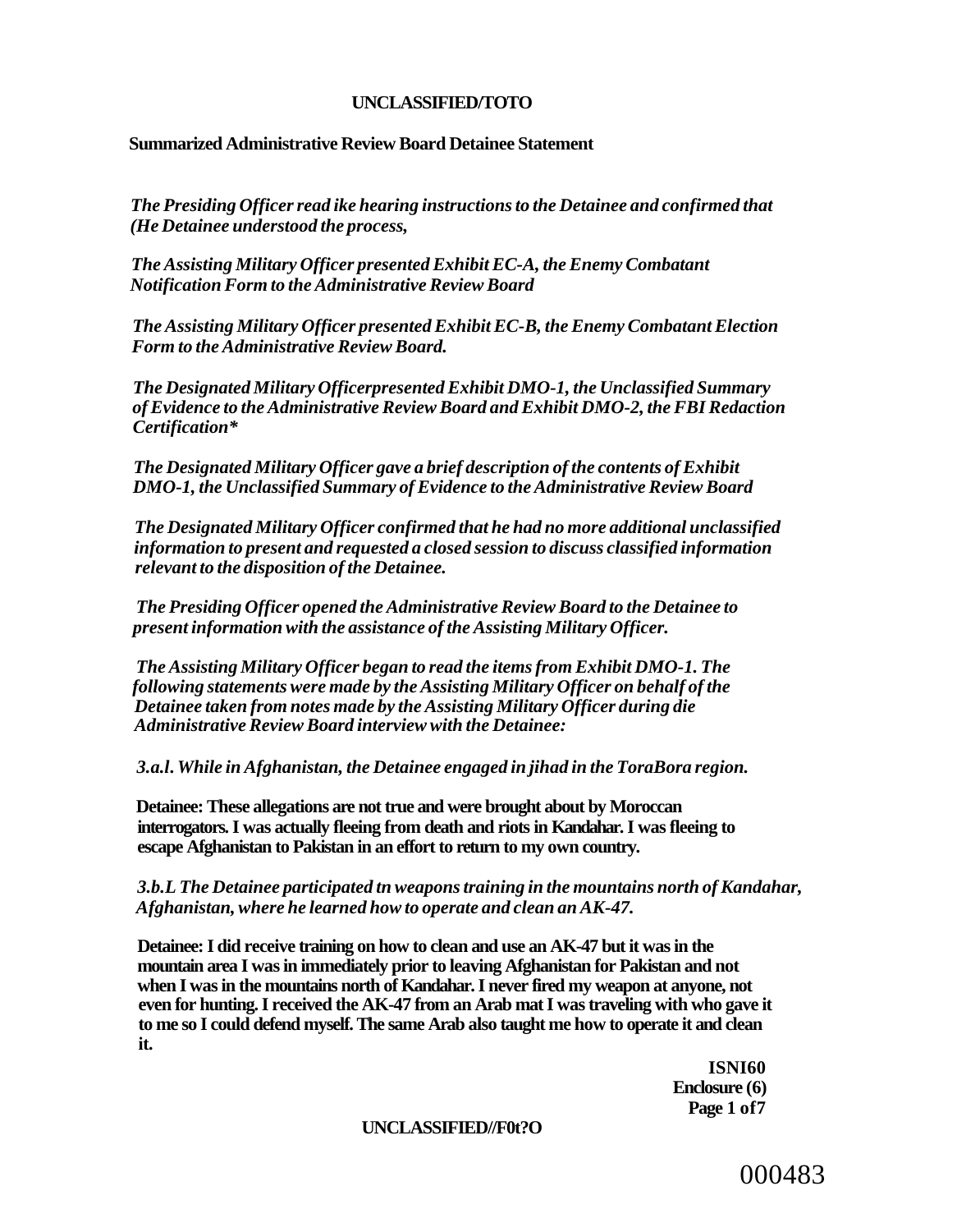**Summarized Administrative Review Board Detainee Statement**

*The Presiding Officer read ike hearing instructions to the Detainee and confirmed that (He Detainee understood the process,*

*The Assisting Military Officer presented Exhibit EC-A, the Enemy Combatant Notification Form to the Administrative Review Board*

*The Assisting Military Officer presented Exhibit EC-B, the Enemy Combatant Election Form to the Administrative Review Board.*

*The Designated Military Officerpresented Exhibit DMO-1, the Unclassified Summary of Evidence to the Administrative Review Board and Exhibit DMO-2, the FBI Redaction Certification**

*The Designated Military Officer gave a brief description of the contents of Exhibit DMO-1, the Unclassified Summary of Evidence to the Administrative Review Board*

*The Designated Military Officer confirmed that he had no more additional unclassified information to present and requested a closed session to discuss classified information relevant to the disposition of the Detainee.*

*The Presiding Officer opened the Administrative Review Board to the Detainee to present information with the assistance of the Assisting Military Officer.*

*The Assisting Military Officer began to read the items from Exhibit DMO-1. The following statements were made by the Assisting Military Officer on behalf of the Detainee taken from notes made by the Assisting Military Officer during die Administrative Review Board interview with the Detainee:*

*3.a.l. While in Afghanistan, the Detainee engaged in jihad in the ToraBora region.*

**Detainee: These allegations are not true and were brought about by Moroccan interrogators. I was actually fleeing from death and riots in Kandahar. I was fleeing to escape Afghanistan to Pakistan in an effort to return to my own country.**

*3.b.L The Detainee participated tn weapons training in the mountains north of Kandahar, Afghanistan, where he learned how to operate and clean an AK-47.*

**Detainee: I did receive training on how to clean and use an AK-47 but it was in the mountain area I was in immediately prior to leaving Afghanistan for Pakistan and not when I was in the mountains north of Kandahar. I never fired my weapon at anyone, not even for hunting. I received the AK-47 from an Arab mat I was traveling with who gave it to me so I could defend myself. The same Arab also taught me how to operate it and clean it.**

**ISNI60**
**Enclosure (6)**
**Page 1 of7**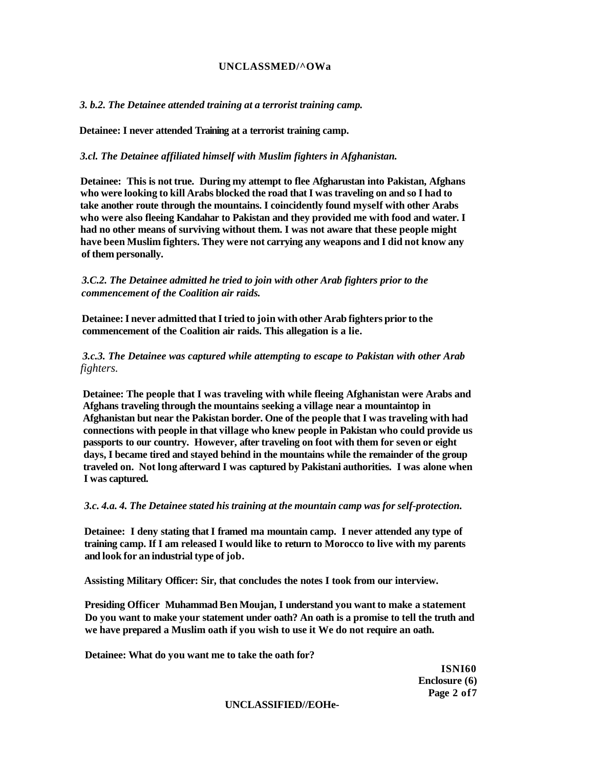*3. b.2. The Detainee attended training at a terrorist training camp.*

**Detainee: I never attended Training at a terrorist training camp.**

*3.cl. The Detainee affiliated himself with Muslim fighters in Afghanistan.*

**Detainee: This is not true. During my attempt to flee Afgharustan into Pakistan, Afghans who were looking to kill Arabs blocked the road that I was traveling on and so I had to take another route through the mountains. I coincidently found myself with other Arabs who were also fleeing Kandahar to Pakistan and they provided me with food and water. I had no other means of surviving without them. I was not aware that these people might have been Muslim fighters. They were not carrying any weapons and I did not know any of them personally.**

*3.C.2. The Detainee admitted he tried to join with other Arab fighters prior to the commencement of the Coalition air raids.*

**Detainee: I never admitted that I tried to join with other Arab fighters prior to the commencement of the Coalition air raids. This allegation is a lie.**

*3.c.3. The Detainee was captured while attempting to escape to Pakistan with other Arab fighters.*

**Detainee: The people that I was traveling with while fleeing Afghanistan were Arabs and Afghans traveling through the mountains seeking a village near a mountaintop in Afghanistan but near the Pakistan border. One of the people that I was traveling with had connections with people in that village who knew people in Pakistan who could provide us passports to our country. However, after traveling on foot with them for seven or eight days, I became tired and stayed behind in the mountains while the remainder of the group traveled on. Not long afterward I was captured by Pakistani authorities. I was alone when I was captured.**

*3.c. 4.a. 4. The Detainee stated his training at the mountain camp was for self-protection.*

**Detainee: I deny stating that I framed ma mountain camp. I never attended any type of training camp. If I am released I would like to return to Morocco to live with my parents and look for an industrial type of job.**

**Assisting Military Officer: Sir, that concludes the notes I took from our interview.**

**Presiding Officer Muhammad Ben Moujan, I understand you want to make a statement Do you want to make your statement under oath? An oath is a promise to tell the truth and we have prepared a Muslim oath if you wish to use it We do not require an oath.**

**Detainee: What do you want me to take the oath for?**

**ISNI60**
**Enclosure (6)**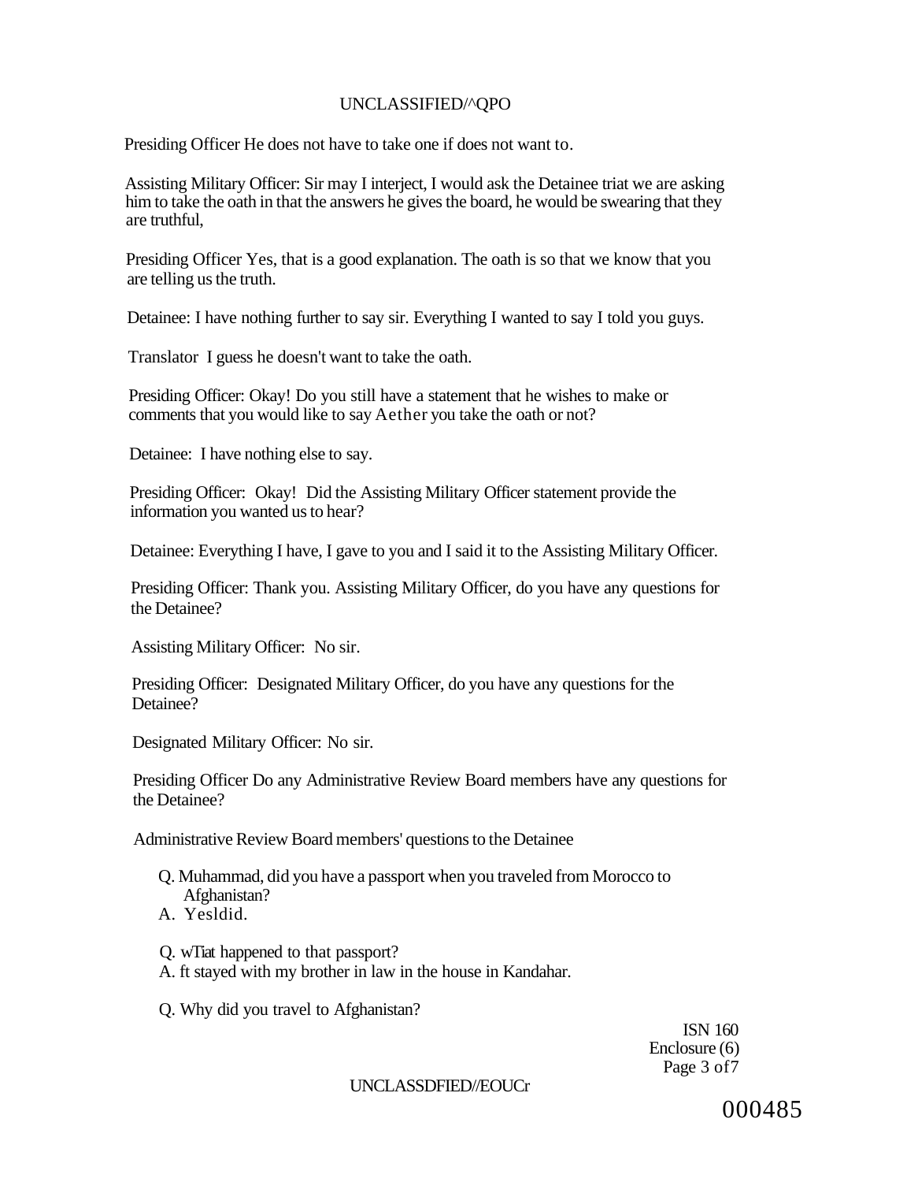Presiding Officer He does not have to take one if does not want to.

Assisting Military Officer: Sir may I interject, I would ask the Detainee triat we are asking him to take the oath in that the answers he gives the board, he would be swearing that they are truthful,

Presiding Officer Yes, that is a good explanation. The oath is so that we know that you are telling us the truth.

Detainee: I have nothing further to say sir. Everything I wanted to say I told you guys.

Translator I guess he doesn't want to take the oath.

Presiding Officer: Okay! Do you still have a statement that he wishes to make or comments that you would like to say Aether you take the oath or not?

Detainee: I have nothing else to say.

Presiding Officer: Okay! Did the Assisting Military Officer statement provide the information you wanted us to hear?

Detainee: Everything I have, I gave to you and I said it to the Assisting Military Officer.

Presiding Officer: Thank you. Assisting Military Officer, do you have any questions for the Detainee?

Assisting Military Officer: No sir.

Presiding Officer: Designated Military Officer, do you have any questions for the Detainee?

Designated Military Officer: No sir.

Presiding Officer Do any Administrative Review Board members have any questions for the Detainee?

Administrative Review Board members' questions to the Detainee

Q. Muhammad, did you have a passport when you traveled from Morocco to Afghanistan?
A. Yesldid.

Q. wTiat happened to that passport?
A. ft stayed with my brother in law in the house in Kandahar.

Q. Why did you travel to Afghanistan?

ISN 160
Enclosure (6)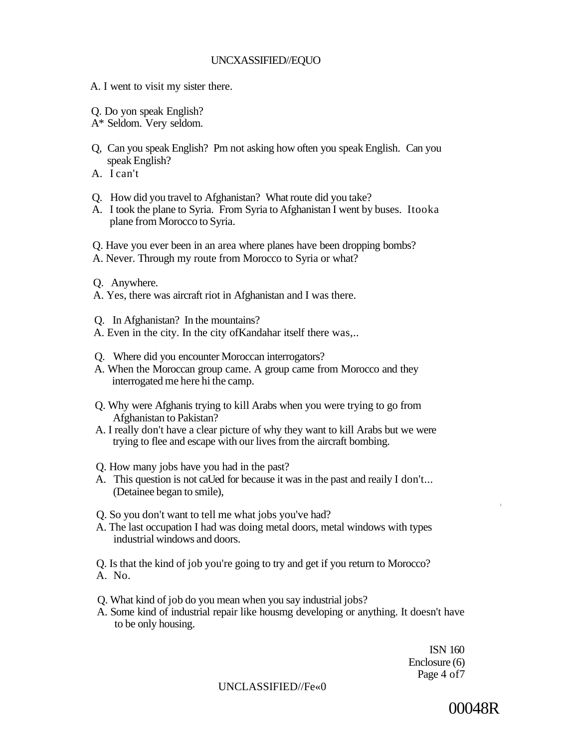A. I went to visit my sister there.

Q. Do yon speak English?
A* Seldom. Very seldom.

Q, Can you speak English? Pm not asking how often you speak English. Can you speak English?
A. I can't

Q. How did you travel to Afghanistan? What route did you take?
A. I took the plane to Syria. From Syria to Afghanistan I went by buses. Itooka plane from Morocco to Syria.

Q. Have you ever been in an area where planes have been dropping bombs?
A. Never. Through my route from Morocco to Syria or what?

Q. Anywhere.
A. Yes, there was aircraft riot in Afghanistan and I was there.

Q. In Afghanistan? In the mountains?
A. Even in the city. In the city ofKandahar itself there was,..

Q. Where did you encounter Moroccan interrogators?
A. When the Moroccan group came. A group came from Morocco and they interrogated me here hi the camp.

Q. Why were Afghanis trying to kill Arabs when you were trying to go from Afghanistan to Pakistan?
A. I really don't have a clear picture of why they want to kill Arabs but we were trying to flee and escape with our lives from the aircraft bombing.

Q. How many jobs have you had in the past?
A. This question is not caUed for because it was in the past and reaily I don't... (Detainee began to smile),

Q. So you don't want to tell me what jobs you've had?
A. The last occupation I had was doing metal doors, metal windows with types industrial windows and doors.

Q. Is that the kind of job you're going to try and get if you return to Morocco?
A. No.

Q. What kind of job do you mean when you say industrial jobs?
A. Some kind of industrial repair like housmg developing or anything. It doesn't have to be only housing.

ISN 160
Enclosure (6)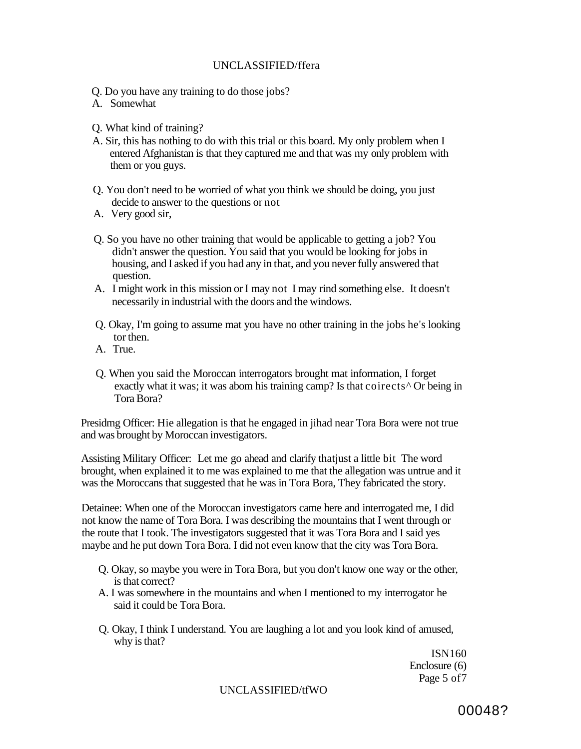Q. Do you have any training to do those jobs?
A. Somewhat

Q. What kind of training?
A. Sir, this has nothing to do with this trial or this board. My only problem when I entered Afghanistan is that they captured me and that was my only problem with them or you guys.

Q. You don't need to be worried of what you think we should be doing, you just decide to answer to the questions or not
A. Very good sir,

Q. So you have no other training that would be applicable to getting a job? You didn't answer the question. You said that you would be looking for jobs in housing, and I asked if you had any in that, and you never fully answered that question.
A. I might work in this mission or I may not I may rind something else. It doesn't necessarily in industrial with the doors and the windows.

Q. Okay, I'm going to assume mat you have no other training in the jobs he's looking tor then.
A. True.

Q. When you said the Moroccan interrogators brought mat information, I forget exactly what it was; it was abom his training camp? Is that coirects^ Or being in Tora Bora?

Presidmg Officer: Hie allegation is that he engaged in jihad near Tora Bora were not true and was brought by Moroccan investigators.

Assisting Military Officer: Let me go ahead and clarify thatjust a little bit The word brought, when explained it to me was explained to me that the allegation was untrue and it was the Moroccans that suggested that he was in Tora Bora, They fabricated the story.

Detainee: When one of the Moroccan investigators came here and interrogated me, I did not know the name of Tora Bora. I was describing the mountains that I went through or the route that I took. The investigators suggested that it was Tora Bora and I said yes maybe and he put down Tora Bora. I did not even know that the city was Tora Bora.

Q. Okay, so maybe you were in Tora Bora, but you don't know one way or the other, is that correct?
A. I was somewhere in the mountains and when I mentioned to my interrogator he said it could be Tora Bora.

Q. Okay, I think I understand. You are laughing a lot and you look kind of amused, why is that?

ISN160
Enclosure (6)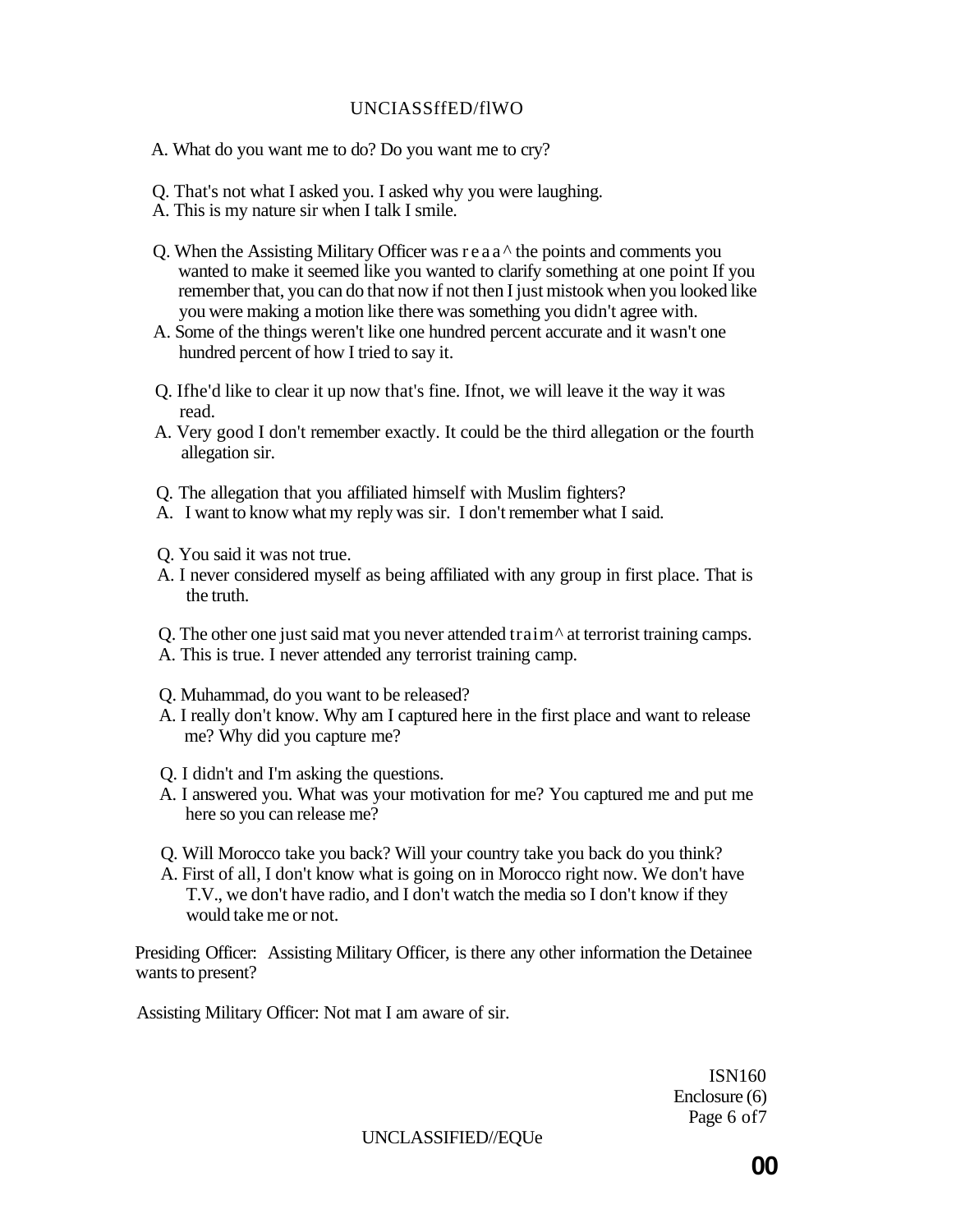A. What do you want me to do? Do you want me to cry?

Q. That's not what I asked you. I asked why you were laughing.
A. This is my nature sir when I talk I smile.

Q. When the Assisting Military Officer was r e a a ^ the points and comments you wanted to make it seemed like you wanted to clarify something at one point If you remember that, you can do that now if not then I just mistook when you looked like you were making a motion like there was something you didn't agree with.
A. Some of the things weren't like one hundred percent accurate and it wasn't one hundred percent of how I tried to say it.

Q. Ifhe'd like to clear it up now that's fine. Ifnot, we will leave it the way it was read.
A. Very good I don't remember exactly. It could be the third allegation or the fourth allegation sir.

Q. The allegation that you affiliated himself with Muslim fighters?
A. I want to know what my reply was sir. I don't remember what I said.

Q. You said it was not true.
A. I never considered myself as being affiliated with any group in first place. That is the truth.

Q. The other one just said mat you never attended traim^ at terrorist training camps.
A. This is true. I never attended any terrorist training camp.

Q. Muhammad, do you want to be released?
A. I really don't know. Why am I captured here in the first place and want to release me? Why did you capture me?

Q. I didn't and I'm asking the questions.
A. I answered you. What was your motivation for me? You captured me and put me here so you can release me?

Q. Will Morocco take you back? Will your country take you back do you think?
A. First of all, I don't know what is going on in Morocco right now. We don't have T.V., we don't have radio, and I don't watch the media so I don't know if they would take me or not.

Presiding Officer: Assisting Military Officer, is there any other information the Detainee wants to present?

Assisting Military Officer: Not mat I am aware of sir.

ISN160
Enclosure (6)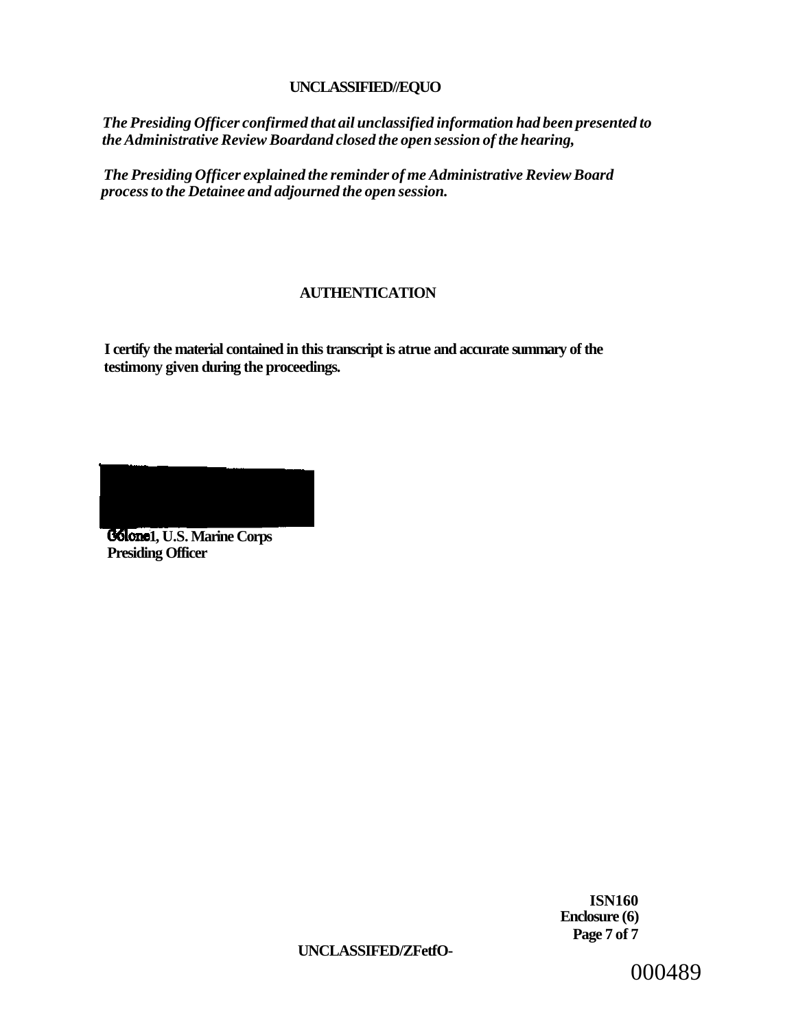*The Presiding Officer confirmed that ail unclassified information had been presented to the Administrative Review Boardand closed the open session of the hearing,*

*The Presiding Officer explained the reminder of me Administrative Review Board process to the Detainee and adjourned the open session.*

## AUTHENTICATION

**I certify the material contained in this transcript is atrue and accurate summary of the testimony given during the proceedings.**

**Colonel, U.S. Marine Corps**
**Presiding Officer**

**ISN160**
**Enclosure (6)**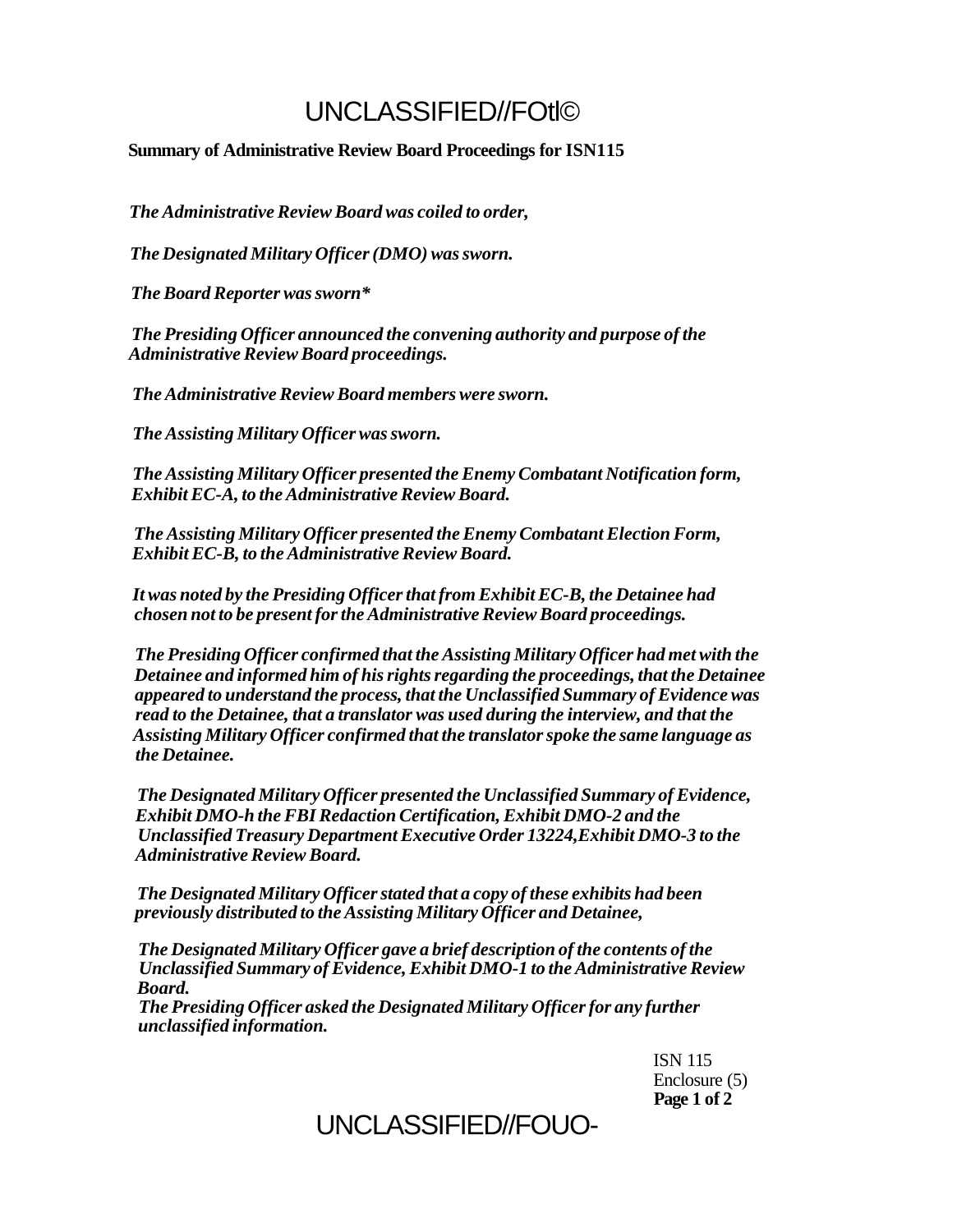**Summary of Administrative Review Board Proceedings for ISN115**

*The Administrative Review Board was coiled to order,*

*The Designated Military Officer (DMO) was sworn.*

*The Board Reporter was sworn**

*The Presiding Officer announced the convening authority and purpose of the Administrative Review Board proceedings.*

*The Administrative Review Board members were sworn.*

*The Assisting Military Officer was sworn.*

*The Assisting Military Officer presented the Enemy Combatant Notification form, Exhibit EC-A, to the Administrative Review Board.*

*The Assisting Military Officer presented the Enemy Combatant Election Form, Exhibit EC-B, to the Administrative Review Board.*

*It was noted by the Presiding Officer that from Exhibit EC-B, the Detainee had chosen not to be present for the Administrative Review Board proceedings.*

*The Presiding Officer confirmed that the Assisting Military Officer had met with the Detainee and informed him of his rights regarding the proceedings, that the Detainee appeared to understand the process, that the Unclassified Summary of Evidence was read to the Detainee, that a translator was used during the interview, and that the Assisting Military Officer confirmed that the translator spoke the same language as the Detainee.*

*The Designated Military Officer presented the Unclassified Summary of Evidence, Exhibit DMO-h the FBI Redaction Certification, Exhibit DMO-2 and the Unclassified Treasury Department Executive Order 13224,Exhibit DMO-3 to the Administrative Review Board.*

*The Designated Military Officer stated that a copy of these exhibits had been previously distributed to the Assisting Military Officer and Detainee,*

*The Designated Military Officer gave a brief description of the contents of the Unclassified Summary of Evidence, Exhibit DMO-1 to the Administrative Review Board.*
*The Presiding Officer asked the Designated Military Officer for any further unclassified information.*

ISN 115
Enclosure (5)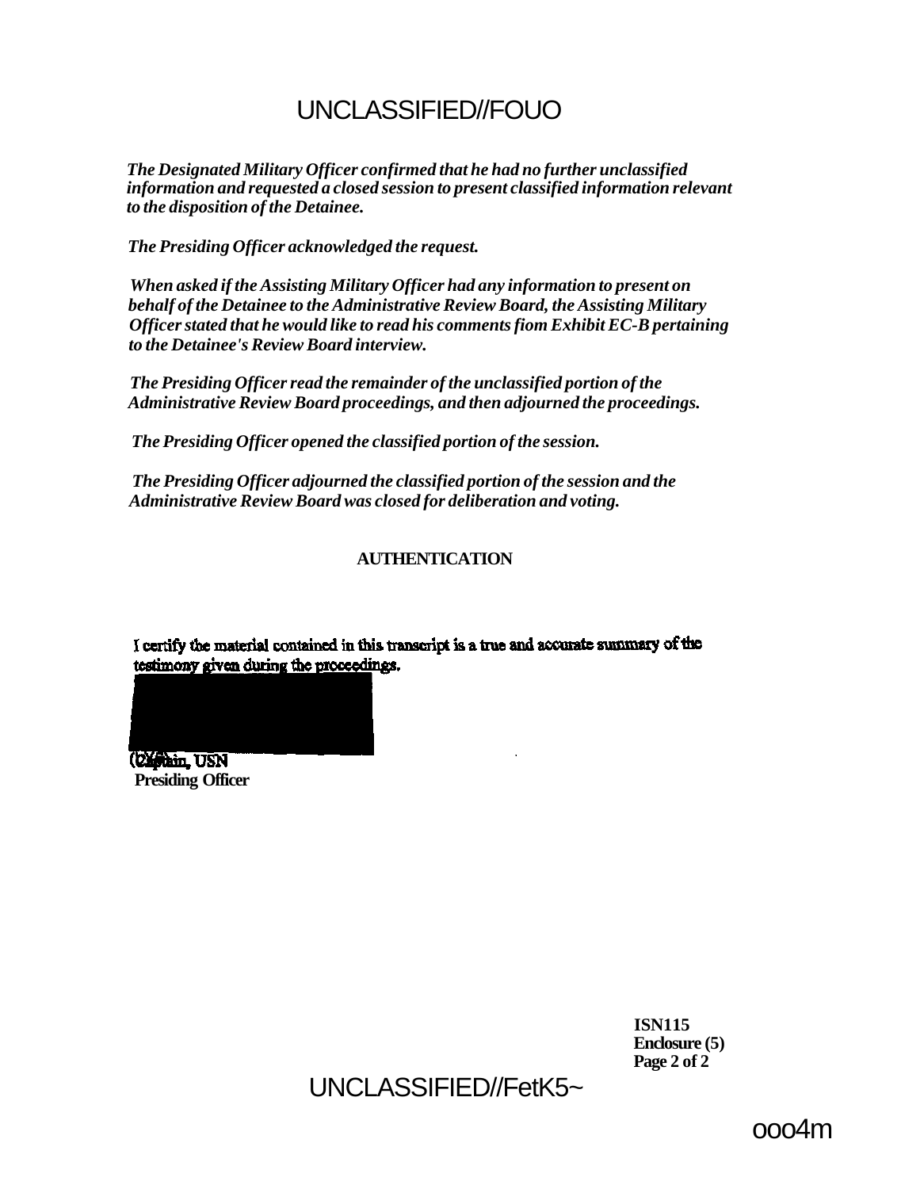*The Designated Military Officer confirmed that he had no further unclassified information and requested a closed session to present classified information relevant to the disposition of the Detainee.*

*The Presiding Officer acknowledged the request.*

*When asked if the Assisting Military Officer had any information to present on behalf of the Detainee to the Administrative Review Board, the Assisting Military Officer stated that he would like to read his comments fiom Exhibit EC-B pertaining to the Detainee's Review Board interview.*

*The Presiding Officer read the remainder of the unclassified portion of the Administrative Review Board proceedings, and then adjourned the proceedings.*

*The Presiding Officer opened the classified portion of the session.*

*The Presiding Officer adjourned the classified portion of the session and the Administrative Review Board was closed for deliberation and voting.*

**AUTHENTICATION**

I certify the material contained in this transcript is a true and accurate summary of the testimony given during the proceedings.

(b)(6)

**Captain, USN**
**Presiding Officer**

**ISN115**
**Enclosure (5)**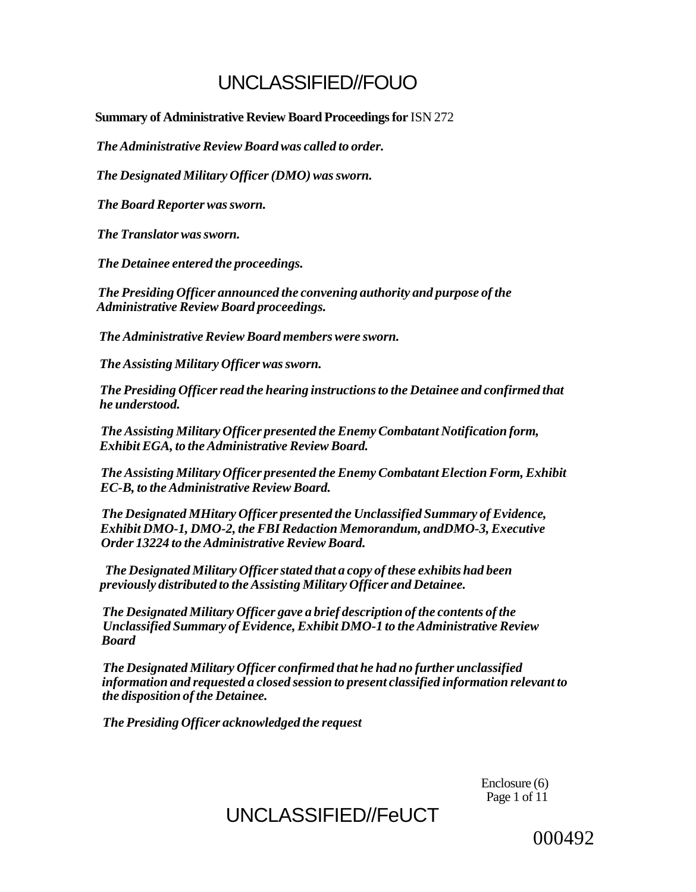# UNCLASSIFIED//FOUO

**Summary of Administrative Review Board Proceedings for** ISN 272

***The Administrative Review Board was called to order.***

***The Designated Military Officer (DMO) was sworn.***

***The Board Reporter was sworn.***

***The Translator was sworn.***

***The Detainee entered the proceedings.***

***The Presiding Officer announced the convening authority and purpose of the Administrative Review Board proceedings.***

***The Administrative Review Board members were sworn.***

***The Assisting Military Officer was sworn.***

***The Presiding Officer read the hearing instructions to the Detainee and confirmed that he understood.***

***The Assisting Military Officer presented the Enemy Combatant Notification form, Exhibit EGA, to the Administrative Review Board.***

***The Assisting Military Officer presented the Enemy Combatant Election Form, Exhibit EC-B, to the Administrative Review Board.***

***The Designated MHitary Officer presented the Unclassified Summary of Evidence, Exhibit DMO-1, DMO-2, the FBI Redaction Memorandum, andDMO-3, Executive Order 13224 to the Administrative Review Board.***

***The Designated Military Officer stated that a copy of these exhibits had been previously distributed to the Assisting Military Officer and Detainee.***

***The Designated Military Officer gave a brief description of the contents of the Unclassified Summary of Evidence, Exhibit DMO-1 to the Administrative Review Board***

***The Designated Military Officer confirmed that he had no further unclassified information and requested a closed session to present classified information relevant to the disposition of the Detainee.***

***The Presiding Officer acknowledged the request***

Enclosure (6)

UNCLASSIFIED//FeUCT

000492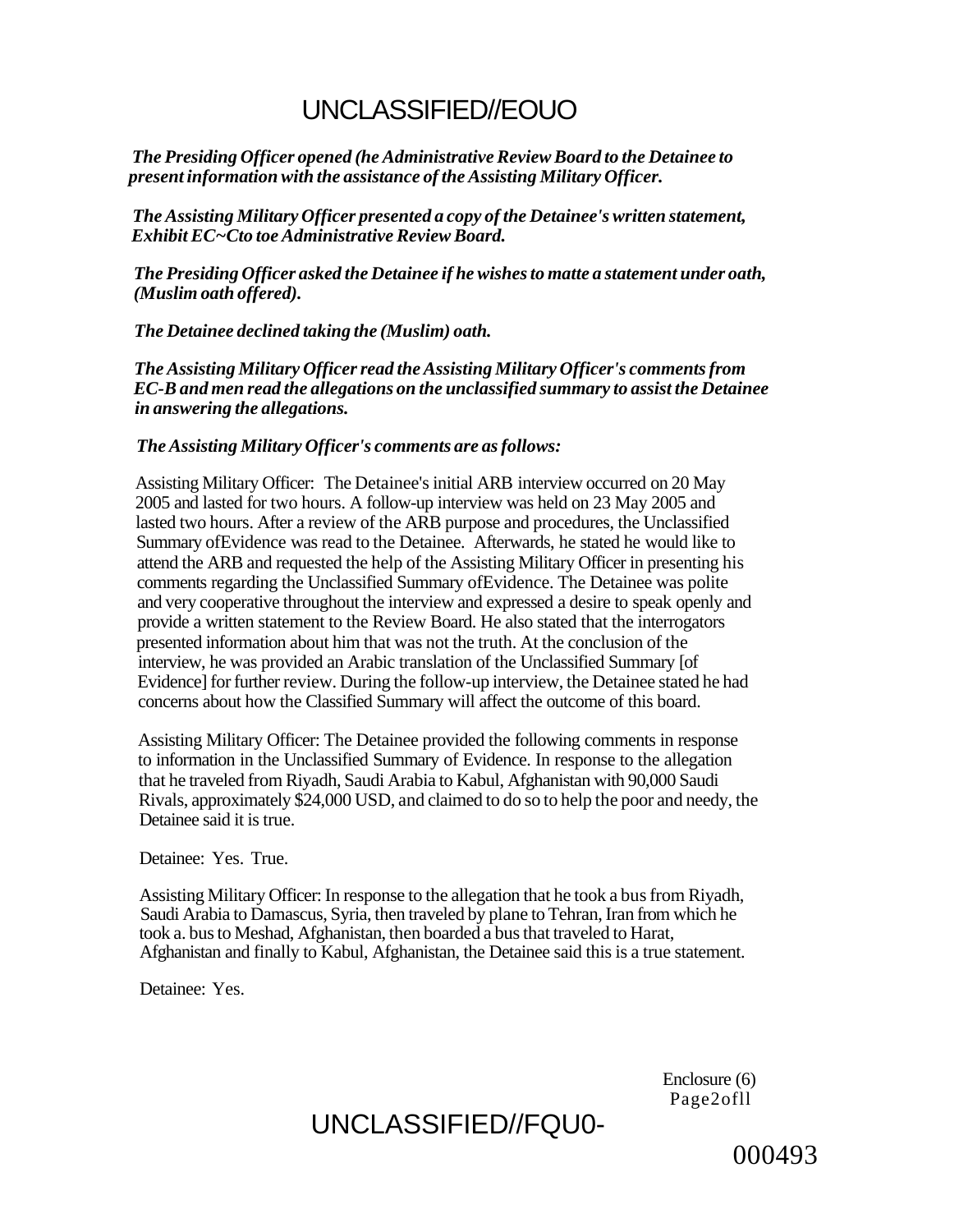*The Presiding Officer opened (he Administrative Review Board to the Detainee to present information with the assistance of the Assisting Military Officer.*

*The Assisting Military Officer presented a copy of the Detainee's written statement, Exhibit EC~Cto toe Administrative Review Board.*

*The Presiding Officer asked the Detainee if he wishes to matte a statement under oath, (Muslim oath offered).*

*The Detainee declined taking the (Muslim) oath.*

*The Assisting Military Officer read the Assisting Military Officer's comments from EC-B and men read the allegations on the unclassified summary to assist the Detainee in answering the allegations.*

*The Assisting Military Officer's comments are as follows:*

Assisting Military Officer: The Detainee's initial ARB interview occurred on 20 May 2005 and lasted for two hours. A follow-up interview was held on 23 May 2005 and lasted two hours. After a review of the ARB purpose and procedures, the Unclassified Summary ofEvidence was read to the Detainee. Afterwards, he stated he would like to attend the ARB and requested the help of the Assisting Military Officer in presenting his comments regarding the Unclassified Summary ofEvidence. The Detainee was polite and very cooperative throughout the interview and expressed a desire to speak openly and provide a written statement to the Review Board. He also stated that the interrogators presented information about him that was not the truth. At the conclusion of the interview, he was provided an Arabic translation of the Unclassified Summary [of Evidence] for further review. During the follow-up interview, the Detainee stated he had concerns about how the Classified Summary will affect the outcome of this board.

Assisting Military Officer: The Detainee provided the following comments in response to information in the Unclassified Summary of Evidence. In response to the allegation that he traveled from Riyadh, Saudi Arabia to Kabul, Afghanistan with 90,000 Saudi Rivals, approximately $24,000 USD, and claimed to do so to help the poor and needy, the Detainee said it is true.

Detainee: Yes. True.

Assisting Military Officer: In response to the allegation that he took a bus from Riyadh, Saudi Arabia to Damascus, Syria, then traveled by plane to Tehran, Iran from which he took a. bus to Meshad, Afghanistan, then boarded a bus that traveled to Harat, Afghanistan and finally to Kabul, Afghanistan, the Detainee said this is a true statement.

Detainee: Yes.

Enclosure (6)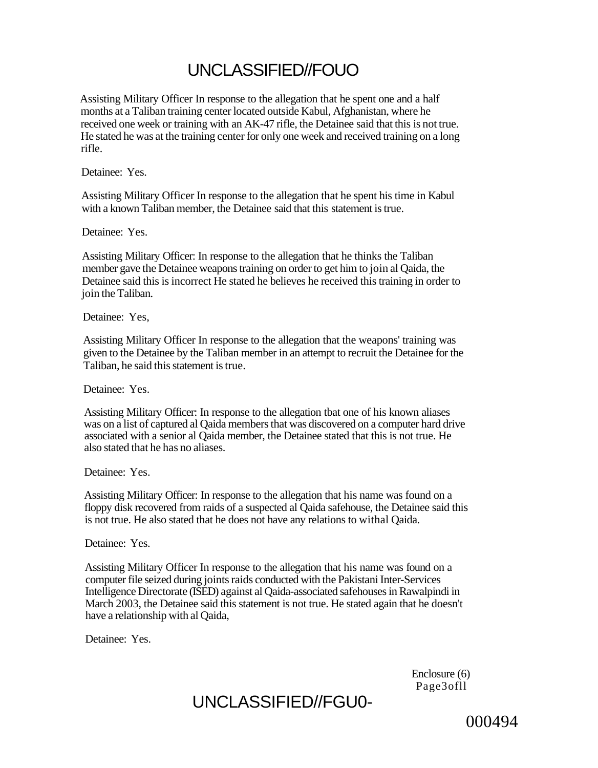# UNCLASSIFIED//FOUO

Assisting Military Officer In response to the allegation that he spent one and a half months at a Taliban training center located outside Kabul, Afghanistan, where he received one week or training with an AK-47 rifle, the Detainee said that this is not true. He stated he was at the training center for only one week and received training on a long rifle.

Detainee: Yes.

Assisting Military Officer In response to the allegation that he spent his time in Kabul with a known Taliban member, the Detainee said that this statement is true.

Detainee: Yes.

Assisting Military Officer: In response to the allegation that he thinks the Taliban member gave the Detainee weapons training on order to get him to join al Qaida, the Detainee said this is incorrect He stated he believes he received this training in order to join the Taliban.

Detainee: Yes,

Assisting Military Officer In response to the allegation that the weapons' training was given to the Detainee by the Taliban member in an attempt to recruit the Detainee for the Taliban, he said this statement is true.

Detainee: Yes.

Assisting Military Officer: In response to the allegation tbat one of his known aliases was on a list of captured al Qaida members that was discovered on a computer hard drive associated with a senior al Qaida member, the Detainee stated that this is not true. He also stated that he has no aliases.

Detainee: Yes.

Assisting Military Officer: In response to the allegation that his name was found on a floppy disk recovered from raids of a suspected al Qaida safehouse, the Detainee said this is not true. He also stated that he does not have any relations to withal Qaida.

Detainee: Yes.

Assisting Military Officer In response to the allegation that his name was found on a computer file seized during joints raids conducted with the Pakistani Inter-Services Intelligence Directorate (ISED) against al Qaida-associated safehouses in Rawalpindi in March 2003, the Detainee said this statement is not true. He stated again that he doesn't have a relationship with al Qaida,

Detainee: Yes.

Enclosure (6)
Page3ofll

UNCLASSIFIED//FGU0-

000494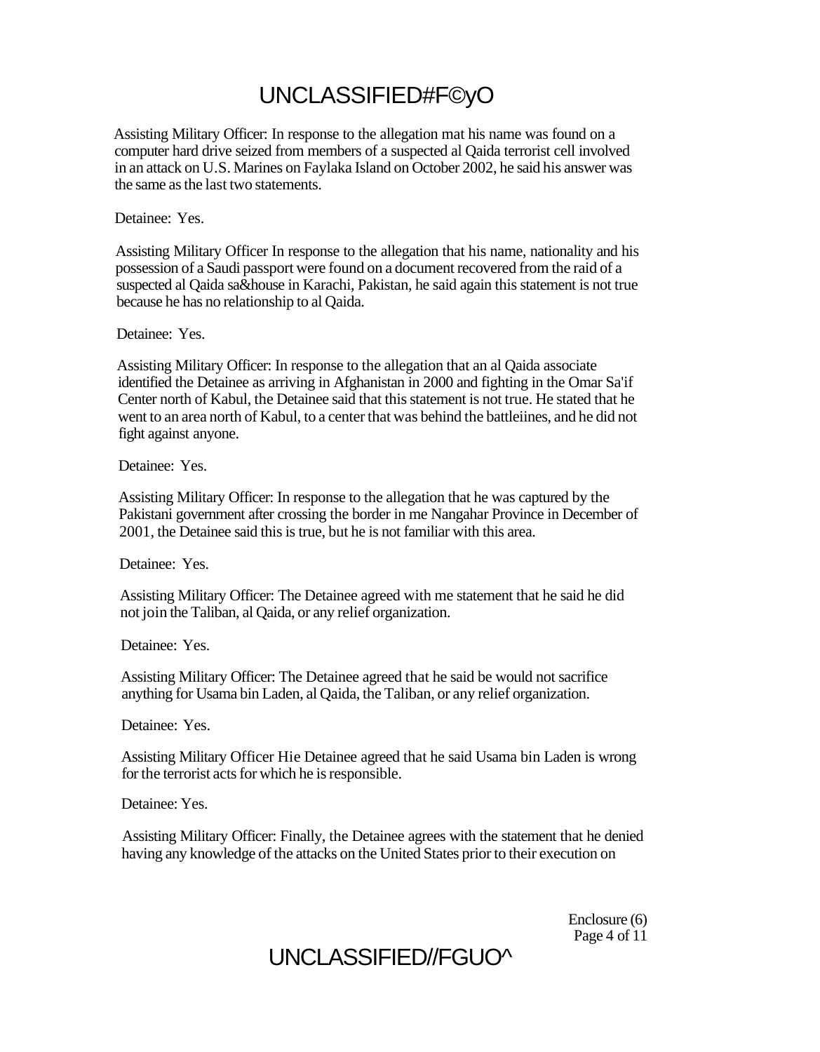Assisting Military Officer: In response to the allegation mat his name was found on a computer hard drive seized from members of a suspected al Qaida terrorist cell involved in an attack on U.S. Marines on Faylaka Island on October 2002, he said his answer was the same as the last two statements.

Detainee: Yes.

Assisting Military Officer In response to the allegation that his name, nationality and his possession of a Saudi passport were found on a document recovered from the raid of a suspected al Qaida sa&house in Karachi, Pakistan, he said again this statement is not true because he has no relationship to al Qaida.

Detainee: Yes.

Assisting Military Officer: In response to the allegation that an al Qaida associate identified the Detainee as arriving in Afghanistan in 2000 and fighting in the Omar Sa'if Center north of Kabul, the Detainee said that this statement is not true. He stated that he went to an area north of Kabul, to a center that was behind the battleiines, and he did not fight against anyone.

Detainee: Yes.

Assisting Military Officer: In response to the allegation that he was captured by the Pakistani government after crossing the border in me Nangahar Province in December of 2001, the Detainee said this is true, but he is not familiar with this area.

Detainee: Yes.

Assisting Military Officer: The Detainee agreed with me statement that he said he did not join the Taliban, al Qaida, or any relief organization.

Detainee: Yes.

Assisting Military Officer: The Detainee agreed that he said be would not sacrifice anything for Usama bin Laden, al Qaida, the Taliban, or any relief organization.

Detainee: Yes.

Assisting Military Officer Hie Detainee agreed that he said Usama bin Laden is wrong for the terrorist acts for which he is responsible.

Detainee: Yes.

Assisting Military Officer: Finally, the Detainee agrees with the statement that he denied having any knowledge of the attacks on the United States prior to their execution on

Enclosure (6)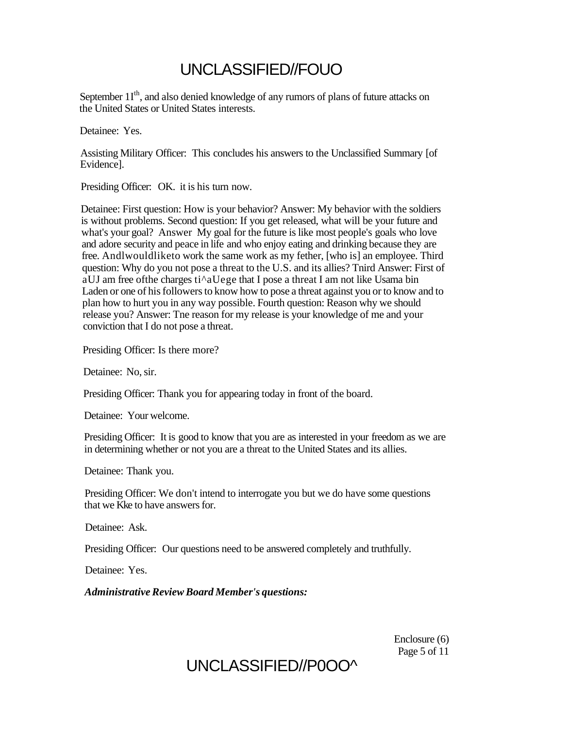September 11th, and also denied knowledge of any rumors of plans of future attacks on the United States or United States interests.

Detainee: Yes.

Assisting Military Officer: This concludes his answers to the Unclassified Summary [of Evidence].

Presiding Officer: OK. it is his turn now.

Detainee: First question: How is your behavior? Answer: My behavior with the soldiers is without problems. Second question: If you get released, what will be your future and what's your goal? Answer My goal for the future is like most people's goals who love and adore security and peace in life and who enjoy eating and drinking because they are free. And I would like to work the same work as my fether, [who is] an employee. Third question: Why do you not pose a threat to the U.S. and its allies? Tnird Answer: First of all I am free of the charges that allege that I pose a threat I am not like Usama bin Laden or one of his followers to know how to pose a threat against you or to know and to plan how to hurt you in any way possible. Fourth question: Reason why we should release you? Answer: Tne reason for my release is your knowledge of me and your conviction that I do not pose a threat.

Presiding Officer: Is there more?

Detainee: No, sir.

Presiding Officer: Thank you for appearing today in front of the board.

Detainee: Your welcome.

Presiding Officer: It is good to know that you are as interested in your freedom as we are in determining whether or not you are a threat to the United States and its allies.

Detainee: Thank you.

Presiding Officer: We don't intend to interrogate you but we do have some questions that we like to have answers for.

Detainee: Ask.

Presiding Officer: Our questions need to be answered completely and truthfully.

Detainee: Yes.

***Administrative Review Board Member's questions:***

Enclosure (6)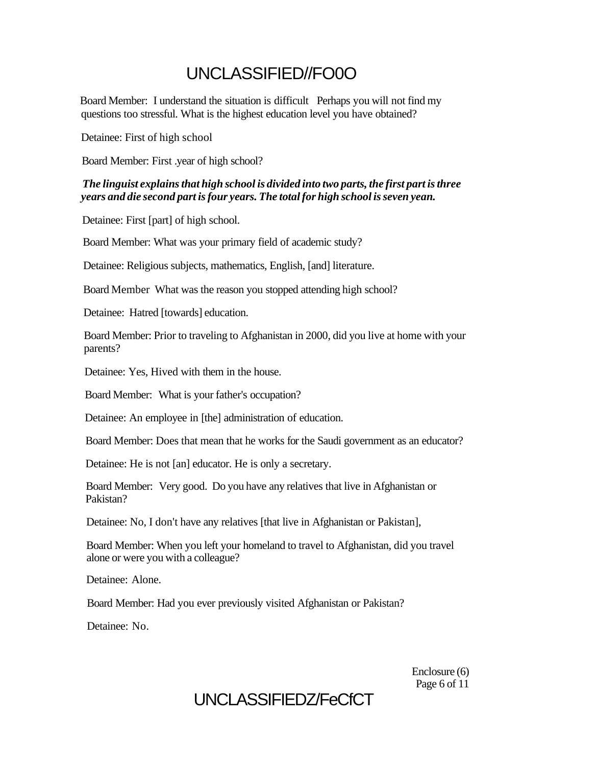Board Member: I understand the situation is difficult Perhaps you will not find my questions too stressful. What is the highest education level you have obtained?

Detainee: First of high school

Board Member: First .year of high school?

***The linguist explains that high school is divided into two parts, the first part is three years and die second part is four years. The total for high school is seven yean.***

Detainee: First [part] of high school.

Board Member: What was your primary field of academic study?

Detainee: Religious subjects, mathematics, English, [and] literature.

Board Member What was the reason you stopped attending high school?

Detainee: Hatred [towards] education.

Board Member: Prior to traveling to Afghanistan in 2000, did you live at home with your parents?

Detainee: Yes, Hived with them in the house.

Board Member: What is your father's occupation?

Detainee: An employee in [the] administration of education.

Board Member: Does that mean that he works for the Saudi government as an educator?

Detainee: He is not [an] educator. He is only a secretary.

Board Member: Very good. Do you have any relatives that live in Afghanistan or Pakistan?

Detainee: No, I don't have any relatives [that live in Afghanistan or Pakistan],

Board Member: When you left your homeland to travel to Afghanistan, did you travel alone or were you with a colleague?

Detainee: Alone.

Board Member: Had you ever previously visited Afghanistan or Pakistan?

Detainee: No.

Enclosure (6)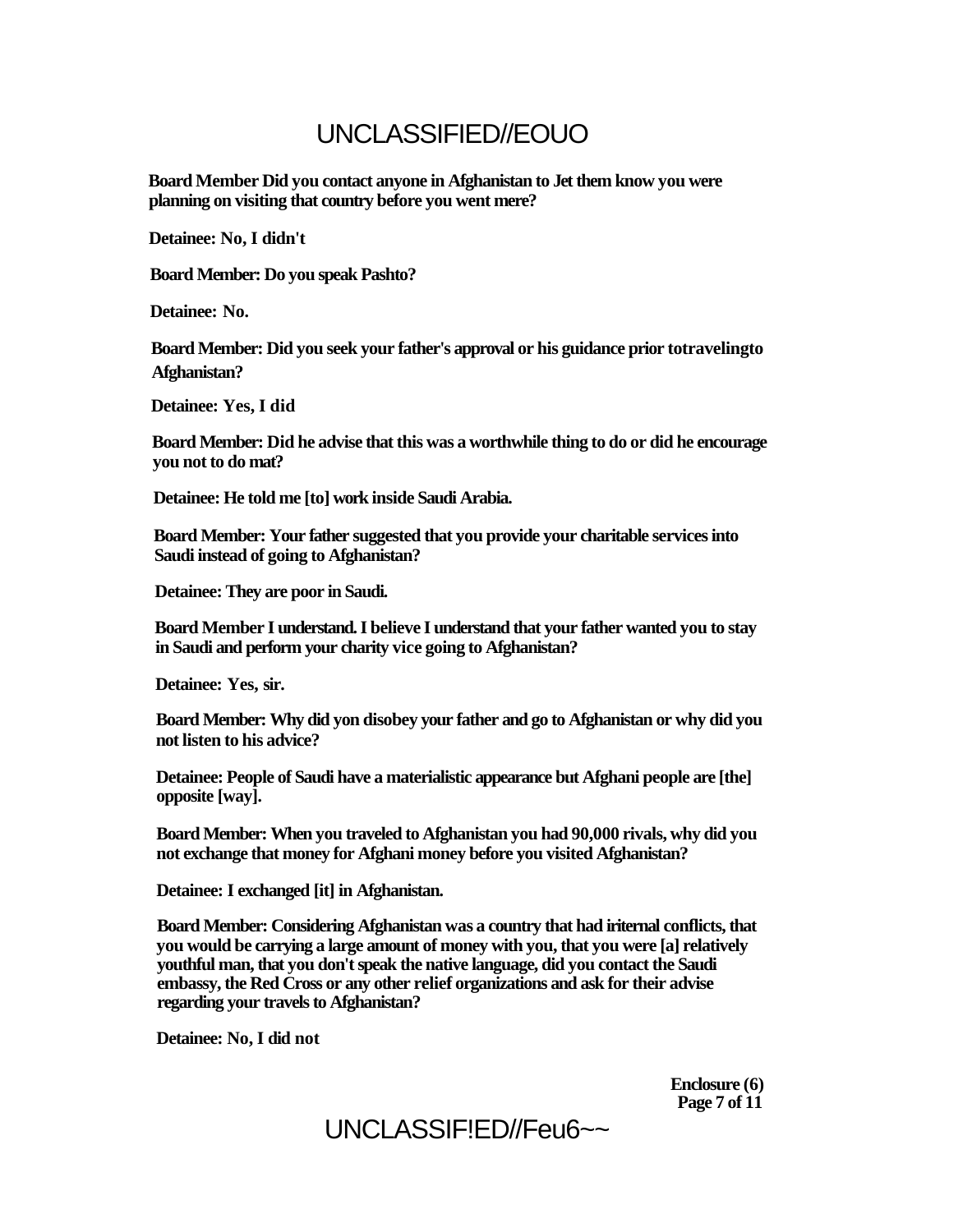**Board Member Did you contact anyone in Afghanistan to Jet them know you were planning on visiting that country before you went mere?**

**Detainee: No, I didn't**

**Board Member: Do you speak Pashto?**

**Detainee: No.**

**Board Member: Did you seek your father's approval or his guidance prior totravelingto Afghanistan?**

**Detainee: Yes, I did**

**Board Member: Did he advise that this was a worthwhile thing to do or did he encourage you not to do mat?**

**Detainee: He told me [to] work inside Saudi Arabia.**

**Board Member: Your father suggested that you provide your charitable services into Saudi instead of going to Afghanistan?**

**Detainee: They are poor in Saudi.**

**Board Member I understand. I believe I understand that your father wanted you to stay in Saudi and perform your charity vice going to Afghanistan?**

**Detainee: Yes, sir.**

**Board Member: Why did yon disobey your father and go to Afghanistan or why did you not listen to his advice?**

**Detainee: People of Saudi have a materialistic appearance but Afghani people are [the] opposite [way].**

**Board Member: When you traveled to Afghanistan you had 90,000 rivals, why did you not exchange that money for Afghani money before you visited Afghanistan?**

**Detainee: I exchanged [it] in Afghanistan.**

**Board Member: Considering Afghanistan was a country that had iriternal conflicts, that you would be carrying a large amount of money with you, that you were [a] relatively youthful man, that you don't speak the native language, did you contact the Saudi embassy, the Red Cross or any other relief organizations and ask for their advise regarding your travels to Afghanistan?**

**Detainee: No, I did not**

**Enclosure (6)**
**Page 7 of 11**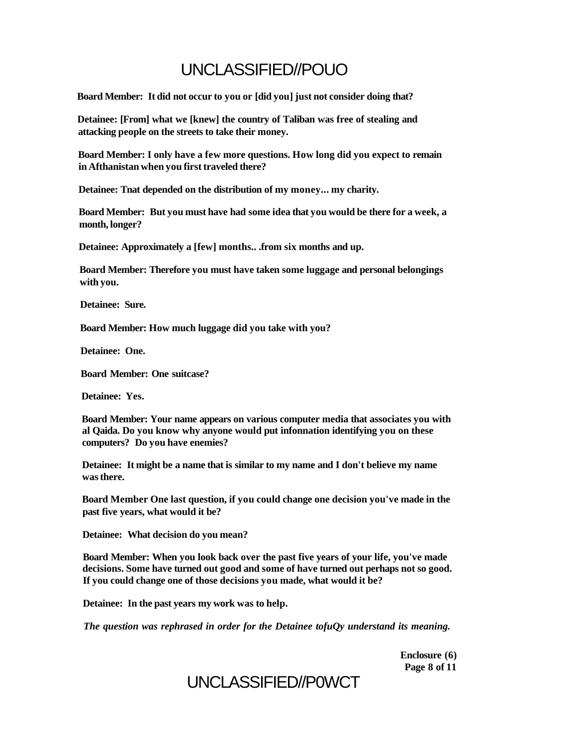**Board Member: It did not occur to you or [did you] just not consider doing that?**

**Detainee: [From] what we [knew] the country of Taliban was free of stealing and attacking people on the streets to take their money.**

**Board Member: I only have a few more questions. How long did you expect to remain in Afthanistan when you first traveled there?**

**Detainee: Tnat depended on the distribution of my money... my charity.**

**Board Member: But you must have had some idea that you would be there for a week, a month, longer?**

**Detainee: Approximately a [few] months.. .from six months and up.**

**Board Member: Therefore you must have taken some luggage and personal belongings with you.**

**Detainee: Sure.**

**Board Member: How much luggage did you take with you?**

**Detainee: One.**

**Board Member: One suitcase?**

**Detainee: Yes.**

**Board Member: Your name appears on various computer media that associates you with al Qaida. Do you know why anyone would put infonnation identifying you on these computers? Do you have enemies?**

**Detainee: It might be a name that is similar to my name and I don't believe my name was there.**

**Board Member One last question, if you could change one decision you've made in the past five years, what would it be?**

**Detainee: What decision do you mean?**

**Board Member: When you look back over the past five years of your life, you've made decisions. Some have turned out good and some of have turned out perhaps not so good. If you could change one of those decisions you made, what would it be?**

**Detainee: In the past years my work was to help.**

***The question was rephrased in order for the Detainee tofuQy understand its meaning.***

**Enclosure (6)**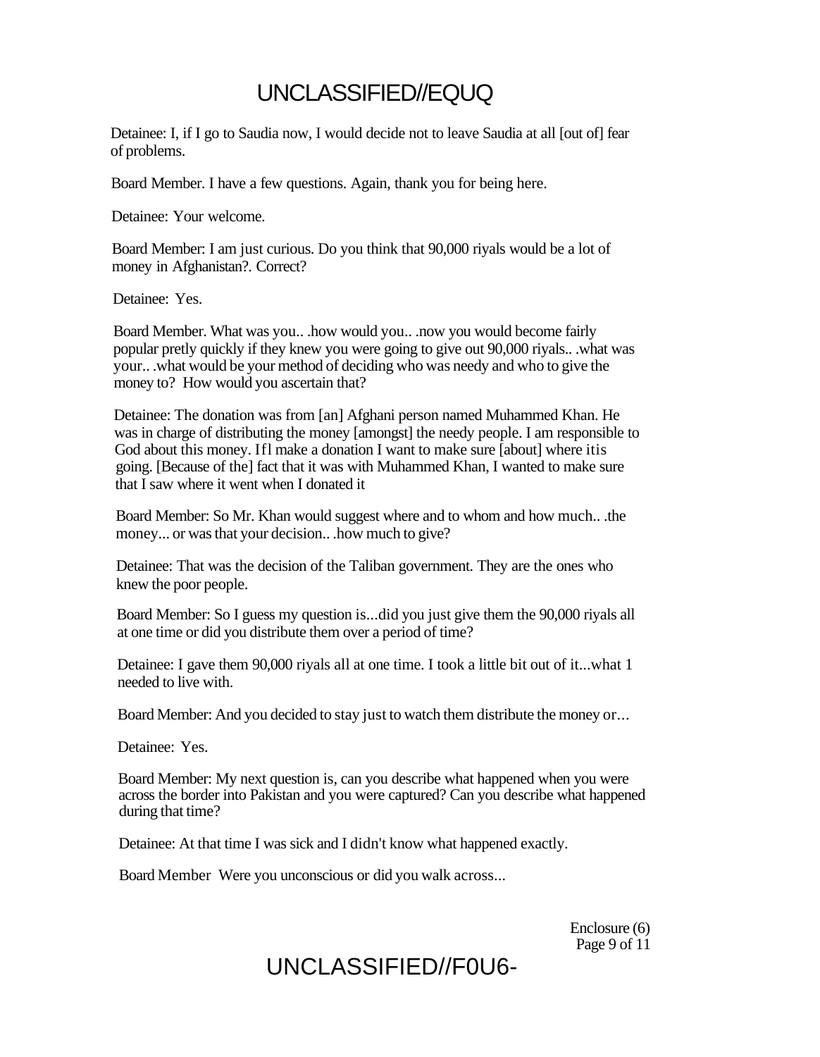Detainee: I, if I go to Saudia now, I would decide not to leave Saudia at all [out of] fear of problems.

Board Member. I have a few questions. Again, thank you for being here.

Detainee: Your welcome.

Board Member: I am just curious. Do you think that 90,000 riyals would be a lot of money in Afghanistan?. Correct?

Detainee: Yes.

Board Member. What was you.. .how would you.. .now you would become fairly popular pretly quickly if they knew you were going to give out 90,000 riyals.. .what was your.. .what would be your method of deciding who was needy and who to give the money to? How would you ascertain that?

Detainee: The donation was from [an] Afghani person named Muhammed Khan. He was in charge of distributing the money [amongst] the needy people. I am responsible to God about this money. Ifl make a donation I want to make sure [about] where itis going. [Because of the] fact that it was with Muhammed Khan, I wanted to make sure that I saw where it went when I donated it

Board Member: So Mr. Khan would suggest where and to whom and how much.. .the money... or was that your decision.. .how much to give?

Detainee: That was the decision of the Taliban government. They are the ones who knew the poor people.

Board Member: So I guess my question is...did you just give them the 90,000 riyals all at one time or did you distribute them over a period of time?

Detainee: I gave them 90,000 riyals all at one time. I took a little bit out of it...what 1 needed to live with.

Board Member: And you decided to stay just to watch them distribute the money or...

Detainee: Yes.

Board Member: My next question is, can you describe what happened when you were across the border into Pakistan and you were captured? Can you describe what happened during that time?

Detainee: At that time I was sick and I didn't know what happened exactly.

Board Member Were you unconscious or did you walk across...

Enclosure (6)
Page 9 of 11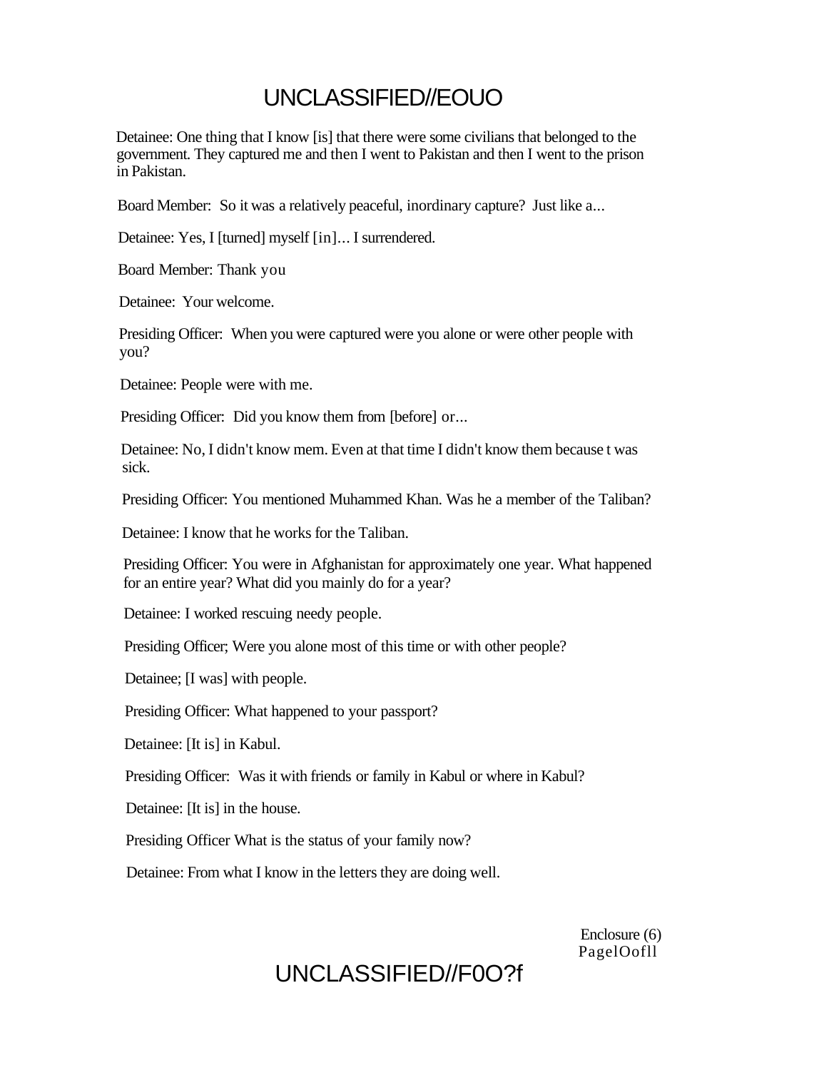Detainee: One thing that I know [is] that there were some civilians that belonged to the government. They captured me and then I went to Pakistan and then I went to the prison in Pakistan.

Board Member: So it was a relatively peaceful, inordinary capture? Just like a...

Detainee: Yes, I [turned] myself [in]... I surrendered.

Board Member: Thank you

Detainee: Your welcome.

Presiding Officer: When you were captured were you alone or were other people with you?

Detainee: People were with me.

Presiding Officer: Did you know them from [before] or...

Detainee: No, I didn't know mem. Even at that time I didn't know them because t was sick.

Presiding Officer: You mentioned Muhammed Khan. Was he a member of the Taliban?

Detainee: I know that he works for the Taliban.

Presiding Officer: You were in Afghanistan for approximately one year. What happened for an entire year? What did you mainly do for a year?

Detainee: I worked rescuing needy people.

Presiding Officer; Were you alone most of this time or with other people?

Detainee; [I was] with people.

Presiding Officer: What happened to your passport?

Detainee: [It is] in Kabul.

Presiding Officer: Was it with friends or family in Kabul or where in Kabul?

Detainee: [It is] in the house.

Presiding Officer What is the status of your family now?

Detainee: From what I know in the letters they are doing well.

Enclosure (6)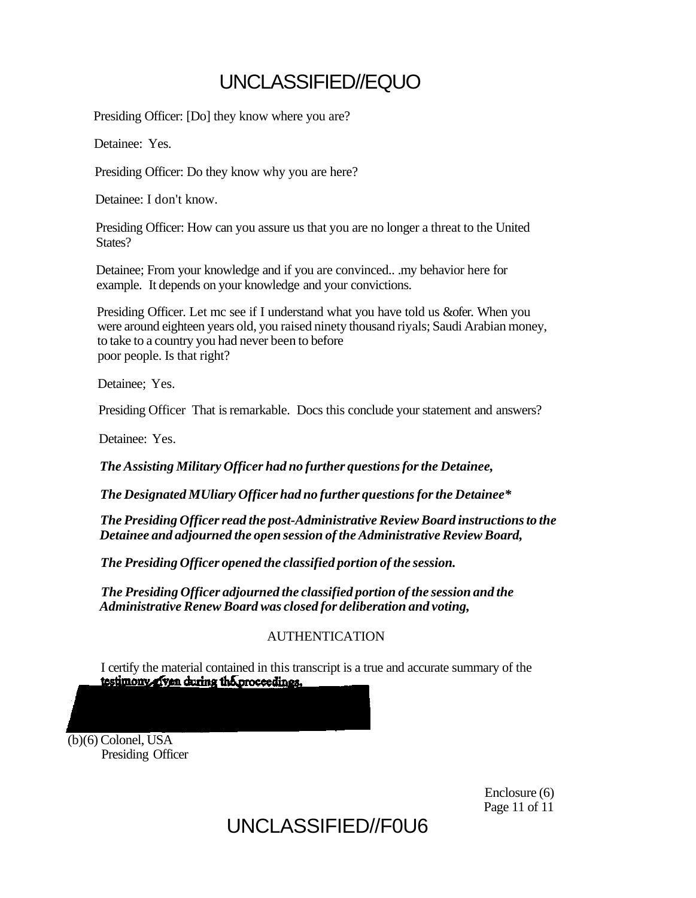Presiding Officer: [Do] they know where you are?

Detainee: Yes.

Presiding Officer: Do they know why you are here?

Detainee: I don't know.

Presiding Officer: How can you assure us that you are no longer a threat to the United States?

Detainee; From your knowledge and if you are convinced.. .my behavior here for example. It depends on your knowledge and your convictions.

Presiding Officer. Let mc see if I understand what you have told us &ofer. When you were around eighteen years old, you raised ninety thousand riyals; Saudi Arabian money, to take to a country you had never been to before poor people. Is that right?

Detainee; Yes.

Presiding Officer That is remarkable. Docs this conclude your statement and answers?

Detainee: Yes.

***The Assisting Military Officer had no further questions for the Detainee,***

***The Designated MUliary Officer had no further questions for the Detainee****

***The Presiding Officer read the post-Administrative Review Board instructions to the Detainee and adjourned the open session of the Administrative Review Board,***

***The Presiding Officer opened the classified portion of the session.***

***The Presiding Officer adjourned the classified portion of the session and the Administrative Renew Board was closed for deliberation and voting,***

AUTHENTICATION

I certify the material contained in this transcript is a true and accurate summary of the testimony given during the proceedings.

(b)(6) Colonel, USA
Presiding Officer

Enclosure (6)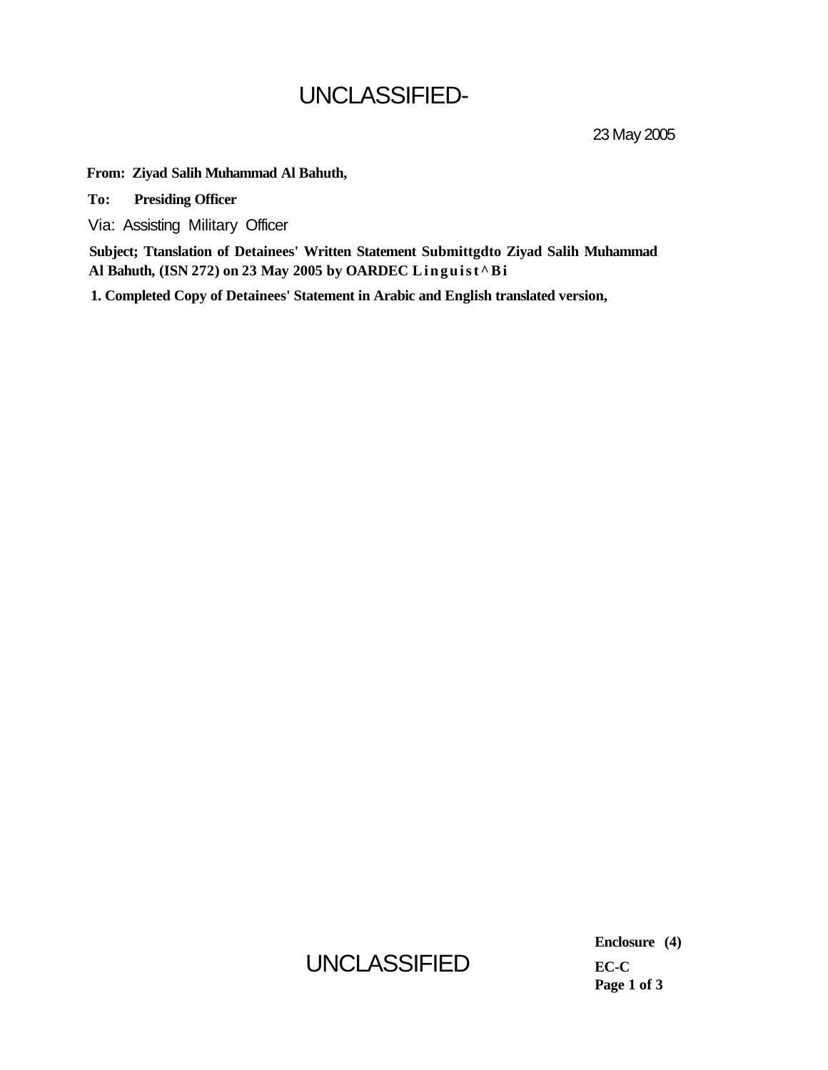UNCLASSIFIED-

23 May 2005

**From: Ziyad Salih Muhammad Al Bahuth,**

**To: Presiding Officer**

Via: Assisting Military Officer

**Subject; Ttanslation of Detainees' Written Statement Submittgdto Ziyad Salih Muhammad Al Bahuth, (ISN 272) on 23 May 2005 by OARDEC Linguist^Bi**

**1. Completed Copy of Detainees' Statement in Arabic and English translated version,**

UNCLASSIFIED

**Enclosure (4)**

**EC-C**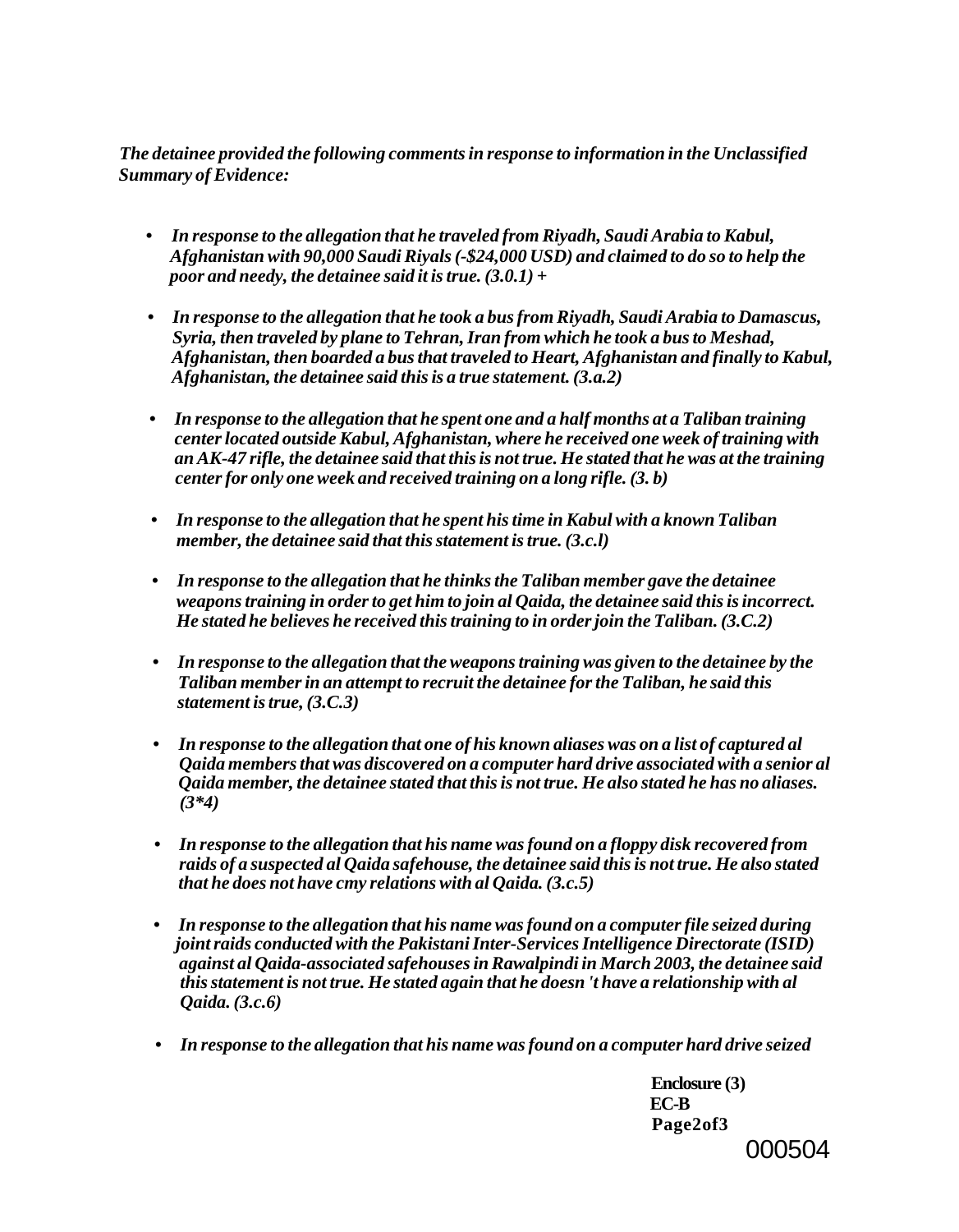*The detainee provided the following comments in response to information in the Unclassified Summary of Evidence:*

- *In response to the allegation that he traveled from Riyadh, Saudi Arabia to Kabul, Afghanistan with 90,000 Saudi Riyals (-$24,000 USD) and claimed to do so to help the poor and needy, the detainee said it is true. (3.0.1) +*

- *In response to the allegation that he took a bus from Riyadh, Saudi Arabia to Damascus, Syria, then traveled by plane to Tehran, Iran from which he took a bus to Meshad, Afghanistan, then boarded a bus that traveled to Heart, Afghanistan and finally to Kabul, Afghanistan, the detainee said this is a true statement. (3.a.2)*

- *In response to the allegation that he spent one and a half months at a Taliban training center located outside Kabul, Afghanistan, where he received one week of training with an AK-47 rifle, the detainee said that this is not true. He stated that he was at the training center for only one week and received training on a long rifle. (3. b)*

- *In response to the allegation that he spent his time in Kabul with a known Taliban member, the detainee said that this statement is true. (3.c.l)*

- *In response to the allegation that he thinks the Taliban member gave the detainee weapons training in order to get him to join al Qaida, the detainee said this is incorrect. He stated he believes he received this training to in order join the Taliban. (3.C.2)*

- *In response to the allegation that the weapons training was given to the detainee by the Taliban member in an attempt to recruit the detainee for the Taliban, he said this statement is true, (3.C.3)*

- *In response to the allegation that one of his known aliases was on a list of captured al Qaida members that was discovered on a computer hard drive associated with a senior al Qaida member, the detainee stated that this is not true. He also stated he has no aliases. (3*4)*

- *In response to the allegation that his name was found on a floppy disk recovered from raids of a suspected al Qaida safehouse, the detainee said this is not true. He also stated that he does not have cmy relations with al Qaida. (3.c.5)*

- *In response to the allegation that his name was found on a computer file seized during joint raids conducted with the Pakistani Inter-Services Intelligence Directorate (ISID) against al Qaida-associated safehouses in Rawalpindi in March 2003, the detainee said this statement is not true. He stated again that he doesn 't have a relationship with al Qaida. (3.c.6)*

- *In response to the allegation that his name was found on a computer hard drive seized*

**Enclosure (3)**
**EC-B**
**Page2of3**

000504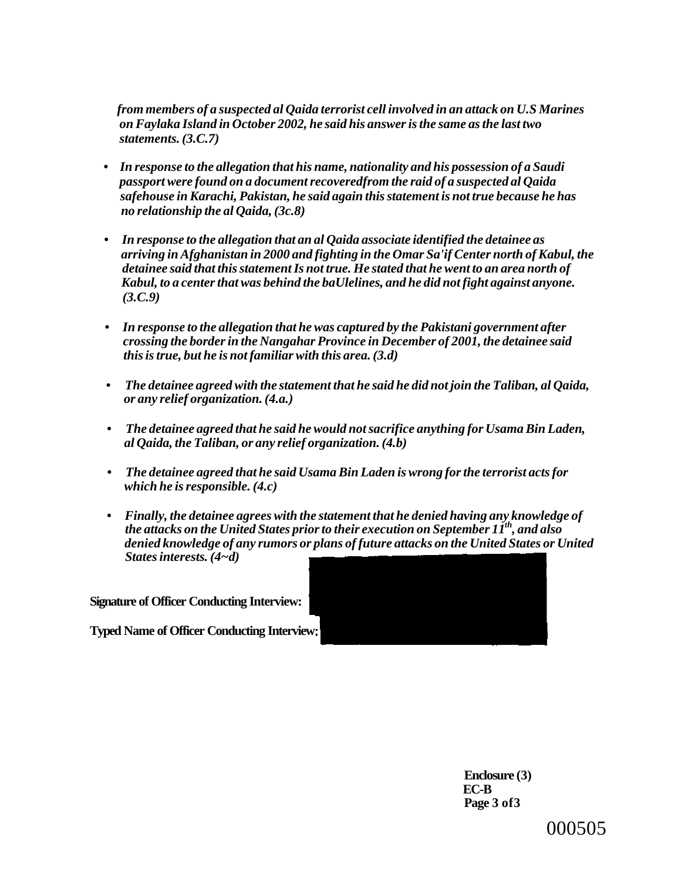*from members of a suspected al Qaida terrorist cell involved in an attack on U.S Marines on Faylaka Island in October 2002, he said his answer is the same as the last two statements. (3.C.7)*

- *In response to the allegation that his name, nationality and his possession of a Saudi passport were found on a document recoveredfrom the raid of a suspected al Qaida safehouse in Karachi, Pakistan, he said again this statement is not true because he has no relationship the al Qaida, (3c.8)*

- *In response to the allegation that an al Qaida associate identified the detainee as arriving in Afghanistan in 2000 and fighting in the Omar Sa'if Center north of Kabul, the detainee said that this statement Is not true. He stated that he went to an area north of Kabul, to a center that was behind the baUlelines, and he did not fight against anyone. (3.C.9)*

- *In response to the allegation that he was captured by the Pakistani government after crossing the border in the Nangahar Province in December of 2001, the detainee said this is true, but he is not familiar with this area. (3.d)*

- *The detainee agreed with the statement that he said he did not join the Taliban, al Qaida, or any relief organization. (4.a.)*

- *The detainee agreed that he said he would not sacrifice anything for Usama Bin Laden, al Qaida, the Taliban, or any relief organization. (4.b)*

- *The detainee agreed that he said Usama Bin Laden is wrong for the terrorist acts for which he is responsible. (4.c)*

- *Finally, the detainee agrees with the statement that he denied having any knowledge of the attacks on the United States prior to their execution on September 11th, and also denied knowledge of any rumors or plans of future attacks on the United States or United States interests. (4~d)*

**Signature of Officer Conducting Interview:**

**Typed Name of Officer Conducting Interview:**

**Enclosure (3)**
**EC-B**
**Page 3 of3**

000505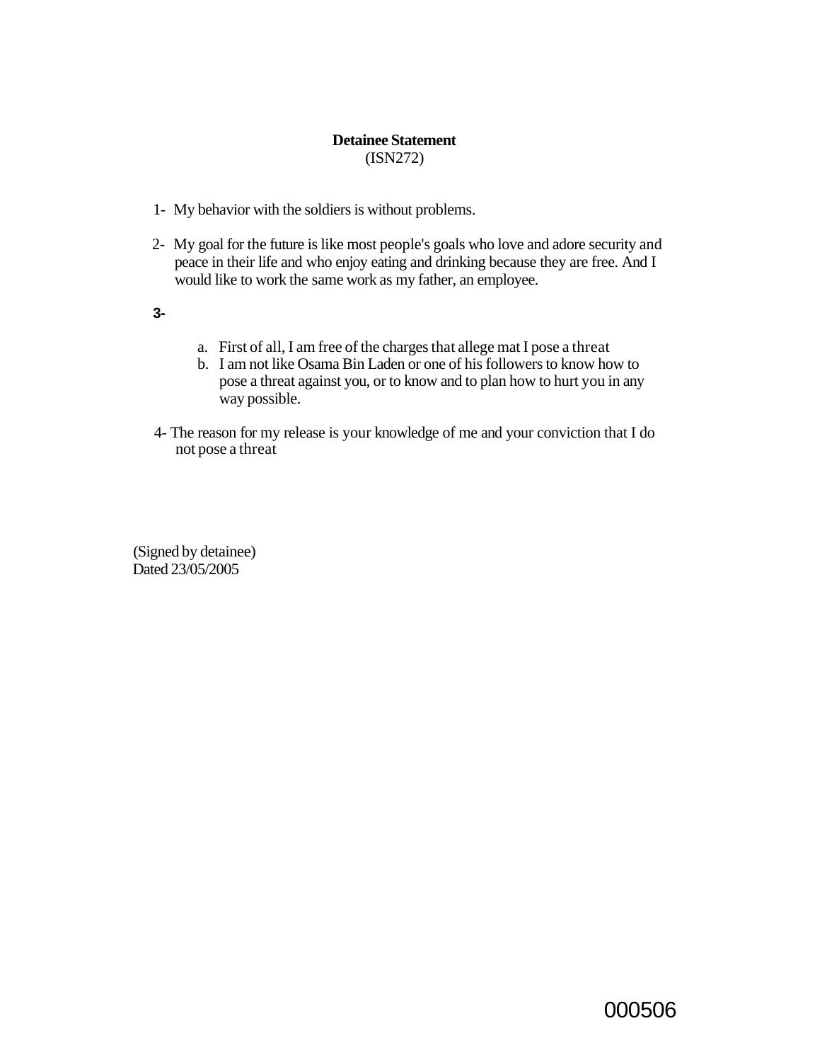**Detainee Statement**
(ISN272)

1- My behavior with the soldiers is without problems.

2- My goal for the future is like most people's goals who love and adore security and peace in their life and who enjoy eating and drinking because they are free. And I would like to work the same work as my father, an employee.

3-

a. First of all, I am free of the charges that allege mat I pose a threat
b. I am not like Osama Bin Laden or one of his followers to know how to pose a threat against you, or to know and to plan how to hurt you in any way possible.

4- The reason for my release is your knowledge of me and your conviction that I do not pose a threat

(Signed by detainee)
Dated 23/05/2005

000506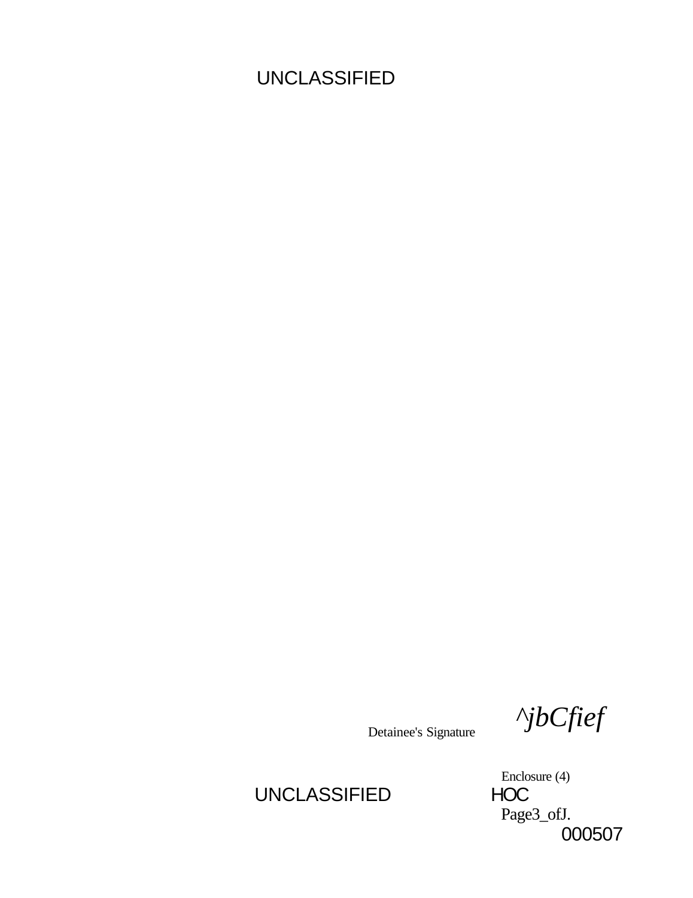Detainee's Signature ^jbCfief

Enclosure (4)

HOC

Page3_ofJ.

000507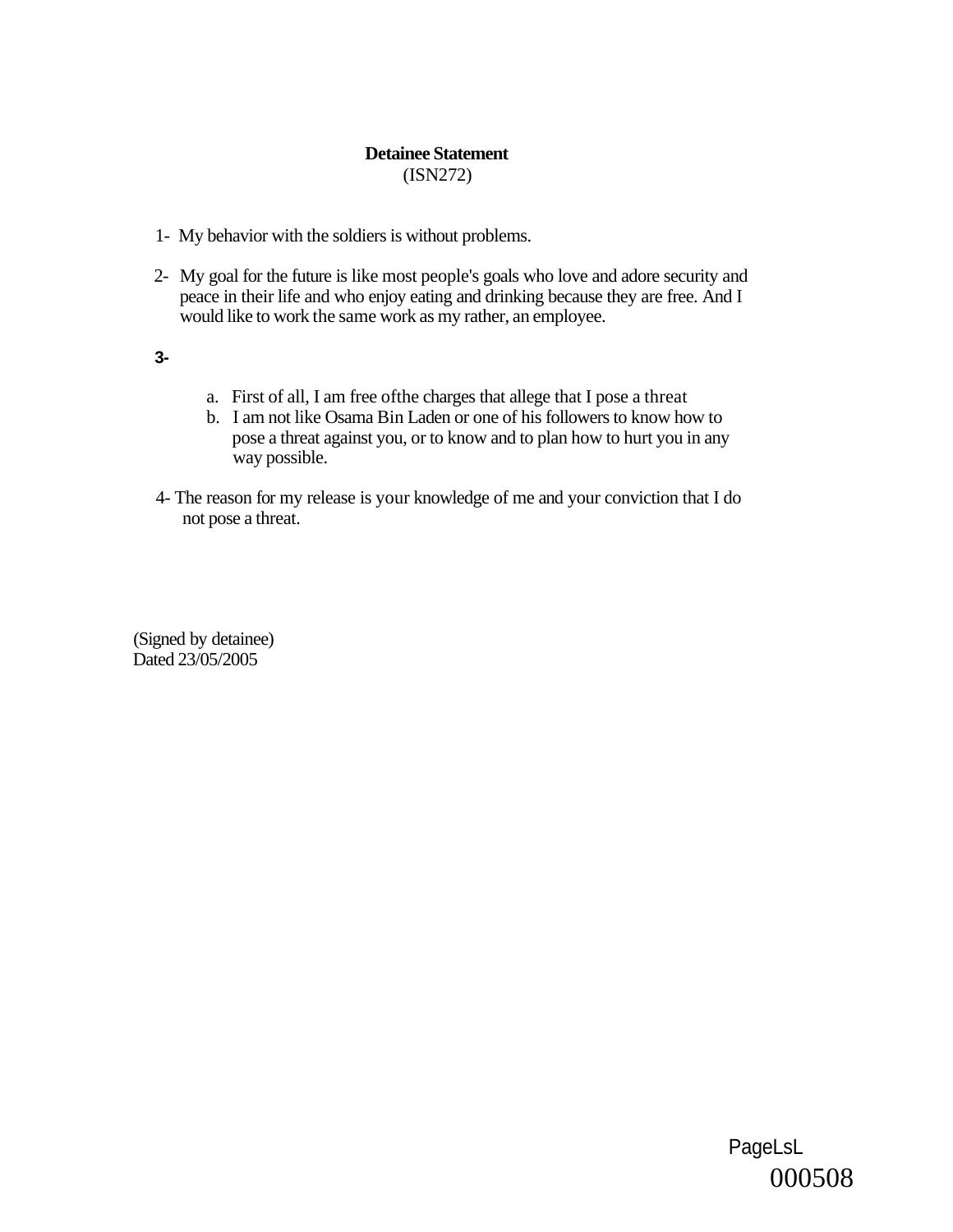**Detainee Statement**
(ISN272)

1- My behavior with the soldiers is without problems.

2- My goal for the future is like most people's goals who love and adore security and peace in their life and who enjoy eating and drinking because they are free. And I would like to work the same work as my rather, an employee.

3-

a. First of all, I am free ofthe charges that allege that I pose a threat
b. I am not like Osama Bin Laden or one of his followers to know how to pose a threat against you, or to know and to plan how to hurt you in any way possible.

4- The reason for my release is your knowledge of me and your conviction that I do not pose a threat.

(Signed by detainee)
Dated 23/05/2005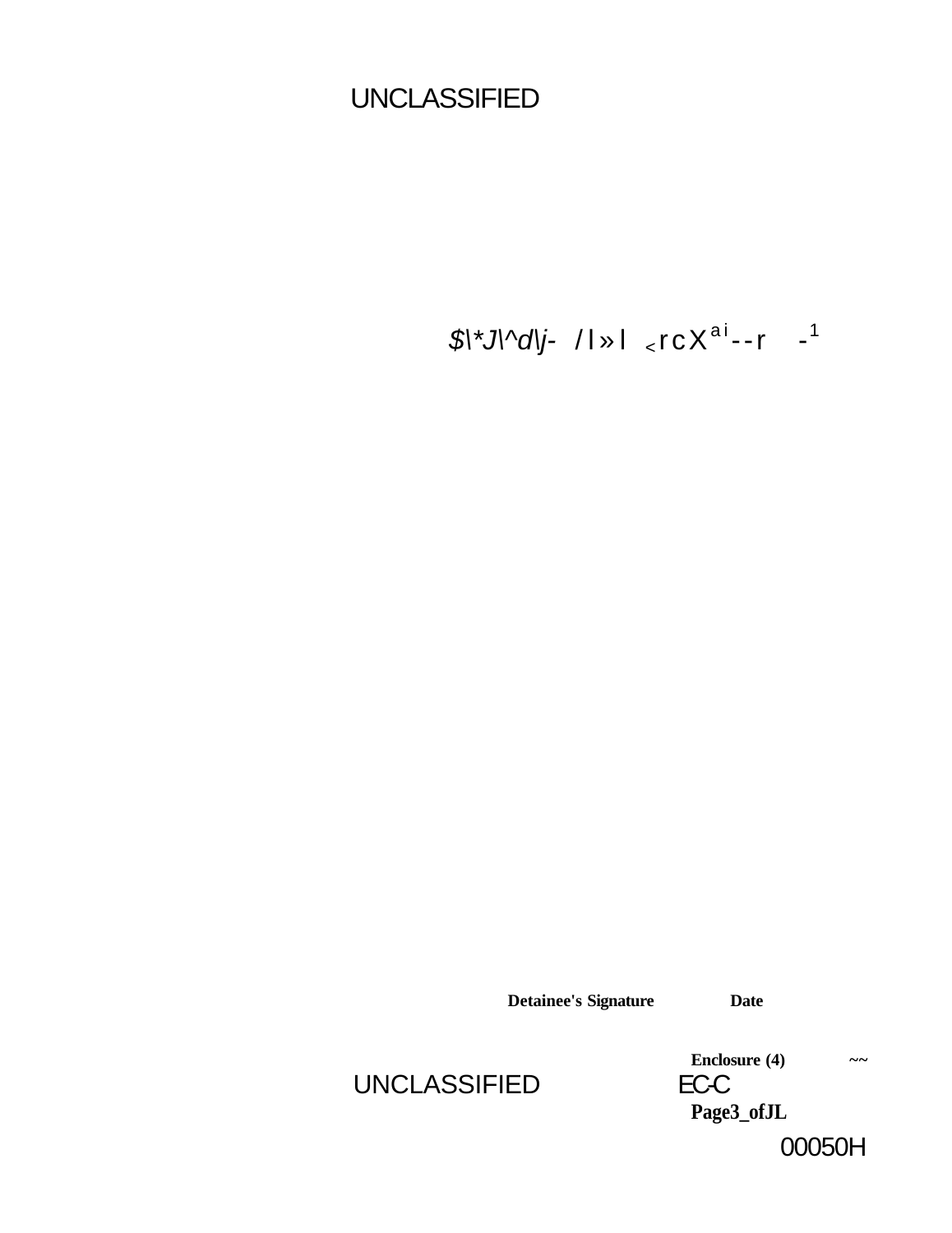$\*J\^d\j- / l » l < r c X a i - - r - 1

**Detainee's Signature** **Date**

**Enclosure (4)** ~~

EC-C

**Page3_ofJL**

00050H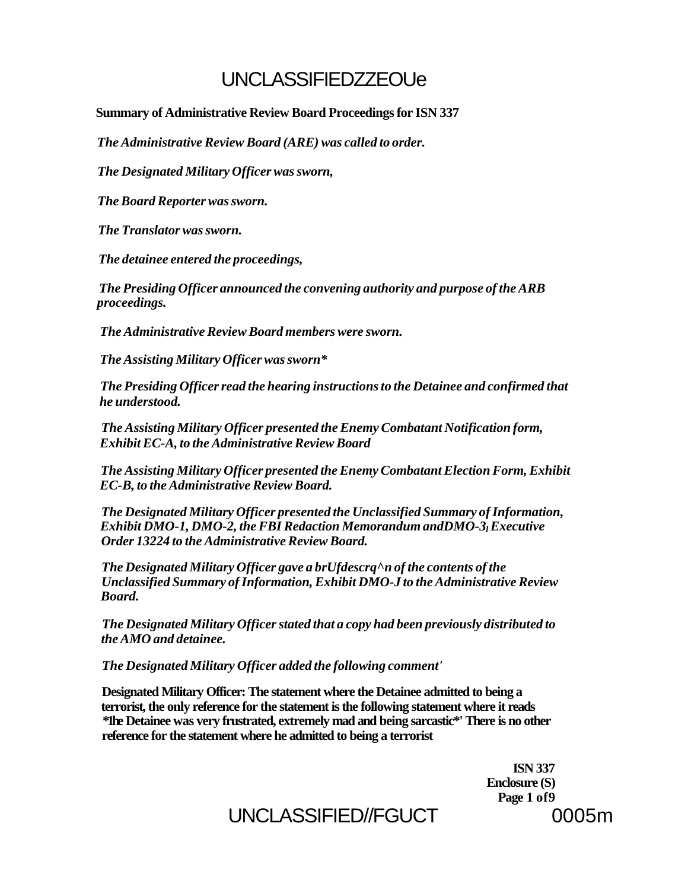UNCLASSIFIEDZZEOUe

**Summary of Administrative Review Board Proceedings for ISN 337**

*The Administrative Review Board (ARE) was called to order.*

*The Designated Military Officer was sworn,*

*The Board Reporter was sworn.*

*The Translator was sworn.*

*The detainee entered the proceedings,*

*The Presiding Officer announced the convening authority and purpose of the ARB proceedings.*

*The Administrative Review Board members were sworn.*

*The Assisting Military Officer was sworn**

*The Presiding Officer read the hearing instructions to the Detainee and confirmed that he understood.*

*The Assisting Military Officer presented the Enemy Combatant Notification form, Exhibit EC-A, to the Administrative Review Board*

*The Assisting Military Officer presented the Enemy Combatant Election Form, Exhibit EC-B, to the Administrative Review Board.*

*The Designated Military Officer presented the Unclassified Summary of Information, Exhibit DMO-1, DMO-2, the FBI Redaction Memorandum andDMO-3, Executive Order 13224 to the Administrative Review Board.*

*The Designated Military Officer gave a brUfdescrq^n of the contents of the Unclassified Summary of Information, Exhibit DMO-J to the Administrative Review Board.*

*The Designated Military Officer stated that a copy had been previously distributed to the AMO and detainee.*

*The Designated Military Officer added the following comment'*

**Designated Military Officer: The statement where the Detainee admitted to being a terrorist, the only reference for the statement is the following statement where it reads *1he Detainee was very frustrated, extremely mad and being sarcastic*' There is no other reference for the statement where he admitted to being a terrorist**

**ISN 337**
**Enclosure (S)**

UNCLASSIFIED//FGUCT 0005m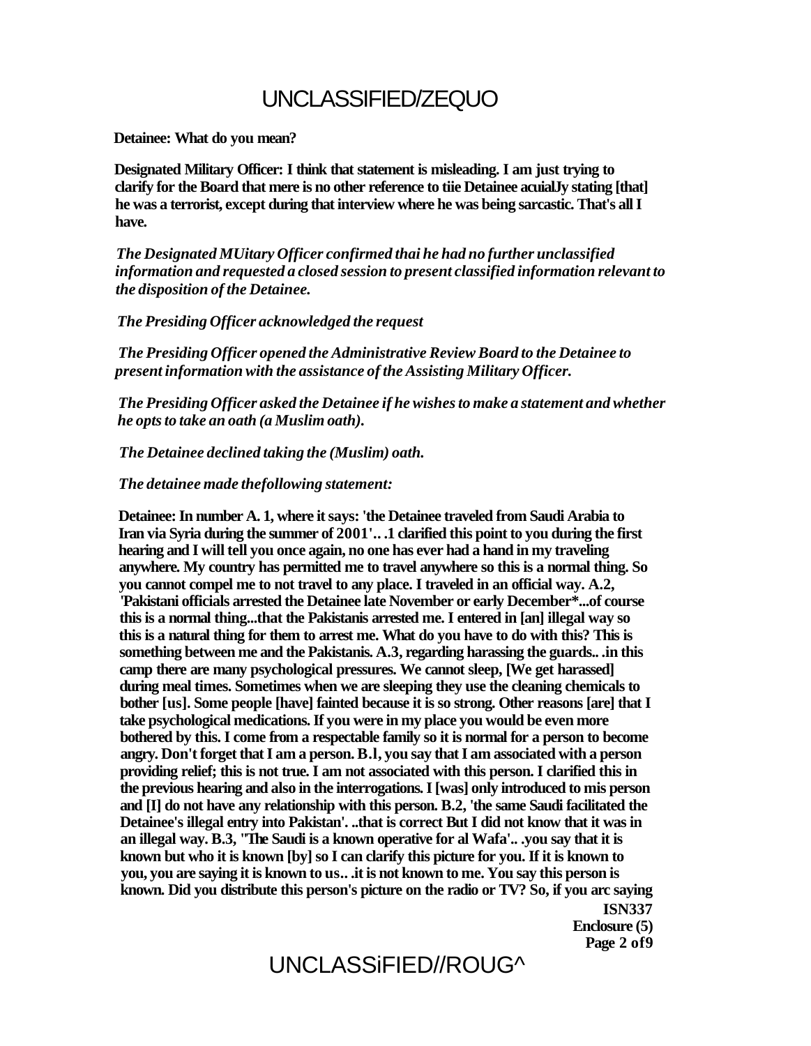**Detainee: What do you mean?**

**Designated Military Officer: I think that statement is misleading. I am just trying to clarify for the Board that mere is no other reference to tiie Detainee acuialJy stating [that] he was a terrorist, except during that interview where he was being sarcastic. That's all I have.**

*The Designated MUitary Officer confirmed thai he had no further unclassified information and requested a closed session to present classified information relevant to the disposition of the Detainee.*

*The Presiding Officer acknowledged the request*

*The Presiding Officer opened the Administrative Review Board to the Detainee to present information with the assistance of the Assisting Military Officer.*

*The Presiding Officer asked the Detainee if he wishes to make a statement and whether he opts to take an oath (a Muslim oath).*

*The Detainee declined taking the (Muslim) oath.*

*The detainee made thefollowing statement:*

**Detainee: In number A. 1, where it says: 'the Detainee traveled from Saudi Arabia to Iran via Syria during the summer of 2001'.. .1 clarified this point to you during the first hearing and I will tell you once again, no one has ever had a hand in my traveling anywhere. My country has permitted me to travel anywhere so this is a normal thing. So you cannot compel me to not travel to any place. I traveled in an official way. A.2, 'Pakistani officials arrested the Detainee late November or early December*...of course this is a normal thing...that the Pakistanis arrested me. I entered in [an] illegal way so this is a natural thing for them to arrest me. What do you have to do with this? This is something between me and the Pakistanis. A.3, regarding harassing the guards.. .in this camp there are many psychological pressures. We cannot sleep, [We get harassed] during meal times. Sometimes when we are sleeping they use the cleaning chemicals to bother [us]. Some people [have] fainted because it is so strong. Other reasons [are] that I take psychological medications. If you were in my place you would be even more bothered by this. I come from a respectable family so it is normal for a person to become angry. Don't forget that I am a person. B.l, you say that I am associated with a person providing relief; this is not true. I am not associated with this person. I clarified this in the previous hearing and also in the interrogations. I [was] only introduced to mis person and [I] do not have any relationship with this person. B.2, 'the same Saudi facilitated the Detainee's illegal entry into Pakistan'. ..that is correct But I did not know that it was in an illegal way. B.3, "The Saudi is a known operative for al Wafa'.. .you say that it is known but who it is known [by] so I can clarify this picture for you. If it is known to you, you are saying it is known to us.. .it is not known to me. You say this person is known. Did you distribute this person's picture on the radio or TV? So, if you arc saying**

**ISN337**
**Enclosure (5)**
**Page 2 of9**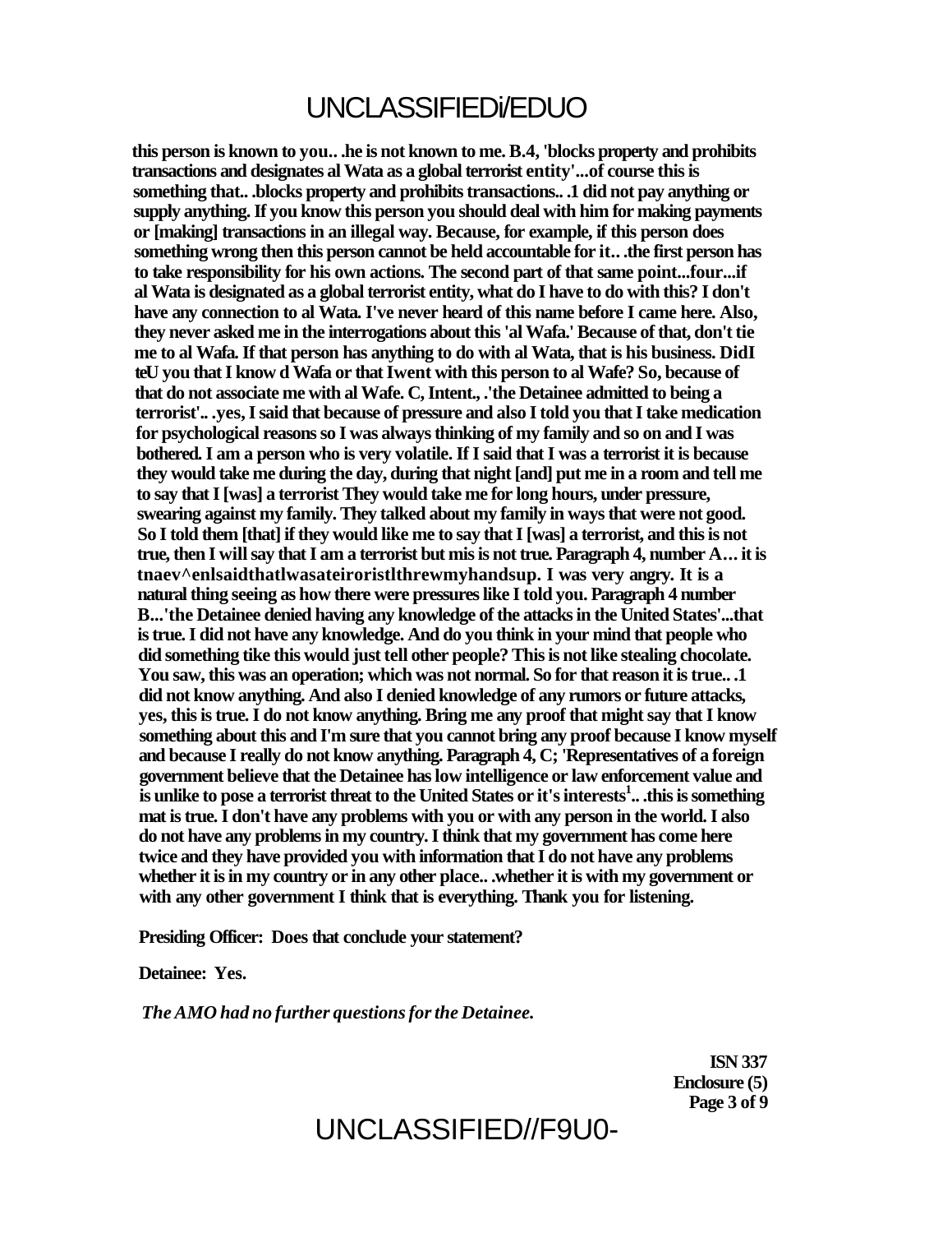this person is known to you.. .he is not known to me. B.4, 'blocks property and prohibits transactions and designates al Wata as a global terrorist entity'...of course this is something that.. .blocks property and prohibits transactions.. .1 did not pay anything or supply anything. If you know this person you should deal with him for making payments or [making] transactions in an illegal way. Because, for example, if this person does something wrong then this person cannot be held accountable for it.. .the first person has to take responsibility for his own actions. The second part of that same point...four...if al Wata is designated as a global terrorist entity, what do I have to do with this? I don't have any connection to al Wata. I've never heard of this name before I came here. Also, they never asked me in the interrogations about this 'al Wafa.' Because of that, don't tie me to al Wafa. If that person has anything to do with al Wata, that is his business. DidI teU you that I know d Wafa or that Iwent with this person to al Wafe? So, because of that do not associate me with al Wafe. C, Intent., .'the Detainee admitted to being a terrorist'.. .yes, I said that because of pressure and also I told you that I take medication for psychological reasons so I was always thinking of my family and so on and I was bothered. I am a person who is very volatile. If I said that I was a terrorist it is because they would take me during the day, during that night [and] put me in a room and tell me to say that I [was] a terrorist They would take me for long hours, under pressure, swearing against my family. They talked about my family in ways that were not good. So I told them [that] if they would like me to say that I [was] a terrorist, and this is not true, then I will say that I am a terrorist but mis is not true. Paragraph 4, number A… it is tnaev^enlsaidthatlwasateiroristlthrewmyhandsup. I was very angry. It is a natural thing seeing as how there were pressures like I told you. Paragraph 4 number B...'the Detainee denied having any knowledge of the attacks in the United States'...that is true. I did not have any knowledge. And do you think in your mind that people who did something tike this would just tell other people? This is not like stealing chocolate. You saw, this was an operation; which was not normal. So for that reason it is true.. .1 did not know anything. And also I denied knowledge of any rumors or future attacks, yes, this is true. I do not know anything. Bring me any proof that might say that I know something about this and I'm sure that you cannot bring any proof because I know myself and because I really do not know anything. Paragraph 4, C; 'Representatives of a foreign government believe that the Detainee has low intelligence or law enforcement value and is unlike to pose a terrorist threat to the United States or it's interests[1].. .this is something mat is true. I don't have any problems with you or with any person in the world. I also do not have any problems in my country. I think that my government has come here twice and they have provided you with information that I do not have any problems whether it is in my country or in any other place.. .whether it is with my government or with any other government I think that is everything. Thank you for listening.

**Presiding Officer: Does that conclude your statement?**

**Detainee: Yes.**

*The AMO had no further questions for the Detainee.*

**ISN 337**
**Enclosure (5)**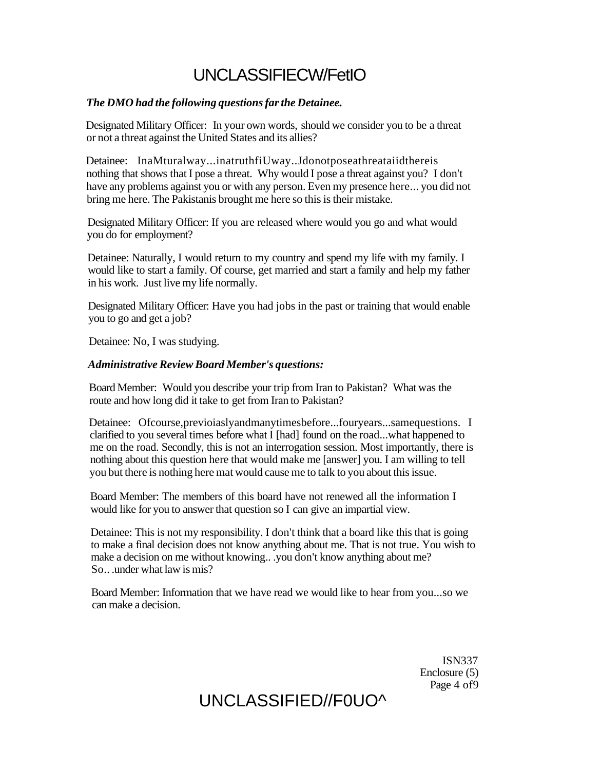*The DMO had the following questions far the Detainee.*

Designated Military Officer: In your own words, should we consider you to be a threat or not a threat against the United States and its allies?

Detainee: InaMturalway...inatruthfiUway..Jdonotposeathreataiidthereis nothing that shows that I pose a threat. Why would I pose a threat against you? I don't have any problems against you or with any person. Even my presence here... you did not bring me here. The Pakistanis brought me here so this is their mistake.

Designated Military Officer: If you are released where would you go and what would you do for employment?

Detainee: Naturally, I would return to my country and spend my life with my family. I would like to start a family. Of course, get married and start a family and help my father in his work. Just live my life normally.

Designated Military Officer: Have you had jobs in the past or training that would enable you to go and get a job?

Detainee: No, I was studying.

***Administrative Review Board Member's questions:***

Board Member: Would you describe your trip from Iran to Pakistan? What was the route and how long did it take to get from Iran to Pakistan?

Detainee: Ofcourse,previoiaslyandmanytimesbefore...fouryears...samequestions. I clarified to you several times before what I [had] found on the road...what happened to me on the road. Secondly, this is not an interrogation session. Most importantly, there is nothing about this question here that would make me [answer] you. I am willing to tell you but there is nothing here mat would cause me to talk to you about this issue.

Board Member: The members of this board have not renewed all the information I would like for you to answer that question so I can give an impartial view.

Detainee: This is not my responsibility. I don't think that a board like this that is going to make a final decision does not know anything about me. That is not true. You wish to make a decision on me without knowing.. .you don't know anything about me? So.. .under what law is mis?

Board Member: Information that we have read we would like to hear from you...so we can make a decision.

ISN337
Enclosure (5)
Page 4 of9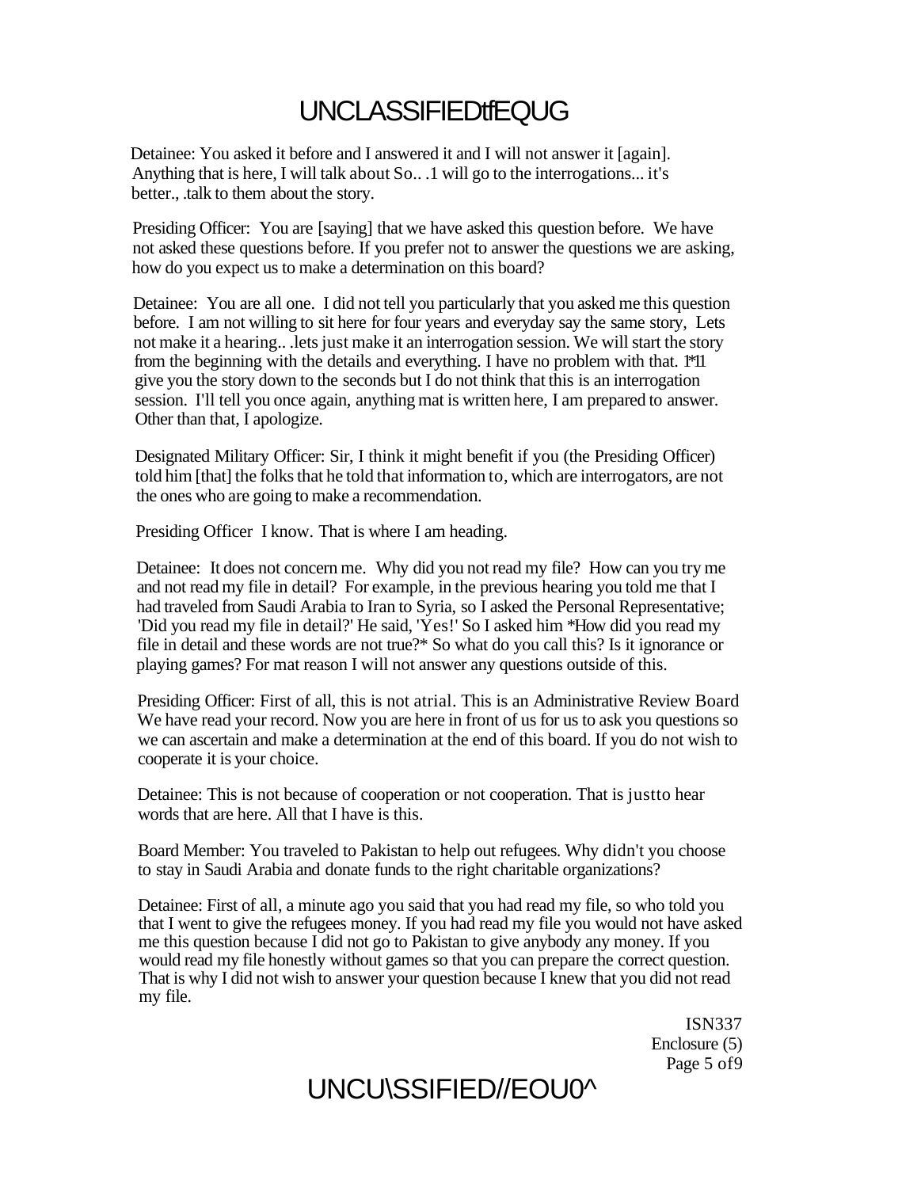Detainee: You asked it before and I answered it and I will not answer it [again]. Anything that is here, I will talk about So.. .1 will go to the interrogations... it's better., .talk to them about the story.

Presiding Officer: You are [saying] that we have asked this question before. We have not asked these questions before. If you prefer not to answer the questions we are asking, how do you expect us to make a determination on this board?

Detainee: You are all one. I did not tell you particularly that you asked me this question before. I am not willing to sit here for four years and everyday say the same story, Lets not make it a hearing.. .lets just make it an interrogation session. We will start the story from the beginning with the details and everything. I have no problem with that. 1*11 give you the story down to the seconds but I do not think that this is an interrogation session. I'll tell you once again, anything mat is written here, I am prepared to answer. Other than that, I apologize.

Designated Military Officer: Sir, I think it might benefit if you (the Presiding Officer) told him [that] the folks that he told that information to, which are interrogators, are not the ones who are going to make a recommendation.

Presiding Officer I know. That is where I am heading.

Detainee: It does not concern me. Why did you not read my file? How can you try me and not read my file in detail? For example, in the previous hearing you told me that I had traveled from Saudi Arabia to Iran to Syria, so I asked the Personal Representative; 'Did you read my file in detail?' He said, 'Yes!' So I asked him *How did you read my file in detail and these words are not true?* So what do you call this? Is it ignorance or playing games? For mat reason I will not answer any questions outside of this.

Presiding Officer: First of all, this is not atrial. This is an Administrative Review Board We have read your record. Now you are here in front of us for us to ask you questions so we can ascertain and make a determination at the end of this board. If you do not wish to cooperate it is your choice.

Detainee: This is not because of cooperation or not cooperation. That is justto hear words that are here. All that I have is this.

Board Member: You traveled to Pakistan to help out refugees. Why didn't you choose to stay in Saudi Arabia and donate funds to the right charitable organizations?

Detainee: First of all, a minute ago you said that you had read my file, so who told you that I went to give the refugees money. If you had read my file you would not have asked me this question because I did not go to Pakistan to give anybody any money. If you would read my file honestly without games so that you can prepare the correct question. That is why I did not wish to answer your question because I knew that you did not read my file.

ISN337
Enclosure (5)
Page 5 of9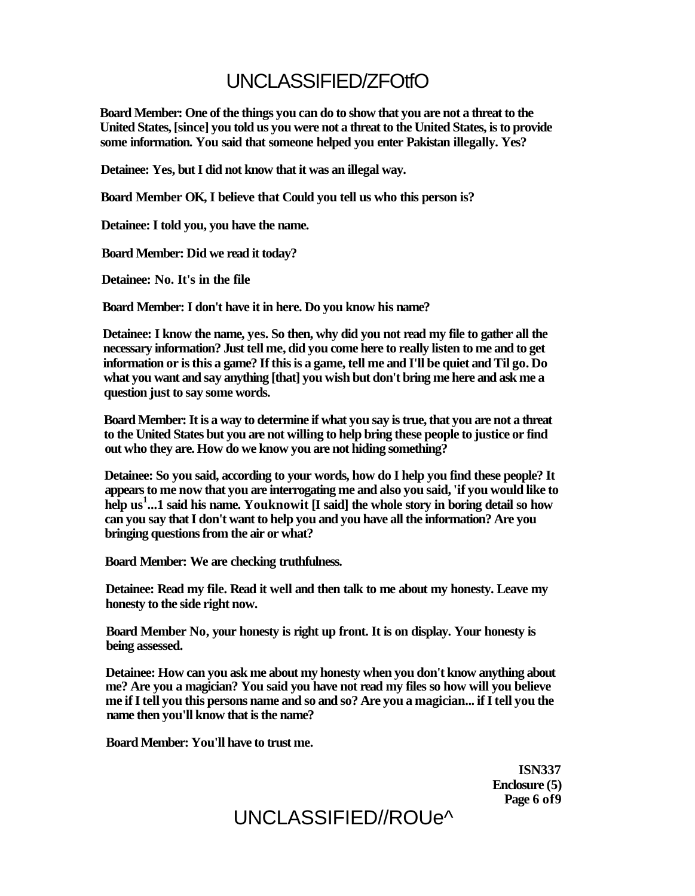**Board Member: One of the things you can do to show that you are not a threat to the United States, [since] you told us you were not a threat to the United States, is to provide some information. You said that someone helped you enter Pakistan illegally. Yes?**

**Detainee: Yes, but I did not know that it was an illegal way.**

**Board Member OK, I believe that Could you tell us who this person is?**

**Detainee: I told you, you have the name.**

**Board Member: Did we read it today?**

**Detainee: No. It's in the file**

**Board Member: I don't have it in here. Do you know his name?**

**Detainee: I know the name, yes. So then, why did you not read my file to gather all the necessary information? Just tell me, did you come here to really listen to me and to get information or is this a game? If this is a game, tell me and I'll be quiet and Til go. Do what you want and say anything [that] you wish but don't bring me here and ask me a question just to say some words.**

**Board Member: It is a way to determine if what you say is true, that you are not a threat to the United States but you are not willing to help bring these people to justice or find out who they are. How do we know you are not hiding something?**

**Detainee: So you said, according to your words, how do I help you find these people? It appears to me now that you are interrogating me and also you said, 'if you would like to help us[1]...1 said his name. Youknowit [I said] the whole story in boring detail so how can you say that I don't want to help you and you have all the information? Are you bringing questions from the air or what?**

**Board Member: We are checking truthfulness.**

**Detainee: Read my file. Read it well and then talk to me about my honesty. Leave my honesty to the side right now.**

**Board Member No, your honesty is right up front. It is on display. Your honesty is being assessed.**

**Detainee: How can you ask me about my honesty when you don't know anything about me? Are you a magician? You said you have not read my files so how will you believe me if I tell you this persons name and so and so? Are you a magician... if I tell you the name then you'll know that is the name?**

**Board Member: You'll have to trust me.**

**ISN337**
**Enclosure (5)**
**Page 6 of9**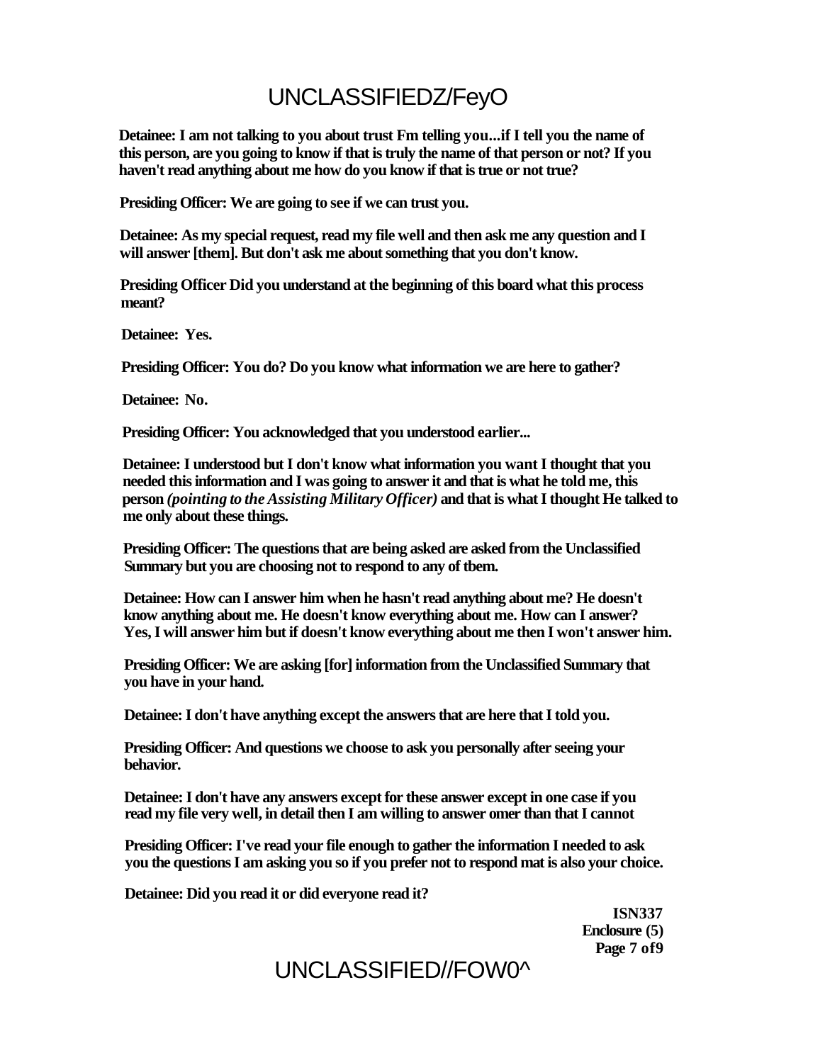**Detainee: I am not talking to you about trust Fm telling you...if I tell you the name of this person, are you going to know if that is truly the name of that person or not? If you haven't read anything about me how do you know if that is true or not true?**

**Presiding Officer: We are going to see if we can trust you.**

**Detainee: As my special request, read my file well and then ask me any question and I will answer [them]. But don't ask me about something that you don't know.**

**Presiding Officer Did you understand at the beginning of this board what this process meant?**

**Detainee: Yes.**

**Presiding Officer: You do? Do you know what information we are here to gather?**

**Detainee: No.**

**Presiding Officer: You acknowledged that you understood earlier...**

**Detainee: I understood but I don't know what information you want I thought that you needed this information and I was going to answer it and that is what he told me, this person *(pointing to the Assisting Military Officer)* and that is what I thought He talked to me only about these things.**

**Presiding Officer: The questions that are being asked are asked from the Unclassified Summary but you are choosing not to respond to any of tbem.**

**Detainee: How can I answer him when he hasn't read anything about me? He doesn't know anything about me. He doesn't know everything about me. How can I answer? Yes, I will answer him but if doesn't know everything about me then I won't answer him.**

**Presiding Officer: We are asking [for] information from the Unclassified Summary that you have in your hand.**

**Detainee: I don't have anything except the answers that are here that I told you.**

**Presiding Officer: And questions we choose to ask you personally after seeing your behavior.**

**Detainee: I don't have any answers except for these answer except in one case if you read my file very well, in detail then I am willing to answer omer than that I cannot**

**Presiding Officer: I've read your file enough to gather the information I needed to ask you the questions I am asking you so if you prefer not to respond mat is also your choice.**

**Detainee: Did you read it or did everyone read it?**

**ISN337**
**Enclosure (5)**
**Page 7 of9**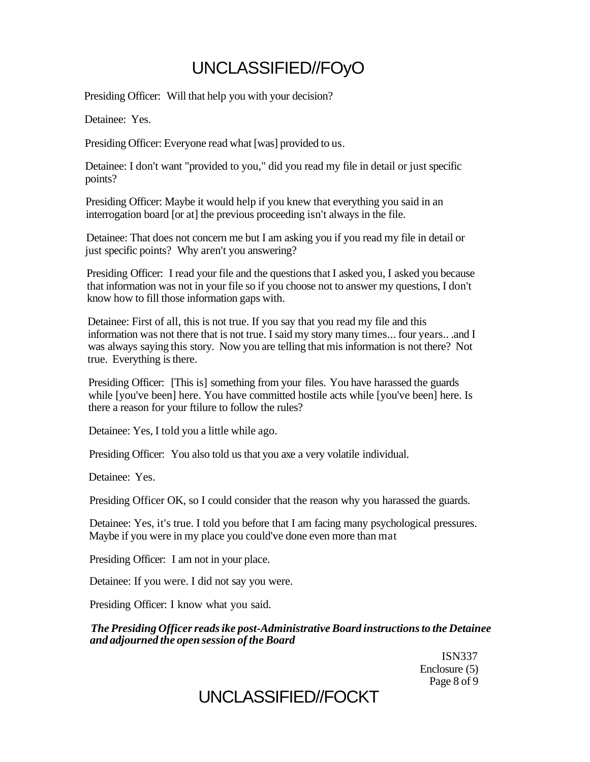Presiding Officer: Will that help you with your decision?

Detainee: Yes.

Presiding Officer: Everyone read what [was] provided to us.

Detainee: I don't want "provided to you," did you read my file in detail or just specific points?

Presiding Officer: Maybe it would help if you knew that everything you said in an interrogation board [or at] the previous proceeding isn't always in the file.

Detainee: That does not concern me but I am asking you if you read my file in detail or just specific points? Why aren't you answering?

Presiding Officer: I read your file and the questions that I asked you, I asked you because that information was not in your file so if you choose not to answer my questions, I don't know how to fill those information gaps with.

Detainee: First of all, this is not true. If you say that you read my file and this information was not there that is not true. I said my story many times... four years.. .and I was always saying this story. Now you are telling that mis information is not there? Not true. Everything is there.

Presiding Officer: [This is] something from your files. You have harassed the guards while [you've been] here. You have committed hostile acts while [you've been] here. Is there a reason for your ftilure to follow the rules?

Detainee: Yes, I told you a little while ago.

Presiding Officer: You also told us that you axe a very volatile individual.

Detainee: Yes.

Presiding Officer OK, so I could consider that the reason why you harassed the guards.

Detainee: Yes, it's true. I told you before that I am facing many psychological pressures. Maybe if you were in my place you could've done even more than mat

Presiding Officer: I am not in your place.

Detainee: If you were. I did not say you were.

Presiding Officer: I know what you said.

***The Presiding Officer reads ike post-Administrative Board instructions to the Detainee and adjourned the open session of the Board***

ISN337
Enclosure (5)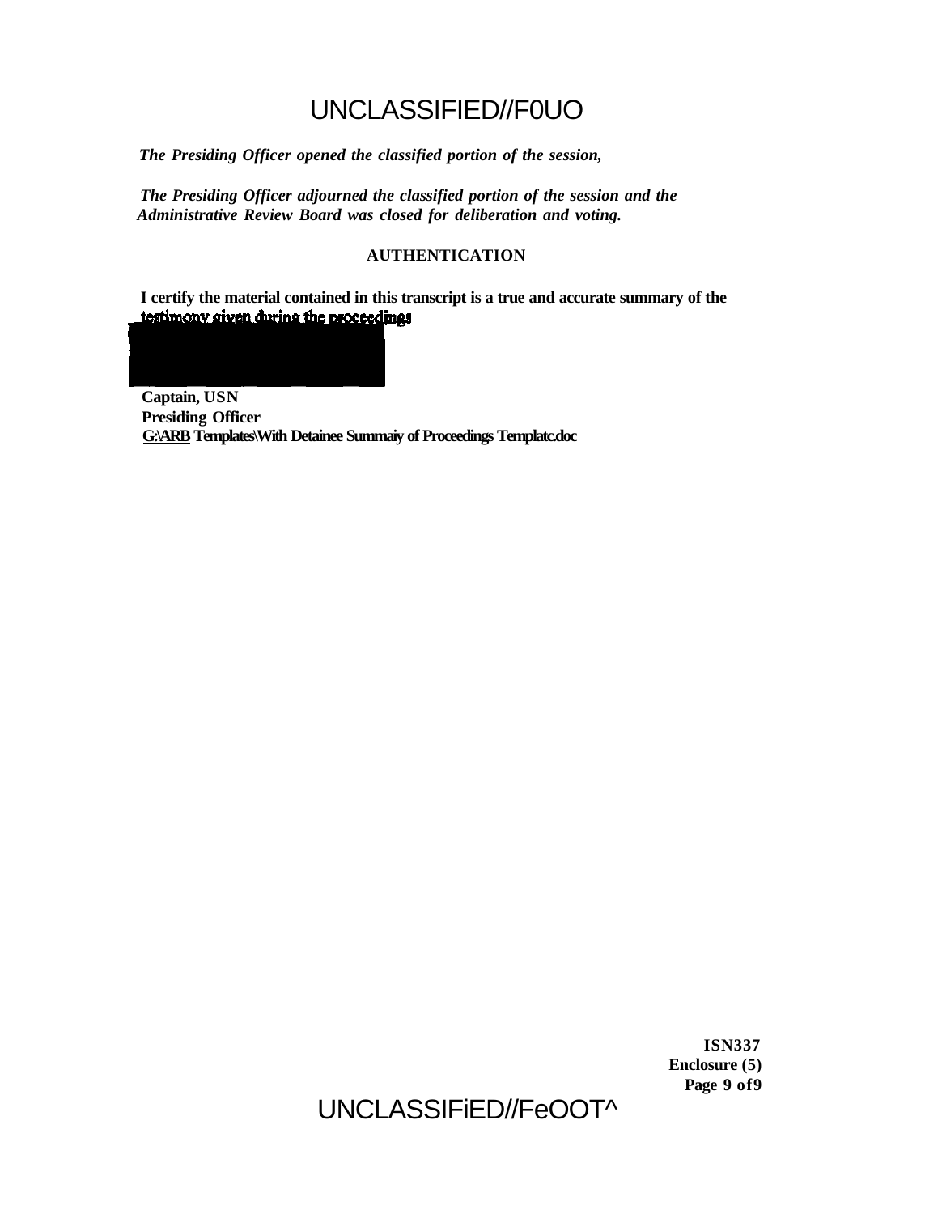*The Presiding Officer opened the classified portion of the session,*

*The Presiding Officer adjourned the classified portion of the session and the Administrative Review Board was closed for deliberation and voting.*

**AUTHENTICATION**

**I certify the material contained in this transcript is a true and accurate summary of the testimony given during the proceedings**

**Captain, USN**
**Presiding Officer**
**G:\ARB Templates\With Detainee Summaiy of Proceedings Templatc.doc**

**ISN337**
**Enclosure (5)**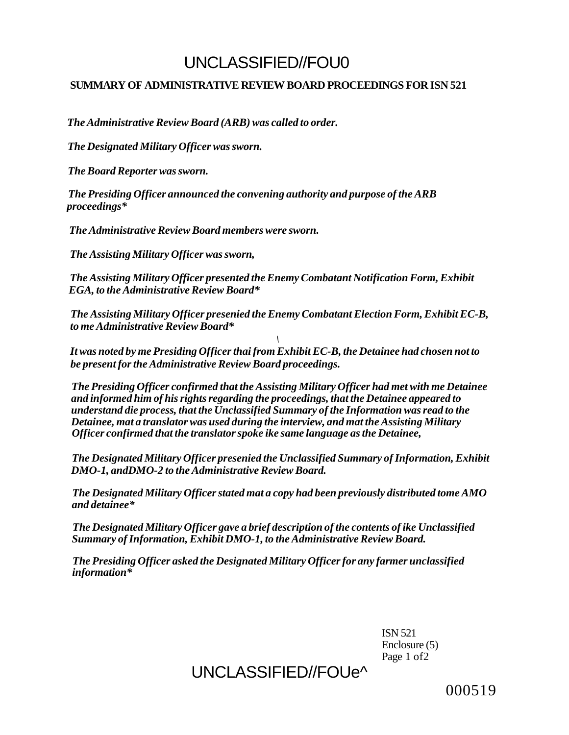UNCLASSIFIED//FOU0

**SUMMARY OF ADMINISTRATIVE REVIEW BOARD PROCEEDINGS FOR ISN 521**

***The Administrative Review Board (ARB) was called to order.***

***The Designated Military Officer was sworn.***

***The Board Reporter was sworn.***

***The Presiding Officer announced the convening authority and purpose of the ARB proceedings****

***The Administrative Review Board members were sworn.***

***The Assisting Military Officer was sworn,***

***The Assisting Military Officer presented the Enemy Combatant Notification Form, Exhibit EGA, to the Administrative Review Board****

***The Assisting Military Officer presenied the Enemy Combatant Election Form, Exhibit EC-B, to me Administrative Review Board****

***It was noted by me Presiding Officer thai from Exhibit EC-B, the Detainee had chosen not to be present for the Administrative Review Board proceedings.***

***The Presiding Officer confirmed that the Assisting Military Officer had met with me Detainee and informed him of his rights regarding the proceedings, that the Detainee appeared to understand die process, that the Unclassified Summary of the Information was read to the Detainee, mat a translator was used during the interview, and mat the Assisting Military Officer confirmed that the translator spoke ike same language as the Detainee,***

***The Designated Military Officer presenied the Unclassified Summary of Information, Exhibit DMO-1, andDMO-2 to the Administrative Review Board.***

***The Designated Military Officer stated mat a copy had been previously distributed tome AMO and detainee****

***The Designated Military Officer gave a brief description of the contents of ike Unclassified Summary of Information, Exhibit DMO-1, to the Administrative Review Board.***

***The Presiding Officer asked the Designated Military Officer for any farmer unclassified information****

ISN 521
Enclosure (5)
Page 1 of2

UNCLASSIFIED//FOUe^

000519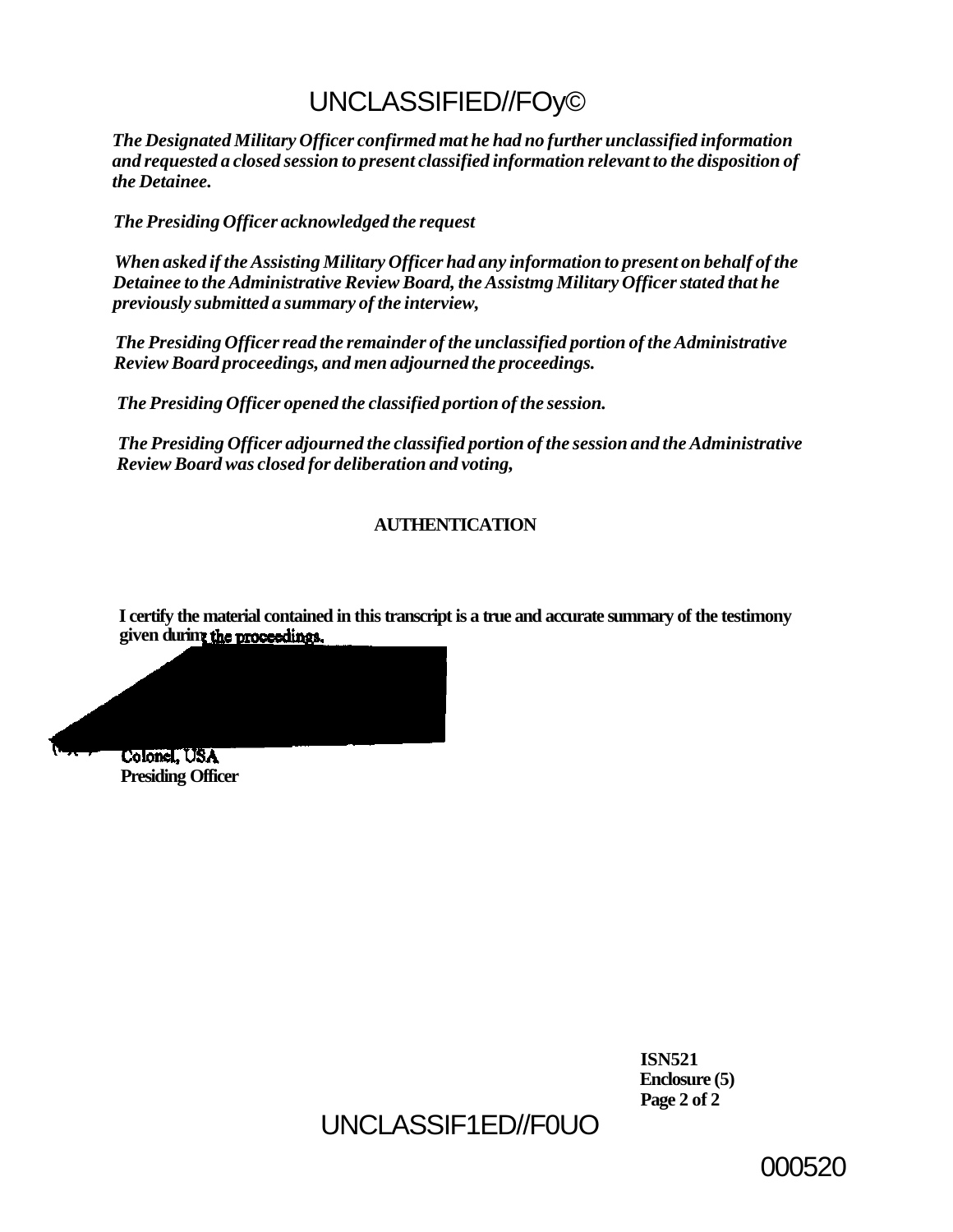*The Designated Military Officer confirmed mat he had no further unclassified information and requested a closed session to present classified information relevant to the disposition of the Detainee.*

*The Presiding Officer acknowledged the request*

*When asked if the Assisting Military Officer had any information to present on behalf of the Detainee to the Administrative Review Board, the Assistmg Military Officer stated that he previously submitted a summary of the interview,*

*The Presiding Officer read the remainder of the unclassified portion of the Administrative Review Board proceedings, and men adjourned the proceedings.*

*The Presiding Officer opened the classified portion of the session.*

*The Presiding Officer adjourned the classified portion of the session and the Administrative Review Board was closed for deliberation and voting,*

**AUTHENTICATION**

**I certify the material contained in this transcript is a true and accurate summary of the testimony given during the proceedings.**

**Colonel, USA**
**Presiding Officer**

**ISN521**
**Enclosure (5)**
**Page 2 of 2**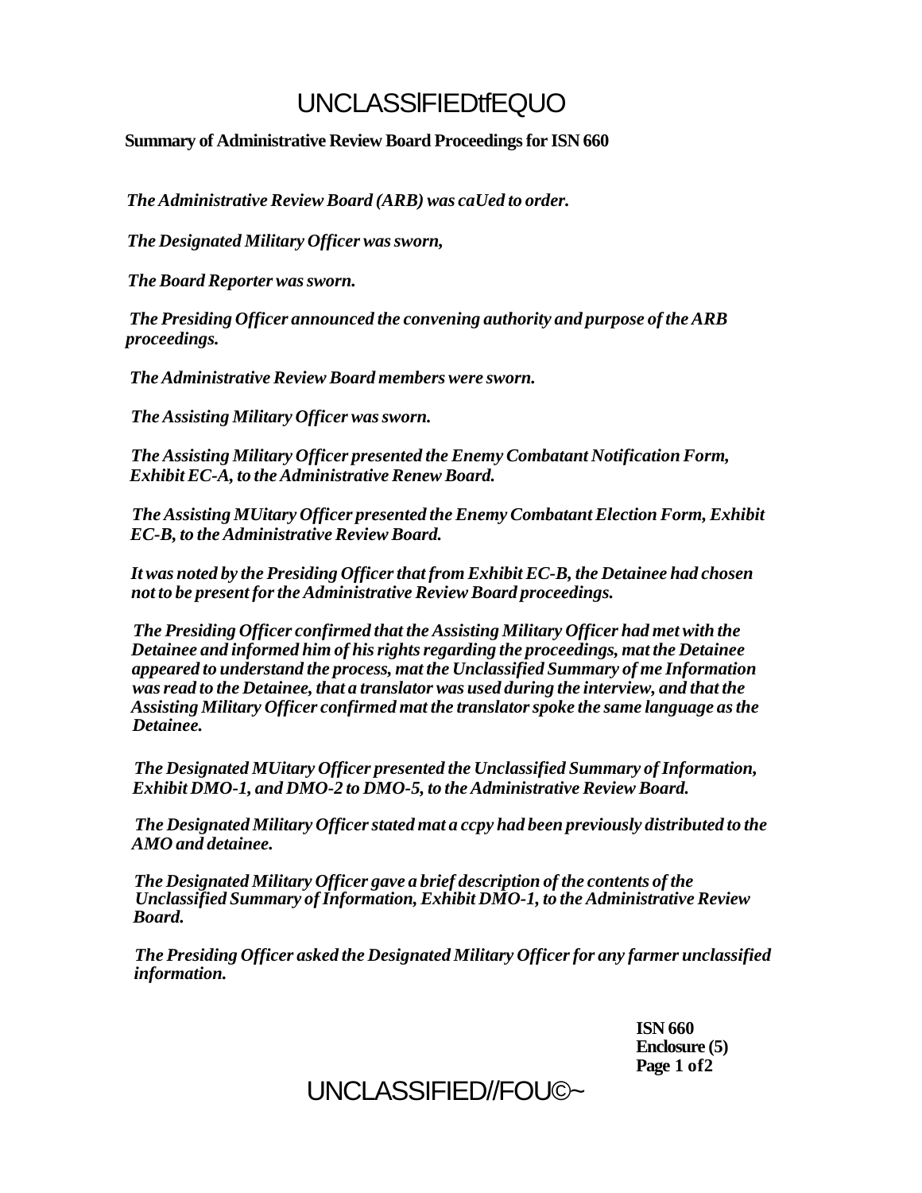# UNCLASSIFIEDtfEQUO

**Summary of Administrative Review Board Proceedings for ISN 660**

*The Administrative Review Board (ARB) was caUed to order.*

*The Designated Military Officer was sworn,*

*The Board Reporter was sworn.*

*The Presiding Officer announced the convening authority and purpose of the ARB proceedings.*

*The Administrative Review Board members were sworn.*

*The Assisting Military Officer was sworn.*

*The Assisting Military Officer presented the Enemy Combatant Notification Form, Exhibit EC-A, to the Administrative Renew Board.*

*The Assisting MUitary Officer presented the Enemy Combatant Election Form, Exhibit EC-B, to the Administrative Review Board.*

*It was noted by the Presiding Officer that from Exhibit EC-B, the Detainee had chosen not to be present for the Administrative Review Board proceedings.*

*The Presiding Officer confirmed that the Assisting Military Officer had met with the Detainee and informed him of his rights regarding the proceedings, mat the Detainee appeared to understand the process, mat the Unclassified Summary of me Information was read to the Detainee, that a translator was used during the interview, and that the Assisting Military Officer confirmed mat the translator spoke the same language as the Detainee.*

*The Designated MUitary Officer presented the Unclassified Summary of Information, Exhibit DMO-1, and DMO-2 to DMO-5, to the Administrative Review Board.*

*The Designated Military Officer stated mat a ccpy had been previously distributed to the AMO and detainee.*

*The Designated Military Officer gave a brief description of the contents of the Unclassified Summary of Information, Exhibit DMO-1, to the Administrative Review Board.*

*The Presiding Officer asked the Designated Military Officer for any farmer unclassified information.*

**ISN 660**
**Enclosure (5)**
**Page 1 of2**

UNCLASSIFIED//FOU©~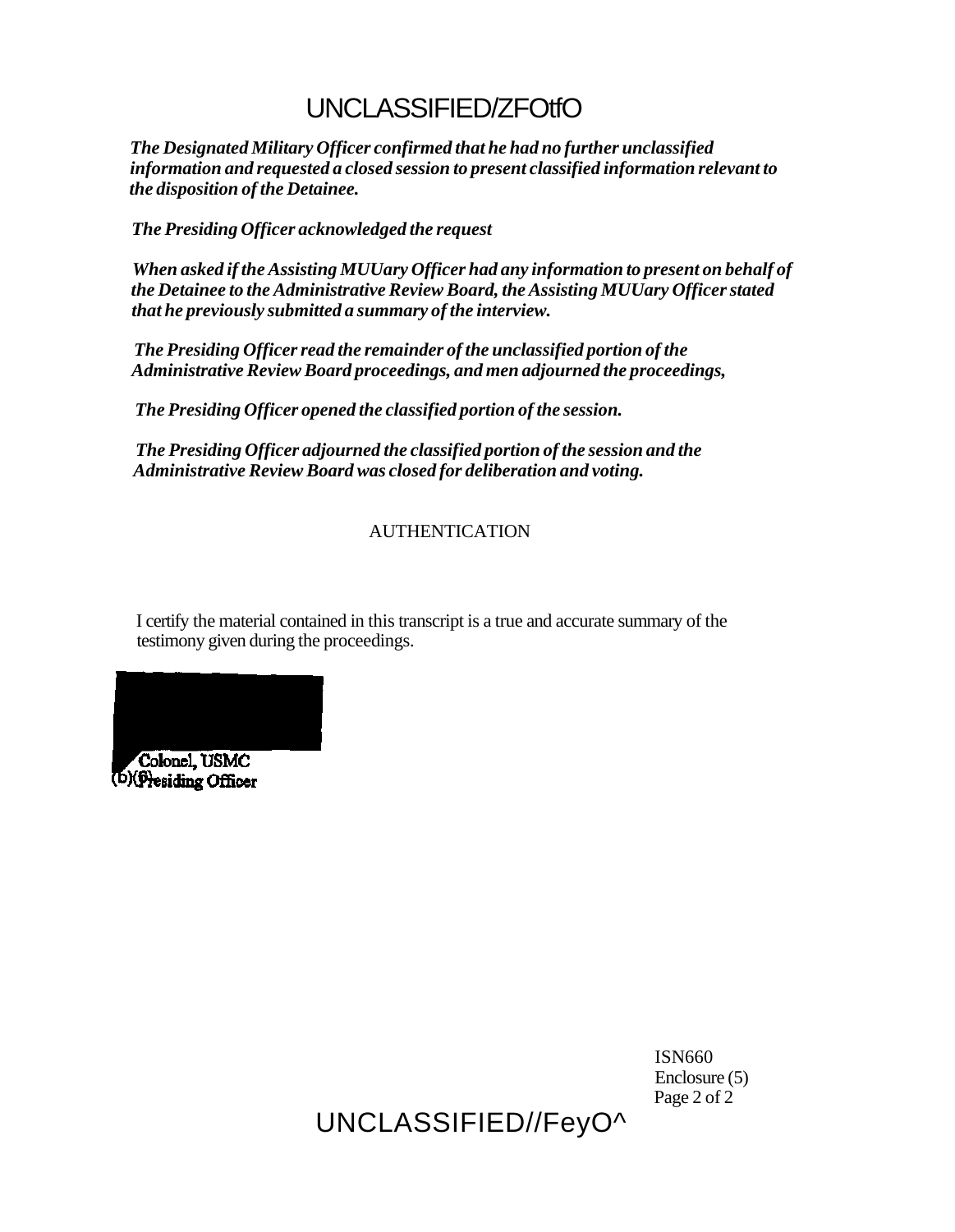UNCLASSIFIED/ZFOtfO

*The Designated Military Officer confirmed that he had no further unclassified information and requested a closed session to present classified information relevant to the disposition of the Detainee.*

*The Presiding Officer acknowledged the request*

*When asked if the Assisting MUUary Officer had any information to present on behalf of the Detainee to the Administrative Review Board, the Assisting MUUary Officer stated that he previously submitted a summary of the interview.*

*The Presiding Officer read the remainder of the unclassified portion of the Administrative Review Board proceedings, and men adjourned the proceedings,*

*The Presiding Officer opened the classified portion of the session.*

*The Presiding Officer adjourned the classified portion of the session and the Administrative Review Board was closed for deliberation and voting.*

AUTHENTICATION

I certify the material contained in this transcript is a true and accurate summary of the testimony given during the proceedings.

Colonel, USMC
(b)(6) Presiding Officer

ISN660
Enclosure (5)
Page 2 of 2

UNCLASSIFIED//FeyO^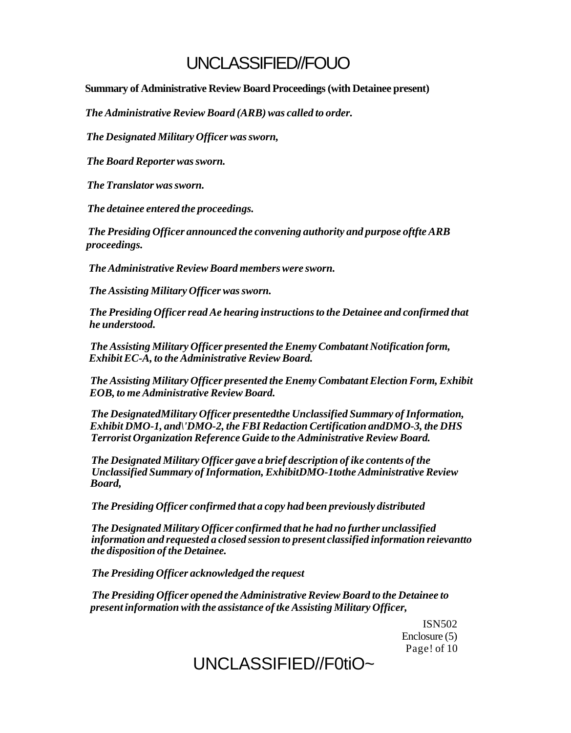UNCLASSIFIED//FOUO

**Summary of Administrative Review Board Proceedings (with Detainee present)**

***The Administrative Review Board (ARB) was called to order.***

***The Designated Military Officer was sworn,***

***The Board Reporter was sworn.***

***The Translator was sworn.***

***The detainee entered the proceedings.***

***The Presiding Officer announced the convening authority and purpose oftfte ARB proceedings.***

***The Administrative Review Board members were sworn.***

***The Assisting Military Officer was sworn.***

***The Presiding Officer read Ae hearing instructions to the Detainee and confirmed that he understood.***

***The Assisting Military Officer presented the Enemy Combatant Notification form, Exhibit EC-A, to the Administrative Review Board.***

***The Assisting Military Officer presented the Enemy Combatant Election Form, Exhibit EOB, to me Administrative Review Board.***

***The DesignatedMilitary Officer presentedthe Unclassified Summary of Information, Exhibit DMO-1, and\'DMO-2, the FBI Redaction Certification andDMO-3, the DHS Terrorist Organization Reference Guide to the Administrative Review Board.***

***The Designated Military Officer gave a brief description of ike contents of the Unclassified Summary of Information, ExhibitDMO-1tothe Administrative Review Board,***

***The Presiding Officer confirmed that a copy had been previously distributed***

***The Designated Military Officer confirmed that he had no further unclassified information and requested a closed session to present classified information reievantto the disposition of the Detainee.***

***The Presiding Officer acknowledged the request***

***The Presiding Officer opened the Administrative Review Board to the Detainee to present information with the assistance of tke Assisting Military Officer,***

ISN502
Enclosure (5)
Page! of 10

UNCLASSIFIED//F0tiO~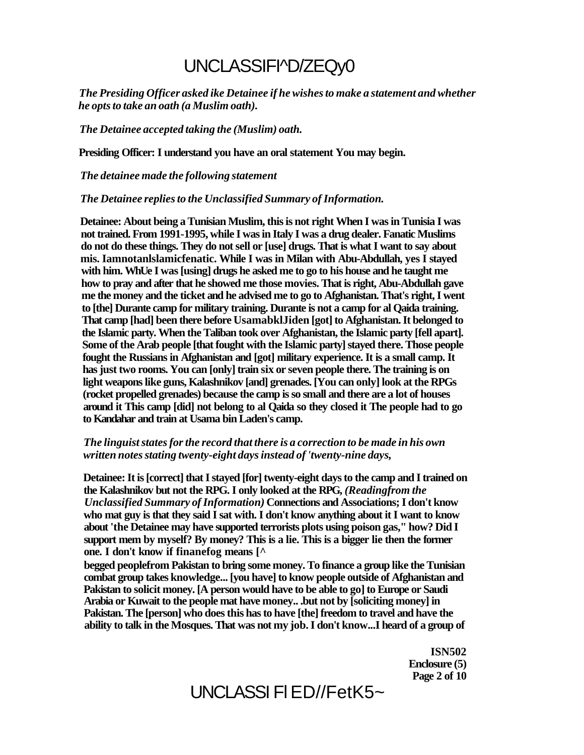*The Presiding Officer asked ike Detainee if he wishes to make a statement and whether he opts to take an oath (a Muslim oath).*

*The Detainee accepted taking the (Muslim) oath.*

**Presiding Officer: I understand you have an oral statement You may begin.**

*The detainee made the following statement*

*The Detainee replies to the Unclassified Summary of Information.*

**Detainee: About being a Tunisian Muslim, this is not right When I was in Tunisia I was not trained. From 1991-1995, while I was in Italy I was a drug dealer. Fanatic Muslims do not do these things. They do not sell or [use] drugs. That is what I want to say about mis. Iamnotanlslamicfenatic. While I was in Milan with Abu-Abdullah, yes I stayed with him. WhUe I was [using] drugs he asked me to go to his house and he taught me how to pray and after that he showed me those movies. That is right, Abu-Abdullah gave me the money and the ticket and he advised me to go to Afghanistan. That's right, I went to [the] Durante camp for military training. Durante is not a camp for al Qaida training. That camp [had] been there before UsamabklJiden [got] to Afghanistan. It belonged to the Islamic party. When the Taliban took over Afghanistan, the Islamic party [fell apart]. Some of the Arab people [that fought with the Islamic party] stayed there. Those people fought the Russians in Afghanistan and [got] military experience. It is a small camp. It has just two rooms. You can [only] train six or seven people there. The training is on light weapons like guns, Kalashnikov [and] grenades. [You can only] look at the RPGs (rocket propelled grenades) because the camp is so small and there are a lot of houses around it This camp [did] not belong to al Qaida so they closed it The people had to go to Kandahar and train at Usama bin Laden's camp.**

*The linguist states for the record that there is a correction to be made in his own written notes stating twenty-eight days instead of 'twenty-nine days,*

**Detainee: It is [correct] that I stayed [for] twenty-eight days to the camp and I trained on the Kalashnikov but not the RPG. I only looked at the RPG,** ***(Readingfrom the Unclassified Summary of Information)*** **Connections and Associations; I don't know who mat guy is that they said I sat with. I don't know anything about it I want to know about 'the Detainee may have supported terrorists plots using poison gas," how? Did I support mem by myself? By money? This is a lie. This is a bigger lie then the former one. I don't know if finanefog means [^ begged peoplefrom Pakistan to bring some money. To finance a group like the Tunisian combat group takes knowledge... [you have] to know people outside of Afghanistan and Pakistan to solicit money. [A person would have to be able to go] to Europe or Saudi Arabia or Kuwait to the people mat have money.. .but not by [soliciting money] in Pakistan. The [person] who does this has to have [the] freedom to travel and have the ability to talk in the Mosques. That was not my job. I don't know...I heard of a group of**

**ISN502**
**Enclosure (5)**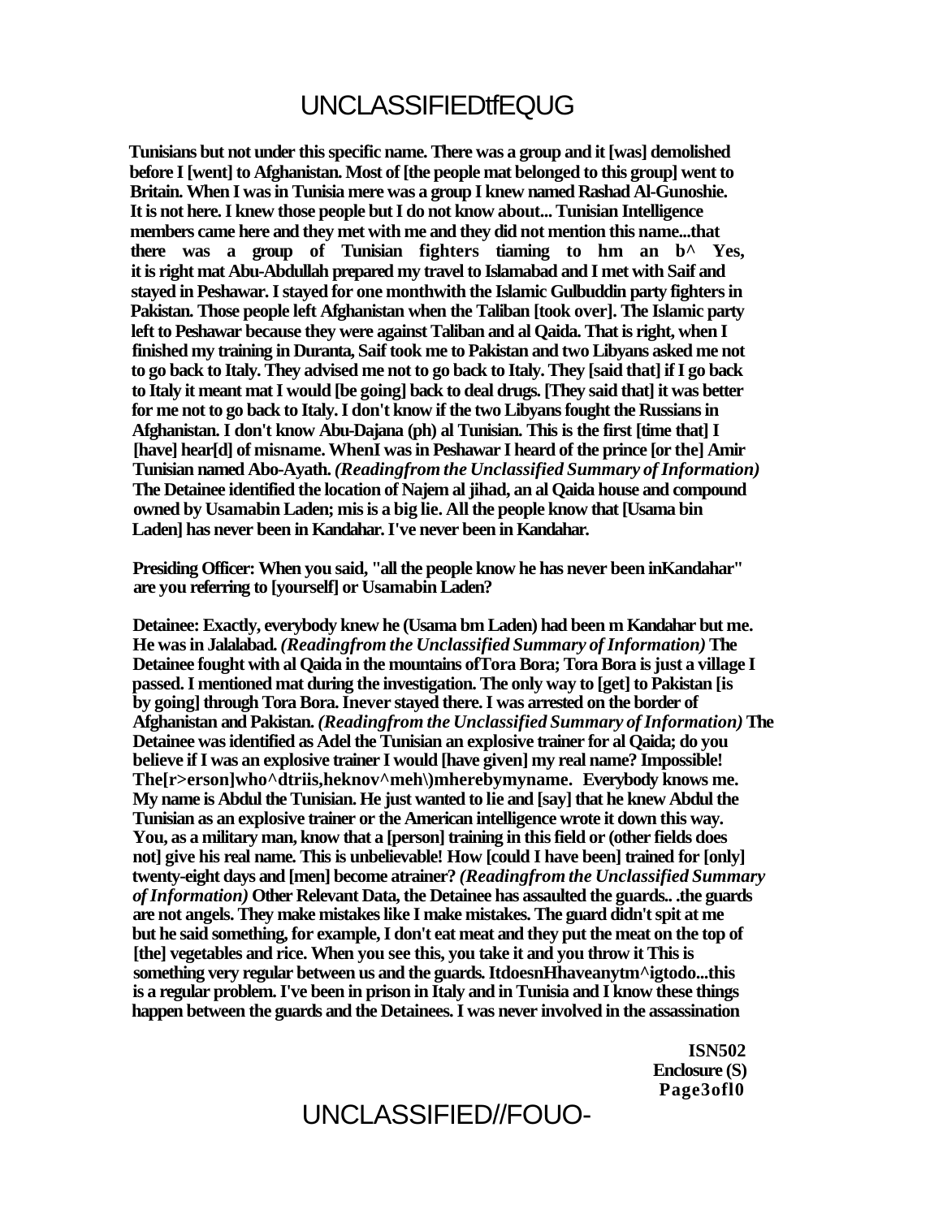**Tunisians but not under this specific name. There was a group and it [was] demolished before I [went] to Afghanistan. Most of [the people mat belonged to this group] went to Britain. When I was in Tunisia mere was a group I knew named Rashad Al-Gunoshie. It is not here. I knew those people but I do not know about... Tunisian Intelligence members came here and they met with me and they did not mention this name...that there was a group of Tunisian fighters tiaming to hm an b^ Yes, it is right mat Abu-Abdullah prepared my travel to Islamabad and I met with Saif and stayed in Peshawar. I stayed for one monthwith the Islamic Gulbuddin party fighters in Pakistan. Those people left Afghanistan when the Taliban [took over]. The Islamic party left to Peshawar because they were against Taliban and al Qaida. That is right, when I finished my training in Duranta, Saif took me to Pakistan and two Libyans asked me not to go back to Italy. They advised me not to go back to Italy. They [said that] if I go back to Italy it meant mat I would [be going] back to deal drugs. [They said that] it was better for me not to go back to Italy. I don't know if the two Libyans fought the Russians in Afghanistan. I don't know Abu-Dajana (ph) al Tunisian. This is the first [time that] I [have] hear[d] of misname. WhenI was in Peshawar I heard of the prince [or the] Amir Tunisian named Abo-Ayath.** ***(Readingfrom the Unclassified Summary of Information)*** **The Detainee identified the location of Najem al jihad, an al Qaida house and compound owned by Usamabin Laden; mis is a big lie. All the people know that [Usama bin Laden] has never been in Kandahar. I've never been in Kandahar.**

**Presiding Officer: When you said, "all the people know he has never been inKandahar" are you referring to [yourself] or Usamabin Laden?**

**Detainee: Exactly, everybody knew he (Usama bm Laden) had been m Kandahar but me. He was in Jalalabad.** ***(Readingfrom the Unclassified Summary of Information)*** **The Detainee fought with al Qaida in the mountains ofTora Bora; Tora Bora is just a village I passed. I mentioned mat during the investigation. The only way to [get] to Pakistan [is by going] through Tora Bora. Inever stayed there. I was arrested on the border of Afghanistan and Pakistan.** ***(Readingfrom the Unclassified Summary of Information)*** **The Detainee was identified as Adel the Tunisian an explosive trainer for al Qaida; do you believe if I was an explosive trainer I would [have given] my real name? Impossible! The[r>erson]who^dtriis,heknov^meh\)mherebymyname. Everybody knows me. My name is Abdul the Tunisian. He just wanted to lie and [say] that he knew Abdul the Tunisian as an explosive trainer or the American intelligence wrote it down this way. You, as a military man, know that a [person] training in this field or (other fields does not] give his real name. This is unbelievable! How [could I have been] trained for [only] twenty-eight days and [men] become atrainer?** ***(Readingfrom the Unclassified Summary of Information)*** **Other Relevant Data, the Detainee has assaulted the guards.. .the guards are not angels. They make mistakes like I make mistakes. The guard didn't spit at me but he said something, for example, I don't eat meat and they put the meat on the top of [the] vegetables and rice. When you see this, you take it and you throw it This is something very regular between us and the guards. ItdoesnHhaveanytm^igtodo...this is a regular problem. I've been in prison in Italy and in Tunisia and I know these things happen between the guards and the Detainees. I was never involved in the assassination**

**ISN502**
**Enclosure (S)**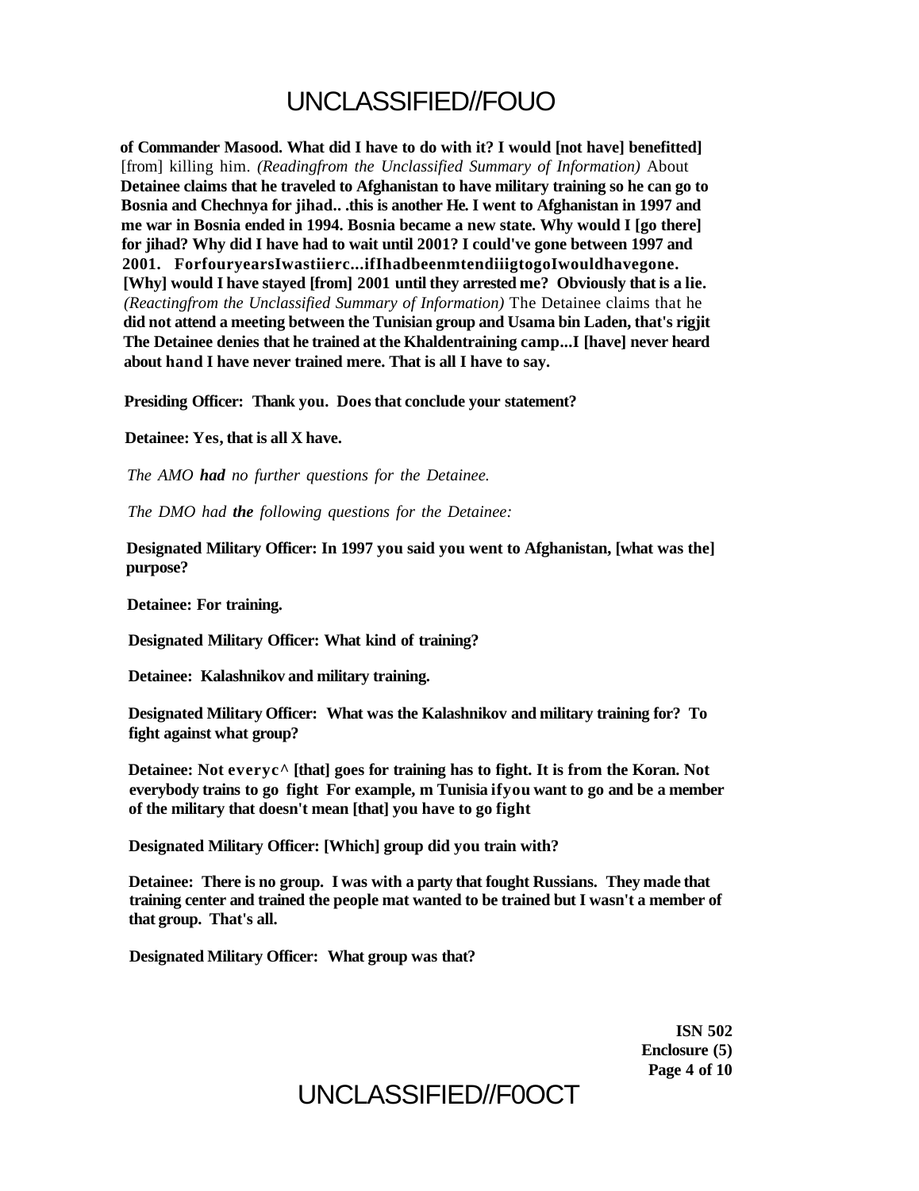**of Commander Masood. What did I have to do with it? I would [not have] benefitted]** [from] killing him. *(Readingfrom the Unclassified Summary of Information)* About **Detainee claims that he traveled to Afghanistan to have military training so he can go to Bosnia and Chechnya for jihad.. .this is another He. I went to Afghanistan in 1997 and me war in Bosnia ended in 1994. Bosnia became a new state. Why would I [go there] for jihad? Why did I have had to wait until 2001? I could've gone between 1997 and 2001. ForfouryearsIwastiierc...ifIhadbeenmtendiiigtogoIwouldhavegone. [Why] would I have stayed [from] 2001 until they arrested me? Obviously that is a lie.** *(Reactingfrom the Unclassified Summary of Information)* The Detainee claims that he **did not attend a meeting between the Tunisian group and Usama bin Laden, that's rigjit The Detainee denies that he trained at the Khaldentraining camp...I [have] never heard about hand I have never trained mere. That is all I have to say.**

**Presiding Officer: Thank you. Does that conclude your statement?**

**Detainee: Yes, that is all X have.**

*The AMO **had** no further questions for the Detainee.*

*The DMO had **the** following questions for the Detainee:*

**Designated Military Officer: In 1997 you said you went to Afghanistan, [what was the] purpose?**

**Detainee: For training.**

**Designated Military Officer: What kind of training?**

**Detainee: Kalashnikov and military training.**

**Designated Military Officer: What was the Kalashnikov and military training for? To fight against what group?**

**Detainee: Not everyc^ [that] goes for training has to fight. It is from the Koran. Not everybody trains to go fight For example, m Tunisia ifyou want to go and be a member of the military that doesn't mean [that] you have to go fight**

**Designated Military Officer: [Which] group did you train with?**

**Detainee: There is no group. I was with a party that fought Russians. They made that training center and trained the people mat wanted to be trained but I wasn't a member of that group. That's all.**

**Designated Military Officer: What group was that?**

**ISN 502**
**Enclosure (5)**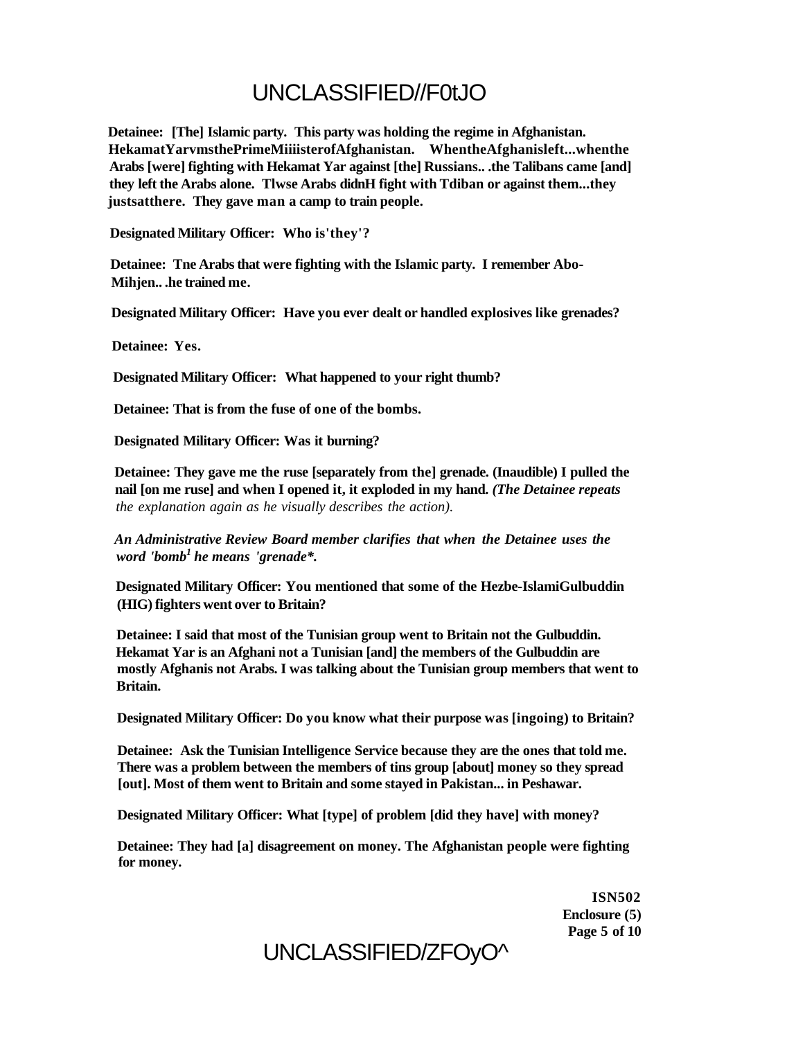**Detainee: [The] Islamic party. This party was holding the regime in Afghanistan. HekamatYarvmsthePrimeMiiiisterofAfghanistan. WhentheAfghanisleft...whenthe Arabs [were] fighting with Hekamat Yar against [the] Russians.. .the Talibans came [and] they left the Arabs alone. Tlwse Arabs didnH fight with Tdiban or against them...they justsatthere. They gave man a camp to train people.**

**Designated Military Officer: Who is'they'?**

**Detainee: Tne Arabs that were fighting with the Islamic party. I remember Abo-Mihjen.. .he trained me.**

**Designated Military Officer: Have you ever dealt or handled explosives like grenades?**

**Detainee: Yes.**

**Designated Military Officer: What happened to your right thumb?**

**Detainee: That is from the fuse of one of the bombs.**

**Designated Military Officer: Was it burning?**

**Detainee: They gave me the ruse [separately from the] grenade. (Inaudible) I pulled the nail [on me ruse] and when I opened it, it exploded in my hand.** ***(The Detainee repeats*** *the explanation again as he visually describes the action).*

***An Administrative Review Board member clarifies that when the Detainee uses the word 'bomb[1] he means 'grenade*.***

**Designated Military Officer: You mentioned that some of the Hezbe-IslamiGulbuddin (HIG) fighters went over to Britain?**

**Detainee: I said that most of the Tunisian group went to Britain not the Gulbuddin. Hekamat Yar is an Afghani not a Tunisian [and] the members of the Gulbuddin are mostly Afghanis not Arabs. I was talking about the Tunisian group members that went to Britain.**

**Designated Military Officer: Do you know what their purpose was [ingoing) to Britain?**

**Detainee: Ask the Tunisian Intelligence Service because they are the ones that told me. There was a problem between the members of tins group [about] money so they spread [out]. Most of them went to Britain and some stayed in Pakistan... in Peshawar.**

**Designated Military Officer: What [type] of problem [did they have] with money?**

**Detainee: They had [a] disagreement on money. The Afghanistan people were fighting for money.**

**ISN502**
**Enclosure (5)**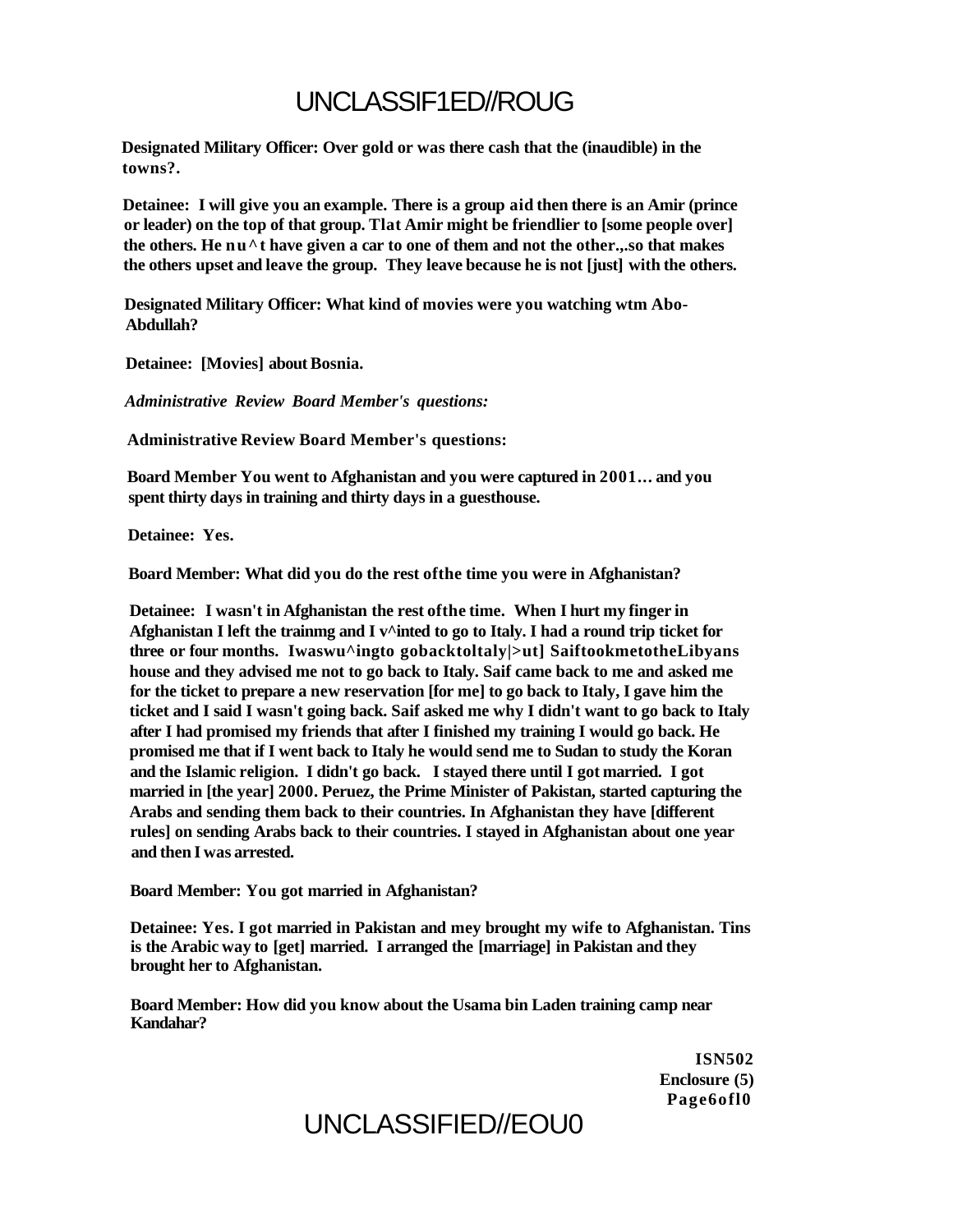**Designated Military Officer: Over gold or was there cash that the (inaudible) in the towns?.**

**Detainee: I will give you an example. There is a group aid then there is an Amir (prince or leader) on the top of that group. Tlat Amir might be friendlier to [some people over] the others. He nu^t have given a car to one of them and not the other.,.so that makes the others upset and leave the group. They leave because he is not [just] with the others.**

**Designated Military Officer: What kind of movies were you watching wtm Abo-Abdullah?**

**Detainee: [Movies] about Bosnia.**

***Administrative Review Board Member's questions:***

**Administrative Review Board Member's questions:**

**Board Member You went to Afghanistan and you were captured in 2001… and you spent thirty days in training and thirty days in a guesthouse.**

**Detainee: Yes.**

**Board Member: What did you do the rest ofthe time you were in Afghanistan?**

**Detainee: I wasn't in Afghanistan the rest ofthe time. When I hurt my finger in Afghanistan I left the trainmg and I v^inted to go to Italy. I had a round trip ticket for three or four months. Iwaswu^ingto gobacktoltaly|>ut] SaiftookmetotheLibyans house and they advised me not to go back to Italy. Saif came back to me and asked me for the ticket to prepare a new reservation [for me] to go back to Italy, I gave him the ticket and I said I wasn't going back. Saif asked me why I didn't want to go back to Italy after I had promised my friends that after I finished my training I would go back. He promised me that if I went back to Italy he would send me to Sudan to study the Koran and the Islamic religion. I didn't go back. I stayed there until I got married. I got married in [the year] 2000. Peruez, the Prime Minister of Pakistan, started capturing the Arabs and sending them back to their countries. In Afghanistan they have [different rules] on sending Arabs back to their countries. I stayed in Afghanistan about one year and then I was arrested.**

**Board Member: You got married in Afghanistan?**

**Detainee: Yes. I got married in Pakistan and mey brought my wife to Afghanistan. Tins is the Arabic way to [get] married. I arranged the [marriage] in Pakistan and they brought her to Afghanistan.**

**Board Member: How did you know about the Usama bin Laden training camp near Kandahar?**

**ISN502**
**Enclosure (5)**
**Page6ofl0**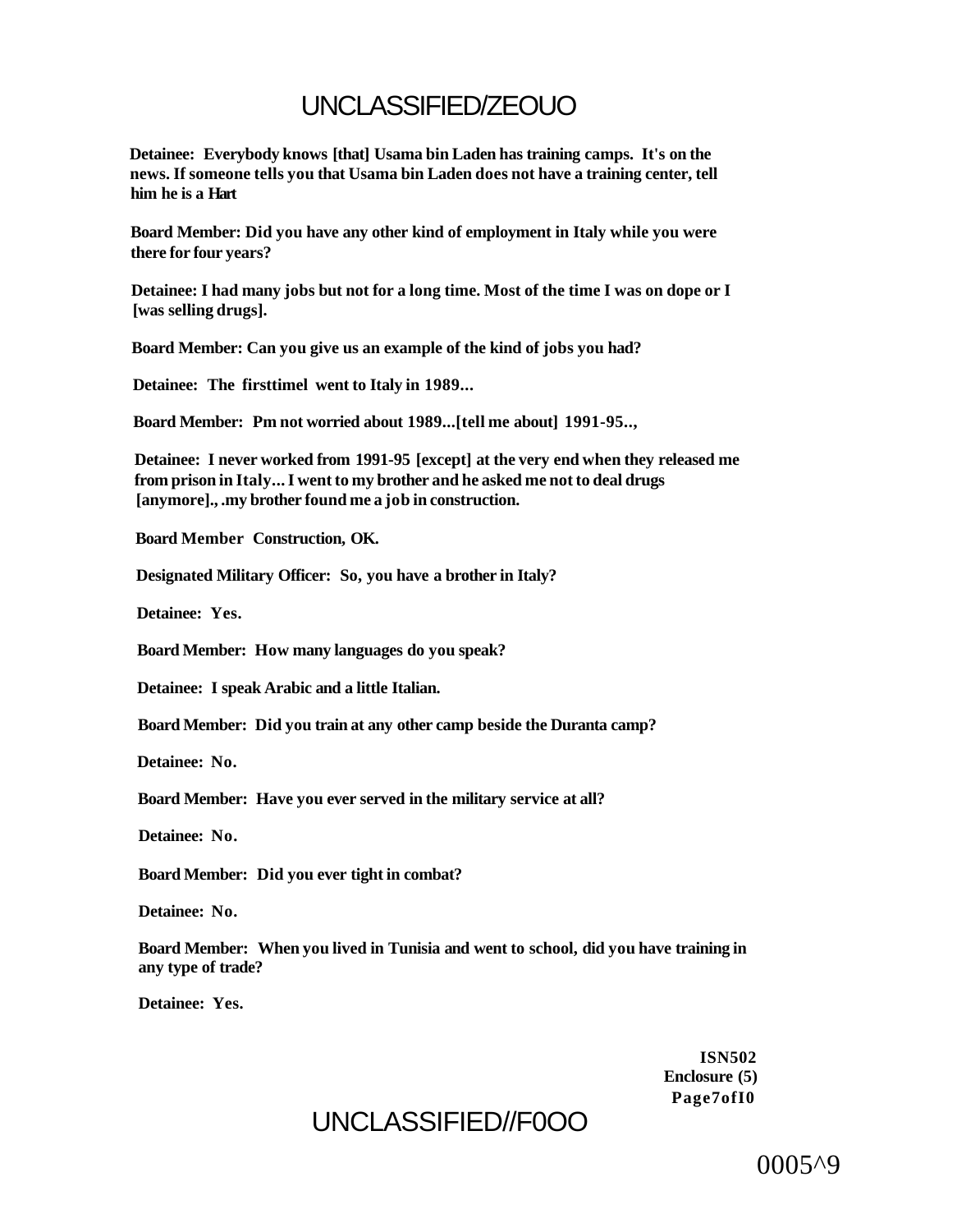**Detainee: Everybody knows [that] Usama bin Laden has training camps. It's on the news. If someone tells you that Usama bin Laden does not have a training center, tell him he is a Hart**

**Board Member: Did you have any other kind of employment in Italy while you were there for four years?**

**Detainee: I had many jobs but not for a long time. Most of the time I was on dope or I [was selling drugs].**

**Board Member: Can you give us an example of the kind of jobs you had?**

**Detainee: The firsttimel went to Italy in 1989...**

**Board Member: Pm not worried about 1989...[tell me about] 1991-95..,**

**Detainee: I never worked from 1991-95 [except] at the very end when they released me from prison in Italy... I went to my brother and he asked me not to deal drugs [anymore]., .my brother found me a job in construction.**

**Board Member Construction, OK.**

**Designated Military Officer: So, you have a brother in Italy?**

**Detainee: Yes.**

**Board Member: How many languages do you speak?**

**Detainee: I speak Arabic and a little Italian.**

**Board Member: Did you train at any other camp beside the Duranta camp?**

**Detainee: No.**

**Board Member: Have you ever served in the military service at all?**

**Detainee: No.**

**Board Member: Did you ever tight in combat?**

**Detainee: No.**

**Board Member: When you lived in Tunisia and went to school, did you have training in any type of trade?**

**Detainee: Yes.**

**ISN502**
**Enclosure (5)**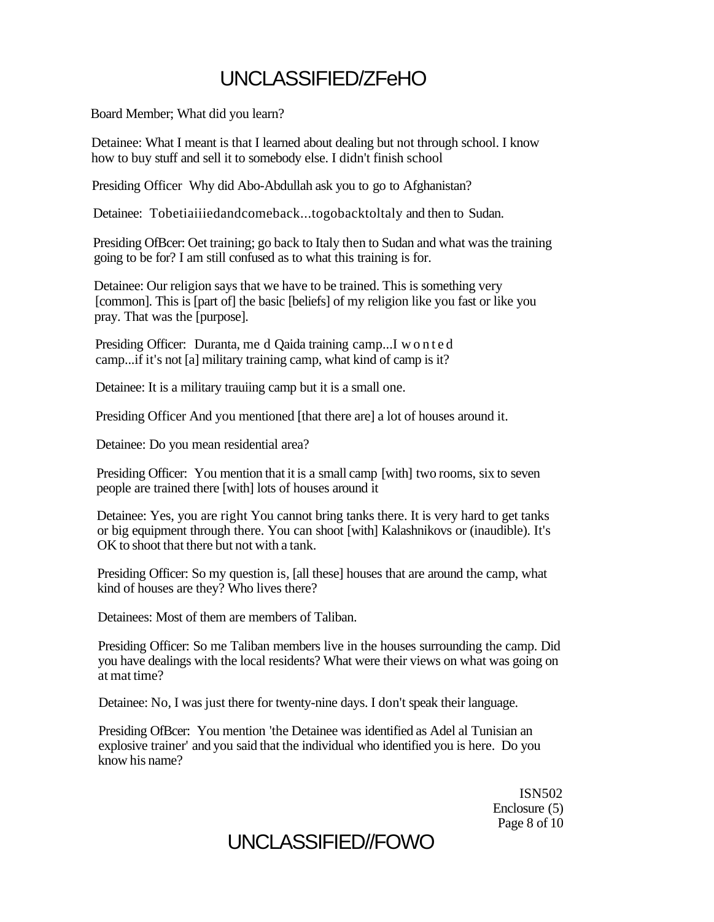Board Member; What did you learn?

Detainee: What I meant is that I learned about dealing but not through school. I know how to buy stuff and sell it to somebody else. I didn't finish school

Presiding Officer Why did Abo-Abdullah ask you to go to Afghanistan?

Detainee: Tobetiaiiiedandcomeback...togobacktoltaly and then to Sudan.

Presiding OfBcer: Oet training; go back to Italy then to Sudan and what was the training going to be for? I am still confused as to what this training is for.

Detainee: Our religion says that we have to be trained. This is something very [common]. This is [part of] the basic [beliefs] of my religion like you fast or like you pray. That was the [purpose].

Presiding Officer: Duranta, me d Qaida training camp...I w o n t e d camp...if it's not [a] military training camp, what kind of camp is it?

Detainee: It is a military trauiing camp but it is a small one.

Presiding Officer And you mentioned [that there are] a lot of houses around it.

Detainee: Do you mean residential area?

Presiding Officer: You mention that it is a small camp [with] two rooms, six to seven people are trained there [with] lots of houses around it

Detainee: Yes, you are right You cannot bring tanks there. It is very hard to get tanks or big equipment through there. You can shoot [with] Kalashnikovs or (inaudible). It's OK to shoot that there but not with a tank.

Presiding Officer: So my question is, [all these] houses that are around the camp, what kind of houses are they? Who lives there?

Detainees: Most of them are members of Taliban.

Presiding Officer: So me Taliban members live in the houses surrounding the camp. Did you have dealings with the local residents? What were their views on what was going on at mat time?

Detainee: No, I was just there for twenty-nine days. I don't speak their language.

Presiding OfBcer: You mention 'the Detainee was identified as Adel al Tunisian an explosive trainer' and you said that the individual who identified you is here. Do you know his name?

ISN502
Enclosure (5)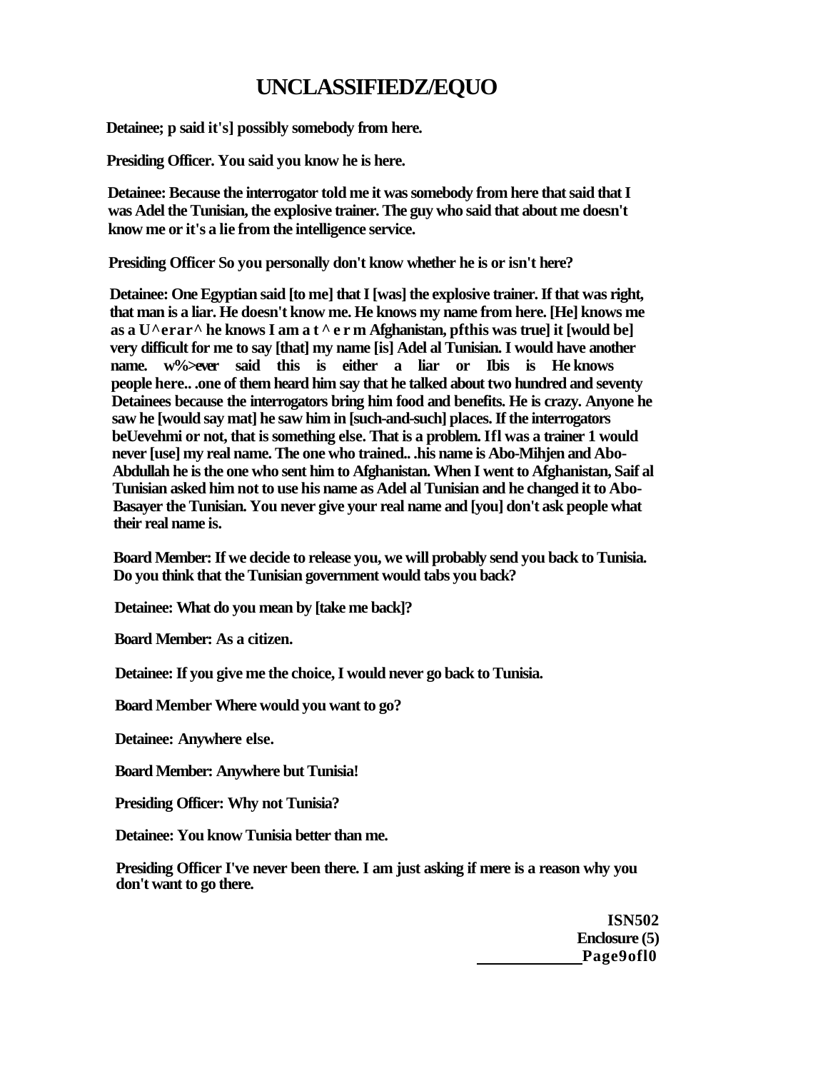# UNCLASSIFIEDZ/EQUO

**Detainee; p said it's] possibly somebody from here.**

**Presiding Officer. You said you know he is here.**

**Detainee: Because the interrogator told me it was somebody from here that said that I was Adel the Tunisian, the explosive trainer. The guy who said that about me doesn't know me or it's a lie from the intelligence service.**

**Presiding Officer So you personally don't know whether he is or isn't here?**

**Detainee: One Egyptian said [to me] that I [was] the explosive trainer. If that was right, that man is a liar. He doesn't know me. He knows my name from here. [He] knows me as a U^erar^ he knows I am a t ^ e r m Afghanistan, pfthis was true] it [would be] very difficult for me to say [that] my name [is] Adel al Tunisian. I would have another name. w%>ever said this is either a liar or Ibis is He knows people here.. .one of them heard him say that he talked about two hundred and seventy Detainees because the interrogators bring him food and benefits. He is crazy. Anyone he saw he [would say mat] he saw him in [such-and-such] places. If the interrogators beUevehmi or not, that is something else. That is a problem. Ifl was a trainer 1 would never [use] my real name. The one who trained.. .his name is Abo-Mihjen and Abo-Abdullah he is the one who sent him to Afghanistan. When I went to Afghanistan, Saif al Tunisian asked him not to use his name as Adel al Tunisian and he changed it to Abo-Basayer the Tunisian. You never give your real name and [you] don't ask people what their real name is.**

**Board Member: If we decide to release you, we will probably send you back to Tunisia. Do you think that the Tunisian government would tabs you back?**

**Detainee: What do you mean by [take me back]?**

**Board Member: As a citizen.**

**Detainee: If you give me the choice, I would never go back to Tunisia.**

**Board Member Where would you want to go?**

**Detainee: Anywhere else.**

**Board Member: Anywhere but Tunisia!**

**Presiding Officer: Why not Tunisia?**

**Detainee: You know Tunisia better than me.**

**Presiding Officer I've never been there. I am just asking if mere is a reason why you don't want to go there.**

**ISN502**
**Enclosure (5)**
**Page9ofl0**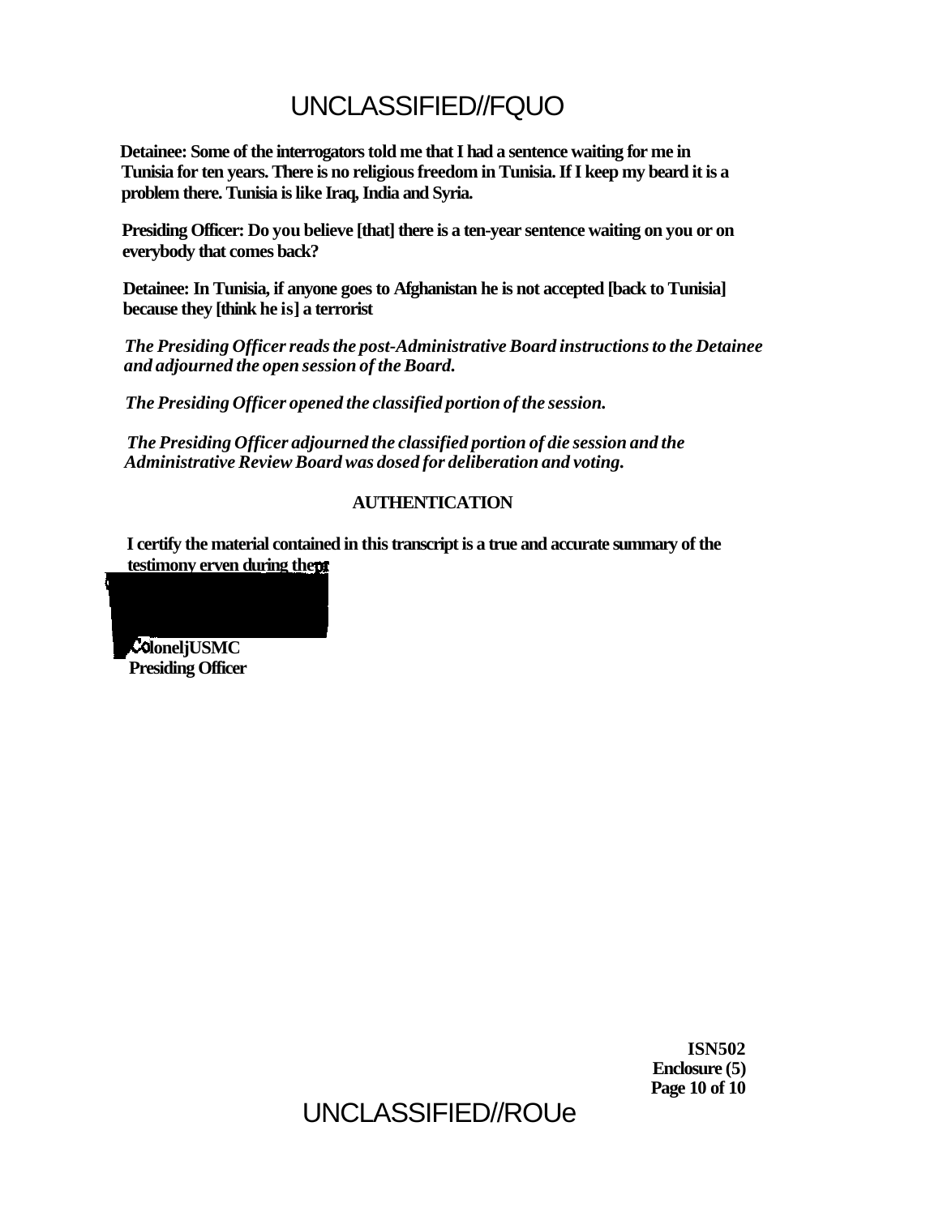**Detainee: Some of the interrogators told me that I had a sentence waiting for me in Tunisia for ten years. There is no religious freedom in Tunisia. If I keep my beard it is a problem there. Tunisia is like Iraq, India and Syria.**

**Presiding Officer: Do you believe [that] there is a ten-year sentence waiting on you or on everybody that comes back?**

**Detainee: In Tunisia, if anyone goes to Afghanistan he is not accepted [back to Tunisia] because they [think he is] a terrorist**

***The Presiding Officer reads the post-Administrative Board instructions to the Detainee and adjourned the open session of the Board.***

***The Presiding Officer opened the classified portion of the session.***

***The Presiding Officer adjourned the classified portion of die session and the Administrative Review Board was dosed for deliberation and voting.***

**AUTHENTICATION**

**I certify the material contained in this transcript is a true and accurate summary of the testimony erven during the**

**ColoneljUSMC**
**Presiding Officer**

**ISN502**
**Enclosure (5)**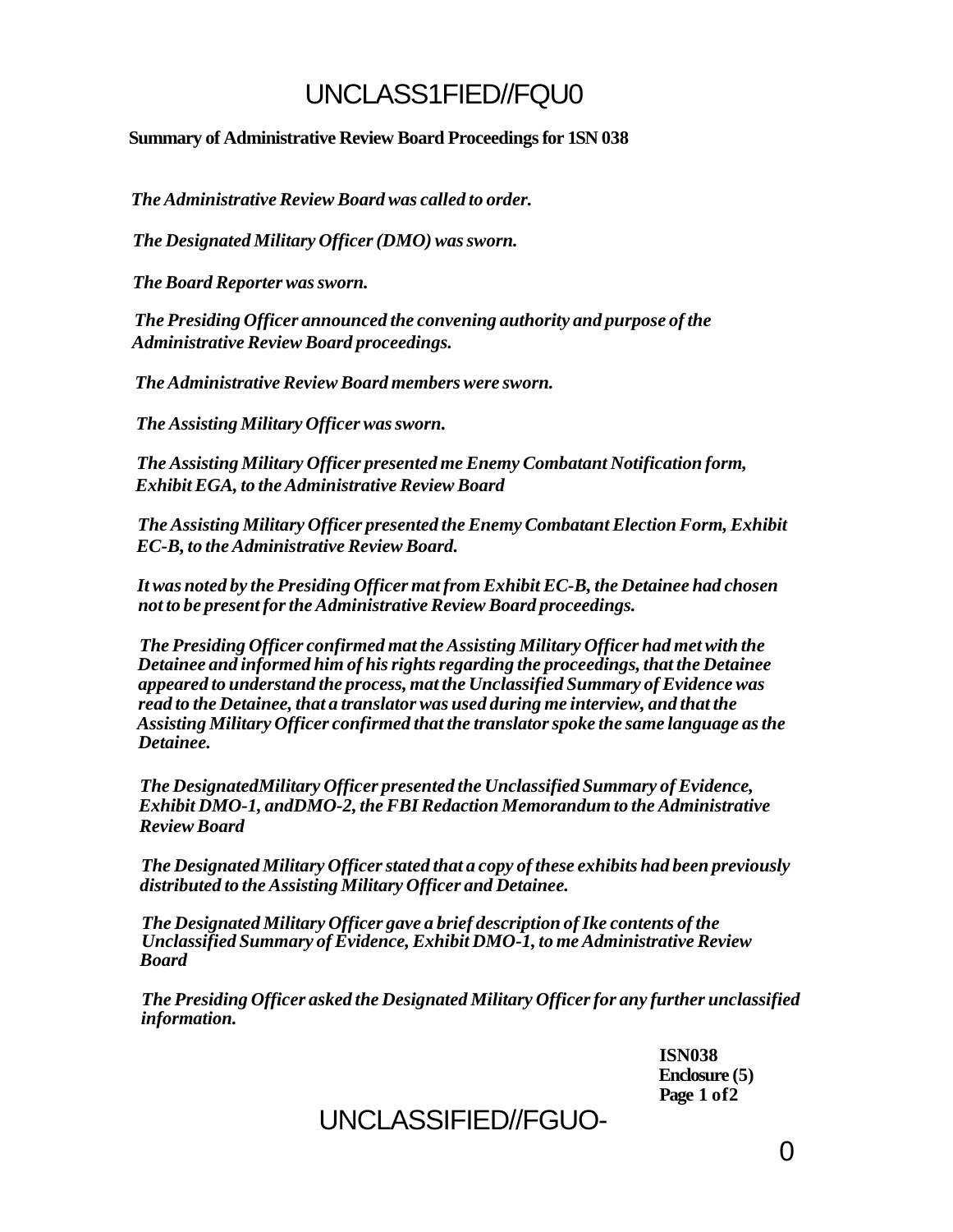**Summary of Administrative Review Board Proceedings for 1SN 038**

*The Administrative Review Board was called to order.*

*The Designated Military Officer (DMO) was sworn.*

*The Board Reporter was sworn.*

*The Presiding Officer announced the convening authority and purpose of the Administrative Review Board proceedings.*

*The Administrative Review Board members were sworn.*

*The Assisting Military Officer was sworn.*

*The Assisting Military Officer presented me Enemy Combatant Notification form, Exhibit EGA, to the Administrative Review Board*

*The Assisting Military Officer presented the Enemy Combatant Election Form, Exhibit EC-B, to the Administrative Review Board.*

*It was noted by the Presiding Officer mat from Exhibit EC-B, the Detainee had chosen not to be present for the Administrative Review Board proceedings.*

*The Presiding Officer confirmed mat the Assisting Military Officer had met with the Detainee and informed him of his rights regarding the proceedings, that the Detainee appeared to understand the process, mat the Unclassified Summary of Evidence was read to the Detainee, that a translator was used during me interview, and that the Assisting Military Officer confirmed that the translator spoke the same language as the Detainee.*

*The DesignatedMilitary Officer presented the Unclassified Summary of Evidence, Exhibit DMO-1, andDMO-2, the FBI Redaction Memorandum to the Administrative Review Board*

*The Designated Military Officer stated that a copy of these exhibits had been previously distributed to the Assisting Military Officer and Detainee.*

*The Designated Military Officer gave a brief description of Ike contents of the Unclassified Summary of Evidence, Exhibit DMO-1, to me Administrative Review Board*

*The Presiding Officer asked the Designated Military Officer for any further unclassified information.*

**ISN038**
**Enclosure (5)**
**Page 1 of2**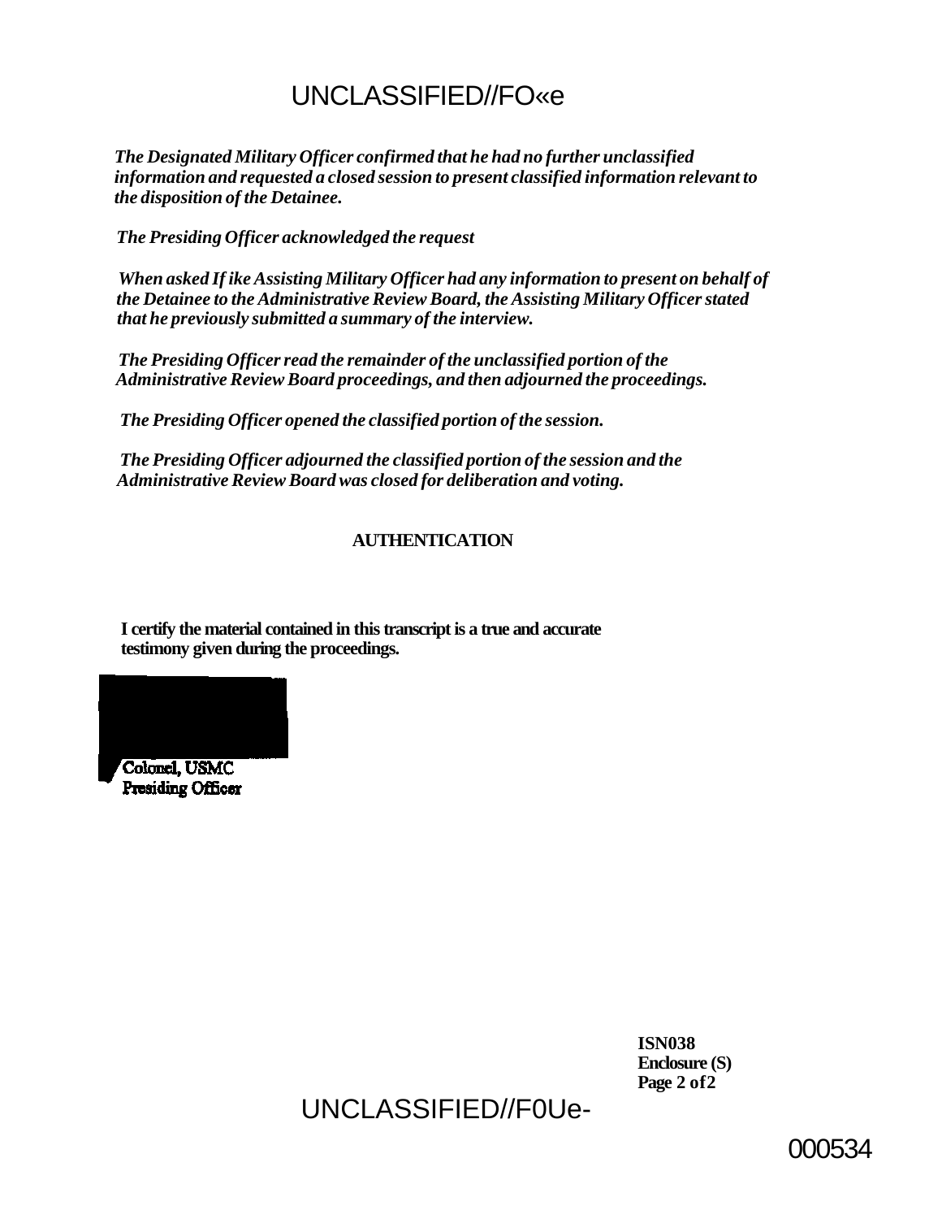*The Designated Military Officer confirmed that he had no further unclassified information and requested a closed session to present classified information relevant to the disposition of the Detainee.*

*The Presiding Officer acknowledged the request*

*When asked If ike Assisting Military Officer had any information to present on behalf of the Detainee to the Administrative Review Board, the Assisting Military Officer stated that he previously submitted a summary of the interview.*

*The Presiding Officer read the remainder of the unclassified portion of the Administrative Review Board proceedings, and then adjourned the proceedings.*

*The Presiding Officer opened the classified portion of the session.*

*The Presiding Officer adjourned the classified portion of the session and the Administrative Review Board was closed for deliberation and voting.*

**AUTHENTICATION**

**I certify the material contained in this transcript is a true and accurate testimony given during the proceedings.**

Colonel, USMC
Presiding Officer

**ISN038**
**Enclosure (S)**
**Page 2 of 2**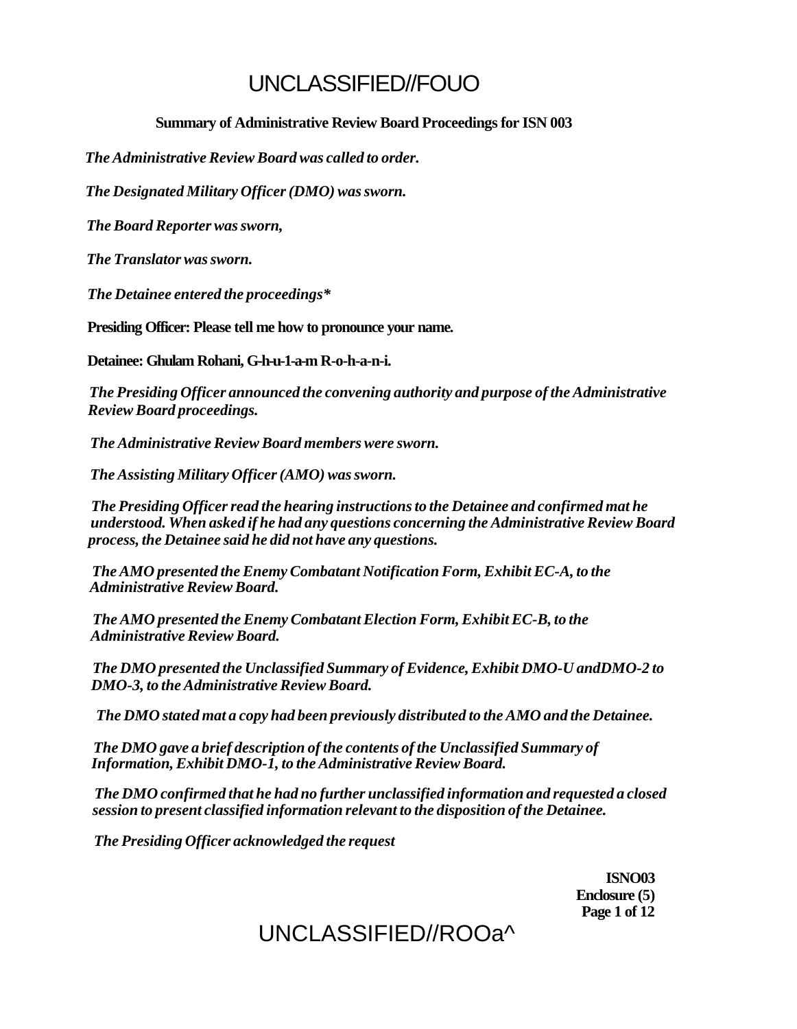**Summary of Administrative Review Board Proceedings for ISN 003**

*The Administrative Review Board was called to order.*

*The Designated Military Officer (DMO) was sworn.*

*The Board Reporter was sworn,*

*The Translator was sworn.*

*The Detainee entered the proceedings**

**Presiding Officer: Please tell me how to pronounce your name.**

**Detainee: Ghulam Rohani, G-h-u-1-a-m R-o-h-a-n-i.**

*The Presiding Officer announced the convening authority and purpose of the Administrative Review Board proceedings.*

*The Administrative Review Board members were sworn.*

*The Assisting Military Officer (AMO) was sworn.*

*The Presiding Officer read the hearing instructions to the Detainee and confirmed mat he understood. When asked if he had any questions concerning the Administrative Review Board process, the Detainee said he did not have any questions.*

*The AMO presented the Enemy Combatant Notification Form, Exhibit EC-A, to the Administrative Review Board.*

*The AMO presented the Enemy Combatant Election Form, Exhibit EC-B, to the Administrative Review Board.*

*The DMO presented the Unclassified Summary of Evidence, Exhibit DMO-U andDMO-2 to DMO-3, to the Administrative Review Board.*

*The DMO stated mat a copy had been previously distributed to the AMO and the Detainee.*

*The DMO gave a brief description of the contents of the Unclassified Summary of Information, Exhibit DMO-1, to the Administrative Review Board.*

*The DMO confirmed that he had no further unclassified information and requested a closed session to present classified information relevant to the disposition of the Detainee.*

*The Presiding Officer acknowledged the request*

**ISNO03**
**Enclosure (5)**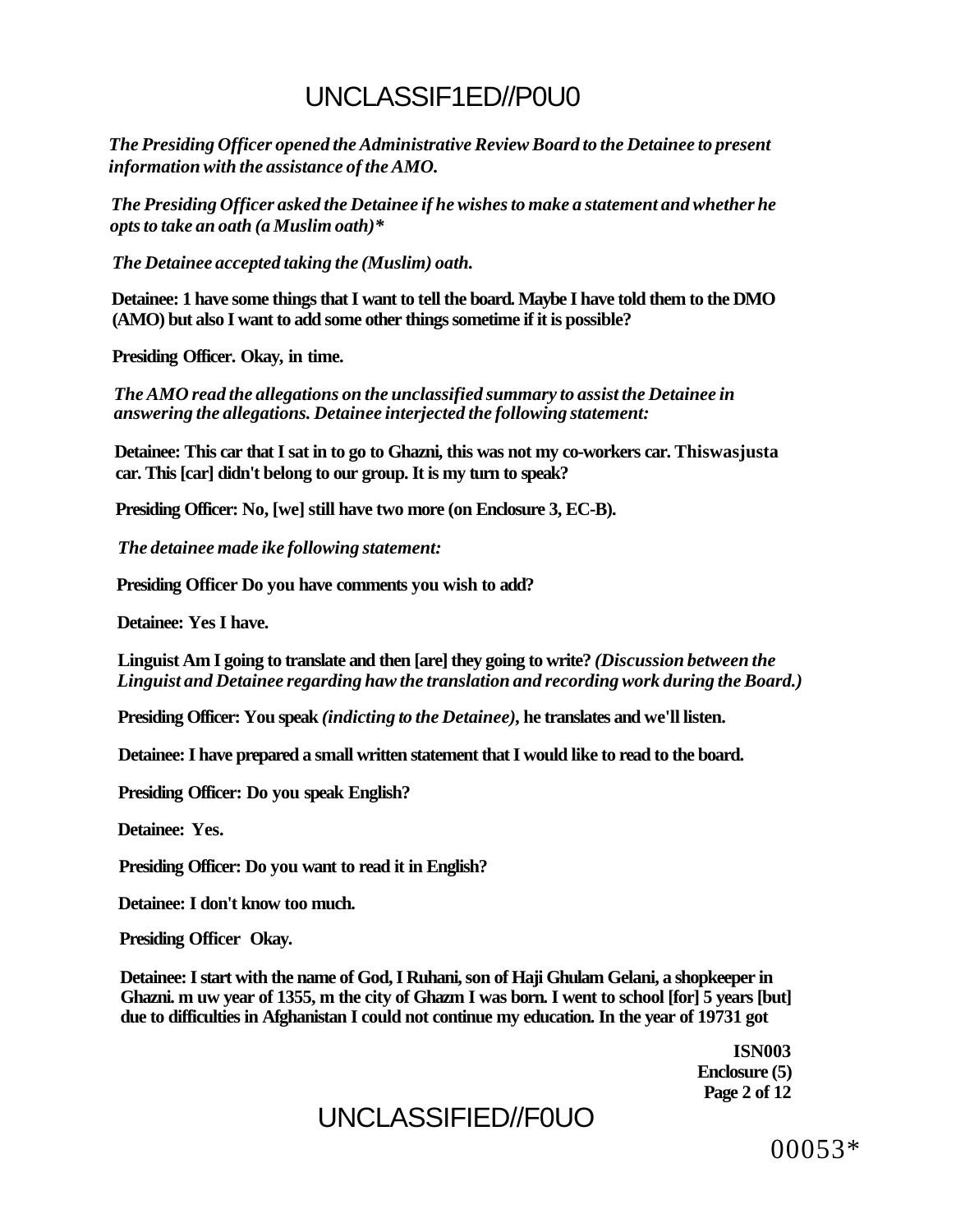*The Presiding Officer opened the Administrative Review Board to the Detainee to present information with the assistance of the AMO.*

*The Presiding Officer asked the Detainee if he wishes to make a statement and whether he opts to take an oath (a Muslim oath)**

*The Detainee accepted taking the (Muslim) oath.*

**Detainee: 1 have some things that I want to tell the board. Maybe I have told them to the DMO (AMO) but also I want to add some other things sometime if it is possible?**

**Presiding Officer. Okay, in time.**

*The AMO read the allegations on the unclassified summary to assist the Detainee in answering the allegations. Detainee interjected the following statement:*

**Detainee: This car that I sat in to go to Ghazni, this was not my co-workers car. Thiswasjusta car. This [car] didn't belong to our group. It is my turn to speak?**

**Presiding Officer: No, [we] still have two more (on Enclosure 3, EC-B).**

*The detainee made ike following statement:*

**Presiding Officer Do you have comments you wish to add?**

**Detainee: Yes I have.**

**Linguist Am I going to translate and then [are] they going to write?** *(Discussion between the Linguist and Detainee regarding haw the translation and recording work during the Board.)*

**Presiding Officer: You speak** *(indicting to the Detainee)*, **he translates and we'll listen.**

**Detainee: I have prepared a small written statement that I would like to read to the board.**

**Presiding Officer: Do you speak English?**

**Detainee: Yes.**

**Presiding Officer: Do you want to read it in English?**

**Detainee: I don't know too much.**

**Presiding Officer Okay.**

**Detainee: I start with the name of God, I Ruhani, son of Haji Ghulam Gelani, a shopkeeper in Ghazni. m uw year of 1355, m the city of Ghazm I was born. I went to school [for] 5 years [but] due to difficulties in Afghanistan I could not continue my education. In the year of 19731 got**

**ISN003**
**Enclosure (5)**

00053*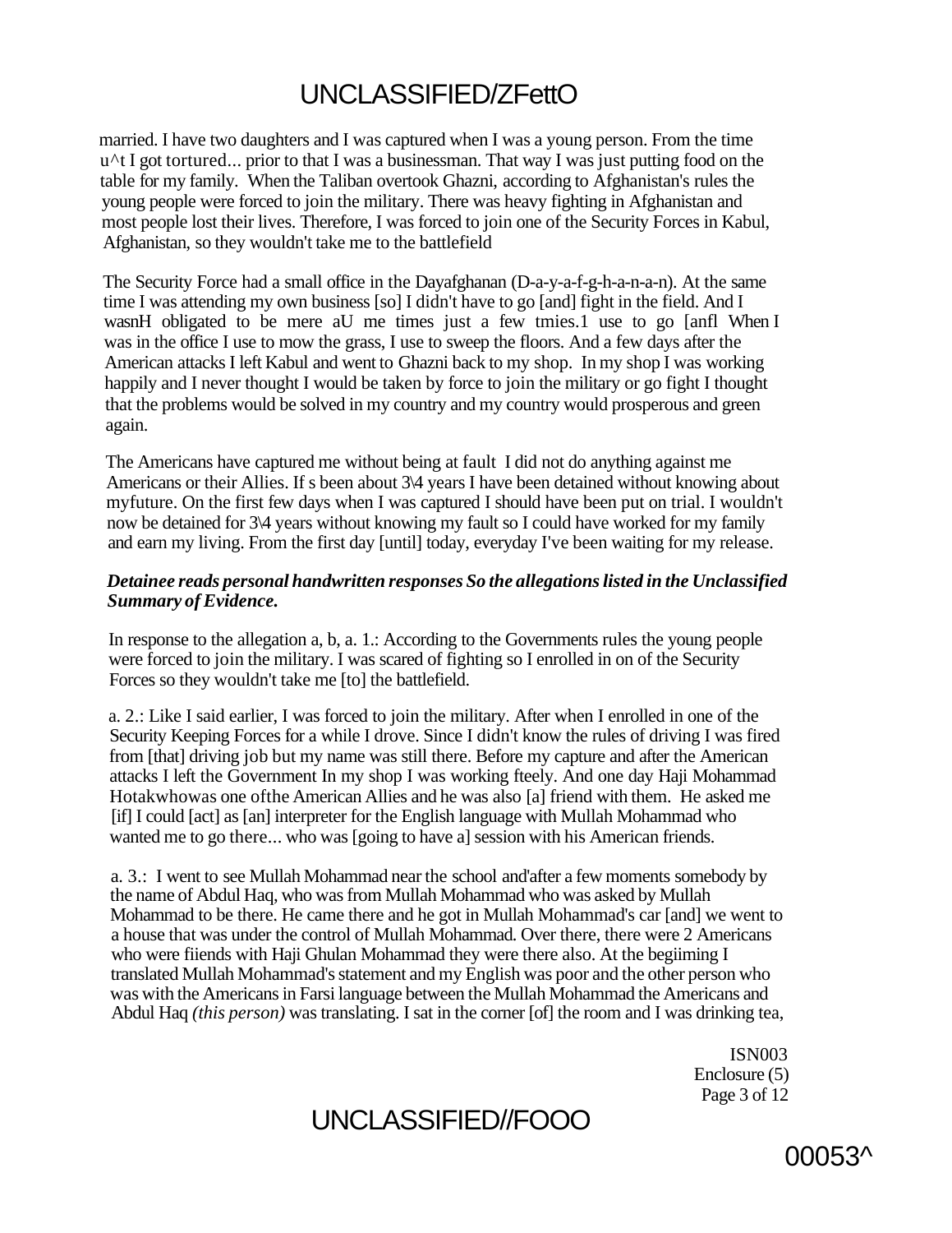married. I have two daughters and I was captured when I was a young person. From the time u^t I got tortured... prior to that I was a businessman. That way I was just putting food on the table for my family. When the Taliban overtook Ghazni, according to Afghanistan's rules the young people were forced to join the military. There was heavy fighting in Afghanistan and most people lost their lives. Therefore, I was forced to join one of the Security Forces in Kabul, Afghanistan, so they wouldn't take me to the battlefield

The Security Force had a small office in the Dayafghanan (D-a-y-a-f-g-h-a-n-a-n). At the same time I was attending my own business [so] I didn't have to go [and] fight in the field. And I wasnH obligated to be mere aU me times just a few tmies.1 use to go [anfl When I was in the office I use to mow the grass, I use to sweep the floors. And a few days after the American attacks I left Kabul and went to Ghazni back to my shop. In my shop I was working happily and I never thought I would be taken by force to join the military or go fight I thought that the problems would be solved in my country and my country would prosperous and green again.

The Americans have captured me without being at fault I did not do anything against me Americans or their Allies. If s been about 3\4 years I have been detained without knowing about myfuture. On the first few days when I was captured I should have been put on trial. I wouldn't now be detained for 3\4 years without knowing my fault so I could have worked for my family and earn my living. From the first day [until] today, everyday I've been waiting for my release.

***Detainee reads personal handwritten responses So the allegations listed in the Unclassified Summary of Evidence.***

In response to the allegation a, b, a. 1.: According to the Governments rules the young people were forced to join the military. I was scared of fighting so I enrolled in on of the Security Forces so they wouldn't take me [to] the battlefield.

a. 2.: Like I said earlier, I was forced to join the military. After when I enrolled in one of the Security Keeping Forces for a while I drove. Since I didn't know the rules of driving I was fired from [that] driving job but my name was still there. Before my capture and after the American attacks I left the Government In my shop I was working fteely. And one day Haji Mohammad Hotakwhowas one ofthe American Allies and he was also [a] friend with them. He asked me [if] I could [act] as [an] interpreter for the English language with Mullah Mohammad who wanted me to go there... who was [going to have a] session with his American friends.

a. 3.: I went to see Mullah Mohammad near the school and'after a few moments somebody by the name of Abdul Haq, who was from Mullah Mohammad who was asked by Mullah Mohammad to be there. He came there and he got in Mullah Mohammad's car [and] we went to a house that was under the control of Mullah Mohammad. Over there, there were 2 Americans who were fiiends with Haji Ghulan Mohammad they were there also. At the begiiming I translated Mullah Mohammad's statement and my English was poor and the other person who was with the Americans in Farsi language between the Mullah Mohammad the Americans and Abdul Haq *(this person)* was translating. I sat in the corner [of] the room and I was drinking tea,

ISN003
Enclosure (5)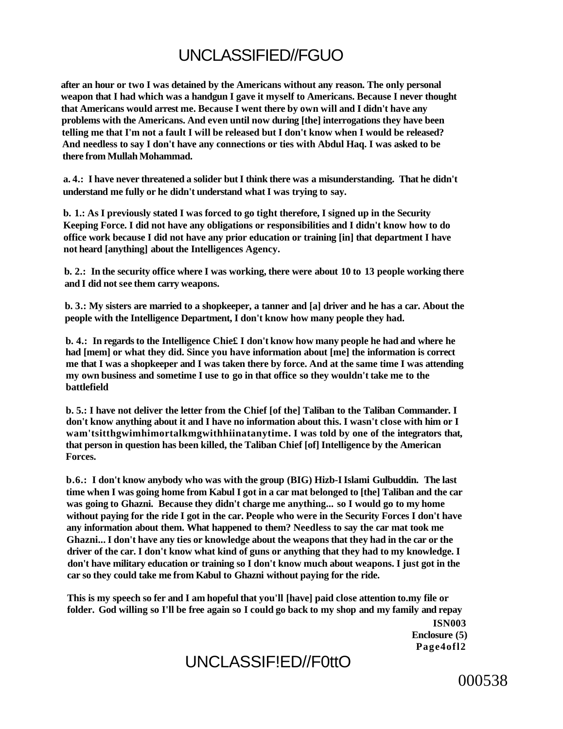**after an hour or two I was detained by the Americans without any reason. The only personal weapon that I had which was a handgun I gave it myself to Americans. Because I never thought that Americans would arrest me. Because I went there by own will and I didn't have any problems with the Americans. And even until now during [the] interrogations they have been telling me that I'm not a fault I will be released but I don't know when I would be released? And needless to say I don't have any connections or ties with Abdul Haq. I was asked to be there from Mullah Mohammad.**

**a. 4.: I have never threatened a solider but I think there was a misunderstanding. That he didn't understand me fully or he didn't understand what I was trying to say.**

**b. 1.: As I previously stated I was forced to go tight therefore, I signed up in the Security Keeping Force. I did not have any obligations or responsibilities and I didn't know how to do office work because I did not have any prior education or training [in] that department I have not heard [anything] about the Intelligences Agency.**

**b. 2.: In the security office where I was working, there were about 10 to 13 people working there and I did not see them carry weapons.**

**b. 3.: My sisters are married to a shopkeeper, a tanner and [a] driver and he has a car. About the people with the Intelligence Department, I don't know how many people they had.**

**b. 4.: In regards to the Intelligence Chie£ I don't know how many people he had and where he had [mem] or what they did. Since you have information about [me] the information is correct me that I was a shopkeeper and I was taken there by force. And at the same time I was attending my own business and sometime I use to go in that office so they wouldn't take me to the battlefield**

**b. 5.: I have not deliver the letter from the Chief [of the] Taliban to the Taliban Commander. I don't know anything about it and I have no information about this. I wasn't close with him or I wam'tsitthgwimhimortalkmgwithhiinatanytime. I was told by one of the integrators that, that person in question has been killed, the Taliban Chief [of] Intelligence by the American Forces.**

**b.6.: I don't know anybody who was with the group (BIG) Hizb-I Islami Gulbuddin. The last time when I was going home from Kabul I got in a car mat belonged to [the] Taliban and the car was going to Ghazni. Because they didn't charge me anything... so I would go to my home without paying for the ride I got in the car. People who were in the Security Forces I don't have any information about them. What happened to them? Needless to say the car mat took me Ghazni... I don't have any ties or knowledge about the weapons that they had in the car or the driver of the car. I don't know what kind of guns or anything that they had to my knowledge. I don't have military education or training so I don't know much about weapons. I just got in the car so they could take me from Kabul to Ghazni without paying for the ride.**

**This is my speech so fer and I am hopeful that you'll [have] paid close attention to.my file or folder. God willing so I'll be free again so I could go back to my shop and my family and repay**

**ISN003**
**Enclosure (5)**
**Page4ofl2**

000538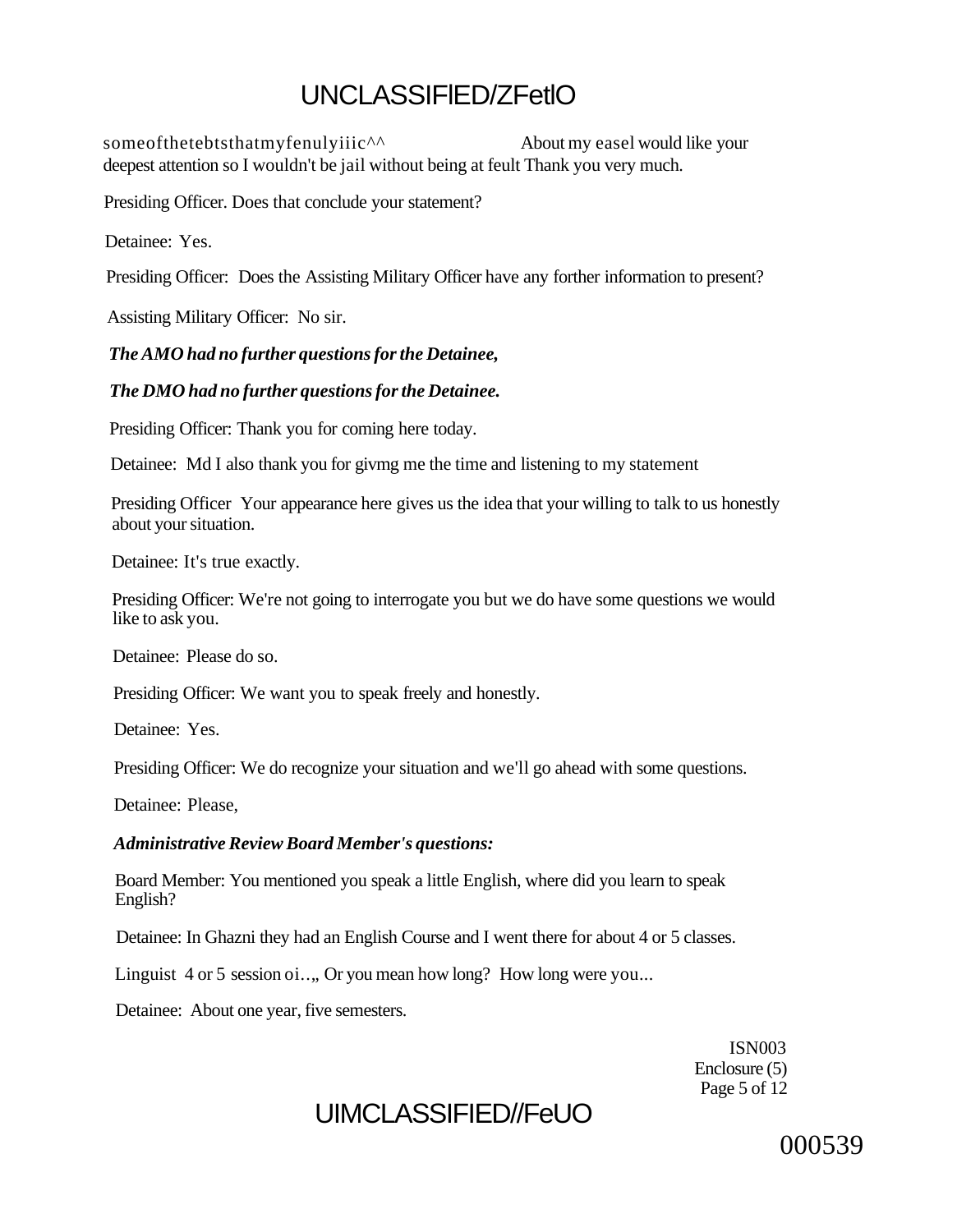someofthetebtsthatmyfenulyiiic^^ About my easel would like your deepest attention so I wouldn't be jail without being at feult Thank you very much.

Presiding Officer. Does that conclude your statement?

Detainee: Yes.

Presiding Officer: Does the Assisting Military Officer have any forther information to present?

Assisting Military Officer: No sir.

***The AMO had no further questions for the Detainee,***

***The DMO had no further questions for the Detainee.***

Presiding Officer: Thank you for coming here today.

Detainee: Md I also thank you for givmg me the time and listening to my statement

Presiding Officer Your appearance here gives us the idea that your willing to talk to us honestly about your situation.

Detainee: It's true exactly.

Presiding Officer: We're not going to interrogate you but we do have some questions we would like to ask you.

Detainee: Please do so.

Presiding Officer: We want you to speak freely and honestly.

Detainee: Yes.

Presiding Officer: We do recognize your situation and we'll go ahead with some questions.

Detainee: Please,

***Administrative Review Board Member's questions:***

Board Member: You mentioned you speak a little English, where did you learn to speak English?

Detainee: In Ghazni they had an English Course and I went there for about 4 or 5 classes.

Linguist 4 or 5 session oi..„ Or you mean how long? How long were you...

Detainee: About one year, five semesters.

ISN003
Enclosure (5)
Page 5 of 12

000539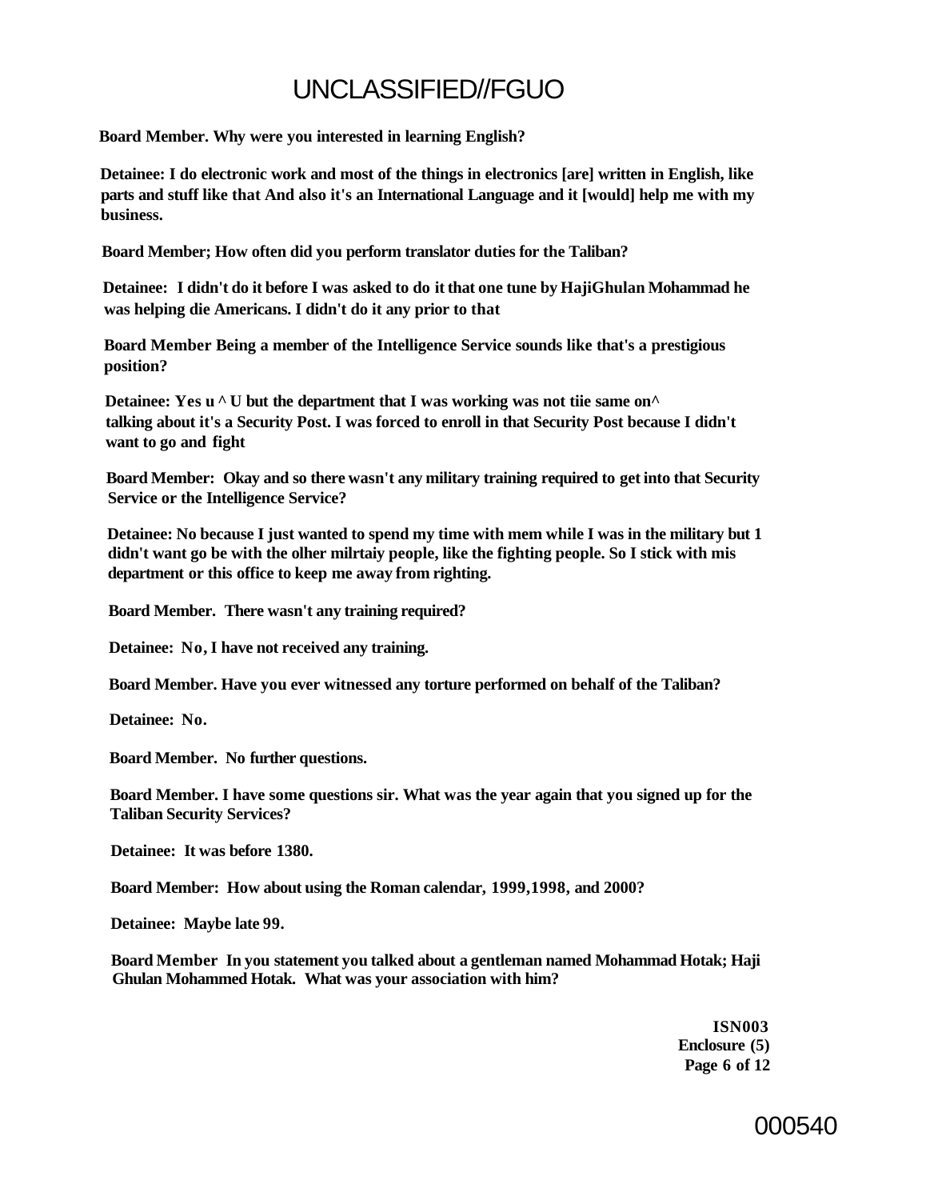**Board Member. Why were you interested in learning English?**

**Detainee: I do electronic work and most of the things in electronics [are] written in English, like parts and stuff like that And also it's an International Language and it [would] help me with my business.**

**Board Member; How often did you perform translator duties for the Taliban?**

**Detainee: I didn't do it before I was asked to do it that one tune by HajiGhulan Mohammad he was helping die Americans. I didn't do it any prior to that**

**Board Member Being a member of the Intelligence Service sounds like that's a prestigious position?**

**Detainee: Yes u ^ U but the department that I was working was not tiie same on^ talking about it's a Security Post. I was forced to enroll in that Security Post because I didn't want to go and fight**

**Board Member: Okay and so there wasn't any military training required to get into that Security Service or the Intelligence Service?**

**Detainee: No because I just wanted to spend my time with mem while I was in the military but 1 didn't want go be with the olher milrtaiy people, like the fighting people. So I stick with mis department or this office to keep me away from righting.**

**Board Member. There wasn't any training required?**

**Detainee: No, I have not received any training.**

**Board Member. Have you ever witnessed any torture performed on behalf of the Taliban?**

**Detainee: No.**

**Board Member. No further questions.**

**Board Member. I have some questions sir. What was the year again that you signed up for the Taliban Security Services?**

**Detainee: It was before 1380.**

**Board Member: How about using the Roman calendar, 1999,1998, and 2000?**

**Detainee: Maybe late 99.**

**Board Member In you statement you talked about a gentleman named Mohammad Hotak; Haji Ghulan Mohammed Hotak. What was your association with him?**

**ISN003**
**Enclosure (5)**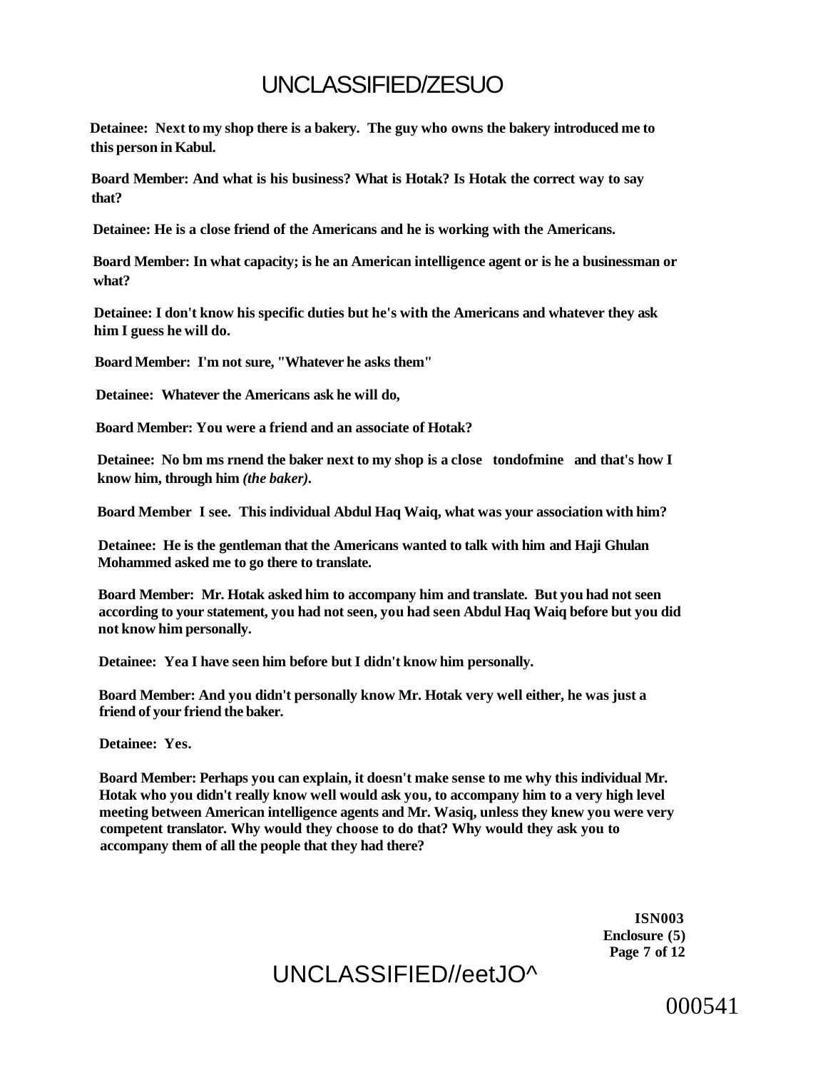**Detainee: Next to my shop there is a bakery. The guy who owns the bakery introduced me to this person in Kabul.**

**Board Member: And what is his business? What is Hotak? Is Hotak the correct way to say that?**

**Detainee: He is a close friend of the Americans and he is working with the Americans.**

**Board Member: In what capacity; is he an American intelligence agent or is he a businessman or what?**

**Detainee: I don't know his specific duties but he's with the Americans and whatever they ask him I guess he will do.**

**Board Member: I'm not sure, "Whatever he asks them"**

**Detainee: Whatever the Americans ask he will do,**

**Board Member: You were a friend and an associate of Hotak?**

**Detainee: No bm ms rnend the baker next to my shop is a close tondofmine and that's how I know him, through him *(the baker)*.**

**Board Member I see. This individual Abdul Haq Waiq, what was your association with him?**

**Detainee: He is the gentleman that the Americans wanted to talk with him and Haji Ghulan Mohammed asked me to go there to translate.**

**Board Member: Mr. Hotak asked him to accompany him and translate. But you had not seen according to your statement, you had not seen, you had seen Abdul Haq Waiq before but you did not know him personally.**

**Detainee: Yea I have seen him before but I didn't know him personally.**

**Board Member: And you didn't personally know Mr. Hotak very well either, he was just a friend of your friend the baker.**

**Detainee: Yes.**

**Board Member: Perhaps you can explain, it doesn't make sense to me why this individual Mr. Hotak who you didn't really know well would ask you, to accompany him to a very high level meeting between American intelligence agents and Mr. Wasiq, unless they knew you were very competent translator. Why would they choose to do that? Why would they ask you to accompany them of all the people that they had there?**

**ISN003**
**Enclosure (5)**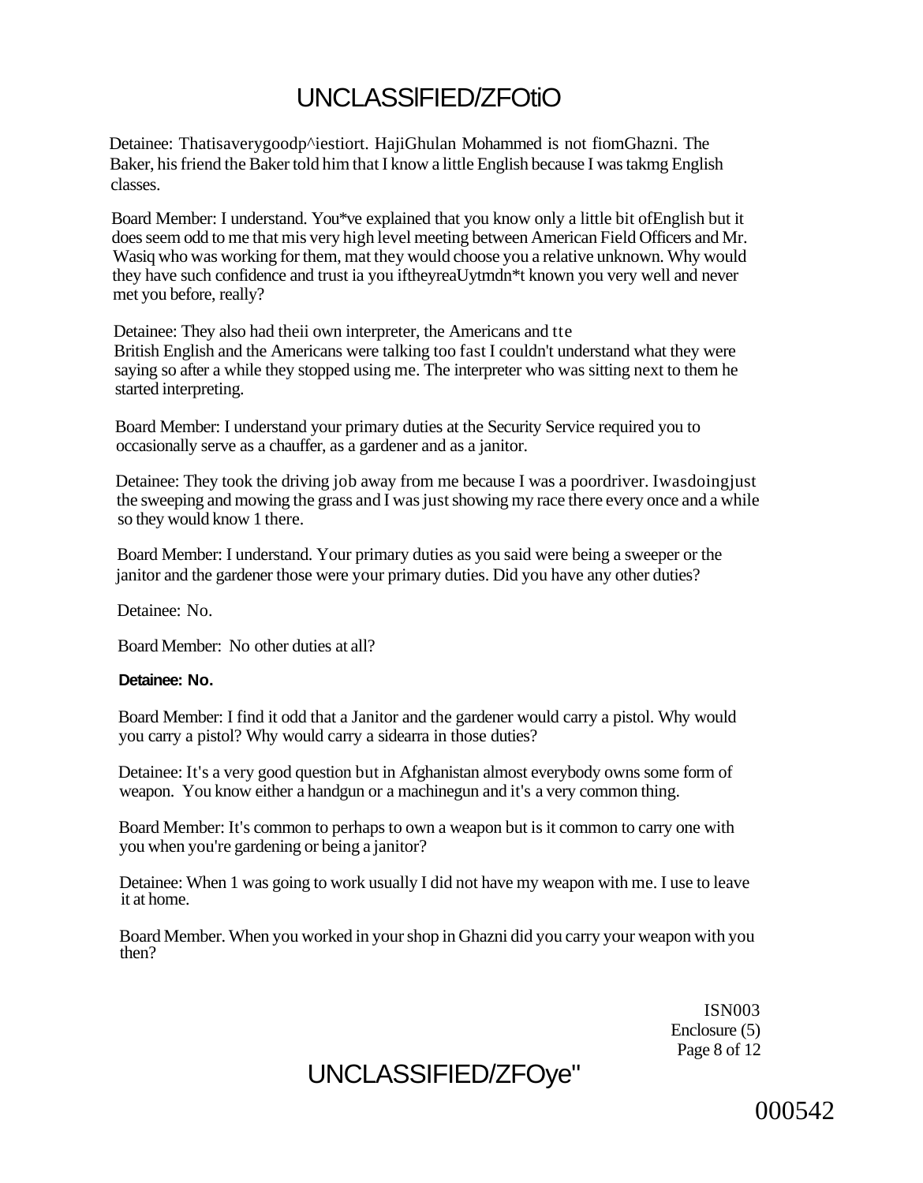Detainee: Thatisaverygoodp^iestiort. HajiGhulan Mohammed is not fiomGhazni. The Baker, his friend the Baker told him that I know a little English because I was takmg English classes.

Board Member: I understand. You*ve explained that you know only a little bit ofEnglish but it does seem odd to me that mis very high level meeting between American Field Officers and Mr. Wasiq who was working for them, mat they would choose you a relative unknown. Why would they have such confidence and trust ia you iftheyreaUytmdn*t known you very well and never met you before, really?

Detainee: They also had theii own interpreter, the Americans and tte British English and the Americans were talking too fast I couldn't understand what they were saying so after a while they stopped using me. The interpreter who was sitting next to them he started interpreting.

Board Member: I understand your primary duties at the Security Service required you to occasionally serve as a chauffer, as a gardener and as a janitor.

Detainee: They took the driving job away from me because I was a poordriver. Iwasdoingjust the sweeping and mowing the grass and I was just showing my race there every once and a while so they would know 1 there.

Board Member: I understand. Your primary duties as you said were being a sweeper or the janitor and the gardener those were your primary duties. Did you have any other duties?

Detainee: No.

Board Member: No other duties at all?

**Detainee: No.**

Board Member: I find it odd that a Janitor and the gardener would carry a pistol. Why would you carry a pistol? Why would carry a sidearra in those duties?

Detainee: It's a very good question but in Afghanistan almost everybody owns some form of weapon. You know either a handgun or a machinegun and it's a very common thing.

Board Member: It's common to perhaps to own a weapon but is it common to carry one with you when you're gardening or being a janitor?

Detainee: When 1 was going to work usually I did not have my weapon with me. I use to leave it at home.

Board Member. When you worked in your shop in Ghazni did you carry your weapon with you then?

ISN003
Enclosure (5)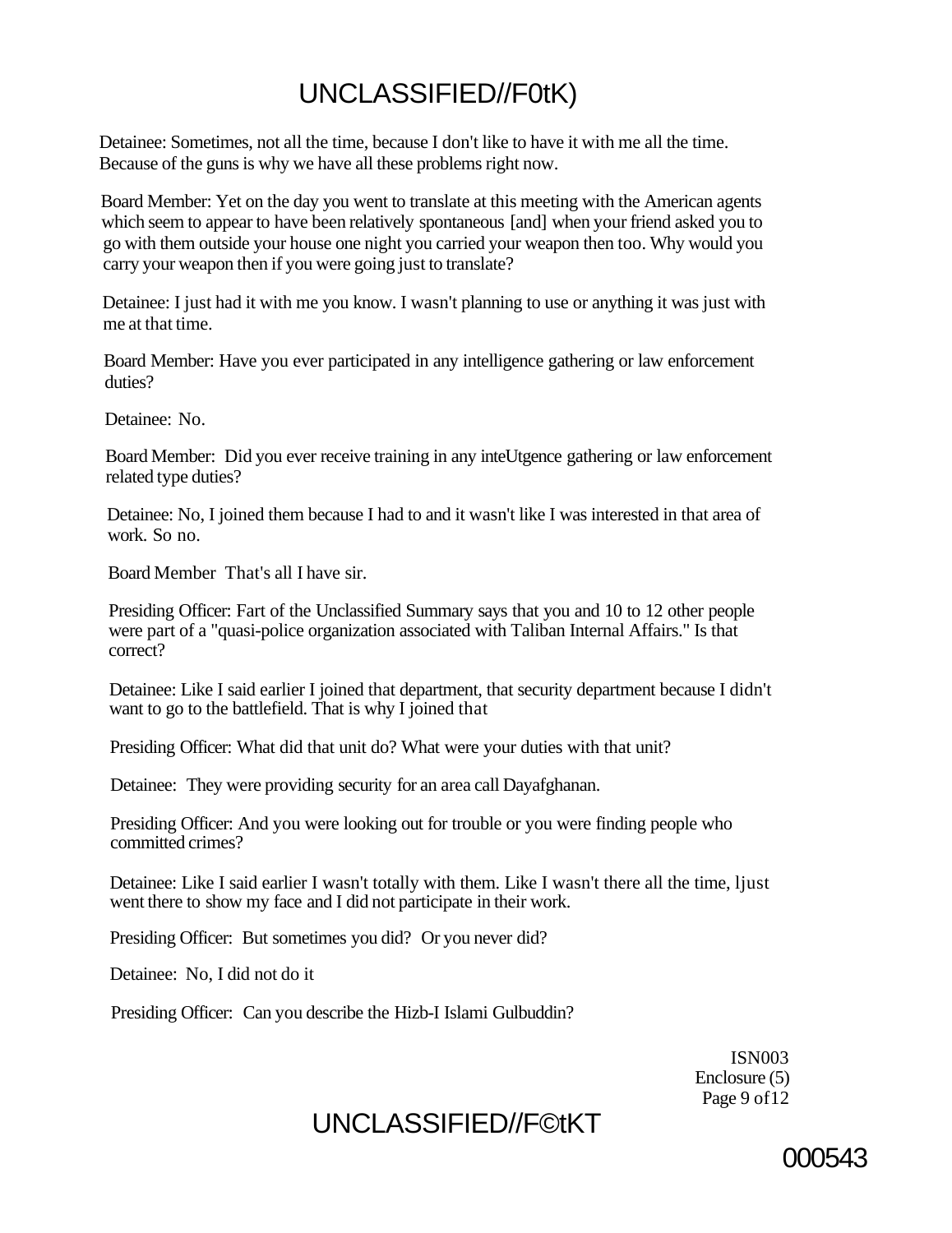Detainee: Sometimes, not all the time, because I don't like to have it with me all the time. Because of the guns is why we have all these problems right now.

Board Member: Yet on the day you went to translate at this meeting with the American agents which seem to appear to have been relatively spontaneous [and] when your friend asked you to go with them outside your house one night you carried your weapon then too. Why would you carry your weapon then if you were going just to translate?

Detainee: I just had it with me you know. I wasn't planning to use or anything it was just with me at that time.

Board Member: Have you ever participated in any intelligence gathering or law enforcement duties?

Detainee: No.

Board Member: Did you ever receive training in any inteUtgence gathering or law enforcement related type duties?

Detainee: No, I joined them because I had to and it wasn't like I was interested in that area of work. So no.

Board Member That's all I have sir.

Presiding Officer: Fart of the Unclassified Summary says that you and 10 to 12 other people were part of a "quasi-police organization associated with Taliban Internal Affairs." Is that correct?

Detainee: Like I said earlier I joined that department, that security department because I didn't want to go to the battlefield. That is why I joined that

Presiding Officer: What did that unit do? What were your duties with that unit?

Detainee: They were providing security for an area call Dayafghanan.

Presiding Officer: And you were looking out for trouble or you were finding people who committed crimes?

Detainee: Like I said earlier I wasn't totally with them. Like I wasn't there all the time, ljust went there to show my face and I did not participate in their work.

Presiding Officer: But sometimes you did? Or you never did?

Detainee: No, I did not do it

Presiding Officer: Can you describe the Hizb-I Islami Gulbuddin?

ISN003
Enclosure (5)
Page 9 of 12

000543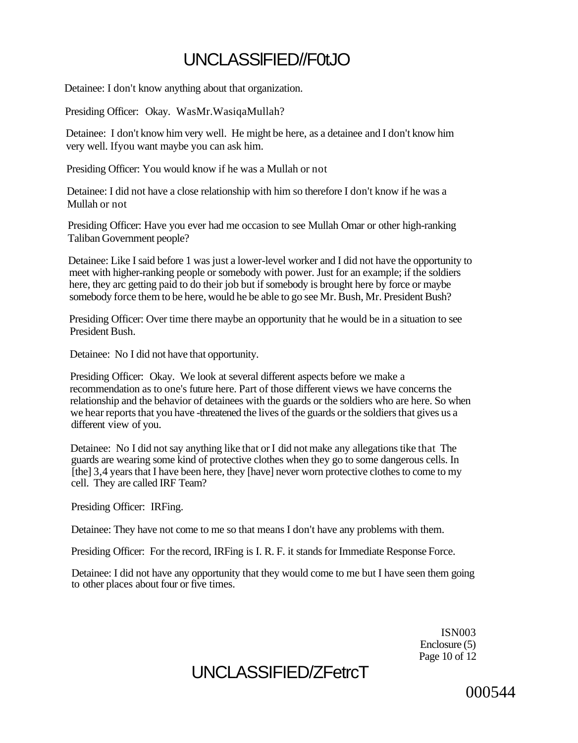Detainee: I don't know anything about that organization.

Presiding Officer: Okay. WasMr.WasiqaMullah?

Detainee: I don't know him very well. He might be here, as a detainee and I don't know him very well. Ifyou want maybe you can ask him.

Presiding Officer: You would know if he was a Mullah or not

Detainee: I did not have a close relationship with him so therefore I don't know if he was a Mullah or not

Presiding Officer: Have you ever had me occasion to see Mullah Omar or other high-ranking Taliban Government people?

Detainee: Like I said before 1 was just a lower-level worker and I did not have the opportunity to meet with higher-ranking people or somebody with power. Just for an example; if the soldiers here, they arc getting paid to do their job but if somebody is brought here by force or maybe somebody force them to be here, would he be able to go see Mr. Bush, Mr. President Bush?

Presiding Officer: Over time there maybe an opportunity that he would be in a situation to see President Bush.

Detainee: No I did not have that opportunity.

Presiding Officer: Okay. We look at several different aspects before we make a recommendation as to one's future here. Part of those different views we have concerns the relationship and the behavior of detainees with the guards or the soldiers who are here. So when we hear reports that you have -threatened the lives of the guards or the soldiers that gives us a different view of you.

Detainee: No I did not say anything like that or I did not make any allegations tike that The guards are wearing some kind of protective clothes when they go to some dangerous cells. In [the] 3,4 years that I have been here, they [have] never worn protective clothes to come to my cell. They are called IRF Team?

Presiding Officer: IRFing.

Detainee: They have not come to me so that means I don't have any problems with them.

Presiding Officer: For the record, IRFing is I. R. F. it stands for Immediate Response Force.

Detainee: I did not have any opportunity that they would come to me but I have seen them going to other places about four or five times.

ISN003
Enclosure (5)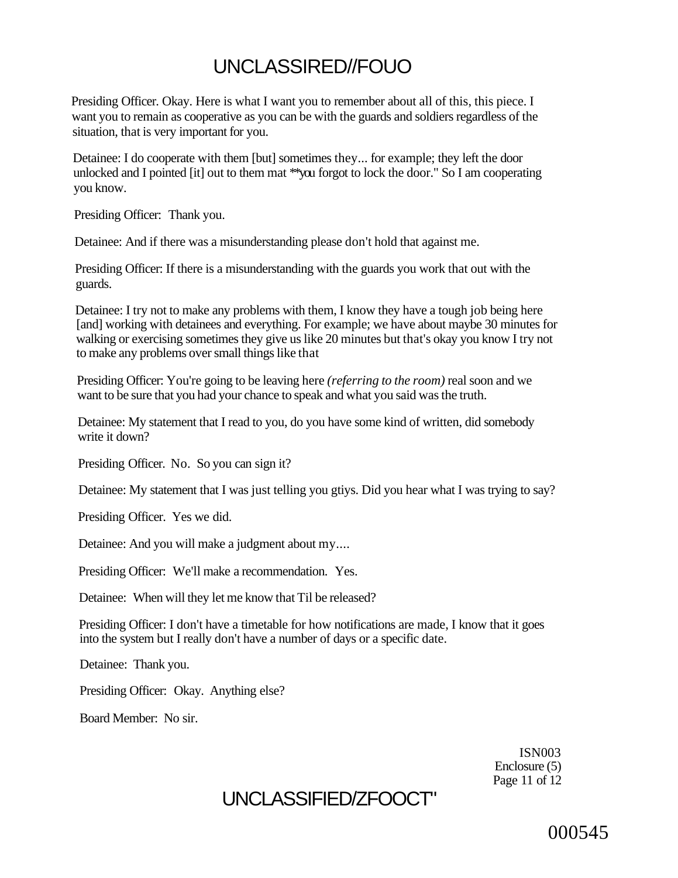Presiding Officer. Okay. Here is what I want you to remember about all of this, this piece. I want you to remain as cooperative as you can be with the guards and soldiers regardless of the situation, that is very important for you.

Detainee: I do cooperate with them [but] sometimes they... for example; they left the door unlocked and I pointed [it] out to them mat **you forgot to lock the door." So I am cooperating you know.

Presiding Officer: Thank you.

Detainee: And if there was a misunderstanding please don't hold that against me.

Presiding Officer: If there is a misunderstanding with the guards you work that out with the guards.

Detainee: I try not to make any problems with them, I know they have a tough job being here [and] working with detainees and everything. For example; we have about maybe 30 minutes for walking or exercising sometimes they give us like 20 minutes but that's okay you know I try not to make any problems over small things like that

Presiding Officer: You're going to be leaving here *(referring to the room)* real soon and we want to be sure that you had your chance to speak and what you said was the truth.

Detainee: My statement that I read to you, do you have some kind of written, did somebody write it down?

Presiding Officer. No. So you can sign it?

Detainee: My statement that I was just telling you gtiys. Did you hear what I was trying to say?

Presiding Officer. Yes we did.

Detainee: And you will make a judgment about my....

Presiding Officer: We'll make a recommendation. Yes.

Detainee: When will they let me know that Til be released?

Presiding Officer: I don't have a timetable for how notifications are made, I know that it goes into the system but I really don't have a number of days or a specific date.

Detainee: Thank you.

Presiding Officer: Okay. Anything else?

Board Member: No sir.

ISN003
Enclosure (5)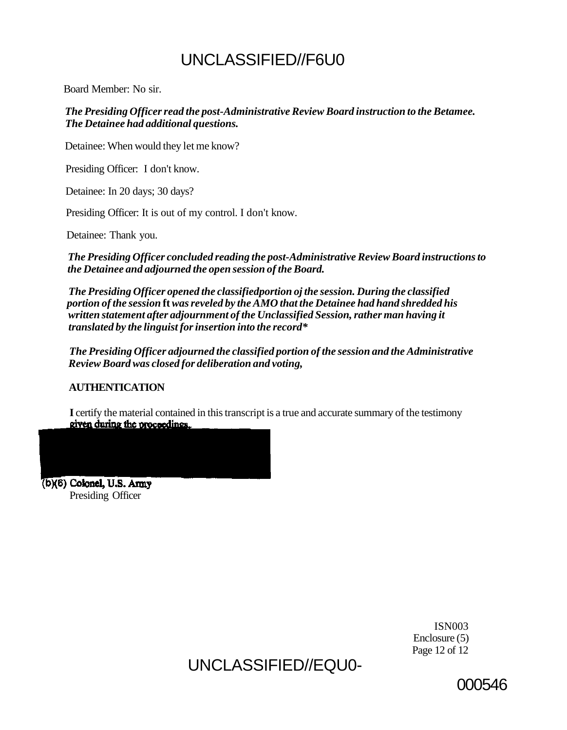Board Member: No sir.

*The Presiding Officer read the post-Administrative Review Board instruction to the Betamee. The Detainee had additional questions.*

Detainee: When would they let me know?

Presiding Officer: I don't know.

Detainee: In 20 days; 30 days?

Presiding Officer: It is out of my control. I don't know.

Detainee: Thank you.

*The Presiding Officer concluded reading the post-Administrative Review Board instructions to the Detainee and adjourned the open session of the Board.*

*The Presiding Officer opened the classifiedportion oj the session. During the classified portion of the session* **ft** *was reveled by the AMO that the Detainee had hand shredded his written statement after adjournment of the Unclassified Session, rather man having it translated by the linguist for insertion into the record**

*The Presiding Officer adjourned the classified portion of the session and the Administrative Review Board was closed for deliberation and voting,*

**AUTHENTICATION**

**I** certify the material contained in this transcript is a true and accurate summary of the testimony given during the proceedings.

(b)(6) Colonel, U.S. Army
Presiding Officer

ISN003
Enclosure (5)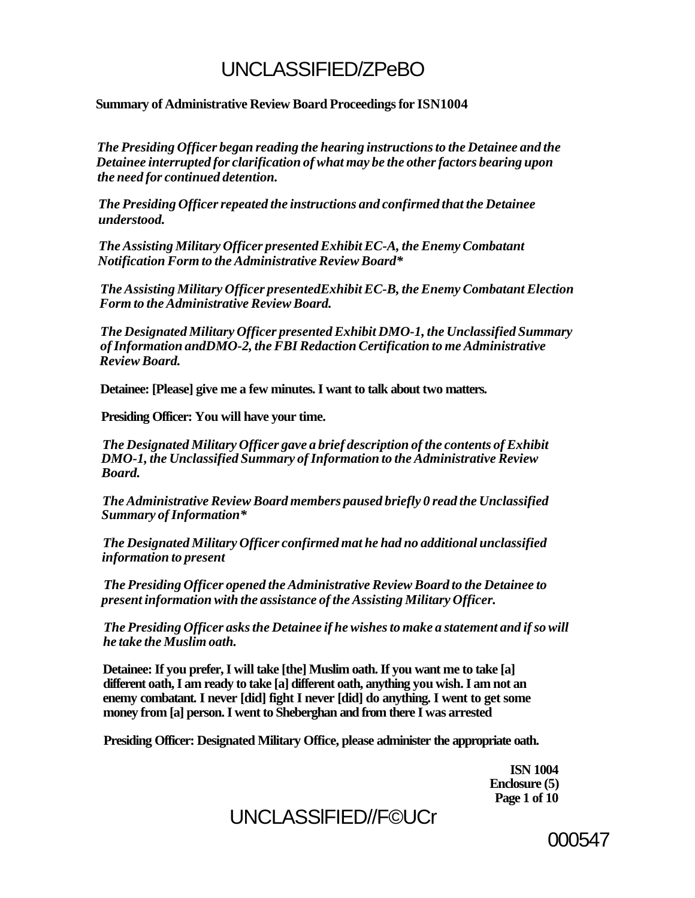**Summary of Administrative Review Board Proceedings for ISN1004**

*The Presiding Officer began reading the hearing instructions to the Detainee and the Detainee interrupted for clarification of what may be the other factors bearing upon the need for continued detention.*

*The Presiding Officer repeated the instructions and confirmed that the Detainee understood.*

*The Assisting Military Officer presented Exhibit EC-A, the Enemy Combatant Notification Form to the Administrative Review Board**

*The Assisting Military Officer presentedExhibit EC-B, the Enemy Combatant Election Form to the Administrative Review Board.*

*The Designated Military Officer presented Exhibit DMO-1, the Unclassified Summary of Information andDMO-2, the FBI Redaction Certification to me Administrative Review Board.*

**Detainee: [Please] give me a few minutes. I want to talk about two matters.**

**Presiding Officer: You will have your time.**

*The Designated Military Officer gave a brief description of the contents of Exhibit DMO-1, the Unclassified Summary of Information to the Administrative Review Board.*

*The Administrative Review Board members paused briefly 0 read the Unclassified Summary of Information**

*The Designated Military Officer confirmed mat he had no additional unclassified information to present*

*The Presiding Officer opened the Administrative Review Board to the Detainee to present information with the assistance of the Assisting Military Officer.*

*The Presiding Officer asks the Detainee if he wishes to make a statement and if so will he take the Muslim oath.*

**Detainee: If you prefer, I will take [the] Muslim oath. If you want me to take [a] different oath, I am ready to take [a] different oath, anything you wish. I am not an enemy combatant. I never [did] fight I never [did] do anything. I went to get some money from [a] person. I went to Sheberghan and from there I was arrested**

**Presiding Officer: Designated Military Office, please administer the appropriate oath.**

**ISN 1004**
**Enclosure (5)**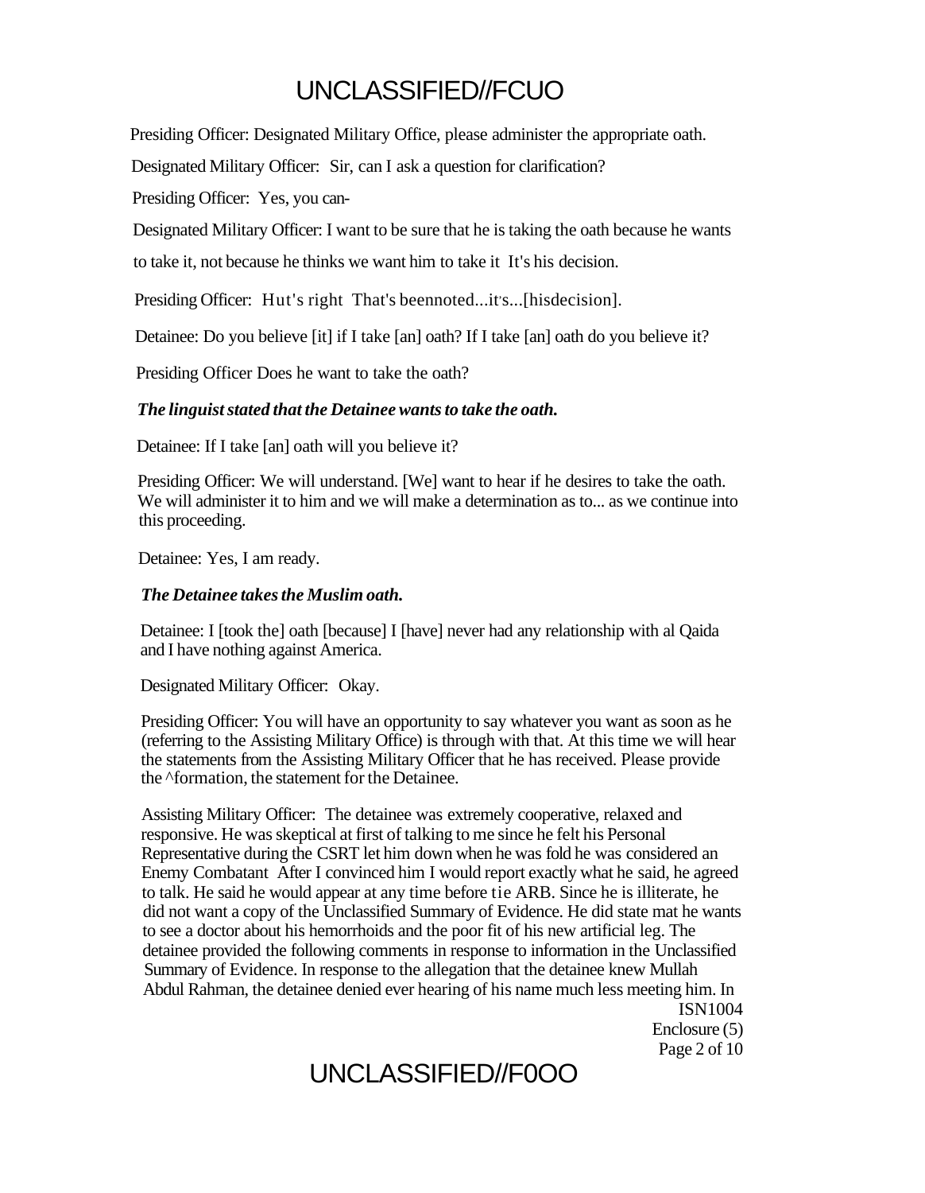Presiding Officer: Designated Military Office, please administer the appropriate oath.

Designated Military Officer: Sir, can I ask a question for clarification?

Presiding Officer: Yes, you can-

Designated Military Officer: I want to be sure that he is taking the oath because he wants to take it, not because he thinks we want him to take it It's his decision.

Presiding Officer: Hut's right That's beennoted...it's...[hisdecision].

Detainee: Do you believe [it] if I take [an] oath? If I take [an] oath do you believe it?

Presiding Officer Does he want to take the oath?

***The linguist stated that the Detainee wants to take the oath.***

Detainee: If I take [an] oath will you believe it?

Presiding Officer: We will understand. [We] want to hear if he desires to take the oath. We will administer it to him and we will make a determination as to... as we continue into this proceeding.

Detainee: Yes, I am ready.

***The Detainee takes the Muslim oath.***

Detainee: I [took the] oath [because] I [have] never had any relationship with al Qaida and I have nothing against America.

Designated Military Officer: Okay.

Presiding Officer: You will have an opportunity to say whatever you want as soon as he (referring to the Assisting Military Office) is through with that. At this time we will hear the statements from the Assisting Military Officer that he has received. Please provide the ^formation, the statement for the Detainee.

Assisting Military Officer: The detainee was extremely cooperative, relaxed and responsive. He was skeptical at first of talking to me since he felt his Personal Representative during the CSRT let him down when he was fold he was considered an Enemy Combatant After I convinced him I would report exactly what he said, he agreed to talk. He said he would appear at any time before tie ARB. Since he is illiterate, he did not want a copy of the Unclassified Summary of Evidence. He did state mat he wants to see a doctor about his hemorrhoids and the poor fit of his new artificial leg. The detainee provided the following comments in response to information in the Unclassified Summary of Evidence. In response to the allegation that the detainee knew Mullah Abdul Rahman, the detainee denied ever hearing of his name much less meeting him. In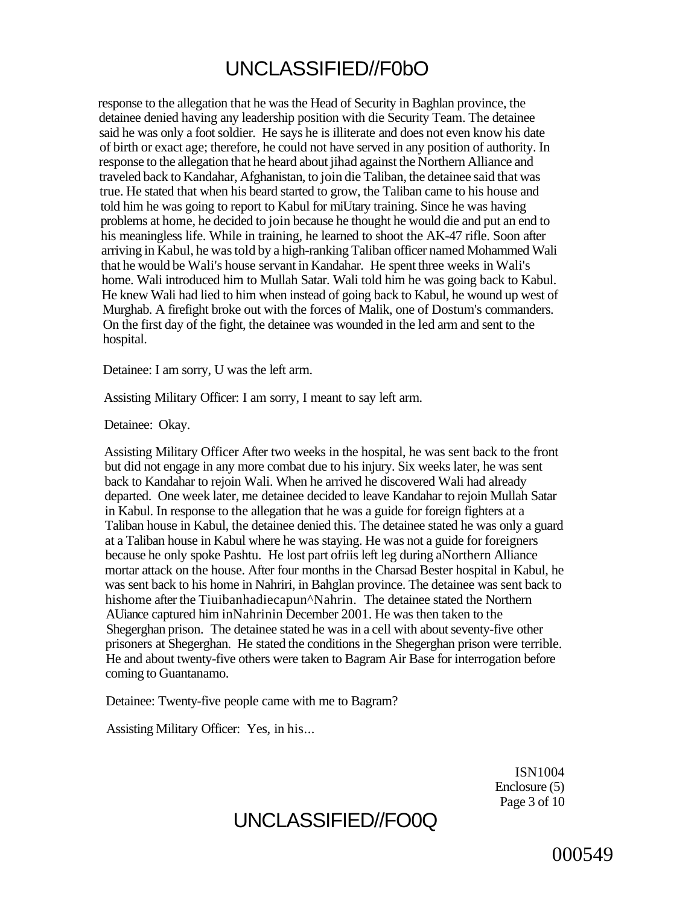response to the allegation that he was the Head of Security in Baghlan province, the detainee denied having any leadership position with die Security Team. The detainee said he was only a foot soldier. He says he is illiterate and does not even know his date of birth or exact age; therefore, he could not have served in any position of authority. In response to the allegation that he heard about jihad against the Northern Alliance and traveled back to Kandahar, Afghanistan, to join die Taliban, the detainee said that was true. He stated that when his beard started to grow, the Taliban came to his house and told him he was going to report to Kabul for miUtary training. Since he was having problems at home, he decided to join because he thought he would die and put an end to his meaningless life. While in training, he learned to shoot the AK-47 rifle. Soon after arriving in Kabul, he was told by a high-ranking Taliban officer named Mohammed Wali that he would be Wali's house servant in Kandahar. He spent three weeks in Wali's home. Wali introduced him to Mullah Satar. Wali told him he was going back to Kabul. He knew Wali had lied to him when instead of going back to Kabul, he wound up west of Murghab. A firefight broke out with the forces of Malik, one of Dostum's commanders. On the first day of the fight, the detainee was wounded in the led arm and sent to the hospital.

Detainee: I am sorry, U was the left arm.

Assisting Military Officer: I am sorry, I meant to say left arm.

Detainee: Okay.

Assisting Military Officer After two weeks in the hospital, he was sent back to the front but did not engage in any more combat due to his injury. Six weeks later, he was sent back to Kandahar to rejoin Wali. When he arrived he discovered Wali had already departed. One week later, me detainee decided to leave Kandahar to rejoin Mullah Satar in Kabul. In response to the allegation that he was a guide for foreign fighters at a Taliban house in Kabul, the detainee denied this. The detainee stated he was only a guard at a Taliban house in Kabul where he was staying. He was not a guide for foreigners because he only spoke Pashtu. He lost part ofriis left leg during aNorthern Alliance mortar attack on the house. After four months in the Charsad Bester hospital in Kabul, he was sent back to his home in Nahriri, in Bahglan province. The detainee was sent back to hishome after the Tiuibanhadiecapun^Nahrin. The detainee stated the Northern AUiance captured him inNahrinin December 2001. He was then taken to the Shegerghan prison. The detainee stated he was in a cell with about seventy-five other prisoners at Shegerghan. He stated the conditions in the Shegerghan prison were terrible. He and about twenty-five others were taken to Bagram Air Base for interrogation before coming to Guantanamo.

Detainee: Twenty-five people came with me to Bagram?

Assisting Military Officer: Yes, in his...

ISN1004
Enclosure (5)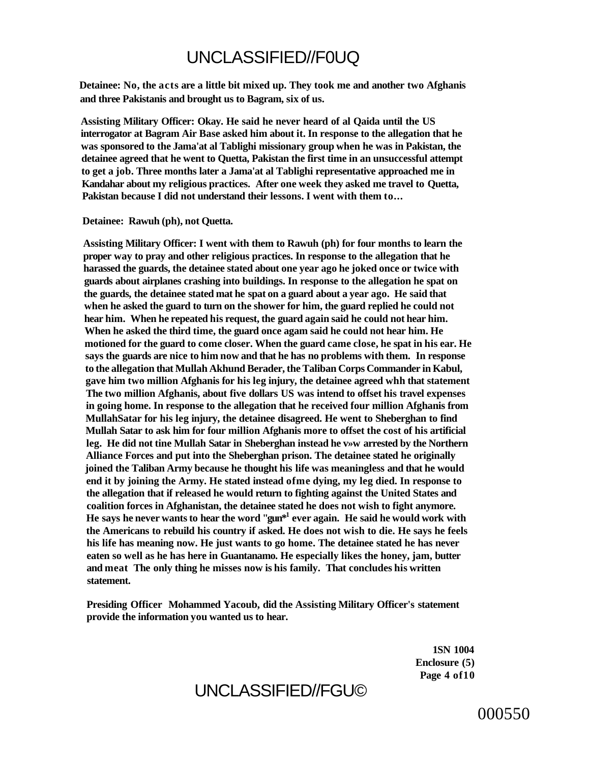**Detainee: No, the acts are a little bit mixed up. They took me and another two Afghanis and three Pakistanis and brought us to Bagram, six of us.**

**Assisting Military Officer: Okay. He said he never heard of al Qaida until the US interrogator at Bagram Air Base asked him about it. In response to the allegation that he was sponsored to the Jama'at al Tablighi missionary group when he was in Pakistan, the detainee agreed that he went to Quetta, Pakistan the first time in an unsuccessful attempt to get a job. Three months later a Jama'at al Tablighi representative approached me in Kandahar about my religious practices. After one week they asked me travel to Quetta, Pakistan because I did not understand their lessons. I went with them to…**

**Detainee: Rawuh (ph), not Quetta.**

**Assisting Military Officer: I went with them to Rawuh (ph) for four months to learn the proper way to pray and other religious practices. In response to the allegation that he harassed the guards, the detainee stated about one year ago he joked once or twice with guards about airplanes crashing into buildings. In response to the allegation he spat on the guards, the detainee stated mat he spat on a guard about a year ago. He said that when he asked the guard to turn on the shower for him, the guard replied he could not hear him. When he repeated his request, the guard again said he could not hear him. When he asked the third time, the guard once agam said he could not hear him. He motioned for the guard to come closer. When the guard came close, he spat in his ear. He says the guards are nice to him now and that he has no problems with them. In response to the allegation that Mullah Akhund Berader, the Taliban Corps Commander in Kabul, gave him two million Afghanis for his leg injury, the detainee agreed whh that statement The two million Afghanis, about five dollars US was intend to offset his travel expenses in going home. In response to the allegation that he received four million Afghanis from MullahSatar for his leg injury, the detainee disagreed. He went to Sheberghan to find Mullah Satar to ask him for four million Afghanis more to offset the cost of his artificial leg. He did not tine Mullah Satar in Sheberghan instead he v»w arrested by the Northern Alliance Forces and put into the Sheberghan prison. The detainee stated he originally joined the Taliban Army because he thought his life was meaningless and that he would end it by joining the Army. He stated instead ofme dying, my leg died. In response to the allegation that if released he would return to fighting against the United States and coalition forces in Afghanistan, the detainee stated he does not wish to fight anymore. He says he never wants to hear the word "gun"[1] ever again. He said he would work with the Americans to rebuild his country if asked. He does not wish to die. He says he feels his life has meaning now. He just wants to go home. The detainee stated he has never eaten so well as he has here in Guantanamo. He especially likes the honey, jam, butter and meat The only thing he misses now is his family. That concludes his written statement.**

**Presiding Officer Mohammed Yacoub, did the Assisting Military Officer's statement provide the information you wanted us to hear.**

**1SN 1004**
**Enclosure (5)**
**Page 4 of10**

000550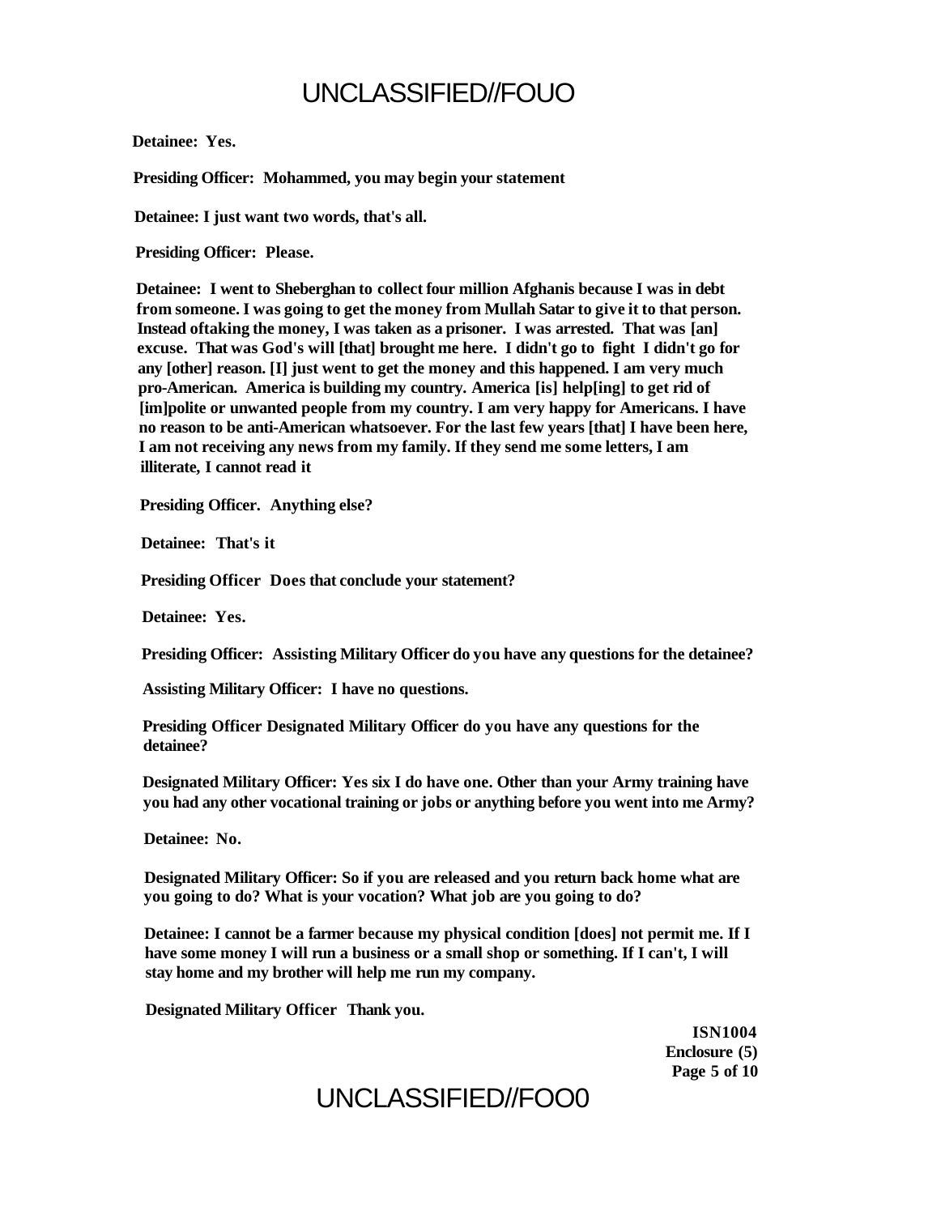**Detainee: Yes.**

**Presiding Officer: Mohammed, you may begin your statement**

**Detainee: I just want two words, that's all.**

**Presiding Officer: Please.**

**Detainee: I went to Sheberghan to collect four million Afghanis because I was in debt from someone. I was going to get the money from Mullah Satar to give it to that person. Instead oftaking the money, I was taken as a prisoner. I was arrested. That was [an] excuse. That was God's will [that] brought me here. I didn't go to fight I didn't go for any [other] reason. [I] just went to get the money and this happened. I am very much pro-American. America is building my country. America [is] help[ing] to get rid of [im]polite or unwanted people from my country. I am very happy for Americans. I have no reason to be anti-American whatsoever. For the last few years [that] I have been here, I am not receiving any news from my family. If they send me some letters, I am illiterate, I cannot read it**

**Presiding Officer. Anything else?**

**Detainee: That's it**

**Presiding Officer Does that conclude your statement?**

**Detainee: Yes.**

**Presiding Officer: Assisting Military Officer do you have any questions for the detainee?**

**Assisting Military Officer: I have no questions.**

**Presiding Officer Designated Military Officer do you have any questions for the detainee?**

**Designated Military Officer: Yes six I do have one. Other than your Army training have you had any other vocational training or jobs or anything before you went into me Army?**

**Detainee: No.**

**Designated Military Officer: So if you are released and you return back home what are you going to do? What is your vocation? What job are you going to do?**

**Detainee: I cannot be a farmer because my physical condition [does] not permit me. If I have some money I will run a business or a small shop or something. If I can't, I will stay home and my brother will help me run my company.**

**Designated Military Officer Thank you.**

**ISN1004**
**Enclosure (5)**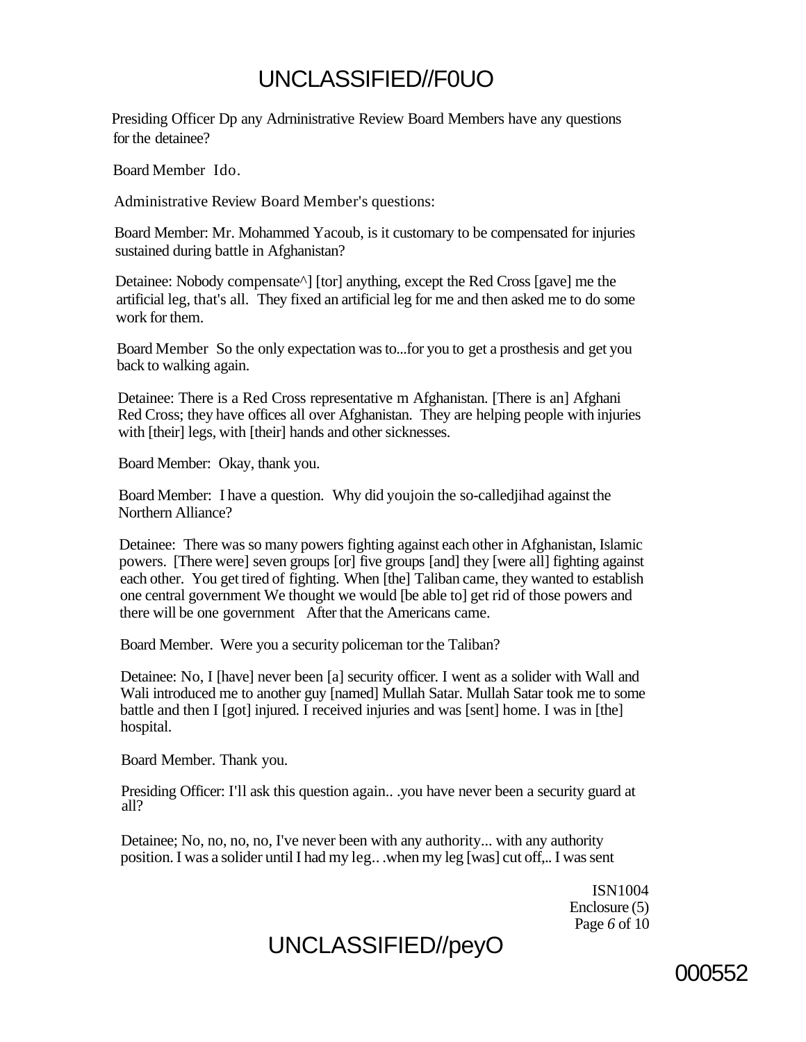Presiding Officer Dp any Adrninistrative Review Board Members have any questions for the detainee?

Board Member Ido.

Administrative Review Board Member's questions:

Board Member: Mr. Mohammed Yacoub, is it customary to be compensated for injuries sustained during battle in Afghanistan?

Detainee: Nobody compensate^] [tor] anything, except the Red Cross [gave] me the artificial leg, that's all. They fixed an artificial leg for me and then asked me to do some work for them.

Board Member So the only expectation was to...for you to get a prosthesis and get you back to walking again.

Detainee: There is a Red Cross representative m Afghanistan. [There is an] Afghani Red Cross; they have offices all over Afghanistan. They are helping people with injuries with [their] legs, with [their] hands and other sicknesses.

Board Member: Okay, thank you.

Board Member: I have a question. Why did youjoin the so-calledjihad against the Northern Alliance?

Detainee: There was so many powers fighting against each other in Afghanistan, Islamic powers. [There were] seven groups [or] five groups [and] they [were all] fighting against each other. You get tired of fighting. When [the] Taliban came, they wanted to establish one central government We thought we would [be able to] get rid of those powers and there will be one government After that the Americans came.

Board Member. Were you a security policeman tor the Taliban?

Detainee: No, I [have] never been [a] security officer. I went as a solider with Wall and Wali introduced me to another guy [named] Mullah Satar. Mullah Satar took me to some battle and then I [got] injured. I received injuries and was [sent] home. I was in [the] hospital.

Board Member. Thank you.

Presiding Officer: I'll ask this question again.. .you have never been a security guard at all?

Detainee; No, no, no, no, I've never been with any authority... with any authority position. I was a solider until I had my leg.. .when my leg [was] cut off,.. I was sent

ISN1004
Enclosure (5)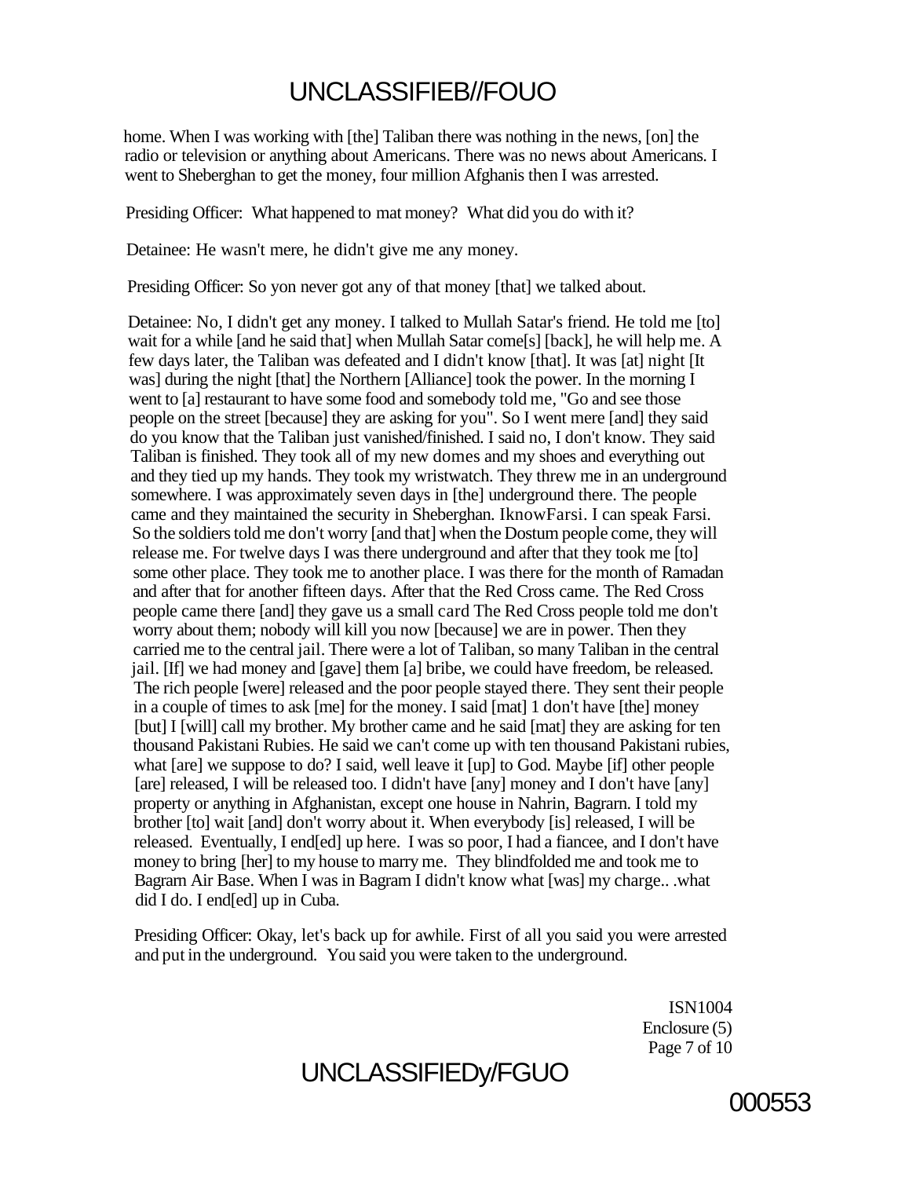home. When I was working with [the] Taliban there was nothing in the news, [on] the radio or television or anything about Americans. There was no news about Americans. I went to Sheberghan to get the money, four million Afghanis then I was arrested.

Presiding Officer: What happened to mat money? What did you do with it?

Detainee: He wasn't mere, he didn't give me any money.

Presiding Officer: So yon never got any of that money [that] we talked about.

Detainee: No, I didn't get any money. I talked to Mullah Satar's friend. He told me [to] wait for a while [and he said that] when Mullah Satar come[s] [back], he will help me. A few days later, the Taliban was defeated and I didn't know [that]. It was [at] night [It was] during the night [that] the Northern [Alliance] took the power. In the morning I went to [a] restaurant to have some food and somebody told me, "Go and see those people on the street [because] they are asking for you". So I went mere [and] they said do you know that the Taliban just vanished/finished. I said no, I don't know. They said Taliban is finished. They took all of my new domes and my shoes and everything out and they tied up my hands. They took my wristwatch. They threw me in an underground somewhere. I was approximately seven days in [the] underground there. The people came and they maintained the security in Sheberghan. IknowFarsi. I can speak Farsi. So the soldiers told me don't worry [and that] when the Dostum people come, they will release me. For twelve days I was there underground and after that they took me [to] some other place. They took me to another place. I was there for the month of Ramadan and after that for another fifteen days. After that the Red Cross came. The Red Cross people came there [and] they gave us a small card The Red Cross people told me don't worry about them; nobody will kill you now [because] we are in power. Then they carried me to the central jail. There were a lot of Taliban, so many Taliban in the central jail. [If] we had money and [gave] them [a] bribe, we could have freedom, be released. The rich people [were] released and the poor people stayed there. They sent their people in a couple of times to ask [me] for the money. I said [mat] 1 don't have [the] money [but] I [will] call my brother. My brother came and he said [mat] they are asking for ten thousand Pakistani Rubies. He said we can't come up with ten thousand Pakistani rubies, what [are] we suppose to do? I said, well leave it [up] to God. Maybe [if] other people [are] released, I will be released too. I didn't have [any] money and I don't have [any] property or anything in Afghanistan, except one house in Nahrin, Bagrarn. I told my brother [to] wait [and] don't worry about it. When everybody [is] released, I will be released. Eventually, I end[ed] up here. I was so poor, I had a fiancee, and I don't have money to bring [her] to my house to marry me. They blindfolded me and took me to Bagrarn Air Base. When I was in Bagram I didn't know what [was] my charge.. .what did I do. I end[ed] up in Cuba.

Presiding Officer: Okay, let's back up for awhile. First of all you said you were arrested and put in the underground. You said you were taken to the underground.

ISN1004
Enclosure (5)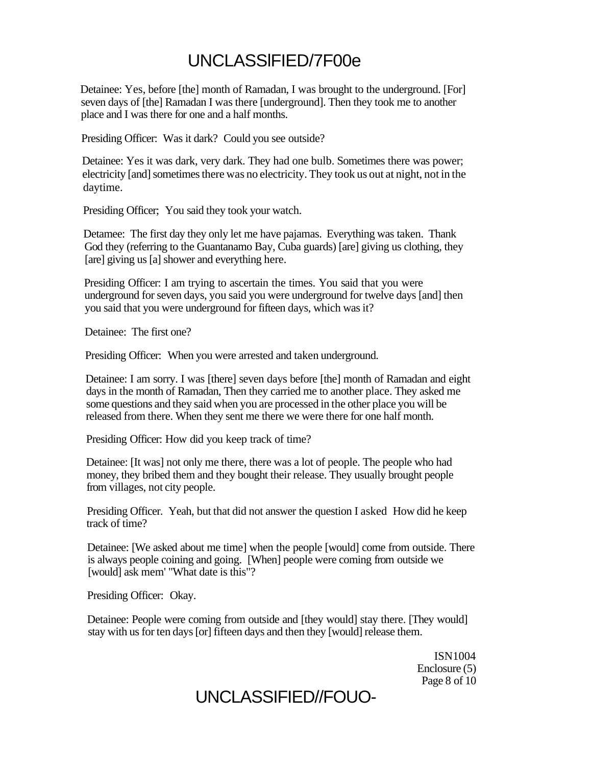Detainee: Yes, before [the] month of Ramadan, I was brought to the underground. [For] seven days of [the] Ramadan I was there [underground]. Then they took me to another place and I was there for one and a half months.

Presiding Officer: Was it dark? Could you see outside?

Detainee: Yes it was dark, very dark. They had one bulb. Sometimes there was power; electricity [and] sometimes there was no electricity. They took us out at night, not in the daytime.

Presiding Officer; You said they took your watch.

Detamee: The first day they only let me have pajamas. Everything was taken. Thank God they (referring to the Guantanamo Bay, Cuba guards) [are] giving us clothing, they [are] giving us [a] shower and everything here.

Presiding Officer: I am trying to ascertain the times. You said that you were underground for seven days, you said you were underground for twelve days [and] then you said that you were underground for fifteen days, which was it?

Detainee: The first one?

Presiding Officer: When you were arrested and taken underground.

Detainee: I am sorry. I was [there] seven days before [the] month of Ramadan and eight days in the month of Ramadan, Then they carried me to another place. They asked me some questions and they said when you are processed in the other place you will be released from there. When they sent me there we were there for one half month.

Presiding Officer: How did you keep track of time?

Detainee: [It was] not only me there, there was a lot of people. The people who had money, they bribed them and they bought their release. They usually brought people from villages, not city people.

Presiding Officer. Yeah, but that did not answer the question I asked How did he keep track of time?

Detainee: [We asked about me time] when the people [would] come from outside. There is always people coining and going. [When] people were coming from outside we [would] ask mem' "What date is this"?

Presiding Officer: Okay.

Detainee: People were coming from outside and [they would] stay there. [They would] stay with us for ten days [or] fifteen days and then they [would] release them.

ISN1004
Enclosure (5)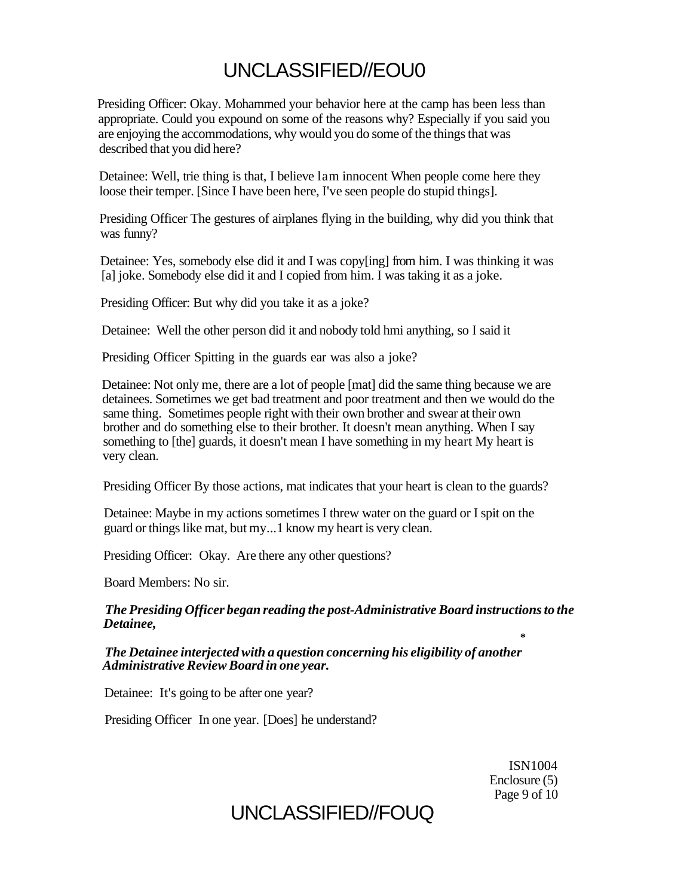Presiding Officer: Okay. Mohammed your behavior here at the camp has been less than appropriate. Could you expound on some of the reasons why? Especially if you said you are enjoying the accommodations, why would you do some of the things that was described that you did here?

Detainee: Well, trie thing is that, I believe lam innocent When people come here they loose their temper. [Since I have been here, I've seen people do stupid things].

Presiding Officer The gestures of airplanes flying in the building, why did you think that was funny?

Detainee: Yes, somebody else did it and I was copy[ing] from him. I was thinking it was [a] joke. Somebody else did it and I copied from him. I was taking it as a joke.

Presiding Officer: But why did you take it as a joke?

Detainee: Well the other person did it and nobody told hmi anything, so I said it

Presiding Officer Spitting in the guards ear was also a joke?

Detainee: Not only me, there are a lot of people [mat] did the same thing because we are detainees. Sometimes we get bad treatment and poor treatment and then we would do the same thing. Sometimes people right with their own brother and swear at their own brother and do something else to their brother. It doesn't mean anything. When I say something to [the] guards, it doesn't mean I have something in my heart My heart is very clean.

Presiding Officer By those actions, mat indicates that your heart is clean to the guards?

Detainee: Maybe in my actions sometimes I threw water on the guard or I spit on the guard or things like mat, but my...1 know my heart is very clean.

Presiding Officer: Okay. Are there any other questions?

Board Members: No sir.

***The Presiding Officer began reading the post-Administrative Board instructions to the Detainee,***

***The Detainee interjected with a question concerning his eligibility of another Administrative Review Board in one year.***

Detainee: It's going to be after one year?

Presiding Officer In one year. [Does] he understand?

ISN1004
Enclosure (5)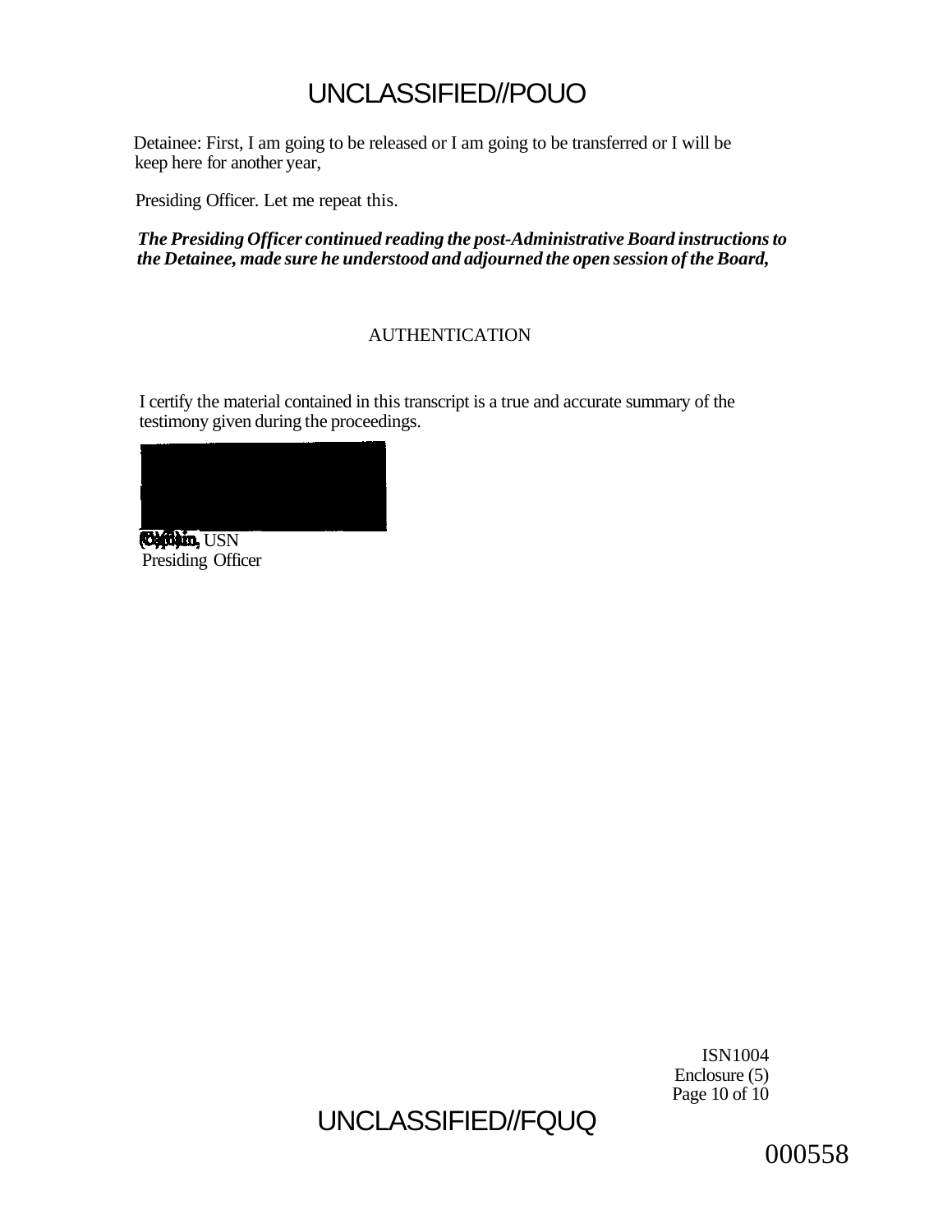Detainee: First, I am going to be released or I am going to be transferred or I will be keep here for another year,

Presiding Officer. Let me repeat this.

***The Presiding Officer continued reading the post-Administrative Board instructions to the Detainee, made sure he understood and adjourned the open session of the Board,***

AUTHENTICATION

I certify the material contained in this transcript is a true and accurate summary of the testimony given during the proceedings.

Captain, USN
Presiding Officer

ISN1004
Enclosure (5)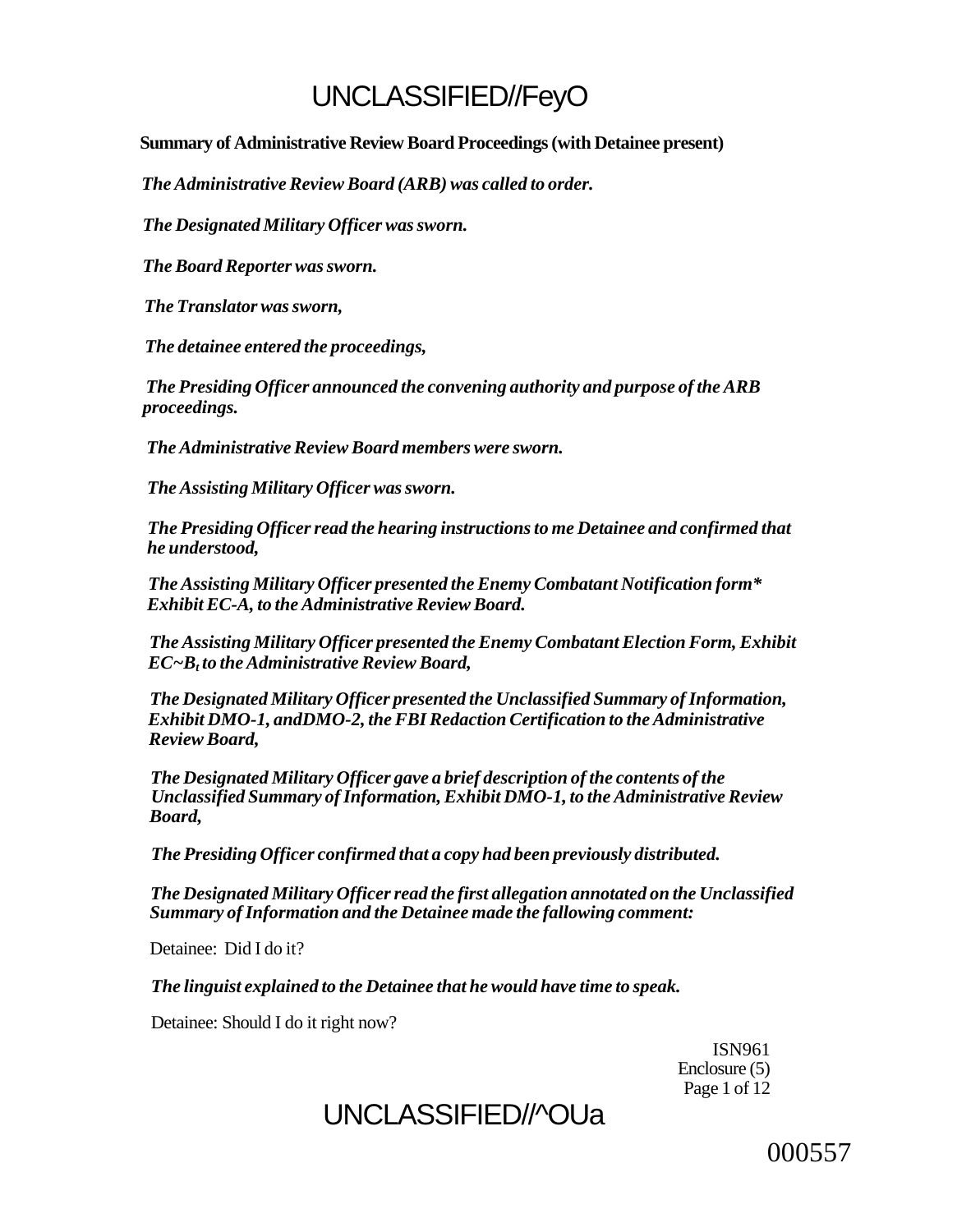**Summary of Administrative Review Board Proceedings (with Detainee present)**

*The Administrative Review Board (ARB) was called to order.*

*The Designated Military Officer was sworn.*

*The Board Reporter was sworn.*

*The Translator was sworn,*

*The detainee entered the proceedings,*

*The Presiding Officer announced the convening authority and purpose of the ARB proceedings.*

*The Administrative Review Board members were sworn.*

*The Assisting Military Officer was sworn.*

*The Presiding Officer read the hearing instructions to me Detainee and confirmed that he understood,*

*The Assisting Military Officer presented the Enemy Combatant Notification form\* Exhibit EC-A, to the Administrative Review Board.*

*The Assisting Military Officer presented the Enemy Combatant Election Form, Exhibit EC~B, to the Administrative Review Board,*

*The Designated Military Officer presented the Unclassified Summary of Information, Exhibit DMO-1, andDMO-2, the FBI Redaction Certification to the Administrative Review Board,*

*The Designated Military Officer gave a brief description of the contents of the Unclassified Summary of Information, Exhibit DMO-1, to the Administrative Review Board,*

*The Presiding Officer confirmed that a copy had been previously distributed.*

*The Designated Military Officer read the first allegation annotated on the Unclassified Summary of Information and the Detainee made the fallowing comment:*

Detainee: Did I do it?

*The linguist explained to the Detainee that he would have time to speak.*

Detainee: Should I do it right now?

ISN961
Enclosure (5)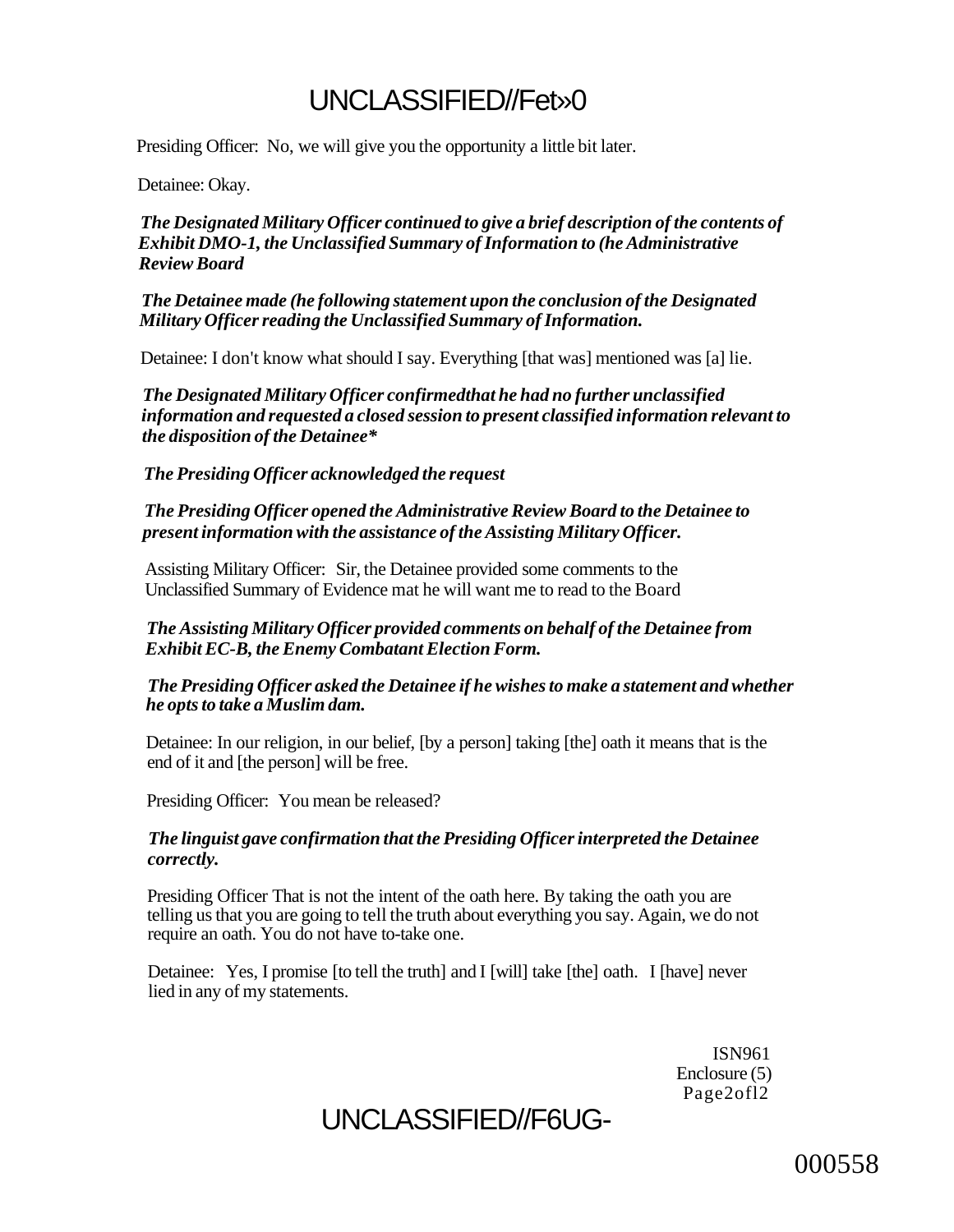Presiding Officer: No, we will give you the opportunity a little bit later.

Detainee: Okay.

*The Designated Military Officer continued to give a brief description of the contents of Exhibit DMO-1, the Unclassified Summary of Information to (he Administrative Review Board*

*The Detainee made (he following statement upon the conclusion of the Designated Military Officer reading the Unclassified Summary of Information.*

Detainee: I don't know what should I say. Everything [that was] mentioned was [a] lie.

*The Designated Military Officer confirmedthat he had no further unclassified information and requested a closed session to present classified information relevant to the disposition of the Detainee**

*The Presiding Officer acknowledged the request*

*The Presiding Officer opened the Administrative Review Board to the Detainee to present information with the assistance of the Assisting Military Officer.*

Assisting Military Officer: Sir, the Detainee provided some comments to the Unclassified Summary of Evidence mat he will want me to read to the Board

*The Assisting Military Officer provided comments on behalf of the Detainee from Exhibit EC-B, the Enemy Combatant Election Form.*

*The Presiding Officer asked the Detainee if he wishes to make a statement and whether he opts to take a Muslim dam.*

Detainee: In our religion, in our belief, [by a person] taking [the] oath it means that is the end of it and [the person] will be free.

Presiding Officer: You mean be released?

*The linguist gave confirmation that the Presiding Officer interpreted the Detainee correctly.*

Presiding Officer That is not the intent of the oath here. By taking the oath you are telling us that you are going to tell the truth about everything you say. Again, we do not require an oath. You do not have to-take one.

Detainee: Yes, I promise [to tell the truth] and I [will] take [the] oath. I [have] never lied in any of my statements.

ISN961
Enclosure (5)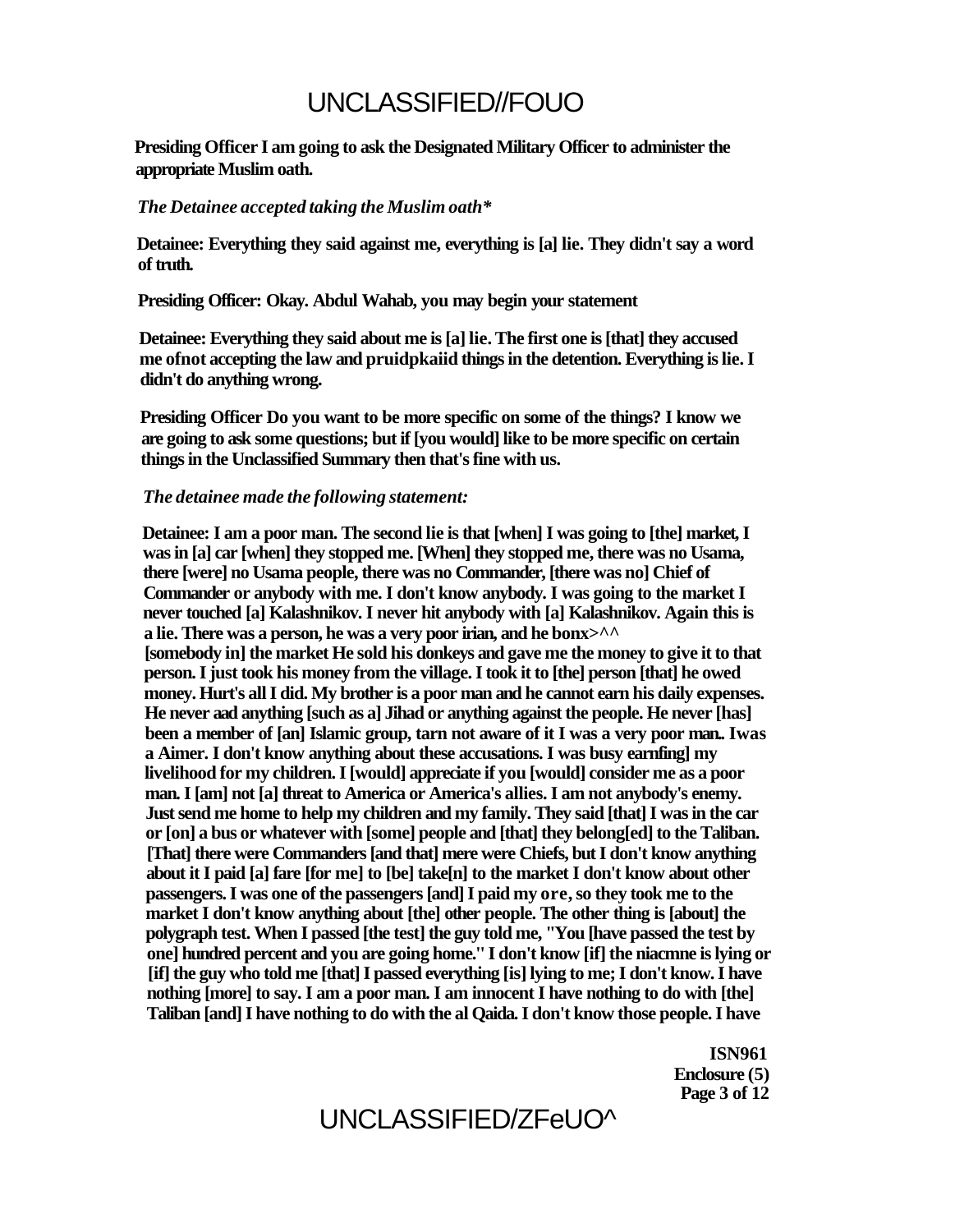**Presiding Officer I am going to ask the Designated Military Officer to administer the appropriate Muslim oath.**

*The Detainee accepted taking the Muslim oath**

**Detainee: Everything they said against me, everything is [a] lie. They didn't say a word of truth.**

**Presiding Officer: Okay. Abdul Wahab, you may begin your statement**

**Detainee: Everything they said about me is [a] lie. The first one is [that] they accused me ofnot accepting the law and pruidpkaiid things in the detention. Everything is lie. I didn't do anything wrong.**

**Presiding Officer Do you want to be more specific on some of the things? I know we are going to ask some questions; but if [you would] like to be more specific on certain things in the Unclassified Summary then that's fine with us.**

*The detainee made the following statement:*

**Detainee: I am a poor man. The second lie is that [when] I was going to [the] market, I was in [a] car [when] they stopped me. [When] they stopped me, there was no Usama, there [were] no Usama people, there was no Commander, [there was no] Chief of Commander or anybody with me. I don't know anybody. I was going to the market I never touched [a] Kalashnikov. I never hit anybody with [a] Kalashnikov. Again this is a lie. There was a person, he was a very poor irian, and he bonx>^^ [somebody in] the market He sold his donkeys and gave me the money to give it to that person. I just took his money from the village. I took it to [the] person [that] he owed money. Hurt's all I did. My brother is a poor man and he cannot earn his daily expenses. He never aad anything [such as a] Jihad or anything against the people. He never [has] been a member of [an] Islamic group, tarn not aware of it I was a very poor man.. Iwas a Aimer. I don't know anything about these accusations. I was busy earnfing] my livelihood for my children. I [would] appreciate if you [would] consider me as a poor man. I [am] not [a] threat to America or America's allies. I am not anybody's enemy. Just send me home to help my children and my family. They said [that] I was in the car or [on] a bus or whatever with [some] people and [that] they belong[ed] to the Taliban. [That] there were Commanders [and that] mere were Chiefs, but I don't know anything about it I paid [a] fare [for me] to [be] take[n] to the market I don't know about other passengers. I was one of the passengers [and] I paid my ore, so they took me to the market I don't know anything about [the] other people. The other thing is [about] the polygraph test. When I passed [the test] the guy told me, "You [have passed the test by one] hundred percent and you are going home." I don't know [if] the niacmne is lying or [if] the guy who told me [that] I passed everything [is] lying to me; I don't know. I have nothing [more] to say. I am a poor man. I am innocent I have nothing to do with [the] Taliban [and] I have nothing to do with the al Qaida. I don't know those people. I have**

**ISN961**
**Enclosure (5)**
**Page 3 of 12**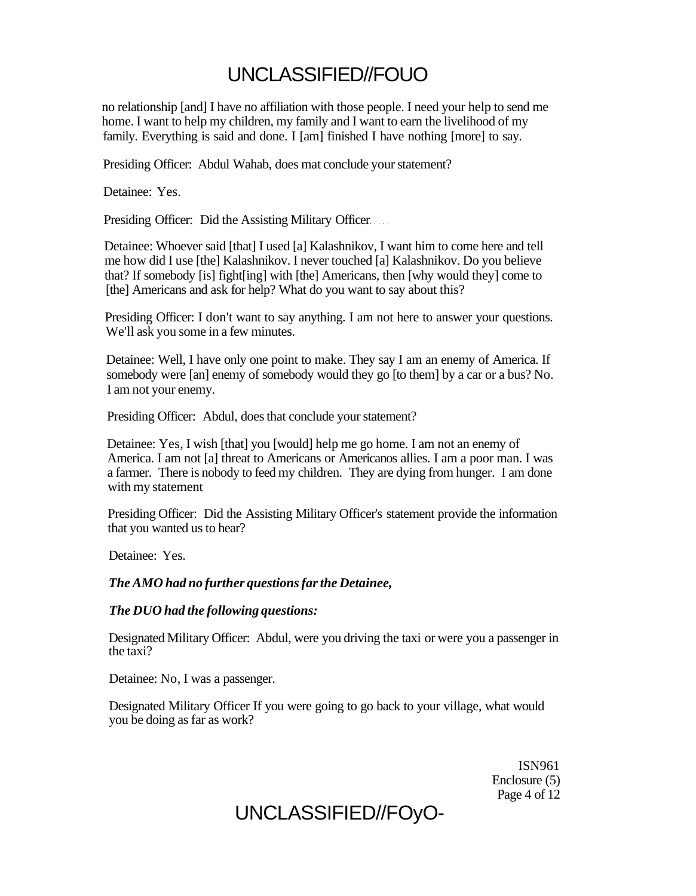no relationship [and] I have no affiliation with those people. I need your help to send me home. I want to help my children, my family and I want to earn the livelihood of my family. Everything is said and done. I [am] finished I have nothing [more] to say.

Presiding Officer: Abdul Wahab, does mat conclude your statement?

Detainee: Yes.

Presiding Officer: Did the Assisting Military Officer.....

Detainee: Whoever said [that] I used [a] Kalashnikov, I want him to come here and tell me how did I use [the] Kalashnikov. I never touched [a] Kalashnikov. Do you believe that? If somebody [is] fight[ing] with [the] Americans, then [why would they] come to [the] Americans and ask for help? What do you want to say about this?

Presiding Officer: I don't want to say anything. I am not here to answer your questions. We'll ask you some in a few minutes.

Detainee: Well, I have only one point to make. They say I am an enemy of America. If somebody were [an] enemy of somebody would they go [to them] by a car or a bus? No. I am not your enemy.

Presiding Officer: Abdul, does that conclude your statement?

Detainee: Yes, I wish [that] you [would] help me go home. I am not an enemy of America. I am not [a] threat to Americans or Americanos allies. I am a poor man. I was a farmer. There is nobody to feed my children. They are dying from hunger. I am done with my statement

Presiding Officer: Did the Assisting Military Officer's statement provide the information that you wanted us to hear?

Detainee: Yes.

***The AMO had no further questions far the Detainee,***

***The DUO had the following questions:***

Designated Military Officer: Abdul, were you driving the taxi or were you a passenger in the taxi?

Detainee: No, I was a passenger.

Designated Military Officer If you were going to go back to your village, what would you be doing as far as work?

ISN961
Enclosure (5)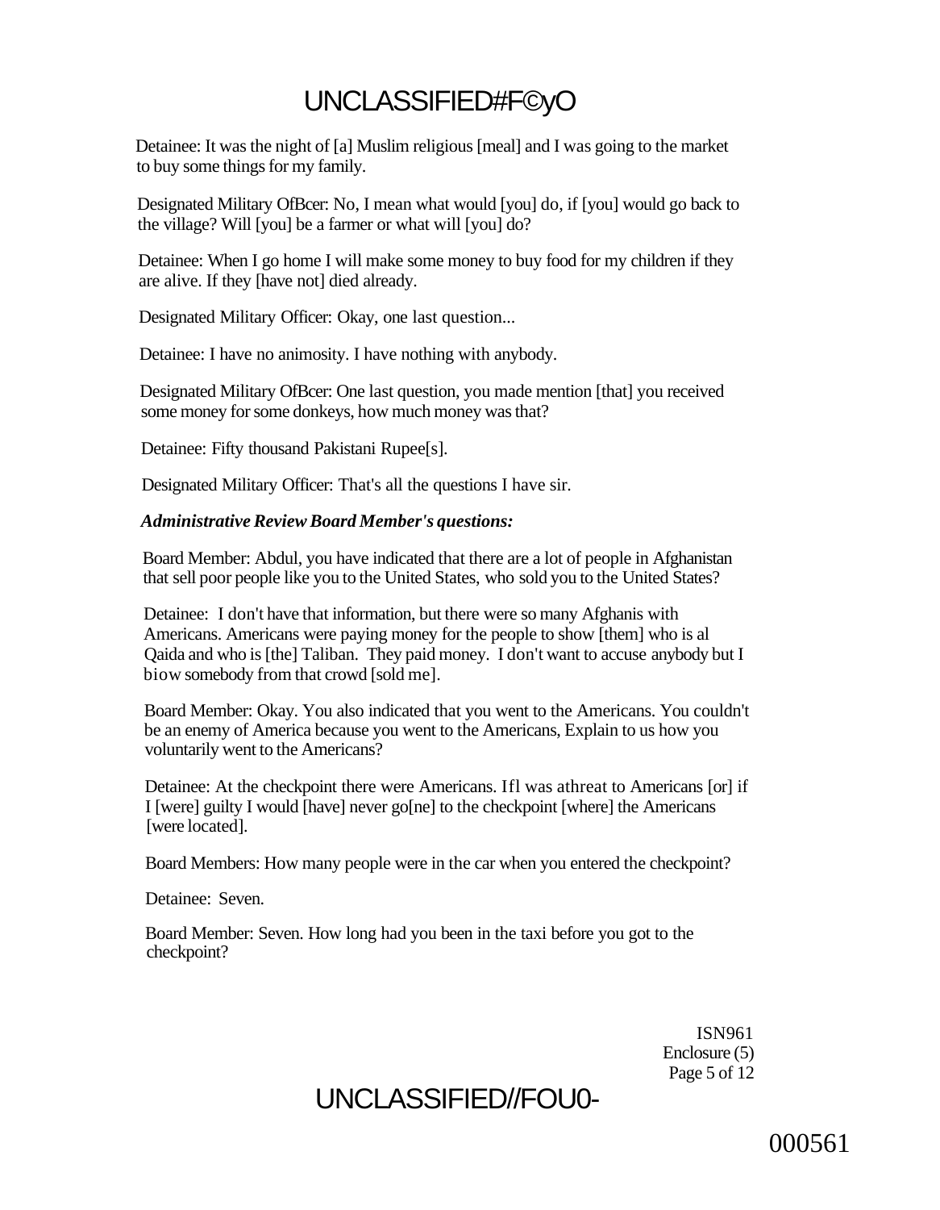Detainee: It was the night of [a] Muslim religious [meal] and I was going to the market to buy some things for my family.

Designated Military OfBcer: No, I mean what would [you] do, if [you] would go back to the village? Will [you] be a farmer or what will [you] do?

Detainee: When I go home I will make some money to buy food for my children if they are alive. If they [have not] died already.

Designated Military Officer: Okay, one last question...

Detainee: I have no animosity. I have nothing with anybody.

Designated Military OfBcer: One last question, you made mention [that] you received some money for some donkeys, how much money was that?

Detainee: Fifty thousand Pakistani Rupee[s].

Designated Military Officer: That's all the questions I have sir.

***Administrative Review Board Member's questions:***

Board Member: Abdul, you have indicated that there are a lot of people in Afghanistan that sell poor people like you to the United States, who sold you to the United States?

Detainee: I don't have that information, but there were so many Afghanis with Americans. Americans were paying money for the people to show [them] who is al Qaida and who is [the] Taliban. They paid money. I don't want to accuse anybody but I biow somebody from that crowd [sold me].

Board Member: Okay. You also indicated that you went to the Americans. You couldn't be an enemy of America because you went to the Americans, Explain to us how you voluntarily went to the Americans?

Detainee: At the checkpoint there were Americans. Ifl was athreat to Americans [or] if I [were] guilty I would [have] never go[ne] to the checkpoint [where] the Americans [were located].

Board Members: How many people were in the car when you entered the checkpoint?

Detainee: Seven.

Board Member: Seven. How long had you been in the taxi before you got to the checkpoint?

ISN961
Enclosure (5)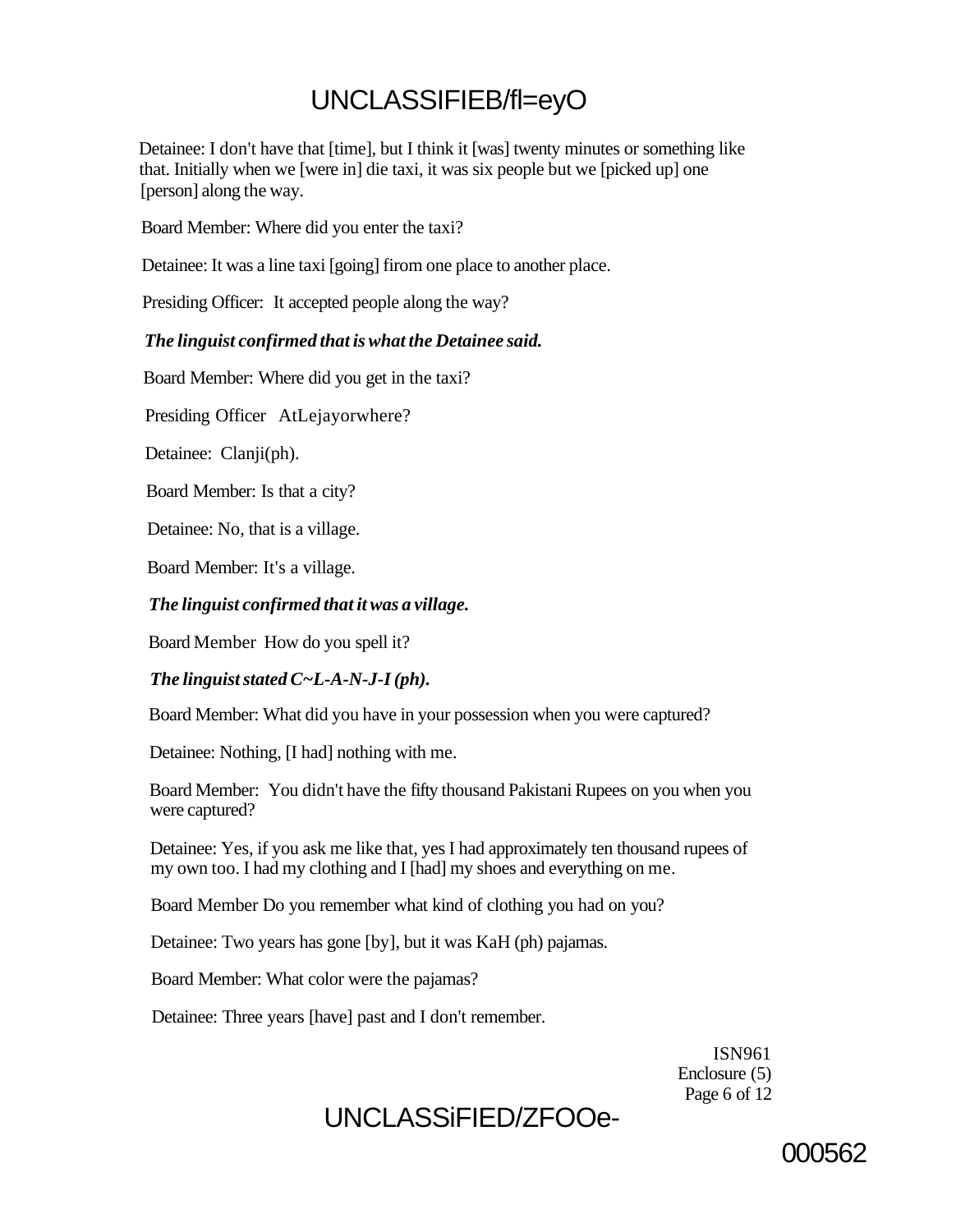Detainee: I don't have that [time], but I think it [was] twenty minutes or something like that. Initially when we [were in] die taxi, it was six people but we [picked up] one [person] along the way.

Board Member: Where did you enter the taxi?

Detainee: It was a line taxi [going] firom one place to another place.

Presiding Officer: It accepted people along the way?

***The linguist confirmed that is what the Detainee said.***

Board Member: Where did you get in the taxi?

Presiding Officer AtLejayorwhere?

Detainee: Clanji(ph).

Board Member: Is that a city?

Detainee: No, that is a village.

Board Member: It's a village.

***The linguist confirmed that it was a village.***

Board Member How do you spell it?

***The linguist stated C~L-A-N-J-I (ph).***

Board Member: What did you have in your possession when you were captured?

Detainee: Nothing, [I had] nothing with me.

Board Member: You didn't have the fifty thousand Pakistani Rupees on you when you were captured?

Detainee: Yes, if you ask me like that, yes I had approximately ten thousand rupees of my own too. I had my clothing and I [had] my shoes and everything on me.

Board Member Do you remember what kind of clothing you had on you?

Detainee: Two years has gone [by], but it was KaH (ph) pajamas.

Board Member: What color were the pajamas?

Detainee: Three years [have] past and I don't remember.

ISN961
Enclosure (5)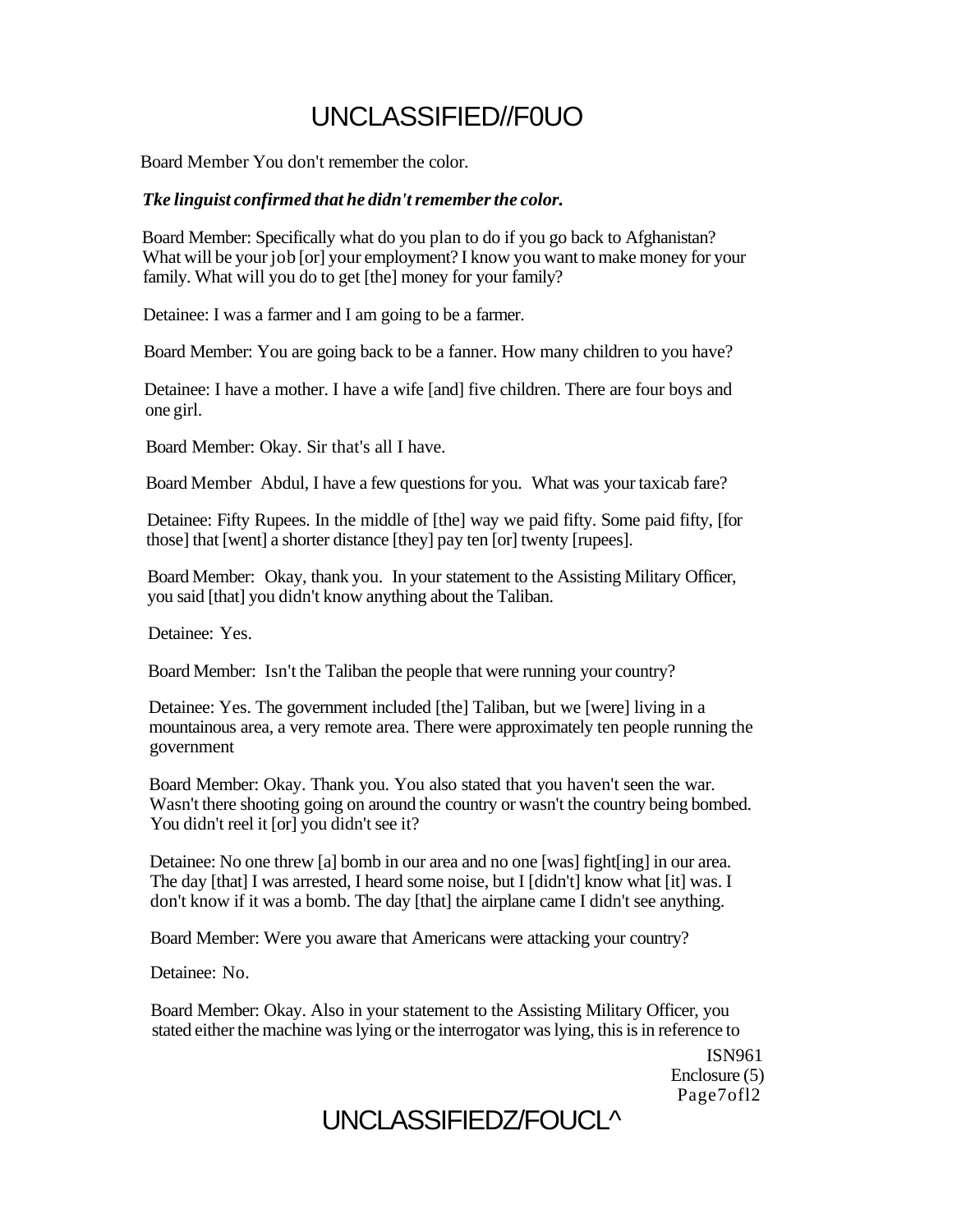Board Member You don't remember the color.

***Tke linguist confirmed that he didn't remember the color.***

Board Member: Specifically what do you plan to do if you go back to Afghanistan? What will be your job [or] your employment? I know you want to make money for your family. What will you do to get [the] money for your family?

Detainee: I was a farmer and I am going to be a farmer.

Board Member: You are going back to be a fanner. How many children to you have?

Detainee: I have a mother. I have a wife [and] five children. There are four boys and one girl.

Board Member: Okay. Sir that's all I have.

Board Member Abdul, I have a few questions for you. What was your taxicab fare?

Detainee: Fifty Rupees. In the middle of [the] way we paid fifty. Some paid fifty, [for those] that [went] a shorter distance [they] pay ten [or] twenty [rupees].

Board Member: Okay, thank you. In your statement to the Assisting Military Officer, you said [that] you didn't know anything about the Taliban.

Detainee: Yes.

Board Member: Isn't the Taliban the people that were running your country?

Detainee: Yes. The government included [the] Taliban, but we [were] living in a mountainous area, a very remote area. There were approximately ten people running the government

Board Member: Okay. Thank you. You also stated that you haven't seen the war. Wasn't there shooting going on around the country or wasn't the country being bombed. You didn't reel it [or] you didn't see it?

Detainee: No one threw [a] bomb in our area and no one [was] fight[ing] in our area. The day [that] I was arrested, I heard some noise, but I [didn't] know what [it] was. I don't know if it was a bomb. The day [that] the airplane came I didn't see anything.

Board Member: Were you aware that Americans were attacking your country?

Detainee: No.

Board Member: Okay. Also in your statement to the Assisting Military Officer, you stated either the machine was lying or the interrogator was lying, this is in reference to

ISN961
Enclosure (5)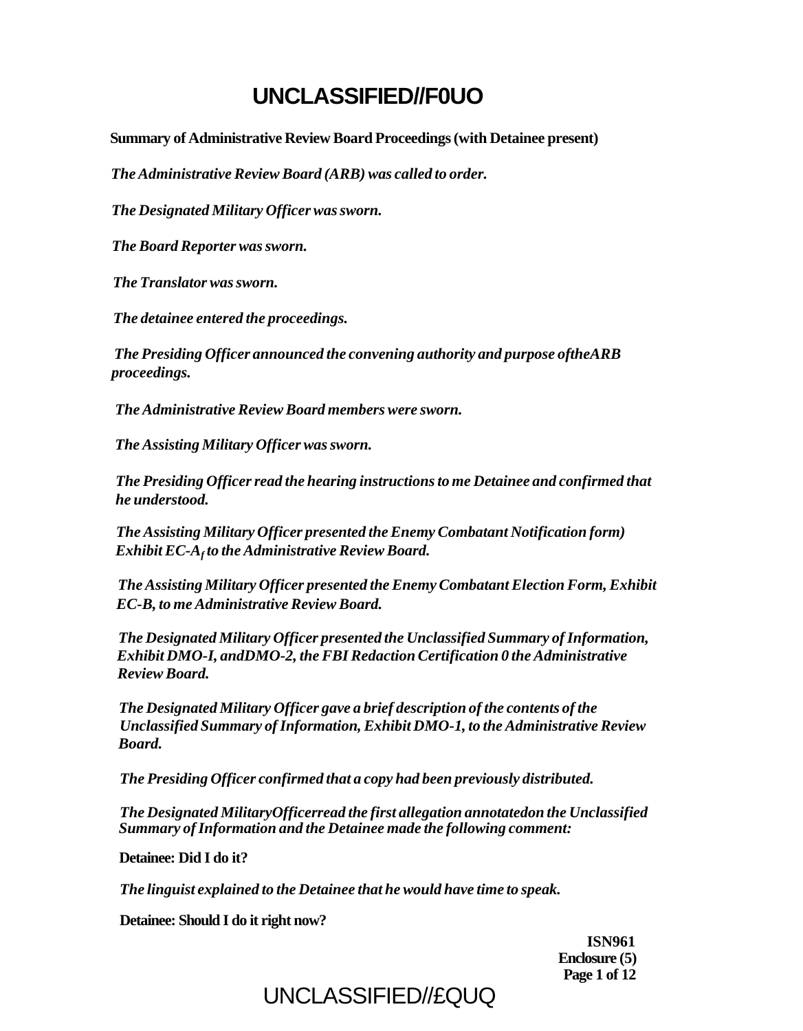**Summary of Administrative Review Board Proceedings (with Detainee present)**

*The Administrative Review Board (ARB) was called to order.*

*The Designated Military Officer was sworn.*

*The Board Reporter was sworn.*

*The Translator was sworn.*

*The detainee entered the proceedings.*

*The Presiding Officer announced the convening authority and purpose oftheARB proceedings.*

*The Administrative Review Board members were sworn.*

*The Assisting Military Officer was sworn.*

*The Presiding Officer read the hearing instructions to me Detainee and confirmed that he understood.*

*The Assisting Military Officer presented the Enemy Combatant Notification form) Exhibit EC-$A_f$ to the Administrative Review Board.*

*The Assisting Military Officer presented the Enemy Combatant Election Form, Exhibit EC-B, to me Administrative Review Board.*

*The Designated Military Officer presented the Unclassified Summary of Information, Exhibit DMO-I, andDMO-2, the FBI Redaction Certification 0 the Administrative Review Board.*

*The Designated Military Officer gave a brief description of the contents of the Unclassified Summary of Information, Exhibit DMO-1, to the Administrative Review Board.*

*The Presiding Officer confirmed that a copy had been previously distributed.*

*The Designated MilitaryOfficerread the first allegation annotatedon the Unclassified Summary of Information and the Detainee made the following comment:*

**Detainee: Did I do it?**

*The linguist explained to the Detainee that he would have time to speak.*

**Detainee: Should I do it right now?**

**ISN961**
**Enclosure (5)**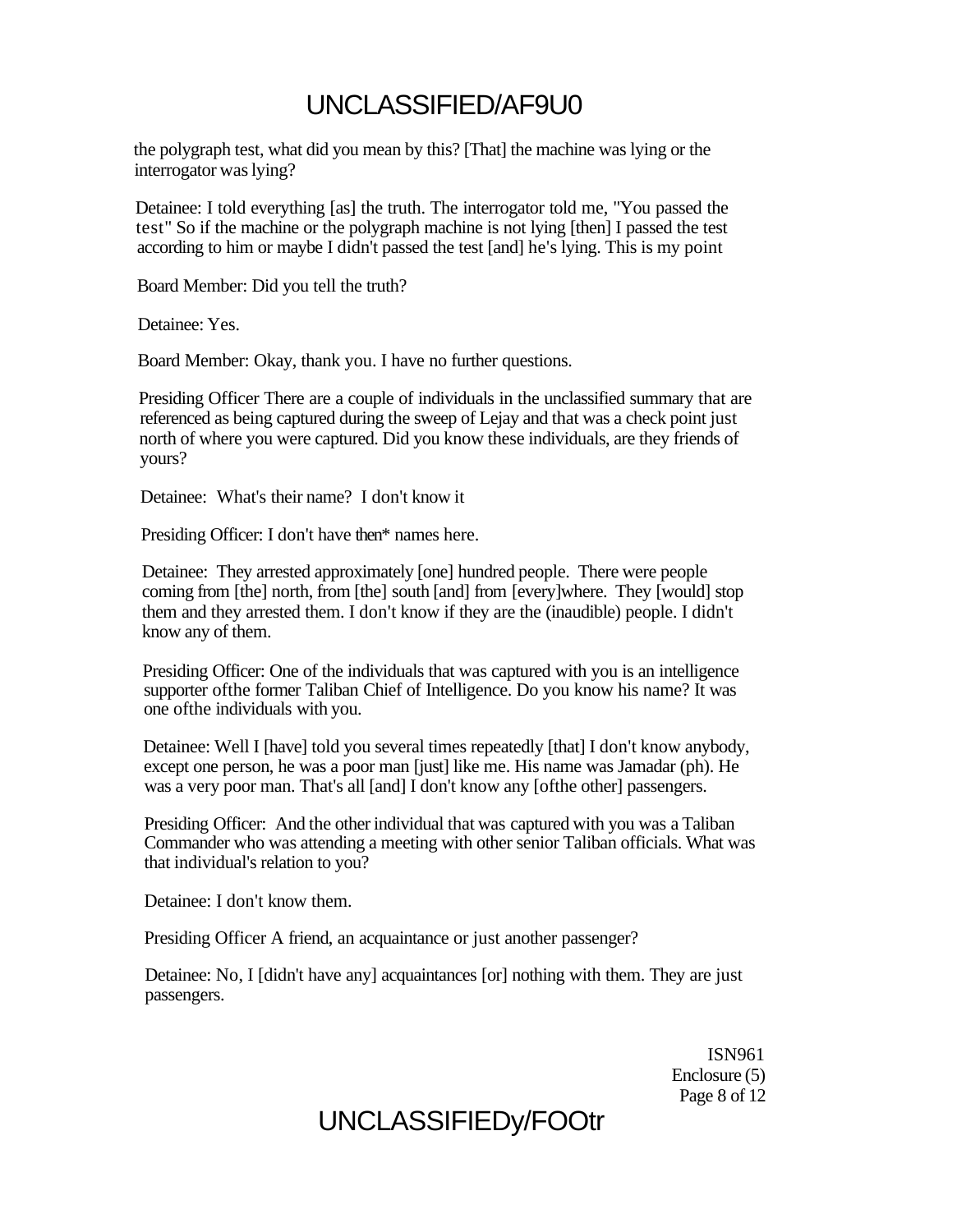the polygraph test, what did you mean by this? [That] the machine was lying or the interrogator was lying?

Detainee: I told everything [as] the truth. The interrogator told me, "You passed the test" So if the machine or the polygraph machine is not lying [then] I passed the test according to him or maybe I didn't passed the test [and] he's lying. This is my point

Board Member: Did you tell the truth?

Detainee: Yes.

Board Member: Okay, thank you. I have no further questions.

Presiding Officer There are a couple of individuals in the unclassified summary that are referenced as being captured during the sweep of Lejay and that was a check point just north of where you were captured. Did you know these individuals, are they friends of yours?

Detainee: What's their name? I don't know it

Presiding Officer: I don't have then* names here.

Detainee: They arrested approximately [one] hundred people. There were people coming from [the] north, from [the] south [and] from [every]where. They [would] stop them and they arrested them. I don't know if they are the (inaudible) people. I didn't know any of them.

Presiding Officer: One of the individuals that was captured with you is an intelligence supporter ofthe former Taliban Chief of Intelligence. Do you know his name? It was one ofthe individuals with you.

Detainee: Well I [have] told you several times repeatedly [that] I don't know anybody, except one person, he was a poor man [just] like me. His name was Jamadar (ph). He was a very poor man. That's all [and] I don't know any [ofthe other] passengers.

Presiding Officer: And the other individual that was captured with you was a Taliban Commander who was attending a meeting with other senior Taliban officials. What was that individual's relation to you?

Detainee: I don't know them.

Presiding Officer A friend, an acquaintance or just another passenger?

Detainee: No, I [didn't have any] acquaintances [or] nothing with them. They are just passengers.

ISN961
Enclosure (5)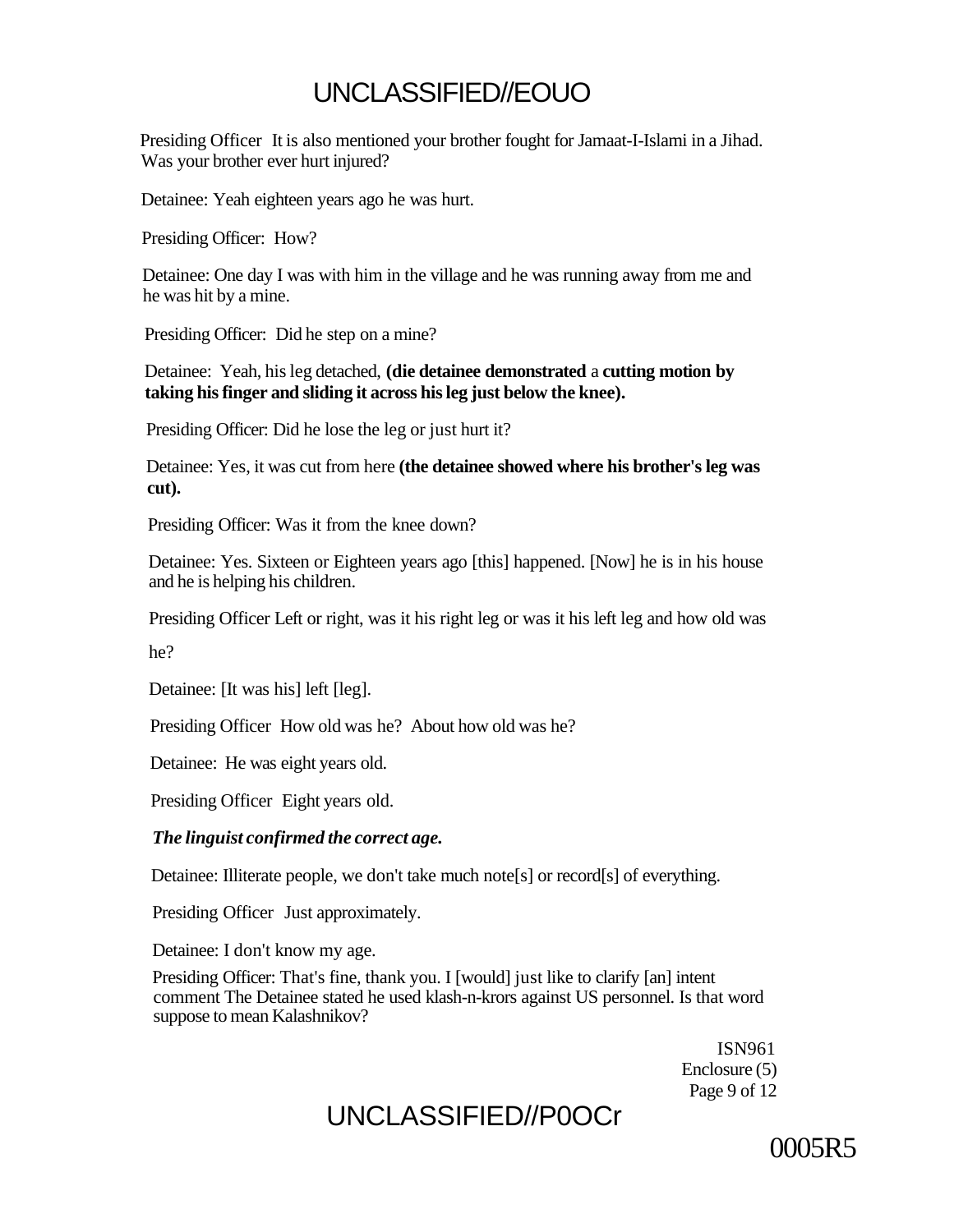Presiding Officer It is also mentioned your brother fought for Jamaat-I-Islami in a Jihad. Was your brother ever hurt injured?

Detainee: Yeah eighteen years ago he was hurt.

Presiding Officer: How?

Detainee: One day I was with him in the village and he was running away from me and he was hit by a mine.

Presiding Officer: Did he step on a mine?

Detainee: Yeah, his leg detached, **(die detainee demonstrated** a **cutting motion by taking his finger and sliding it across his leg just below the knee).**

Presiding Officer: Did he lose the leg or just hurt it?

Detainee: Yes, it was cut from here **(the detainee showed where his brother's leg was cut).**

Presiding Officer: Was it from the knee down?

Detainee: Yes. Sixteen or Eighteen years ago [this] happened. [Now] he is in his house and he is helping his children.

Presiding Officer Left or right, was it his right leg or was it his left leg and how old was he?

Detainee: [It was his] left [leg].

Presiding Officer How old was he? About how old was he?

Detainee: He was eight years old.

Presiding Officer Eight years old.

***The linguist confirmed the correct age.***

Detainee: Illiterate people, we don't take much note[s] or record[s] of everything.

Presiding Officer Just approximately.

Detainee: I don't know my age.

Presiding Officer: That's fine, thank you. I [would] just like to clarify [an] intent comment The Detainee stated he used klash-n-krors against US personnel. Is that word suppose to mean Kalashnikov?

ISN961
Enclosure (5)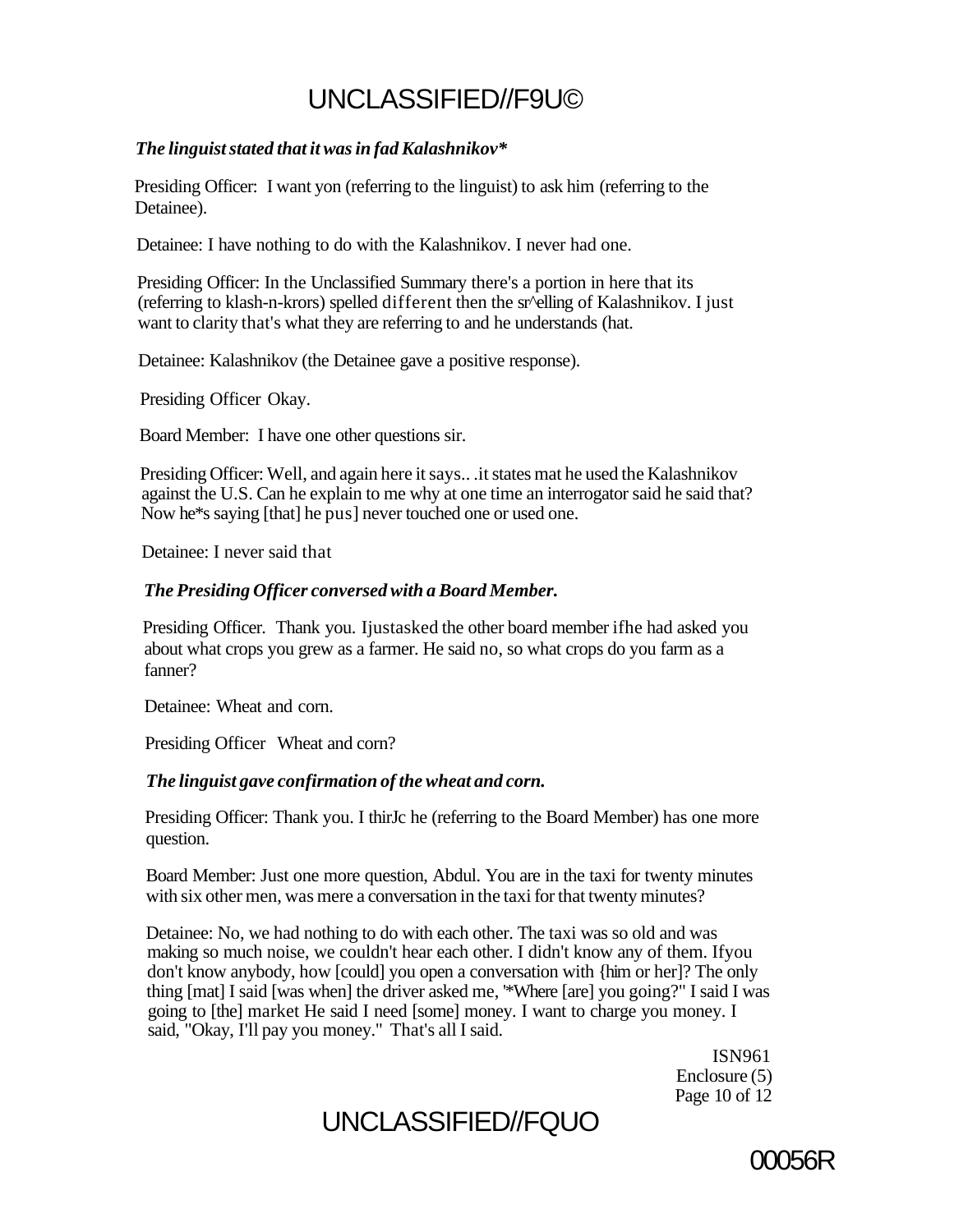*The linguist stated that it was in fad Kalashnikov**

Presiding Officer: I want yon (referring to the linguist) to ask him (referring to the Detainee).

Detainee: I have nothing to do with the Kalashnikov. I never had one.

Presiding Officer: In the Unclassified Summary there's a portion in here that its (referring to klash-n-krors) spelled different then the sr^elling of Kalashnikov. I just want to clarity that's what they are referring to and he understands (hat.

Detainee: Kalashnikov (the Detainee gave a positive response).

Presiding Officer Okay.

Board Member: I have one other questions sir.

Presiding Officer: Well, and again here it says.. .it states mat he used the Kalashnikov against the U.S. Can he explain to me why at one time an interrogator said he said that? Now he*s saying [that] he pus] never touched one or used one.

Detainee: I never said that

*The Presiding Officer conversed with a Board Member.*

Presiding Officer. Thank you. Ijustasked the other board member ifhe had asked you about what crops you grew as a farmer. He said no, so what crops do you farm as a fanner?

Detainee: Wheat and corn.

Presiding Officer Wheat and corn?

*The linguist gave confirmation of the wheat and corn.*

Presiding Officer: Thank you. I thirJc he (referring to the Board Member) has one more question.

Board Member: Just one more question, Abdul. You are in the taxi for twenty minutes with six other men, was mere a conversation in the taxi for that twenty minutes?

Detainee: No, we had nothing to do with each other. The taxi was so old and was making so much noise, we couldn't hear each other. I didn't know any of them. Ifyou don't know anybody, how [could] you open a conversation with {him or her]? The only thing [mat] I said [was when] the driver asked me, "*Where [are] you going?" I said I was going to [the] market He said I need [some] money. I want to charge you money. I said, "Okay, I'll pay you money." That's all I said.

ISN961
Enclosure (5)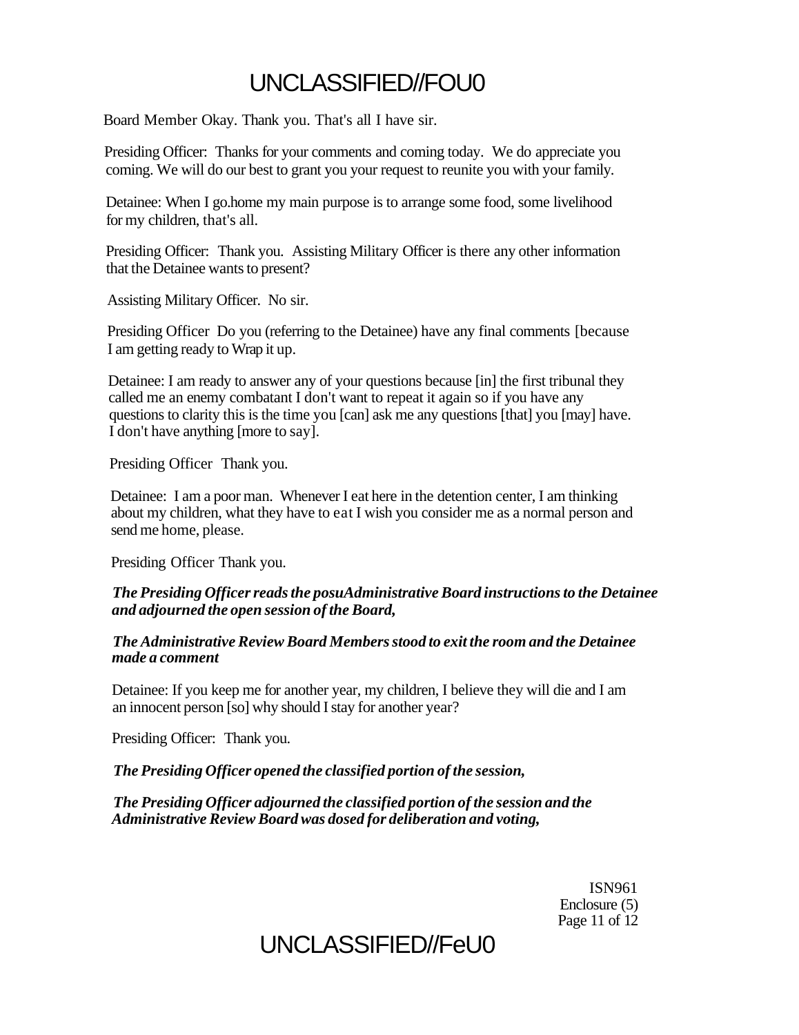Board Member Okay. Thank you. That's all I have sir.

Presiding Officer: Thanks for your comments and coming today. We do appreciate you coming. We will do our best to grant you your request to reunite you with your family.

Detainee: When I go.home my main purpose is to arrange some food, some livelihood for my children, that's all.

Presiding Officer: Thank you. Assisting Military Officer is there any other information that the Detainee wants to present?

Assisting Military Officer. No sir.

Presiding Officer Do you (referring to the Detainee) have any final comments [because I am getting ready to Wrap it up.

Detainee: I am ready to answer any of your questions because [in] the first tribunal they called me an enemy combatant I don't want to repeat it again so if you have any questions to clarity this is the time you [can] ask me any questions [that] you [may] have. I don't have anything [more to say].

Presiding Officer Thank you.

Detainee: I am a poor man. Whenever I eat here in the detention center, I am thinking about my children, what they have to eat I wish you consider me as a normal person and send me home, please.

Presiding Officer Thank you.

***The Presiding Officer reads the posuAdministrative Board instructions to the Detainee and adjourned the open session of the Board,***

***The Administrative Review Board Members stood to exit the room and the Detainee made a comment***

Detainee: If you keep me for another year, my children, I believe they will die and I am an innocent person [so] why should I stay for another year?

Presiding Officer: Thank you.

***The Presiding Officer opened the classified portion of the session,***

***The Presiding Officer adjourned the classified portion of the session and the Administrative Review Board was dosed for deliberation and voting,***

ISN961
Enclosure (5)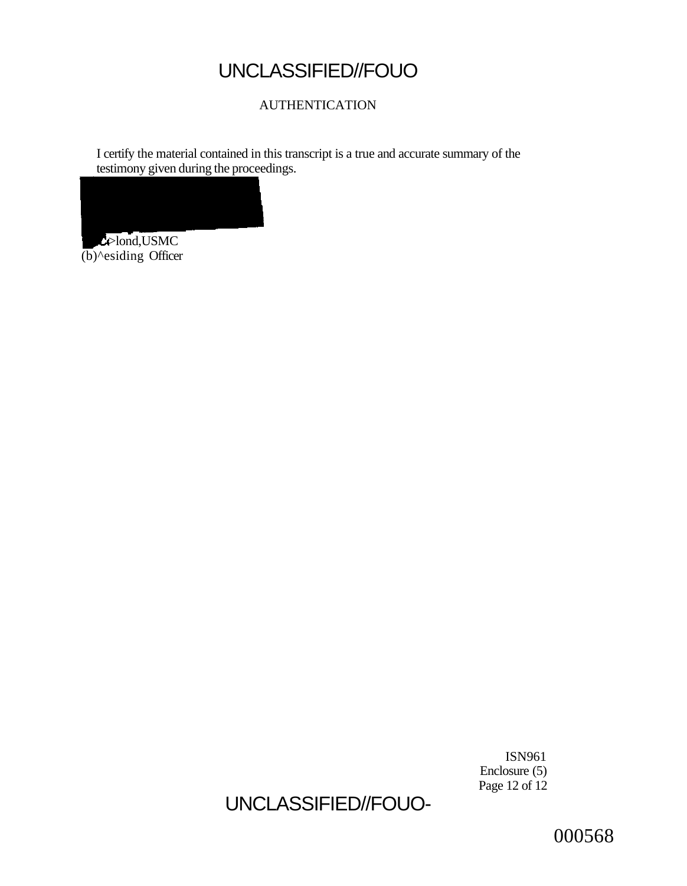UNCLASSIFIED//FOUO

AUTHENTICATION

I certify the material contained in this transcript is a true and accurate summary of the testimony given during the proceedings.

Colond,USMC
(b)^esiding Officer

ISN961
Enclosure (5)
Page 12 of 12

UNCLASSIFIED//FOUO-

000568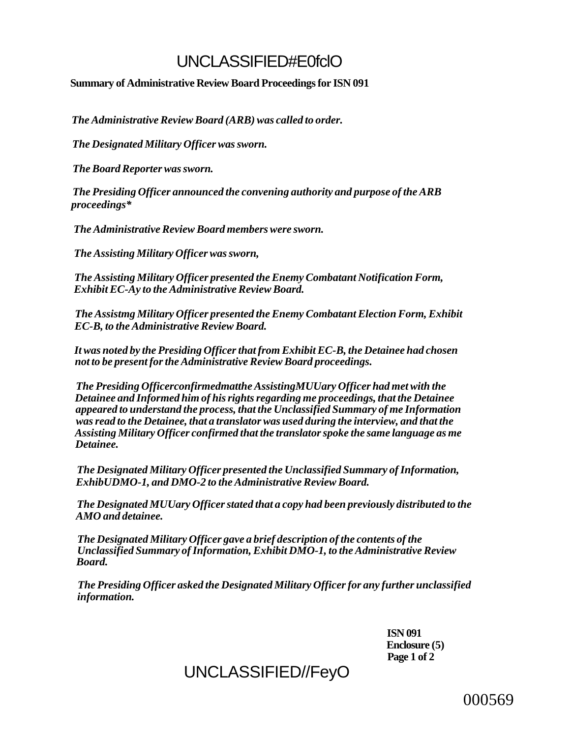**Summary of Administrative Review Board Proceedings for ISN 091**

*The Administrative Review Board (ARB) was called to order.*

*The Designated Military Officer was sworn.*

*The Board Reporter was sworn.*

*The Presiding Officer announced the convening authority and purpose of the ARB proceedings*\**

*The Administrative Review Board members were sworn.*

*The Assisting Military Officer was sworn,*

*The Assisting Military Officer presented the Enemy Combatant Notification Form, Exhibit EC-Ay to the Administrative Review Board.*

*The Assistmg Military Officer presented the Enemy Combatant Election Form, Exhibit EC-B, to the Administrative Review Board.*

*It was noted by the Presiding Officer that from Exhibit EC-B, the Detainee had chosen not to be present for the Administrative Review Board proceedings.*

*The Presiding Officerconfirmedmatthe AssistingMUUary Officer had met with the Detainee and Informed him of his rights regarding me proceedings, that the Detainee appeared to understand the process, that the Unclassified Summary of me Information was read to the Detainee, that a translator was used during the interview, and that the Assisting Military Officer confirmed that the translator spoke the same language as me Detainee.*

*The Designated Military Officer presented the Unclassified Summary of Information, ExhibUDMO-1, and DMO-2 to the Administrative Review Board.*

*The Designated MUUary Officer stated that a copy had been previously distributed to the AMO and detainee.*

*The Designated Military Officer gave a brief description of the contents of the Unclassified Summary of Information, Exhibit DMO-1, to the Administrative Review Board.*

*The Presiding Officer asked the Designated Military Officer for any further unclassified information.*

**ISN 091**
**Enclosure (5)**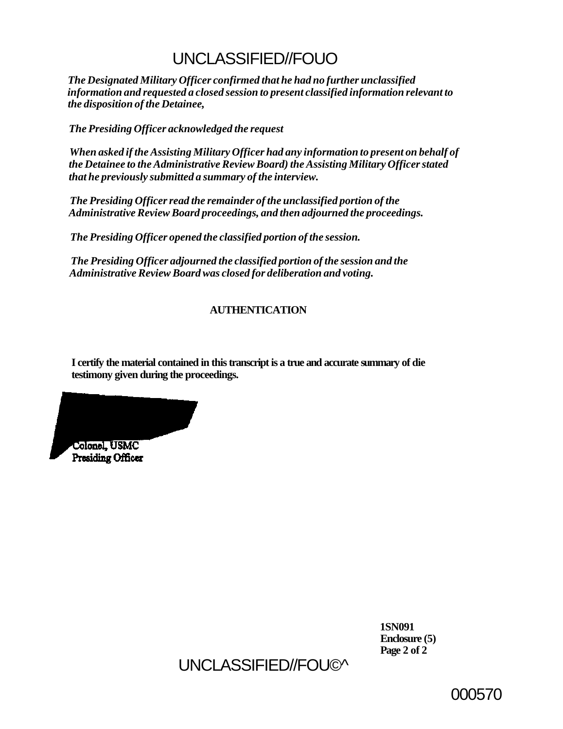*The Designated Military Officer confirmed that he had no further unclassified information and requested a closed session to present classified information relevant to the disposition of the Detainee,*

*The Presiding Officer acknowledged the request*

*When asked if the Assisting Military Officer had any information to present on behalf of the Detainee to the Administrative Review Board) the Assisting Military Officer stated that he previously submitted a summary of the interview.*

*The Presiding Officer read the remainder of the unclassified portion of the Administrative Review Board proceedings, and then adjourned the proceedings.*

*The Presiding Officer opened the classified portion of the session.*

*The Presiding Officer adjourned the classified portion of the session and the Administrative Review Board was closed for deliberation and voting.*

**AUTHENTICATION**

**I certify the material contained in this transcript is a true and accurate summary of die testimony given during the proceedings.**

Colonel, USMC
Presiding Officer

**1SN091**
**Enclosure (5)**
**Page 2 of 2**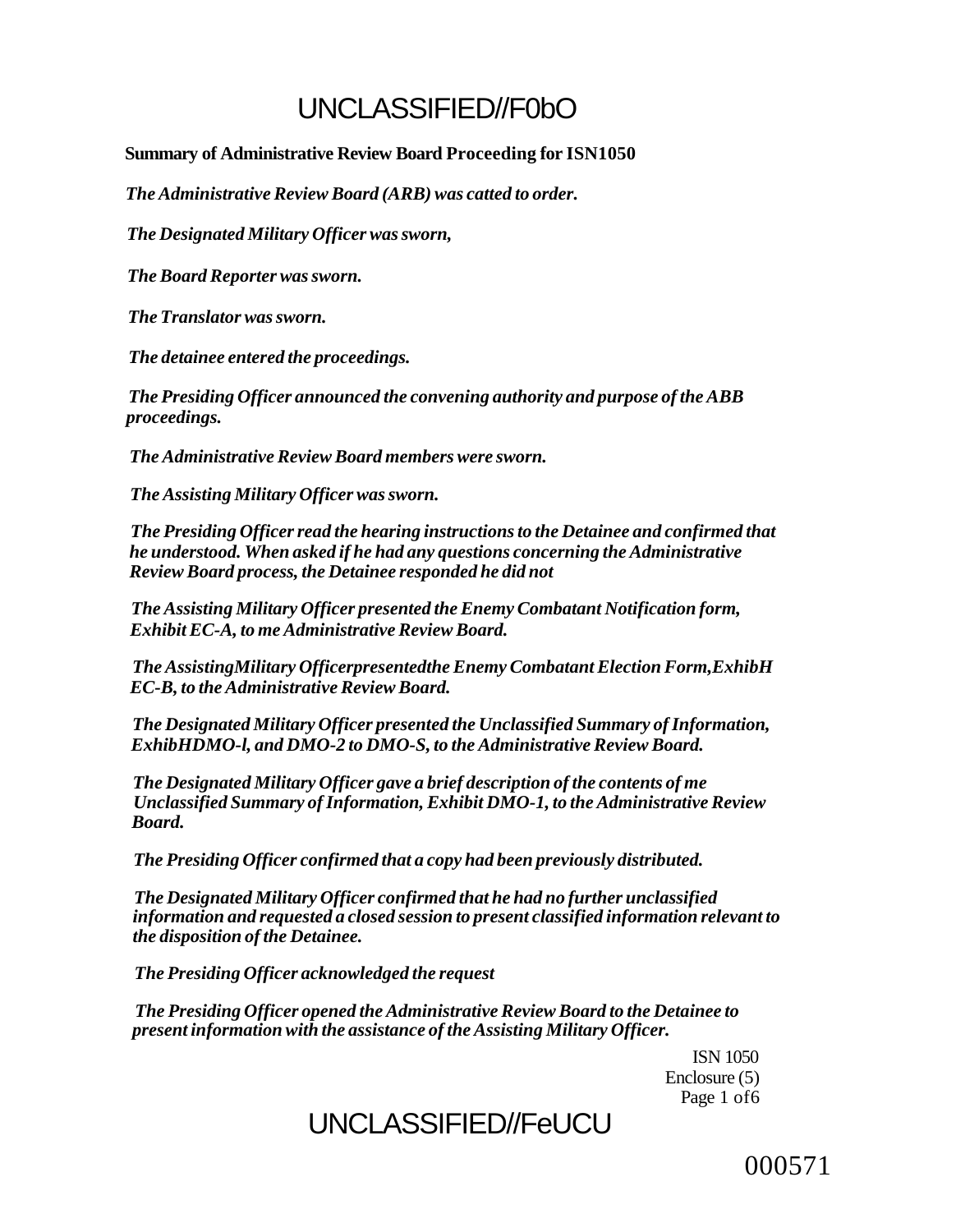**Summary of Administrative Review Board Proceeding for ISN1050**

*The Administrative Review Board (ARB) was catted to order.*

*The Designated Military Officer was sworn,*

*The Board Reporter was sworn.*

*The Translator was sworn.*

*The detainee entered the proceedings.*

*The Presiding Officer announced the convening authority and purpose of the ABB proceedings.*

*The Administrative Review Board members were sworn.*

*The Assisting Military Officer was sworn.*

*The Presiding Officer read the hearing instructions to the Detainee and confirmed that he understood. When asked if he had any questions concerning the Administrative Review Board process, the Detainee responded he did not*

*The Assisting Military Officer presented the Enemy Combatant Notification form, Exhibit EC-A, to me Administrative Review Board.*

*The AssistingMilitary Officerpresentedthe Enemy Combatant Election Form,ExhibH EC-B, to the Administrative Review Board.*

*The Designated Military Officer presented the Unclassified Summary of Information, ExhibHDMO-l, and DMO-2 to DMO-S, to the Administrative Review Board.*

*The Designated Military Officer gave a brief description of the contents of me Unclassified Summary of Information, Exhibit DMO-1, to the Administrative Review Board.*

*The Presiding Officer confirmed that a copy had been previously distributed.*

*The Designated Military Officer confirmed that he had no further unclassified information and requested a closed session to present classified information relevant to the disposition of the Detainee.*

*The Presiding Officer acknowledged the request*

*The Presiding Officer opened the Administrative Review Board to the Detainee to present information with the assistance of the Assisting Military Officer.*

ISN 1050
Enclosure (5)
Page 1 of6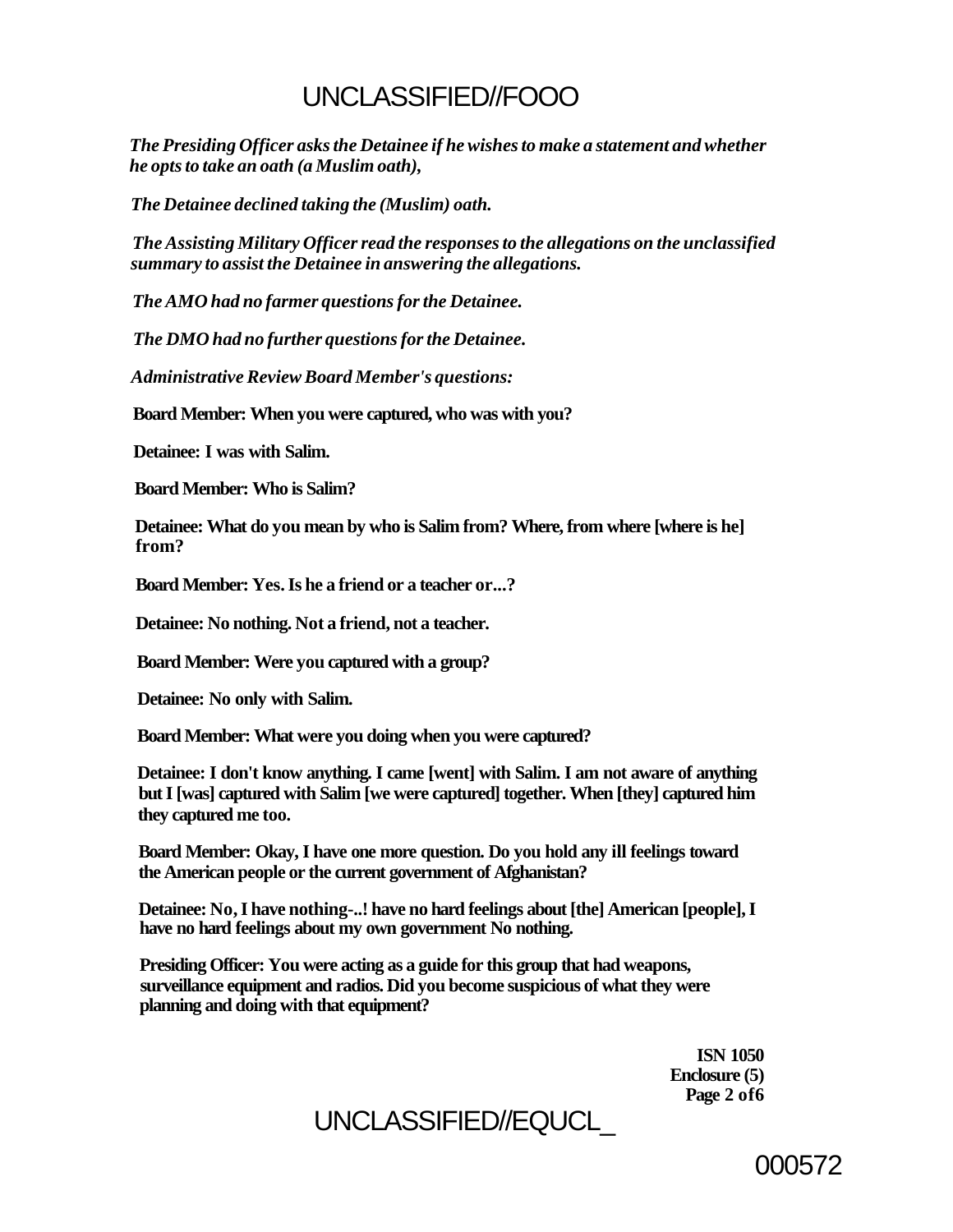*The Presiding Officer asks the Detainee if he wishes to make a statement and whether he opts to take an oath (a Muslim oath),*

*The Detainee declined taking the (Muslim) oath.*

*The Assisting Military Officer read the responses to the allegations on the unclassified summary to assist the Detainee in answering the allegations.*

*The AMO had no farmer questions for the Detainee.*

*The DMO had no further questions for the Detainee.*

*Administrative Review Board Member's questions:*

**Board Member: When you were captured, who was with you?**

**Detainee: I was with Salim.**

**Board Member: Who is Salim?**

**Detainee: What do you mean by who is Salim from? Where, from where [where is he] from?**

**Board Member: Yes. Is he a friend or a teacher or...?**

**Detainee: No nothing. Not a friend, not a teacher.**

**Board Member: Were you captured with a group?**

**Detainee: No only with Salim.**

**Board Member: What were you doing when you were captured?**

**Detainee: I don't know anything. I came [went] with Salim. I am not aware of anything but I [was] captured with Salim [we were captured] together. When [they] captured him they captured me too.**

**Board Member: Okay, I have one more question. Do you hold any ill feelings toward the American people or the current government of Afghanistan?**

**Detainee: No, I have nothing-..! have no hard feelings about [the] American [people], I have no hard feelings about my own government No nothing.**

**Presiding Officer: You were acting as a guide for this group that had weapons, surveillance equipment and radios. Did you become suspicious of what they were planning and doing with that equipment?**

**ISN 1050**
**Enclosure (5)**
**Page 2 of6**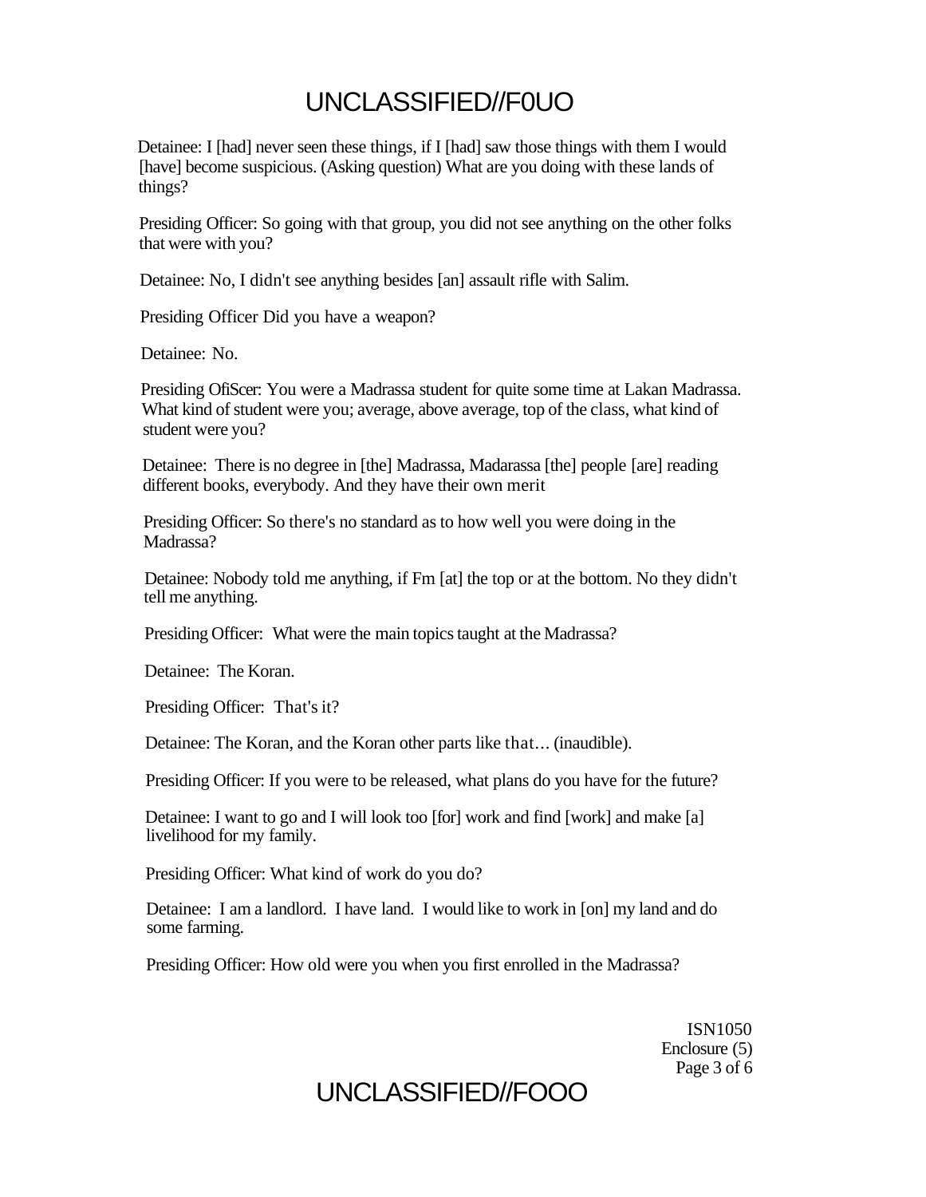Detainee: I [had] never seen these things, if I [had] saw those things with them I would [have] become suspicious. (Asking question) What are you doing with these lands of things?

Presiding Officer: So going with that group, you did not see anything on the other folks that were with you?

Detainee: No, I didn't see anything besides [an] assault rifle with Salim.

Presiding Officer Did you have a weapon?

Detainee: No.

Presiding OfiScer: You were a Madrassa student for quite some time at Lakan Madrassa. What kind of student were you; average, above average, top of the class, what kind of student were you?

Detainee: There is no degree in [the] Madrassa, Madarassa [the] people [are] reading different books, everybody. And they have their own merit

Presiding Officer: So there's no standard as to how well you were doing in the Madrassa?

Detainee: Nobody told me anything, if Fm [at] the top or at the bottom. No they didn't tell me anything.

Presiding Officer: What were the main topics taught at the Madrassa?

Detainee: The Koran.

Presiding Officer: That's it?

Detainee: The Koran, and the Koran other parts like that... (inaudible).

Presiding Officer: If you were to be released, what plans do you have for the future?

Detainee: I want to go and I will look too [for] work and find [work] and make [a] livelihood for my family.

Presiding Officer: What kind of work do you do?

Detainee: I am a landlord. I have land. I would like to work in [on] my land and do some farming.

Presiding Officer: How old were you when you first enrolled in the Madrassa?

ISN1050
Enclosure (5)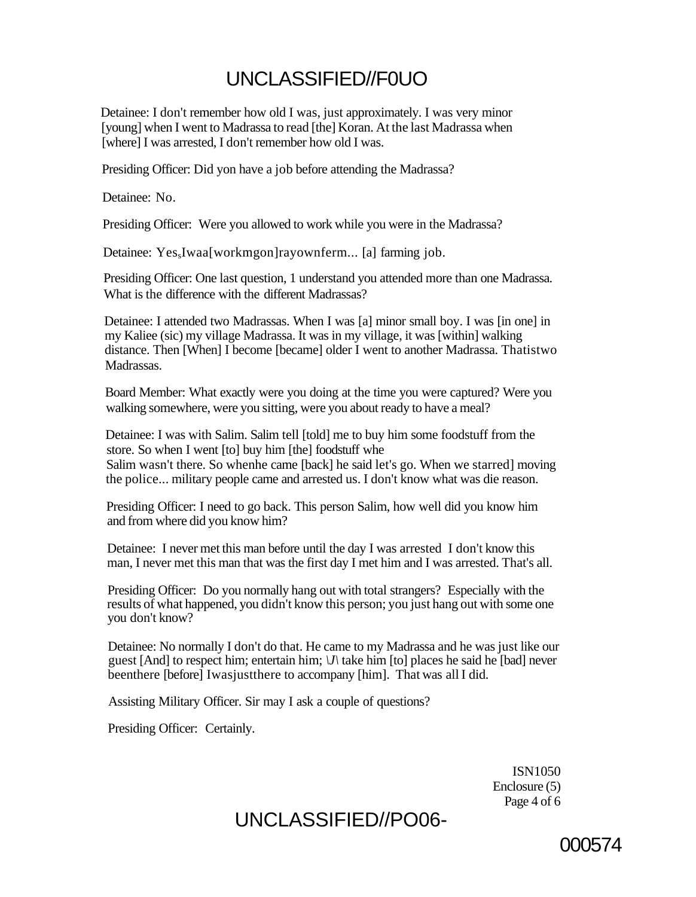Detainee: I don't remember how old I was, just approximately. I was very minor [young] when I went to Madrassa to read [the] Koran. At the last Madrassa when [where] I was arrested, I don't remember how old I was.

Presiding Officer: Did yon have a job before attending the Madrassa?

Detainee: No.

Presiding Officer: Were you allowed to work while you were in the Madrassa?

Detainee: Yes, Iwaa[workmgon]rayownferm... [a] farming job.

Presiding Officer: One last question, 1 understand you attended more than one Madrassa. What is the difference with the different Madrassas?

Detainee: I attended two Madrassas. When I was [a] minor small boy. I was [in one] in my Kaliee (sic) my village Madrassa. It was in my village, it was [within] walking distance. Then [When] I become [became] older I went to another Madrassa. Thatistwo Madrassas.

Board Member: What exactly were you doing at the time you were captured? Were you walking somewhere, were you sitting, were you about ready to have a meal?

Detainee: I was with Salim. Salim tell [told] me to buy him some foodstuff from the store. So when I went [to] buy him [the] foodstuff whe
Salim wasn't there. So whenhe came [back] he said let's go. When we starred] moving the police... military people came and arrested us. I don't know what was die reason.

Presiding Officer: I need to go back. This person Salim, how well did you know him and from where did you know him?

Detainee: I never met this man before until the day I was arrested I don't know this man, I never met this man that was the first day I met him and I was arrested. That's all.

Presiding Officer: Do you normally hang out with total strangers? Especially with the results of what happened, you didn't know this person; you just hang out with some one you don't know?

Detainee: No normally I don't do that. He came to my Madrassa and he was just like our guest [And] to respect him; entertain him; \J\ take him [to] places he said he [bad] never beenthere [before] Iwasjustthere to accompany [him]. That was all I did.

Assisting Military Officer. Sir may I ask a couple of questions?

Presiding Officer: Certainly.

ISN1050
Enclosure (5)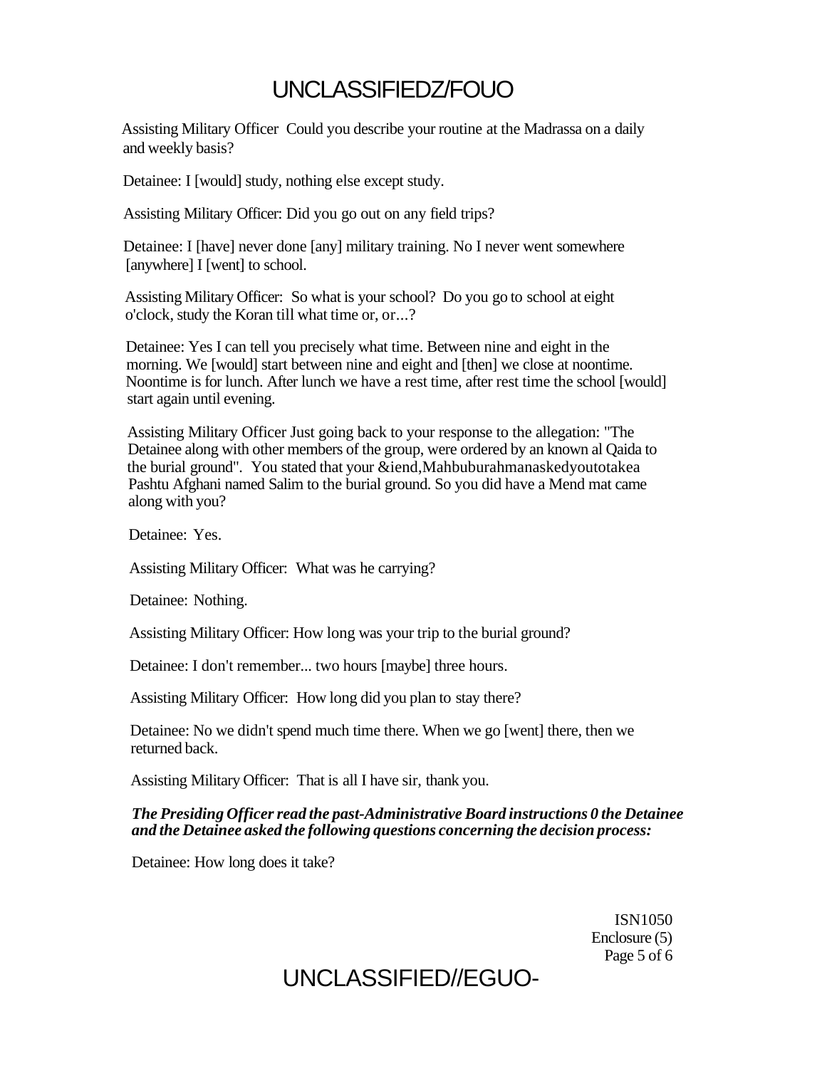Assisting Military Officer Could you describe your routine at the Madrassa on a daily and weekly basis?

Detainee: I [would] study, nothing else except study.

Assisting Military Officer: Did you go out on any field trips?

Detainee: I [have] never done [any] military training. No I never went somewhere [anywhere] I [went] to school.

Assisting Military Officer: So what is your school? Do you go to school at eight o'clock, study the Koran till what time or, or...?

Detainee: Yes I can tell you precisely what time. Between nine and eight in the morning. We [would] start between nine and eight and [then] we close at noontime. Noontime is for lunch. After lunch we have a rest time, after rest time the school [would] start again until evening.

Assisting Military Officer Just going back to your response to the allegation: "The Detainee along with other members of the group, were ordered by an known al Qaida to the burial ground". You stated that your &iend,Mahbuburahmanaskedyoutotakea Pashtu Afghani named Salim to the burial ground. So you did have a Mend mat came along with you?

Detainee: Yes.

Assisting Military Officer: What was he carrying?

Detainee: Nothing.

Assisting Military Officer: How long was your trip to the burial ground?

Detainee: I don't remember... two hours [maybe] three hours.

Assisting Military Officer: How long did you plan to stay there?

Detainee: No we didn't spend much time there. When we go [went] there, then we returned back.

Assisting Military Officer: That is all I have sir, thank you.

***The Presiding Officer read the past-Administrative Board instructions 0 the Detainee and the Detainee asked the following questions concerning the decision process:***

Detainee: How long does it take?

ISN1050
Enclosure (5)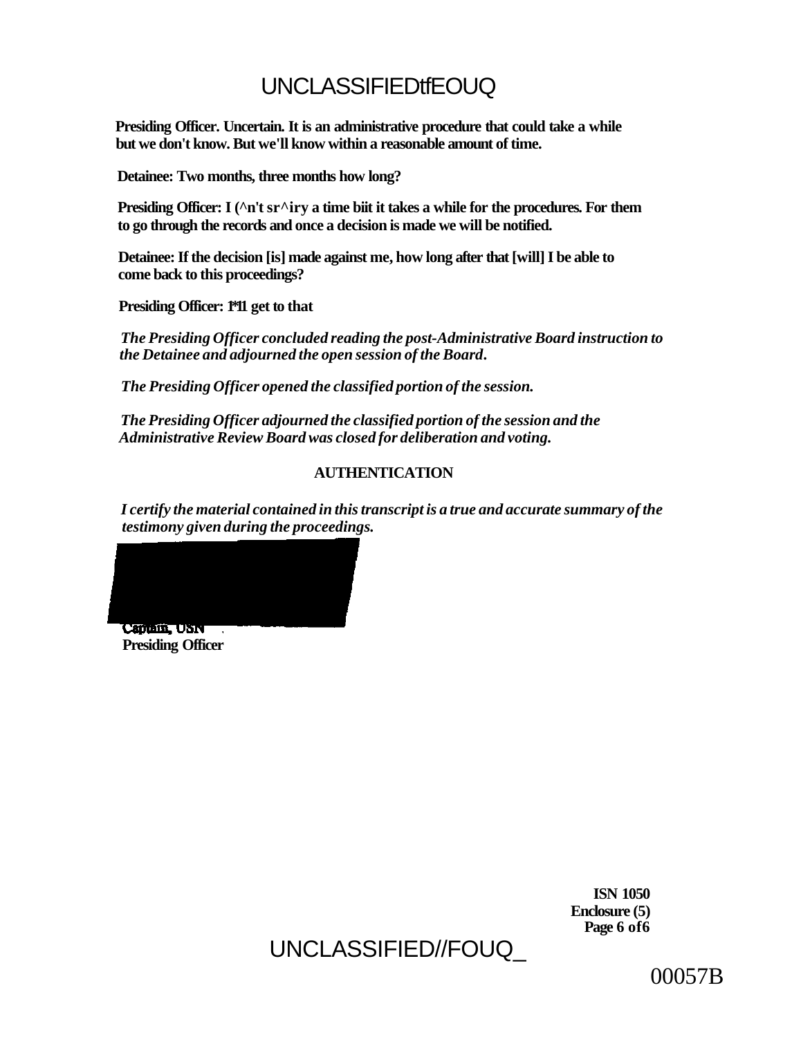**Presiding Officer. Uncertain. It is an administrative procedure that could take a while but we don't know. But we'll know within a reasonable amount of time.**

**Detainee: Two months, three months how long?**

**Presiding Officer: I (^n't sr^iry a time biit it takes a while for the procedures. For them to go through the records and once a decision is made we will be notified.**

**Detainee: If the decision [is] made against me, how long after that [will] I be able to come back to this proceedings?**

**Presiding Officer: I*11 get to that**

***The Presiding Officer concluded reading the post-Administrative Board instruction to the Detainee and adjourned the open session of the Board.***

***The Presiding Officer opened the classified portion of the session.***

***The Presiding Officer adjourned the classified portion of the session and the Administrative Review Board was closed for deliberation and voting.***

**AUTHENTICATION**

***I certify the material contained in this transcript is a true and accurate summary of the testimony given during the proceedings.***

**Captain, USN**
**Presiding Officer**

**ISN 1050**
**Enclosure (5)**

00057B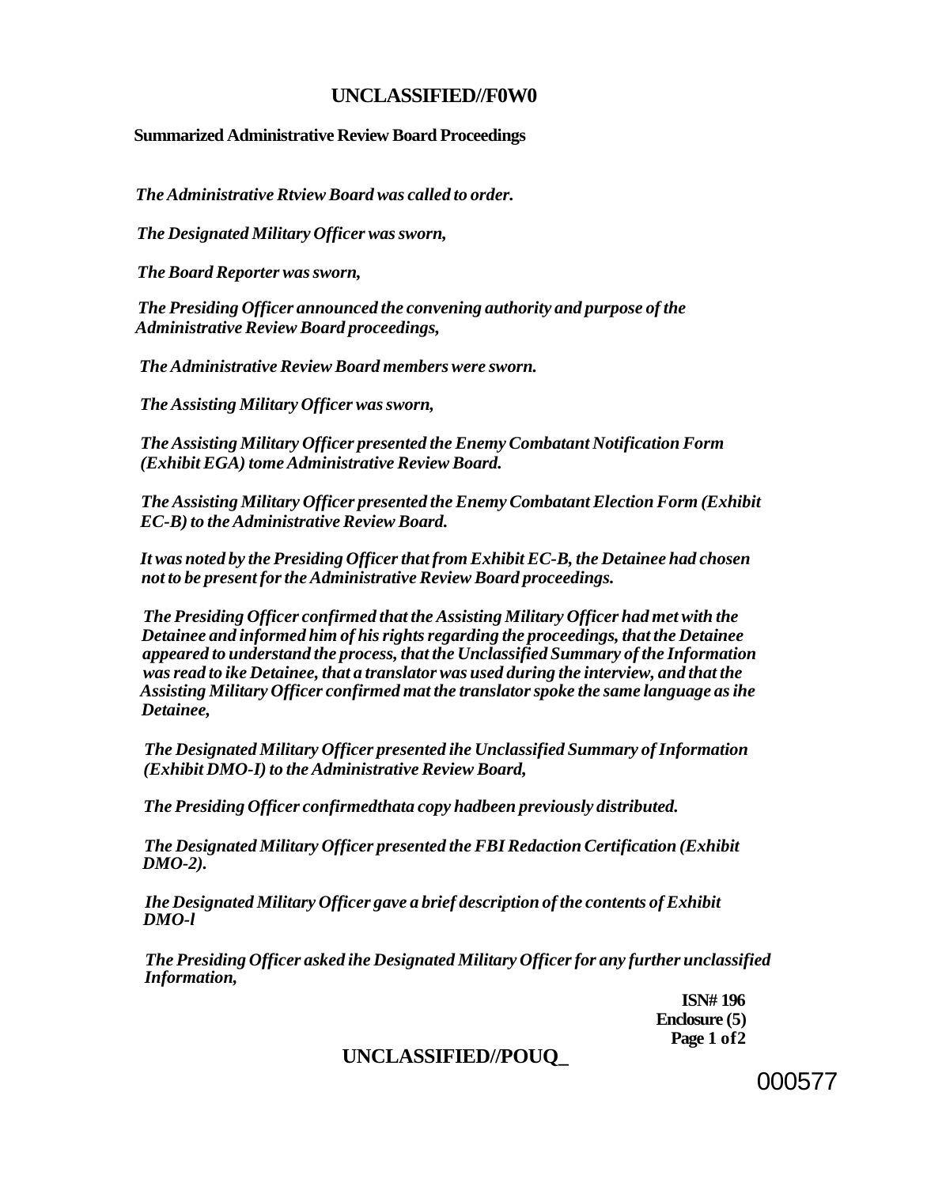**Summarized Administrative Review Board Proceedings**

*The Administrative Rtview Board was called to order.*

*The Designated Military Officer was sworn,*

*The Board Reporter was sworn,*

*The Presiding Officer announced the convening authority and purpose of the Administrative Review Board proceedings,*

*The Administrative Review Board members were sworn.*

*The Assisting Military Officer was sworn,*

*The Assisting Military Officer presented the Enemy Combatant Notification Form (Exhibit EGA) tome Administrative Review Board.*

*The Assisting Military Officer presented the Enemy Combatant Election Form (Exhibit EC-B) to the Administrative Review Board.*

*It was noted by the Presiding Officer that from Exhibit EC-B, the Detainee had chosen not to be present for the Administrative Review Board proceedings.*

*The Presiding Officer confirmed that the Assisting Military Officer had met with the Detainee and informed him of his rights regarding the proceedings, that the Detainee appeared to understand the process, that the Unclassified Summary of the Information was read to ike Detainee, that a translator was used during the interview, and that the Assisting Military Officer confirmed mat the translator spoke the same language as ihe Detainee,*

*The Designated Military Officer presented ihe Unclassified Summary of Information (Exhibit DMO-I) to the Administrative Review Board,*

*The Presiding Officer confirmedthata copy hadbeen previously distributed.*

*The Designated Military Officer presented the FBI Redaction Certification (Exhibit DMO-2).*

*Ihe Designated Military Officer gave a brief description of the contents of Exhibit DMO-l*

*The Presiding Officer asked ihe Designated Military Officer for any further unclassified Information,*

**ISN# 196**
**Enclosure (5)**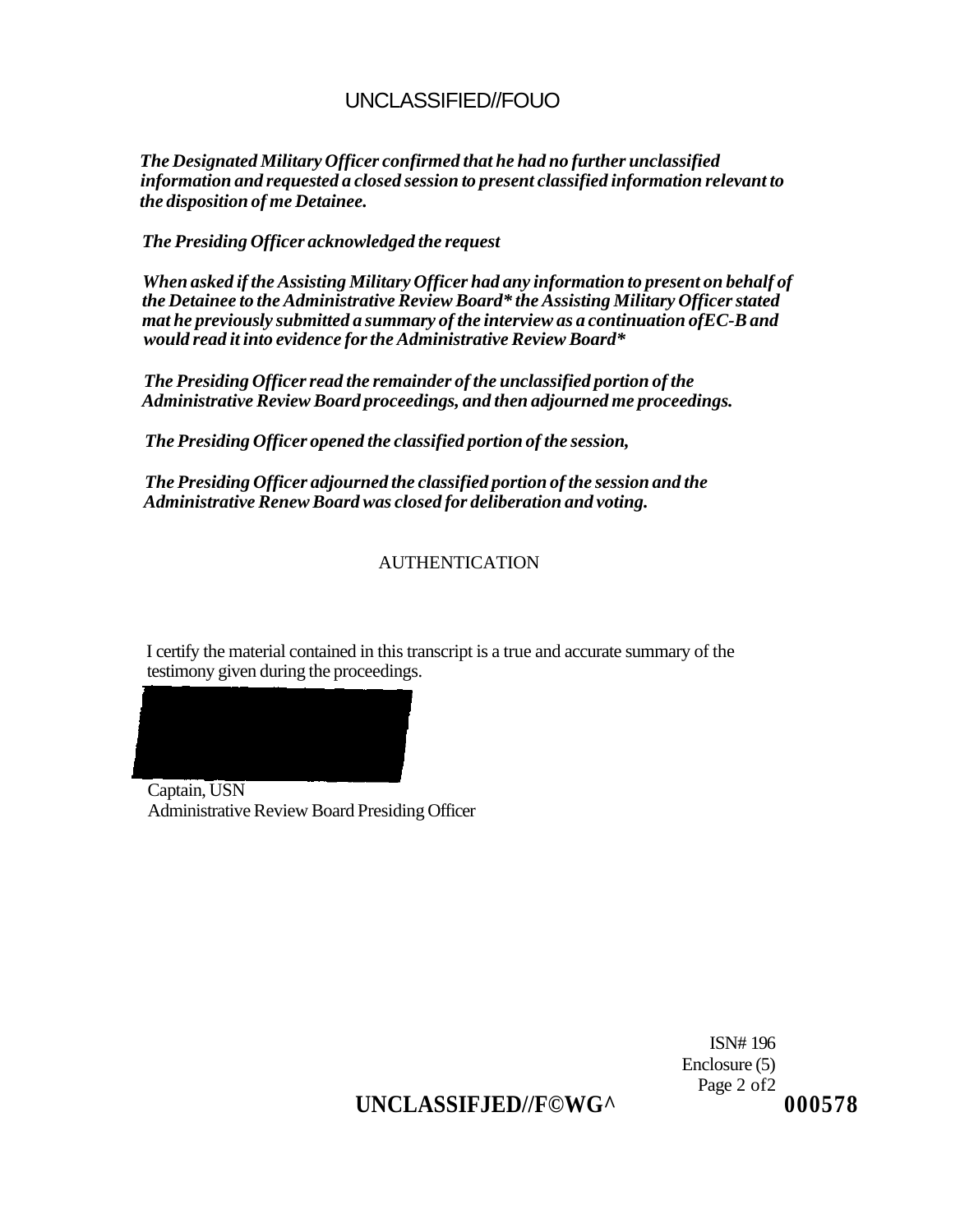*The Designated Military Officer confirmed that he had no further unclassified information and requested a closed session to present classified information relevant to the disposition of me Detainee.*

*The Presiding Officer acknowledged the request*

*When asked if the Assisting Military Officer had any information to present on behalf of the Detainee to the Administrative Review Board* the Assisting Military Officer stated mat he previously submitted a summary of the interview as a continuation ofEC-B and would read it into evidence for the Administrative Review Board**

*The Presiding Officer read the remainder of the unclassified portion of the Administrative Review Board proceedings, and then adjourned me proceedings.*

*The Presiding Officer opened the classified portion of the session,*

*The Presiding Officer adjourned the classified portion of the session and the Administrative Renew Board was closed for deliberation and voting.*

AUTHENTICATION

I certify the material contained in this transcript is a true and accurate summary of the testimony given during the proceedings.

Captain, USN
Administrative Review Board Presiding Officer

ISN# 196
Enclosure (5)
Page 2 of2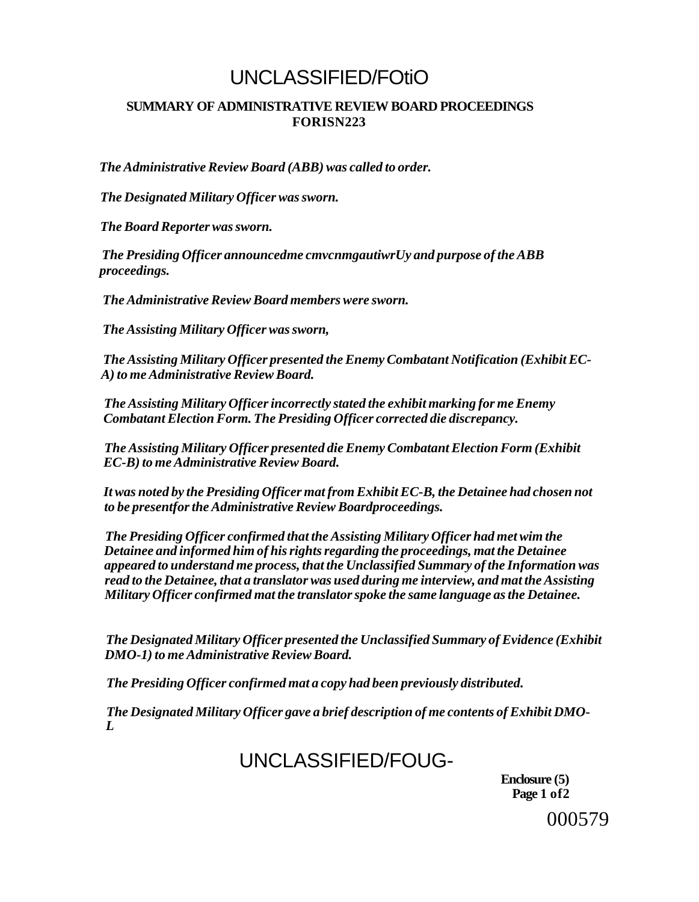# UNCLASSIFIED/FOtiO

**SUMMARY OF ADMINISTRATIVE REVIEW BOARD PROCEEDINGS FORISN223**

*The Administrative Review Board (ABB) was called to order.*

*The Designated Military Officer was sworn.*

*The Board Reporter was sworn.*

*The Presiding Officer announcedme cmvcnmgautiwrUy and purpose of the ABB proceedings.*

*The Administrative Review Board members were sworn.*

*The Assisting Military Officer was sworn,*

*The Assisting Military Officer presented the Enemy Combatant Notification (Exhibit EC-A) to me Administrative Review Board.*

*The Assisting Military Officer incorrectly stated the exhibit marking for me Enemy Combatant Election Form. The Presiding Officer corrected die discrepancy.*

*The Assisting Military Officer presented die Enemy Combatant Election Form (Exhibit EC-B) to me Administrative Review Board.*

*It was noted by the Presiding Officer mat from Exhibit EC-B, the Detainee had chosen not to be presentfor the Administrative Review Boardproceedings.*

*The Presiding Officer confirmed that the Assisting Military Officer had met wim the Detainee and informed him of his rights regarding the proceedings, mat the Detainee appeared to understand me process, that the Unclassified Summary of the Information was read to the Detainee, that a translator was used during me interview, and mat the Assisting Military Officer confirmed mat the translator spoke the same language as the Detainee.*

*The Designated Military Officer presented the Unclassified Summary of Evidence (Exhibit DMO-1) to me Administrative Review Board.*

*The Presiding Officer confirmed mat a copy had been previously distributed.*

*The Designated Military Officer gave a brief description of me contents of Exhibit DMO-L*

UNCLASSIFIED/FOUG-

**Enclosure (5)**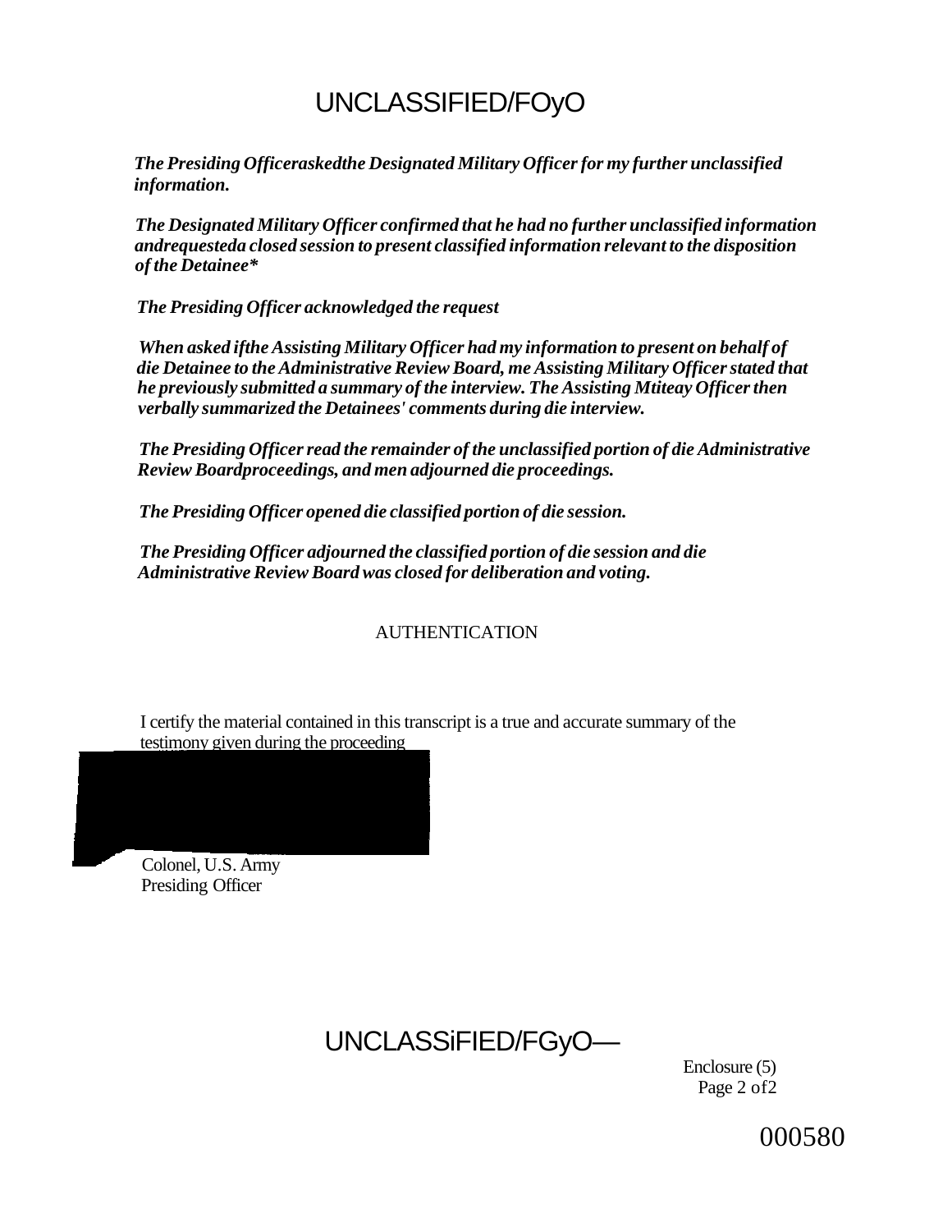UNCLASSIFIED/FOyO

***The Presiding Officeraskedthe Designated Military Officer for my further unclassified information.***

***The Designated Military Officer confirmed that he had no further unclassified information andrequesteda closed session to present classified information relevant to the disposition of the Detainee****

***The Presiding Officer acknowledged the request***

***When asked ifthe Assisting Military Officer had my information to present on behalf of die Detainee to the Administrative Review Board, me Assisting Military Officer stated that he previously submitted a summary of the interview. The Assisting Mtiteay Officer then verbally summarized the Detainees' comments during die interview.***

***The Presiding Officer read the remainder of the unclassified portion of die Administrative Review Boardproceedings, and men adjourned die proceedings.***

***The Presiding Officer opened die classified portion of die session.***

***The Presiding Officer adjourned the classified portion of die session and die Administrative Review Board was closed for deliberation and voting.***

AUTHENTICATION

I certify the material contained in this transcript is a true and accurate summary of the testimony given during the proceeding

Colonel, U.S. Army
Presiding Officer

UNCLASSiFIED/FGyO—

Enclosure (5)
Page 2 of2

000580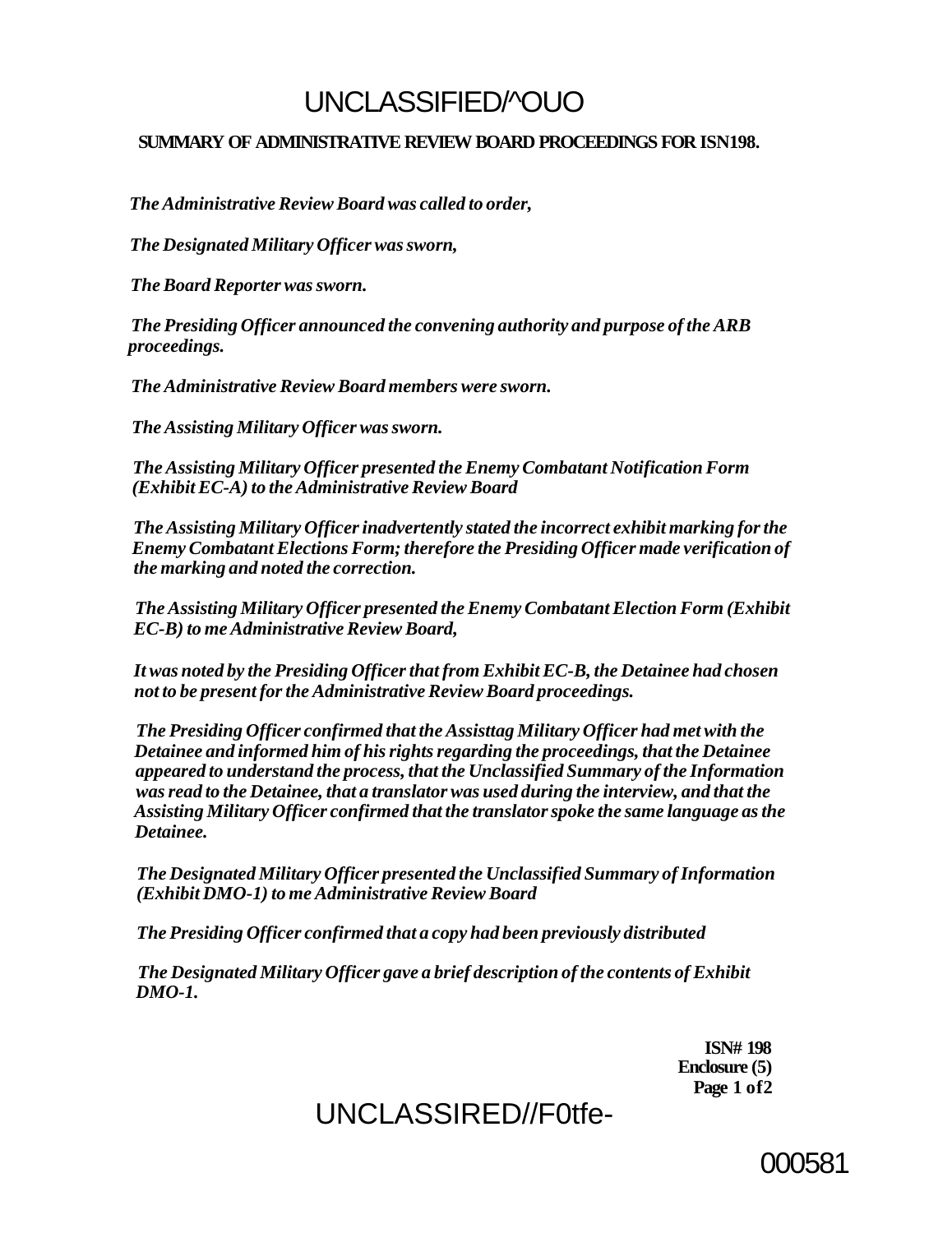# SUMMARY OF ADMINISTRATIVE REVIEW BOARD PROCEEDINGS FOR ISN198.

*The Administrative Review Board was called to order,*

*The Designated Military Officer was sworn,*

*The Board Reporter was sworn.*

*The Presiding Officer announced the convening authority and purpose of the ARB proceedings.*

*The Administrative Review Board members were sworn.*

*The Assisting Military Officer was sworn.*

*The Assisting Military Officer presented the Enemy Combatant Notification Form (Exhibit EC-A) to the Administrative Review Board*

*The Assisting Military Officer inadvertently stated the incorrect exhibit marking for the Enemy Combatant Elections Form; therefore the Presiding Officer made verification of the marking and noted the correction.*

*The Assisting Military Officer presented the Enemy Combatant Election Form (Exhibit EC-B) to me Administrative Review Board,*

*It was noted by the Presiding Officer that from Exhibit EC-B, the Detainee had chosen not to be present for the Administrative Review Board proceedings.*

*The Presiding Officer confirmed that the Assisttag Military Officer had met with the Detainee and informed him of his rights regarding the proceedings, that the Detainee appeared to understand the process, that the Unclassified Summary of the Information was read to the Detainee, that a translator was used during the interview, and that the Assisting Military Officer confirmed that the translator spoke the same language as the Detainee.*

*The Designated Military Officer presented the Unclassified Summary of Information (Exhibit DMO-1) to me Administrative Review Board*

*The Presiding Officer confirmed that a copy had been previously distributed*

*The Designated Military Officer gave a brief description of the contents of Exhibit DMO-1.*

**ISN# 198**
**Enclosure (5)**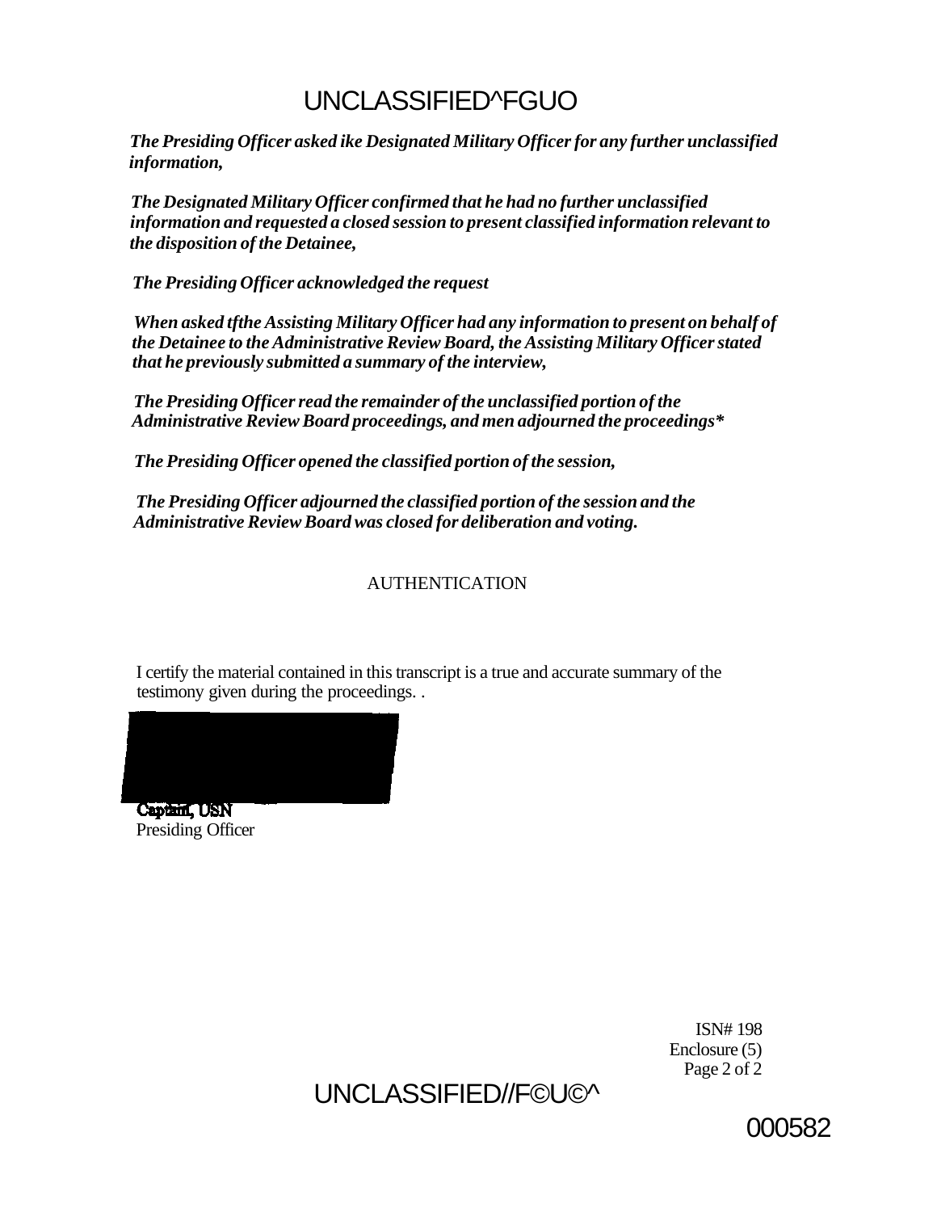The Presiding Officer asked ike Designated Military Officer for any further unclassified information,

The Designated Military Officer confirmed that he had no further unclassified information and requested a closed session to present classified information relevant to the disposition of the Detainee,

The Presiding Officer acknowledged the request

When asked tfthe Assisting Military Officer had any information to present on behalf of the Detainee to the Administrative Review Board, the Assisting Military Officer stated that he previously submitted a summary of the interview,

The Presiding Officer read the remainder of the unclassified portion of the Administrative Review Board proceedings, and men adjourned the proceedings*

The Presiding Officer opened the classified portion of the session,

The Presiding Officer adjourned the classified portion of the session and the Administrative Review Board was closed for deliberation and voting.

AUTHENTICATION

I certify the material contained in this transcript is a true and accurate summary of the testimony given during the proceedings. .

Captain, USN
Presiding Officer

ISN# 198
Enclosure (5)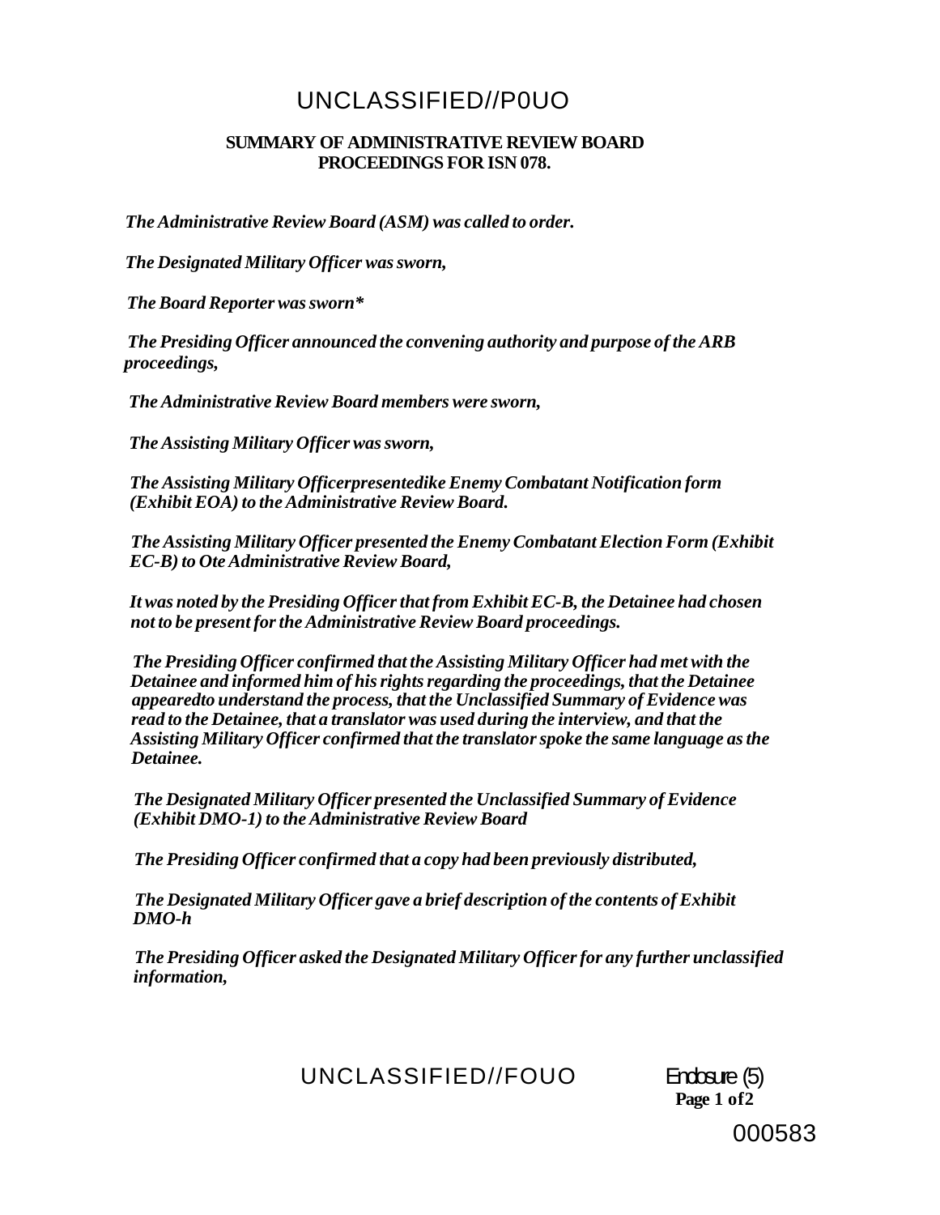UNCLASSIFIED//P0UO

**SUMMARY OF ADMINISTRATIVE REVIEW BOARD PROCEEDINGS FOR ISN 078.**

*The Administrative Review Board (ASM) was called to order.*

*The Designated Military Officer was sworn,*

*The Board Reporter was sworn**

*The Presiding Officer announced the convening authority and purpose of the ARB proceedings,*

*The Administrative Review Board members were sworn,*

*The Assisting Military Officer was sworn,*

*The Assisting Military Officerpresentedike Enemy Combatant Notification form (Exhibit EOA) to the Administrative Review Board.*

*The Assisting Military Officer presented the Enemy Combatant Election Form (Exhibit EC-B) to Ote Administrative Review Board,*

*It was noted by the Presiding Officer that from Exhibit EC-B, the Detainee had chosen not to be present for the Administrative Review Board proceedings.*

*The Presiding Officer confirmed that the Assisting Military Officer had met with the Detainee and informed him of his rights regarding the proceedings, that the Detainee appearedto understand the process, that the Unclassified Summary of Evidence was read to the Detainee, that a translator was used during the interview, and that the Assisting Military Officer confirmed that the translator spoke the same language as the Detainee.*

*The Designated Military Officer presented the Unclassified Summary of Evidence (Exhibit DMO-1) to the Administrative Review Board*

*The Presiding Officer confirmed that a copy had been previously distributed,*

*The Designated Military Officer gave a brief description of the contents of Exhibit DMO-h*

*The Presiding Officer asked the Designated Military Officer for any further unclassified information,*

UNCLASSIFIED//FOUO

Endosure (5)

000583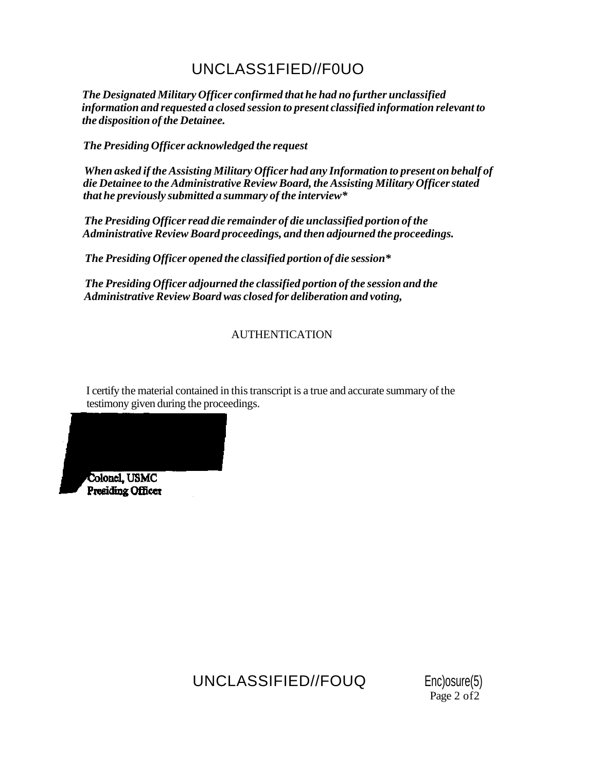*The Designated Military Officer confirmed that he had no further unclassified information and requested a closed session to present classified information relevant to the disposition of the Detainee.*

*The Presiding Officer acknowledged the request*

*When asked if the Assisting Military Officer had any Information to present on behalf of die Detainee to the Administrative Review Board, the Assisting Military Officer stated that he previously submitted a summary of the interview**

*The Presiding Officer read die remainder of die unclassified portion of the Administrative Review Board proceedings, and then adjourned the proceedings.*

*The Presiding Officer opened the classified portion of die session**

*The Presiding Officer adjourned the classified portion of the session and the Administrative Review Board was closed for deliberation and voting,*

AUTHENTICATION

I certify the material contained in this transcript is a true and accurate summary of the testimony given during the proceedings.

Colonel, USMC
Presiding Officer

Enc)osure(5)